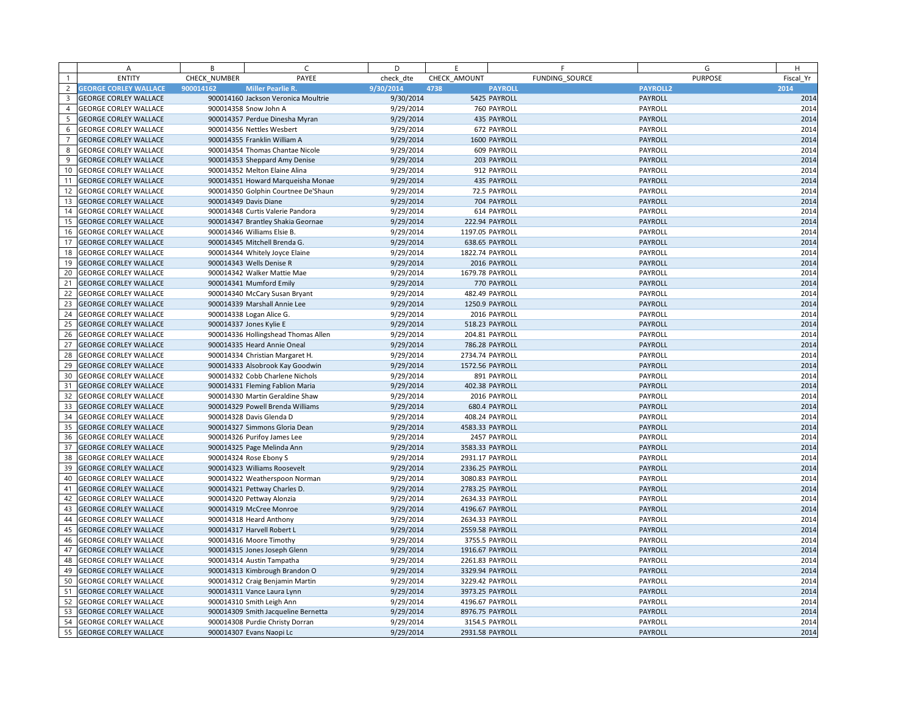| ENTITY | CHECK_NUMBER | PAYEE | check_dte | CHECK_AMOUNT | FUNDING_SOURCE | PURPOSE | Fiscal_Yr |
|---|---|---|---|---|---|---|---|
| GEORGE CORLEY WALLACE | 900014162 | Miller Pearlie R. | 9/30/2014 | 4738 | PAYROLL | PAYROLL2 | 2014 |
| GEORGE CORLEY WALLACE | 900014160 | Jackson Veronica Moultrie | 9/30/2014 | 5425 | PAYROLL | PAYROLL | 2014 |
| GEORGE CORLEY WALLACE | 900014358 | Snow John A | 9/29/2014 | 760 | PAYROLL | PAYROLL | 2014 |
| GEORGE CORLEY WALLACE | 900014357 | Perdue Dinesha Myran | 9/29/2014 | 435 | PAYROLL | PAYROLL | 2014 |
| GEORGE CORLEY WALLACE | 900014356 | Nettles Wesbert | 9/29/2014 | 672 | PAYROLL | PAYROLL | 2014 |
| GEORGE CORLEY WALLACE | 900014355 | Franklin William A | 9/29/2014 | 1600 | PAYROLL | PAYROLL | 2014 |
| GEORGE CORLEY WALLACE | 900014354 | Thomas Chantae Nicole | 9/29/2014 | 609 | PAYROLL | PAYROLL | 2014 |
| GEORGE CORLEY WALLACE | 900014353 | Sheppard Amy Denise | 9/29/2014 | 203 | PAYROLL | PAYROLL | 2014 |
| GEORGE CORLEY WALLACE | 900014352 | Melton Elaine Alina | 9/29/2014 | 912 | PAYROLL | PAYROLL | 2014 |
| GEORGE CORLEY WALLACE | 900014351 | Howard Marqueisha Monae | 9/29/2014 | 435 | PAYROLL | PAYROLL | 2014 |
| GEORGE CORLEY WALLACE | 900014350 | Golphin Courtnee De'Shaun | 9/29/2014 | 72.5 | PAYROLL | PAYROLL | 2014 |
| GEORGE CORLEY WALLACE | 900014349 | Davis Diane | 9/29/2014 | 704 | PAYROLL | PAYROLL | 2014 |
| GEORGE CORLEY WALLACE | 900014348 | Curtis Valerie Pandora | 9/29/2014 | 614 | PAYROLL | PAYROLL | 2014 |
| GEORGE CORLEY WALLACE | 900014347 | Brantley Shakia Geornae | 9/29/2014 | 222.94 | PAYROLL | PAYROLL | 2014 |
| GEORGE CORLEY WALLACE | 900014346 | Williams Elsie B. | 9/29/2014 | 1197.05 | PAYROLL | PAYROLL | 2014 |
| GEORGE CORLEY WALLACE | 900014345 | Mitchell Brenda G. | 9/29/2014 | 638.65 | PAYROLL | PAYROLL | 2014 |
| GEORGE CORLEY WALLACE | 900014344 | Whitely Joyce Elaine | 9/29/2014 | 1822.74 | PAYROLL | PAYROLL | 2014 |
| GEORGE CORLEY WALLACE | 900014343 | Wells Denise R | 9/29/2014 | 2016 | PAYROLL | PAYROLL | 2014 |
| GEORGE CORLEY WALLACE | 900014342 | Walker Mattie Mae | 9/29/2014 | 1679.78 | PAYROLL | PAYROLL | 2014 |
| GEORGE CORLEY WALLACE | 900014341 | Mumford Emily | 9/29/2014 | 770 | PAYROLL | PAYROLL | 2014 |
| GEORGE CORLEY WALLACE | 900014340 | McCary Susan Bryant | 9/29/2014 | 482.49 | PAYROLL | PAYROLL | 2014 |
| GEORGE CORLEY WALLACE | 900014339 | Marshall Annie Lee | 9/29/2014 | 1250.9 | PAYROLL | PAYROLL | 2014 |
| GEORGE CORLEY WALLACE | 900014338 | Logan Alice G. | 9/29/2014 | 2016 | PAYROLL | PAYROLL | 2014 |
| GEORGE CORLEY WALLACE | 900014337 | Jones Kylie E | 9/29/2014 | 518.23 | PAYROLL | PAYROLL | 2014 |
| GEORGE CORLEY WALLACE | 900014336 | Hollingshead Thomas Allen | 9/29/2014 | 204.81 | PAYROLL | PAYROLL | 2014 |
| GEORGE CORLEY WALLACE | 900014335 | Heard Annie Oneal | 9/29/2014 | 786.28 | PAYROLL | PAYROLL | 2014 |
| GEORGE CORLEY WALLACE | 900014334 | Christian Margaret H. | 9/29/2014 | 2734.74 | PAYROLL | PAYROLL | 2014 |
| GEORGE CORLEY WALLACE | 900014333 | Alsobrook Kay Goodwin | 9/29/2014 | 1572.56 | PAYROLL | PAYROLL | 2014 |
| GEORGE CORLEY WALLACE | 900014332 | Cobb Charlene Nichols | 9/29/2014 | 891 | PAYROLL | PAYROLL | 2014 |
| GEORGE CORLEY WALLACE | 900014331 | Fleming Fablion Maria | 9/29/2014 | 402.38 | PAYROLL | PAYROLL | 2014 |
| GEORGE CORLEY WALLACE | 900014330 | Martin Geraldine Shaw | 9/29/2014 | 2016 | PAYROLL | PAYROLL | 2014 |
| GEORGE CORLEY WALLACE | 900014329 | Powell Brenda Williams | 9/29/2014 | 680.4 | PAYROLL | PAYROLL | 2014 |
| GEORGE CORLEY WALLACE | 900014328 | Davis Glenda D | 9/29/2014 | 408.24 | PAYROLL | PAYROLL | 2014 |
| GEORGE CORLEY WALLACE | 900014327 | Simmons Gloria Dean | 9/29/2014 | 4583.33 | PAYROLL | PAYROLL | 2014 |
| GEORGE CORLEY WALLACE | 900014326 | Purifoy James Lee | 9/29/2014 | 2457 | PAYROLL | PAYROLL | 2014 |
| GEORGE CORLEY WALLACE | 900014325 | Page Melinda Ann | 9/29/2014 | 3583.33 | PAYROLL | PAYROLL | 2014 |
| GEORGE CORLEY WALLACE | 900014324 | Rose Ebony S | 9/29/2014 | 2931.17 | PAYROLL | PAYROLL | 2014 |
| GEORGE CORLEY WALLACE | 900014323 | Williams Roosevelt | 9/29/2014 | 2336.25 | PAYROLL | PAYROLL | 2014 |
| GEORGE CORLEY WALLACE | 900014322 | Weatherspoon Norman | 9/29/2014 | 3080.83 | PAYROLL | PAYROLL | 2014 |
| GEORGE CORLEY WALLACE | 900014321 | Pettway Charles D. | 9/29/2014 | 2783.25 | PAYROLL | PAYROLL | 2014 |
| GEORGE CORLEY WALLACE | 900014320 | Pettway Alonzia | 9/29/2014 | 2634.33 | PAYROLL | PAYROLL | 2014 |
| GEORGE CORLEY WALLACE | 900014319 | McCree Monroe | 9/29/2014 | 4196.67 | PAYROLL | PAYROLL | 2014 |
| GEORGE CORLEY WALLACE | 900014318 | Heard Anthony | 9/29/2014 | 2634.33 | PAYROLL | PAYROLL | 2014 |
| GEORGE CORLEY WALLACE | 900014317 | Harvell Robert L | 9/29/2014 | 2559.58 | PAYROLL | PAYROLL | 2014 |
| GEORGE CORLEY WALLACE | 900014316 | Moore Timothy | 9/29/2014 | 3755.5 | PAYROLL | PAYROLL | 2014 |
| GEORGE CORLEY WALLACE | 900014315 | Jones Joseph Glenn | 9/29/2014 | 1916.67 | PAYROLL | PAYROLL | 2014 |
| GEORGE CORLEY WALLACE | 900014314 | Austin Tampatha | 9/29/2014 | 2261.83 | PAYROLL | PAYROLL | 2014 |
| GEORGE CORLEY WALLACE | 900014313 | Kimbrough Brandon O | 9/29/2014 | 3329.94 | PAYROLL | PAYROLL | 2014 |
| GEORGE CORLEY WALLACE | 900014312 | Craig Benjamin Martin | 9/29/2014 | 3229.42 | PAYROLL | PAYROLL | 2014 |
| GEORGE CORLEY WALLACE | 900014311 | Vance Laura Lynn | 9/29/2014 | 3973.25 | PAYROLL | PAYROLL | 2014 |
| GEORGE CORLEY WALLACE | 900014310 | Smith Leigh Ann | 9/29/2014 | 4196.67 | PAYROLL | PAYROLL | 2014 |
| GEORGE CORLEY WALLACE | 900014309 | Smith Jacqueline Bernetta | 9/29/2014 | 8976.75 | PAYROLL | PAYROLL | 2014 |
| GEORGE CORLEY WALLACE | 900014308 | Purdie Christy Dorran | 9/29/2014 | 3154.5 | PAYROLL | PAYROLL | 2014 |
| GEORGE CORLEY WALLACE | 900014307 | Evans Naopi Lc | 9/29/2014 | 2931.58 | PAYROLL | PAYROLL | 2014 |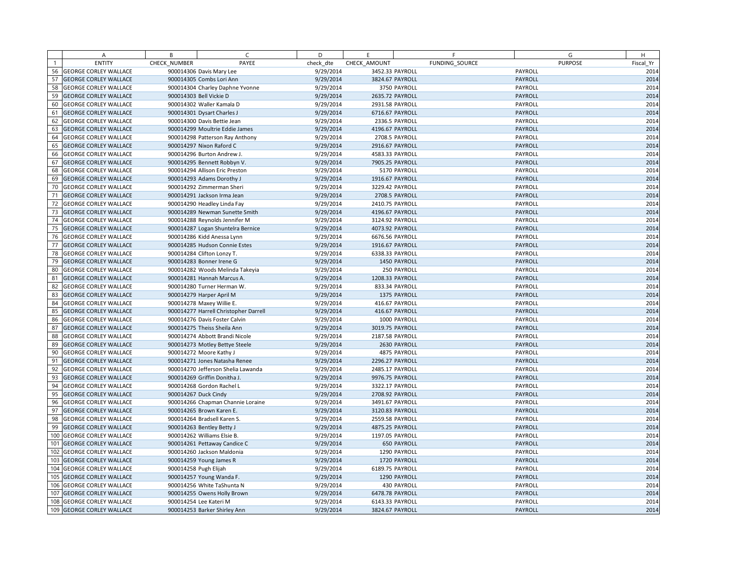| | A | B | C | D | E | F | G | H |
|---|---|---|---|---|---|---|---|---|
| 1 | ENTITY | CHECK_NUMBER | PAYEE | check_dte | CHECK_AMOUNT | FUNDING_SOURCE | PURPOSE | Fiscal_Yr |
| 56 | GEORGE CORLEY WALLACE | 900014306 | Davis Mary Lee | 9/29/2014 | 3452.33 | PAYROLL | PAYROLL | 2014 |
| 57 | GEORGE CORLEY WALLACE | 900014305 | Combs Lori Ann | 9/29/2014 | 3824.67 | PAYROLL | PAYROLL | 2014 |
| 58 | GEORGE CORLEY WALLACE | 900014304 | Charley Daphne Yvonne | 9/29/2014 | 3750 | PAYROLL | PAYROLL | 2014 |
| 59 | GEORGE CORLEY WALLACE | 900014303 | Bell Vickie D | 9/29/2014 | 2635.72 | PAYROLL | PAYROLL | 2014 |
| 60 | GEORGE CORLEY WALLACE | 900014302 | Waller Kamala D | 9/29/2014 | 2931.58 | PAYROLL | PAYROLL | 2014 |
| 61 | GEORGE CORLEY WALLACE | 900014301 | Dysart Charles J | 9/29/2014 | 6716.67 | PAYROLL | PAYROLL | 2014 |
| 62 | GEORGE CORLEY WALLACE | 900014300 | Davis Bettie Jean | 9/29/2014 | 2336.5 | PAYROLL | PAYROLL | 2014 |
| 63 | GEORGE CORLEY WALLACE | 900014299 | Moultrie Eddie James | 9/29/2014 | 4196.67 | PAYROLL | PAYROLL | 2014 |
| 64 | GEORGE CORLEY WALLACE | 900014298 | Patterson Ray Anthony | 9/29/2014 | 2708.5 | PAYROLL | PAYROLL | 2014 |
| 65 | GEORGE CORLEY WALLACE | 900014297 | Nixon Raford C | 9/29/2014 | 2916.67 | PAYROLL | PAYROLL | 2014 |
| 66 | GEORGE CORLEY WALLACE | 900014296 | Burton Andrew J. | 9/29/2014 | 4583.33 | PAYROLL | PAYROLL | 2014 |
| 67 | GEORGE CORLEY WALLACE | 900014295 | Bennett Robbyn V. | 9/29/2014 | 7905.25 | PAYROLL | PAYROLL | 2014 |
| 68 | GEORGE CORLEY WALLACE | 900014294 | Allison Eric Preston | 9/29/2014 | 5170 | PAYROLL | PAYROLL | 2014 |
| 69 | GEORGE CORLEY WALLACE | 900014293 | Adams Dorothy J | 9/29/2014 | 1916.67 | PAYROLL | PAYROLL | 2014 |
| 70 | GEORGE CORLEY WALLACE | 900014292 | Zimmerman Sheri | 9/29/2014 | 3229.42 | PAYROLL | PAYROLL | 2014 |
| 71 | GEORGE CORLEY WALLACE | 900014291 | Jackson Irma Jean | 9/29/2014 | 2708.5 | PAYROLL | PAYROLL | 2014 |
| 72 | GEORGE CORLEY WALLACE | 900014290 | Headley Linda Fay | 9/29/2014 | 2410.75 | PAYROLL | PAYROLL | 2014 |
| 73 | GEORGE CORLEY WALLACE | 900014289 | Newman Sunette Smith | 9/29/2014 | 4196.67 | PAYROLL | PAYROLL | 2014 |
| 74 | GEORGE CORLEY WALLACE | 900014288 | Reynolds Jennifer M | 9/29/2014 | 3124.92 | PAYROLL | PAYROLL | 2014 |
| 75 | GEORGE CORLEY WALLACE | 900014287 | Logan Shuntelra Bernice | 9/29/2014 | 4073.92 | PAYROLL | PAYROLL | 2014 |
| 76 | GEORGE CORLEY WALLACE | 900014286 | Kidd Anessa Lynn | 9/29/2014 | 6676.56 | PAYROLL | PAYROLL | 2014 |
| 77 | GEORGE CORLEY WALLACE | 900014285 | Hudson Connie Estes | 9/29/2014 | 1916.67 | PAYROLL | PAYROLL | 2014 |
| 78 | GEORGE CORLEY WALLACE | 900014284 | Clifton Lonzy T. | 9/29/2014 | 6338.33 | PAYROLL | PAYROLL | 2014 |
| 79 | GEORGE CORLEY WALLACE | 900014283 | Bonner Irene G | 9/29/2014 | 1450 | PAYROLL | PAYROLL | 2014 |
| 80 | GEORGE CORLEY WALLACE | 900014282 | Woods Melinda Takeyia | 9/29/2014 | 250 | PAYROLL | PAYROLL | 2014 |
| 81 | GEORGE CORLEY WALLACE | 900014281 | Hannah Marcus A. | 9/29/2014 | 1208.33 | PAYROLL | PAYROLL | 2014 |
| 82 | GEORGE CORLEY WALLACE | 900014280 | Turner Herman W. | 9/29/2014 | 833.34 | PAYROLL | PAYROLL | 2014 |
| 83 | GEORGE CORLEY WALLACE | 900014279 | Harper April M | 9/29/2014 | 1375 | PAYROLL | PAYROLL | 2014 |
| 84 | GEORGE CORLEY WALLACE | 900014278 | Maxey Willie E. | 9/29/2014 | 416.67 | PAYROLL | PAYROLL | 2014 |
| 85 | GEORGE CORLEY WALLACE | 900014277 | Harrell Christopher Darrell | 9/29/2014 | 416.67 | PAYROLL | PAYROLL | 2014 |
| 86 | GEORGE CORLEY WALLACE | 900014276 | Davis Foster Calvin | 9/29/2014 | 1000 | PAYROLL | PAYROLL | 2014 |
| 87 | GEORGE CORLEY WALLACE | 900014275 | Theiss Sheila Ann | 9/29/2014 | 3019.75 | PAYROLL | PAYROLL | 2014 |
| 88 | GEORGE CORLEY WALLACE | 900014274 | Abbott Brandi Nicole | 9/29/2014 | 2187.58 | PAYROLL | PAYROLL | 2014 |
| 89 | GEORGE CORLEY WALLACE | 900014273 | Motley Bettye Steele | 9/29/2014 | 2630 | PAYROLL | PAYROLL | 2014 |
| 90 | GEORGE CORLEY WALLACE | 900014272 | Moore Kathy J | 9/29/2014 | 4875 | PAYROLL | PAYROLL | 2014 |
| 91 | GEORGE CORLEY WALLACE | 900014271 | Jones Natasha Renee | 9/29/2014 | 2296.27 | PAYROLL | PAYROLL | 2014 |
| 92 | GEORGE CORLEY WALLACE | 900014270 | Jefferson Shelia Lawanda | 9/29/2014 | 2485.17 | PAYROLL | PAYROLL | 2014 |
| 93 | GEORGE CORLEY WALLACE | 900014269 | Griffin Donitha J. | 9/29/2014 | 9976.75 | PAYROLL | PAYROLL | 2014 |
| 94 | GEORGE CORLEY WALLACE | 900014268 | Gordon Rachel L | 9/29/2014 | 3322.17 | PAYROLL | PAYROLL | 2014 |
| 95 | GEORGE CORLEY WALLACE | 900014267 | Duck Cindy | 9/29/2014 | 2708.92 | PAYROLL | PAYROLL | 2014 |
| 96 | GEORGE CORLEY WALLACE | 900014266 | Chapman Channie Loraine | 9/29/2014 | 3491.67 | PAYROLL | PAYROLL | 2014 |
| 97 | GEORGE CORLEY WALLACE | 900014265 | Brown Karen E. | 9/29/2014 | 3120.83 | PAYROLL | PAYROLL | 2014 |
| 98 | GEORGE CORLEY WALLACE | 900014264 | Bradsell Karen S. | 9/29/2014 | 2559.58 | PAYROLL | PAYROLL | 2014 |
| 99 | GEORGE CORLEY WALLACE | 900014263 | Bentley Betty J | 9/29/2014 | 4875.25 | PAYROLL | PAYROLL | 2014 |
| 100 | GEORGE CORLEY WALLACE | 900014262 | Williams Elsie B. | 9/29/2014 | 1197.05 | PAYROLL | PAYROLL | 2014 |
| 101 | GEORGE CORLEY WALLACE | 900014261 | Pettaway Candice C | 9/29/2014 | 650 | PAYROLL | PAYROLL | 2014 |
| 102 | GEORGE CORLEY WALLACE | 900014260 | Jackson Maldonia | 9/29/2014 | 1290 | PAYROLL | PAYROLL | 2014 |
| 103 | GEORGE CORLEY WALLACE | 900014259 | Young James R | 9/29/2014 | 1720 | PAYROLL | PAYROLL | 2014 |
| 104 | GEORGE CORLEY WALLACE | 900014258 | Pugh Elijah | 9/29/2014 | 6189.75 | PAYROLL | PAYROLL | 2014 |
| 105 | GEORGE CORLEY WALLACE | 900014257 | Young Wanda F. | 9/29/2014 | 1290 | PAYROLL | PAYROLL | 2014 |
| 106 | GEORGE CORLEY WALLACE | 900014256 | White TaShunta N | 9/29/2014 | 430 | PAYROLL | PAYROLL | 2014 |
| 107 | GEORGE CORLEY WALLACE | 900014255 | Owens Holly Brown | 9/29/2014 | 6478.78 | PAYROLL | PAYROLL | 2014 |
| 108 | GEORGE CORLEY WALLACE | 900014254 | Lee Kateri M | 9/29/2014 | 6143.33 | PAYROLL | PAYROLL | 2014 |
| 109 | GEORGE CORLEY WALLACE | 900014253 | Barker Shirley Ann | 9/29/2014 | 3824.67 | PAYROLL | PAYROLL | 2014 |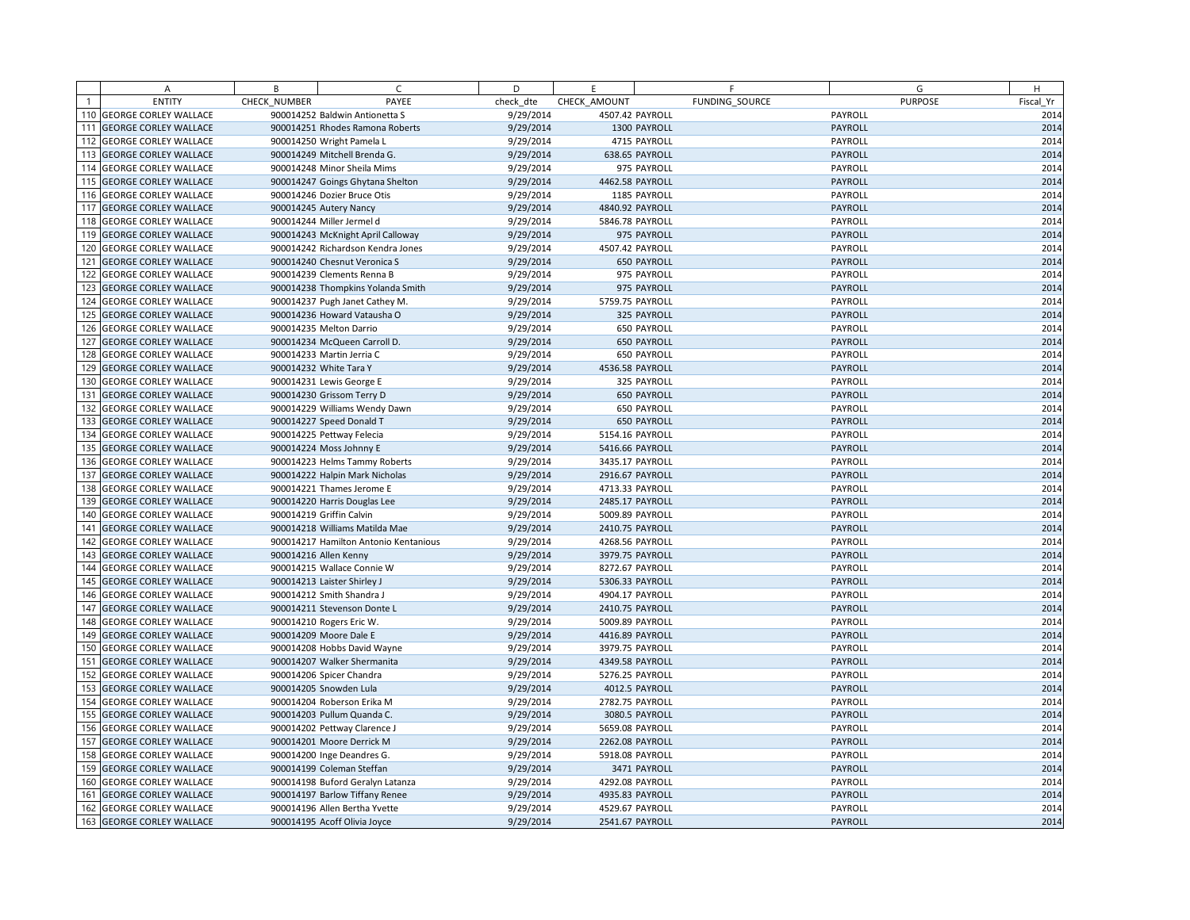| | A | B | C | D | E | F | G | H |
|---|---|---|---|---|---|---|---|---|
| 1 | ENTITY | CHECK_NUMBER | PAYEE | check_dte | CHECK_AMOUNT | FUNDING_SOURCE | PURPOSE | Fiscal_Yr |
| 110 | GEORGE CORLEY WALLACE | 900014252 | Baldwin Antionetta S | 9/29/2014 | 4507.42 | PAYROLL | PAYROLL | 2014 |
| 111 | GEORGE CORLEY WALLACE | 900014251 | Rhodes Ramona Roberts | 9/29/2014 | 1300 | PAYROLL | PAYROLL | 2014 |
| 112 | GEORGE CORLEY WALLACE | 900014250 | Wright Pamela L | 9/29/2014 | 4715 | PAYROLL | PAYROLL | 2014 |
| 113 | GEORGE CORLEY WALLACE | 900014249 | Mitchell Brenda G. | 9/29/2014 | 638.65 | PAYROLL | PAYROLL | 2014 |
| 114 | GEORGE CORLEY WALLACE | 900014248 | Minor Sheila Mims | 9/29/2014 | 975 | PAYROLL | PAYROLL | 2014 |
| 115 | GEORGE CORLEY WALLACE | 900014247 | Goings Ghytana Shelton | 9/29/2014 | 4462.58 | PAYROLL | PAYROLL | 2014 |
| 116 | GEORGE CORLEY WALLACE | 900014246 | Dozier Bruce Otis | 9/29/2014 | 1185 | PAYROLL | PAYROLL | 2014 |
| 117 | GEORGE CORLEY WALLACE | 900014245 | Autery Nancy | 9/29/2014 | 4840.92 | PAYROLL | PAYROLL | 2014 |
| 118 | GEORGE CORLEY WALLACE | 900014244 | Miller Jermel d | 9/29/2014 | 5846.78 | PAYROLL | PAYROLL | 2014 |
| 119 | GEORGE CORLEY WALLACE | 900014243 | McKnight April Calloway | 9/29/2014 | 975 | PAYROLL | PAYROLL | 2014 |
| 120 | GEORGE CORLEY WALLACE | 900014242 | Richardson Kendra Jones | 9/29/2014 | 4507.42 | PAYROLL | PAYROLL | 2014 |
| 121 | GEORGE CORLEY WALLACE | 900014240 | Chesnut Veronica S | 9/29/2014 | 650 | PAYROLL | PAYROLL | 2014 |
| 122 | GEORGE CORLEY WALLACE | 900014239 | Clements Renna B | 9/29/2014 | 975 | PAYROLL | PAYROLL | 2014 |
| 123 | GEORGE CORLEY WALLACE | 900014238 | Thompkins Yolanda Smith | 9/29/2014 | 975 | PAYROLL | PAYROLL | 2014 |
| 124 | GEORGE CORLEY WALLACE | 900014237 | Pugh Janet Cathey M. | 9/29/2014 | 5759.75 | PAYROLL | PAYROLL | 2014 |
| 125 | GEORGE CORLEY WALLACE | 900014236 | Howard Vatausha O | 9/29/2014 | 325 | PAYROLL | PAYROLL | 2014 |
| 126 | GEORGE CORLEY WALLACE | 900014235 | Melton Darrio | 9/29/2014 | 650 | PAYROLL | PAYROLL | 2014 |
| 127 | GEORGE CORLEY WALLACE | 900014234 | McQueen Carroll D. | 9/29/2014 | 650 | PAYROLL | PAYROLL | 2014 |
| 128 | GEORGE CORLEY WALLACE | 900014233 | Martin Jerria C | 9/29/2014 | 650 | PAYROLL | PAYROLL | 2014 |
| 129 | GEORGE CORLEY WALLACE | 900014232 | White Tara Y | 9/29/2014 | 4536.58 | PAYROLL | PAYROLL | 2014 |
| 130 | GEORGE CORLEY WALLACE | 900014231 | Lewis George E | 9/29/2014 | 325 | PAYROLL | PAYROLL | 2014 |
| 131 | GEORGE CORLEY WALLACE | 900014230 | Grissom Terry D | 9/29/2014 | 650 | PAYROLL | PAYROLL | 2014 |
| 132 | GEORGE CORLEY WALLACE | 900014229 | Williams Wendy Dawn | 9/29/2014 | 650 | PAYROLL | PAYROLL | 2014 |
| 133 | GEORGE CORLEY WALLACE | 900014227 | Speed Donald T | 9/29/2014 | 650 | PAYROLL | PAYROLL | 2014 |
| 134 | GEORGE CORLEY WALLACE | 900014225 | Pettway Felecia | 9/29/2014 | 5154.16 | PAYROLL | PAYROLL | 2014 |
| 135 | GEORGE CORLEY WALLACE | 900014224 | Moss Johnny E | 9/29/2014 | 5416.66 | PAYROLL | PAYROLL | 2014 |
| 136 | GEORGE CORLEY WALLACE | 900014223 | Helms Tammy Roberts | 9/29/2014 | 3435.17 | PAYROLL | PAYROLL | 2014 |
| 137 | GEORGE CORLEY WALLACE | 900014222 | Halpin Mark Nicholas | 9/29/2014 | 2916.67 | PAYROLL | PAYROLL | 2014 |
| 138 | GEORGE CORLEY WALLACE | 900014221 | Thames Jerome E | 9/29/2014 | 4713.33 | PAYROLL | PAYROLL | 2014 |
| 139 | GEORGE CORLEY WALLACE | 900014220 | Harris Douglas Lee | 9/29/2014 | 2485.17 | PAYROLL | PAYROLL | 2014 |
| 140 | GEORGE CORLEY WALLACE | 900014219 | Griffin Calvin | 9/29/2014 | 5009.89 | PAYROLL | PAYROLL | 2014 |
| 141 | GEORGE CORLEY WALLACE | 900014218 | Williams Matilda Mae | 9/29/2014 | 2410.75 | PAYROLL | PAYROLL | 2014 |
| 142 | GEORGE CORLEY WALLACE | 900014217 | Hamilton Antonio Kentanious | 9/29/2014 | 4268.56 | PAYROLL | PAYROLL | 2014 |
| 143 | GEORGE CORLEY WALLACE | 900014216 | Allen Kenny | 9/29/2014 | 3979.75 | PAYROLL | PAYROLL | 2014 |
| 144 | GEORGE CORLEY WALLACE | 900014215 | Wallace Connie W | 9/29/2014 | 8272.67 | PAYROLL | PAYROLL | 2014 |
| 145 | GEORGE CORLEY WALLACE | 900014213 | Laister Shirley J | 9/29/2014 | 5306.33 | PAYROLL | PAYROLL | 2014 |
| 146 | GEORGE CORLEY WALLACE | 900014212 | Smith Shandra J | 9/29/2014 | 4904.17 | PAYROLL | PAYROLL | 2014 |
| 147 | GEORGE CORLEY WALLACE | 900014211 | Stevenson Donte L | 9/29/2014 | 2410.75 | PAYROLL | PAYROLL | 2014 |
| 148 | GEORGE CORLEY WALLACE | 900014210 | Rogers Eric W. | 9/29/2014 | 5009.89 | PAYROLL | PAYROLL | 2014 |
| 149 | GEORGE CORLEY WALLACE | 900014209 | Moore Dale E | 9/29/2014 | 4416.89 | PAYROLL | PAYROLL | 2014 |
| 150 | GEORGE CORLEY WALLACE | 900014208 | Hobbs David Wayne | 9/29/2014 | 3979.75 | PAYROLL | PAYROLL | 2014 |
| 151 | GEORGE CORLEY WALLACE | 900014207 | Walker Shermanita | 9/29/2014 | 4349.58 | PAYROLL | PAYROLL | 2014 |
| 152 | GEORGE CORLEY WALLACE | 900014206 | Spicer Chandra | 9/29/2014 | 5276.25 | PAYROLL | PAYROLL | 2014 |
| 153 | GEORGE CORLEY WALLACE | 900014205 | Snowden Lula | 9/29/2014 | 4012.5 | PAYROLL | PAYROLL | 2014 |
| 154 | GEORGE CORLEY WALLACE | 900014204 | Roberson Erika M | 9/29/2014 | 2782.75 | PAYROLL | PAYROLL | 2014 |
| 155 | GEORGE CORLEY WALLACE | 900014203 | Pullum Quanda C. | 9/29/2014 | 3080.5 | PAYROLL | PAYROLL | 2014 |
| 156 | GEORGE CORLEY WALLACE | 900014202 | Pettway Clarence J | 9/29/2014 | 5659.08 | PAYROLL | PAYROLL | 2014 |
| 157 | GEORGE CORLEY WALLACE | 900014201 | Moore Derrick M | 9/29/2014 | 2262.08 | PAYROLL | PAYROLL | 2014 |
| 158 | GEORGE CORLEY WALLACE | 900014200 | Inge Deandres G. | 9/29/2014 | 5918.08 | PAYROLL | PAYROLL | 2014 |
| 159 | GEORGE CORLEY WALLACE | 900014199 | Coleman Steffan | 9/29/2014 | 3471 | PAYROLL | PAYROLL | 2014 |
| 160 | GEORGE CORLEY WALLACE | 900014198 | Buford Geralyn Latanza | 9/29/2014 | 4292.08 | PAYROLL | PAYROLL | 2014 |
| 161 | GEORGE CORLEY WALLACE | 900014197 | Barlow Tiffany Renee | 9/29/2014 | 4935.83 | PAYROLL | PAYROLL | 2014 |
| 162 | GEORGE CORLEY WALLACE | 900014196 | Allen Bertha Yvette | 9/29/2014 | 4529.67 | PAYROLL | PAYROLL | 2014 |
| 163 | GEORGE CORLEY WALLACE | 900014195 | Acoff Olivia Joyce | 9/29/2014 | 2541.67 | PAYROLL | PAYROLL | 2014 |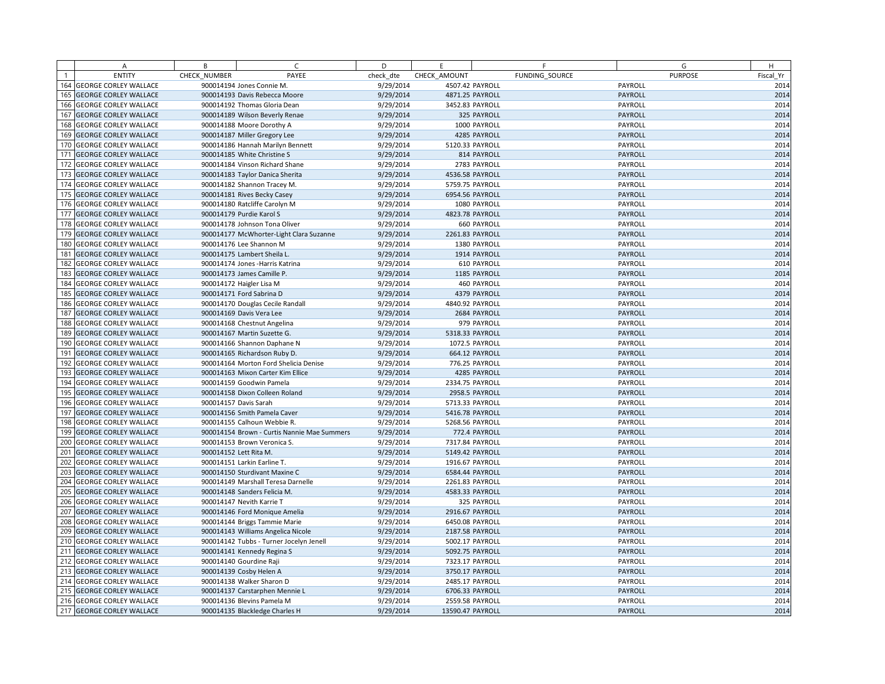| | A | B | C | D | E | F | G | H |
|---|---|---|---|---|---|---|---|---|
| 1 | ENTITY | CHECK_NUMBER | PAYEE | check_dte | CHECK_AMOUNT | FUNDING_SOURCE | PURPOSE | Fiscal_Yr |
| 164 | GEORGE CORLEY WALLACE | 900014194 | Jones Connie M. | 9/29/2014 | 4507.42 | PAYROLL | PAYROLL | 2014 |
| 165 | GEORGE CORLEY WALLACE | 900014193 | Davis Rebecca Moore | 9/29/2014 | 4871.25 | PAYROLL | PAYROLL | 2014 |
| 166 | GEORGE CORLEY WALLACE | 900014192 | Thomas Gloria Dean | 9/29/2014 | 3452.83 | PAYROLL | PAYROLL | 2014 |
| 167 | GEORGE CORLEY WALLACE | 900014189 | Wilson Beverly Renae | 9/29/2014 | 325 | PAYROLL | PAYROLL | 2014 |
| 168 | GEORGE CORLEY WALLACE | 900014188 | Moore Dorothy A | 9/29/2014 | 1000 | PAYROLL | PAYROLL | 2014 |
| 169 | GEORGE CORLEY WALLACE | 900014187 | Miller Gregory Lee | 9/29/2014 | 4285 | PAYROLL | PAYROLL | 2014 |
| 170 | GEORGE CORLEY WALLACE | 900014186 | Hannah Marilyn Bennett | 9/29/2014 | 5120.33 | PAYROLL | PAYROLL | 2014 |
| 171 | GEORGE CORLEY WALLACE | 900014185 | White Christine S | 9/29/2014 | 814 | PAYROLL | PAYROLL | 2014 |
| 172 | GEORGE CORLEY WALLACE | 900014184 | Vinson Richard Shane | 9/29/2014 | 2783 | PAYROLL | PAYROLL | 2014 |
| 173 | GEORGE CORLEY WALLACE | 900014183 | Taylor Danica Sherita | 9/29/2014 | 4536.58 | PAYROLL | PAYROLL | 2014 |
| 174 | GEORGE CORLEY WALLACE | 900014182 | Shannon Tracey M. | 9/29/2014 | 5759.75 | PAYROLL | PAYROLL | 2014 |
| 175 | GEORGE CORLEY WALLACE | 900014181 | Rives Becky Casey | 9/29/2014 | 6954.56 | PAYROLL | PAYROLL | 2014 |
| 176 | GEORGE CORLEY WALLACE | 900014180 | Ratcliffe Carolyn M | 9/29/2014 | 1080 | PAYROLL | PAYROLL | 2014 |
| 177 | GEORGE CORLEY WALLACE | 900014179 | Purdie Karol S | 9/29/2014 | 4823.78 | PAYROLL | PAYROLL | 2014 |
| 178 | GEORGE CORLEY WALLACE | 900014178 | Johnson Tona Oliver | 9/29/2014 | 660 | PAYROLL | PAYROLL | 2014 |
| 179 | GEORGE CORLEY WALLACE | 900014177 | McWhorter-Light Clara Suzanne | 9/29/2014 | 2261.83 | PAYROLL | PAYROLL | 2014 |
| 180 | GEORGE CORLEY WALLACE | 900014176 | Lee Shannon M | 9/29/2014 | 1380 | PAYROLL | PAYROLL | 2014 |
| 181 | GEORGE CORLEY WALLACE | 900014175 | Lambert Sheila L. | 9/29/2014 | 1914 | PAYROLL | PAYROLL | 2014 |
| 182 | GEORGE CORLEY WALLACE | 900014174 | Jones -Harris Katrina | 9/29/2014 | 610 | PAYROLL | PAYROLL | 2014 |
| 183 | GEORGE CORLEY WALLACE | 900014173 | James Camille P. | 9/29/2014 | 1185 | PAYROLL | PAYROLL | 2014 |
| 184 | GEORGE CORLEY WALLACE | 900014172 | Haigler Lisa M | 9/29/2014 | 460 | PAYROLL | PAYROLL | 2014 |
| 185 | GEORGE CORLEY WALLACE | 900014171 | Ford Sabrina D | 9/29/2014 | 4379 | PAYROLL | PAYROLL | 2014 |
| 186 | GEORGE CORLEY WALLACE | 900014170 | Douglas Cecile Randall | 9/29/2014 | 4840.92 | PAYROLL | PAYROLL | 2014 |
| 187 | GEORGE CORLEY WALLACE | 900014169 | Davis Vera Lee | 9/29/2014 | 2684 | PAYROLL | PAYROLL | 2014 |
| 188 | GEORGE CORLEY WALLACE | 900014168 | Chestnut Angelina | 9/29/2014 | 979 | PAYROLL | PAYROLL | 2014 |
| 189 | GEORGE CORLEY WALLACE | 900014167 | Martin Suzette G. | 9/29/2014 | 5318.33 | PAYROLL | PAYROLL | 2014 |
| 190 | GEORGE CORLEY WALLACE | 900014166 | Shannon Daphane N | 9/29/2014 | 1072.5 | PAYROLL | PAYROLL | 2014 |
| 191 | GEORGE CORLEY WALLACE | 900014165 | Richardson Ruby D. | 9/29/2014 | 664.12 | PAYROLL | PAYROLL | 2014 |
| 192 | GEORGE CORLEY WALLACE | 900014164 | Morton Ford Shelicia Denise | 9/29/2014 | 776.25 | PAYROLL | PAYROLL | 2014 |
| 193 | GEORGE CORLEY WALLACE | 900014163 | Mixon Carter Kim Ellice | 9/29/2014 | 4285 | PAYROLL | PAYROLL | 2014 |
| 194 | GEORGE CORLEY WALLACE | 900014159 | Goodwin Pamela | 9/29/2014 | 2334.75 | PAYROLL | PAYROLL | 2014 |
| 195 | GEORGE CORLEY WALLACE | 900014158 | Dixon Colleen Roland | 9/29/2014 | 2958.5 | PAYROLL | PAYROLL | 2014 |
| 196 | GEORGE CORLEY WALLACE | 900014157 | Davis Sarah | 9/29/2014 | 5713.33 | PAYROLL | PAYROLL | 2014 |
| 197 | GEORGE CORLEY WALLACE | 900014156 | Smith Pamela Caver | 9/29/2014 | 5416.78 | PAYROLL | PAYROLL | 2014 |
| 198 | GEORGE CORLEY WALLACE | 900014155 | Calhoun Webbie R. | 9/29/2014 | 5268.56 | PAYROLL | PAYROLL | 2014 |
| 199 | GEORGE CORLEY WALLACE | 900014154 | Brown - Curtis Nannie Mae Summers | 9/29/2014 | 772.4 | PAYROLL | PAYROLL | 2014 |
| 200 | GEORGE CORLEY WALLACE | 900014153 | Brown Veronica S. | 9/29/2014 | 7317.84 | PAYROLL | PAYROLL | 2014 |
| 201 | GEORGE CORLEY WALLACE | 900014152 | Lett Rita M. | 9/29/2014 | 5149.42 | PAYROLL | PAYROLL | 2014 |
| 202 | GEORGE CORLEY WALLACE | 900014151 | Larkin Earline T. | 9/29/2014 | 1916.67 | PAYROLL | PAYROLL | 2014 |
| 203 | GEORGE CORLEY WALLACE | 900014150 | Sturdivant Maxine C | 9/29/2014 | 6584.44 | PAYROLL | PAYROLL | 2014 |
| 204 | GEORGE CORLEY WALLACE | 900014149 | Marshall Teresa Darnelle | 9/29/2014 | 2261.83 | PAYROLL | PAYROLL | 2014 |
| 205 | GEORGE CORLEY WALLACE | 900014148 | Sanders Felicia M. | 9/29/2014 | 4583.33 | PAYROLL | PAYROLL | 2014 |
| 206 | GEORGE CORLEY WALLACE | 900014147 | Nevith Karrie T | 9/29/2014 | 325 | PAYROLL | PAYROLL | 2014 |
| 207 | GEORGE CORLEY WALLACE | 900014146 | Ford Monique Amelia | 9/29/2014 | 2916.67 | PAYROLL | PAYROLL | 2014 |
| 208 | GEORGE CORLEY WALLACE | 900014144 | Briggs Tammie Marie | 9/29/2014 | 6450.08 | PAYROLL | PAYROLL | 2014 |
| 209 | GEORGE CORLEY WALLACE | 900014143 | Williams Angelica Nicole | 9/29/2014 | 2187.58 | PAYROLL | PAYROLL | 2014 |
| 210 | GEORGE CORLEY WALLACE | 900014142 | Tubbs - Turner Jocelyn Jenell | 9/29/2014 | 5002.17 | PAYROLL | PAYROLL | 2014 |
| 211 | GEORGE CORLEY WALLACE | 900014141 | Kennedy Regina S | 9/29/2014 | 5092.75 | PAYROLL | PAYROLL | 2014 |
| 212 | GEORGE CORLEY WALLACE | 900014140 | Gourdine Raji | 9/29/2014 | 7323.17 | PAYROLL | PAYROLL | 2014 |
| 213 | GEORGE CORLEY WALLACE | 900014139 | Cosby Helen A | 9/29/2014 | 3750.17 | PAYROLL | PAYROLL | 2014 |
| 214 | GEORGE CORLEY WALLACE | 900014138 | Walker Sharon D | 9/29/2014 | 2485.17 | PAYROLL | PAYROLL | 2014 |
| 215 | GEORGE CORLEY WALLACE | 900014137 | Carstarphen Mennie L | 9/29/2014 | 6706.33 | PAYROLL | PAYROLL | 2014 |
| 216 | GEORGE CORLEY WALLACE | 900014136 | Blevins Pamela M | 9/29/2014 | 2559.58 | PAYROLL | PAYROLL | 2014 |
| 217 | GEORGE CORLEY WALLACE | 900014135 | Blackledge Charles H | 9/29/2014 | 13590.47 | PAYROLL | PAYROLL | 2014 |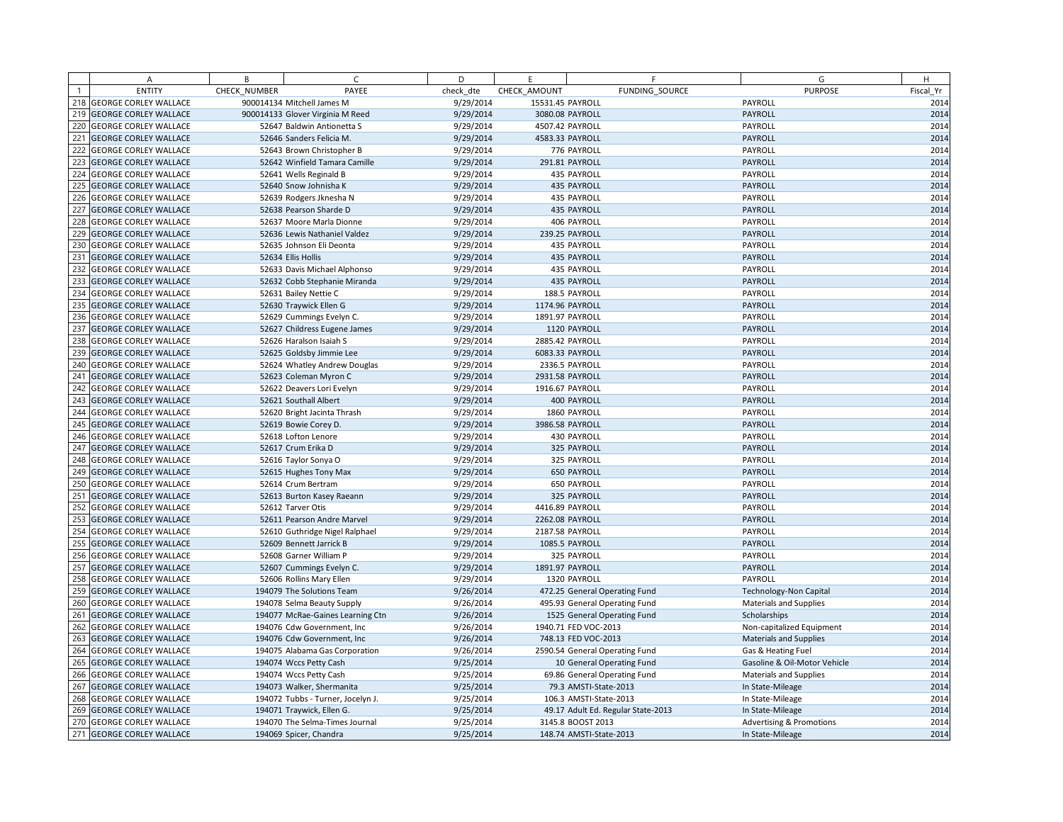| | A | B | C | D | E | F | G | H |
|---|---|---|---|---|---|---|---|---|
| 1 | ENTITY | CHECK_NUMBER | PAYEE | check_dte | CHECK_AMOUNT | FUNDING_SOURCE | PURPOSE | Fiscal_Yr |
| 218 | GEORGE CORLEY WALLACE | 900014134 | Mitchell James M | 9/29/2014 | 15531.45 | PAYROLL | PAYROLL | 2014 |
| 219 | GEORGE CORLEY WALLACE | 900014133 | Glover Virginia M Reed | 9/29/2014 | 3080.08 | PAYROLL | PAYROLL | 2014 |
| 220 | GEORGE CORLEY WALLACE | 52647 | Baldwin Antionetta S | 9/29/2014 | 4507.42 | PAYROLL | PAYROLL | 2014 |
| 221 | GEORGE CORLEY WALLACE | 52646 | Sanders Felicia M. | 9/29/2014 | 4583.33 | PAYROLL | PAYROLL | 2014 |
| 222 | GEORGE CORLEY WALLACE | 52643 | Brown Christopher B | 9/29/2014 | 776 | PAYROLL | PAYROLL | 2014 |
| 223 | GEORGE CORLEY WALLACE | 52642 | Winfield Tamara Camille | 9/29/2014 | 291.81 | PAYROLL | PAYROLL | 2014 |
| 224 | GEORGE CORLEY WALLACE | 52641 | Wells Reginald B | 9/29/2014 | 435 | PAYROLL | PAYROLL | 2014 |
| 225 | GEORGE CORLEY WALLACE | 52640 | Snow Johnisha K | 9/29/2014 | 435 | PAYROLL | PAYROLL | 2014 |
| 226 | GEORGE CORLEY WALLACE | 52639 | Rodgers Jknesha N | 9/29/2014 | 435 | PAYROLL | PAYROLL | 2014 |
| 227 | GEORGE CORLEY WALLACE | 52638 | Pearson Sharde D | 9/29/2014 | 435 | PAYROLL | PAYROLL | 2014 |
| 228 | GEORGE CORLEY WALLACE | 52637 | Moore Marla Dionne | 9/29/2014 | 406 | PAYROLL | PAYROLL | 2014 |
| 229 | GEORGE CORLEY WALLACE | 52636 | Lewis Nathaniel Valdez | 9/29/2014 | 239.25 | PAYROLL | PAYROLL | 2014 |
| 230 | GEORGE CORLEY WALLACE | 52635 | Johnson Eli Deonta | 9/29/2014 | 435 | PAYROLL | PAYROLL | 2014 |
| 231 | GEORGE CORLEY WALLACE | 52634 | Ellis Hollis | 9/29/2014 | 435 | PAYROLL | PAYROLL | 2014 |
| 232 | GEORGE CORLEY WALLACE | 52633 | Davis Michael Alphonso | 9/29/2014 | 435 | PAYROLL | PAYROLL | 2014 |
| 233 | GEORGE CORLEY WALLACE | 52632 | Cobb Stephanie Miranda | 9/29/2014 | 435 | PAYROLL | PAYROLL | 2014 |
| 234 | GEORGE CORLEY WALLACE | 52631 | Bailey Nettie C | 9/29/2014 | 188.5 | PAYROLL | PAYROLL | 2014 |
| 235 | GEORGE CORLEY WALLACE | 52630 | Traywick Ellen G | 9/29/2014 | 1174.96 | PAYROLL | PAYROLL | 2014 |
| 236 | GEORGE CORLEY WALLACE | 52629 | Cummings Evelyn C. | 9/29/2014 | 1891.97 | PAYROLL | PAYROLL | 2014 |
| 237 | GEORGE CORLEY WALLACE | 52627 | Childress Eugene James | 9/29/2014 | 1120 | PAYROLL | PAYROLL | 2014 |
| 238 | GEORGE CORLEY WALLACE | 52626 | Haralson Isaiah S | 9/29/2014 | 2885.42 | PAYROLL | PAYROLL | 2014 |
| 239 | GEORGE CORLEY WALLACE | 52625 | Goldsby Jimmie Lee | 9/29/2014 | 6083.33 | PAYROLL | PAYROLL | 2014 |
| 240 | GEORGE CORLEY WALLACE | 52624 | Whatley Andrew Douglas | 9/29/2014 | 2336.5 | PAYROLL | PAYROLL | 2014 |
| 241 | GEORGE CORLEY WALLACE | 52623 | Coleman Myron C | 9/29/2014 | 2931.58 | PAYROLL | PAYROLL | 2014 |
| 242 | GEORGE CORLEY WALLACE | 52622 | Deavers Lori Evelyn | 9/29/2014 | 1916.67 | PAYROLL | PAYROLL | 2014 |
| 243 | GEORGE CORLEY WALLACE | 52621 | Southall Albert | 9/29/2014 | 400 | PAYROLL | PAYROLL | 2014 |
| 244 | GEORGE CORLEY WALLACE | 52620 | Bright Jacinta Thrash | 9/29/2014 | 1860 | PAYROLL | PAYROLL | 2014 |
| 245 | GEORGE CORLEY WALLACE | 52619 | Bowie Corey D. | 9/29/2014 | 3986.58 | PAYROLL | PAYROLL | 2014 |
| 246 | GEORGE CORLEY WALLACE | 52618 | Lofton Lenore | 9/29/2014 | 430 | PAYROLL | PAYROLL | 2014 |
| 247 | GEORGE CORLEY WALLACE | 52617 | Crum Erika D | 9/29/2014 | 325 | PAYROLL | PAYROLL | 2014 |
| 248 | GEORGE CORLEY WALLACE | 52616 | Taylor Sonya O | 9/29/2014 | 325 | PAYROLL | PAYROLL | 2014 |
| 249 | GEORGE CORLEY WALLACE | 52615 | Hughes Tony Max | 9/29/2014 | 650 | PAYROLL | PAYROLL | 2014 |
| 250 | GEORGE CORLEY WALLACE | 52614 | Crum Bertram | 9/29/2014 | 650 | PAYROLL | PAYROLL | 2014 |
| 251 | GEORGE CORLEY WALLACE | 52613 | Burton Kasey Raeann | 9/29/2014 | 325 | PAYROLL | PAYROLL | 2014 |
| 252 | GEORGE CORLEY WALLACE | 52612 | Tarver Otis | 9/29/2014 | 4416.89 | PAYROLL | PAYROLL | 2014 |
| 253 | GEORGE CORLEY WALLACE | 52611 | Pearson Andre Marvel | 9/29/2014 | 2262.08 | PAYROLL | PAYROLL | 2014 |
| 254 | GEORGE CORLEY WALLACE | 52610 | Guthridge Nigel Ralphael | 9/29/2014 | 2187.58 | PAYROLL | PAYROLL | 2014 |
| 255 | GEORGE CORLEY WALLACE | 52609 | Bennett Jarrick B | 9/29/2014 | 1085.5 | PAYROLL | PAYROLL | 2014 |
| 256 | GEORGE CORLEY WALLACE | 52608 | Garner William P | 9/29/2014 | 325 | PAYROLL | PAYROLL | 2014 |
| 257 | GEORGE CORLEY WALLACE | 52607 | Cummings Evelyn C. | 9/29/2014 | 1891.97 | PAYROLL | PAYROLL | 2014 |
| 258 | GEORGE CORLEY WALLACE | 52606 | Rollins Mary Ellen | 9/29/2014 | 1320 | PAYROLL | PAYROLL | 2014 |
| 259 | GEORGE CORLEY WALLACE | 194079 | The Solutions Team | 9/26/2014 | 472.25 | General Operating Fund | Technology-Non Capital | 2014 |
| 260 | GEORGE CORLEY WALLACE | 194078 | Selma Beauty Supply | 9/26/2014 | 495.93 | General Operating Fund | Materials and Supplies | 2014 |
| 261 | GEORGE CORLEY WALLACE | 194077 | McRae-Gaines Learning Ctn | 9/26/2014 | 1525 | General Operating Fund | Scholarships | 2014 |
| 262 | GEORGE CORLEY WALLACE | 194076 | Cdw Government, Inc | 9/26/2014 | 1940.71 | FED VOC-2013 | Non-capitalized Equipment | 2014 |
| 263 | GEORGE CORLEY WALLACE | 194076 | Cdw Government, Inc | 9/26/2014 | 748.13 | FED VOC-2013 | Materials and Supplies | 2014 |
| 264 | GEORGE CORLEY WALLACE | 194075 | Alabama Gas Corporation | 9/26/2014 | 2590.54 | General Operating Fund | Gas & Heating Fuel | 2014 |
| 265 | GEORGE CORLEY WALLACE | 194074 | Wccs Petty Cash | 9/25/2014 | 10 | General Operating Fund | Gasoline & Oil-Motor Vehicle | 2014 |
| 266 | GEORGE CORLEY WALLACE | 194074 | Wccs Petty Cash | 9/25/2014 | 69.86 | General Operating Fund | Materials and Supplies | 2014 |
| 267 | GEORGE CORLEY WALLACE | 194073 | Walker, Shermanita | 9/25/2014 | 79.3 | AMSTI-State-2013 | In State-Mileage | 2014 |
| 268 | GEORGE CORLEY WALLACE | 194072 | Tubbs - Turner, Jocelyn J. | 9/25/2014 | 106.3 | AMSTI-State-2013 | In State-Mileage | 2014 |
| 269 | GEORGE CORLEY WALLACE | 194071 | Traywick, Ellen G. | 9/25/2014 | 49.17 | Adult Ed. Regular State-2013 | In State-Mileage | 2014 |
| 270 | GEORGE CORLEY WALLACE | 194070 | The Selma-Times Journal | 9/25/2014 | 3145.8 | BOOST 2013 | Advertising & Promotions | 2014 |
| 271 | GEORGE CORLEY WALLACE | 194069 | Spicer, Chandra | 9/25/2014 | 148.74 | AMSTI-State-2013 | In State-Mileage | 2014 |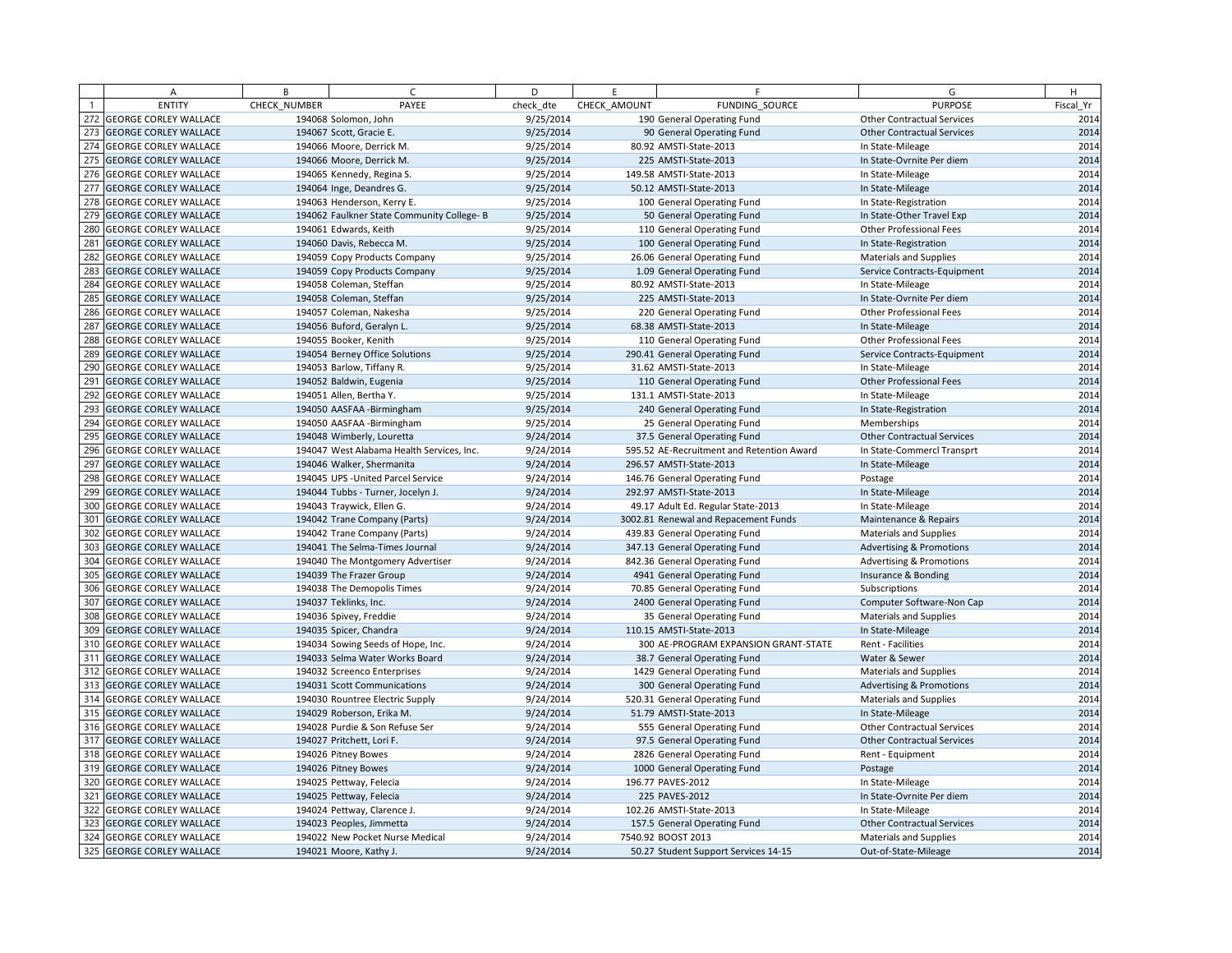| | A | B | C | D | E | F | G | H |
|---|---|---|---|---|---|---|---|---|
| 1 | ENTITY | CHECK_NUMBER | PAYEE | check_dte | CHECK_AMOUNT | FUNDING_SOURCE | PURPOSE | Fiscal_Yr |
| 272 | GEORGE CORLEY WALLACE | 194068 | Solomon, John | 9/25/2014 | 190 | General Operating Fund | Other Contractual Services | 2014 |
| 273 | GEORGE CORLEY WALLACE | 194067 | Scott, Gracie E. | 9/25/2014 | 90 | General Operating Fund | Other Contractual Services | 2014 |
| 274 | GEORGE CORLEY WALLACE | 194066 | Moore, Derrick M. | 9/25/2014 | 80.92 | AMSTI-State-2013 | In State-Mileage | 2014 |
| 275 | GEORGE CORLEY WALLACE | 194066 | Moore, Derrick M. | 9/25/2014 | 225 | AMSTI-State-2013 | In State-Ovrnite Per diem | 2014 |
| 276 | GEORGE CORLEY WALLACE | 194065 | Kennedy, Regina S. | 9/25/2014 | 149.58 | AMSTI-State-2013 | In State-Mileage | 2014 |
| 277 | GEORGE CORLEY WALLACE | 194064 | Inge, Deandres G. | 9/25/2014 | 50.12 | AMSTI-State-2013 | In State-Mileage | 2014 |
| 278 | GEORGE CORLEY WALLACE | 194063 | Henderson, Kerry E. | 9/25/2014 | 100 | General Operating Fund | In State-Registration | 2014 |
| 279 | GEORGE CORLEY WALLACE | 194062 | Faulkner State Community College- B | 9/25/2014 | 50 | General Operating Fund | In State-Other Travel Exp | 2014 |
| 280 | GEORGE CORLEY WALLACE | 194061 | Edwards, Keith | 9/25/2014 | 110 | General Operating Fund | Other Professional Fees | 2014 |
| 281 | GEORGE CORLEY WALLACE | 194060 | Davis, Rebecca M. | 9/25/2014 | 100 | General Operating Fund | In State-Registration | 2014 |
| 282 | GEORGE CORLEY WALLACE | 194059 | Copy Products Company | 9/25/2014 | 26.06 | General Operating Fund | Materials and Supplies | 2014 |
| 283 | GEORGE CORLEY WALLACE | 194059 | Copy Products Company | 9/25/2014 | 1.09 | General Operating Fund | Service Contracts-Equipment | 2014 |
| 284 | GEORGE CORLEY WALLACE | 194058 | Coleman, Steffan | 9/25/2014 | 80.92 | AMSTI-State-2013 | In State-Mileage | 2014 |
| 285 | GEORGE CORLEY WALLACE | 194058 | Coleman, Steffan | 9/25/2014 | 225 | AMSTI-State-2013 | In State-Ovrnite Per diem | 2014 |
| 286 | GEORGE CORLEY WALLACE | 194057 | Coleman, Nakesha | 9/25/2014 | 220 | General Operating Fund | Other Professional Fees | 2014 |
| 287 | GEORGE CORLEY WALLACE | 194056 | Buford, Geralyn L. | 9/25/2014 | 68.38 | AMSTI-State-2013 | In State-Mileage | 2014 |
| 288 | GEORGE CORLEY WALLACE | 194055 | Booker, Kenith | 9/25/2014 | 110 | General Operating Fund | Other Professional Fees | 2014 |
| 289 | GEORGE CORLEY WALLACE | 194054 | Berney Office Solutions | 9/25/2014 | 290.41 | General Operating Fund | Service Contracts-Equipment | 2014 |
| 290 | GEORGE CORLEY WALLACE | 194053 | Barlow, Tiffany R. | 9/25/2014 | 31.62 | AMSTI-State-2013 | In State-Mileage | 2014 |
| 291 | GEORGE CORLEY WALLACE | 194052 | Baldwin, Eugenia | 9/25/2014 | 110 | General Operating Fund | Other Professional Fees | 2014 |
| 292 | GEORGE CORLEY WALLACE | 194051 | Allen, Bertha Y. | 9/25/2014 | 131.1 | AMSTI-State-2013 | In State-Mileage | 2014 |
| 293 | GEORGE CORLEY WALLACE | 194050 | AASFAA -Birmingham | 9/25/2014 | 240 | General Operating Fund | In State-Registration | 2014 |
| 294 | GEORGE CORLEY WALLACE | 194050 | AASFAA -Birmingham | 9/25/2014 | 25 | General Operating Fund | Memberships | 2014 |
| 295 | GEORGE CORLEY WALLACE | 194048 | Wimberly, Louretta | 9/24/2014 | 37.5 | General Operating Fund | Other Contractual Services | 2014 |
| 296 | GEORGE CORLEY WALLACE | 194047 | West Alabama Health Services, Inc. | 9/24/2014 | 595.52 | AE-Recruitment and Retention Award | In State-Commercl Transprt | 2014 |
| 297 | GEORGE CORLEY WALLACE | 194046 | Walker, Shermanita | 9/24/2014 | 296.57 | AMSTI-State-2013 | In State-Mileage | 2014 |
| 298 | GEORGE CORLEY WALLACE | 194045 | UPS -United Parcel Service | 9/24/2014 | 146.76 | General Operating Fund | Postage | 2014 |
| 299 | GEORGE CORLEY WALLACE | 194044 | Tubbs - Turner, Jocelyn J. | 9/24/2014 | 292.97 | AMSTI-State-2013 | In State-Mileage | 2014 |
| 300 | GEORGE CORLEY WALLACE | 194043 | Traywick, Ellen G. | 9/24/2014 | 49.17 | Adult Ed. Regular State-2013 | In State-Mileage | 2014 |
| 301 | GEORGE CORLEY WALLACE | 194042 | Trane Company (Parts) | 9/24/2014 | 3002.81 | Renewal and Repacement Funds | Maintenance & Repairs | 2014 |
| 302 | GEORGE CORLEY WALLACE | 194042 | Trane Company (Parts) | 9/24/2014 | 439.83 | General Operating Fund | Materials and Supplies | 2014 |
| 303 | GEORGE CORLEY WALLACE | 194041 | The Selma-Times Journal | 9/24/2014 | 347.13 | General Operating Fund | Advertising & Promotions | 2014 |
| 304 | GEORGE CORLEY WALLACE | 194040 | The Montgomery Advertiser | 9/24/2014 | 842.36 | General Operating Fund | Advertising & Promotions | 2014 |
| 305 | GEORGE CORLEY WALLACE | 194039 | The Frazer Group | 9/24/2014 | 4941 | General Operating Fund | Insurance & Bonding | 2014 |
| 306 | GEORGE CORLEY WALLACE | 194038 | The Demopolis Times | 9/24/2014 | 70.85 | General Operating Fund | Subscriptions | 2014 |
| 307 | GEORGE CORLEY WALLACE | 194037 | Teklinks, Inc. | 9/24/2014 | 2400 | General Operating Fund | Computer Software-Non Cap | 2014 |
| 308 | GEORGE CORLEY WALLACE | 194036 | Spivey, Freddie | 9/24/2014 | 35 | General Operating Fund | Materials and Supplies | 2014 |
| 309 | GEORGE CORLEY WALLACE | 194035 | Spicer, Chandra | 9/24/2014 | 110.15 | AMSTI-State-2013 | In State-Mileage | 2014 |
| 310 | GEORGE CORLEY WALLACE | 194034 | Sowing Seeds of Hope, Inc. | 9/24/2014 | 300 | AE-PROGRAM EXPANSION GRANT-STATE | Rent - Facilities | 2014 |
| 311 | GEORGE CORLEY WALLACE | 194033 | Selma Water Works Board | 9/24/2014 | 38.7 | General Operating Fund | Water & Sewer | 2014 |
| 312 | GEORGE CORLEY WALLACE | 194032 | Screenco Enterprises | 9/24/2014 | 1429 | General Operating Fund | Materials and Supplies | 2014 |
| 313 | GEORGE CORLEY WALLACE | 194031 | Scott Communications | 9/24/2014 | 300 | General Operating Fund | Advertising & Promotions | 2014 |
| 314 | GEORGE CORLEY WALLACE | 194030 | Rountree Electric Supply | 9/24/2014 | 520.31 | General Operating Fund | Materials and Supplies | 2014 |
| 315 | GEORGE CORLEY WALLACE | 194029 | Roberson, Erika M. | 9/24/2014 | 51.79 | AMSTI-State-2013 | In State-Mileage | 2014 |
| 316 | GEORGE CORLEY WALLACE | 194028 | Purdie & Son Refuse Ser | 9/24/2014 | 555 | General Operating Fund | Other Contractual Services | 2014 |
| 317 | GEORGE CORLEY WALLACE | 194027 | Pritchett, Lori F. | 9/24/2014 | 97.5 | General Operating Fund | Other Contractual Services | 2014 |
| 318 | GEORGE CORLEY WALLACE | 194026 | Pitney Bowes | 9/24/2014 | 2826 | General Operating Fund | Rent - Equipment | 2014 |
| 319 | GEORGE CORLEY WALLACE | 194026 | Pitney Bowes | 9/24/2014 | 1000 | General Operating Fund | Postage | 2014 |
| 320 | GEORGE CORLEY WALLACE | 194025 | Pettway, Felecia | 9/24/2014 | 196.77 | PAVES-2012 | In State-Mileage | 2014 |
| 321 | GEORGE CORLEY WALLACE | 194025 | Pettway, Felecia | 9/24/2014 | 225 | PAVES-2012 | In State-Ovrnite Per diem | 2014 |
| 322 | GEORGE CORLEY WALLACE | 194024 | Pettway, Clarence J. | 9/24/2014 | 102.26 | AMSTI-State-2013 | In State-Mileage | 2014 |
| 323 | GEORGE CORLEY WALLACE | 194023 | Peoples, Jimmetta | 9/24/2014 | 157.5 | General Operating Fund | Other Contractual Services | 2014 |
| 324 | GEORGE CORLEY WALLACE | 194022 | New Pocket Nurse Medical | 9/24/2014 | 7540.92 | BOOST 2013 | Materials and Supplies | 2014 |
| 325 | GEORGE CORLEY WALLACE | 194021 | Moore, Kathy J. | 9/24/2014 | 50.27 | Student Support Services 14-15 | Out-of-State-Mileage | 2014 |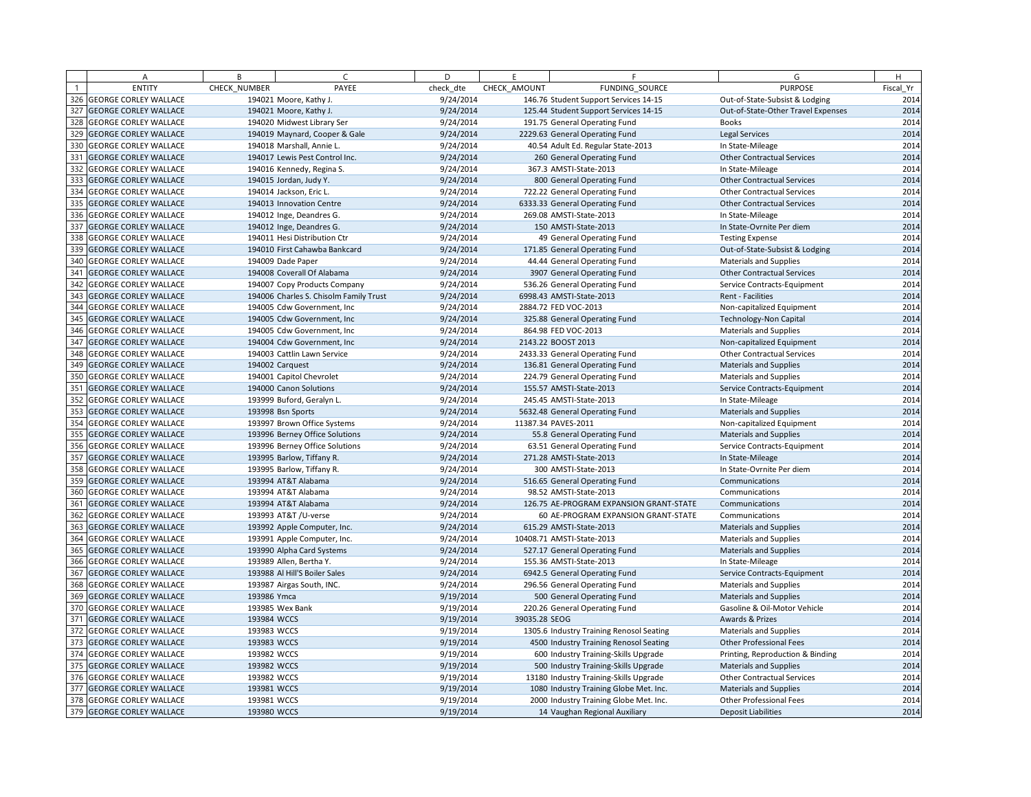| | A | B | C | D | E | F | G | H |
|---|---|---|---|---|---|---|---|---|
| 1 | ENTITY | CHECK_NUMBER | PAYEE | check_dte | CHECK_AMOUNT | FUNDING_SOURCE | PURPOSE | Fiscal_Yr |
| 326 | GEORGE CORLEY WALLACE | 194021 | Moore, Kathy J. | 9/24/2014 | 146.76 | Student Support Services 14-15 | Out-of-State-Subsist & Lodging | 2014 |
| 327 | GEORGE CORLEY WALLACE | 194021 | Moore, Kathy J. | 9/24/2014 | 125.44 | Student Support Services 14-15 | Out-of-State-Other Travel Expenses | 2014 |
| 328 | GEORGE CORLEY WALLACE | 194020 | Midwest Library Ser | 9/24/2014 | 191.75 | General Operating Fund | Books | 2014 |
| 329 | GEORGE CORLEY WALLACE | 194019 | Maynard, Cooper & Gale | 9/24/2014 | 2229.63 | General Operating Fund | Legal Services | 2014 |
| 330 | GEORGE CORLEY WALLACE | 194018 | Marshall, Annie L. | 9/24/2014 | 40.54 | Adult Ed. Regular State-2013 | In State-Mileage | 2014 |
| 331 | GEORGE CORLEY WALLACE | 194017 | Lewis Pest Control Inc. | 9/24/2014 | 260 | General Operating Fund | Other Contractual Services | 2014 |
| 332 | GEORGE CORLEY WALLACE | 194016 | Kennedy, Regina S. | 9/24/2014 | 367.3 | AMSTI-State-2013 | In State-Mileage | 2014 |
| 333 | GEORGE CORLEY WALLACE | 194015 | Jordan, Judy Y. | 9/24/2014 | 800 | General Operating Fund | Other Contractual Services | 2014 |
| 334 | GEORGE CORLEY WALLACE | 194014 | Jackson, Eric L. | 9/24/2014 | 722.22 | General Operating Fund | Other Contractual Services | 2014 |
| 335 | GEORGE CORLEY WALLACE | 194013 | Innovation Centre | 9/24/2014 | 6333.33 | General Operating Fund | Other Contractual Services | 2014 |
| 336 | GEORGE CORLEY WALLACE | 194012 | Inge, Deandres G. | 9/24/2014 | 269.08 | AMSTI-State-2013 | In State-Mileage | 2014 |
| 337 | GEORGE CORLEY WALLACE | 194012 | Inge, Deandres G. | 9/24/2014 | 150 | AMSTI-State-2013 | In State-Ovrnite Per diem | 2014 |
| 338 | GEORGE CORLEY WALLACE | 194011 | Hesi Distribution Ctr | 9/24/2014 | 49 | General Operating Fund | Testing Expense | 2014 |
| 339 | GEORGE CORLEY WALLACE | 194010 | First Cahawba Bankcard | 9/24/2014 | 171.85 | General Operating Fund | Out-of-State-Subsist & Lodging | 2014 |
| 340 | GEORGE CORLEY WALLACE | 194009 | Dade Paper | 9/24/2014 | 44.44 | General Operating Fund | Materials and Supplies | 2014 |
| 341 | GEORGE CORLEY WALLACE | 194008 | Coverall Of Alabama | 9/24/2014 | 3907 | General Operating Fund | Other Contractual Services | 2014 |
| 342 | GEORGE CORLEY WALLACE | 194007 | Copy Products Company | 9/24/2014 | 536.26 | General Operating Fund | Service Contracts-Equipment | 2014 |
| 343 | GEORGE CORLEY WALLACE | 194006 | Charles S. Chisolm Family Trust | 9/24/2014 | 6998.43 | AMSTI-State-2013 | Rent - Facilities | 2014 |
| 344 | GEORGE CORLEY WALLACE | 194005 | Cdw Government, Inc | 9/24/2014 | 2884.72 | FED VOC-2013 | Non-capitalized Equipment | 2014 |
| 345 | GEORGE CORLEY WALLACE | 194005 | Cdw Government, Inc | 9/24/2014 | 325.88 | General Operating Fund | Technology-Non Capital | 2014 |
| 346 | GEORGE CORLEY WALLACE | 194005 | Cdw Government, Inc | 9/24/2014 | 864.98 | FED VOC-2013 | Materials and Supplies | 2014 |
| 347 | GEORGE CORLEY WALLACE | 194004 | Cdw Government, Inc | 9/24/2014 | 2143.22 | BOOST 2013 | Non-capitalized Equipment | 2014 |
| 348 | GEORGE CORLEY WALLACE | 194003 | Cattlin Lawn Service | 9/24/2014 | 2433.33 | General Operating Fund | Other Contractual Services | 2014 |
| 349 | GEORGE CORLEY WALLACE | 194002 | Carquest | 9/24/2014 | 136.81 | General Operating Fund | Materials and Supplies | 2014 |
| 350 | GEORGE CORLEY WALLACE | 194001 | Capitol Chevrolet | 9/24/2014 | 224.79 | General Operating Fund | Materials and Supplies | 2014 |
| 351 | GEORGE CORLEY WALLACE | 194000 | Canon Solutions | 9/24/2014 | 155.57 | AMSTI-State-2013 | Service Contracts-Equipment | 2014 |
| 352 | GEORGE CORLEY WALLACE | 193999 | Buford, Geralyn L. | 9/24/2014 | 245.45 | AMSTI-State-2013 | In State-Mileage | 2014 |
| 353 | GEORGE CORLEY WALLACE | 193998 | Bsn Sports | 9/24/2014 | 5632.48 | General Operating Fund | Materials and Supplies | 2014 |
| 354 | GEORGE CORLEY WALLACE | 193997 | Brown Office Systems | 9/24/2014 | 11387.34 | PAVES-2011 | Non-capitalized Equipment | 2014 |
| 355 | GEORGE CORLEY WALLACE | 193996 | Berney Office Solutions | 9/24/2014 | 55.8 | General Operating Fund | Materials and Supplies | 2014 |
| 356 | GEORGE CORLEY WALLACE | 193996 | Berney Office Solutions | 9/24/2014 | 63.51 | General Operating Fund | Service Contracts-Equipment | 2014 |
| 357 | GEORGE CORLEY WALLACE | 193995 | Barlow, Tiffany R. | 9/24/2014 | 271.28 | AMSTI-State-2013 | In State-Mileage | 2014 |
| 358 | GEORGE CORLEY WALLACE | 193995 | Barlow, Tiffany R. | 9/24/2014 | 300 | AMSTI-State-2013 | In State-Ovrnite Per diem | 2014 |
| 359 | GEORGE CORLEY WALLACE | 193994 | AT&T Alabama | 9/24/2014 | 516.65 | General Operating Fund | Communications | 2014 |
| 360 | GEORGE CORLEY WALLACE | 193994 | AT&T Alabama | 9/24/2014 | 98.52 | AMSTI-State-2013 | Communications | 2014 |
| 361 | GEORGE CORLEY WALLACE | 193994 | AT&T Alabama | 9/24/2014 | 126.75 | AE-PROGRAM EXPANSION GRANT-STATE | Communications | 2014 |
| 362 | GEORGE CORLEY WALLACE | 193993 | AT&T /U-verse | 9/24/2014 | 60 | AE-PROGRAM EXPANSION GRANT-STATE | Communications | 2014 |
| 363 | GEORGE CORLEY WALLACE | 193992 | Apple Computer, Inc. | 9/24/2014 | 615.29 | AMSTI-State-2013 | Materials and Supplies | 2014 |
| 364 | GEORGE CORLEY WALLACE | 193991 | Apple Computer, Inc. | 9/24/2014 | 10408.71 | AMSTI-State-2013 | Materials and Supplies | 2014 |
| 365 | GEORGE CORLEY WALLACE | 193990 | Alpha Card Systems | 9/24/2014 | 527.17 | General Operating Fund | Materials and Supplies | 2014 |
| 366 | GEORGE CORLEY WALLACE | 193989 | Allen, Bertha Y. | 9/24/2014 | 155.36 | AMSTI-State-2013 | In State-Mileage | 2014 |
| 367 | GEORGE CORLEY WALLACE | 193988 | Al Hill'S Boiler Sales | 9/24/2014 | 6942.5 | General Operating Fund | Service Contracts-Equipment | 2014 |
| 368 | GEORGE CORLEY WALLACE | 193987 | Airgas South, INC. | 9/24/2014 | 296.56 | General Operating Fund | Materials and Supplies | 2014 |
| 369 | GEORGE CORLEY WALLACE | 193986 | Ymca | 9/19/2014 | 500 | General Operating Fund | Materials and Supplies | 2014 |
| 370 | GEORGE CORLEY WALLACE | 193985 | Wex Bank | 9/19/2014 | 220.26 | General Operating Fund | Gasoline & Oil-Motor Vehicle | 2014 |
| 371 | GEORGE CORLEY WALLACE | 193984 | WCCS | 9/19/2014 | 39035.28 | SEOG | Awards & Prizes | 2014 |
| 372 | GEORGE CORLEY WALLACE | 193983 | WCCS | 9/19/2014 | 1305.6 | Industry Training Renosol Seating | Materials and Supplies | 2014 |
| 373 | GEORGE CORLEY WALLACE | 193983 | WCCS | 9/19/2014 | 4500 | Industry Training Renosol Seating | Other Professional Fees | 2014 |
| 374 | GEORGE CORLEY WALLACE | 193982 | WCCS | 9/19/2014 | 600 | Industry Training-Skills Upgrade | Printing, Reproduction & Binding | 2014 |
| 375 | GEORGE CORLEY WALLACE | 193982 | WCCS | 9/19/2014 | 500 | Industry Training-Skills Upgrade | Materials and Supplies | 2014 |
| 376 | GEORGE CORLEY WALLACE | 193982 | WCCS | 9/19/2014 | 13180 | Industry Training-Skills Upgrade | Other Contractual Services | 2014 |
| 377 | GEORGE CORLEY WALLACE | 193981 | WCCS | 9/19/2014 | 1080 | Industry Training Globe Met. Inc. | Materials and Supplies | 2014 |
| 378 | GEORGE CORLEY WALLACE | 193981 | WCCS | 9/19/2014 | 2000 | Industry Training Globe Met. Inc. | Other Professional Fees | 2014 |
| 379 | GEORGE CORLEY WALLACE | 193980 | WCCS | 9/19/2014 | 14 | Vaughan Regional Auxiliary | Deposit Liabilities | 2014 |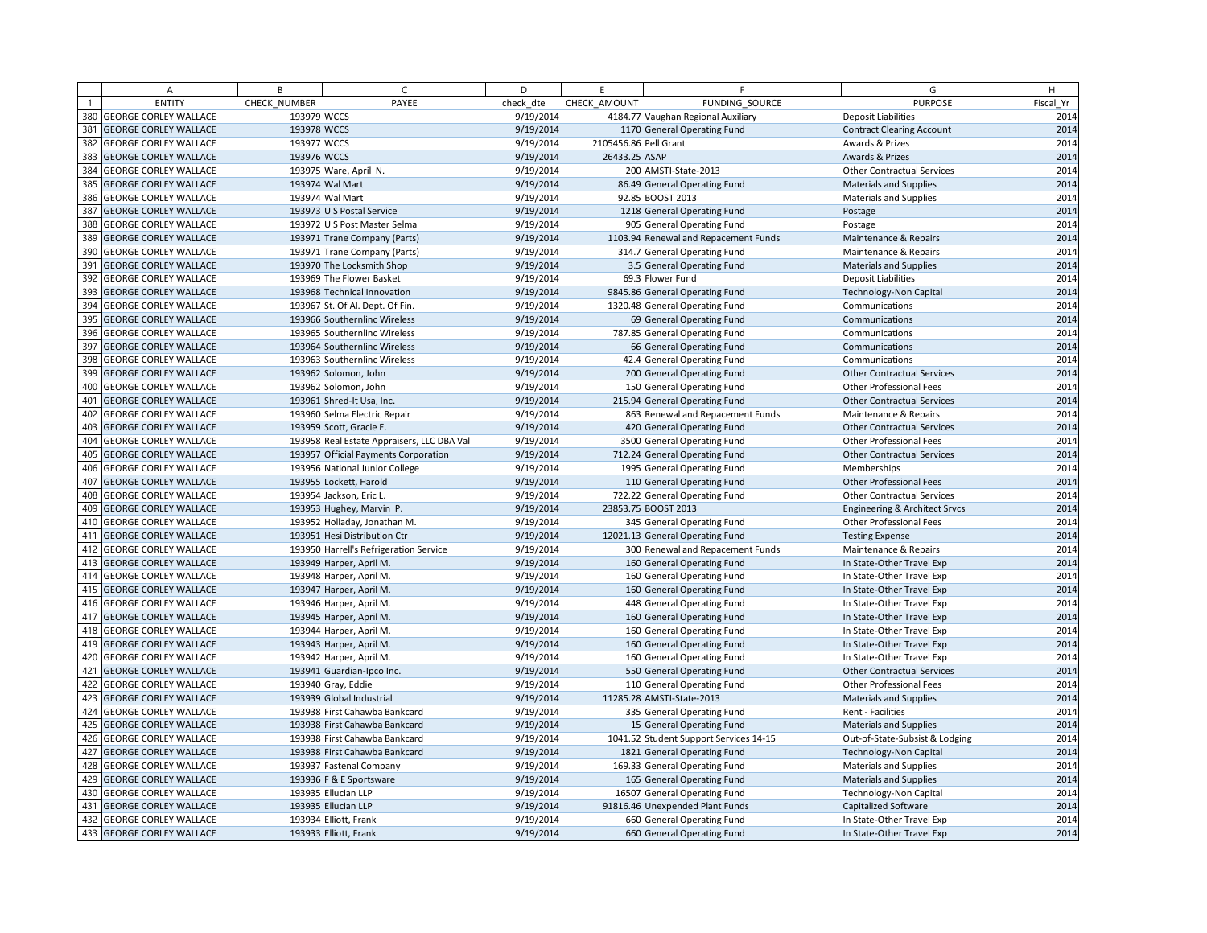| | A | B | C | D | E | F | G | H |
|---|---|---|---|---|---|---|---|---|
| 1 | ENTITY | CHECK_NUMBER | PAYEE | check_dte | CHECK_AMOUNT | FUNDING_SOURCE | PURPOSE | Fiscal_Yr |
| 380 | GEORGE CORLEY WALLACE | 193979 | WCCS | 9/19/2014 | 4184.77 | Vaughan Regional Auxiliary | Deposit Liabilities | 2014 |
| 381 | GEORGE CORLEY WALLACE | 193978 | WCCS | 9/19/2014 | 1170 | General Operating Fund | Contract Clearing Account | 2014 |
| 382 | GEORGE CORLEY WALLACE | 193977 | WCCS | 9/19/2014 | 2105456.86 | Pell Grant | Awards & Prizes | 2014 |
| 383 | GEORGE CORLEY WALLACE | 193976 | WCCS | 9/19/2014 | 26433.25 | ASAP | Awards & Prizes | 2014 |
| 384 | GEORGE CORLEY WALLACE | 193975 | Ware, April N. | 9/19/2014 | 200 | AMSTI-State-2013 | Other Contractual Services | 2014 |
| 385 | GEORGE CORLEY WALLACE | 193974 | Wal Mart | 9/19/2014 | 86.49 | General Operating Fund | Materials and Supplies | 2014 |
| 386 | GEORGE CORLEY WALLACE | 193974 | Wal Mart | 9/19/2014 | 92.85 | BOOST 2013 | Materials and Supplies | 2014 |
| 387 | GEORGE CORLEY WALLACE | 193973 | U S Postal Service | 9/19/2014 | 1218 | General Operating Fund | Postage | 2014 |
| 388 | GEORGE CORLEY WALLACE | 193972 | U S Post Master Selma | 9/19/2014 | 905 | General Operating Fund | Postage | 2014 |
| 389 | GEORGE CORLEY WALLACE | 193971 | Trane Company (Parts) | 9/19/2014 | 1103.94 | Renewal and Repacement Funds | Maintenance & Repairs | 2014 |
| 390 | GEORGE CORLEY WALLACE | 193971 | Trane Company (Parts) | 9/19/2014 | 314.7 | General Operating Fund | Maintenance & Repairs | 2014 |
| 391 | GEORGE CORLEY WALLACE | 193970 | The Locksmith Shop | 9/19/2014 | 3.5 | General Operating Fund | Materials and Supplies | 2014 |
| 392 | GEORGE CORLEY WALLACE | 193969 | The Flower Basket | 9/19/2014 | 69.3 | Flower Fund | Deposit Liabilities | 2014 |
| 393 | GEORGE CORLEY WALLACE | 193968 | Technical Innovation | 9/19/2014 | 9845.86 | General Operating Fund | Technology-Non Capital | 2014 |
| 394 | GEORGE CORLEY WALLACE | 193967 | St. Of Al. Dept. Of Fin. | 9/19/2014 | 1320.48 | General Operating Fund | Communications | 2014 |
| 395 | GEORGE CORLEY WALLACE | 193966 | Southernlinc Wireless | 9/19/2014 | 69 | General Operating Fund | Communications | 2014 |
| 396 | GEORGE CORLEY WALLACE | 193965 | Southernlinc Wireless | 9/19/2014 | 787.85 | General Operating Fund | Communications | 2014 |
| 397 | GEORGE CORLEY WALLACE | 193964 | Southernlinc Wireless | 9/19/2014 | 66 | General Operating Fund | Communications | 2014 |
| 398 | GEORGE CORLEY WALLACE | 193963 | Southernlinc Wireless | 9/19/2014 | 42.4 | General Operating Fund | Communications | 2014 |
| 399 | GEORGE CORLEY WALLACE | 193962 | Solomon, John | 9/19/2014 | 200 | General Operating Fund | Other Contractual Services | 2014 |
| 400 | GEORGE CORLEY WALLACE | 193962 | Solomon, John | 9/19/2014 | 150 | General Operating Fund | Other Professional Fees | 2014 |
| 401 | GEORGE CORLEY WALLACE | 193961 | Shred-It Usa, Inc. | 9/19/2014 | 215.94 | General Operating Fund | Other Contractual Services | 2014 |
| 402 | GEORGE CORLEY WALLACE | 193960 | Selma Electric Repair | 9/19/2014 | 863 | Renewal and Repacement Funds | Maintenance & Repairs | 2014 |
| 403 | GEORGE CORLEY WALLACE | 193959 | Scott, Gracie E. | 9/19/2014 | 420 | General Operating Fund | Other Contractual Services | 2014 |
| 404 | GEORGE CORLEY WALLACE | 193958 | Real Estate Appraisers, LLC DBA Val | 9/19/2014 | 3500 | General Operating Fund | Other Professional Fees | 2014 |
| 405 | GEORGE CORLEY WALLACE | 193957 | Official Payments Corporation | 9/19/2014 | 712.24 | General Operating Fund | Other Contractual Services | 2014 |
| 406 | GEORGE CORLEY WALLACE | 193956 | National Junior College | 9/19/2014 | 1995 | General Operating Fund | Memberships | 2014 |
| 407 | GEORGE CORLEY WALLACE | 193955 | Lockett, Harold | 9/19/2014 | 110 | General Operating Fund | Other Professional Fees | 2014 |
| 408 | GEORGE CORLEY WALLACE | 193954 | Jackson, Eric L. | 9/19/2014 | 722.22 | General Operating Fund | Other Contractual Services | 2014 |
| 409 | GEORGE CORLEY WALLACE | 193953 | Hughey, Marvin P. | 9/19/2014 | 23853.75 | BOOST 2013 | Engineering & Architect Srvcs | 2014 |
| 410 | GEORGE CORLEY WALLACE | 193952 | Holladay, Jonathan M. | 9/19/2014 | 345 | General Operating Fund | Other Professional Fees | 2014 |
| 411 | GEORGE CORLEY WALLACE | 193951 | Hesi Distribution Ctr | 9/19/2014 | 12021.13 | General Operating Fund | Testing Expense | 2014 |
| 412 | GEORGE CORLEY WALLACE | 193950 | Harrell's Refrigeration Service | 9/19/2014 | 300 | Renewal and Repacement Funds | Maintenance & Repairs | 2014 |
| 413 | GEORGE CORLEY WALLACE | 193949 | Harper, April M. | 9/19/2014 | 160 | General Operating Fund | In State-Other Travel Exp | 2014 |
| 414 | GEORGE CORLEY WALLACE | 193948 | Harper, April M. | 9/19/2014 | 160 | General Operating Fund | In State-Other Travel Exp | 2014 |
| 415 | GEORGE CORLEY WALLACE | 193947 | Harper, April M. | 9/19/2014 | 160 | General Operating Fund | In State-Other Travel Exp | 2014 |
| 416 | GEORGE CORLEY WALLACE | 193946 | Harper, April M. | 9/19/2014 | 448 | General Operating Fund | In State-Other Travel Exp | 2014 |
| 417 | GEORGE CORLEY WALLACE | 193945 | Harper, April M. | 9/19/2014 | 160 | General Operating Fund | In State-Other Travel Exp | 2014 |
| 418 | GEORGE CORLEY WALLACE | 193944 | Harper, April M. | 9/19/2014 | 160 | General Operating Fund | In State-Other Travel Exp | 2014 |
| 419 | GEORGE CORLEY WALLACE | 193943 | Harper, April M. | 9/19/2014 | 160 | General Operating Fund | In State-Other Travel Exp | 2014 |
| 420 | GEORGE CORLEY WALLACE | 193942 | Harper, April M. | 9/19/2014 | 160 | General Operating Fund | In State-Other Travel Exp | 2014 |
| 421 | GEORGE CORLEY WALLACE | 193941 | Guardian-Ipco Inc. | 9/19/2014 | 550 | General Operating Fund | Other Contractual Services | 2014 |
| 422 | GEORGE CORLEY WALLACE | 193940 | Gray, Eddie | 9/19/2014 | 110 | General Operating Fund | Other Professional Fees | 2014 |
| 423 | GEORGE CORLEY WALLACE | 193939 | Global Industrial | 9/19/2014 | 11285.28 | AMSTI-State-2013 | Materials and Supplies | 2014 |
| 424 | GEORGE CORLEY WALLACE | 193938 | First Cahawba Bankcard | 9/19/2014 | 335 | General Operating Fund | Rent - Facilities | 2014 |
| 425 | GEORGE CORLEY WALLACE | 193938 | First Cahawba Bankcard | 9/19/2014 | 15 | General Operating Fund | Materials and Supplies | 2014 |
| 426 | GEORGE CORLEY WALLACE | 193938 | First Cahawba Bankcard | 9/19/2014 | 1041.52 | Student Support Services 14-15 | Out-of-State-Subsist & Lodging | 2014 |
| 427 | GEORGE CORLEY WALLACE | 193938 | First Cahawba Bankcard | 9/19/2014 | 1821 | General Operating Fund | Technology-Non Capital | 2014 |
| 428 | GEORGE CORLEY WALLACE | 193937 | Fastenal Company | 9/19/2014 | 169.33 | General Operating Fund | Materials and Supplies | 2014 |
| 429 | GEORGE CORLEY WALLACE | 193936 | F & E Sportsware | 9/19/2014 | 165 | General Operating Fund | Materials and Supplies | 2014 |
| 430 | GEORGE CORLEY WALLACE | 193935 | Ellucian LLP | 9/19/2014 | 16507 | General Operating Fund | Technology-Non Capital | 2014 |
| 431 | GEORGE CORLEY WALLACE | 193935 | Ellucian LLP | 9/19/2014 | 91816.46 | Unexpended Plant Funds | Capitalized Software | 2014 |
| 432 | GEORGE CORLEY WALLACE | 193934 | Elliott, Frank | 9/19/2014 | 660 | General Operating Fund | In State-Other Travel Exp | 2014 |
| 433 | GEORGE CORLEY WALLACE | 193933 | Elliott, Frank | 9/19/2014 | 660 | General Operating Fund | In State-Other Travel Exp | 2014 |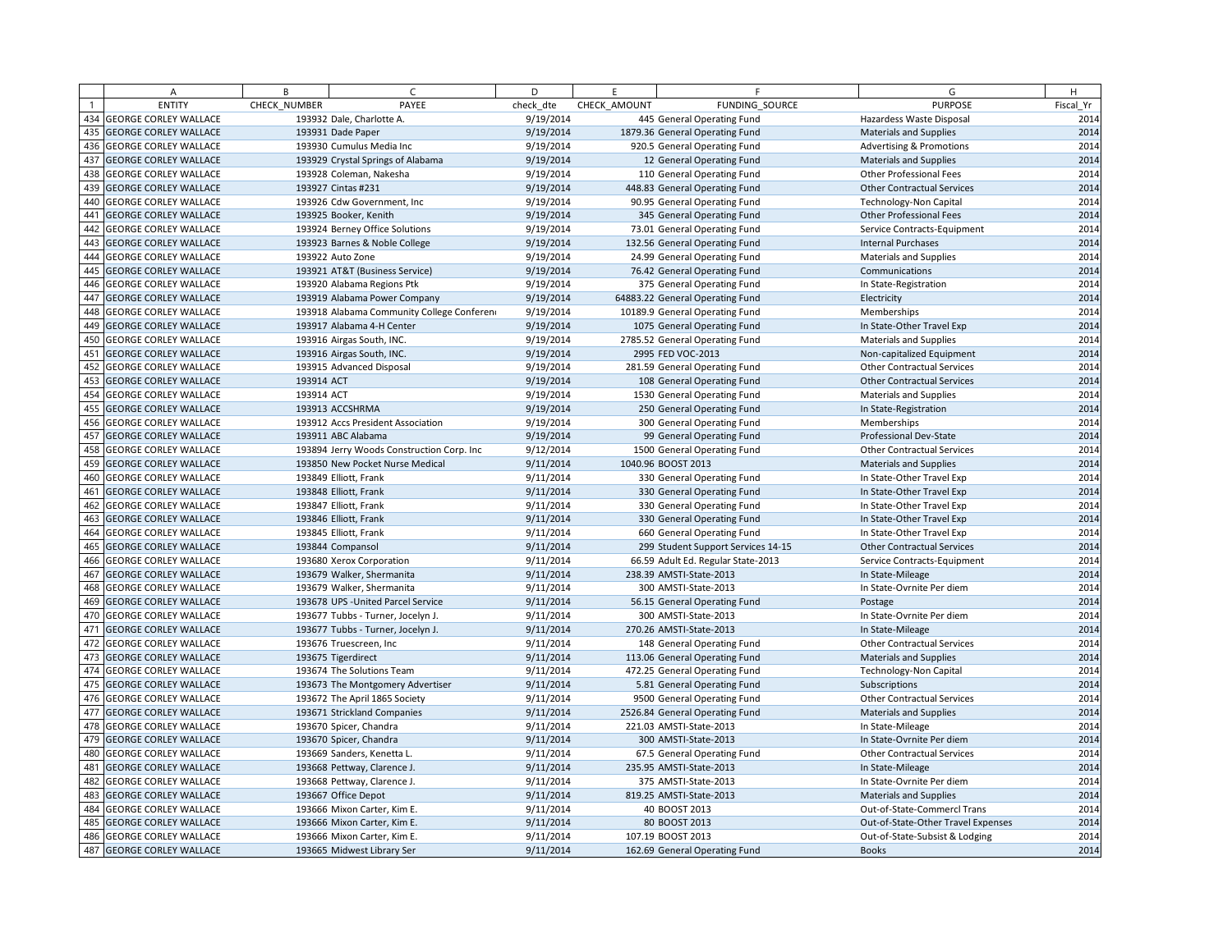| | A | B | C | D | E | F | G | H |
|---|---|---|---|---|---|---|---|---|
| 1 | ENTITY | CHECK_NUMBER | PAYEE | check_dte | CHECK_AMOUNT | FUNDING_SOURCE | PURPOSE | Fiscal_Yr |
| 434 | GEORGE CORLEY WALLACE | 193932 | Dale, Charlotte A. | 9/19/2014 | 445 | General Operating Fund | Hazardess Waste Disposal | 2014 |
| 435 | GEORGE CORLEY WALLACE | 193931 | Dade Paper | 9/19/2014 | 1879.36 | General Operating Fund | Materials and Supplies | 2014 |
| 436 | GEORGE CORLEY WALLACE | 193930 | Cumulus Media Inc | 9/19/2014 | 920.5 | General Operating Fund | Advertising & Promotions | 2014 |
| 437 | GEORGE CORLEY WALLACE | 193929 | Crystal Springs of Alabama | 9/19/2014 | 12 | General Operating Fund | Materials and Supplies | 2014 |
| 438 | GEORGE CORLEY WALLACE | 193928 | Coleman, Nakesha | 9/19/2014 | 110 | General Operating Fund | Other Professional Fees | 2014 |
| 439 | GEORGE CORLEY WALLACE | 193927 | Cintas #231 | 9/19/2014 | 448.83 | General Operating Fund | Other Contractual Services | 2014 |
| 440 | GEORGE CORLEY WALLACE | 193926 | Cdw Government, Inc | 9/19/2014 | 90.95 | General Operating Fund | Technology-Non Capital | 2014 |
| 441 | GEORGE CORLEY WALLACE | 193925 | Booker, Kenith | 9/19/2014 | 345 | General Operating Fund | Other Professional Fees | 2014 |
| 442 | GEORGE CORLEY WALLACE | 193924 | Berney Office Solutions | 9/19/2014 | 73.01 | General Operating Fund | Service Contracts-Equipment | 2014 |
| 443 | GEORGE CORLEY WALLACE | 193923 | Barnes & Noble College | 9/19/2014 | 132.56 | General Operating Fund | Internal Purchases | 2014 |
| 444 | GEORGE CORLEY WALLACE | 193922 | Auto Zone | 9/19/2014 | 24.99 | General Operating Fund | Materials and Supplies | 2014 |
| 445 | GEORGE CORLEY WALLACE | 193921 | AT&T (Business Service) | 9/19/2014 | 76.42 | General Operating Fund | Communications | 2014 |
| 446 | GEORGE CORLEY WALLACE | 193920 | Alabama Regions Ptk | 9/19/2014 | 375 | General Operating Fund | In State-Registration | 2014 |
| 447 | GEORGE CORLEY WALLACE | 193919 | Alabama Power Company | 9/19/2014 | 64883.22 | General Operating Fund | Electricity | 2014 |
| 448 | GEORGE CORLEY WALLACE | 193918 | Alabama Community College Conferen | 9/19/2014 | 10189.9 | General Operating Fund | Memberships | 2014 |
| 449 | GEORGE CORLEY WALLACE | 193917 | Alabama 4-H Center | 9/19/2014 | 1075 | General Operating Fund | In State-Other Travel Exp | 2014 |
| 450 | GEORGE CORLEY WALLACE | 193916 | Airgas South, INC. | 9/19/2014 | 2785.52 | General Operating Fund | Materials and Supplies | 2014 |
| 451 | GEORGE CORLEY WALLACE | 193916 | Airgas South, INC. | 9/19/2014 | 2995 | FED VOC-2013 | Non-capitalized Equipment | 2014 |
| 452 | GEORGE CORLEY WALLACE | 193915 | Advanced Disposal | 9/19/2014 | 281.59 | General Operating Fund | Other Contractual Services | 2014 |
| 453 | GEORGE CORLEY WALLACE | 193914 | ACT | 9/19/2014 | 108 | General Operating Fund | Other Contractual Services | 2014 |
| 454 | GEORGE CORLEY WALLACE | 193914 | ACT | 9/19/2014 | 1530 | General Operating Fund | Materials and Supplies | 2014 |
| 455 | GEORGE CORLEY WALLACE | 193913 | ACCSHRMA | 9/19/2014 | 250 | General Operating Fund | In State-Registration | 2014 |
| 456 | GEORGE CORLEY WALLACE | 193912 | Accs President Association | 9/19/2014 | 300 | General Operating Fund | Memberships | 2014 |
| 457 | GEORGE CORLEY WALLACE | 193911 | ABC Alabama | 9/19/2014 | 99 | General Operating Fund | Professional Dev-State | 2014 |
| 458 | GEORGE CORLEY WALLACE | 193894 | Jerry Woods Construction Corp. Inc | 9/12/2014 | 1500 | General Operating Fund | Other Contractual Services | 2014 |
| 459 | GEORGE CORLEY WALLACE | 193850 | New Pocket Nurse Medical | 9/11/2014 | 1040.96 | BOOST 2013 | Materials and Supplies | 2014 |
| 460 | GEORGE CORLEY WALLACE | 193849 | Elliott, Frank | 9/11/2014 | 330 | General Operating Fund | In State-Other Travel Exp | 2014 |
| 461 | GEORGE CORLEY WALLACE | 193848 | Elliott, Frank | 9/11/2014 | 330 | General Operating Fund | In State-Other Travel Exp | 2014 |
| 462 | GEORGE CORLEY WALLACE | 193847 | Elliott, Frank | 9/11/2014 | 330 | General Operating Fund | In State-Other Travel Exp | 2014 |
| 463 | GEORGE CORLEY WALLACE | 193846 | Elliott, Frank | 9/11/2014 | 330 | General Operating Fund | In State-Other Travel Exp | 2014 |
| 464 | GEORGE CORLEY WALLACE | 193845 | Elliott, Frank | 9/11/2014 | 660 | General Operating Fund | In State-Other Travel Exp | 2014 |
| 465 | GEORGE CORLEY WALLACE | 193844 | Compansol | 9/11/2014 | 299 | Student Support Services 14-15 | Other Contractual Services | 2014 |
| 466 | GEORGE CORLEY WALLACE | 193680 | Xerox Corporation | 9/11/2014 | 66.59 | Adult Ed. Regular State-2013 | Service Contracts-Equipment | 2014 |
| 467 | GEORGE CORLEY WALLACE | 193679 | Walker, Shermanita | 9/11/2014 | 238.39 | AMSTI-State-2013 | In State-Mileage | 2014 |
| 468 | GEORGE CORLEY WALLACE | 193679 | Walker, Shermanita | 9/11/2014 | 300 | AMSTI-State-2013 | In State-Ovrnite Per diem | 2014 |
| 469 | GEORGE CORLEY WALLACE | 193678 | UPS -United Parcel Service | 9/11/2014 | 56.15 | General Operating Fund | Postage | 2014 |
| 470 | GEORGE CORLEY WALLACE | 193677 | Tubbs - Turner, Jocelyn J. | 9/11/2014 | 300 | AMSTI-State-2013 | In State-Ovrnite Per diem | 2014 |
| 471 | GEORGE CORLEY WALLACE | 193677 | Tubbs - Turner, Jocelyn J. | 9/11/2014 | 270.26 | AMSTI-State-2013 | In State-Mileage | 2014 |
| 472 | GEORGE CORLEY WALLACE | 193676 | Truescreen, Inc | 9/11/2014 | 148 | General Operating Fund | Other Contractual Services | 2014 |
| 473 | GEORGE CORLEY WALLACE | 193675 | Tigerdirect | 9/11/2014 | 113.06 | General Operating Fund | Materials and Supplies | 2014 |
| 474 | GEORGE CORLEY WALLACE | 193674 | The Solutions Team | 9/11/2014 | 472.25 | General Operating Fund | Technology-Non Capital | 2014 |
| 475 | GEORGE CORLEY WALLACE | 193673 | The Montgomery Advertiser | 9/11/2014 | 5.81 | General Operating Fund | Subscriptions | 2014 |
| 476 | GEORGE CORLEY WALLACE | 193672 | The April 1865 Society | 9/11/2014 | 9500 | General Operating Fund | Other Contractual Services | 2014 |
| 477 | GEORGE CORLEY WALLACE | 193671 | Strickland Companies | 9/11/2014 | 2526.84 | General Operating Fund | Materials and Supplies | 2014 |
| 478 | GEORGE CORLEY WALLACE | 193670 | Spicer, Chandra | 9/11/2014 | 221.03 | AMSTI-State-2013 | In State-Mileage | 2014 |
| 479 | GEORGE CORLEY WALLACE | 193670 | Spicer, Chandra | 9/11/2014 | 300 | AMSTI-State-2013 | In State-Ovrnite Per diem | 2014 |
| 480 | GEORGE CORLEY WALLACE | 193669 | Sanders, Kenetta L. | 9/11/2014 | 67.5 | General Operating Fund | Other Contractual Services | 2014 |
| 481 | GEORGE CORLEY WALLACE | 193668 | Pettway, Clarence J. | 9/11/2014 | 235.95 | AMSTI-State-2013 | In State-Mileage | 2014 |
| 482 | GEORGE CORLEY WALLACE | 193668 | Pettway, Clarence J. | 9/11/2014 | 375 | AMSTI-State-2013 | In State-Ovrnite Per diem | 2014 |
| 483 | GEORGE CORLEY WALLACE | 193667 | Office Depot | 9/11/2014 | 819.25 | AMSTI-State-2013 | Materials and Supplies | 2014 |
| 484 | GEORGE CORLEY WALLACE | 193666 | Mixon Carter, Kim E. | 9/11/2014 | 40 | BOOST 2013 | Out-of-State-Commercl Trans | 2014 |
| 485 | GEORGE CORLEY WALLACE | 193666 | Mixon Carter, Kim E. | 9/11/2014 | 80 | BOOST 2013 | Out-of-State-Other Travel Expenses | 2014 |
| 486 | GEORGE CORLEY WALLACE | 193666 | Mixon Carter, Kim E. | 9/11/2014 | 107.19 | BOOST 2013 | Out-of-State-Subsist & Lodging | 2014 |
| 487 | GEORGE CORLEY WALLACE | 193665 | Midwest Library Ser | 9/11/2014 | 162.69 | General Operating Fund | Books | 2014 |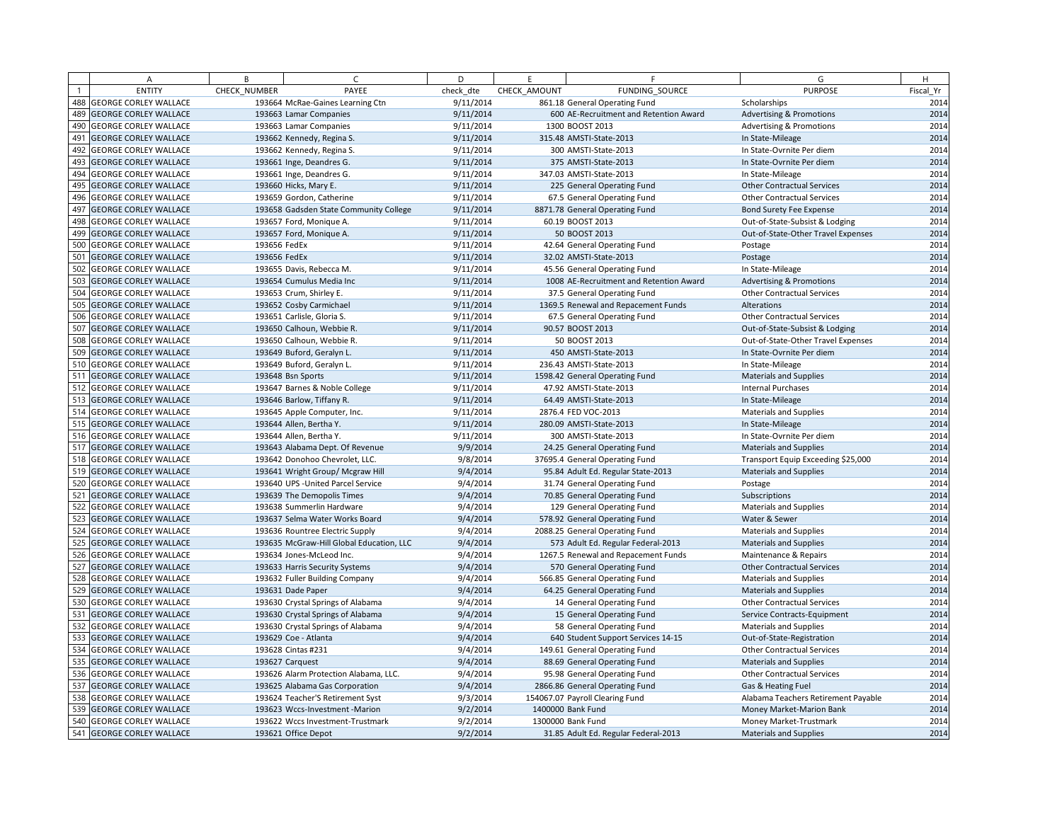| | A | B | C | D | E | F | G | H |
|---|---|---|---|---|---|---|---|---|
| 1 | ENTITY | CHECK_NUMBER | PAYEE | check_dte | CHECK_AMOUNT | FUNDING_SOURCE | PURPOSE | Fiscal_Yr |
| 488 | GEORGE CORLEY WALLACE | 193664 | McRae-Gaines Learning Ctn | 9/11/2014 | 861.18 | General Operating Fund | Scholarships | 2014 |
| 489 | GEORGE CORLEY WALLACE | 193663 | Lamar Companies | 9/11/2014 | 600 | AE-Recruitment and Retention Award | Advertising & Promotions | 2014 |
| 490 | GEORGE CORLEY WALLACE | 193663 | Lamar Companies | 9/11/2014 | 1300 | BOOST 2013 | Advertising & Promotions | 2014 |
| 491 | GEORGE CORLEY WALLACE | 193662 | Kennedy, Regina S. | 9/11/2014 | 315.48 | AMSTI-State-2013 | In State-Mileage | 2014 |
| 492 | GEORGE CORLEY WALLACE | 193662 | Kennedy, Regina S. | 9/11/2014 | 300 | AMSTI-State-2013 | In State-Ovrnite Per diem | 2014 |
| 493 | GEORGE CORLEY WALLACE | 193661 | Inge, Deandres G. | 9/11/2014 | 375 | AMSTI-State-2013 | In State-Ovrnite Per diem | 2014 |
| 494 | GEORGE CORLEY WALLACE | 193661 | Inge, Deandres G. | 9/11/2014 | 347.03 | AMSTI-State-2013 | In State-Mileage | 2014 |
| 495 | GEORGE CORLEY WALLACE | 193660 | Hicks, Mary E. | 9/11/2014 | 225 | General Operating Fund | Other Contractual Services | 2014 |
| 496 | GEORGE CORLEY WALLACE | 193659 | Gordon, Catherine | 9/11/2014 | 67.5 | General Operating Fund | Other Contractual Services | 2014 |
| 497 | GEORGE CORLEY WALLACE | 193658 | Gadsden State Community College | 9/11/2014 | 8871.78 | General Operating Fund | Bond Surety Fee Expense | 2014 |
| 498 | GEORGE CORLEY WALLACE | 193657 | Ford, Monique A. | 9/11/2014 | 60.19 | BOOST 2013 | Out-of-State-Subsist & Lodging | 2014 |
| 499 | GEORGE CORLEY WALLACE | 193657 | Ford, Monique A. | 9/11/2014 | 50 | BOOST 2013 | Out-of-State-Other Travel Expenses | 2014 |
| 500 | GEORGE CORLEY WALLACE | 193656 | FedEx | 9/11/2014 | 42.64 | General Operating Fund | Postage | 2014 |
| 501 | GEORGE CORLEY WALLACE | 193656 | FedEx | 9/11/2014 | 32.02 | AMSTI-State-2013 | Postage | 2014 |
| 502 | GEORGE CORLEY WALLACE | 193655 | Davis, Rebecca M. | 9/11/2014 | 45.56 | General Operating Fund | In State-Mileage | 2014 |
| 503 | GEORGE CORLEY WALLACE | 193654 | Cumulus Media Inc | 9/11/2014 | 1008 | AE-Recruitment and Retention Award | Advertising & Promotions | 2014 |
| 504 | GEORGE CORLEY WALLACE | 193653 | Crum, Shirley E. | 9/11/2014 | 37.5 | General Operating Fund | Other Contractual Services | 2014 |
| 505 | GEORGE CORLEY WALLACE | 193652 | Cosby Carmichael | 9/11/2014 | 1369.5 | Renewal and Repacement Funds | Alterations | 2014 |
| 506 | GEORGE CORLEY WALLACE | 193651 | Carlisle, Gloria S. | 9/11/2014 | 67.5 | General Operating Fund | Other Contractual Services | 2014 |
| 507 | GEORGE CORLEY WALLACE | 193650 | Calhoun, Webbie R. | 9/11/2014 | 90.57 | BOOST 2013 | Out-of-State-Subsist & Lodging | 2014 |
| 508 | GEORGE CORLEY WALLACE | 193650 | Calhoun, Webbie R. | 9/11/2014 | 50 | BOOST 2013 | Out-of-State-Other Travel Expenses | 2014 |
| 509 | GEORGE CORLEY WALLACE | 193649 | Buford, Geralyn L. | 9/11/2014 | 450 | AMSTI-State-2013 | In State-Ovrnite Per diem | 2014 |
| 510 | GEORGE CORLEY WALLACE | 193649 | Buford, Geralyn L. | 9/11/2014 | 236.43 | AMSTI-State-2013 | In State-Mileage | 2014 |
| 511 | GEORGE CORLEY WALLACE | 193648 | Bsn Sports | 9/11/2014 | 1598.42 | General Operating Fund | Materials and Supplies | 2014 |
| 512 | GEORGE CORLEY WALLACE | 193647 | Barnes & Noble College | 9/11/2014 | 47.92 | AMSTI-State-2013 | Internal Purchases | 2014 |
| 513 | GEORGE CORLEY WALLACE | 193646 | Barlow, Tiffany R. | 9/11/2014 | 64.49 | AMSTI-State-2013 | In State-Mileage | 2014 |
| 514 | GEORGE CORLEY WALLACE | 193645 | Apple Computer, Inc. | 9/11/2014 | 2876.4 | FED VOC-2013 | Materials and Supplies | 2014 |
| 515 | GEORGE CORLEY WALLACE | 193644 | Allen, Bertha Y. | 9/11/2014 | 280.09 | AMSTI-State-2013 | In State-Mileage | 2014 |
| 516 | GEORGE CORLEY WALLACE | 193644 | Allen, Bertha Y. | 9/11/2014 | 300 | AMSTI-State-2013 | In State-Ovrnite Per diem | 2014 |
| 517 | GEORGE CORLEY WALLACE | 193643 | Alabama Dept. Of Revenue | 9/9/2014 | 24.25 | General Operating Fund | Materials and Supplies | 2014 |
| 518 | GEORGE CORLEY WALLACE | 193642 | Donohoo Chevrolet, LLC. | 9/8/2014 | 37695.4 | General Operating Fund | Transport Equip Exceeding $25,000 | 2014 |
| 519 | GEORGE CORLEY WALLACE | 193641 | Wright Group/ Mcgraw Hill | 9/4/2014 | 95.84 | Adult Ed. Regular State-2013 | Materials and Supplies | 2014 |
| 520 | GEORGE CORLEY WALLACE | 193640 | UPS -United Parcel Service | 9/4/2014 | 31.74 | General Operating Fund | Postage | 2014 |
| 521 | GEORGE CORLEY WALLACE | 193639 | The Demopolis Times | 9/4/2014 | 70.85 | General Operating Fund | Subscriptions | 2014 |
| 522 | GEORGE CORLEY WALLACE | 193638 | Summerlin Hardware | 9/4/2014 | 129 | General Operating Fund | Materials and Supplies | 2014 |
| 523 | GEORGE CORLEY WALLACE | 193637 | Selma Water Works Board | 9/4/2014 | 578.92 | General Operating Fund | Water & Sewer | 2014 |
| 524 | GEORGE CORLEY WALLACE | 193636 | Rountree Electric Supply | 9/4/2014 | 2088.25 | General Operating Fund | Materials and Supplies | 2014 |
| 525 | GEORGE CORLEY WALLACE | 193635 | McGraw-Hill Global Education, LLC | 9/4/2014 | 573 | Adult Ed. Regular Federal-2013 | Materials and Supplies | 2014 |
| 526 | GEORGE CORLEY WALLACE | 193634 | Jones-McLeod Inc. | 9/4/2014 | 1267.5 | Renewal and Repacement Funds | Maintenance & Repairs | 2014 |
| 527 | GEORGE CORLEY WALLACE | 193633 | Harris Security Systems | 9/4/2014 | 570 | General Operating Fund | Other Contractual Services | 2014 |
| 528 | GEORGE CORLEY WALLACE | 193632 | Fuller Building Company | 9/4/2014 | 566.85 | General Operating Fund | Materials and Supplies | 2014 |
| 529 | GEORGE CORLEY WALLACE | 193631 | Dade Paper | 9/4/2014 | 64.25 | General Operating Fund | Materials and Supplies | 2014 |
| 530 | GEORGE CORLEY WALLACE | 193630 | Crystal Springs of Alabama | 9/4/2014 | 14 | General Operating Fund | Other Contractual Services | 2014 |
| 531 | GEORGE CORLEY WALLACE | 193630 | Crystal Springs of Alabama | 9/4/2014 | 15 | General Operating Fund | Service Contracts-Equipment | 2014 |
| 532 | GEORGE CORLEY WALLACE | 193630 | Crystal Springs of Alabama | 9/4/2014 | 58 | General Operating Fund | Materials and Supplies | 2014 |
| 533 | GEORGE CORLEY WALLACE | 193629 | Coe - Atlanta | 9/4/2014 | 640 | Student Support Services 14-15 | Out-of-State-Registration | 2014 |
| 534 | GEORGE CORLEY WALLACE | 193628 | Cintas #231 | 9/4/2014 | 149.61 | General Operating Fund | Other Contractual Services | 2014 |
| 535 | GEORGE CORLEY WALLACE | 193627 | Carquest | 9/4/2014 | 88.69 | General Operating Fund | Materials and Supplies | 2014 |
| 536 | GEORGE CORLEY WALLACE | 193626 | Alarm Protection Alabama, LLC. | 9/4/2014 | 95.98 | General Operating Fund | Other Contractual Services | 2014 |
| 537 | GEORGE CORLEY WALLACE | 193625 | Alabama Gas Corporation | 9/4/2014 | 2866.86 | General Operating Fund | Gas & Heating Fuel | 2014 |
| 538 | GEORGE CORLEY WALLACE | 193624 | Teacher'S Retirement Syst | 9/3/2014 | 154067.07 | Payroll Clearing Fund | Alabama Teachers Retirement Payable | 2014 |
| 539 | GEORGE CORLEY WALLACE | 193623 | Wccs-Investment -Marion | 9/2/2014 | 1400000 | Bank Fund | Money Market-Marion Bank | 2014 |
| 540 | GEORGE CORLEY WALLACE | 193622 | Wccs Investment-Trustmark | 9/2/2014 | 1300000 | Bank Fund | Money Market-Trustmark | 2014 |
| 541 | GEORGE CORLEY WALLACE | 193621 | Office Depot | 9/2/2014 | 31.85 | Adult Ed. Regular Federal-2013 | Materials and Supplies | 2014 |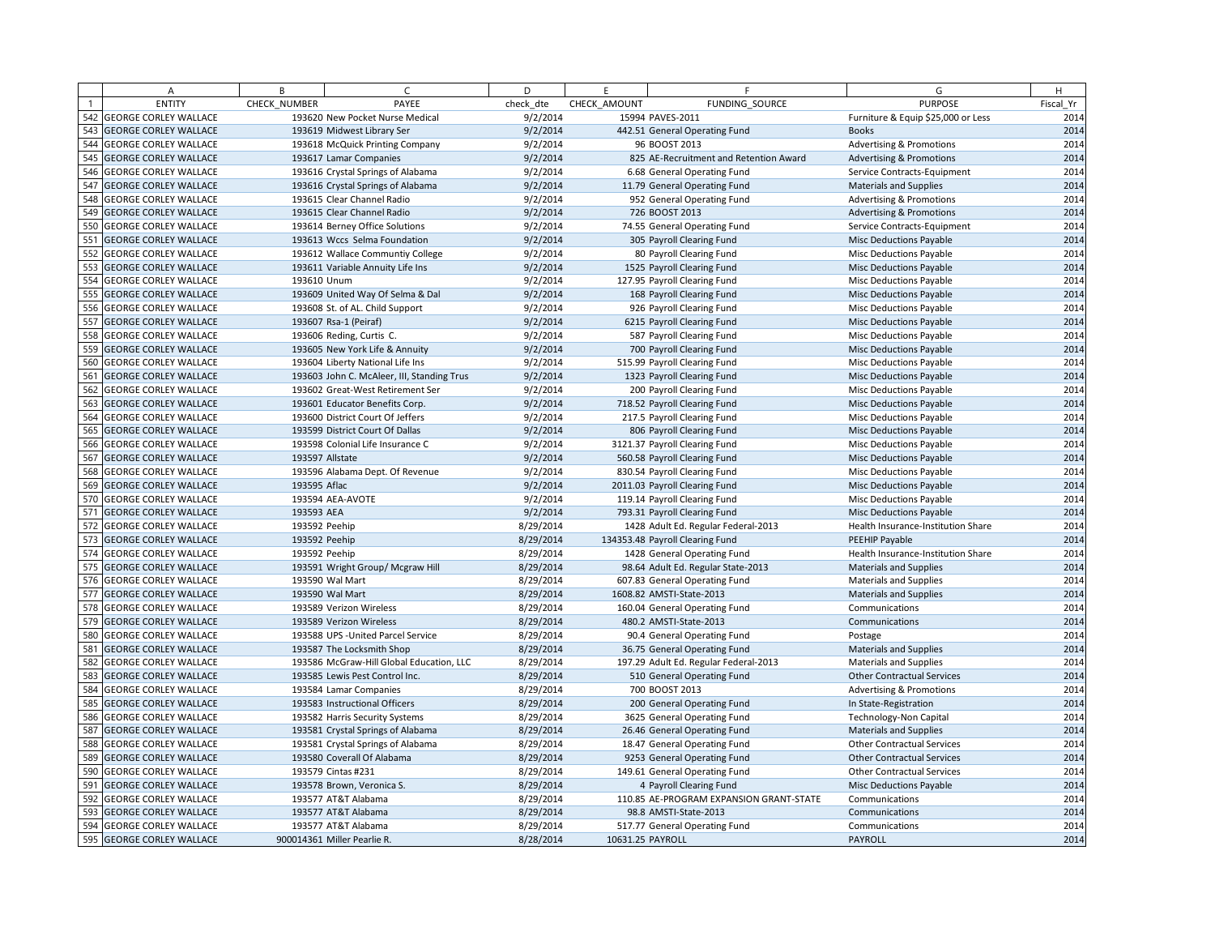| | A | B | C | D | E | F | G | H |
|---|---|---|---|---|---|---|---|---|
| 1 | ENTITY | CHECK_NUMBER | PAYEE | check_dte | CHECK_AMOUNT | FUNDING_SOURCE | PURPOSE | Fiscal_Yr |
| 542 | GEORGE CORLEY WALLACE | 193620 | New Pocket Nurse Medical | 9/2/2014 | 15994 | PAVES-2011 | Furniture & Equip $25,000 or Less | 2014 |
| 543 | GEORGE CORLEY WALLACE | 193619 | Midwest Library Ser | 9/2/2014 | 442.51 | General Operating Fund | Books | 2014 |
| 544 | GEORGE CORLEY WALLACE | 193618 | McQuick Printing Company | 9/2/2014 | 96 | BOOST 2013 | Advertising & Promotions | 2014 |
| 545 | GEORGE CORLEY WALLACE | 193617 | Lamar Companies | 9/2/2014 | 825 | AE-Recruitment and Retention Award | Advertising & Promotions | 2014 |
| 546 | GEORGE CORLEY WALLACE | 193616 | Crystal Springs of Alabama | 9/2/2014 | 6.68 | General Operating Fund | Service Contracts-Equipment | 2014 |
| 547 | GEORGE CORLEY WALLACE | 193616 | Crystal Springs of Alabama | 9/2/2014 | 11.79 | General Operating Fund | Materials and Supplies | 2014 |
| 548 | GEORGE CORLEY WALLACE | 193615 | Clear Channel Radio | 9/2/2014 | 952 | General Operating Fund | Advertising & Promotions | 2014 |
| 549 | GEORGE CORLEY WALLACE | 193615 | Clear Channel Radio | 9/2/2014 | 726 | BOOST 2013 | Advertising & Promotions | 2014 |
| 550 | GEORGE CORLEY WALLACE | 193614 | Berney Office Solutions | 9/2/2014 | 74.55 | General Operating Fund | Service Contracts-Equipment | 2014 |
| 551 | GEORGE CORLEY WALLACE | 193613 | Wccs Selma Foundation | 9/2/2014 | 305 | Payroll Clearing Fund | Misc Deductions Payable | 2014 |
| 552 | GEORGE CORLEY WALLACE | 193612 | Wallace Communtiy College | 9/2/2014 | 80 | Payroll Clearing Fund | Misc Deductions Payable | 2014 |
| 553 | GEORGE CORLEY WALLACE | 193611 | Variable Annuity Life Ins | 9/2/2014 | 1525 | Payroll Clearing Fund | Misc Deductions Payable | 2014 |
| 554 | GEORGE CORLEY WALLACE | 193610 | Unum | 9/2/2014 | 127.95 | Payroll Clearing Fund | Misc Deductions Payable | 2014 |
| 555 | GEORGE CORLEY WALLACE | 193609 | United Way Of Selma & Dal | 9/2/2014 | 168 | Payroll Clearing Fund | Misc Deductions Payable | 2014 |
| 556 | GEORGE CORLEY WALLACE | 193608 | St. of AL. Child Support | 9/2/2014 | 926 | Payroll Clearing Fund | Misc Deductions Payable | 2014 |
| 557 | GEORGE CORLEY WALLACE | 193607 | Rsa-1 (Peiraf) | 9/2/2014 | 6215 | Payroll Clearing Fund | Misc Deductions Payable | 2014 |
| 558 | GEORGE CORLEY WALLACE | 193606 | Reding, Curtis C. | 9/2/2014 | 587 | Payroll Clearing Fund | Misc Deductions Payable | 2014 |
| 559 | GEORGE CORLEY WALLACE | 193605 | New York Life & Annuity | 9/2/2014 | 700 | Payroll Clearing Fund | Misc Deductions Payable | 2014 |
| 560 | GEORGE CORLEY WALLACE | 193604 | Liberty National Life Ins | 9/2/2014 | 515.99 | Payroll Clearing Fund | Misc Deductions Payable | 2014 |
| 561 | GEORGE CORLEY WALLACE | 193603 | John C. McAleer, III, Standing Trus | 9/2/2014 | 1323 | Payroll Clearing Fund | Misc Deductions Payable | 2014 |
| 562 | GEORGE CORLEY WALLACE | 193602 | Great-West Retirement Ser | 9/2/2014 | 200 | Payroll Clearing Fund | Misc Deductions Payable | 2014 |
| 563 | GEORGE CORLEY WALLACE | 193601 | Educator Benefits Corp. | 9/2/2014 | 718.52 | Payroll Clearing Fund | Misc Deductions Payable | 2014 |
| 564 | GEORGE CORLEY WALLACE | 193600 | District Court Of Jeffers | 9/2/2014 | 217.5 | Payroll Clearing Fund | Misc Deductions Payable | 2014 |
| 565 | GEORGE CORLEY WALLACE | 193599 | District Court Of Dallas | 9/2/2014 | 806 | Payroll Clearing Fund | Misc Deductions Payable | 2014 |
| 566 | GEORGE CORLEY WALLACE | 193598 | Colonial Life Insurance C | 9/2/2014 | 3121.37 | Payroll Clearing Fund | Misc Deductions Payable | 2014 |
| 567 | GEORGE CORLEY WALLACE | 193597 | Allstate | 9/2/2014 | 560.58 | Payroll Clearing Fund | Misc Deductions Payable | 2014 |
| 568 | GEORGE CORLEY WALLACE | 193596 | Alabama Dept. Of Revenue | 9/2/2014 | 830.54 | Payroll Clearing Fund | Misc Deductions Payable | 2014 |
| 569 | GEORGE CORLEY WALLACE | 193595 | Aflac | 9/2/2014 | 2011.03 | Payroll Clearing Fund | Misc Deductions Payable | 2014 |
| 570 | GEORGE CORLEY WALLACE | 193594 | AEA-AVOTE | 9/2/2014 | 119.14 | Payroll Clearing Fund | Misc Deductions Payable | 2014 |
| 571 | GEORGE CORLEY WALLACE | 193593 | AEA | 9/2/2014 | 793.31 | Payroll Clearing Fund | Misc Deductions Payable | 2014 |
| 572 | GEORGE CORLEY WALLACE | 193592 | Peehip | 8/29/2014 | 1428 | Adult Ed. Regular Federal-2013 | Health Insurance-Institution Share | 2014 |
| 573 | GEORGE CORLEY WALLACE | 193592 | Peehip | 8/29/2014 | 134353.48 | Payroll Clearing Fund | PEEHIP Payable | 2014 |
| 574 | GEORGE CORLEY WALLACE | 193592 | Peehip | 8/29/2014 | 1428 | General Operating Fund | Health Insurance-Institution Share | 2014 |
| 575 | GEORGE CORLEY WALLACE | 193591 | Wright Group/ Mcgraw Hill | 8/29/2014 | 98.64 | Adult Ed. Regular State-2013 | Materials and Supplies | 2014 |
| 576 | GEORGE CORLEY WALLACE | 193590 | Wal Mart | 8/29/2014 | 607.83 | General Operating Fund | Materials and Supplies | 2014 |
| 577 | GEORGE CORLEY WALLACE | 193590 | Wal Mart | 8/29/2014 | 1608.82 | AMSTI-State-2013 | Materials and Supplies | 2014 |
| 578 | GEORGE CORLEY WALLACE | 193589 | Verizon Wireless | 8/29/2014 | 160.04 | General Operating Fund | Communications | 2014 |
| 579 | GEORGE CORLEY WALLACE | 193589 | Verizon Wireless | 8/29/2014 | 480.2 | AMSTI-State-2013 | Communications | 2014 |
| 580 | GEORGE CORLEY WALLACE | 193588 | UPS -United Parcel Service | 8/29/2014 | 90.4 | General Operating Fund | Postage | 2014 |
| 581 | GEORGE CORLEY WALLACE | 193587 | The Locksmith Shop | 8/29/2014 | 36.75 | General Operating Fund | Materials and Supplies | 2014 |
| 582 | GEORGE CORLEY WALLACE | 193586 | McGraw-Hill Global Education, LLC | 8/29/2014 | 197.29 | Adult Ed. Regular Federal-2013 | Materials and Supplies | 2014 |
| 583 | GEORGE CORLEY WALLACE | 193585 | Lewis Pest Control Inc. | 8/29/2014 | 510 | General Operating Fund | Other Contractual Services | 2014 |
| 584 | GEORGE CORLEY WALLACE | 193584 | Lamar Companies | 8/29/2014 | 700 | BOOST 2013 | Advertising & Promotions | 2014 |
| 585 | GEORGE CORLEY WALLACE | 193583 | Instructional Officers | 8/29/2014 | 200 | General Operating Fund | In State-Registration | 2014 |
| 586 | GEORGE CORLEY WALLACE | 193582 | Harris Security Systems | 8/29/2014 | 3625 | General Operating Fund | Technology-Non Capital | 2014 |
| 587 | GEORGE CORLEY WALLACE | 193581 | Crystal Springs of Alabama | 8/29/2014 | 26.46 | General Operating Fund | Materials and Supplies | 2014 |
| 588 | GEORGE CORLEY WALLACE | 193581 | Crystal Springs of Alabama | 8/29/2014 | 18.47 | General Operating Fund | Other Contractual Services | 2014 |
| 589 | GEORGE CORLEY WALLACE | 193580 | Coverall Of Alabama | 8/29/2014 | 9253 | General Operating Fund | Other Contractual Services | 2014 |
| 590 | GEORGE CORLEY WALLACE | 193579 | Cintas #231 | 8/29/2014 | 149.61 | General Operating Fund | Other Contractual Services | 2014 |
| 591 | GEORGE CORLEY WALLACE | 193578 | Brown, Veronica S. | 8/29/2014 | 4 | Payroll Clearing Fund | Misc Deductions Payable | 2014 |
| 592 | GEORGE CORLEY WALLACE | 193577 | AT&T Alabama | 8/29/2014 | 110.85 | AE-PROGRAM EXPANSION GRANT-STATE | Communications | 2014 |
| 593 | GEORGE CORLEY WALLACE | 193577 | AT&T Alabama | 8/29/2014 | 98.8 | AMSTI-State-2013 | Communications | 2014 |
| 594 | GEORGE CORLEY WALLACE | 193577 | AT&T Alabama | 8/29/2014 | 517.77 | General Operating Fund | Communications | 2014 |
| 595 | GEORGE CORLEY WALLACE | 900014361 | Miller Pearlie R. | 8/28/2014 | 10631.25 | PAYROLL | PAYROLL | 2014 |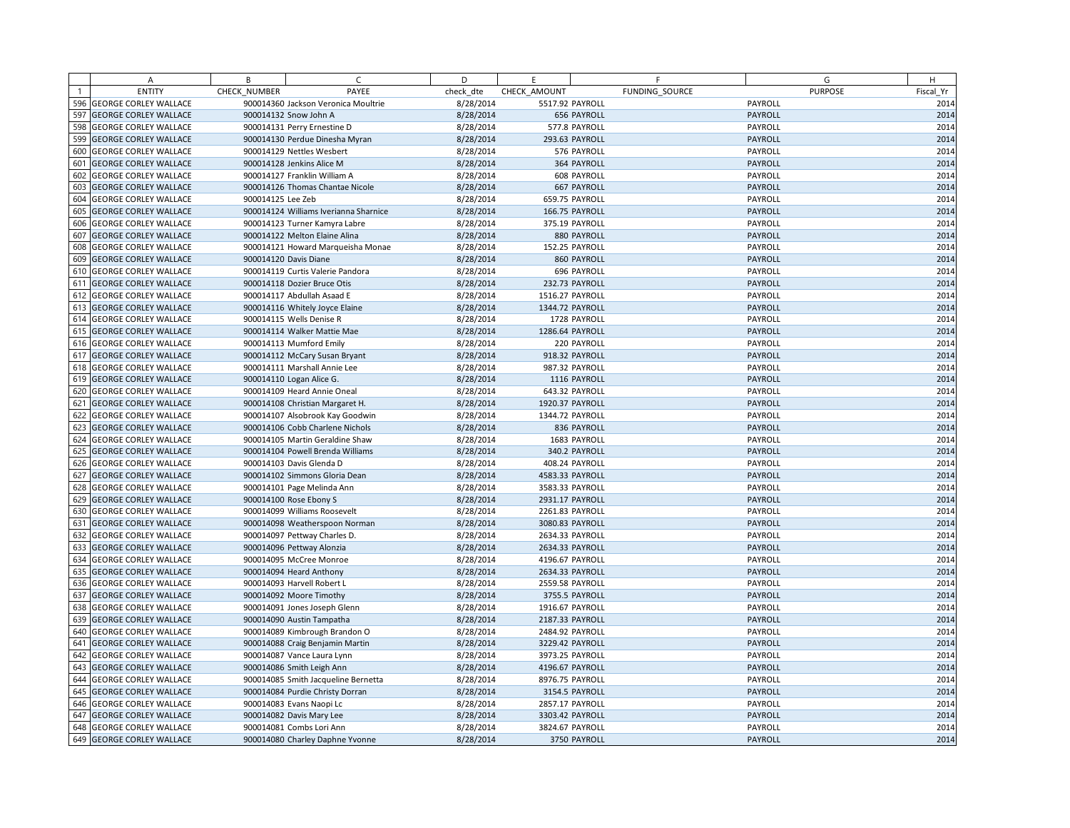| | A | B | C | D | E | F | G | H |
|---|---|---|---|---|---|---|---|---|
| 1 | ENTITY | CHECK_NUMBER | PAYEE | check_dte | CHECK_AMOUNT | FUNDING_SOURCE | PURPOSE | Fiscal_Yr |
| 596 | GEORGE CORLEY WALLACE | 900014360 | Jackson Veronica Moultrie | 8/28/2014 | 5517.92 | PAYROLL | PAYROLL | 2014 |
| 597 | GEORGE CORLEY WALLACE | 900014132 | Snow John A | 8/28/2014 | 656 | PAYROLL | PAYROLL | 2014 |
| 598 | GEORGE CORLEY WALLACE | 900014131 | Perry Ernestine D | 8/28/2014 | 577.8 | PAYROLL | PAYROLL | 2014 |
| 599 | GEORGE CORLEY WALLACE | 900014130 | Perdue Dinesha Myran | 8/28/2014 | 293.63 | PAYROLL | PAYROLL | 2014 |
| 600 | GEORGE CORLEY WALLACE | 900014129 | Nettles Wesbert | 8/28/2014 | 576 | PAYROLL | PAYROLL | 2014 |
| 601 | GEORGE CORLEY WALLACE | 900014128 | Jenkins Alice M | 8/28/2014 | 364 | PAYROLL | PAYROLL | 2014 |
| 602 | GEORGE CORLEY WALLACE | 900014127 | Franklin William A | 8/28/2014 | 608 | PAYROLL | PAYROLL | 2014 |
| 603 | GEORGE CORLEY WALLACE | 900014126 | Thomas Chantae Nicole | 8/28/2014 | 667 | PAYROLL | PAYROLL | 2014 |
| 604 | GEORGE CORLEY WALLACE | 900014125 | Lee Zeb | 8/28/2014 | 659.75 | PAYROLL | PAYROLL | 2014 |
| 605 | GEORGE CORLEY WALLACE | 900014124 | Williams Iverianna Sharnice | 8/28/2014 | 166.75 | PAYROLL | PAYROLL | 2014 |
| 606 | GEORGE CORLEY WALLACE | 900014123 | Turner Kamyra Labre | 8/28/2014 | 375.19 | PAYROLL | PAYROLL | 2014 |
| 607 | GEORGE CORLEY WALLACE | 900014122 | Melton Elaine Alina | 8/28/2014 | 880 | PAYROLL | PAYROLL | 2014 |
| 608 | GEORGE CORLEY WALLACE | 900014121 | Howard Marqueisha Monae | 8/28/2014 | 152.25 | PAYROLL | PAYROLL | 2014 |
| 609 | GEORGE CORLEY WALLACE | 900014120 | Davis Diane | 8/28/2014 | 860 | PAYROLL | PAYROLL | 2014 |
| 610 | GEORGE CORLEY WALLACE | 900014119 | Curtis Valerie Pandora | 8/28/2014 | 696 | PAYROLL | PAYROLL | 2014 |
| 611 | GEORGE CORLEY WALLACE | 900014118 | Dozier Bruce Otis | 8/28/2014 | 232.73 | PAYROLL | PAYROLL | 2014 |
| 612 | GEORGE CORLEY WALLACE | 900014117 | Abdullah Asaad E | 8/28/2014 | 1516.27 | PAYROLL | PAYROLL | 2014 |
| 613 | GEORGE CORLEY WALLACE | 900014116 | Whitely Joyce Elaine | 8/28/2014 | 1344.72 | PAYROLL | PAYROLL | 2014 |
| 614 | GEORGE CORLEY WALLACE | 900014115 | Wells Denise R | 8/28/2014 | 1728 | PAYROLL | PAYROLL | 2014 |
| 615 | GEORGE CORLEY WALLACE | 900014114 | Walker Mattie Mae | 8/28/2014 | 1286.64 | PAYROLL | PAYROLL | 2014 |
| 616 | GEORGE CORLEY WALLACE | 900014113 | Mumford Emily | 8/28/2014 | 220 | PAYROLL | PAYROLL | 2014 |
| 617 | GEORGE CORLEY WALLACE | 900014112 | McCary Susan Bryant | 8/28/2014 | 918.32 | PAYROLL | PAYROLL | 2014 |
| 618 | GEORGE CORLEY WALLACE | 900014111 | Marshall Annie Lee | 8/28/2014 | 987.32 | PAYROLL | PAYROLL | 2014 |
| 619 | GEORGE CORLEY WALLACE | 900014110 | Logan Alice G. | 8/28/2014 | 1116 | PAYROLL | PAYROLL | 2014 |
| 620 | GEORGE CORLEY WALLACE | 900014109 | Heard Annie Oneal | 8/28/2014 | 643.32 | PAYROLL | PAYROLL | 2014 |
| 621 | GEORGE CORLEY WALLACE | 900014108 | Christian Margaret H. | 8/28/2014 | 1920.37 | PAYROLL | PAYROLL | 2014 |
| 622 | GEORGE CORLEY WALLACE | 900014107 | Alsobrook Kay Goodwin | 8/28/2014 | 1344.72 | PAYROLL | PAYROLL | 2014 |
| 623 | GEORGE CORLEY WALLACE | 900014106 | Cobb Charlene Nichols | 8/28/2014 | 836 | PAYROLL | PAYROLL | 2014 |
| 624 | GEORGE CORLEY WALLACE | 900014105 | Martin Geraldine Shaw | 8/28/2014 | 1683 | PAYROLL | PAYROLL | 2014 |
| 625 | GEORGE CORLEY WALLACE | 900014104 | Powell Brenda Williams | 8/28/2014 | 340.2 | PAYROLL | PAYROLL | 2014 |
| 626 | GEORGE CORLEY WALLACE | 900014103 | Davis Glenda D | 8/28/2014 | 408.24 | PAYROLL | PAYROLL | 2014 |
| 627 | GEORGE CORLEY WALLACE | 900014102 | Simmons Gloria Dean | 8/28/2014 | 4583.33 | PAYROLL | PAYROLL | 2014 |
| 628 | GEORGE CORLEY WALLACE | 900014101 | Page Melinda Ann | 8/28/2014 | 3583.33 | PAYROLL | PAYROLL | 2014 |
| 629 | GEORGE CORLEY WALLACE | 900014100 | Rose Ebony S | 8/28/2014 | 2931.17 | PAYROLL | PAYROLL | 2014 |
| 630 | GEORGE CORLEY WALLACE | 900014099 | Williams Roosevelt | 8/28/2014 | 2261.83 | PAYROLL | PAYROLL | 2014 |
| 631 | GEORGE CORLEY WALLACE | 900014098 | Weatherspoon Norman | 8/28/2014 | 3080.83 | PAYROLL | PAYROLL | 2014 |
| 632 | GEORGE CORLEY WALLACE | 900014097 | Pettway Charles D. | 8/28/2014 | 2634.33 | PAYROLL | PAYROLL | 2014 |
| 633 | GEORGE CORLEY WALLACE | 900014096 | Pettway Alonzia | 8/28/2014 | 2634.33 | PAYROLL | PAYROLL | 2014 |
| 634 | GEORGE CORLEY WALLACE | 900014095 | McCree Monroe | 8/28/2014 | 4196.67 | PAYROLL | PAYROLL | 2014 |
| 635 | GEORGE CORLEY WALLACE | 900014094 | Heard Anthony | 8/28/2014 | 2634.33 | PAYROLL | PAYROLL | 2014 |
| 636 | GEORGE CORLEY WALLACE | 900014093 | Harvell Robert L | 8/28/2014 | 2559.58 | PAYROLL | PAYROLL | 2014 |
| 637 | GEORGE CORLEY WALLACE | 900014092 | Moore Timothy | 8/28/2014 | 3755.5 | PAYROLL | PAYROLL | 2014 |
| 638 | GEORGE CORLEY WALLACE | 900014091 | Jones Joseph Glenn | 8/28/2014 | 1916.67 | PAYROLL | PAYROLL | 2014 |
| 639 | GEORGE CORLEY WALLACE | 900014090 | Austin Tampatha | 8/28/2014 | 2187.33 | PAYROLL | PAYROLL | 2014 |
| 640 | GEORGE CORLEY WALLACE | 900014089 | Kimbrough Brandon O | 8/28/2014 | 2484.92 | PAYROLL | PAYROLL | 2014 |
| 641 | GEORGE CORLEY WALLACE | 900014088 | Craig Benjamin Martin | 8/28/2014 | 3229.42 | PAYROLL | PAYROLL | 2014 |
| 642 | GEORGE CORLEY WALLACE | 900014087 | Vance Laura Lynn | 8/28/2014 | 3973.25 | PAYROLL | PAYROLL | 2014 |
| 643 | GEORGE CORLEY WALLACE | 900014086 | Smith Leigh Ann | 8/28/2014 | 4196.67 | PAYROLL | PAYROLL | 2014 |
| 644 | GEORGE CORLEY WALLACE | 900014085 | Smith Jacqueline Bernetta | 8/28/2014 | 8976.75 | PAYROLL | PAYROLL | 2014 |
| 645 | GEORGE CORLEY WALLACE | 900014084 | Purdie Christy Dorran | 8/28/2014 | 3154.5 | PAYROLL | PAYROLL | 2014 |
| 646 | GEORGE CORLEY WALLACE | 900014083 | Evans Naopi Lc | 8/28/2014 | 2857.17 | PAYROLL | PAYROLL | 2014 |
| 647 | GEORGE CORLEY WALLACE | 900014082 | Davis Mary Lee | 8/28/2014 | 3303.42 | PAYROLL | PAYROLL | 2014 |
| 648 | GEORGE CORLEY WALLACE | 900014081 | Combs Lori Ann | 8/28/2014 | 3824.67 | PAYROLL | PAYROLL | 2014 |
| 649 | GEORGE CORLEY WALLACE | 900014080 | Charley Daphne Yvonne | 8/28/2014 | 3750 | PAYROLL | PAYROLL | 2014 |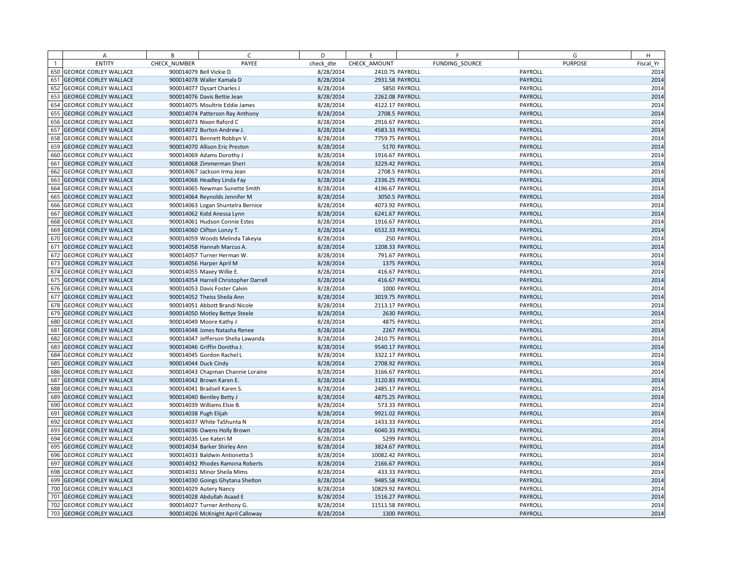| | A | B | C | D | E | F | G | H |
|---|---|---|---|---|---|---|---|---|
| 1 | ENTITY | CHECK_NUMBER | PAYEE | check_dte | CHECK_AMOUNT | FUNDING_SOURCE | PURPOSE | Fiscal_Yr |
| 650 | GEORGE CORLEY WALLACE | 900014079 | Bell Vickie D | 8/28/2014 | 2410.75 | PAYROLL | PAYROLL | 2014 |
| 651 | GEORGE CORLEY WALLACE | 900014078 | Waller Kamala D | 8/28/2014 | 2931.58 | PAYROLL | PAYROLL | 2014 |
| 652 | GEORGE CORLEY WALLACE | 900014077 | Dysart Charles J | 8/28/2014 | 5850 | PAYROLL | PAYROLL | 2014 |
| 653 | GEORGE CORLEY WALLACE | 900014076 | Davis Bettie Jean | 8/28/2014 | 2262.08 | PAYROLL | PAYROLL | 2014 |
| 654 | GEORGE CORLEY WALLACE | 900014075 | Moultrie Eddie James | 8/28/2014 | 4122.17 | PAYROLL | PAYROLL | 2014 |
| 655 | GEORGE CORLEY WALLACE | 900014074 | Patterson Ray Anthony | 8/28/2014 | 2708.5 | PAYROLL | PAYROLL | 2014 |
| 656 | GEORGE CORLEY WALLACE | 900014073 | Nixon Raford C | 8/28/2014 | 2916.67 | PAYROLL | PAYROLL | 2014 |
| 657 | GEORGE CORLEY WALLACE | 900014072 | Burton Andrew J. | 8/28/2014 | 4583.33 | PAYROLL | PAYROLL | 2014 |
| 658 | GEORGE CORLEY WALLACE | 900014071 | Bennett Robbyn V. | 8/28/2014 | 7759.75 | PAYROLL | PAYROLL | 2014 |
| 659 | GEORGE CORLEY WALLACE | 900014070 | Allison Eric Preston | 8/28/2014 | 5170 | PAYROLL | PAYROLL | 2014 |
| 660 | GEORGE CORLEY WALLACE | 900014069 | Adams Dorothy J | 8/28/2014 | 1916.67 | PAYROLL | PAYROLL | 2014 |
| 661 | GEORGE CORLEY WALLACE | 900014068 | Zimmerman Sheri | 8/28/2014 | 3229.42 | PAYROLL | PAYROLL | 2014 |
| 662 | GEORGE CORLEY WALLACE | 900014067 | Jackson Irma Jean | 8/28/2014 | 2708.5 | PAYROLL | PAYROLL | 2014 |
| 663 | GEORGE CORLEY WALLACE | 900014066 | Headley Linda Fay | 8/28/2014 | 2336.25 | PAYROLL | PAYROLL | 2014 |
| 664 | GEORGE CORLEY WALLACE | 900014065 | Newman Sunette Smith | 8/28/2014 | 4196.67 | PAYROLL | PAYROLL | 2014 |
| 665 | GEORGE CORLEY WALLACE | 900014064 | Reynolds Jennifer M | 8/28/2014 | 3050.5 | PAYROLL | PAYROLL | 2014 |
| 666 | GEORGE CORLEY WALLACE | 900014063 | Logan Shuntelra Bernice | 8/28/2014 | 4073.92 | PAYROLL | PAYROLL | 2014 |
| 667 | GEORGE CORLEY WALLACE | 900014062 | Kidd Anessa Lynn | 8/28/2014 | 6241.67 | PAYROLL | PAYROLL | 2014 |
| 668 | GEORGE CORLEY WALLACE | 900014061 | Hudson Connie Estes | 8/28/2014 | 1916.67 | PAYROLL | PAYROLL | 2014 |
| 669 | GEORGE CORLEY WALLACE | 900014060 | Clifton Lonzy T. | 8/28/2014 | 6532.33 | PAYROLL | PAYROLL | 2014 |
| 670 | GEORGE CORLEY WALLACE | 900014059 | Woods Melinda Takeyia | 8/28/2014 | 250 | PAYROLL | PAYROLL | 2014 |
| 671 | GEORGE CORLEY WALLACE | 900014058 | Hannah Marcus A. | 8/28/2014 | 1208.33 | PAYROLL | PAYROLL | 2014 |
| 672 | GEORGE CORLEY WALLACE | 900014057 | Turner Herman W. | 8/28/2014 | 791.67 | PAYROLL | PAYROLL | 2014 |
| 673 | GEORGE CORLEY WALLACE | 900014056 | Harper April M | 8/28/2014 | 1375 | PAYROLL | PAYROLL | 2014 |
| 674 | GEORGE CORLEY WALLACE | 900014055 | Maxey Willie E. | 8/28/2014 | 416.67 | PAYROLL | PAYROLL | 2014 |
| 675 | GEORGE CORLEY WALLACE | 900014054 | Harrell Christopher Darrell | 8/28/2014 | 416.67 | PAYROLL | PAYROLL | 2014 |
| 676 | GEORGE CORLEY WALLACE | 900014053 | Davis Foster Calvin | 8/28/2014 | 1000 | PAYROLL | PAYROLL | 2014 |
| 677 | GEORGE CORLEY WALLACE | 900014052 | Theiss Sheila Ann | 8/28/2014 | 3019.75 | PAYROLL | PAYROLL | 2014 |
| 678 | GEORGE CORLEY WALLACE | 900014051 | Abbott Brandi Nicole | 8/28/2014 | 2113.17 | PAYROLL | PAYROLL | 2014 |
| 679 | GEORGE CORLEY WALLACE | 900014050 | Motley Bettye Steele | 8/28/2014 | 2630 | PAYROLL | PAYROLL | 2014 |
| 680 | GEORGE CORLEY WALLACE | 900014049 | Moore Kathy J | 8/28/2014 | 4875 | PAYROLL | PAYROLL | 2014 |
| 681 | GEORGE CORLEY WALLACE | 900014048 | Jones Natasha Renee | 8/28/2014 | 2267 | PAYROLL | PAYROLL | 2014 |
| 682 | GEORGE CORLEY WALLACE | 900014047 | Jefferson Shelia Lawanda | 8/28/2014 | 2410.75 | PAYROLL | PAYROLL | 2014 |
| 683 | GEORGE CORLEY WALLACE | 900014046 | Griffin Donitha J. | 8/28/2014 | 9540.17 | PAYROLL | PAYROLL | 2014 |
| 684 | GEORGE CORLEY WALLACE | 900014045 | Gordon Rachel L | 8/28/2014 | 3322.17 | PAYROLL | PAYROLL | 2014 |
| 685 | GEORGE CORLEY WALLACE | 900014044 | Duck Cindy | 8/28/2014 | 2708.92 | PAYROLL | PAYROLL | 2014 |
| 686 | GEORGE CORLEY WALLACE | 900014043 | Chapman Channie Loraine | 8/28/2014 | 3166.67 | PAYROLL | PAYROLL | 2014 |
| 687 | GEORGE CORLEY WALLACE | 900014042 | Brown Karen E. | 8/28/2014 | 3120.83 | PAYROLL | PAYROLL | 2014 |
| 688 | GEORGE CORLEY WALLACE | 900014041 | Bradsell Karen S. | 8/28/2014 | 2485.17 | PAYROLL | PAYROLL | 2014 |
| 689 | GEORGE CORLEY WALLACE | 900014040 | Bentley Betty J | 8/28/2014 | 4875.25 | PAYROLL | PAYROLL | 2014 |
| 690 | GEORGE CORLEY WALLACE | 900014039 | Williams Elsie B. | 8/28/2014 | 573.33 | PAYROLL | PAYROLL | 2014 |
| 691 | GEORGE CORLEY WALLACE | 900014038 | Pugh Elijah | 8/28/2014 | 9921.02 | PAYROLL | PAYROLL | 2014 |
| 692 | GEORGE CORLEY WALLACE | 900014037 | White TaShunta N | 8/28/2014 | 1433.33 | PAYROLL | PAYROLL | 2014 |
| 693 | GEORGE CORLEY WALLACE | 900014036 | Owens Holly Brown | 8/28/2014 | 6040.33 | PAYROLL | PAYROLL | 2014 |
| 694 | GEORGE CORLEY WALLACE | 900014035 | Lee Kateri M | 8/28/2014 | 5299 | PAYROLL | PAYROLL | 2014 |
| 695 | GEORGE CORLEY WALLACE | 900014034 | Barker Shirley Ann | 8/28/2014 | 3824.67 | PAYROLL | PAYROLL | 2014 |
| 696 | GEORGE CORLEY WALLACE | 900014033 | Baldwin Antionetta S | 8/28/2014 | 10082.42 | PAYROLL | PAYROLL | 2014 |
| 697 | GEORGE CORLEY WALLACE | 900014032 | Rhodes Ramona Roberts | 8/28/2014 | 2166.67 | PAYROLL | PAYROLL | 2014 |
| 698 | GEORGE CORLEY WALLACE | 900014031 | Minor Sheila Mims | 8/28/2014 | 433.33 | PAYROLL | PAYROLL | 2014 |
| 699 | GEORGE CORLEY WALLACE | 900014030 | Goings Ghytana Shelton | 8/28/2014 | 9485.58 | PAYROLL | PAYROLL | 2014 |
| 700 | GEORGE CORLEY WALLACE | 900014029 | Autery Nancy | 8/28/2014 | 10829.92 | PAYROLL | PAYROLL | 2014 |
| 701 | GEORGE CORLEY WALLACE | 900014028 | Abdullah Asaad E | 8/28/2014 | 1516.27 | PAYROLL | PAYROLL | 2014 |
| 702 | GEORGE CORLEY WALLACE | 900014027 | Turner Anthony G. | 8/28/2014 | 11511.58 | PAYROLL | PAYROLL | 2014 |
| 703 | GEORGE CORLEY WALLACE | 900014026 | McKnight April Calloway | 8/28/2014 | 1300 | PAYROLL | PAYROLL | 2014 |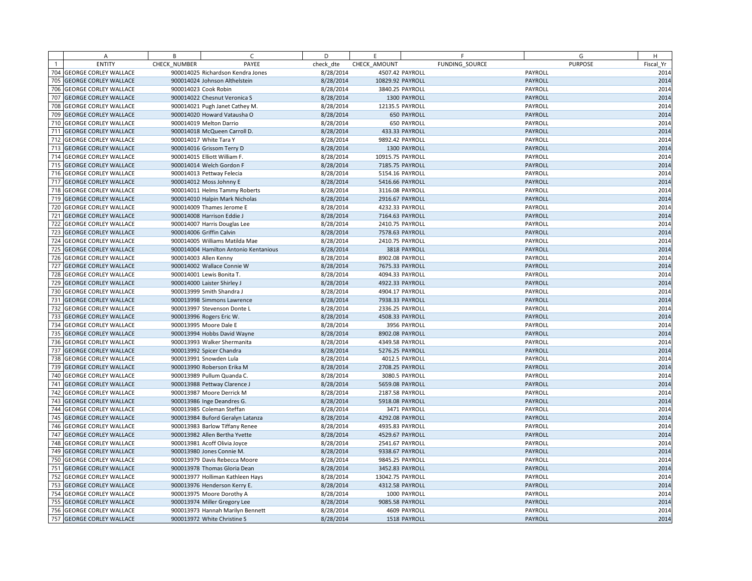| | A | B | C | D | E | F | G | H |
|---|---|---|---|---|---|---|---|---|
| 1 | ENTITY | CHECK_NUMBER | PAYEE | check_dte | CHECK_AMOUNT | FUNDING_SOURCE | PURPOSE | Fiscal_Yr |
| 704 | GEORGE CORLEY WALLACE | 900014025 | Richardson Kendra Jones | 8/28/2014 | 4507.42 | PAYROLL | PAYROLL | 2014 |
| 705 | GEORGE CORLEY WALLACE | 900014024 | Johnson Althelstein | 8/28/2014 | 10829.92 | PAYROLL | PAYROLL | 2014 |
| 706 | GEORGE CORLEY WALLACE | 900014023 | Cook Robin | 8/28/2014 | 3840.25 | PAYROLL | PAYROLL | 2014 |
| 707 | GEORGE CORLEY WALLACE | 900014022 | Chesnut Veronica S | 8/28/2014 | 1300 | PAYROLL | PAYROLL | 2014 |
| 708 | GEORGE CORLEY WALLACE | 900014021 | Pugh Janet Cathey M. | 8/28/2014 | 12135.5 | PAYROLL | PAYROLL | 2014 |
| 709 | GEORGE CORLEY WALLACE | 900014020 | Howard Vatausha O | 8/28/2014 | 650 | PAYROLL | PAYROLL | 2014 |
| 710 | GEORGE CORLEY WALLACE | 900014019 | Melton Darrio | 8/28/2014 | 650 | PAYROLL | PAYROLL | 2014 |
| 711 | GEORGE CORLEY WALLACE | 900014018 | McQueen Carroll D. | 8/28/2014 | 433.33 | PAYROLL | PAYROLL | 2014 |
| 712 | GEORGE CORLEY WALLACE | 900014017 | White Tara Y | 8/28/2014 | 9892.42 | PAYROLL | PAYROLL | 2014 |
| 713 | GEORGE CORLEY WALLACE | 900014016 | Grissom Terry D | 8/28/2014 | 1300 | PAYROLL | PAYROLL | 2014 |
| 714 | GEORGE CORLEY WALLACE | 900014015 | Elliott William F. | 8/28/2014 | 10915.75 | PAYROLL | PAYROLL | 2014 |
| 715 | GEORGE CORLEY WALLACE | 900014014 | Welch Gordon F | 8/28/2014 | 7185.75 | PAYROLL | PAYROLL | 2014 |
| 716 | GEORGE CORLEY WALLACE | 900014013 | Pettway Felecia | 8/28/2014 | 5154.16 | PAYROLL | PAYROLL | 2014 |
| 717 | GEORGE CORLEY WALLACE | 900014012 | Moss Johnny E | 8/28/2014 | 5416.66 | PAYROLL | PAYROLL | 2014 |
| 718 | GEORGE CORLEY WALLACE | 900014011 | Helms Tammy Roberts | 8/28/2014 | 3116.08 | PAYROLL | PAYROLL | 2014 |
| 719 | GEORGE CORLEY WALLACE | 900014010 | Halpin Mark Nicholas | 8/28/2014 | 2916.67 | PAYROLL | PAYROLL | 2014 |
| 720 | GEORGE CORLEY WALLACE | 900014009 | Thames Jerome E | 8/28/2014 | 4232.33 | PAYROLL | PAYROLL | 2014 |
| 721 | GEORGE CORLEY WALLACE | 900014008 | Harrison Eddie J | 8/28/2014 | 7164.63 | PAYROLL | PAYROLL | 2014 |
| 722 | GEORGE CORLEY WALLACE | 900014007 | Harris Douglas Lee | 8/28/2014 | 2410.75 | PAYROLL | PAYROLL | 2014 |
| 723 | GEORGE CORLEY WALLACE | 900014006 | Griffin Calvin | 8/28/2014 | 7578.63 | PAYROLL | PAYROLL | 2014 |
| 724 | GEORGE CORLEY WALLACE | 900014005 | Williams Matilda Mae | 8/28/2014 | 2410.75 | PAYROLL | PAYROLL | 2014 |
| 725 | GEORGE CORLEY WALLACE | 900014004 | Hamilton Antonio Kentanious | 8/28/2014 | 3818 | PAYROLL | PAYROLL | 2014 |
| 726 | GEORGE CORLEY WALLACE | 900014003 | Allen Kenny | 8/28/2014 | 8902.08 | PAYROLL | PAYROLL | 2014 |
| 727 | GEORGE CORLEY WALLACE | 900014002 | Wallace Connie W | 8/28/2014 | 7675.33 | PAYROLL | PAYROLL | 2014 |
| 728 | GEORGE CORLEY WALLACE | 900014001 | Lewis Bonita T. | 8/28/2014 | 4094.33 | PAYROLL | PAYROLL | 2014 |
| 729 | GEORGE CORLEY WALLACE | 900014000 | Laister Shirley J | 8/28/2014 | 4922.33 | PAYROLL | PAYROLL | 2014 |
| 730 | GEORGE CORLEY WALLACE | 900013999 | Smith Shandra J | 8/28/2014 | 4904.17 | PAYROLL | PAYROLL | 2014 |
| 731 | GEORGE CORLEY WALLACE | 900013998 | Simmons Lawrence | 8/28/2014 | 7938.33 | PAYROLL | PAYROLL | 2014 |
| 732 | GEORGE CORLEY WALLACE | 900013997 | Stevenson Donte L | 8/28/2014 | 2336.25 | PAYROLL | PAYROLL | 2014 |
| 733 | GEORGE CORLEY WALLACE | 900013996 | Rogers Eric W. | 8/28/2014 | 4508.33 | PAYROLL | PAYROLL | 2014 |
| 734 | GEORGE CORLEY WALLACE | 900013995 | Moore Dale E | 8/28/2014 | 3956 | PAYROLL | PAYROLL | 2014 |
| 735 | GEORGE CORLEY WALLACE | 900013994 | Hobbs David Wayne | 8/28/2014 | 8902.08 | PAYROLL | PAYROLL | 2014 |
| 736 | GEORGE CORLEY WALLACE | 900013993 | Walker Shermanita | 8/28/2014 | 4349.58 | PAYROLL | PAYROLL | 2014 |
| 737 | GEORGE CORLEY WALLACE | 900013992 | Spicer Chandra | 8/28/2014 | 5276.25 | PAYROLL | PAYROLL | 2014 |
| 738 | GEORGE CORLEY WALLACE | 900013991 | Snowden Lula | 8/28/2014 | 4012.5 | PAYROLL | PAYROLL | 2014 |
| 739 | GEORGE CORLEY WALLACE | 900013990 | Roberson Erika M | 8/28/2014 | 2708.25 | PAYROLL | PAYROLL | 2014 |
| 740 | GEORGE CORLEY WALLACE | 900013989 | Pullum Quanda C. | 8/28/2014 | 3080.5 | PAYROLL | PAYROLL | 2014 |
| 741 | GEORGE CORLEY WALLACE | 900013988 | Pettway Clarence J | 8/28/2014 | 5659.08 | PAYROLL | PAYROLL | 2014 |
| 742 | GEORGE CORLEY WALLACE | 900013987 | Moore Derrick M | 8/28/2014 | 2187.58 | PAYROLL | PAYROLL | 2014 |
| 743 | GEORGE CORLEY WALLACE | 900013986 | Inge Deandres G. | 8/28/2014 | 5918.08 | PAYROLL | PAYROLL | 2014 |
| 744 | GEORGE CORLEY WALLACE | 900013985 | Coleman Steffan | 8/28/2014 | 3471 | PAYROLL | PAYROLL | 2014 |
| 745 | GEORGE CORLEY WALLACE | 900013984 | Buford Geralyn Latanza | 8/28/2014 | 4292.08 | PAYROLL | PAYROLL | 2014 |
| 746 | GEORGE CORLEY WALLACE | 900013983 | Barlow Tiffany Renee | 8/28/2014 | 4935.83 | PAYROLL | PAYROLL | 2014 |
| 747 | GEORGE CORLEY WALLACE | 900013982 | Allen Bertha Yvette | 8/28/2014 | 4529.67 | PAYROLL | PAYROLL | 2014 |
| 748 | GEORGE CORLEY WALLACE | 900013981 | Acoff Olivia Joyce | 8/28/2014 | 2541.67 | PAYROLL | PAYROLL | 2014 |
| 749 | GEORGE CORLEY WALLACE | 900013980 | Jones Connie M. | 8/28/2014 | 9338.67 | PAYROLL | PAYROLL | 2014 |
| 750 | GEORGE CORLEY WALLACE | 900013979 | Davis Rebecca Moore | 8/28/2014 | 9845.25 | PAYROLL | PAYROLL | 2014 |
| 751 | GEORGE CORLEY WALLACE | 900013978 | Thomas Gloria Dean | 8/28/2014 | 3452.83 | PAYROLL | PAYROLL | 2014 |
| 752 | GEORGE CORLEY WALLACE | 900013977 | Holliman Kathleen Hays | 8/28/2014 | 13042.75 | PAYROLL | PAYROLL | 2014 |
| 753 | GEORGE CORLEY WALLACE | 900013976 | Henderson Kerry E. | 8/28/2014 | 4312.58 | PAYROLL | PAYROLL | 2014 |
| 754 | GEORGE CORLEY WALLACE | 900013975 | Moore Dorothy A | 8/28/2014 | 1000 | PAYROLL | PAYROLL | 2014 |
| 755 | GEORGE CORLEY WALLACE | 900013974 | Miller Gregory Lee | 8/28/2014 | 9085.58 | PAYROLL | PAYROLL | 2014 |
| 756 | GEORGE CORLEY WALLACE | 900013973 | Hannah Marilyn Bennett | 8/28/2014 | 4609 | PAYROLL | PAYROLL | 2014 |
| 757 | GEORGE CORLEY WALLACE | 900013972 | White Christine S | 8/28/2014 | 1518 | PAYROLL | PAYROLL | 2014 |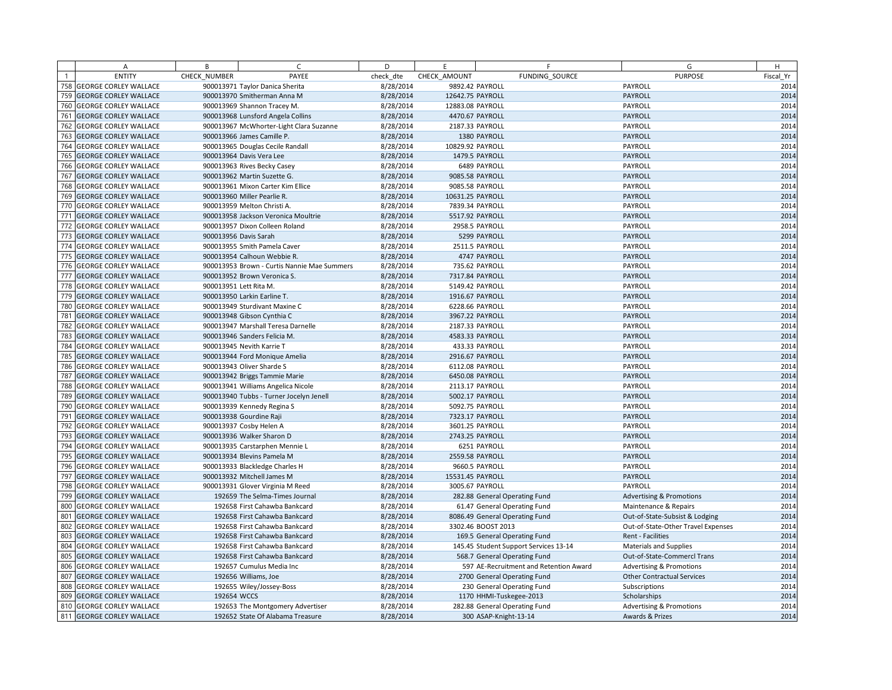| | A | B | C | D | E | F | G | H |
|---|---|---|---|---|---|---|---|---|
| 1 | ENTITY | CHECK_NUMBER | PAYEE | check_dte | CHECK_AMOUNT | FUNDING_SOURCE | PURPOSE | Fiscal_Yr |
| 758 | GEORGE CORLEY WALLACE | 900013971 | Taylor Danica Sherita | 8/28/2014 | 9892.42 | PAYROLL | PAYROLL | 2014 |
| 759 | GEORGE CORLEY WALLACE | 900013970 | Smitherman Anna M | 8/28/2014 | 12642.75 | PAYROLL | PAYROLL | 2014 |
| 760 | GEORGE CORLEY WALLACE | 900013969 | Shannon Tracey M. | 8/28/2014 | 12883.08 | PAYROLL | PAYROLL | 2014 |
| 761 | GEORGE CORLEY WALLACE | 900013968 | Lunsford Angela Collins | 8/28/2014 | 4470.67 | PAYROLL | PAYROLL | 2014 |
| 762 | GEORGE CORLEY WALLACE | 900013967 | McWhorter-Light Clara Suzanne | 8/28/2014 | 2187.33 | PAYROLL | PAYROLL | 2014 |
| 763 | GEORGE CORLEY WALLACE | 900013966 | James Camille P. | 8/28/2014 | 1380 | PAYROLL | PAYROLL | 2014 |
| 764 | GEORGE CORLEY WALLACE | 900013965 | Douglas Cecile Randall | 8/28/2014 | 10829.92 | PAYROLL | PAYROLL | 2014 |
| 765 | GEORGE CORLEY WALLACE | 900013964 | Davis Vera Lee | 8/28/2014 | 1479.5 | PAYROLL | PAYROLL | 2014 |
| 766 | GEORGE CORLEY WALLACE | 900013963 | Rives Becky Casey | 8/28/2014 | 6489 | PAYROLL | PAYROLL | 2014 |
| 767 | GEORGE CORLEY WALLACE | 900013962 | Martin Suzette G. | 8/28/2014 | 9085.58 | PAYROLL | PAYROLL | 2014 |
| 768 | GEORGE CORLEY WALLACE | 900013961 | Mixon Carter Kim Ellice | 8/28/2014 | 9085.58 | PAYROLL | PAYROLL | 2014 |
| 769 | GEORGE CORLEY WALLACE | 900013960 | Miller Pearlie R. | 8/28/2014 | 10631.25 | PAYROLL | PAYROLL | 2014 |
| 770 | GEORGE CORLEY WALLACE | 900013959 | Melton Christi A. | 8/28/2014 | 7839.34 | PAYROLL | PAYROLL | 2014 |
| 771 | GEORGE CORLEY WALLACE | 900013958 | Jackson Veronica Moultrie | 8/28/2014 | 5517.92 | PAYROLL | PAYROLL | 2014 |
| 772 | GEORGE CORLEY WALLACE | 900013957 | Dixon Colleen Roland | 8/28/2014 | 2958.5 | PAYROLL | PAYROLL | 2014 |
| 773 | GEORGE CORLEY WALLACE | 900013956 | Davis Sarah | 8/28/2014 | 5299 | PAYROLL | PAYROLL | 2014 |
| 774 | GEORGE CORLEY WALLACE | 900013955 | Smith Pamela Caver | 8/28/2014 | 2511.5 | PAYROLL | PAYROLL | 2014 |
| 775 | GEORGE CORLEY WALLACE | 900013954 | Calhoun Webbie R. | 8/28/2014 | 4747 | PAYROLL | PAYROLL | 2014 |
| 776 | GEORGE CORLEY WALLACE | 900013953 | Brown - Curtis Nannie Mae Summers | 8/28/2014 | 735.62 | PAYROLL | PAYROLL | 2014 |
| 777 | GEORGE CORLEY WALLACE | 900013952 | Brown Veronica S. | 8/28/2014 | 7317.84 | PAYROLL | PAYROLL | 2014 |
| 778 | GEORGE CORLEY WALLACE | 900013951 | Lett Rita M. | 8/28/2014 | 5149.42 | PAYROLL | PAYROLL | 2014 |
| 779 | GEORGE CORLEY WALLACE | 900013950 | Larkin Earline T. | 8/28/2014 | 1916.67 | PAYROLL | PAYROLL | 2014 |
| 780 | GEORGE CORLEY WALLACE | 900013949 | Sturdivant Maxine C | 8/28/2014 | 6228.66 | PAYROLL | PAYROLL | 2014 |
| 781 | GEORGE CORLEY WALLACE | 900013948 | Gibson Cynthia C | 8/28/2014 | 3967.22 | PAYROLL | PAYROLL | 2014 |
| 782 | GEORGE CORLEY WALLACE | 900013947 | Marshall Teresa Darnelle | 8/28/2014 | 2187.33 | PAYROLL | PAYROLL | 2014 |
| 783 | GEORGE CORLEY WALLACE | 900013946 | Sanders Felicia M. | 8/28/2014 | 4583.33 | PAYROLL | PAYROLL | 2014 |
| 784 | GEORGE CORLEY WALLACE | 900013945 | Nevith Karrie T | 8/28/2014 | 433.33 | PAYROLL | PAYROLL | 2014 |
| 785 | GEORGE CORLEY WALLACE | 900013944 | Ford Monique Amelia | 8/28/2014 | 2916.67 | PAYROLL | PAYROLL | 2014 |
| 786 | GEORGE CORLEY WALLACE | 900013943 | Oliver Sharde S | 8/28/2014 | 6112.08 | PAYROLL | PAYROLL | 2014 |
| 787 | GEORGE CORLEY WALLACE | 900013942 | Briggs Tammie Marie | 8/28/2014 | 6450.08 | PAYROLL | PAYROLL | 2014 |
| 788 | GEORGE CORLEY WALLACE | 900013941 | Williams Angelica Nicole | 8/28/2014 | 2113.17 | PAYROLL | PAYROLL | 2014 |
| 789 | GEORGE CORLEY WALLACE | 900013940 | Tubbs - Turner Jocelyn Jenell | 8/28/2014 | 5002.17 | PAYROLL | PAYROLL | 2014 |
| 790 | GEORGE CORLEY WALLACE | 900013939 | Kennedy Regina S | 8/28/2014 | 5092.75 | PAYROLL | PAYROLL | 2014 |
| 791 | GEORGE CORLEY WALLACE | 900013938 | Gourdine Raji | 8/28/2014 | 7323.17 | PAYROLL | PAYROLL | 2014 |
| 792 | GEORGE CORLEY WALLACE | 900013937 | Cosby Helen A | 8/28/2014 | 3601.25 | PAYROLL | PAYROLL | 2014 |
| 793 | GEORGE CORLEY WALLACE | 900013936 | Walker Sharon D | 8/28/2014 | 2743.25 | PAYROLL | PAYROLL | 2014 |
| 794 | GEORGE CORLEY WALLACE | 900013935 | Carstarphen Mennie L | 8/28/2014 | 6251 | PAYROLL | PAYROLL | 2014 |
| 795 | GEORGE CORLEY WALLACE | 900013934 | Blevins Pamela M | 8/28/2014 | 2559.58 | PAYROLL | PAYROLL | 2014 |
| 796 | GEORGE CORLEY WALLACE | 900013933 | Blackledge Charles H | 8/28/2014 | 9660.5 | PAYROLL | PAYROLL | 2014 |
| 797 | GEORGE CORLEY WALLACE | 900013932 | Mitchell James M | 8/28/2014 | 15531.45 | PAYROLL | PAYROLL | 2014 |
| 798 | GEORGE CORLEY WALLACE | 900013931 | Glover Virginia M Reed | 8/28/2014 | 3005.67 | PAYROLL | PAYROLL | 2014 |
| 799 | GEORGE CORLEY WALLACE | 192659 | The Selma-Times Journal | 8/28/2014 | 282.88 | General Operating Fund | Advertising & Promotions | 2014 |
| 800 | GEORGE CORLEY WALLACE | 192658 | First Cahawba Bankcard | 8/28/2014 | 61.47 | General Operating Fund | Maintenance & Repairs | 2014 |
| 801 | GEORGE CORLEY WALLACE | 192658 | First Cahawba Bankcard | 8/28/2014 | 8086.49 | General Operating Fund | Out-of-State-Subsist & Lodging | 2014 |
| 802 | GEORGE CORLEY WALLACE | 192658 | First Cahawba Bankcard | 8/28/2014 | 3302.46 | BOOST 2013 | Out-of-State-Other Travel Expenses | 2014 |
| 803 | GEORGE CORLEY WALLACE | 192658 | First Cahawba Bankcard | 8/28/2014 | 169.5 | General Operating Fund | Rent - Facilities | 2014 |
| 804 | GEORGE CORLEY WALLACE | 192658 | First Cahawba Bankcard | 8/28/2014 | 145.45 | Student Support Services 13-14 | Materials and Supplies | 2014 |
| 805 | GEORGE CORLEY WALLACE | 192658 | First Cahawba Bankcard | 8/28/2014 | 568.7 | General Operating Fund | Out-of-State-Commercl Trans | 2014 |
| 806 | GEORGE CORLEY WALLACE | 192657 | Cumulus Media Inc | 8/28/2014 | 597 | AE-Recruitment and Retention Award | Advertising & Promotions | 2014 |
| 807 | GEORGE CORLEY WALLACE | 192656 | Williams, Joe | 8/28/2014 | 2700 | General Operating Fund | Other Contractual Services | 2014 |
| 808 | GEORGE CORLEY WALLACE | 192655 | Wiley/Jossey-Boss | 8/28/2014 | 230 | General Operating Fund | Subscriptions | 2014 |
| 809 | GEORGE CORLEY WALLACE | 192654 | WCCS | 8/28/2014 | 1170 | HHMI-Tuskegee-2013 | Scholarships | 2014 |
| 810 | GEORGE CORLEY WALLACE | 192653 | The Montgomery Advertiser | 8/28/2014 | 282.88 | General Operating Fund | Advertising & Promotions | 2014 |
| 811 | GEORGE CORLEY WALLACE | 192652 | State Of Alabama Treasure | 8/28/2014 | 300 | ASAP-Knight-13-14 | Awards & Prizes | 2014 |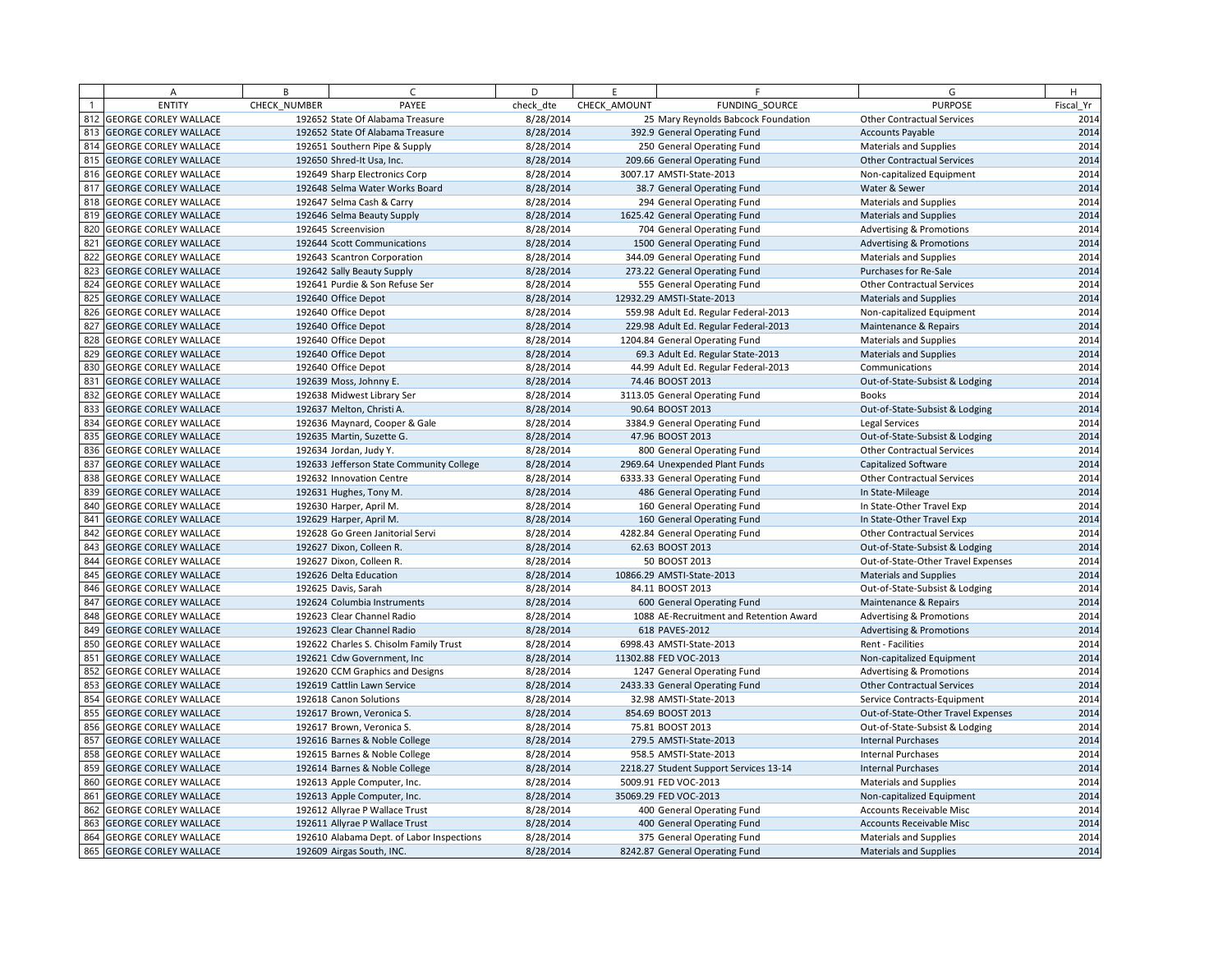| | A | B | C | D | E | F | G | H |
|---|---|---|---|---|---|---|---|---|
| 1 | ENTITY | CHECK_NUMBER | PAYEE | check_dte | CHECK_AMOUNT | FUNDING_SOURCE | PURPOSE | Fiscal_Yr |
| 812 | GEORGE CORLEY WALLACE | 192652 | State Of Alabama Treasure | 8/28/2014 | 25 | Mary Reynolds Babcock Foundation | Other Contractual Services | 2014 |
| 813 | GEORGE CORLEY WALLACE | 192652 | State Of Alabama Treasure | 8/28/2014 | 392.9 | General Operating Fund | Accounts Payable | 2014 |
| 814 | GEORGE CORLEY WALLACE | 192651 | Southern Pipe & Supply | 8/28/2014 | 250 | General Operating Fund | Materials and Supplies | 2014 |
| 815 | GEORGE CORLEY WALLACE | 192650 | Shred-It Usa, Inc. | 8/28/2014 | 209.66 | General Operating Fund | Other Contractual Services | 2014 |
| 816 | GEORGE CORLEY WALLACE | 192649 | Sharp Electronics Corp | 8/28/2014 | 3007.17 | AMSTI-State-2013 | Non-capitalized Equipment | 2014 |
| 817 | GEORGE CORLEY WALLACE | 192648 | Selma Water Works Board | 8/28/2014 | 38.7 | General Operating Fund | Water & Sewer | 2014 |
| 818 | GEORGE CORLEY WALLACE | 192647 | Selma Cash & Carry | 8/28/2014 | 294 | General Operating Fund | Materials and Supplies | 2014 |
| 819 | GEORGE CORLEY WALLACE | 192646 | Selma Beauty Supply | 8/28/2014 | 1625.42 | General Operating Fund | Materials and Supplies | 2014 |
| 820 | GEORGE CORLEY WALLACE | 192645 | Screenvision | 8/28/2014 | 704 | General Operating Fund | Advertising & Promotions | 2014 |
| 821 | GEORGE CORLEY WALLACE | 192644 | Scott Communications | 8/28/2014 | 1500 | General Operating Fund | Advertising & Promotions | 2014 |
| 822 | GEORGE CORLEY WALLACE | 192643 | Scantron Corporation | 8/28/2014 | 344.09 | General Operating Fund | Materials and Supplies | 2014 |
| 823 | GEORGE CORLEY WALLACE | 192642 | Sally Beauty Supply | 8/28/2014 | 273.22 | General Operating Fund | Purchases for Re-Sale | 2014 |
| 824 | GEORGE CORLEY WALLACE | 192641 | Purdie & Son Refuse Ser | 8/28/2014 | 555 | General Operating Fund | Other Contractual Services | 2014 |
| 825 | GEORGE CORLEY WALLACE | 192640 | Office Depot | 8/28/2014 | 12932.29 | AMSTI-State-2013 | Materials and Supplies | 2014 |
| 826 | GEORGE CORLEY WALLACE | 192640 | Office Depot | 8/28/2014 | 559.98 | Adult Ed. Regular Federal-2013 | Non-capitalized Equipment | 2014 |
| 827 | GEORGE CORLEY WALLACE | 192640 | Office Depot | 8/28/2014 | 229.98 | Adult Ed. Regular Federal-2013 | Maintenance & Repairs | 2014 |
| 828 | GEORGE CORLEY WALLACE | 192640 | Office Depot | 8/28/2014 | 1204.84 | General Operating Fund | Materials and Supplies | 2014 |
| 829 | GEORGE CORLEY WALLACE | 192640 | Office Depot | 8/28/2014 | 69.3 | Adult Ed. Regular State-2013 | Materials and Supplies | 2014 |
| 830 | GEORGE CORLEY WALLACE | 192640 | Office Depot | 8/28/2014 | 44.99 | Adult Ed. Regular Federal-2013 | Communications | 2014 |
| 831 | GEORGE CORLEY WALLACE | 192639 | Moss, Johnny E. | 8/28/2014 | 74.46 | BOOST 2013 | Out-of-State-Subsist & Lodging | 2014 |
| 832 | GEORGE CORLEY WALLACE | 192638 | Midwest Library Ser | 8/28/2014 | 3113.05 | General Operating Fund | Books | 2014 |
| 833 | GEORGE CORLEY WALLACE | 192637 | Melton, Christi A. | 8/28/2014 | 90.64 | BOOST 2013 | Out-of-State-Subsist & Lodging | 2014 |
| 834 | GEORGE CORLEY WALLACE | 192636 | Maynard, Cooper & Gale | 8/28/2014 | 3384.9 | General Operating Fund | Legal Services | 2014 |
| 835 | GEORGE CORLEY WALLACE | 192635 | Martin, Suzette G. | 8/28/2014 | 47.96 | BOOST 2013 | Out-of-State-Subsist & Lodging | 2014 |
| 836 | GEORGE CORLEY WALLACE | 192634 | Jordan, Judy Y. | 8/28/2014 | 800 | General Operating Fund | Other Contractual Services | 2014 |
| 837 | GEORGE CORLEY WALLACE | 192633 | Jefferson State Community College | 8/28/2014 | 2969.64 | Unexpended Plant Funds | Capitalized Software | 2014 |
| 838 | GEORGE CORLEY WALLACE | 192632 | Innovation Centre | 8/28/2014 | 6333.33 | General Operating Fund | Other Contractual Services | 2014 |
| 839 | GEORGE CORLEY WALLACE | 192631 | Hughes, Tony M. | 8/28/2014 | 486 | General Operating Fund | In State-Mileage | 2014 |
| 840 | GEORGE CORLEY WALLACE | 192630 | Harper, April M. | 8/28/2014 | 160 | General Operating Fund | In State-Other Travel Exp | 2014 |
| 841 | GEORGE CORLEY WALLACE | 192629 | Harper, April M. | 8/28/2014 | 160 | General Operating Fund | In State-Other Travel Exp | 2014 |
| 842 | GEORGE CORLEY WALLACE | 192628 | Go Green Janitorial Servi | 8/28/2014 | 4282.84 | General Operating Fund | Other Contractual Services | 2014 |
| 843 | GEORGE CORLEY WALLACE | 192627 | Dixon, Colleen R. | 8/28/2014 | 62.63 | BOOST 2013 | Out-of-State-Subsist & Lodging | 2014 |
| 844 | GEORGE CORLEY WALLACE | 192627 | Dixon, Colleen R. | 8/28/2014 | 50 | BOOST 2013 | Out-of-State-Other Travel Expenses | 2014 |
| 845 | GEORGE CORLEY WALLACE | 192626 | Delta Education | 8/28/2014 | 10866.29 | AMSTI-State-2013 | Materials and Supplies | 2014 |
| 846 | GEORGE CORLEY WALLACE | 192625 | Davis, Sarah | 8/28/2014 | 84.11 | BOOST 2013 | Out-of-State-Subsist & Lodging | 2014 |
| 847 | GEORGE CORLEY WALLACE | 192624 | Columbia Instruments | 8/28/2014 | 600 | General Operating Fund | Maintenance & Repairs | 2014 |
| 848 | GEORGE CORLEY WALLACE | 192623 | Clear Channel Radio | 8/28/2014 | 1088 | AE-Recruitment and Retention Award | Advertising & Promotions | 2014 |
| 849 | GEORGE CORLEY WALLACE | 192623 | Clear Channel Radio | 8/28/2014 | 618 | PAVES-2012 | Advertising & Promotions | 2014 |
| 850 | GEORGE CORLEY WALLACE | 192622 | Charles S. Chisolm Family Trust | 8/28/2014 | 6998.43 | AMSTI-State-2013 | Rent - Facilities | 2014 |
| 851 | GEORGE CORLEY WALLACE | 192621 | Cdw Government, Inc | 8/28/2014 | 11302.88 | FED VOC-2013 | Non-capitalized Equipment | 2014 |
| 852 | GEORGE CORLEY WALLACE | 192620 | CCM Graphics and Designs | 8/28/2014 | 1247 | General Operating Fund | Advertising & Promotions | 2014 |
| 853 | GEORGE CORLEY WALLACE | 192619 | Cattlin Lawn Service | 8/28/2014 | 2433.33 | General Operating Fund | Other Contractual Services | 2014 |
| 854 | GEORGE CORLEY WALLACE | 192618 | Canon Solutions | 8/28/2014 | 32.98 | AMSTI-State-2013 | Service Contracts-Equipment | 2014 |
| 855 | GEORGE CORLEY WALLACE | 192617 | Brown, Veronica S. | 8/28/2014 | 854.69 | BOOST 2013 | Out-of-State-Other Travel Expenses | 2014 |
| 856 | GEORGE CORLEY WALLACE | 192617 | Brown, Veronica S. | 8/28/2014 | 75.81 | BOOST 2013 | Out-of-State-Subsist & Lodging | 2014 |
| 857 | GEORGE CORLEY WALLACE | 192616 | Barnes & Noble College | 8/28/2014 | 279.5 | AMSTI-State-2013 | Internal Purchases | 2014 |
| 858 | GEORGE CORLEY WALLACE | 192615 | Barnes & Noble College | 8/28/2014 | 958.5 | AMSTI-State-2013 | Internal Purchases | 2014 |
| 859 | GEORGE CORLEY WALLACE | 192614 | Barnes & Noble College | 8/28/2014 | 2218.27 | Student Support Services 13-14 | Internal Purchases | 2014 |
| 860 | GEORGE CORLEY WALLACE | 192613 | Apple Computer, Inc. | 8/28/2014 | 5009.91 | FED VOC-2013 | Materials and Supplies | 2014 |
| 861 | GEORGE CORLEY WALLACE | 192613 | Apple Computer, Inc. | 8/28/2014 | 35069.29 | FED VOC-2013 | Non-capitalized Equipment | 2014 |
| 862 | GEORGE CORLEY WALLACE | 192612 | Allyrae P Wallace Trust | 8/28/2014 | 400 | General Operating Fund | Accounts Receivable Misc | 2014 |
| 863 | GEORGE CORLEY WALLACE | 192611 | Allyrae P Wallace Trust | 8/28/2014 | 400 | General Operating Fund | Accounts Receivable Misc | 2014 |
| 864 | GEORGE CORLEY WALLACE | 192610 | Alabama Dept. of Labor Inspections | 8/28/2014 | 375 | General Operating Fund | Materials and Supplies | 2014 |
| 865 | GEORGE CORLEY WALLACE | 192609 | Airgas South, INC. | 8/28/2014 | 8242.87 | General Operating Fund | Materials and Supplies | 2014 |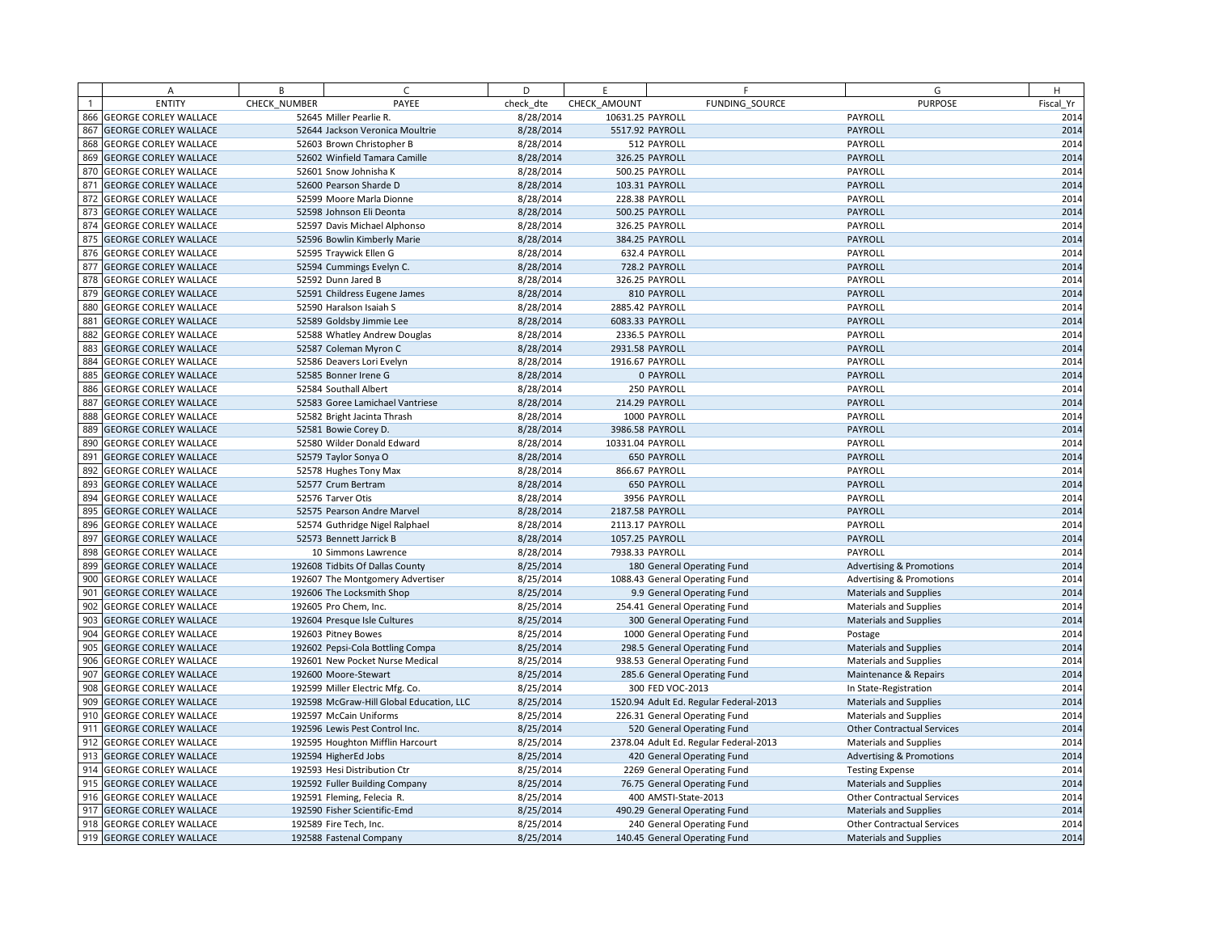| | A | B | C | D | E | F | G | H |
|---|---|---|---|---|---|---|---|---|
| 1 | ENTITY | CHECK_NUMBER | PAYEE | check_dte | CHECK_AMOUNT | FUNDING_SOURCE | PURPOSE | Fiscal_Yr |
| 866 | GEORGE CORLEY WALLACE | 52645 | Miller Pearlie R. | 8/28/2014 | 10631.25 | PAYROLL | PAYROLL | 2014 |
| 867 | GEORGE CORLEY WALLACE | 52644 | Jackson Veronica Moultrie | 8/28/2014 | 5517.92 | PAYROLL | PAYROLL | 2014 |
| 868 | GEORGE CORLEY WALLACE | 52603 | Brown Christopher B | 8/28/2014 | 512 | PAYROLL | PAYROLL | 2014 |
| 869 | GEORGE CORLEY WALLACE | 52602 | Winfield Tamara Camille | 8/28/2014 | 326.25 | PAYROLL | PAYROLL | 2014 |
| 870 | GEORGE CORLEY WALLACE | 52601 | Snow Johnisha K | 8/28/2014 | 500.25 | PAYROLL | PAYROLL | 2014 |
| 871 | GEORGE CORLEY WALLACE | 52600 | Pearson Sharde D | 8/28/2014 | 103.31 | PAYROLL | PAYROLL | 2014 |
| 872 | GEORGE CORLEY WALLACE | 52599 | Moore Marla Dionne | 8/28/2014 | 228.38 | PAYROLL | PAYROLL | 2014 |
| 873 | GEORGE CORLEY WALLACE | 52598 | Johnson Eli Deonta | 8/28/2014 | 500.25 | PAYROLL | PAYROLL | 2014 |
| 874 | GEORGE CORLEY WALLACE | 52597 | Davis Michael Alphonso | 8/28/2014 | 326.25 | PAYROLL | PAYROLL | 2014 |
| 875 | GEORGE CORLEY WALLACE | 52596 | Bowlin Kimberly Marie | 8/28/2014 | 384.25 | PAYROLL | PAYROLL | 2014 |
| 876 | GEORGE CORLEY WALLACE | 52595 | Traywick Ellen G | 8/28/2014 | 632.4 | PAYROLL | PAYROLL | 2014 |
| 877 | GEORGE CORLEY WALLACE | 52594 | Cummings Evelyn C. | 8/28/2014 | 728.2 | PAYROLL | PAYROLL | 2014 |
| 878 | GEORGE CORLEY WALLACE | 52592 | Dunn Jared B | 8/28/2014 | 326.25 | PAYROLL | PAYROLL | 2014 |
| 879 | GEORGE CORLEY WALLACE | 52591 | Childress Eugene James | 8/28/2014 | 810 | PAYROLL | PAYROLL | 2014 |
| 880 | GEORGE CORLEY WALLACE | 52590 | Haralson Isaiah S | 8/28/2014 | 2885.42 | PAYROLL | PAYROLL | 2014 |
| 881 | GEORGE CORLEY WALLACE | 52589 | Goldsby Jimmie Lee | 8/28/2014 | 6083.33 | PAYROLL | PAYROLL | 2014 |
| 882 | GEORGE CORLEY WALLACE | 52588 | Whatley Andrew Douglas | 8/28/2014 | 2336.5 | PAYROLL | PAYROLL | 2014 |
| 883 | GEORGE CORLEY WALLACE | 52587 | Coleman Myron C | 8/28/2014 | 2931.58 | PAYROLL | PAYROLL | 2014 |
| 884 | GEORGE CORLEY WALLACE | 52586 | Deavers Lori Evelyn | 8/28/2014 | 1916.67 | PAYROLL | PAYROLL | 2014 |
| 885 | GEORGE CORLEY WALLACE | 52585 | Bonner Irene G | 8/28/2014 | 0 | PAYROLL | PAYROLL | 2014 |
| 886 | GEORGE CORLEY WALLACE | 52584 | Southall Albert | 8/28/2014 | 250 | PAYROLL | PAYROLL | 2014 |
| 887 | GEORGE CORLEY WALLACE | 52583 | Goree Lamichael Vantriese | 8/28/2014 | 214.29 | PAYROLL | PAYROLL | 2014 |
| 888 | GEORGE CORLEY WALLACE | 52582 | Bright Jacinta Thrash | 8/28/2014 | 1000 | PAYROLL | PAYROLL | 2014 |
| 889 | GEORGE CORLEY WALLACE | 52581 | Bowie Corey D. | 8/28/2014 | 3986.58 | PAYROLL | PAYROLL | 2014 |
| 890 | GEORGE CORLEY WALLACE | 52580 | Wilder Donald Edward | 8/28/2014 | 10331.04 | PAYROLL | PAYROLL | 2014 |
| 891 | GEORGE CORLEY WALLACE | 52579 | Taylor Sonya O | 8/28/2014 | 650 | PAYROLL | PAYROLL | 2014 |
| 892 | GEORGE CORLEY WALLACE | 52578 | Hughes Tony Max | 8/28/2014 | 866.67 | PAYROLL | PAYROLL | 2014 |
| 893 | GEORGE CORLEY WALLACE | 52577 | Crum Bertram | 8/28/2014 | 650 | PAYROLL | PAYROLL | 2014 |
| 894 | GEORGE CORLEY WALLACE | 52576 | Tarver Otis | 8/28/2014 | 3956 | PAYROLL | PAYROLL | 2014 |
| 895 | GEORGE CORLEY WALLACE | 52575 | Pearson Andre Marvel | 8/28/2014 | 2187.58 | PAYROLL | PAYROLL | 2014 |
| 896 | GEORGE CORLEY WALLACE | 52574 | Guthridge Nigel Ralphael | 8/28/2014 | 2113.17 | PAYROLL | PAYROLL | 2014 |
| 897 | GEORGE CORLEY WALLACE | 52573 | Bennett Jarrick B | 8/28/2014 | 1057.25 | PAYROLL | PAYROLL | 2014 |
| 898 | GEORGE CORLEY WALLACE | 10 | Simmons Lawrence | 8/28/2014 | 7938.33 | PAYROLL | PAYROLL | 2014 |
| 899 | GEORGE CORLEY WALLACE | 192608 | Tidbits Of Dallas County | 8/25/2014 | 180 | General Operating Fund | Advertising & Promotions | 2014 |
| 900 | GEORGE CORLEY WALLACE | 192607 | The Montgomery Advertiser | 8/25/2014 | 1088.43 | General Operating Fund | Advertising & Promotions | 2014 |
| 901 | GEORGE CORLEY WALLACE | 192606 | The Locksmith Shop | 8/25/2014 | 9.9 | General Operating Fund | Materials and Supplies | 2014 |
| 902 | GEORGE CORLEY WALLACE | 192605 | Pro Chem, Inc. | 8/25/2014 | 254.41 | General Operating Fund | Materials and Supplies | 2014 |
| 903 | GEORGE CORLEY WALLACE | 192604 | Presque Isle Cultures | 8/25/2014 | 300 | General Operating Fund | Materials and Supplies | 2014 |
| 904 | GEORGE CORLEY WALLACE | 192603 | Pitney Bowes | 8/25/2014 | 1000 | General Operating Fund | Postage | 2014 |
| 905 | GEORGE CORLEY WALLACE | 192602 | Pepsi-Cola Bottling Compa | 8/25/2014 | 298.5 | General Operating Fund | Materials and Supplies | 2014 |
| 906 | GEORGE CORLEY WALLACE | 192601 | New Pocket Nurse Medical | 8/25/2014 | 938.53 | General Operating Fund | Materials and Supplies | 2014 |
| 907 | GEORGE CORLEY WALLACE | 192600 | Moore-Stewart | 8/25/2014 | 285.6 | General Operating Fund | Maintenance & Repairs | 2014 |
| 908 | GEORGE CORLEY WALLACE | 192599 | Miller Electric Mfg. Co. | 8/25/2014 | 300 | FED VOC-2013 | In State-Registration | 2014 |
| 909 | GEORGE CORLEY WALLACE | 192598 | McGraw-Hill Global Education, LLC | 8/25/2014 | 1520.94 | Adult Ed. Regular Federal-2013 | Materials and Supplies | 2014 |
| 910 | GEORGE CORLEY WALLACE | 192597 | McCain Uniforms | 8/25/2014 | 226.31 | General Operating Fund | Materials and Supplies | 2014 |
| 911 | GEORGE CORLEY WALLACE | 192596 | Lewis Pest Control Inc. | 8/25/2014 | 520 | General Operating Fund | Other Contractual Services | 2014 |
| 912 | GEORGE CORLEY WALLACE | 192595 | Houghton Mifflin Harcourt | 8/25/2014 | 2378.04 | Adult Ed. Regular Federal-2013 | Materials and Supplies | 2014 |
| 913 | GEORGE CORLEY WALLACE | 192594 | HigherEd Jobs | 8/25/2014 | 420 | General Operating Fund | Advertising & Promotions | 2014 |
| 914 | GEORGE CORLEY WALLACE | 192593 | Hesi Distribution Ctr | 8/25/2014 | 2269 | General Operating Fund | Testing Expense | 2014 |
| 915 | GEORGE CORLEY WALLACE | 192592 | Fuller Building Company | 8/25/2014 | 76.75 | General Operating Fund | Materials and Supplies | 2014 |
| 916 | GEORGE CORLEY WALLACE | 192591 | Fleming, Felecia R. | 8/25/2014 | 400 | AMSTI-State-2013 | Other Contractual Services | 2014 |
| 917 | GEORGE CORLEY WALLACE | 192590 | Fisher Scientific-Emd | 8/25/2014 | 490.29 | General Operating Fund | Materials and Supplies | 2014 |
| 918 | GEORGE CORLEY WALLACE | 192589 | Fire Tech, Inc. | 8/25/2014 | 240 | General Operating Fund | Other Contractual Services | 2014 |
| 919 | GEORGE CORLEY WALLACE | 192588 | Fastenal Company | 8/25/2014 | 140.45 | General Operating Fund | Materials and Supplies | 2014 |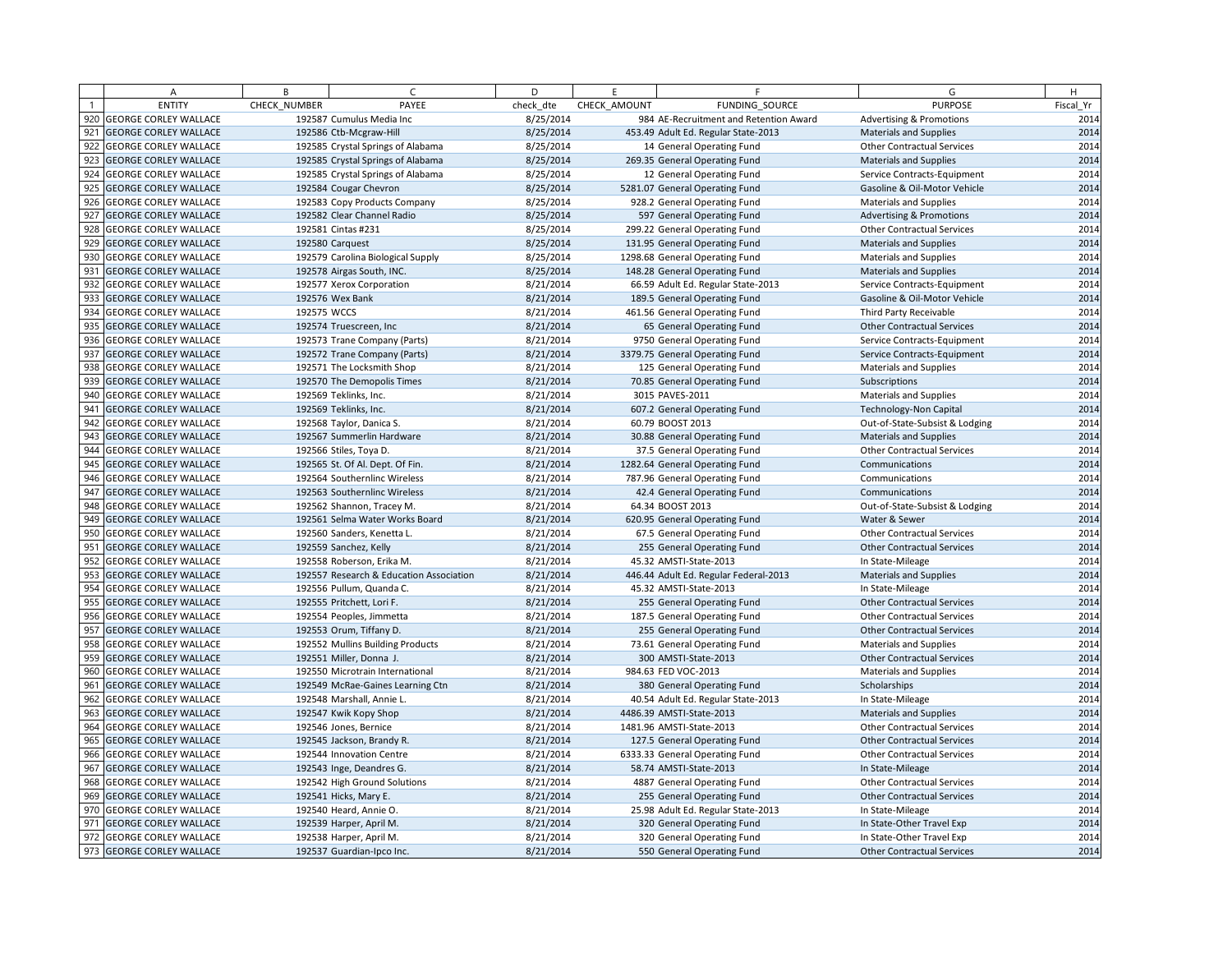| | A | B | C | D | E | F | G | H |
|---|---|---|---|---|---|---|---|---|
| 1 | ENTITY | CHECK_NUMBER | PAYEE | check_dte | CHECK_AMOUNT | FUNDING_SOURCE | PURPOSE | Fiscal_Yr |
| 920 | GEORGE CORLEY WALLACE | 192587 | Cumulus Media Inc | 8/25/2014 | 984 | AE-Recruitment and Retention Award | Advertising & Promotions | 2014 |
| 921 | GEORGE CORLEY WALLACE | 192586 | Ctb-Mcgraw-Hill | 8/25/2014 | 453.49 | Adult Ed. Regular State-2013 | Materials and Supplies | 2014 |
| 922 | GEORGE CORLEY WALLACE | 192585 | Crystal Springs of Alabama | 8/25/2014 | 14 | General Operating Fund | Other Contractual Services | 2014 |
| 923 | GEORGE CORLEY WALLACE | 192585 | Crystal Springs of Alabama | 8/25/2014 | 269.35 | General Operating Fund | Materials and Supplies | 2014 |
| 924 | GEORGE CORLEY WALLACE | 192585 | Crystal Springs of Alabama | 8/25/2014 | 12 | General Operating Fund | Service Contracts-Equipment | 2014 |
| 925 | GEORGE CORLEY WALLACE | 192584 | Cougar Chevron | 8/25/2014 | 5281.07 | General Operating Fund | Gasoline & Oil-Motor Vehicle | 2014 |
| 926 | GEORGE CORLEY WALLACE | 192583 | Copy Products Company | 8/25/2014 | 928.2 | General Operating Fund | Materials and Supplies | 2014 |
| 927 | GEORGE CORLEY WALLACE | 192582 | Clear Channel Radio | 8/25/2014 | 597 | General Operating Fund | Advertising & Promotions | 2014 |
| 928 | GEORGE CORLEY WALLACE | 192581 | Cintas #231 | 8/25/2014 | 299.22 | General Operating Fund | Other Contractual Services | 2014 |
| 929 | GEORGE CORLEY WALLACE | 192580 | Carquest | 8/25/2014 | 131.95 | General Operating Fund | Materials and Supplies | 2014 |
| 930 | GEORGE CORLEY WALLACE | 192579 | Carolina Biological Supply | 8/25/2014 | 1298.68 | General Operating Fund | Materials and Supplies | 2014 |
| 931 | GEORGE CORLEY WALLACE | 192578 | Airgas South, INC. | 8/25/2014 | 148.28 | General Operating Fund | Materials and Supplies | 2014 |
| 932 | GEORGE CORLEY WALLACE | 192577 | Xerox Corporation | 8/21/2014 | 66.59 | Adult Ed. Regular State-2013 | Service Contracts-Equipment | 2014 |
| 933 | GEORGE CORLEY WALLACE | 192576 | Wex Bank | 8/21/2014 | 189.5 | General Operating Fund | Gasoline & Oil-Motor Vehicle | 2014 |
| 934 | GEORGE CORLEY WALLACE | 192575 | WCCS | 8/21/2014 | 461.56 | General Operating Fund | Third Party Receivable | 2014 |
| 935 | GEORGE CORLEY WALLACE | 192574 | Truescreen, Inc | 8/21/2014 | 65 | General Operating Fund | Other Contractual Services | 2014 |
| 936 | GEORGE CORLEY WALLACE | 192573 | Trane Company (Parts) | 8/21/2014 | 9750 | General Operating Fund | Service Contracts-Equipment | 2014 |
| 937 | GEORGE CORLEY WALLACE | 192572 | Trane Company (Parts) | 8/21/2014 | 3379.75 | General Operating Fund | Service Contracts-Equipment | 2014 |
| 938 | GEORGE CORLEY WALLACE | 192571 | The Locksmith Shop | 8/21/2014 | 125 | General Operating Fund | Materials and Supplies | 2014 |
| 939 | GEORGE CORLEY WALLACE | 192570 | The Demopolis Times | 8/21/2014 | 70.85 | General Operating Fund | Subscriptions | 2014 |
| 940 | GEORGE CORLEY WALLACE | 192569 | Teklinks, Inc. | 8/21/2014 | 3015 | PAVES-2011 | Materials and Supplies | 2014 |
| 941 | GEORGE CORLEY WALLACE | 192569 | Teklinks, Inc. | 8/21/2014 | 607.2 | General Operating Fund | Technology-Non Capital | 2014 |
| 942 | GEORGE CORLEY WALLACE | 192568 | Taylor, Danica S. | 8/21/2014 | 60.79 | BOOST 2013 | Out-of-State-Subsist & Lodging | 2014 |
| 943 | GEORGE CORLEY WALLACE | 192567 | Summerlin Hardware | 8/21/2014 | 30.88 | General Operating Fund | Materials and Supplies | 2014 |
| 944 | GEORGE CORLEY WALLACE | 192566 | Stiles, Toya D. | 8/21/2014 | 37.5 | General Operating Fund | Other Contractual Services | 2014 |
| 945 | GEORGE CORLEY WALLACE | 192565 | St. Of Al. Dept. Of Fin. | 8/21/2014 | 1282.64 | General Operating Fund | Communications | 2014 |
| 946 | GEORGE CORLEY WALLACE | 192564 | Southernlinc Wireless | 8/21/2014 | 787.96 | General Operating Fund | Communications | 2014 |
| 947 | GEORGE CORLEY WALLACE | 192563 | Southernlinc Wireless | 8/21/2014 | 42.4 | General Operating Fund | Communications | 2014 |
| 948 | GEORGE CORLEY WALLACE | 192562 | Shannon, Tracey M. | 8/21/2014 | 64.34 | BOOST 2013 | Out-of-State-Subsist & Lodging | 2014 |
| 949 | GEORGE CORLEY WALLACE | 192561 | Selma Water Works Board | 8/21/2014 | 620.95 | General Operating Fund | Water & Sewer | 2014 |
| 950 | GEORGE CORLEY WALLACE | 192560 | Sanders, Kenetta L. | 8/21/2014 | 67.5 | General Operating Fund | Other Contractual Services | 2014 |
| 951 | GEORGE CORLEY WALLACE | 192559 | Sanchez, Kelly | 8/21/2014 | 255 | General Operating Fund | Other Contractual Services | 2014 |
| 952 | GEORGE CORLEY WALLACE | 192558 | Roberson, Erika M. | 8/21/2014 | 45.32 | AMSTI-State-2013 | In State-Mileage | 2014 |
| 953 | GEORGE CORLEY WALLACE | 192557 | Research & Education Association | 8/21/2014 | 446.44 | Adult Ed. Regular Federal-2013 | Materials and Supplies | 2014 |
| 954 | GEORGE CORLEY WALLACE | 192556 | Pullum, Quanda C. | 8/21/2014 | 45.32 | AMSTI-State-2013 | In State-Mileage | 2014 |
| 955 | GEORGE CORLEY WALLACE | 192555 | Pritchett, Lori F. | 8/21/2014 | 255 | General Operating Fund | Other Contractual Services | 2014 |
| 956 | GEORGE CORLEY WALLACE | 192554 | Peoples, Jimmetta | 8/21/2014 | 187.5 | General Operating Fund | Other Contractual Services | 2014 |
| 957 | GEORGE CORLEY WALLACE | 192553 | Orum, Tiffany D. | 8/21/2014 | 255 | General Operating Fund | Other Contractual Services | 2014 |
| 958 | GEORGE CORLEY WALLACE | 192552 | Mullins Building Products | 8/21/2014 | 73.61 | General Operating Fund | Materials and Supplies | 2014 |
| 959 | GEORGE CORLEY WALLACE | 192551 | Miller, Donna J. | 8/21/2014 | 300 | AMSTI-State-2013 | Other Contractual Services | 2014 |
| 960 | GEORGE CORLEY WALLACE | 192550 | Microtrain International | 8/21/2014 | 984.63 | FED VOC-2013 | Materials and Supplies | 2014 |
| 961 | GEORGE CORLEY WALLACE | 192549 | McRae-Gaines Learning Ctn | 8/21/2014 | 380 | General Operating Fund | Scholarships | 2014 |
| 962 | GEORGE CORLEY WALLACE | 192548 | Marshall, Annie L. | 8/21/2014 | 40.54 | Adult Ed. Regular State-2013 | In State-Mileage | 2014 |
| 963 | GEORGE CORLEY WALLACE | 192547 | Kwik Kopy Shop | 8/21/2014 | 4486.39 | AMSTI-State-2013 | Materials and Supplies | 2014 |
| 964 | GEORGE CORLEY WALLACE | 192546 | Jones, Bernice | 8/21/2014 | 1481.96 | AMSTI-State-2013 | Other Contractual Services | 2014 |
| 965 | GEORGE CORLEY WALLACE | 192545 | Jackson, Brandy R. | 8/21/2014 | 127.5 | General Operating Fund | Other Contractual Services | 2014 |
| 966 | GEORGE CORLEY WALLACE | 192544 | Innovation Centre | 8/21/2014 | 6333.33 | General Operating Fund | Other Contractual Services | 2014 |
| 967 | GEORGE CORLEY WALLACE | 192543 | Inge, Deandres G. | 8/21/2014 | 58.74 | AMSTI-State-2013 | In State-Mileage | 2014 |
| 968 | GEORGE CORLEY WALLACE | 192542 | High Ground Solutions | 8/21/2014 | 4887 | General Operating Fund | Other Contractual Services | 2014 |
| 969 | GEORGE CORLEY WALLACE | 192541 | Hicks, Mary E. | 8/21/2014 | 255 | General Operating Fund | Other Contractual Services | 2014 |
| 970 | GEORGE CORLEY WALLACE | 192540 | Heard, Annie O. | 8/21/2014 | 25.98 | Adult Ed. Regular State-2013 | In State-Mileage | 2014 |
| 971 | GEORGE CORLEY WALLACE | 192539 | Harper, April M. | 8/21/2014 | 320 | General Operating Fund | In State-Other Travel Exp | 2014 |
| 972 | GEORGE CORLEY WALLACE | 192538 | Harper, April M. | 8/21/2014 | 320 | General Operating Fund | In State-Other Travel Exp | 2014 |
| 973 | GEORGE CORLEY WALLACE | 192537 | Guardian-Ipco Inc. | 8/21/2014 | 550 | General Operating Fund | Other Contractual Services | 2014 |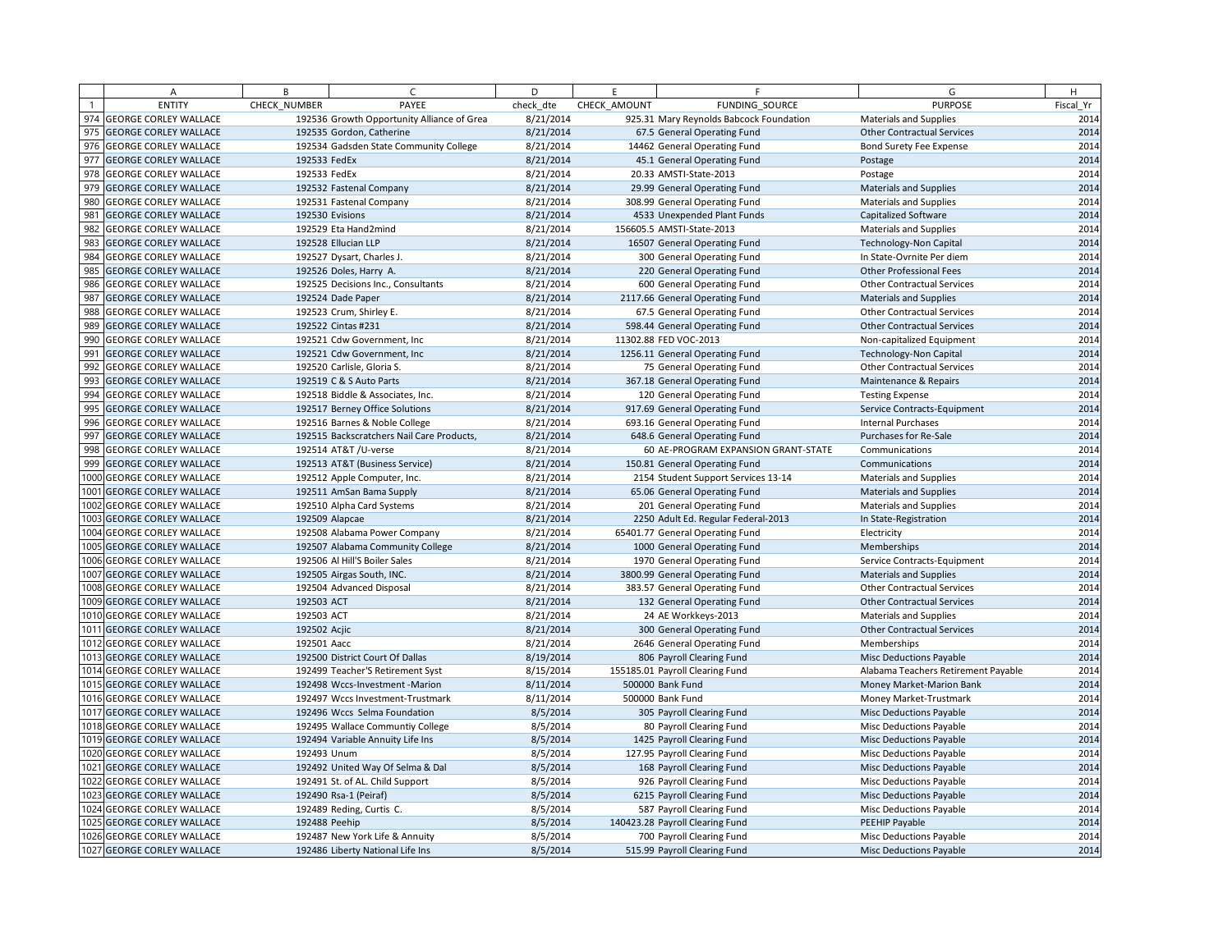| | A | B | C | D | E | F | G | H |
|---|---|---|---|---|---|---|---|---|
| 1 | ENTITY | CHECK_NUMBER | PAYEE | check_dte | CHECK_AMOUNT | FUNDING_SOURCE | PURPOSE | Fiscal_Yr |
| 974 | GEORGE CORLEY WALLACE | 192536 | Growth Opportunity Alliance of Grea | 8/21/2014 | 925.31 | Mary Reynolds Babcock Foundation | Materials and Supplies | 2014 |
| 975 | GEORGE CORLEY WALLACE | 192535 | Gordon, Catherine | 8/21/2014 | 67.5 | General Operating Fund | Other Contractual Services | 2014 |
| 976 | GEORGE CORLEY WALLACE | 192534 | Gadsden State Community College | 8/21/2014 | 14462 | General Operating Fund | Bond Surety Fee Expense | 2014 |
| 977 | GEORGE CORLEY WALLACE | 192533 | FedEx | 8/21/2014 | 45.1 | General Operating Fund | Postage | 2014 |
| 978 | GEORGE CORLEY WALLACE | 192533 | FedEx | 8/21/2014 | 20.33 | AMSTI-State-2013 | Postage | 2014 |
| 979 | GEORGE CORLEY WALLACE | 192532 | Fastenal Company | 8/21/2014 | 29.99 | General Operating Fund | Materials and Supplies | 2014 |
| 980 | GEORGE CORLEY WALLACE | 192531 | Fastenal Company | 8/21/2014 | 308.99 | General Operating Fund | Materials and Supplies | 2014 |
| 981 | GEORGE CORLEY WALLACE | 192530 | Evisions | 8/21/2014 | 4533 | Unexpended Plant Funds | Capitalized Software | 2014 |
| 982 | GEORGE CORLEY WALLACE | 192529 | Eta Hand2mind | 8/21/2014 | 156605.5 | AMSTI-State-2013 | Materials and Supplies | 2014 |
| 983 | GEORGE CORLEY WALLACE | 192528 | Ellucian LLP | 8/21/2014 | 16507 | General Operating Fund | Technology-Non Capital | 2014 |
| 984 | GEORGE CORLEY WALLACE | 192527 | Dysart, Charles J. | 8/21/2014 | 300 | General Operating Fund | In State-Ovrnite Per diem | 2014 |
| 985 | GEORGE CORLEY WALLACE | 192526 | Doles, Harry A. | 8/21/2014 | 220 | General Operating Fund | Other Professional Fees | 2014 |
| 986 | GEORGE CORLEY WALLACE | 192525 | Decisions Inc., Consultants | 8/21/2014 | 600 | General Operating Fund | Other Contractual Services | 2014 |
| 987 | GEORGE CORLEY WALLACE | 192524 | Dade Paper | 8/21/2014 | 2117.66 | General Operating Fund | Materials and Supplies | 2014 |
| 988 | GEORGE CORLEY WALLACE | 192523 | Crum, Shirley E. | 8/21/2014 | 67.5 | General Operating Fund | Other Contractual Services | 2014 |
| 989 | GEORGE CORLEY WALLACE | 192522 | Cintas #231 | 8/21/2014 | 598.44 | General Operating Fund | Other Contractual Services | 2014 |
| 990 | GEORGE CORLEY WALLACE | 192521 | Cdw Government, Inc | 8/21/2014 | 11302.88 | FED VOC-2013 | Non-capitalized Equipment | 2014 |
| 991 | GEORGE CORLEY WALLACE | 192521 | Cdw Government, Inc | 8/21/2014 | 1256.11 | General Operating Fund | Technology-Non Capital | 2014 |
| 992 | GEORGE CORLEY WALLACE | 192520 | Carlisle, Gloria S. | 8/21/2014 | 75 | General Operating Fund | Other Contractual Services | 2014 |
| 993 | GEORGE CORLEY WALLACE | 192519 | C & S Auto Parts | 8/21/2014 | 367.18 | General Operating Fund | Maintenance & Repairs | 2014 |
| 994 | GEORGE CORLEY WALLACE | 192518 | Biddle & Associates, Inc. | 8/21/2014 | 120 | General Operating Fund | Testing Expense | 2014 |
| 995 | GEORGE CORLEY WALLACE | 192517 | Berney Office Solutions | 8/21/2014 | 917.69 | General Operating Fund | Service Contracts-Equipment | 2014 |
| 996 | GEORGE CORLEY WALLACE | 192516 | Barnes & Noble College | 8/21/2014 | 693.16 | General Operating Fund | Internal Purchases | 2014 |
| 997 | GEORGE CORLEY WALLACE | 192515 | Backscratchers Nail Care Products, | 8/21/2014 | 648.6 | General Operating Fund | Purchases for Re-Sale | 2014 |
| 998 | GEORGE CORLEY WALLACE | 192514 | AT&T /U-verse | 8/21/2014 | 60 | AE-PROGRAM EXPANSION GRANT-STATE | Communications | 2014 |
| 999 | GEORGE CORLEY WALLACE | 192513 | AT&T (Business Service) | 8/21/2014 | 150.81 | General Operating Fund | Communications | 2014 |
| 1000 | GEORGE CORLEY WALLACE | 192512 | Apple Computer, Inc. | 8/21/2014 | 2154 | Student Support Services 13-14 | Materials and Supplies | 2014 |
| 1001 | GEORGE CORLEY WALLACE | 192511 | AmSan Bama Supply | 8/21/2014 | 65.06 | General Operating Fund | Materials and Supplies | 2014 |
| 1002 | GEORGE CORLEY WALLACE | 192510 | Alpha Card Systems | 8/21/2014 | 201 | General Operating Fund | Materials and Supplies | 2014 |
| 1003 | GEORGE CORLEY WALLACE | 192509 | Alapcae | 8/21/2014 | 2250 | Adult Ed. Regular Federal-2013 | In State-Registration | 2014 |
| 1004 | GEORGE CORLEY WALLACE | 192508 | Alabama Power Company | 8/21/2014 | 65401.77 | General Operating Fund | Electricity | 2014 |
| 1005 | GEORGE CORLEY WALLACE | 192507 | Alabama Community College | 8/21/2014 | 1000 | General Operating Fund | Memberships | 2014 |
| 1006 | GEORGE CORLEY WALLACE | 192506 | Al Hill'S Boiler Sales | 8/21/2014 | 1970 | General Operating Fund | Service Contracts-Equipment | 2014 |
| 1007 | GEORGE CORLEY WALLACE | 192505 | Airgas South, INC. | 8/21/2014 | 3800.99 | General Operating Fund | Materials and Supplies | 2014 |
| 1008 | GEORGE CORLEY WALLACE | 192504 | Advanced Disposal | 8/21/2014 | 383.57 | General Operating Fund | Other Contractual Services | 2014 |
| 1009 | GEORGE CORLEY WALLACE | 192503 | ACT | 8/21/2014 | 132 | General Operating Fund | Other Contractual Services | 2014 |
| 1010 | GEORGE CORLEY WALLACE | 192503 | ACT | 8/21/2014 | 24 | AE Workkeys-2013 | Materials and Supplies | 2014 |
| 1011 | GEORGE CORLEY WALLACE | 192502 | Acjic | 8/21/2014 | 300 | General Operating Fund | Other Contractual Services | 2014 |
| 1012 | GEORGE CORLEY WALLACE | 192501 | Aacc | 8/21/2014 | 2646 | General Operating Fund | Memberships | 2014 |
| 1013 | GEORGE CORLEY WALLACE | 192500 | District Court Of Dallas | 8/19/2014 | 806 | Payroll Clearing Fund | Misc Deductions Payable | 2014 |
| 1014 | GEORGE CORLEY WALLACE | 192499 | Teacher'S Retirement Syst | 8/15/2014 | 155185.01 | Payroll Clearing Fund | Alabama Teachers Retirement Payable | 2014 |
| 1015 | GEORGE CORLEY WALLACE | 192498 | Wccs-Investment -Marion | 8/11/2014 | 500000 | Bank Fund | Money Market-Marion Bank | 2014 |
| 1016 | GEORGE CORLEY WALLACE | 192497 | Wccs Investment-Trustmark | 8/11/2014 | 500000 | Bank Fund | Money Market-Trustmark | 2014 |
| 1017 | GEORGE CORLEY WALLACE | 192496 | Wccs Selma Foundation | 8/5/2014 | 305 | Payroll Clearing Fund | Misc Deductions Payable | 2014 |
| 1018 | GEORGE CORLEY WALLACE | 192495 | Wallace Communtiy College | 8/5/2014 | 80 | Payroll Clearing Fund | Misc Deductions Payable | 2014 |
| 1019 | GEORGE CORLEY WALLACE | 192494 | Variable Annuity Life Ins | 8/5/2014 | 1425 | Payroll Clearing Fund | Misc Deductions Payable | 2014 |
| 1020 | GEORGE CORLEY WALLACE | 192493 | Unum | 8/5/2014 | 127.95 | Payroll Clearing Fund | Misc Deductions Payable | 2014 |
| 1021 | GEORGE CORLEY WALLACE | 192492 | United Way Of Selma & Dal | 8/5/2014 | 168 | Payroll Clearing Fund | Misc Deductions Payable | 2014 |
| 1022 | GEORGE CORLEY WALLACE | 192491 | St. of AL. Child Support | 8/5/2014 | 926 | Payroll Clearing Fund | Misc Deductions Payable | 2014 |
| 1023 | GEORGE CORLEY WALLACE | 192490 | Rsa-1 (Peiraf) | 8/5/2014 | 6215 | Payroll Clearing Fund | Misc Deductions Payable | 2014 |
| 1024 | GEORGE CORLEY WALLACE | 192489 | Reding, Curtis C. | 8/5/2014 | 587 | Payroll Clearing Fund | Misc Deductions Payable | 2014 |
| 1025 | GEORGE CORLEY WALLACE | 192488 | Peehip | 8/5/2014 | 140423.28 | Payroll Clearing Fund | PEEHIP Payable | 2014 |
| 1026 | GEORGE CORLEY WALLACE | 192487 | New York Life & Annuity | 8/5/2014 | 700 | Payroll Clearing Fund | Misc Deductions Payable | 2014 |
| 1027 | GEORGE CORLEY WALLACE | 192486 | Liberty National Life Ins | 8/5/2014 | 515.99 | Payroll Clearing Fund | Misc Deductions Payable | 2014 |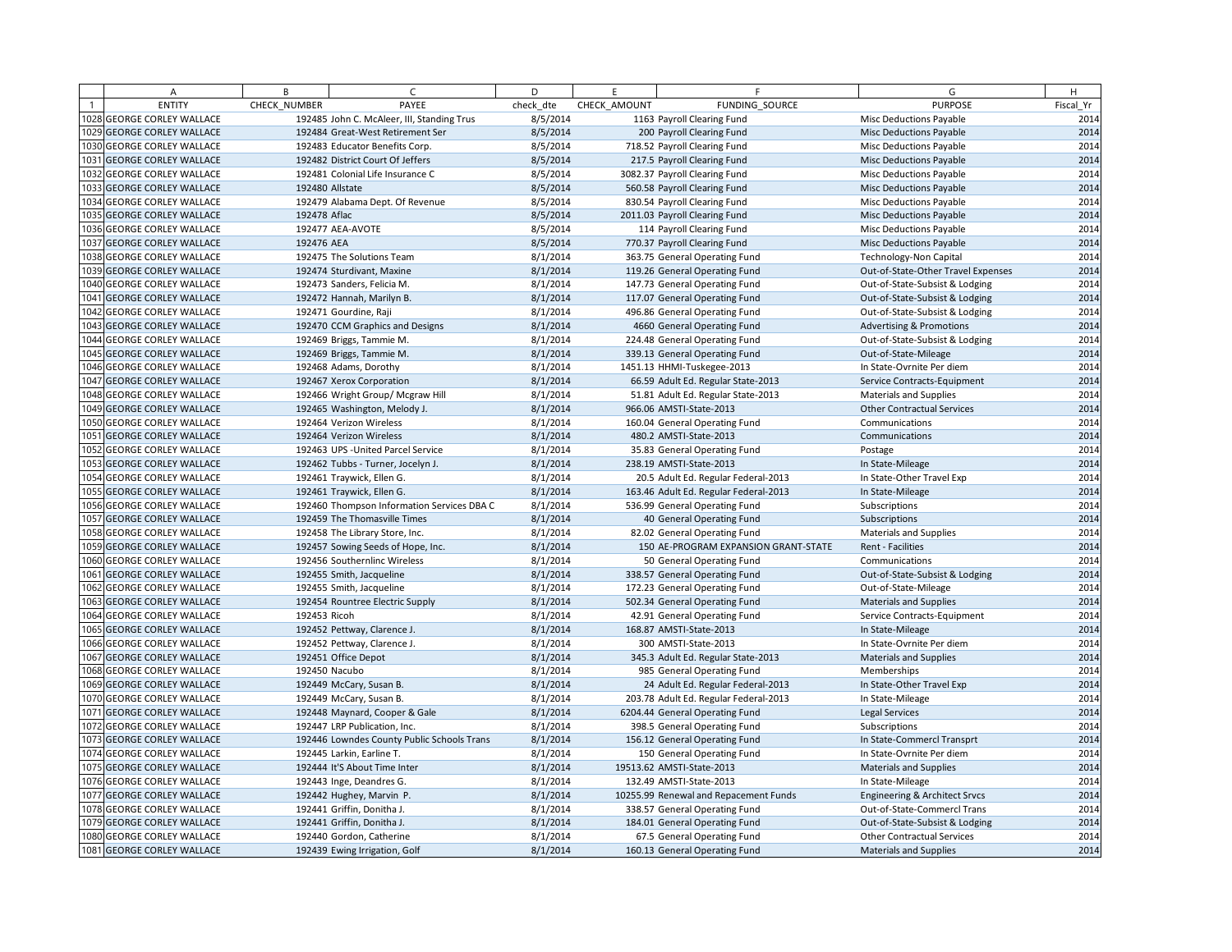| | A | B | C | D | E | F | G | H |
|---|---|---|---|---|---|---|---|---|
| 1 | ENTITY | CHECK_NUMBER | PAYEE | check_dte | CHECK_AMOUNT | FUNDING_SOURCE | PURPOSE | Fiscal_Yr |
| 1028 | GEORGE CORLEY WALLACE | 192485 | John C. McAleer, III, Standing Trus | 8/5/2014 | 1163 | Payroll Clearing Fund | Misc Deductions Payable | 2014 |
| 1029 | GEORGE CORLEY WALLACE | 192484 | Great-West Retirement Ser | 8/5/2014 | 200 | Payroll Clearing Fund | Misc Deductions Payable | 2014 |
| 1030 | GEORGE CORLEY WALLACE | 192483 | Educator Benefits Corp. | 8/5/2014 | 718.52 | Payroll Clearing Fund | Misc Deductions Payable | 2014 |
| 1031 | GEORGE CORLEY WALLACE | 192482 | District Court Of Jeffers | 8/5/2014 | 217.5 | Payroll Clearing Fund | Misc Deductions Payable | 2014 |
| 1032 | GEORGE CORLEY WALLACE | 192481 | Colonial Life Insurance C | 8/5/2014 | 3082.37 | Payroll Clearing Fund | Misc Deductions Payable | 2014 |
| 1033 | GEORGE CORLEY WALLACE | 192480 | Allstate | 8/5/2014 | 560.58 | Payroll Clearing Fund | Misc Deductions Payable | 2014 |
| 1034 | GEORGE CORLEY WALLACE | 192479 | Alabama Dept. Of Revenue | 8/5/2014 | 830.54 | Payroll Clearing Fund | Misc Deductions Payable | 2014 |
| 1035 | GEORGE CORLEY WALLACE | 192478 | Aflac | 8/5/2014 | 2011.03 | Payroll Clearing Fund | Misc Deductions Payable | 2014 |
| 1036 | GEORGE CORLEY WALLACE | 192477 | AEA-AVOTE | 8/5/2014 | 114 | Payroll Clearing Fund | Misc Deductions Payable | 2014 |
| 1037 | GEORGE CORLEY WALLACE | 192476 | AEA | 8/5/2014 | 770.37 | Payroll Clearing Fund | Misc Deductions Payable | 2014 |
| 1038 | GEORGE CORLEY WALLACE | 192475 | The Solutions Team | 8/1/2014 | 363.75 | General Operating Fund | Technology-Non Capital | 2014 |
| 1039 | GEORGE CORLEY WALLACE | 192474 | Sturdivant, Maxine | 8/1/2014 | 119.26 | General Operating Fund | Out-of-State-Other Travel Expenses | 2014 |
| 1040 | GEORGE CORLEY WALLACE | 192473 | Sanders, Felicia M. | 8/1/2014 | 147.73 | General Operating Fund | Out-of-State-Subsist & Lodging | 2014 |
| 1041 | GEORGE CORLEY WALLACE | 192472 | Hannah, Marilyn B. | 8/1/2014 | 117.07 | General Operating Fund | Out-of-State-Subsist & Lodging | 2014 |
| 1042 | GEORGE CORLEY WALLACE | 192471 | Gourdine, Raji | 8/1/2014 | 496.86 | General Operating Fund | Out-of-State-Subsist & Lodging | 2014 |
| 1043 | GEORGE CORLEY WALLACE | 192470 | CCM Graphics and Designs | 8/1/2014 | 4660 | General Operating Fund | Advertising & Promotions | 2014 |
| 1044 | GEORGE CORLEY WALLACE | 192469 | Briggs, Tammie M. | 8/1/2014 | 224.48 | General Operating Fund | Out-of-State-Subsist & Lodging | 2014 |
| 1045 | GEORGE CORLEY WALLACE | 192469 | Briggs, Tammie M. | 8/1/2014 | 339.13 | General Operating Fund | Out-of-State-Mileage | 2014 |
| 1046 | GEORGE CORLEY WALLACE | 192468 | Adams, Dorothy | 8/1/2014 | 1451.13 | HHMI-Tuskegee-2013 | In State-Ovrnite Per diem | 2014 |
| 1047 | GEORGE CORLEY WALLACE | 192467 | Xerox Corporation | 8/1/2014 | 66.59 | Adult Ed. Regular State-2013 | Service Contracts-Equipment | 2014 |
| 1048 | GEORGE CORLEY WALLACE | 192466 | Wright Group/ Mcgraw Hill | 8/1/2014 | 51.81 | Adult Ed. Regular State-2013 | Materials and Supplies | 2014 |
| 1049 | GEORGE CORLEY WALLACE | 192465 | Washington, Melody J. | 8/1/2014 | 966.06 | AMSTI-State-2013 | Other Contractual Services | 2014 |
| 1050 | GEORGE CORLEY WALLACE | 192464 | Verizon Wireless | 8/1/2014 | 160.04 | General Operating Fund | Communications | 2014 |
| 1051 | GEORGE CORLEY WALLACE | 192464 | Verizon Wireless | 8/1/2014 | 480.2 | AMSTI-State-2013 | Communications | 2014 |
| 1052 | GEORGE CORLEY WALLACE | 192463 | UPS -United Parcel Service | 8/1/2014 | 35.83 | General Operating Fund | Postage | 2014 |
| 1053 | GEORGE CORLEY WALLACE | 192462 | Tubbs - Turner, Jocelyn J. | 8/1/2014 | 238.19 | AMSTI-State-2013 | In State-Mileage | 2014 |
| 1054 | GEORGE CORLEY WALLACE | 192461 | Traywick, Ellen G. | 8/1/2014 | 20.5 | Adult Ed. Regular Federal-2013 | In State-Other Travel Exp | 2014 |
| 1055 | GEORGE CORLEY WALLACE | 192461 | Traywick, Ellen G. | 8/1/2014 | 163.46 | Adult Ed. Regular Federal-2013 | In State-Mileage | 2014 |
| 1056 | GEORGE CORLEY WALLACE | 192460 | Thompson Information Services DBA C | 8/1/2014 | 536.99 | General Operating Fund | Subscriptions | 2014 |
| 1057 | GEORGE CORLEY WALLACE | 192459 | The Thomasville Times | 8/1/2014 | 40 | General Operating Fund | Subscriptions | 2014 |
| 1058 | GEORGE CORLEY WALLACE | 192458 | The Library Store, Inc. | 8/1/2014 | 82.02 | General Operating Fund | Materials and Supplies | 2014 |
| 1059 | GEORGE CORLEY WALLACE | 192457 | Sowing Seeds of Hope, Inc. | 8/1/2014 | 150 | AE-PROGRAM EXPANSION GRANT-STATE | Rent - Facilities | 2014 |
| 1060 | GEORGE CORLEY WALLACE | 192456 | Southernlinc Wireless | 8/1/2014 | 50 | General Operating Fund | Communications | 2014 |
| 1061 | GEORGE CORLEY WALLACE | 192455 | Smith, Jacqueline | 8/1/2014 | 338.57 | General Operating Fund | Out-of-State-Subsist & Lodging | 2014 |
| 1062 | GEORGE CORLEY WALLACE | 192455 | Smith, Jacqueline | 8/1/2014 | 172.23 | General Operating Fund | Out-of-State-Mileage | 2014 |
| 1063 | GEORGE CORLEY WALLACE | 192454 | Rountree Electric Supply | 8/1/2014 | 502.34 | General Operating Fund | Materials and Supplies | 2014 |
| 1064 | GEORGE CORLEY WALLACE | 192453 | Ricoh | 8/1/2014 | 42.91 | General Operating Fund | Service Contracts-Equipment | 2014 |
| 1065 | GEORGE CORLEY WALLACE | 192452 | Pettway, Clarence J. | 8/1/2014 | 168.87 | AMSTI-State-2013 | In State-Mileage | 2014 |
| 1066 | GEORGE CORLEY WALLACE | 192452 | Pettway, Clarence J. | 8/1/2014 | 300 | AMSTI-State-2013 | In State-Ovrnite Per diem | 2014 |
| 1067 | GEORGE CORLEY WALLACE | 192451 | Office Depot | 8/1/2014 | 345.3 | Adult Ed. Regular State-2013 | Materials and Supplies | 2014 |
| 1068 | GEORGE CORLEY WALLACE | 192450 | Nacubo | 8/1/2014 | 985 | General Operating Fund | Memberships | 2014 |
| 1069 | GEORGE CORLEY WALLACE | 192449 | McCary, Susan B. | 8/1/2014 | 24 | Adult Ed. Regular Federal-2013 | In State-Other Travel Exp | 2014 |
| 1070 | GEORGE CORLEY WALLACE | 192449 | McCary, Susan B. | 8/1/2014 | 203.78 | Adult Ed. Regular Federal-2013 | In State-Mileage | 2014 |
| 1071 | GEORGE CORLEY WALLACE | 192448 | Maynard, Cooper & Gale | 8/1/2014 | 6204.44 | General Operating Fund | Legal Services | 2014 |
| 1072 | GEORGE CORLEY WALLACE | 192447 | LRP Publication, Inc. | 8/1/2014 | 398.5 | General Operating Fund | Subscriptions | 2014 |
| 1073 | GEORGE CORLEY WALLACE | 192446 | Lowndes County Public Schools Trans | 8/1/2014 | 156.12 | General Operating Fund | In State-Commercl Transprt | 2014 |
| 1074 | GEORGE CORLEY WALLACE | 192445 | Larkin, Earline T. | 8/1/2014 | 150 | General Operating Fund | In State-Ovrnite Per diem | 2014 |
| 1075 | GEORGE CORLEY WALLACE | 192444 | It'S About Time Inter | 8/1/2014 | 19513.62 | AMSTI-State-2013 | Materials and Supplies | 2014 |
| 1076 | GEORGE CORLEY WALLACE | 192443 | Inge, Deandres G. | 8/1/2014 | 132.49 | AMSTI-State-2013 | In State-Mileage | 2014 |
| 1077 | GEORGE CORLEY WALLACE | 192442 | Hughey, Marvin P. | 8/1/2014 | 10255.99 | Renewal and Repacement Funds | Engineering & Architect Srvcs | 2014 |
| 1078 | GEORGE CORLEY WALLACE | 192441 | Griffin, Donitha J. | 8/1/2014 | 338.57 | General Operating Fund | Out-of-State-Commercl Trans | 2014 |
| 1079 | GEORGE CORLEY WALLACE | 192441 | Griffin, Donitha J. | 8/1/2014 | 184.01 | General Operating Fund | Out-of-State-Subsist & Lodging | 2014 |
| 1080 | GEORGE CORLEY WALLACE | 192440 | Gordon, Catherine | 8/1/2014 | 67.5 | General Operating Fund | Other Contractual Services | 2014 |
| 1081 | GEORGE CORLEY WALLACE | 192439 | Ewing Irrigation, Golf | 8/1/2014 | 160.13 | General Operating Fund | Materials and Supplies | 2014 |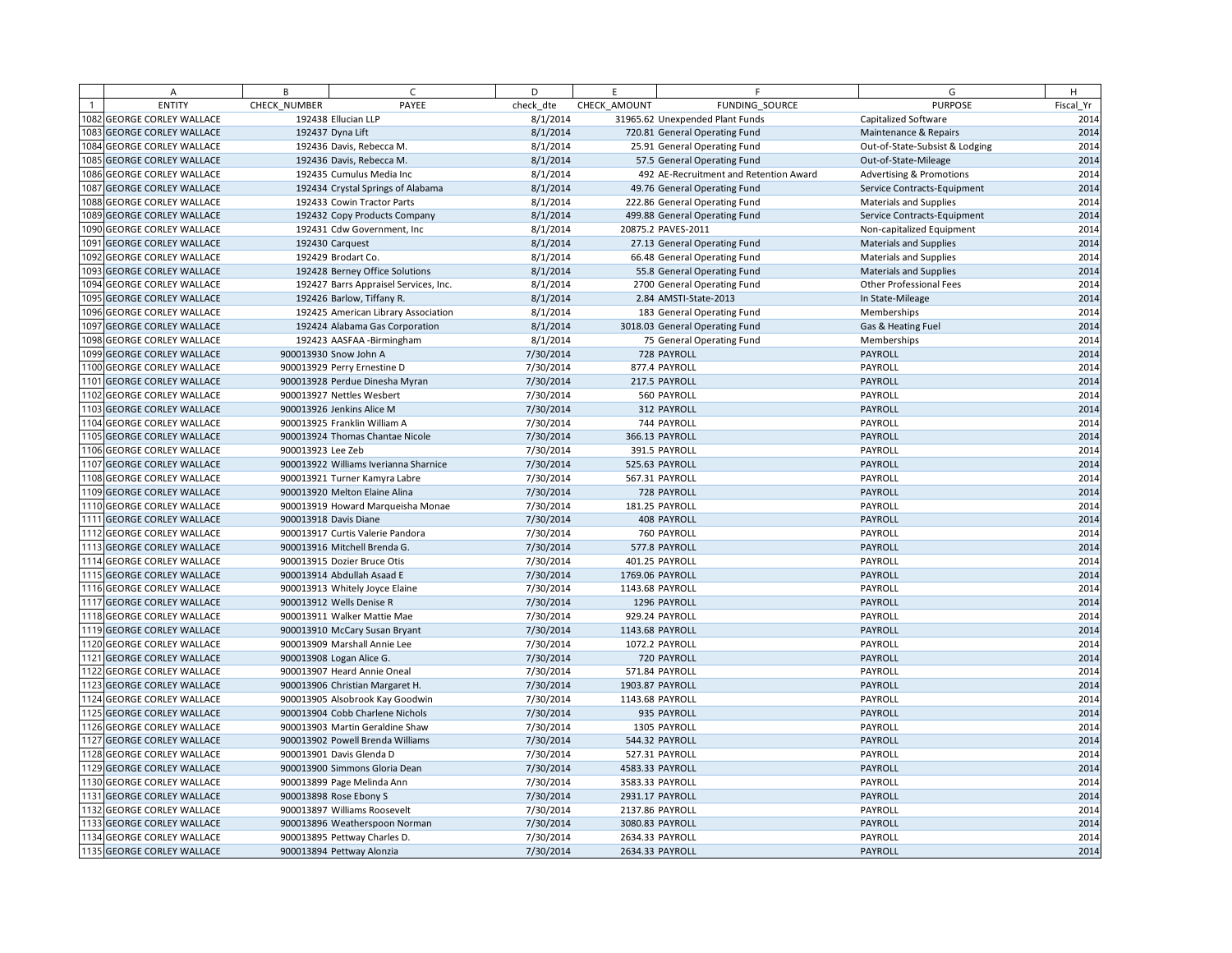| | A | B | C | D | E | F | G | H |
|---|---|---|---|---|---|---|---|---|
| 1 | ENTITY | CHECK_NUMBER | PAYEE | check_dte | CHECK_AMOUNT | FUNDING_SOURCE | PURPOSE | Fiscal_Yr |
| 1082 | GEORGE CORLEY WALLACE | 192438 | Ellucian LLP | 8/1/2014 | 31965.62 | Unexpended Plant Funds | Capitalized Software | 2014 |
| 1083 | GEORGE CORLEY WALLACE | 192437 | Dyna Lift | 8/1/2014 | 720.81 | General Operating Fund | Maintenance & Repairs | 2014 |
| 1084 | GEORGE CORLEY WALLACE | 192436 | Davis, Rebecca M. | 8/1/2014 | 25.91 | General Operating Fund | Out-of-State-Subsist & Lodging | 2014 |
| 1085 | GEORGE CORLEY WALLACE | 192436 | Davis, Rebecca M. | 8/1/2014 | 57.5 | General Operating Fund | Out-of-State-Mileage | 2014 |
| 1086 | GEORGE CORLEY WALLACE | 192435 | Cumulus Media Inc | 8/1/2014 | 492 | AE-Recruitment and Retention Award | Advertising & Promotions | 2014 |
| 1087 | GEORGE CORLEY WALLACE | 192434 | Crystal Springs of Alabama | 8/1/2014 | 49.76 | General Operating Fund | Service Contracts-Equipment | 2014 |
| 1088 | GEORGE CORLEY WALLACE | 192433 | Cowin Tractor Parts | 8/1/2014 | 222.86 | General Operating Fund | Materials and Supplies | 2014 |
| 1089 | GEORGE CORLEY WALLACE | 192432 | Copy Products Company | 8/1/2014 | 499.88 | General Operating Fund | Service Contracts-Equipment | 2014 |
| 1090 | GEORGE CORLEY WALLACE | 192431 | Cdw Government, Inc | 8/1/2014 | 20875.2 | PAVES-2011 | Non-capitalized Equipment | 2014 |
| 1091 | GEORGE CORLEY WALLACE | 192430 | Carquest | 8/1/2014 | 27.13 | General Operating Fund | Materials and Supplies | 2014 |
| 1092 | GEORGE CORLEY WALLACE | 192429 | Brodart Co. | 8/1/2014 | 66.48 | General Operating Fund | Materials and Supplies | 2014 |
| 1093 | GEORGE CORLEY WALLACE | 192428 | Berney Office Solutions | 8/1/2014 | 55.8 | General Operating Fund | Materials and Supplies | 2014 |
| 1094 | GEORGE CORLEY WALLACE | 192427 | Barrs Appraisel Services, Inc. | 8/1/2014 | 2700 | General Operating Fund | Other Professional Fees | 2014 |
| 1095 | GEORGE CORLEY WALLACE | 192426 | Barlow, Tiffany R. | 8/1/2014 | 2.84 | AMSTI-State-2013 | In State-Mileage | 2014 |
| 1096 | GEORGE CORLEY WALLACE | 192425 | American Library Association | 8/1/2014 | 183 | General Operating Fund | Memberships | 2014 |
| 1097 | GEORGE CORLEY WALLACE | 192424 | Alabama Gas Corporation | 8/1/2014 | 3018.03 | General Operating Fund | Gas & Heating Fuel | 2014 |
| 1098 | GEORGE CORLEY WALLACE | 192423 | AASFAA -Birmingham | 8/1/2014 | 75 | General Operating Fund | Memberships | 2014 |
| 1099 | GEORGE CORLEY WALLACE | 900013930 | Snow John A | 7/30/2014 | 728 | PAYROLL | PAYROLL | 2014 |
| 1100 | GEORGE CORLEY WALLACE | 900013929 | Perry Ernestine D | 7/30/2014 | 877.4 | PAYROLL | PAYROLL | 2014 |
| 1101 | GEORGE CORLEY WALLACE | 900013928 | Perdue Dinesha Myran | 7/30/2014 | 217.5 | PAYROLL | PAYROLL | 2014 |
| 1102 | GEORGE CORLEY WALLACE | 900013927 | Nettles Wesbert | 7/30/2014 | 560 | PAYROLL | PAYROLL | 2014 |
| 1103 | GEORGE CORLEY WALLACE | 900013926 | Jenkins Alice M | 7/30/2014 | 312 | PAYROLL | PAYROLL | 2014 |
| 1104 | GEORGE CORLEY WALLACE | 900013925 | Franklin William A | 7/30/2014 | 744 | PAYROLL | PAYROLL | 2014 |
| 1105 | GEORGE CORLEY WALLACE | 900013924 | Thomas Chantae Nicole | 7/30/2014 | 366.13 | PAYROLL | PAYROLL | 2014 |
| 1106 | GEORGE CORLEY WALLACE | 900013923 | Lee Zeb | 7/30/2014 | 391.5 | PAYROLL | PAYROLL | 2014 |
| 1107 | GEORGE CORLEY WALLACE | 900013922 | Williams Iverianna Sharnice | 7/30/2014 | 525.63 | PAYROLL | PAYROLL | 2014 |
| 1108 | GEORGE CORLEY WALLACE | 900013921 | Turner Kamyra Labre | 7/30/2014 | 567.31 | PAYROLL | PAYROLL | 2014 |
| 1109 | GEORGE CORLEY WALLACE | 900013920 | Melton Elaine Alina | 7/30/2014 | 728 | PAYROLL | PAYROLL | 2014 |
| 1110 | GEORGE CORLEY WALLACE | 900013919 | Howard Marqueisha Monae | 7/30/2014 | 181.25 | PAYROLL | PAYROLL | 2014 |
| 1111 | GEORGE CORLEY WALLACE | 900013918 | Davis Diane | 7/30/2014 | 408 | PAYROLL | PAYROLL | 2014 |
| 1112 | GEORGE CORLEY WALLACE | 900013917 | Curtis Valerie Pandora | 7/30/2014 | 760 | PAYROLL | PAYROLL | 2014 |
| 1113 | GEORGE CORLEY WALLACE | 900013916 | Mitchell Brenda G. | 7/30/2014 | 577.8 | PAYROLL | PAYROLL | 2014 |
| 1114 | GEORGE CORLEY WALLACE | 900013915 | Dozier Bruce Otis | 7/30/2014 | 401.25 | PAYROLL | PAYROLL | 2014 |
| 1115 | GEORGE CORLEY WALLACE | 900013914 | Abdullah Asaad E | 7/30/2014 | 1769.06 | PAYROLL | PAYROLL | 2014 |
| 1116 | GEORGE CORLEY WALLACE | 900013913 | Whitely Joyce Elaine | 7/30/2014 | 1143.68 | PAYROLL | PAYROLL | 2014 |
| 1117 | GEORGE CORLEY WALLACE | 900013912 | Wells Denise R | 7/30/2014 | 1296 | PAYROLL | PAYROLL | 2014 |
| 1118 | GEORGE CORLEY WALLACE | 900013911 | Walker Mattie Mae | 7/30/2014 | 929.24 | PAYROLL | PAYROLL | 2014 |
| 1119 | GEORGE CORLEY WALLACE | 900013910 | McCary Susan Bryant | 7/30/2014 | 1143.68 | PAYROLL | PAYROLL | 2014 |
| 1120 | GEORGE CORLEY WALLACE | 900013909 | Marshall Annie Lee | 7/30/2014 | 1072.2 | PAYROLL | PAYROLL | 2014 |
| 1121 | GEORGE CORLEY WALLACE | 900013908 | Logan Alice G. | 7/30/2014 | 720 | PAYROLL | PAYROLL | 2014 |
| 1122 | GEORGE CORLEY WALLACE | 900013907 | Heard Annie Oneal | 7/30/2014 | 571.84 | PAYROLL | PAYROLL | 2014 |
| 1123 | GEORGE CORLEY WALLACE | 900013906 | Christian Margaret H. | 7/30/2014 | 1903.87 | PAYROLL | PAYROLL | 2014 |
| 1124 | GEORGE CORLEY WALLACE | 900013905 | Alsobrook Kay Goodwin | 7/30/2014 | 1143.68 | PAYROLL | PAYROLL | 2014 |
| 1125 | GEORGE CORLEY WALLACE | 900013904 | Cobb Charlene Nichols | 7/30/2014 | 935 | PAYROLL | PAYROLL | 2014 |
| 1126 | GEORGE CORLEY WALLACE | 900013903 | Martin Geraldine Shaw | 7/30/2014 | 1305 | PAYROLL | PAYROLL | 2014 |
| 1127 | GEORGE CORLEY WALLACE | 900013902 | Powell Brenda Williams | 7/30/2014 | 544.32 | PAYROLL | PAYROLL | 2014 |
| 1128 | GEORGE CORLEY WALLACE | 900013901 | Davis Glenda D | 7/30/2014 | 527.31 | PAYROLL | PAYROLL | 2014 |
| 1129 | GEORGE CORLEY WALLACE | 900013900 | Simmons Gloria Dean | 7/30/2014 | 4583.33 | PAYROLL | PAYROLL | 2014 |
| 1130 | GEORGE CORLEY WALLACE | 900013899 | Page Melinda Ann | 7/30/2014 | 3583.33 | PAYROLL | PAYROLL | 2014 |
| 1131 | GEORGE CORLEY WALLACE | 900013898 | Rose Ebony S | 7/30/2014 | 2931.17 | PAYROLL | PAYROLL | 2014 |
| 1132 | GEORGE CORLEY WALLACE | 900013897 | Williams Roosevelt | 7/30/2014 | 2137.86 | PAYROLL | PAYROLL | 2014 |
| 1133 | GEORGE CORLEY WALLACE | 900013896 | Weatherspoon Norman | 7/30/2014 | 3080.83 | PAYROLL | PAYROLL | 2014 |
| 1134 | GEORGE CORLEY WALLACE | 900013895 | Pettway Charles D. | 7/30/2014 | 2634.33 | PAYROLL | PAYROLL | 2014 |
| 1135 | GEORGE CORLEY WALLACE | 900013894 | Pettway Alonzia | 7/30/2014 | 2634.33 | PAYROLL | PAYROLL | 2014 |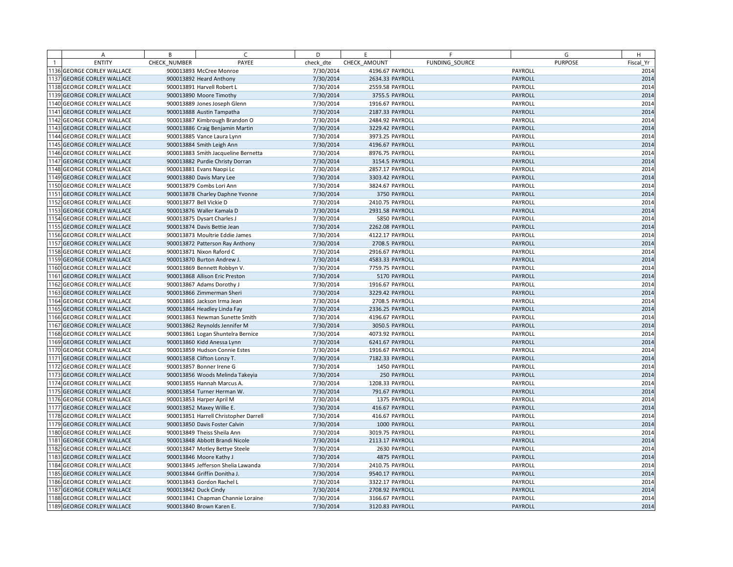| | A | B | C | D | E | F | G | H |
|---|---|---|---|---|---|---|---|---|
| 1 | ENTITY | CHECK_NUMBER | PAYEE | check_dte | CHECK_AMOUNT | FUNDING_SOURCE | PURPOSE | Fiscal_Yr |
| 1136 | GEORGE CORLEY WALLACE | 900013893 | McCree Monroe | 7/30/2014 | 4196.67 | PAYROLL | PAYROLL | 2014 |
| 1137 | GEORGE CORLEY WALLACE | 900013892 | Heard Anthony | 7/30/2014 | 2634.33 | PAYROLL | PAYROLL | 2014 |
| 1138 | GEORGE CORLEY WALLACE | 900013891 | Harvell Robert L | 7/30/2014 | 2559.58 | PAYROLL | PAYROLL | 2014 |
| 1139 | GEORGE CORLEY WALLACE | 900013890 | Moore Timothy | 7/30/2014 | 3755.5 | PAYROLL | PAYROLL | 2014 |
| 1140 | GEORGE CORLEY WALLACE | 900013889 | Jones Joseph Glenn | 7/30/2014 | 1916.67 | PAYROLL | PAYROLL | 2014 |
| 1141 | GEORGE CORLEY WALLACE | 900013888 | Austin Tampatha | 7/30/2014 | 2187.33 | PAYROLL | PAYROLL | 2014 |
| 1142 | GEORGE CORLEY WALLACE | 900013887 | Kimbrough Brandon O | 7/30/2014 | 2484.92 | PAYROLL | PAYROLL | 2014 |
| 1143 | GEORGE CORLEY WALLACE | 900013886 | Craig Benjamin Martin | 7/30/2014 | 3229.42 | PAYROLL | PAYROLL | 2014 |
| 1144 | GEORGE CORLEY WALLACE | 900013885 | Vance Laura Lynn | 7/30/2014 | 3973.25 | PAYROLL | PAYROLL | 2014 |
| 1145 | GEORGE CORLEY WALLACE | 900013884 | Smith Leigh Ann | 7/30/2014 | 4196.67 | PAYROLL | PAYROLL | 2014 |
| 1146 | GEORGE CORLEY WALLACE | 900013883 | Smith Jacqueline Bernetta | 7/30/2014 | 8976.75 | PAYROLL | PAYROLL | 2014 |
| 1147 | GEORGE CORLEY WALLACE | 900013882 | Purdie Christy Dorran | 7/30/2014 | 3154.5 | PAYROLL | PAYROLL | 2014 |
| 1148 | GEORGE CORLEY WALLACE | 900013881 | Evans Naopi Lc | 7/30/2014 | 2857.17 | PAYROLL | PAYROLL | 2014 |
| 1149 | GEORGE CORLEY WALLACE | 900013880 | Davis Mary Lee | 7/30/2014 | 3303.42 | PAYROLL | PAYROLL | 2014 |
| 1150 | GEORGE CORLEY WALLACE | 900013879 | Combs Lori Ann | 7/30/2014 | 3824.67 | PAYROLL | PAYROLL | 2014 |
| 1151 | GEORGE CORLEY WALLACE | 900013878 | Charley Daphne Yvonne | 7/30/2014 | 3750 | PAYROLL | PAYROLL | 2014 |
| 1152 | GEORGE CORLEY WALLACE | 900013877 | Bell Vickie D | 7/30/2014 | 2410.75 | PAYROLL | PAYROLL | 2014 |
| 1153 | GEORGE CORLEY WALLACE | 900013876 | Waller Kamala D | 7/30/2014 | 2931.58 | PAYROLL | PAYROLL | 2014 |
| 1154 | GEORGE CORLEY WALLACE | 900013875 | Dysart Charles J | 7/30/2014 | 5850 | PAYROLL | PAYROLL | 2014 |
| 1155 | GEORGE CORLEY WALLACE | 900013874 | Davis Bettie Jean | 7/30/2014 | 2262.08 | PAYROLL | PAYROLL | 2014 |
| 1156 | GEORGE CORLEY WALLACE | 900013873 | Moultrie Eddie James | 7/30/2014 | 4122.17 | PAYROLL | PAYROLL | 2014 |
| 1157 | GEORGE CORLEY WALLACE | 900013872 | Patterson Ray Anthony | 7/30/2014 | 2708.5 | PAYROLL | PAYROLL | 2014 |
| 1158 | GEORGE CORLEY WALLACE | 900013871 | Nixon Raford C | 7/30/2014 | 2916.67 | PAYROLL | PAYROLL | 2014 |
| 1159 | GEORGE CORLEY WALLACE | 900013870 | Burton Andrew J. | 7/30/2014 | 4583.33 | PAYROLL | PAYROLL | 2014 |
| 1160 | GEORGE CORLEY WALLACE | 900013869 | Bennett Robbyn V. | 7/30/2014 | 7759.75 | PAYROLL | PAYROLL | 2014 |
| 1161 | GEORGE CORLEY WALLACE | 900013868 | Allison Eric Preston | 7/30/2014 | 5170 | PAYROLL | PAYROLL | 2014 |
| 1162 | GEORGE CORLEY WALLACE | 900013867 | Adams Dorothy J | 7/30/2014 | 1916.67 | PAYROLL | PAYROLL | 2014 |
| 1163 | GEORGE CORLEY WALLACE | 900013866 | Zimmerman Sheri | 7/30/2014 | 3229.42 | PAYROLL | PAYROLL | 2014 |
| 1164 | GEORGE CORLEY WALLACE | 900013865 | Jackson Irma Jean | 7/30/2014 | 2708.5 | PAYROLL | PAYROLL | 2014 |
| 1165 | GEORGE CORLEY WALLACE | 900013864 | Headley Linda Fay | 7/30/2014 | 2336.25 | PAYROLL | PAYROLL | 2014 |
| 1166 | GEORGE CORLEY WALLACE | 900013863 | Newman Sunette Smith | 7/30/2014 | 4196.67 | PAYROLL | PAYROLL | 2014 |
| 1167 | GEORGE CORLEY WALLACE | 900013862 | Reynolds Jennifer M | 7/30/2014 | 3050.5 | PAYROLL | PAYROLL | 2014 |
| 1168 | GEORGE CORLEY WALLACE | 900013861 | Logan Shuntelra Bernice | 7/30/2014 | 4073.92 | PAYROLL | PAYROLL | 2014 |
| 1169 | GEORGE CORLEY WALLACE | 900013860 | Kidd Anessa Lynn | 7/30/2014 | 6241.67 | PAYROLL | PAYROLL | 2014 |
| 1170 | GEORGE CORLEY WALLACE | 900013859 | Hudson Connie Estes | 7/30/2014 | 1916.67 | PAYROLL | PAYROLL | 2014 |
| 1171 | GEORGE CORLEY WALLACE | 900013858 | Clifton Lonzy T. | 7/30/2014 | 7182.33 | PAYROLL | PAYROLL | 2014 |
| 1172 | GEORGE CORLEY WALLACE | 900013857 | Bonner Irene G | 7/30/2014 | 1450 | PAYROLL | PAYROLL | 2014 |
| 1173 | GEORGE CORLEY WALLACE | 900013856 | Woods Melinda Takeyia | 7/30/2014 | 250 | PAYROLL | PAYROLL | 2014 |
| 1174 | GEORGE CORLEY WALLACE | 900013855 | Hannah Marcus A. | 7/30/2014 | 1208.33 | PAYROLL | PAYROLL | 2014 |
| 1175 | GEORGE CORLEY WALLACE | 900013854 | Turner Herman W. | 7/30/2014 | 791.67 | PAYROLL | PAYROLL | 2014 |
| 1176 | GEORGE CORLEY WALLACE | 900013853 | Harper April M | 7/30/2014 | 1375 | PAYROLL | PAYROLL | 2014 |
| 1177 | GEORGE CORLEY WALLACE | 900013852 | Maxey Willie E. | 7/30/2014 | 416.67 | PAYROLL | PAYROLL | 2014 |
| 1178 | GEORGE CORLEY WALLACE | 900013851 | Harrell Christopher Darrell | 7/30/2014 | 416.67 | PAYROLL | PAYROLL | 2014 |
| 1179 | GEORGE CORLEY WALLACE | 900013850 | Davis Foster Calvin | 7/30/2014 | 1000 | PAYROLL | PAYROLL | 2014 |
| 1180 | GEORGE CORLEY WALLACE | 900013849 | Theiss Sheila Ann | 7/30/2014 | 3019.75 | PAYROLL | PAYROLL | 2014 |
| 1181 | GEORGE CORLEY WALLACE | 900013848 | Abbott Brandi Nicole | 7/30/2014 | 2113.17 | PAYROLL | PAYROLL | 2014 |
| 1182 | GEORGE CORLEY WALLACE | 900013847 | Motley Bettye Steele | 7/30/2014 | 2630 | PAYROLL | PAYROLL | 2014 |
| 1183 | GEORGE CORLEY WALLACE | 900013846 | Moore Kathy J | 7/30/2014 | 4875 | PAYROLL | PAYROLL | 2014 |
| 1184 | GEORGE CORLEY WALLACE | 900013845 | Jefferson Shelia Lawanda | 7/30/2014 | 2410.75 | PAYROLL | PAYROLL | 2014 |
| 1185 | GEORGE CORLEY WALLACE | 900013844 | Griffin Donitha J. | 7/30/2014 | 9540.17 | PAYROLL | PAYROLL | 2014 |
| 1186 | GEORGE CORLEY WALLACE | 900013843 | Gordon Rachel L | 7/30/2014 | 3322.17 | PAYROLL | PAYROLL | 2014 |
| 1187 | GEORGE CORLEY WALLACE | 900013842 | Duck Cindy | 7/30/2014 | 2708.92 | PAYROLL | PAYROLL | 2014 |
| 1188 | GEORGE CORLEY WALLACE | 900013841 | Chapman Channie Loraine | 7/30/2014 | 3166.67 | PAYROLL | PAYROLL | 2014 |
| 1189 | GEORGE CORLEY WALLACE | 900013840 | Brown Karen E. | 7/30/2014 | 3120.83 | PAYROLL | PAYROLL | 2014 |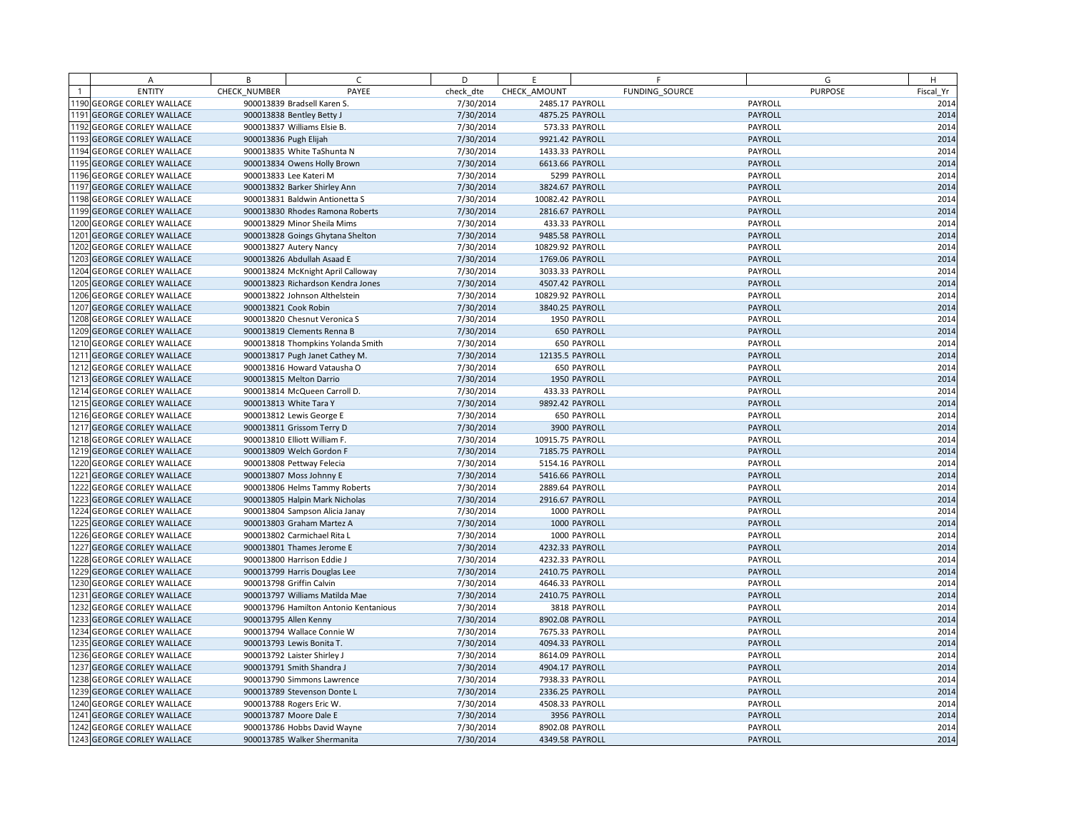| | A | B | C | D | E | F | G | H |
|---|---|---|---|---|---|---|---|---|
| 1 | ENTITY | CHECK_NUMBER | PAYEE | check_dte | CHECK_AMOUNT | FUNDING_SOURCE | PURPOSE | Fiscal_Yr |
| 1190 | GEORGE CORLEY WALLACE | 900013839 | Bradsell Karen S. | 7/30/2014 | 2485.17 | PAYROLL | PAYROLL | 2014 |
| 1191 | GEORGE CORLEY WALLACE | 900013838 | Bentley Betty J | 7/30/2014 | 4875.25 | PAYROLL | PAYROLL | 2014 |
| 1192 | GEORGE CORLEY WALLACE | 900013837 | Williams Elsie B. | 7/30/2014 | 573.33 | PAYROLL | PAYROLL | 2014 |
| 1193 | GEORGE CORLEY WALLACE | 900013836 | Pugh Elijah | 7/30/2014 | 9921.42 | PAYROLL | PAYROLL | 2014 |
| 1194 | GEORGE CORLEY WALLACE | 900013835 | White TaShunta N | 7/30/2014 | 1433.33 | PAYROLL | PAYROLL | 2014 |
| 1195 | GEORGE CORLEY WALLACE | 900013834 | Owens Holly Brown | 7/30/2014 | 6613.66 | PAYROLL | PAYROLL | 2014 |
| 1196 | GEORGE CORLEY WALLACE | 900013833 | Lee Kateri M | 7/30/2014 | 5299 | PAYROLL | PAYROLL | 2014 |
| 1197 | GEORGE CORLEY WALLACE | 900013832 | Barker Shirley Ann | 7/30/2014 | 3824.67 | PAYROLL | PAYROLL | 2014 |
| 1198 | GEORGE CORLEY WALLACE | 900013831 | Baldwin Antionetta S | 7/30/2014 | 10082.42 | PAYROLL | PAYROLL | 2014 |
| 1199 | GEORGE CORLEY WALLACE | 900013830 | Rhodes Ramona Roberts | 7/30/2014 | 2816.67 | PAYROLL | PAYROLL | 2014 |
| 1200 | GEORGE CORLEY WALLACE | 900013829 | Minor Sheila Mims | 7/30/2014 | 433.33 | PAYROLL | PAYROLL | 2014 |
| 1201 | GEORGE CORLEY WALLACE | 900013828 | Goings Ghytana Shelton | 7/30/2014 | 9485.58 | PAYROLL | PAYROLL | 2014 |
| 1202 | GEORGE CORLEY WALLACE | 900013827 | Autery Nancy | 7/30/2014 | 10829.92 | PAYROLL | PAYROLL | 2014 |
| 1203 | GEORGE CORLEY WALLACE | 900013826 | Abdullah Asaad E | 7/30/2014 | 1769.06 | PAYROLL | PAYROLL | 2014 |
| 1204 | GEORGE CORLEY WALLACE | 900013824 | McKnight April Calloway | 7/30/2014 | 3033.33 | PAYROLL | PAYROLL | 2014 |
| 1205 | GEORGE CORLEY WALLACE | 900013823 | Richardson Kendra Jones | 7/30/2014 | 4507.42 | PAYROLL | PAYROLL | 2014 |
| 1206 | GEORGE CORLEY WALLACE | 900013822 | Johnson Althelstein | 7/30/2014 | 10829.92 | PAYROLL | PAYROLL | 2014 |
| 1207 | GEORGE CORLEY WALLACE | 900013821 | Cook Robin | 7/30/2014 | 3840.25 | PAYROLL | PAYROLL | 2014 |
| 1208 | GEORGE CORLEY WALLACE | 900013820 | Chesnut Veronica S | 7/30/2014 | 1950 | PAYROLL | PAYROLL | 2014 |
| 1209 | GEORGE CORLEY WALLACE | 900013819 | Clements Renna B | 7/30/2014 | 650 | PAYROLL | PAYROLL | 2014 |
| 1210 | GEORGE CORLEY WALLACE | 900013818 | Thompkins Yolanda Smith | 7/30/2014 | 650 | PAYROLL | PAYROLL | 2014 |
| 1211 | GEORGE CORLEY WALLACE | 900013817 | Pugh Janet Cathey M. | 7/30/2014 | 12135.5 | PAYROLL | PAYROLL | 2014 |
| 1212 | GEORGE CORLEY WALLACE | 900013816 | Howard Vatausha O | 7/30/2014 | 650 | PAYROLL | PAYROLL | 2014 |
| 1213 | GEORGE CORLEY WALLACE | 900013815 | Melton Darrio | 7/30/2014 | 1950 | PAYROLL | PAYROLL | 2014 |
| 1214 | GEORGE CORLEY WALLACE | 900013814 | McQueen Carroll D. | 7/30/2014 | 433.33 | PAYROLL | PAYROLL | 2014 |
| 1215 | GEORGE CORLEY WALLACE | 900013813 | White Tara Y | 7/30/2014 | 9892.42 | PAYROLL | PAYROLL | 2014 |
| 1216 | GEORGE CORLEY WALLACE | 900013812 | Lewis George E | 7/30/2014 | 650 | PAYROLL | PAYROLL | 2014 |
| 1217 | GEORGE CORLEY WALLACE | 900013811 | Grissom Terry D | 7/30/2014 | 3900 | PAYROLL | PAYROLL | 2014 |
| 1218 | GEORGE CORLEY WALLACE | 900013810 | Elliott William F. | 7/30/2014 | 10915.75 | PAYROLL | PAYROLL | 2014 |
| 1219 | GEORGE CORLEY WALLACE | 900013809 | Welch Gordon F | 7/30/2014 | 7185.75 | PAYROLL | PAYROLL | 2014 |
| 1220 | GEORGE CORLEY WALLACE | 900013808 | Pettway Felecia | 7/30/2014 | 5154.16 | PAYROLL | PAYROLL | 2014 |
| 1221 | GEORGE CORLEY WALLACE | 900013807 | Moss Johnny E | 7/30/2014 | 5416.66 | PAYROLL | PAYROLL | 2014 |
| 1222 | GEORGE CORLEY WALLACE | 900013806 | Helms Tammy Roberts | 7/30/2014 | 2889.64 | PAYROLL | PAYROLL | 2014 |
| 1223 | GEORGE CORLEY WALLACE | 900013805 | Halpin Mark Nicholas | 7/30/2014 | 2916.67 | PAYROLL | PAYROLL | 2014 |
| 1224 | GEORGE CORLEY WALLACE | 900013804 | Sampson Alicia Janay | 7/30/2014 | 1000 | PAYROLL | PAYROLL | 2014 |
| 1225 | GEORGE CORLEY WALLACE | 900013803 | Graham Martez A | 7/30/2014 | 1000 | PAYROLL | PAYROLL | 2014 |
| 1226 | GEORGE CORLEY WALLACE | 900013802 | Carmichael Rita L | 7/30/2014 | 1000 | PAYROLL | PAYROLL | 2014 |
| 1227 | GEORGE CORLEY WALLACE | 900013801 | Thames Jerome E | 7/30/2014 | 4232.33 | PAYROLL | PAYROLL | 2014 |
| 1228 | GEORGE CORLEY WALLACE | 900013800 | Harrison Eddie J | 7/30/2014 | 4232.33 | PAYROLL | PAYROLL | 2014 |
| 1229 | GEORGE CORLEY WALLACE | 900013799 | Harris Douglas Lee | 7/30/2014 | 2410.75 | PAYROLL | PAYROLL | 2014 |
| 1230 | GEORGE CORLEY WALLACE | 900013798 | Griffin Calvin | 7/30/2014 | 4646.33 | PAYROLL | PAYROLL | 2014 |
| 1231 | GEORGE CORLEY WALLACE | 900013797 | Williams Matilda Mae | 7/30/2014 | 2410.75 | PAYROLL | PAYROLL | 2014 |
| 1232 | GEORGE CORLEY WALLACE | 900013796 | Hamilton Antonio Kentanious | 7/30/2014 | 3818 | PAYROLL | PAYROLL | 2014 |
| 1233 | GEORGE CORLEY WALLACE | 900013795 | Allen Kenny | 7/30/2014 | 8902.08 | PAYROLL | PAYROLL | 2014 |
| 1234 | GEORGE CORLEY WALLACE | 900013794 | Wallace Connie W | 7/30/2014 | 7675.33 | PAYROLL | PAYROLL | 2014 |
| 1235 | GEORGE CORLEY WALLACE | 900013793 | Lewis Bonita T. | 7/30/2014 | 4094.33 | PAYROLL | PAYROLL | 2014 |
| 1236 | GEORGE CORLEY WALLACE | 900013792 | Laister Shirley J | 7/30/2014 | 8614.09 | PAYROLL | PAYROLL | 2014 |
| 1237 | GEORGE CORLEY WALLACE | 900013791 | Smith Shandra J | 7/30/2014 | 4904.17 | PAYROLL | PAYROLL | 2014 |
| 1238 | GEORGE CORLEY WALLACE | 900013790 | Simmons Lawrence | 7/30/2014 | 7938.33 | PAYROLL | PAYROLL | 2014 |
| 1239 | GEORGE CORLEY WALLACE | 900013789 | Stevenson Donte L | 7/30/2014 | 2336.25 | PAYROLL | PAYROLL | 2014 |
| 1240 | GEORGE CORLEY WALLACE | 900013788 | Rogers Eric W. | 7/30/2014 | 4508.33 | PAYROLL | PAYROLL | 2014 |
| 1241 | GEORGE CORLEY WALLACE | 900013787 | Moore Dale E | 7/30/2014 | 3956 | PAYROLL | PAYROLL | 2014 |
| 1242 | GEORGE CORLEY WALLACE | 900013786 | Hobbs David Wayne | 7/30/2014 | 8902.08 | PAYROLL | PAYROLL | 2014 |
| 1243 | GEORGE CORLEY WALLACE | 900013785 | Walker Shermanita | 7/30/2014 | 4349.58 | PAYROLL | PAYROLL | 2014 |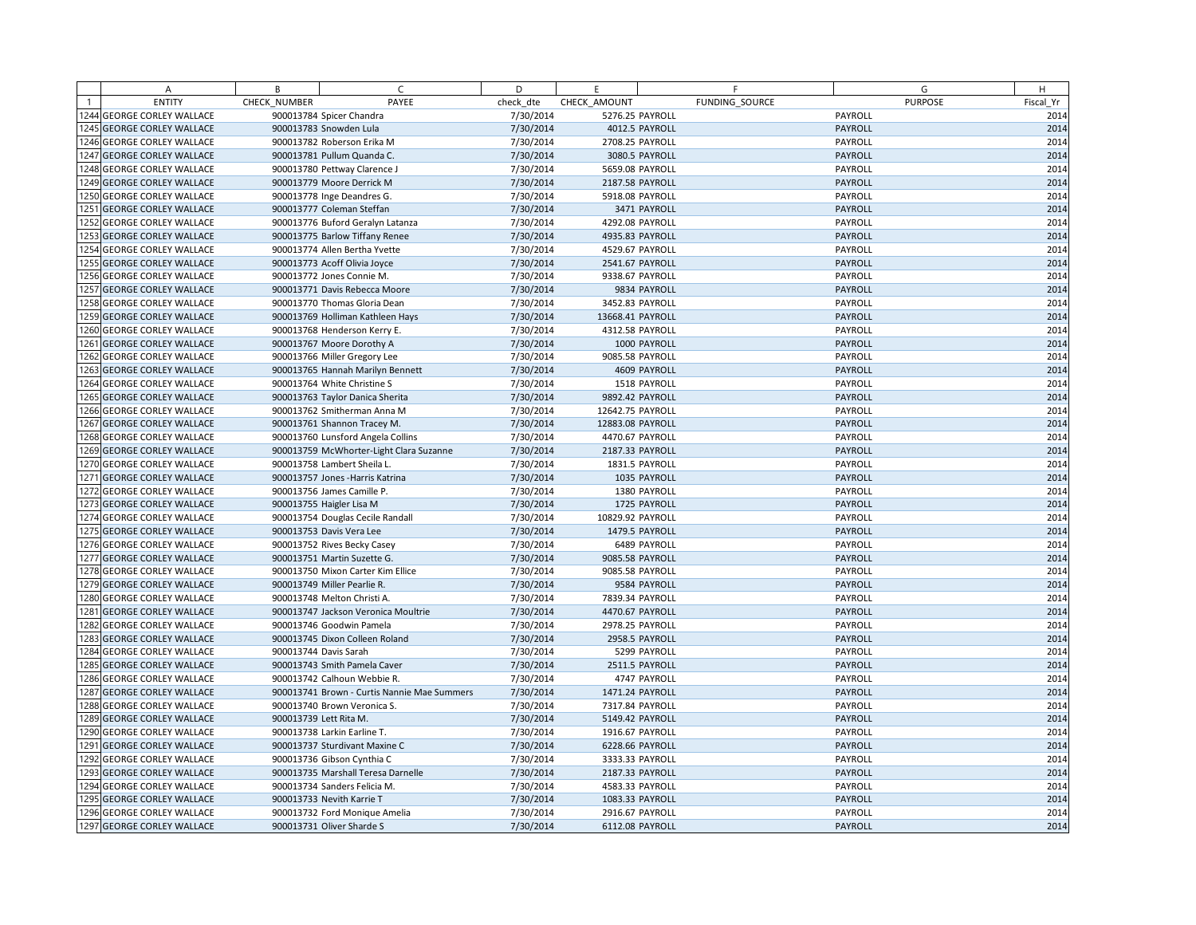| | A | B | C | D | E | F | G | H |
|---|---|---|---|---|---|---|---|---|
| 1 | ENTITY | CHECK_NUMBER | PAYEE | check_dte | CHECK_AMOUNT | FUNDING_SOURCE | PURPOSE | Fiscal_Yr |
| 1244 | GEORGE CORLEY WALLACE | 900013784 | Spicer Chandra | 7/30/2014 | 5276.25 | PAYROLL | PAYROLL | 2014 |
| 1245 | GEORGE CORLEY WALLACE | 900013783 | Snowden Lula | 7/30/2014 | 4012.5 | PAYROLL | PAYROLL | 2014 |
| 1246 | GEORGE CORLEY WALLACE | 900013782 | Roberson Erika M | 7/30/2014 | 2708.25 | PAYROLL | PAYROLL | 2014 |
| 1247 | GEORGE CORLEY WALLACE | 900013781 | Pullum Quanda C. | 7/30/2014 | 3080.5 | PAYROLL | PAYROLL | 2014 |
| 1248 | GEORGE CORLEY WALLACE | 900013780 | Pettway Clarence J | 7/30/2014 | 5659.08 | PAYROLL | PAYROLL | 2014 |
| 1249 | GEORGE CORLEY WALLACE | 900013779 | Moore Derrick M | 7/30/2014 | 2187.58 | PAYROLL | PAYROLL | 2014 |
| 1250 | GEORGE CORLEY WALLACE | 900013778 | Inge Deandres G. | 7/30/2014 | 5918.08 | PAYROLL | PAYROLL | 2014 |
| 1251 | GEORGE CORLEY WALLACE | 900013777 | Coleman Steffan | 7/30/2014 | 3471 | PAYROLL | PAYROLL | 2014 |
| 1252 | GEORGE CORLEY WALLACE | 900013776 | Buford Geralyn Latanza | 7/30/2014 | 4292.08 | PAYROLL | PAYROLL | 2014 |
| 1253 | GEORGE CORLEY WALLACE | 900013775 | Barlow Tiffany Renee | 7/30/2014 | 4935.83 | PAYROLL | PAYROLL | 2014 |
| 1254 | GEORGE CORLEY WALLACE | 900013774 | Allen Bertha Yvette | 7/30/2014 | 4529.67 | PAYROLL | PAYROLL | 2014 |
| 1255 | GEORGE CORLEY WALLACE | 900013773 | Acoff Olivia Joyce | 7/30/2014 | 2541.67 | PAYROLL | PAYROLL | 2014 |
| 1256 | GEORGE CORLEY WALLACE | 900013772 | Jones Connie M. | 7/30/2014 | 9338.67 | PAYROLL | PAYROLL | 2014 |
| 1257 | GEORGE CORLEY WALLACE | 900013771 | Davis Rebecca Moore | 7/30/2014 | 9834 | PAYROLL | PAYROLL | 2014 |
| 1258 | GEORGE CORLEY WALLACE | 900013770 | Thomas Gloria Dean | 7/30/2014 | 3452.83 | PAYROLL | PAYROLL | 2014 |
| 1259 | GEORGE CORLEY WALLACE | 900013769 | Holliman Kathleen Hays | 7/30/2014 | 13668.41 | PAYROLL | PAYROLL | 2014 |
| 1260 | GEORGE CORLEY WALLACE | 900013768 | Henderson Kerry E. | 7/30/2014 | 4312.58 | PAYROLL | PAYROLL | 2014 |
| 1261 | GEORGE CORLEY WALLACE | 900013767 | Moore Dorothy A | 7/30/2014 | 1000 | PAYROLL | PAYROLL | 2014 |
| 1262 | GEORGE CORLEY WALLACE | 900013766 | Miller Gregory Lee | 7/30/2014 | 9085.58 | PAYROLL | PAYROLL | 2014 |
| 1263 | GEORGE CORLEY WALLACE | 900013765 | Hannah Marilyn Bennett | 7/30/2014 | 4609 | PAYROLL | PAYROLL | 2014 |
| 1264 | GEORGE CORLEY WALLACE | 900013764 | White Christine S | 7/30/2014 | 1518 | PAYROLL | PAYROLL | 2014 |
| 1265 | GEORGE CORLEY WALLACE | 900013763 | Taylor Danica Sherita | 7/30/2014 | 9892.42 | PAYROLL | PAYROLL | 2014 |
| 1266 | GEORGE CORLEY WALLACE | 900013762 | Smitherman Anna M | 7/30/2014 | 12642.75 | PAYROLL | PAYROLL | 2014 |
| 1267 | GEORGE CORLEY WALLACE | 900013761 | Shannon Tracey M. | 7/30/2014 | 12883.08 | PAYROLL | PAYROLL | 2014 |
| 1268 | GEORGE CORLEY WALLACE | 900013760 | Lunsford Angela Collins | 7/30/2014 | 4470.67 | PAYROLL | PAYROLL | 2014 |
| 1269 | GEORGE CORLEY WALLACE | 900013759 | McWhorter-Light Clara Suzanne | 7/30/2014 | 2187.33 | PAYROLL | PAYROLL | 2014 |
| 1270 | GEORGE CORLEY WALLACE | 900013758 | Lambert Sheila L. | 7/30/2014 | 1831.5 | PAYROLL | PAYROLL | 2014 |
| 1271 | GEORGE CORLEY WALLACE | 900013757 | Jones -Harris Katrina | 7/30/2014 | 1035 | PAYROLL | PAYROLL | 2014 |
| 1272 | GEORGE CORLEY WALLACE | 900013756 | James Camille P. | 7/30/2014 | 1380 | PAYROLL | PAYROLL | 2014 |
| 1273 | GEORGE CORLEY WALLACE | 900013755 | Haigler Lisa M | 7/30/2014 | 1725 | PAYROLL | PAYROLL | 2014 |
| 1274 | GEORGE CORLEY WALLACE | 900013754 | Douglas Cecile Randall | 7/30/2014 | 10829.92 | PAYROLL | PAYROLL | 2014 |
| 1275 | GEORGE CORLEY WALLACE | 900013753 | Davis Vera Lee | 7/30/2014 | 1479.5 | PAYROLL | PAYROLL | 2014 |
| 1276 | GEORGE CORLEY WALLACE | 900013752 | Rives Becky Casey | 7/30/2014 | 6489 | PAYROLL | PAYROLL | 2014 |
| 1277 | GEORGE CORLEY WALLACE | 900013751 | Martin Suzette G. | 7/30/2014 | 9085.58 | PAYROLL | PAYROLL | 2014 |
| 1278 | GEORGE CORLEY WALLACE | 900013750 | Mixon Carter Kim Ellice | 7/30/2014 | 9085.58 | PAYROLL | PAYROLL | 2014 |
| 1279 | GEORGE CORLEY WALLACE | 900013749 | Miller Pearlie R. | 7/30/2014 | 9584 | PAYROLL | PAYROLL | 2014 |
| 1280 | GEORGE CORLEY WALLACE | 900013748 | Melton Christi A. | 7/30/2014 | 7839.34 | PAYROLL | PAYROLL | 2014 |
| 1281 | GEORGE CORLEY WALLACE | 900013747 | Jackson Veronica Moultrie | 7/30/2014 | 4470.67 | PAYROLL | PAYROLL | 2014 |
| 1282 | GEORGE CORLEY WALLACE | 900013746 | Goodwin Pamela | 7/30/2014 | 2978.25 | PAYROLL | PAYROLL | 2014 |
| 1283 | GEORGE CORLEY WALLACE | 900013745 | Dixon Colleen Roland | 7/30/2014 | 2958.5 | PAYROLL | PAYROLL | 2014 |
| 1284 | GEORGE CORLEY WALLACE | 900013744 | Davis Sarah | 7/30/2014 | 5299 | PAYROLL | PAYROLL | 2014 |
| 1285 | GEORGE CORLEY WALLACE | 900013743 | Smith Pamela Caver | 7/30/2014 | 2511.5 | PAYROLL | PAYROLL | 2014 |
| 1286 | GEORGE CORLEY WALLACE | 900013742 | Calhoun Webbie R. | 7/30/2014 | 4747 | PAYROLL | PAYROLL | 2014 |
| 1287 | GEORGE CORLEY WALLACE | 900013741 | Brown - Curtis Nannie Mae Summers | 7/30/2014 | 1471.24 | PAYROLL | PAYROLL | 2014 |
| 1288 | GEORGE CORLEY WALLACE | 900013740 | Brown Veronica S. | 7/30/2014 | 7317.84 | PAYROLL | PAYROLL | 2014 |
| 1289 | GEORGE CORLEY WALLACE | 900013739 | Lett Rita M. | 7/30/2014 | 5149.42 | PAYROLL | PAYROLL | 2014 |
| 1290 | GEORGE CORLEY WALLACE | 900013738 | Larkin Earline T. | 7/30/2014 | 1916.67 | PAYROLL | PAYROLL | 2014 |
| 1291 | GEORGE CORLEY WALLACE | 900013737 | Sturdivant Maxine C | 7/30/2014 | 6228.66 | PAYROLL | PAYROLL | 2014 |
| 1292 | GEORGE CORLEY WALLACE | 900013736 | Gibson Cynthia C | 7/30/2014 | 3333.33 | PAYROLL | PAYROLL | 2014 |
| 1293 | GEORGE CORLEY WALLACE | 900013735 | Marshall Teresa Darnelle | 7/30/2014 | 2187.33 | PAYROLL | PAYROLL | 2014 |
| 1294 | GEORGE CORLEY WALLACE | 900013734 | Sanders Felicia M. | 7/30/2014 | 4583.33 | PAYROLL | PAYROLL | 2014 |
| 1295 | GEORGE CORLEY WALLACE | 900013733 | Nevith Karrie T | 7/30/2014 | 1083.33 | PAYROLL | PAYROLL | 2014 |
| 1296 | GEORGE CORLEY WALLACE | 900013732 | Ford Monique Amelia | 7/30/2014 | 2916.67 | PAYROLL | PAYROLL | 2014 |
| 1297 | GEORGE CORLEY WALLACE | 900013731 | Oliver Sharde S | 7/30/2014 | 6112.08 | PAYROLL | PAYROLL | 2014 |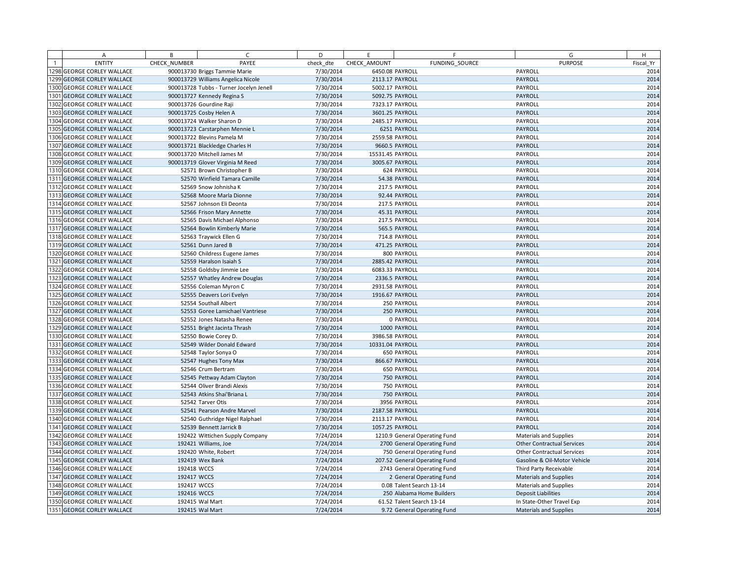| | A | B | C | D | E | F | G | H |
|---|---|---|---|---|---|---|---|---|
| 1 | ENTITY | CHECK_NUMBER | PAYEE | check_dte | CHECK_AMOUNT | FUNDING_SOURCE | PURPOSE | Fiscal_Yr |
| 1298 | GEORGE CORLEY WALLACE | 900013730 | Briggs Tammie Marie | 7/30/2014 | 6450.08 | PAYROLL | PAYROLL | 2014 |
| 1299 | GEORGE CORLEY WALLACE | 900013729 | Williams Angelica Nicole | 7/30/2014 | 2113.17 | PAYROLL | PAYROLL | 2014 |
| 1300 | GEORGE CORLEY WALLACE | 900013728 | Tubbs - Turner Jocelyn Jenell | 7/30/2014 | 5002.17 | PAYROLL | PAYROLL | 2014 |
| 1301 | GEORGE CORLEY WALLACE | 900013727 | Kennedy Regina S | 7/30/2014 | 5092.75 | PAYROLL | PAYROLL | 2014 |
| 1302 | GEORGE CORLEY WALLACE | 900013726 | Gourdine Raji | 7/30/2014 | 7323.17 | PAYROLL | PAYROLL | 2014 |
| 1303 | GEORGE CORLEY WALLACE | 900013725 | Cosby Helen A | 7/30/2014 | 3601.25 | PAYROLL | PAYROLL | 2014 |
| 1304 | GEORGE CORLEY WALLACE | 900013724 | Walker Sharon D | 7/30/2014 | 2485.17 | PAYROLL | PAYROLL | 2014 |
| 1305 | GEORGE CORLEY WALLACE | 900013723 | Carstarphen Mennie L | 7/30/2014 | 6251 | PAYROLL | PAYROLL | 2014 |
| 1306 | GEORGE CORLEY WALLACE | 900013722 | Blevins Pamela M | 7/30/2014 | 2559.58 | PAYROLL | PAYROLL | 2014 |
| 1307 | GEORGE CORLEY WALLACE | 900013721 | Blackledge Charles H | 7/30/2014 | 9660.5 | PAYROLL | PAYROLL | 2014 |
| 1308 | GEORGE CORLEY WALLACE | 900013720 | Mitchell James M | 7/30/2014 | 15531.45 | PAYROLL | PAYROLL | 2014 |
| 1309 | GEORGE CORLEY WALLACE | 900013719 | Glover Virginia M Reed | 7/30/2014 | 3005.67 | PAYROLL | PAYROLL | 2014 |
| 1310 | GEORGE CORLEY WALLACE | 52571 | Brown Christopher B | 7/30/2014 | 624 | PAYROLL | PAYROLL | 2014 |
| 1311 | GEORGE CORLEY WALLACE | 52570 | Winfield Tamara Camille | 7/30/2014 | 54.38 | PAYROLL | PAYROLL | 2014 |
| 1312 | GEORGE CORLEY WALLACE | 52569 | Snow Johnisha K | 7/30/2014 | 217.5 | PAYROLL | PAYROLL | 2014 |
| 1313 | GEORGE CORLEY WALLACE | 52568 | Moore Marla Dionne | 7/30/2014 | 92.44 | PAYROLL | PAYROLL | 2014 |
| 1314 | GEORGE CORLEY WALLACE | 52567 | Johnson Eli Deonta | 7/30/2014 | 217.5 | PAYROLL | PAYROLL | 2014 |
| 1315 | GEORGE CORLEY WALLACE | 52566 | Frison Mary Annette | 7/30/2014 | 45.31 | PAYROLL | PAYROLL | 2014 |
| 1316 | GEORGE CORLEY WALLACE | 52565 | Davis Michael Alphonso | 7/30/2014 | 217.5 | PAYROLL | PAYROLL | 2014 |
| 1317 | GEORGE CORLEY WALLACE | 52564 | Bowlin Kimberly Marie | 7/30/2014 | 565.5 | PAYROLL | PAYROLL | 2014 |
| 1318 | GEORGE CORLEY WALLACE | 52563 | Traywick Ellen G | 7/30/2014 | 714.8 | PAYROLL | PAYROLL | 2014 |
| 1319 | GEORGE CORLEY WALLACE | 52561 | Dunn Jared B | 7/30/2014 | 471.25 | PAYROLL | PAYROLL | 2014 |
| 1320 | GEORGE CORLEY WALLACE | 52560 | Childress Eugene James | 7/30/2014 | 800 | PAYROLL | PAYROLL | 2014 |
| 1321 | GEORGE CORLEY WALLACE | 52559 | Haralson Isaiah S | 7/30/2014 | 2885.42 | PAYROLL | PAYROLL | 2014 |
| 1322 | GEORGE CORLEY WALLACE | 52558 | Goldsby Jimmie Lee | 7/30/2014 | 6083.33 | PAYROLL | PAYROLL | 2014 |
| 1323 | GEORGE CORLEY WALLACE | 52557 | Whatley Andrew Douglas | 7/30/2014 | 2336.5 | PAYROLL | PAYROLL | 2014 |
| 1324 | GEORGE CORLEY WALLACE | 52556 | Coleman Myron C | 7/30/2014 | 2931.58 | PAYROLL | PAYROLL | 2014 |
| 1325 | GEORGE CORLEY WALLACE | 52555 | Deavers Lori Evelyn | 7/30/2014 | 1916.67 | PAYROLL | PAYROLL | 2014 |
| 1326 | GEORGE CORLEY WALLACE | 52554 | Southall Albert | 7/30/2014 | 250 | PAYROLL | PAYROLL | 2014 |
| 1327 | GEORGE CORLEY WALLACE | 52553 | Goree Lamichael Vantriese | 7/30/2014 | 250 | PAYROLL | PAYROLL | 2014 |
| 1328 | GEORGE CORLEY WALLACE | 52552 | Jones Natasha Renee | 7/30/2014 | 0 | PAYROLL | PAYROLL | 2014 |
| 1329 | GEORGE CORLEY WALLACE | 52551 | Bright Jacinta Thrash | 7/30/2014 | 1000 | PAYROLL | PAYROLL | 2014 |
| 1330 | GEORGE CORLEY WALLACE | 52550 | Bowie Corey D. | 7/30/2014 | 3986.58 | PAYROLL | PAYROLL | 2014 |
| 1331 | GEORGE CORLEY WALLACE | 52549 | Wilder Donald Edward | 7/30/2014 | 10331.04 | PAYROLL | PAYROLL | 2014 |
| 1332 | GEORGE CORLEY WALLACE | 52548 | Taylor Sonya O | 7/30/2014 | 650 | PAYROLL | PAYROLL | 2014 |
| 1333 | GEORGE CORLEY WALLACE | 52547 | Hughes Tony Max | 7/30/2014 | 866.67 | PAYROLL | PAYROLL | 2014 |
| 1334 | GEORGE CORLEY WALLACE | 52546 | Crum Bertram | 7/30/2014 | 650 | PAYROLL | PAYROLL | 2014 |
| 1335 | GEORGE CORLEY WALLACE | 52545 | Pettway Adam Clayton | 7/30/2014 | 750 | PAYROLL | PAYROLL | 2014 |
| 1336 | GEORGE CORLEY WALLACE | 52544 | Oliver Brandi Alexis | 7/30/2014 | 750 | PAYROLL | PAYROLL | 2014 |
| 1337 | GEORGE CORLEY WALLACE | 52543 | Atkins Shai'Briana L | 7/30/2014 | 750 | PAYROLL | PAYROLL | 2014 |
| 1338 | GEORGE CORLEY WALLACE | 52542 | Tarver Otis | 7/30/2014 | 3956 | PAYROLL | PAYROLL | 2014 |
| 1339 | GEORGE CORLEY WALLACE | 52541 | Pearson Andre Marvel | 7/30/2014 | 2187.58 | PAYROLL | PAYROLL | 2014 |
| 1340 | GEORGE CORLEY WALLACE | 52540 | Guthridge Nigel Ralphael | 7/30/2014 | 2113.17 | PAYROLL | PAYROLL | 2014 |
| 1341 | GEORGE CORLEY WALLACE | 52539 | Bennett Jarrick B | 7/30/2014 | 1057.25 | PAYROLL | PAYROLL | 2014 |
| 1342 | GEORGE CORLEY WALLACE | 192422 | Wittichen Supply Company | 7/24/2014 | 1210.9 | General Operating Fund | Materials and Supplies | 2014 |
| 1343 | GEORGE CORLEY WALLACE | 192421 | Williams, Joe | 7/24/2014 | 2700 | General Operating Fund | Other Contractual Services | 2014 |
| 1344 | GEORGE CORLEY WALLACE | 192420 | White, Robert | 7/24/2014 | 750 | General Operating Fund | Other Contractual Services | 2014 |
| 1345 | GEORGE CORLEY WALLACE | 192419 | Wex Bank | 7/24/2014 | 207.52 | General Operating Fund | Gasoline & Oil-Motor Vehicle | 2014 |
| 1346 | GEORGE CORLEY WALLACE | 192418 | WCCS | 7/24/2014 | 2743 | General Operating Fund | Third Party Receivable | 2014 |
| 1347 | GEORGE CORLEY WALLACE | 192417 | WCCS | 7/24/2014 | 2 | General Operating Fund | Materials and Supplies | 2014 |
| 1348 | GEORGE CORLEY WALLACE | 192417 | WCCS | 7/24/2014 | 0.08 | Talent Search 13-14 | Materials and Supplies | 2014 |
| 1349 | GEORGE CORLEY WALLACE | 192416 | WCCS | 7/24/2014 | 250 | Alabama Home Builders | Deposit Liabilities | 2014 |
| 1350 | GEORGE CORLEY WALLACE | 192415 | Wal Mart | 7/24/2014 | 61.52 | Talent Search 13-14 | In State-Other Travel Exp | 2014 |
| 1351 | GEORGE CORLEY WALLACE | 192415 | Wal Mart | 7/24/2014 | 9.72 | General Operating Fund | Materials and Supplies | 2014 |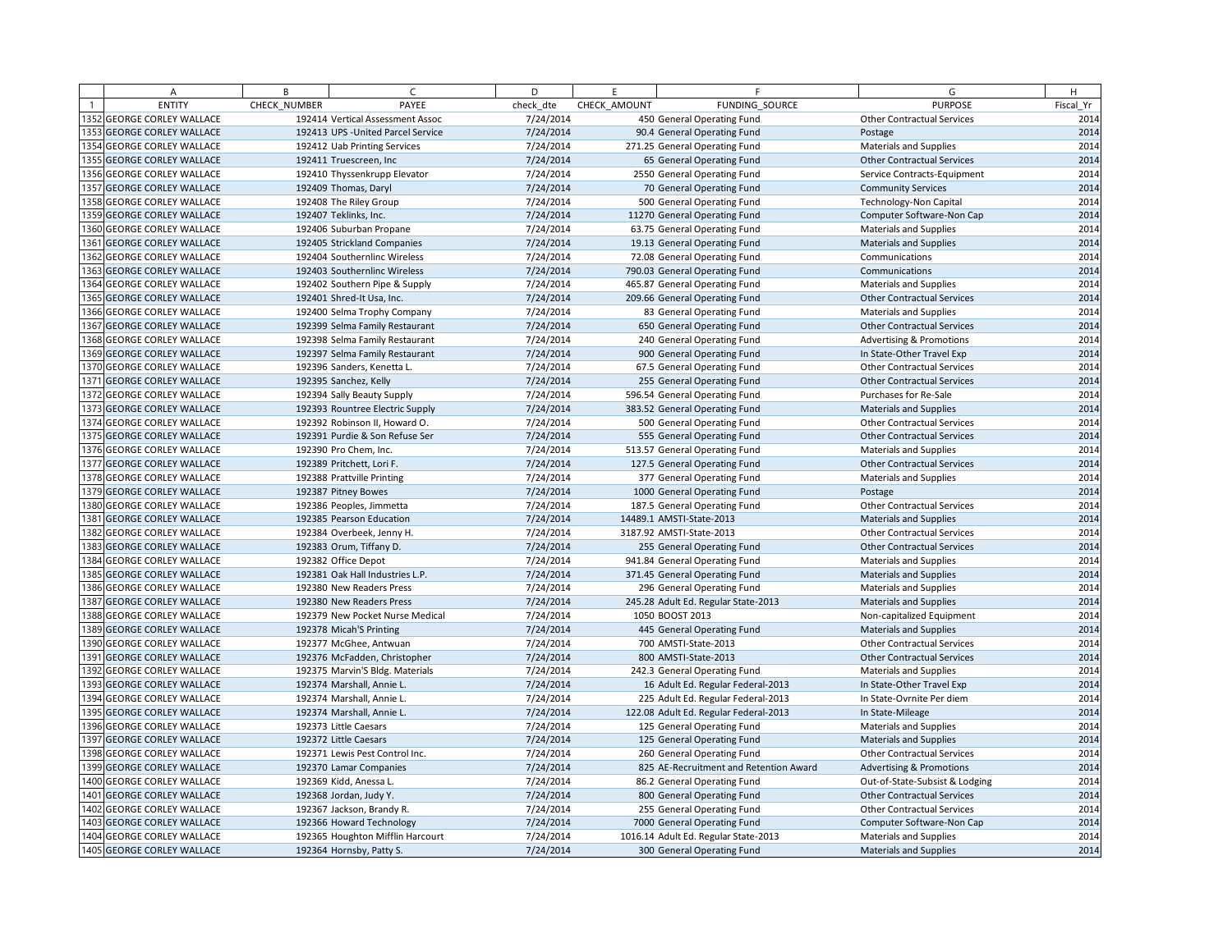| | A | B | C | D | E | F | G | H |
|---|---|---|---|---|---|---|---|---|
| 1 | ENTITY | CHECK_NUMBER | PAYEE | check_dte | CHECK_AMOUNT | FUNDING_SOURCE | PURPOSE | Fiscal_Yr |
| 1352 | GEORGE CORLEY WALLACE | 192414 | Vertical Assessment Assoc | 7/24/2014 | 450 | General Operating Fund | Other Contractual Services | 2014 |
| 1353 | GEORGE CORLEY WALLACE | 192413 | UPS -United Parcel Service | 7/24/2014 | 90.4 | General Operating Fund | Postage | 2014 |
| 1354 | GEORGE CORLEY WALLACE | 192412 | Uab Printing Services | 7/24/2014 | 271.25 | General Operating Fund | Materials and Supplies | 2014 |
| 1355 | GEORGE CORLEY WALLACE | 192411 | Truescreen, Inc | 7/24/2014 | 65 | General Operating Fund | Other Contractual Services | 2014 |
| 1356 | GEORGE CORLEY WALLACE | 192410 | Thyssenkrupp Elevator | 7/24/2014 | 2550 | General Operating Fund | Service Contracts-Equipment | 2014 |
| 1357 | GEORGE CORLEY WALLACE | 192409 | Thomas, Daryl | 7/24/2014 | 70 | General Operating Fund | Community Services | 2014 |
| 1358 | GEORGE CORLEY WALLACE | 192408 | The Riley Group | 7/24/2014 | 500 | General Operating Fund | Technology-Non Capital | 2014 |
| 1359 | GEORGE CORLEY WALLACE | 192407 | Teklinks, Inc. | 7/24/2014 | 11270 | General Operating Fund | Computer Software-Non Cap | 2014 |
| 1360 | GEORGE CORLEY WALLACE | 192406 | Suburban Propane | 7/24/2014 | 63.75 | General Operating Fund | Materials and Supplies | 2014 |
| 1361 | GEORGE CORLEY WALLACE | 192405 | Strickland Companies | 7/24/2014 | 19.13 | General Operating Fund | Materials and Supplies | 2014 |
| 1362 | GEORGE CORLEY WALLACE | 192404 | Southernlinc Wireless | 7/24/2014 | 72.08 | General Operating Fund | Communications | 2014 |
| 1363 | GEORGE CORLEY WALLACE | 192403 | Southernlinc Wireless | 7/24/2014 | 790.03 | General Operating Fund | Communications | 2014 |
| 1364 | GEORGE CORLEY WALLACE | 192402 | Southern Pipe & Supply | 7/24/2014 | 465.87 | General Operating Fund | Materials and Supplies | 2014 |
| 1365 | GEORGE CORLEY WALLACE | 192401 | Shred-It Usa, Inc. | 7/24/2014 | 209.66 | General Operating Fund | Other Contractual Services | 2014 |
| 1366 | GEORGE CORLEY WALLACE | 192400 | Selma Trophy Company | 7/24/2014 | 83 | General Operating Fund | Materials and Supplies | 2014 |
| 1367 | GEORGE CORLEY WALLACE | 192399 | Selma Family Restaurant | 7/24/2014 | 650 | General Operating Fund | Other Contractual Services | 2014 |
| 1368 | GEORGE CORLEY WALLACE | 192398 | Selma Family Restaurant | 7/24/2014 | 240 | General Operating Fund | Advertising & Promotions | 2014 |
| 1369 | GEORGE CORLEY WALLACE | 192397 | Selma Family Restaurant | 7/24/2014 | 900 | General Operating Fund | In State-Other Travel Exp | 2014 |
| 1370 | GEORGE CORLEY WALLACE | 192396 | Sanders, Kenetta L. | 7/24/2014 | 67.5 | General Operating Fund | Other Contractual Services | 2014 |
| 1371 | GEORGE CORLEY WALLACE | 192395 | Sanchez, Kelly | 7/24/2014 | 255 | General Operating Fund | Other Contractual Services | 2014 |
| 1372 | GEORGE CORLEY WALLACE | 192394 | Sally Beauty Supply | 7/24/2014 | 596.54 | General Operating Fund | Purchases for Re-Sale | 2014 |
| 1373 | GEORGE CORLEY WALLACE | 192393 | Rountree Electric Supply | 7/24/2014 | 383.52 | General Operating Fund | Materials and Supplies | 2014 |
| 1374 | GEORGE CORLEY WALLACE | 192392 | Robinson II, Howard O. | 7/24/2014 | 500 | General Operating Fund | Other Contractual Services | 2014 |
| 1375 | GEORGE CORLEY WALLACE | 192391 | Purdie & Son Refuse Ser | 7/24/2014 | 555 | General Operating Fund | Other Contractual Services | 2014 |
| 1376 | GEORGE CORLEY WALLACE | 192390 | Pro Chem, Inc. | 7/24/2014 | 513.57 | General Operating Fund | Materials and Supplies | 2014 |
| 1377 | GEORGE CORLEY WALLACE | 192389 | Pritchett, Lori F. | 7/24/2014 | 127.5 | General Operating Fund | Other Contractual Services | 2014 |
| 1378 | GEORGE CORLEY WALLACE | 192388 | Prattville Printing | 7/24/2014 | 377 | General Operating Fund | Materials and Supplies | 2014 |
| 1379 | GEORGE CORLEY WALLACE | 192387 | Pitney Bowes | 7/24/2014 | 1000 | General Operating Fund | Postage | 2014 |
| 1380 | GEORGE CORLEY WALLACE | 192386 | Peoples, Jimmetta | 7/24/2014 | 187.5 | General Operating Fund | Other Contractual Services | 2014 |
| 1381 | GEORGE CORLEY WALLACE | 192385 | Pearson Education | 7/24/2014 | 14489.1 | AMSTI-State-2013 | Materials and Supplies | 2014 |
| 1382 | GEORGE CORLEY WALLACE | 192384 | Overbeek, Jenny H. | 7/24/2014 | 3187.92 | AMSTI-State-2013 | Other Contractual Services | 2014 |
| 1383 | GEORGE CORLEY WALLACE | 192383 | Orum, Tiffany D. | 7/24/2014 | 255 | General Operating Fund | Other Contractual Services | 2014 |
| 1384 | GEORGE CORLEY WALLACE | 192382 | Office Depot | 7/24/2014 | 941.84 | General Operating Fund | Materials and Supplies | 2014 |
| 1385 | GEORGE CORLEY WALLACE | 192381 | Oak Hall Industries L.P. | 7/24/2014 | 371.45 | General Operating Fund | Materials and Supplies | 2014 |
| 1386 | GEORGE CORLEY WALLACE | 192380 | New Readers Press | 7/24/2014 | 296 | General Operating Fund | Materials and Supplies | 2014 |
| 1387 | GEORGE CORLEY WALLACE | 192380 | New Readers Press | 7/24/2014 | 245.28 | Adult Ed. Regular State-2013 | Materials and Supplies | 2014 |
| 1388 | GEORGE CORLEY WALLACE | 192379 | New Pocket Nurse Medical | 7/24/2014 | 1050 | BOOST 2013 | Non-capitalized Equipment | 2014 |
| 1389 | GEORGE CORLEY WALLACE | 192378 | Micah'S Printing | 7/24/2014 | 445 | General Operating Fund | Materials and Supplies | 2014 |
| 1390 | GEORGE CORLEY WALLACE | 192377 | McGhee, Antwuan | 7/24/2014 | 700 | AMSTI-State-2013 | Other Contractual Services | 2014 |
| 1391 | GEORGE CORLEY WALLACE | 192376 | McFadden, Christopher | 7/24/2014 | 800 | AMSTI-State-2013 | Other Contractual Services | 2014 |
| 1392 | GEORGE CORLEY WALLACE | 192375 | Marvin'S Bldg. Materials | 7/24/2014 | 242.3 | General Operating Fund | Materials and Supplies | 2014 |
| 1393 | GEORGE CORLEY WALLACE | 192374 | Marshall, Annie L. | 7/24/2014 | 16 | Adult Ed. Regular Federal-2013 | In State-Other Travel Exp | 2014 |
| 1394 | GEORGE CORLEY WALLACE | 192374 | Marshall, Annie L. | 7/24/2014 | 225 | Adult Ed. Regular Federal-2013 | In State-Ovrnite Per diem | 2014 |
| 1395 | GEORGE CORLEY WALLACE | 192374 | Marshall, Annie L. | 7/24/2014 | 122.08 | Adult Ed. Regular Federal-2013 | In State-Mileage | 2014 |
| 1396 | GEORGE CORLEY WALLACE | 192373 | Little Caesars | 7/24/2014 | 125 | General Operating Fund | Materials and Supplies | 2014 |
| 1397 | GEORGE CORLEY WALLACE | 192372 | Little Caesars | 7/24/2014 | 125 | General Operating Fund | Materials and Supplies | 2014 |
| 1398 | GEORGE CORLEY WALLACE | 192371 | Lewis Pest Control Inc. | 7/24/2014 | 260 | General Operating Fund | Other Contractual Services | 2014 |
| 1399 | GEORGE CORLEY WALLACE | 192370 | Lamar Companies | 7/24/2014 | 825 | AE-Recruitment and Retention Award | Advertising & Promotions | 2014 |
| 1400 | GEORGE CORLEY WALLACE | 192369 | Kidd, Anessa L. | 7/24/2014 | 86.2 | General Operating Fund | Out-of-State-Subsist & Lodging | 2014 |
| 1401 | GEORGE CORLEY WALLACE | 192368 | Jordan, Judy Y. | 7/24/2014 | 800 | General Operating Fund | Other Contractual Services | 2014 |
| 1402 | GEORGE CORLEY WALLACE | 192367 | Jackson, Brandy R. | 7/24/2014 | 255 | General Operating Fund | Other Contractual Services | 2014 |
| 1403 | GEORGE CORLEY WALLACE | 192366 | Howard Technology | 7/24/2014 | 7000 | General Operating Fund | Computer Software-Non Cap | 2014 |
| 1404 | GEORGE CORLEY WALLACE | 192365 | Houghton Mifflin Harcourt | 7/24/2014 | 1016.14 | Adult Ed. Regular State-2013 | Materials and Supplies | 2014 |
| 1405 | GEORGE CORLEY WALLACE | 192364 | Hornsby, Patty S. | 7/24/2014 | 300 | General Operating Fund | Materials and Supplies | 2014 |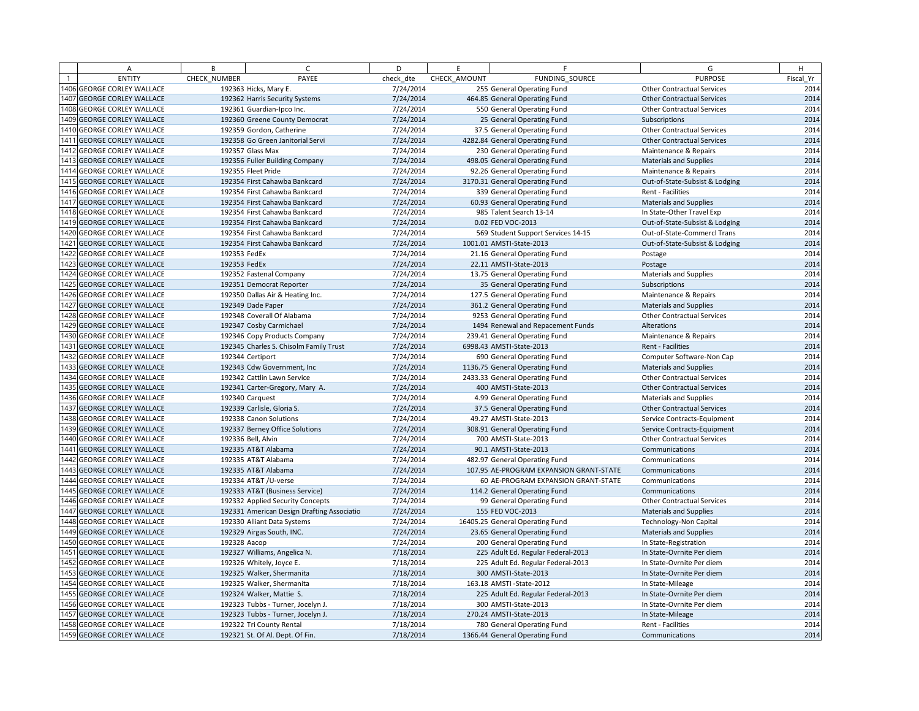| | A | B | C | D | E | F | G | H |
|---|---|---|---|---|---|---|---|---|
| 1 | ENTITY | CHECK_NUMBER | PAYEE | check_dte | CHECK_AMOUNT | FUNDING_SOURCE | PURPOSE | Fiscal_Yr |
| 1406 | GEORGE CORLEY WALLACE | 192363 | Hicks, Mary E. | 7/24/2014 | 255 | General Operating Fund | Other Contractual Services | 2014 |
| 1407 | GEORGE CORLEY WALLACE | 192362 | Harris Security Systems | 7/24/2014 | 464.85 | General Operating Fund | Other Contractual Services | 2014 |
| 1408 | GEORGE CORLEY WALLACE | 192361 | Guardian-Ipco Inc. | 7/24/2014 | 550 | General Operating Fund | Other Contractual Services | 2014 |
| 1409 | GEORGE CORLEY WALLACE | 192360 | Greene County Democrat | 7/24/2014 | 25 | General Operating Fund | Subscriptions | 2014 |
| 1410 | GEORGE CORLEY WALLACE | 192359 | Gordon, Catherine | 7/24/2014 | 37.5 | General Operating Fund | Other Contractual Services | 2014 |
| 1411 | GEORGE CORLEY WALLACE | 192358 | Go Green Janitorial Servi | 7/24/2014 | 4282.84 | General Operating Fund | Other Contractual Services | 2014 |
| 1412 | GEORGE CORLEY WALLACE | 192357 | Glass Max | 7/24/2014 | 230 | General Operating Fund | Maintenance & Repairs | 2014 |
| 1413 | GEORGE CORLEY WALLACE | 192356 | Fuller Building Company | 7/24/2014 | 498.05 | General Operating Fund | Materials and Supplies | 2014 |
| 1414 | GEORGE CORLEY WALLACE | 192355 | Fleet Pride | 7/24/2014 | 92.26 | General Operating Fund | Maintenance & Repairs | 2014 |
| 1415 | GEORGE CORLEY WALLACE | 192354 | First Cahawba Bankcard | 7/24/2014 | 3170.31 | General Operating Fund | Out-of-State-Subsist & Lodging | 2014 |
| 1416 | GEORGE CORLEY WALLACE | 192354 | First Cahawba Bankcard | 7/24/2014 | 339 | General Operating Fund | Rent - Facilities | 2014 |
| 1417 | GEORGE CORLEY WALLACE | 192354 | First Cahawba Bankcard | 7/24/2014 | 60.93 | General Operating Fund | Materials and Supplies | 2014 |
| 1418 | GEORGE CORLEY WALLACE | 192354 | First Cahawba Bankcard | 7/24/2014 | 985 | Talent Search 13-14 | In State-Other Travel Exp | 2014 |
| 1419 | GEORGE CORLEY WALLACE | 192354 | First Cahawba Bankcard | 7/24/2014 | 0.02 | FED VOC-2013 | Out-of-State-Subsist & Lodging | 2014 |
| 1420 | GEORGE CORLEY WALLACE | 192354 | First Cahawba Bankcard | 7/24/2014 | 569 | Student Support Services 14-15 | Out-of-State-Commercl Trans | 2014 |
| 1421 | GEORGE CORLEY WALLACE | 192354 | First Cahawba Bankcard | 7/24/2014 | 1001.01 | AMSTI-State-2013 | Out-of-State-Subsist & Lodging | 2014 |
| 1422 | GEORGE CORLEY WALLACE | 192353 | FedEx | 7/24/2014 | 21.16 | General Operating Fund | Postage | 2014 |
| 1423 | GEORGE CORLEY WALLACE | 192353 | FedEx | 7/24/2014 | 22.11 | AMSTI-State-2013 | Postage | 2014 |
| 1424 | GEORGE CORLEY WALLACE | 192352 | Fastenal Company | 7/24/2014 | 13.75 | General Operating Fund | Materials and Supplies | 2014 |
| 1425 | GEORGE CORLEY WALLACE | 192351 | Democrat Reporter | 7/24/2014 | 35 | General Operating Fund | Subscriptions | 2014 |
| 1426 | GEORGE CORLEY WALLACE | 192350 | Dallas Air & Heating Inc. | 7/24/2014 | 127.5 | General Operating Fund | Maintenance & Repairs | 2014 |
| 1427 | GEORGE CORLEY WALLACE | 192349 | Dade Paper | 7/24/2014 | 361.2 | General Operating Fund | Materials and Supplies | 2014 |
| 1428 | GEORGE CORLEY WALLACE | 192348 | Coverall Of Alabama | 7/24/2014 | 9253 | General Operating Fund | Other Contractual Services | 2014 |
| 1429 | GEORGE CORLEY WALLACE | 192347 | Cosby Carmichael | 7/24/2014 | 1494 | Renewal and Repacement Funds | Alterations | 2014 |
| 1430 | GEORGE CORLEY WALLACE | 192346 | Copy Products Company | 7/24/2014 | 239.41 | General Operating Fund | Maintenance & Repairs | 2014 |
| 1431 | GEORGE CORLEY WALLACE | 192345 | Charles S. Chisolm Family Trust | 7/24/2014 | 6998.43 | AMSTI-State-2013 | Rent - Facilities | 2014 |
| 1432 | GEORGE CORLEY WALLACE | 192344 | Certiport | 7/24/2014 | 690 | General Operating Fund | Computer Software-Non Cap | 2014 |
| 1433 | GEORGE CORLEY WALLACE | 192343 | Cdw Government, Inc | 7/24/2014 | 1136.75 | General Operating Fund | Materials and Supplies | 2014 |
| 1434 | GEORGE CORLEY WALLACE | 192342 | Cattlin Lawn Service | 7/24/2014 | 2433.33 | General Operating Fund | Other Contractual Services | 2014 |
| 1435 | GEORGE CORLEY WALLACE | 192341 | Carter-Gregory, Mary A. | 7/24/2014 | 400 | AMSTI-State-2013 | Other Contractual Services | 2014 |
| 1436 | GEORGE CORLEY WALLACE | 192340 | Carquest | 7/24/2014 | 4.99 | General Operating Fund | Materials and Supplies | 2014 |
| 1437 | GEORGE CORLEY WALLACE | 192339 | Carlisle, Gloria S. | 7/24/2014 | 37.5 | General Operating Fund | Other Contractual Services | 2014 |
| 1438 | GEORGE CORLEY WALLACE | 192338 | Canon Solutions | 7/24/2014 | 49.27 | AMSTI-State-2013 | Service Contracts-Equipment | 2014 |
| 1439 | GEORGE CORLEY WALLACE | 192337 | Berney Office Solutions | 7/24/2014 | 308.91 | General Operating Fund | Service Contracts-Equipment | 2014 |
| 1440 | GEORGE CORLEY WALLACE | 192336 | Bell, Alvin | 7/24/2014 | 700 | AMSTI-State-2013 | Other Contractual Services | 2014 |
| 1441 | GEORGE CORLEY WALLACE | 192335 | AT&T Alabama | 7/24/2014 | 90.1 | AMSTI-State-2013 | Communications | 2014 |
| 1442 | GEORGE CORLEY WALLACE | 192335 | AT&T Alabama | 7/24/2014 | 482.97 | General Operating Fund | Communications | 2014 |
| 1443 | GEORGE CORLEY WALLACE | 192335 | AT&T Alabama | 7/24/2014 | 107.95 | AE-PROGRAM EXPANSION GRANT-STATE | Communications | 2014 |
| 1444 | GEORGE CORLEY WALLACE | 192334 | AT&T /U-verse | 7/24/2014 | 60 | AE-PROGRAM EXPANSION GRANT-STATE | Communications | 2014 |
| 1445 | GEORGE CORLEY WALLACE | 192333 | AT&T (Business Service) | 7/24/2014 | 114.2 | General Operating Fund | Communications | 2014 |
| 1446 | GEORGE CORLEY WALLACE | 192332 | Applied Security Concepts | 7/24/2014 | 99 | General Operating Fund | Other Contractual Services | 2014 |
| 1447 | GEORGE CORLEY WALLACE | 192331 | American Design Drafting Associatio | 7/24/2014 | 155 | FED VOC-2013 | Materials and Supplies | 2014 |
| 1448 | GEORGE CORLEY WALLACE | 192330 | Alliant Data Systems | 7/24/2014 | 16405.25 | General Operating Fund | Technology-Non Capital | 2014 |
| 1449 | GEORGE CORLEY WALLACE | 192329 | Airgas South, INC. | 7/24/2014 | 23.65 | General Operating Fund | Materials and Supplies | 2014 |
| 1450 | GEORGE CORLEY WALLACE | 192328 | Aacop | 7/24/2014 | 200 | General Operating Fund | In State-Registration | 2014 |
| 1451 | GEORGE CORLEY WALLACE | 192327 | Williams, Angelica N. | 7/18/2014 | 225 | Adult Ed. Regular Federal-2013 | In State-Ovrnite Per diem | 2014 |
| 1452 | GEORGE CORLEY WALLACE | 192326 | Whitely, Joyce E. | 7/18/2014 | 225 | Adult Ed. Regular Federal-2013 | In State-Ovrnite Per diem | 2014 |
| 1453 | GEORGE CORLEY WALLACE | 192325 | Walker, Shermanita | 7/18/2014 | 300 | AMSTI-State-2013 | In State-Ovrnite Per diem | 2014 |
| 1454 | GEORGE CORLEY WALLACE | 192325 | Walker, Shermanita | 7/18/2014 | 163.18 | AMSTI -State-2012 | In State-Mileage | 2014 |
| 1455 | GEORGE CORLEY WALLACE | 192324 | Walker, Mattie S. | 7/18/2014 | 225 | Adult Ed. Regular Federal-2013 | In State-Ovrnite Per diem | 2014 |
| 1456 | GEORGE CORLEY WALLACE | 192323 | Tubbs - Turner, Jocelyn J. | 7/18/2014 | 300 | AMSTI-State-2013 | In State-Ovrnite Per diem | 2014 |
| 1457 | GEORGE CORLEY WALLACE | 192323 | Tubbs - Turner, Jocelyn J. | 7/18/2014 | 270.24 | AMSTI-State-2013 | In State-Mileage | 2014 |
| 1458 | GEORGE CORLEY WALLACE | 192322 | Tri County Rental | 7/18/2014 | 780 | General Operating Fund | Rent - Facilities | 2014 |
| 1459 | GEORGE CORLEY WALLACE | 192321 | St. Of Al. Dept. Of Fin. | 7/18/2014 | 1366.44 | General Operating Fund | Communications | 2014 |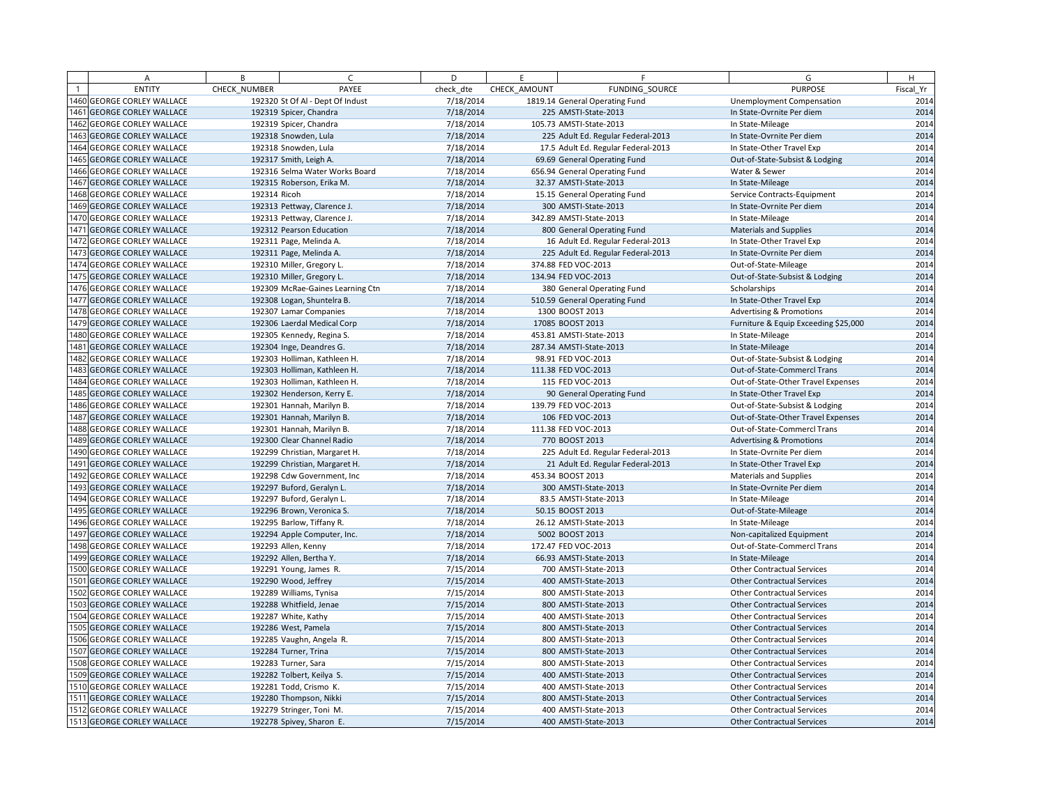| | A | B | C | D | E | F | G | H |
|---|---|---|---|---|---|---|---|---|
| 1 | ENTITY | CHECK_NUMBER | PAYEE | check_dte | CHECK_AMOUNT | FUNDING_SOURCE | PURPOSE | Fiscal_Yr |
| 1460 | GEORGE CORLEY WALLACE | 192320 | St Of Al - Dept Of Indust | 7/18/2014 | 1819.14 | General Operating Fund | Unemployment Compensation | 2014 |
| 1461 | GEORGE CORLEY WALLACE | 192319 | Spicer, Chandra | 7/18/2014 | 225 | AMSTI-State-2013 | In State-Ovrnite Per diem | 2014 |
| 1462 | GEORGE CORLEY WALLACE | 192319 | Spicer, Chandra | 7/18/2014 | 105.73 | AMSTI-State-2013 | In State-Mileage | 2014 |
| 1463 | GEORGE CORLEY WALLACE | 192318 | Snowden, Lula | 7/18/2014 | 225 | Adult Ed. Regular Federal-2013 | In State-Ovrnite Per diem | 2014 |
| 1464 | GEORGE CORLEY WALLACE | 192318 | Snowden, Lula | 7/18/2014 | 17.5 | Adult Ed. Regular Federal-2013 | In State-Other Travel Exp | 2014 |
| 1465 | GEORGE CORLEY WALLACE | 192317 | Smith, Leigh A. | 7/18/2014 | 69.69 | General Operating Fund | Out-of-State-Subsist & Lodging | 2014 |
| 1466 | GEORGE CORLEY WALLACE | 192316 | Selma Water Works Board | 7/18/2014 | 656.94 | General Operating Fund | Water & Sewer | 2014 |
| 1467 | GEORGE CORLEY WALLACE | 192315 | Roberson, Erika M. | 7/18/2014 | 32.37 | AMSTI-State-2013 | In State-Mileage | 2014 |
| 1468 | GEORGE CORLEY WALLACE | 192314 | Ricoh | 7/18/2014 | 15.15 | General Operating Fund | Service Contracts-Equipment | 2014 |
| 1469 | GEORGE CORLEY WALLACE | 192313 | Pettway, Clarence J. | 7/18/2014 | 300 | AMSTI-State-2013 | In State-Ovrnite Per diem | 2014 |
| 1470 | GEORGE CORLEY WALLACE | 192313 | Pettway, Clarence J. | 7/18/2014 | 342.89 | AMSTI-State-2013 | In State-Mileage | 2014 |
| 1471 | GEORGE CORLEY WALLACE | 192312 | Pearson Education | 7/18/2014 | 800 | General Operating Fund | Materials and Supplies | 2014 |
| 1472 | GEORGE CORLEY WALLACE | 192311 | Page, Melinda A. | 7/18/2014 | 16 | Adult Ed. Regular Federal-2013 | In State-Other Travel Exp | 2014 |
| 1473 | GEORGE CORLEY WALLACE | 192311 | Page, Melinda A. | 7/18/2014 | 225 | Adult Ed. Regular Federal-2013 | In State-Ovrnite Per diem | 2014 |
| 1474 | GEORGE CORLEY WALLACE | 192310 | Miller, Gregory L. | 7/18/2014 | 374.88 | FED VOC-2013 | Out-of-State-Mileage | 2014 |
| 1475 | GEORGE CORLEY WALLACE | 192310 | Miller, Gregory L. | 7/18/2014 | 134.94 | FED VOC-2013 | Out-of-State-Subsist & Lodging | 2014 |
| 1476 | GEORGE CORLEY WALLACE | 192309 | McRae-Gaines Learning Ctn | 7/18/2014 | 380 | General Operating Fund | Scholarships | 2014 |
| 1477 | GEORGE CORLEY WALLACE | 192308 | Logan, Shuntelra B. | 7/18/2014 | 510.59 | General Operating Fund | In State-Other Travel Exp | 2014 |
| 1478 | GEORGE CORLEY WALLACE | 192307 | Lamar Companies | 7/18/2014 | 1300 | BOOST 2013 | Advertising & Promotions | 2014 |
| 1479 | GEORGE CORLEY WALLACE | 192306 | Laerdal Medical Corp | 7/18/2014 | 17085 | BOOST 2013 | Furniture & Equip Exceeding $25,000 | 2014 |
| 1480 | GEORGE CORLEY WALLACE | 192305 | Kennedy, Regina S. | 7/18/2014 | 453.81 | AMSTI-State-2013 | In State-Mileage | 2014 |
| 1481 | GEORGE CORLEY WALLACE | 192304 | Inge, Deandres G. | 7/18/2014 | 287.34 | AMSTI-State-2013 | In State-Mileage | 2014 |
| 1482 | GEORGE CORLEY WALLACE | 192303 | Holliman, Kathleen H. | 7/18/2014 | 98.91 | FED VOC-2013 | Out-of-State-Subsist & Lodging | 2014 |
| 1483 | GEORGE CORLEY WALLACE | 192303 | Holliman, Kathleen H. | 7/18/2014 | 111.38 | FED VOC-2013 | Out-of-State-Commercl Trans | 2014 |
| 1484 | GEORGE CORLEY WALLACE | 192303 | Holliman, Kathleen H. | 7/18/2014 | 115 | FED VOC-2013 | Out-of-State-Other Travel Expenses | 2014 |
| 1485 | GEORGE CORLEY WALLACE | 192302 | Henderson, Kerry E. | 7/18/2014 | 90 | General Operating Fund | In State-Other Travel Exp | 2014 |
| 1486 | GEORGE CORLEY WALLACE | 192301 | Hannah, Marilyn B. | 7/18/2014 | 139.79 | FED VOC-2013 | Out-of-State-Subsist & Lodging | 2014 |
| 1487 | GEORGE CORLEY WALLACE | 192301 | Hannah, Marilyn B. | 7/18/2014 | 106 | FED VOC-2013 | Out-of-State-Other Travel Expenses | 2014 |
| 1488 | GEORGE CORLEY WALLACE | 192301 | Hannah, Marilyn B. | 7/18/2014 | 111.38 | FED VOC-2013 | Out-of-State-Commercl Trans | 2014 |
| 1489 | GEORGE CORLEY WALLACE | 192300 | Clear Channel Radio | 7/18/2014 | 770 | BOOST 2013 | Advertising & Promotions | 2014 |
| 1490 | GEORGE CORLEY WALLACE | 192299 | Christian, Margaret H. | 7/18/2014 | 225 | Adult Ed. Regular Federal-2013 | In State-Ovrnite Per diem | 2014 |
| 1491 | GEORGE CORLEY WALLACE | 192299 | Christian, Margaret H. | 7/18/2014 | 21 | Adult Ed. Regular Federal-2013 | In State-Other Travel Exp | 2014 |
| 1492 | GEORGE CORLEY WALLACE | 192298 | Cdw Government, Inc | 7/18/2014 | 453.34 | BOOST 2013 | Materials and Supplies | 2014 |
| 1493 | GEORGE CORLEY WALLACE | 192297 | Buford, Geralyn L. | 7/18/2014 | 300 | AMSTI-State-2013 | In State-Ovrnite Per diem | 2014 |
| 1494 | GEORGE CORLEY WALLACE | 192297 | Buford, Geralyn L. | 7/18/2014 | 83.5 | AMSTI-State-2013 | In State-Mileage | 2014 |
| 1495 | GEORGE CORLEY WALLACE | 192296 | Brown, Veronica S. | 7/18/2014 | 50.15 | BOOST 2013 | Out-of-State-Mileage | 2014 |
| 1496 | GEORGE CORLEY WALLACE | 192295 | Barlow, Tiffany R. | 7/18/2014 | 26.12 | AMSTI-State-2013 | In State-Mileage | 2014 |
| 1497 | GEORGE CORLEY WALLACE | 192294 | Apple Computer, Inc. | 7/18/2014 | 5002 | BOOST 2013 | Non-capitalized Equipment | 2014 |
| 1498 | GEORGE CORLEY WALLACE | 192293 | Allen, Kenny | 7/18/2014 | 172.47 | FED VOC-2013 | Out-of-State-Commercl Trans | 2014 |
| 1499 | GEORGE CORLEY WALLACE | 192292 | Allen, Bertha Y. | 7/18/2014 | 66.93 | AMSTI-State-2013 | In State-Mileage | 2014 |
| 1500 | GEORGE CORLEY WALLACE | 192291 | Young, James R. | 7/15/2014 | 700 | AMSTI-State-2013 | Other Contractual Services | 2014 |
| 1501 | GEORGE CORLEY WALLACE | 192290 | Wood, Jeffrey | 7/15/2014 | 400 | AMSTI-State-2013 | Other Contractual Services | 2014 |
| 1502 | GEORGE CORLEY WALLACE | 192289 | Williams, Tynisa | 7/15/2014 | 800 | AMSTI-State-2013 | Other Contractual Services | 2014 |
| 1503 | GEORGE CORLEY WALLACE | 192288 | Whitfield, Jenae | 7/15/2014 | 800 | AMSTI-State-2013 | Other Contractual Services | 2014 |
| 1504 | GEORGE CORLEY WALLACE | 192287 | White, Kathy | 7/15/2014 | 400 | AMSTI-State-2013 | Other Contractual Services | 2014 |
| 1505 | GEORGE CORLEY WALLACE | 192286 | West, Pamela | 7/15/2014 | 800 | AMSTI-State-2013 | Other Contractual Services | 2014 |
| 1506 | GEORGE CORLEY WALLACE | 192285 | Vaughn, Angela R. | 7/15/2014 | 800 | AMSTI-State-2013 | Other Contractual Services | 2014 |
| 1507 | GEORGE CORLEY WALLACE | 192284 | Turner, Trina | 7/15/2014 | 800 | AMSTI-State-2013 | Other Contractual Services | 2014 |
| 1508 | GEORGE CORLEY WALLACE | 192283 | Turner, Sara | 7/15/2014 | 800 | AMSTI-State-2013 | Other Contractual Services | 2014 |
| 1509 | GEORGE CORLEY WALLACE | 192282 | Tolbert, Keilya S. | 7/15/2014 | 400 | AMSTI-State-2013 | Other Contractual Services | 2014 |
| 1510 | GEORGE CORLEY WALLACE | 192281 | Todd, Crismo K. | 7/15/2014 | 400 | AMSTI-State-2013 | Other Contractual Services | 2014 |
| 1511 | GEORGE CORLEY WALLACE | 192280 | Thompson, Nikki | 7/15/2014 | 800 | AMSTI-State-2013 | Other Contractual Services | 2014 |
| 1512 | GEORGE CORLEY WALLACE | 192279 | Stringer, Toni M. | 7/15/2014 | 400 | AMSTI-State-2013 | Other Contractual Services | 2014 |
| 1513 | GEORGE CORLEY WALLACE | 192278 | Spivey, Sharon E. | 7/15/2014 | 400 | AMSTI-State-2013 | Other Contractual Services | 2014 |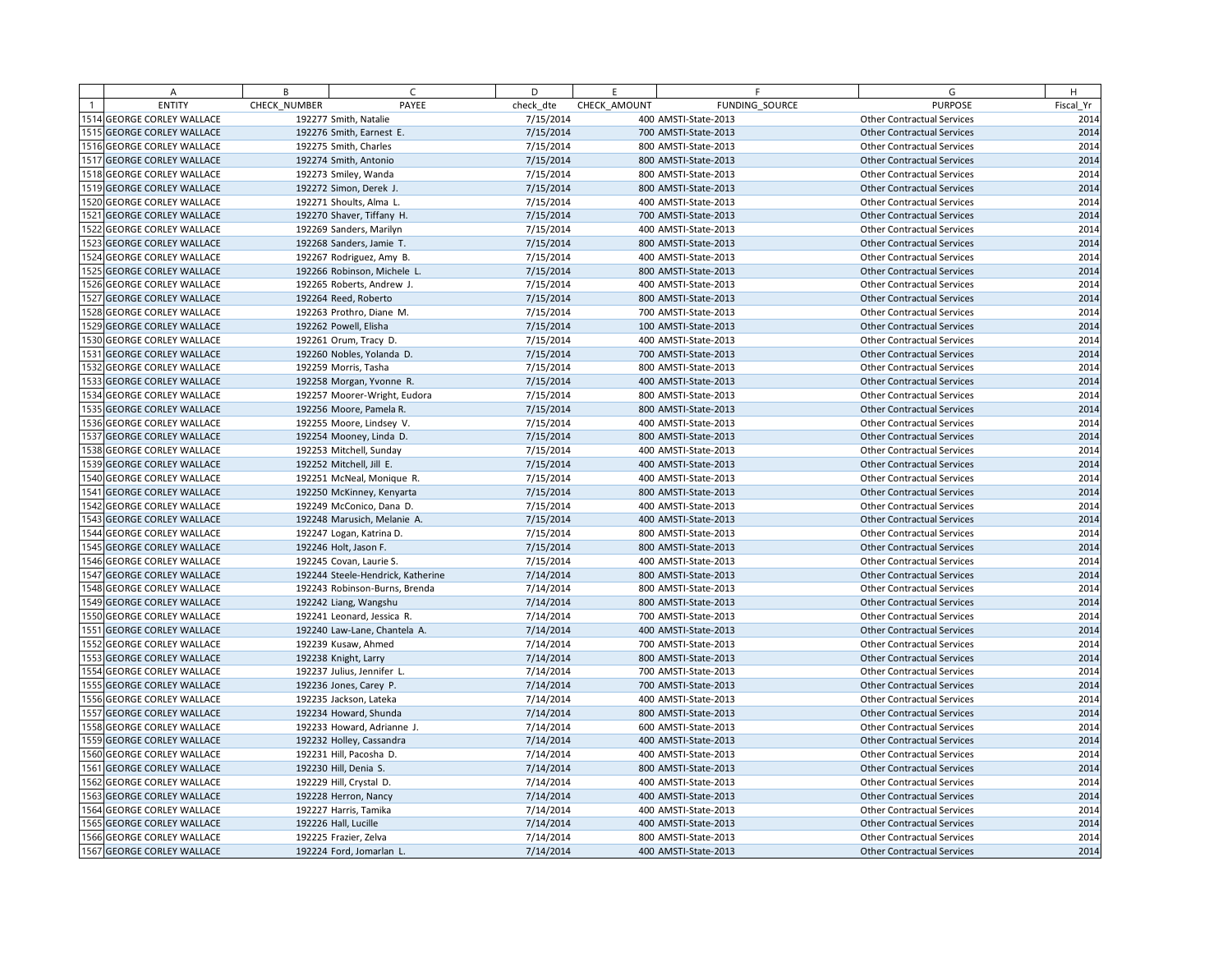| | A | B | C | D | E | F | G | H |
|---|---|---|---|---|---|---|---|---|
| 1 | ENTITY | CHECK_NUMBER | PAYEE | check_dte | CHECK_AMOUNT | FUNDING_SOURCE | PURPOSE | Fiscal_Yr |
| 1514 | GEORGE CORLEY WALLACE | 192277 | Smith, Natalie | 7/15/2014 | 400 | AMSTI-State-2013 | Other Contractual Services | 2014 |
| 1515 | GEORGE CORLEY WALLACE | 192276 | Smith, Earnest E. | 7/15/2014 | 700 | AMSTI-State-2013 | Other Contractual Services | 2014 |
| 1516 | GEORGE CORLEY WALLACE | 192275 | Smith, Charles | 7/15/2014 | 800 | AMSTI-State-2013 | Other Contractual Services | 2014 |
| 1517 | GEORGE CORLEY WALLACE | 192274 | Smith, Antonio | 7/15/2014 | 800 | AMSTI-State-2013 | Other Contractual Services | 2014 |
| 1518 | GEORGE CORLEY WALLACE | 192273 | Smiley, Wanda | 7/15/2014 | 800 | AMSTI-State-2013 | Other Contractual Services | 2014 |
| 1519 | GEORGE CORLEY WALLACE | 192272 | Simon, Derek J. | 7/15/2014 | 800 | AMSTI-State-2013 | Other Contractual Services | 2014 |
| 1520 | GEORGE CORLEY WALLACE | 192271 | Shoults, Alma L. | 7/15/2014 | 400 | AMSTI-State-2013 | Other Contractual Services | 2014 |
| 1521 | GEORGE CORLEY WALLACE | 192270 | Shaver, Tiffany H. | 7/15/2014 | 700 | AMSTI-State-2013 | Other Contractual Services | 2014 |
| 1522 | GEORGE CORLEY WALLACE | 192269 | Sanders, Marilyn | 7/15/2014 | 400 | AMSTI-State-2013 | Other Contractual Services | 2014 |
| 1523 | GEORGE CORLEY WALLACE | 192268 | Sanders, Jamie T. | 7/15/2014 | 800 | AMSTI-State-2013 | Other Contractual Services | 2014 |
| 1524 | GEORGE CORLEY WALLACE | 192267 | Rodriguez, Amy B. | 7/15/2014 | 400 | AMSTI-State-2013 | Other Contractual Services | 2014 |
| 1525 | GEORGE CORLEY WALLACE | 192266 | Robinson, Michele L. | 7/15/2014 | 800 | AMSTI-State-2013 | Other Contractual Services | 2014 |
| 1526 | GEORGE CORLEY WALLACE | 192265 | Roberts, Andrew J. | 7/15/2014 | 400 | AMSTI-State-2013 | Other Contractual Services | 2014 |
| 1527 | GEORGE CORLEY WALLACE | 192264 | Reed, Roberto | 7/15/2014 | 800 | AMSTI-State-2013 | Other Contractual Services | 2014 |
| 1528 | GEORGE CORLEY WALLACE | 192263 | Prothro, Diane M. | 7/15/2014 | 700 | AMSTI-State-2013 | Other Contractual Services | 2014 |
| 1529 | GEORGE CORLEY WALLACE | 192262 | Powell, Elisha | 7/15/2014 | 100 | AMSTI-State-2013 | Other Contractual Services | 2014 |
| 1530 | GEORGE CORLEY WALLACE | 192261 | Orum, Tracy D. | 7/15/2014 | 400 | AMSTI-State-2013 | Other Contractual Services | 2014 |
| 1531 | GEORGE CORLEY WALLACE | 192260 | Nobles, Yolanda D. | 7/15/2014 | 700 | AMSTI-State-2013 | Other Contractual Services | 2014 |
| 1532 | GEORGE CORLEY WALLACE | 192259 | Morris, Tasha | 7/15/2014 | 800 | AMSTI-State-2013 | Other Contractual Services | 2014 |
| 1533 | GEORGE CORLEY WALLACE | 192258 | Morgan, Yvonne R. | 7/15/2014 | 400 | AMSTI-State-2013 | Other Contractual Services | 2014 |
| 1534 | GEORGE CORLEY WALLACE | 192257 | Moorer-Wright, Eudora | 7/15/2014 | 800 | AMSTI-State-2013 | Other Contractual Services | 2014 |
| 1535 | GEORGE CORLEY WALLACE | 192256 | Moore, Pamela R. | 7/15/2014 | 800 | AMSTI-State-2013 | Other Contractual Services | 2014 |
| 1536 | GEORGE CORLEY WALLACE | 192255 | Moore, Lindsey V. | 7/15/2014 | 400 | AMSTI-State-2013 | Other Contractual Services | 2014 |
| 1537 | GEORGE CORLEY WALLACE | 192254 | Mooney, Linda D. | 7/15/2014 | 800 | AMSTI-State-2013 | Other Contractual Services | 2014 |
| 1538 | GEORGE CORLEY WALLACE | 192253 | Mitchell, Sunday | 7/15/2014 | 400 | AMSTI-State-2013 | Other Contractual Services | 2014 |
| 1539 | GEORGE CORLEY WALLACE | 192252 | Mitchell, Jill E. | 7/15/2014 | 400 | AMSTI-State-2013 | Other Contractual Services | 2014 |
| 1540 | GEORGE CORLEY WALLACE | 192251 | McNeal, Monique R. | 7/15/2014 | 400 | AMSTI-State-2013 | Other Contractual Services | 2014 |
| 1541 | GEORGE CORLEY WALLACE | 192250 | McKinney, Kenyarta | 7/15/2014 | 800 | AMSTI-State-2013 | Other Contractual Services | 2014 |
| 1542 | GEORGE CORLEY WALLACE | 192249 | McConico, Dana D. | 7/15/2014 | 400 | AMSTI-State-2013 | Other Contractual Services | 2014 |
| 1543 | GEORGE CORLEY WALLACE | 192248 | Marusich, Melanie A. | 7/15/2014 | 400 | AMSTI-State-2013 | Other Contractual Services | 2014 |
| 1544 | GEORGE CORLEY WALLACE | 192247 | Logan, Katrina D. | 7/15/2014 | 800 | AMSTI-State-2013 | Other Contractual Services | 2014 |
| 1545 | GEORGE CORLEY WALLACE | 192246 | Holt, Jason F. | 7/15/2014 | 800 | AMSTI-State-2013 | Other Contractual Services | 2014 |
| 1546 | GEORGE CORLEY WALLACE | 192245 | Covan, Laurie S. | 7/15/2014 | 400 | AMSTI-State-2013 | Other Contractual Services | 2014 |
| 1547 | GEORGE CORLEY WALLACE | 192244 | Steele-Hendrick, Katherine | 7/14/2014 | 800 | AMSTI-State-2013 | Other Contractual Services | 2014 |
| 1548 | GEORGE CORLEY WALLACE | 192243 | Robinson-Burns, Brenda | 7/14/2014 | 800 | AMSTI-State-2013 | Other Contractual Services | 2014 |
| 1549 | GEORGE CORLEY WALLACE | 192242 | Liang, Wangshu | 7/14/2014 | 800 | AMSTI-State-2013 | Other Contractual Services | 2014 |
| 1550 | GEORGE CORLEY WALLACE | 192241 | Leonard, Jessica R. | 7/14/2014 | 700 | AMSTI-State-2013 | Other Contractual Services | 2014 |
| 1551 | GEORGE CORLEY WALLACE | 192240 | Law-Lane, Chantela A. | 7/14/2014 | 400 | AMSTI-State-2013 | Other Contractual Services | 2014 |
| 1552 | GEORGE CORLEY WALLACE | 192239 | Kusaw, Ahmed | 7/14/2014 | 700 | AMSTI-State-2013 | Other Contractual Services | 2014 |
| 1553 | GEORGE CORLEY WALLACE | 192238 | Knight, Larry | 7/14/2014 | 800 | AMSTI-State-2013 | Other Contractual Services | 2014 |
| 1554 | GEORGE CORLEY WALLACE | 192237 | Julius, Jennifer L. | 7/14/2014 | 700 | AMSTI-State-2013 | Other Contractual Services | 2014 |
| 1555 | GEORGE CORLEY WALLACE | 192236 | Jones, Carey P. | 7/14/2014 | 700 | AMSTI-State-2013 | Other Contractual Services | 2014 |
| 1556 | GEORGE CORLEY WALLACE | 192235 | Jackson, Lateka | 7/14/2014 | 400 | AMSTI-State-2013 | Other Contractual Services | 2014 |
| 1557 | GEORGE CORLEY WALLACE | 192234 | Howard, Shunda | 7/14/2014 | 800 | AMSTI-State-2013 | Other Contractual Services | 2014 |
| 1558 | GEORGE CORLEY WALLACE | 192233 | Howard, Adrianne J. | 7/14/2014 | 600 | AMSTI-State-2013 | Other Contractual Services | 2014 |
| 1559 | GEORGE CORLEY WALLACE | 192232 | Holley, Cassandra | 7/14/2014 | 400 | AMSTI-State-2013 | Other Contractual Services | 2014 |
| 1560 | GEORGE CORLEY WALLACE | 192231 | Hill, Pacosha D. | 7/14/2014 | 400 | AMSTI-State-2013 | Other Contractual Services | 2014 |
| 1561 | GEORGE CORLEY WALLACE | 192230 | Hill, Denia S. | 7/14/2014 | 800 | AMSTI-State-2013 | Other Contractual Services | 2014 |
| 1562 | GEORGE CORLEY WALLACE | 192229 | Hill, Crystal D. | 7/14/2014 | 400 | AMSTI-State-2013 | Other Contractual Services | 2014 |
| 1563 | GEORGE CORLEY WALLACE | 192228 | Herron, Nancy | 7/14/2014 | 400 | AMSTI-State-2013 | Other Contractual Services | 2014 |
| 1564 | GEORGE CORLEY WALLACE | 192227 | Harris, Tamika | 7/14/2014 | 400 | AMSTI-State-2013 | Other Contractual Services | 2014 |
| 1565 | GEORGE CORLEY WALLACE | 192226 | Hall, Lucille | 7/14/2014 | 400 | AMSTI-State-2013 | Other Contractual Services | 2014 |
| 1566 | GEORGE CORLEY WALLACE | 192225 | Frazier, Zelva | 7/14/2014 | 800 | AMSTI-State-2013 | Other Contractual Services | 2014 |
| 1567 | GEORGE CORLEY WALLACE | 192224 | Ford, Jomarlan L. | 7/14/2014 | 400 | AMSTI-State-2013 | Other Contractual Services | 2014 |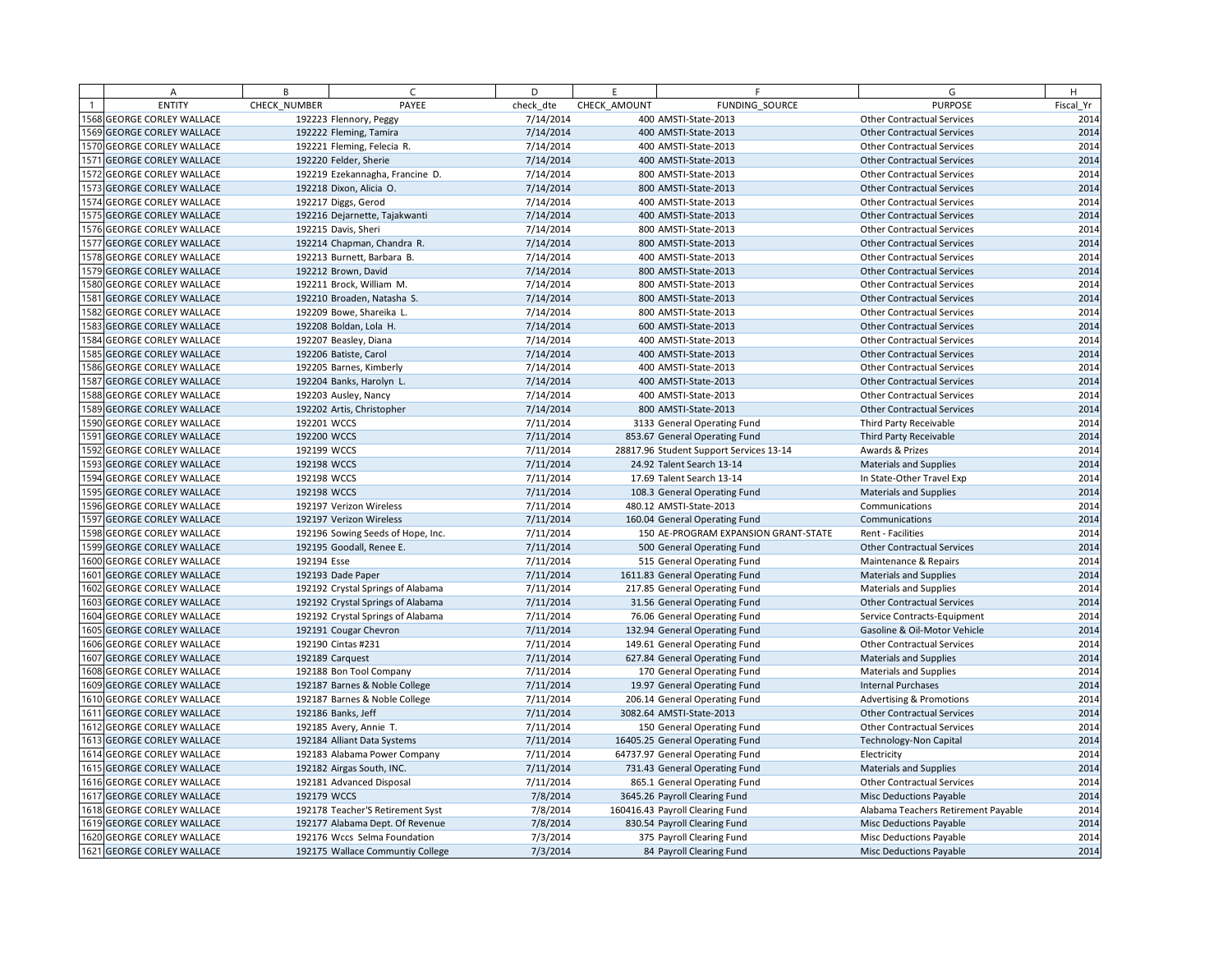| | A | B | C | D | E | F | G | H |
|---|---|---|---|---|---|---|---|---|
| 1 | ENTITY | CHECK_NUMBER | PAYEE | check_dte | CHECK_AMOUNT | FUNDING_SOURCE | PURPOSE | Fiscal_Yr |
| 1568 | GEORGE CORLEY WALLACE | 192223 | Flennory, Peggy | 7/14/2014 | 400 | AMSTI-State-2013 | Other Contractual Services | 2014 |
| 1569 | GEORGE CORLEY WALLACE | 192222 | Fleming, Tamira | 7/14/2014 | 400 | AMSTI-State-2013 | Other Contractual Services | 2014 |
| 1570 | GEORGE CORLEY WALLACE | 192221 | Fleming, Felecia R. | 7/14/2014 | 400 | AMSTI-State-2013 | Other Contractual Services | 2014 |
| 1571 | GEORGE CORLEY WALLACE | 192220 | Felder, Sherie | 7/14/2014 | 400 | AMSTI-State-2013 | Other Contractual Services | 2014 |
| 1572 | GEORGE CORLEY WALLACE | 192219 | Ezekannagha, Francine D. | 7/14/2014 | 800 | AMSTI-State-2013 | Other Contractual Services | 2014 |
| 1573 | GEORGE CORLEY WALLACE | 192218 | Dixon, Alicia O. | 7/14/2014 | 800 | AMSTI-State-2013 | Other Contractual Services | 2014 |
| 1574 | GEORGE CORLEY WALLACE | 192217 | Diggs, Gerod | 7/14/2014 | 400 | AMSTI-State-2013 | Other Contractual Services | 2014 |
| 1575 | GEORGE CORLEY WALLACE | 192216 | Dejarnette, Tajakwanti | 7/14/2014 | 400 | AMSTI-State-2013 | Other Contractual Services | 2014 |
| 1576 | GEORGE CORLEY WALLACE | 192215 | Davis, Sheri | 7/14/2014 | 800 | AMSTI-State-2013 | Other Contractual Services | 2014 |
| 1577 | GEORGE CORLEY WALLACE | 192214 | Chapman, Chandra R. | 7/14/2014 | 800 | AMSTI-State-2013 | Other Contractual Services | 2014 |
| 1578 | GEORGE CORLEY WALLACE | 192213 | Burnett, Barbara B. | 7/14/2014 | 400 | AMSTI-State-2013 | Other Contractual Services | 2014 |
| 1579 | GEORGE CORLEY WALLACE | 192212 | Brown, David | 7/14/2014 | 800 | AMSTI-State-2013 | Other Contractual Services | 2014 |
| 1580 | GEORGE CORLEY WALLACE | 192211 | Brock, William M. | 7/14/2014 | 800 | AMSTI-State-2013 | Other Contractual Services | 2014 |
| 1581 | GEORGE CORLEY WALLACE | 192210 | Broaden, Natasha S. | 7/14/2014 | 800 | AMSTI-State-2013 | Other Contractual Services | 2014 |
| 1582 | GEORGE CORLEY WALLACE | 192209 | Bowe, Shareika L. | 7/14/2014 | 800 | AMSTI-State-2013 | Other Contractual Services | 2014 |
| 1583 | GEORGE CORLEY WALLACE | 192208 | Boldan, Lola H. | 7/14/2014 | 600 | AMSTI-State-2013 | Other Contractual Services | 2014 |
| 1584 | GEORGE CORLEY WALLACE | 192207 | Beasley, Diana | 7/14/2014 | 400 | AMSTI-State-2013 | Other Contractual Services | 2014 |
| 1585 | GEORGE CORLEY WALLACE | 192206 | Batiste, Carol | 7/14/2014 | 400 | AMSTI-State-2013 | Other Contractual Services | 2014 |
| 1586 | GEORGE CORLEY WALLACE | 192205 | Barnes, Kimberly | 7/14/2014 | 400 | AMSTI-State-2013 | Other Contractual Services | 2014 |
| 1587 | GEORGE CORLEY WALLACE | 192204 | Banks, Harolyn L. | 7/14/2014 | 400 | AMSTI-State-2013 | Other Contractual Services | 2014 |
| 1588 | GEORGE CORLEY WALLACE | 192203 | Ausley, Nancy | 7/14/2014 | 400 | AMSTI-State-2013 | Other Contractual Services | 2014 |
| 1589 | GEORGE CORLEY WALLACE | 192202 | Artis, Christopher | 7/14/2014 | 800 | AMSTI-State-2013 | Other Contractual Services | 2014 |
| 1590 | GEORGE CORLEY WALLACE | 192201 | WCCS | 7/11/2014 | 3133 | General Operating Fund | Third Party Receivable | 2014 |
| 1591 | GEORGE CORLEY WALLACE | 192200 | WCCS | 7/11/2014 | 853.67 | General Operating Fund | Third Party Receivable | 2014 |
| 1592 | GEORGE CORLEY WALLACE | 192199 | WCCS | 7/11/2014 | 28817.96 | Student Support Services 13-14 | Awards & Prizes | 2014 |
| 1593 | GEORGE CORLEY WALLACE | 192198 | WCCS | 7/11/2014 | 24.92 | Talent Search 13-14 | Materials and Supplies | 2014 |
| 1594 | GEORGE CORLEY WALLACE | 192198 | WCCS | 7/11/2014 | 17.69 | Talent Search 13-14 | In State-Other Travel Exp | 2014 |
| 1595 | GEORGE CORLEY WALLACE | 192198 | WCCS | 7/11/2014 | 108.3 | General Operating Fund | Materials and Supplies | 2014 |
| 1596 | GEORGE CORLEY WALLACE | 192197 | Verizon Wireless | 7/11/2014 | 480.12 | AMSTI-State-2013 | Communications | 2014 |
| 1597 | GEORGE CORLEY WALLACE | 192197 | Verizon Wireless | 7/11/2014 | 160.04 | General Operating Fund | Communications | 2014 |
| 1598 | GEORGE CORLEY WALLACE | 192196 | Sowing Seeds of Hope, Inc. | 7/11/2014 | 150 | AE-PROGRAM EXPANSION GRANT-STATE | Rent - Facilities | 2014 |
| 1599 | GEORGE CORLEY WALLACE | 192195 | Goodall, Renee E. | 7/11/2014 | 500 | General Operating Fund | Other Contractual Services | 2014 |
| 1600 | GEORGE CORLEY WALLACE | 192194 | Esse | 7/11/2014 | 515 | General Operating Fund | Maintenance & Repairs | 2014 |
| 1601 | GEORGE CORLEY WALLACE | 192193 | Dade Paper | 7/11/2014 | 1611.83 | General Operating Fund | Materials and Supplies | 2014 |
| 1602 | GEORGE CORLEY WALLACE | 192192 | Crystal Springs of Alabama | 7/11/2014 | 217.85 | General Operating Fund | Materials and Supplies | 2014 |
| 1603 | GEORGE CORLEY WALLACE | 192192 | Crystal Springs of Alabama | 7/11/2014 | 31.56 | General Operating Fund | Other Contractual Services | 2014 |
| 1604 | GEORGE CORLEY WALLACE | 192192 | Crystal Springs of Alabama | 7/11/2014 | 76.06 | General Operating Fund | Service Contracts-Equipment | 2014 |
| 1605 | GEORGE CORLEY WALLACE | 192191 | Cougar Chevron | 7/11/2014 | 132.94 | General Operating Fund | Gasoline & Oil-Motor Vehicle | 2014 |
| 1606 | GEORGE CORLEY WALLACE | 192190 | Cintas #231 | 7/11/2014 | 149.61 | General Operating Fund | Other Contractual Services | 2014 |
| 1607 | GEORGE CORLEY WALLACE | 192189 | Carquest | 7/11/2014 | 627.84 | General Operating Fund | Materials and Supplies | 2014 |
| 1608 | GEORGE CORLEY WALLACE | 192188 | Bon Tool Company | 7/11/2014 | 170 | General Operating Fund | Materials and Supplies | 2014 |
| 1609 | GEORGE CORLEY WALLACE | 192187 | Barnes & Noble College | 7/11/2014 | 19.97 | General Operating Fund | Internal Purchases | 2014 |
| 1610 | GEORGE CORLEY WALLACE | 192187 | Barnes & Noble College | 7/11/2014 | 206.14 | General Operating Fund | Advertising & Promotions | 2014 |
| 1611 | GEORGE CORLEY WALLACE | 192186 | Banks, Jeff | 7/11/2014 | 3082.64 | AMSTI-State-2013 | Other Contractual Services | 2014 |
| 1612 | GEORGE CORLEY WALLACE | 192185 | Avery, Annie T. | 7/11/2014 | 150 | General Operating Fund | Other Contractual Services | 2014 |
| 1613 | GEORGE CORLEY WALLACE | 192184 | Alliant Data Systems | 7/11/2014 | 16405.25 | General Operating Fund | Technology-Non Capital | 2014 |
| 1614 | GEORGE CORLEY WALLACE | 192183 | Alabama Power Company | 7/11/2014 | 64737.97 | General Operating Fund | Electricity | 2014 |
| 1615 | GEORGE CORLEY WALLACE | 192182 | Airgas South, INC. | 7/11/2014 | 731.43 | General Operating Fund | Materials and Supplies | 2014 |
| 1616 | GEORGE CORLEY WALLACE | 192181 | Advanced Disposal | 7/11/2014 | 865.1 | General Operating Fund | Other Contractual Services | 2014 |
| 1617 | GEORGE CORLEY WALLACE | 192179 | WCCS | 7/8/2014 | 3645.26 | Payroll Clearing Fund | Misc Deductions Payable | 2014 |
| 1618 | GEORGE CORLEY WALLACE | 192178 | Teacher'S Retirement Syst | 7/8/2014 | 160416.43 | Payroll Clearing Fund | Alabama Teachers Retirement Payable | 2014 |
| 1619 | GEORGE CORLEY WALLACE | 192177 | Alabama Dept. Of Revenue | 7/8/2014 | 830.54 | Payroll Clearing Fund | Misc Deductions Payable | 2014 |
| 1620 | GEORGE CORLEY WALLACE | 192176 | Wccs Selma Foundation | 7/3/2014 | 375 | Payroll Clearing Fund | Misc Deductions Payable | 2014 |
| 1621 | GEORGE CORLEY WALLACE | 192175 | Wallace Communtiy College | 7/3/2014 | 84 | Payroll Clearing Fund | Misc Deductions Payable | 2014 |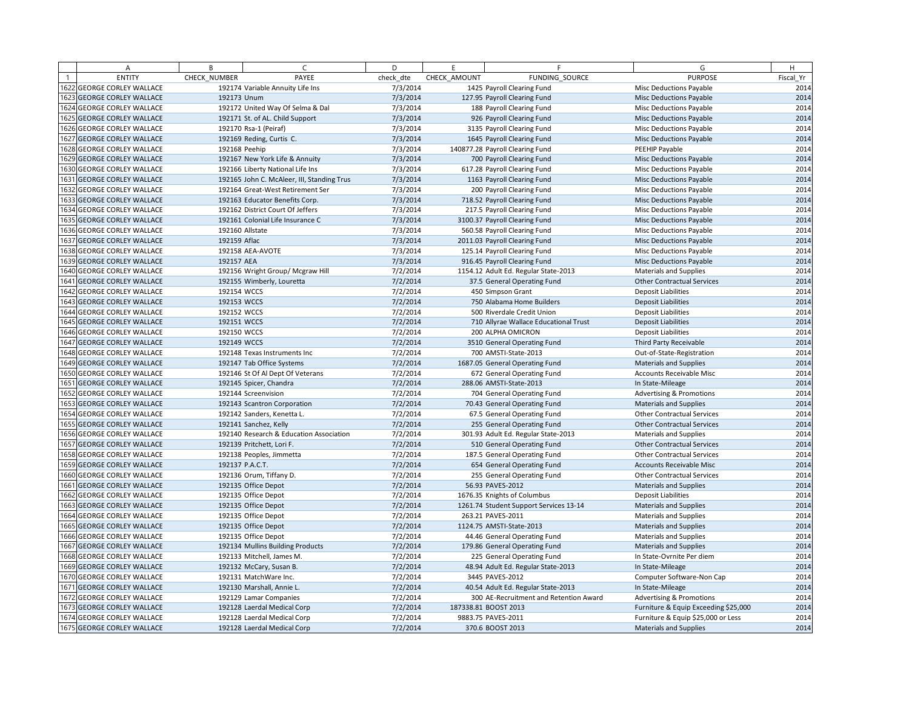| | A | B | C | D | E | F | G | H |
|---|---|---|---|---|---|---|---|---|
| 1 | ENTITY | CHECK_NUMBER | PAYEE | check_dte | CHECK_AMOUNT | FUNDING_SOURCE | PURPOSE | Fiscal_Yr |
| 1622 | GEORGE CORLEY WALLACE | 192174 | Variable Annuity Life Ins | 7/3/2014 | 1425 | Payroll Clearing Fund | Misc Deductions Payable | 2014 |
| 1623 | GEORGE CORLEY WALLACE | 192173 | Unum | 7/3/2014 | 127.95 | Payroll Clearing Fund | Misc Deductions Payable | 2014 |
| 1624 | GEORGE CORLEY WALLACE | 192172 | United Way Of Selma & Dal | 7/3/2014 | 188 | Payroll Clearing Fund | Misc Deductions Payable | 2014 |
| 1625 | GEORGE CORLEY WALLACE | 192171 | St. of AL. Child Support | 7/3/2014 | 926 | Payroll Clearing Fund | Misc Deductions Payable | 2014 |
| 1626 | GEORGE CORLEY WALLACE | 192170 | Rsa-1 (Peiraf) | 7/3/2014 | 3135 | Payroll Clearing Fund | Misc Deductions Payable | 2014 |
| 1627 | GEORGE CORLEY WALLACE | 192169 | Reding, Curtis C. | 7/3/2014 | 1645 | Payroll Clearing Fund | Misc Deductions Payable | 2014 |
| 1628 | GEORGE CORLEY WALLACE | 192168 | Peehip | 7/3/2014 | 140877.28 | Payroll Clearing Fund | PEEHIP Payable | 2014 |
| 1629 | GEORGE CORLEY WALLACE | 192167 | New York Life & Annuity | 7/3/2014 | 700 | Payroll Clearing Fund | Misc Deductions Payable | 2014 |
| 1630 | GEORGE CORLEY WALLACE | 192166 | Liberty National Life Ins | 7/3/2014 | 617.28 | Payroll Clearing Fund | Misc Deductions Payable | 2014 |
| 1631 | GEORGE CORLEY WALLACE | 192165 | John C. McAleer, III, Standing Trus | 7/3/2014 | 1163 | Payroll Clearing Fund | Misc Deductions Payable | 2014 |
| 1632 | GEORGE CORLEY WALLACE | 192164 | Great-West Retirement Ser | 7/3/2014 | 200 | Payroll Clearing Fund | Misc Deductions Payable | 2014 |
| 1633 | GEORGE CORLEY WALLACE | 192163 | Educator Benefits Corp. | 7/3/2014 | 718.52 | Payroll Clearing Fund | Misc Deductions Payable | 2014 |
| 1634 | GEORGE CORLEY WALLACE | 192162 | District Court Of Jeffers | 7/3/2014 | 217.5 | Payroll Clearing Fund | Misc Deductions Payable | 2014 |
| 1635 | GEORGE CORLEY WALLACE | 192161 | Colonial Life Insurance C | 7/3/2014 | 3100.37 | Payroll Clearing Fund | Misc Deductions Payable | 2014 |
| 1636 | GEORGE CORLEY WALLACE | 192160 | Allstate | 7/3/2014 | 560.58 | Payroll Clearing Fund | Misc Deductions Payable | 2014 |
| 1637 | GEORGE CORLEY WALLACE | 192159 | Aflac | 7/3/2014 | 2011.03 | Payroll Clearing Fund | Misc Deductions Payable | 2014 |
| 1638 | GEORGE CORLEY WALLACE | 192158 | AEA-AVOTE | 7/3/2014 | 125.14 | Payroll Clearing Fund | Misc Deductions Payable | 2014 |
| 1639 | GEORGE CORLEY WALLACE | 192157 | AEA | 7/3/2014 | 916.45 | Payroll Clearing Fund | Misc Deductions Payable | 2014 |
| 1640 | GEORGE CORLEY WALLACE | 192156 | Wright Group/ Mcgraw Hill | 7/2/2014 | 1154.12 | Adult Ed. Regular State-2013 | Materials and Supplies | 2014 |
| 1641 | GEORGE CORLEY WALLACE | 192155 | Wimberly, Louretta | 7/2/2014 | 37.5 | General Operating Fund | Other Contractual Services | 2014 |
| 1642 | GEORGE CORLEY WALLACE | 192154 | WCCS | 7/2/2014 | 450 | Simpson Grant | Deposit Liabilities | 2014 |
| 1643 | GEORGE CORLEY WALLACE | 192153 | WCCS | 7/2/2014 | 750 | Alabama Home Builders | Deposit Liabilities | 2014 |
| 1644 | GEORGE CORLEY WALLACE | 192152 | WCCS | 7/2/2014 | 500 | Riverdale Credit Union | Deposit Liabilities | 2014 |
| 1645 | GEORGE CORLEY WALLACE | 192151 | WCCS | 7/2/2014 | 710 | Allyrae Wallace Educational Trust | Deposit Liabilities | 2014 |
| 1646 | GEORGE CORLEY WALLACE | 192150 | WCCS | 7/2/2014 | 200 | ALPHA OMICRON | Deposit Liabilities | 2014 |
| 1647 | GEORGE CORLEY WALLACE | 192149 | WCCS | 7/2/2014 | 3510 | General Operating Fund | Third Party Receivable | 2014 |
| 1648 | GEORGE CORLEY WALLACE | 192148 | Texas Instruments Inc | 7/2/2014 | 700 | AMSTI-State-2013 | Out-of-State-Registration | 2014 |
| 1649 | GEORGE CORLEY WALLACE | 192147 | Tab Office Systems | 7/2/2014 | 1687.05 | General Operating Fund | Materials and Supplies | 2014 |
| 1650 | GEORGE CORLEY WALLACE | 192146 | St Of Al Dept Of Veterans | 7/2/2014 | 672 | General Operating Fund | Accounts Receivable Misc | 2014 |
| 1651 | GEORGE CORLEY WALLACE | 192145 | Spicer, Chandra | 7/2/2014 | 288.06 | AMSTI-State-2013 | In State-Mileage | 2014 |
| 1652 | GEORGE CORLEY WALLACE | 192144 | Screenvision | 7/2/2014 | 704 | General Operating Fund | Advertising & Promotions | 2014 |
| 1653 | GEORGE CORLEY WALLACE | 192143 | Scantron Corporation | 7/2/2014 | 70.43 | General Operating Fund | Materials and Supplies | 2014 |
| 1654 | GEORGE CORLEY WALLACE | 192142 | Sanders, Kenetta L. | 7/2/2014 | 67.5 | General Operating Fund | Other Contractual Services | 2014 |
| 1655 | GEORGE CORLEY WALLACE | 192141 | Sanchez, Kelly | 7/2/2014 | 255 | General Operating Fund | Other Contractual Services | 2014 |
| 1656 | GEORGE CORLEY WALLACE | 192140 | Research & Education Association | 7/2/2014 | 301.93 | Adult Ed. Regular State-2013 | Materials and Supplies | 2014 |
| 1657 | GEORGE CORLEY WALLACE | 192139 | Pritchett, Lori F. | 7/2/2014 | 510 | General Operating Fund | Other Contractual Services | 2014 |
| 1658 | GEORGE CORLEY WALLACE | 192138 | Peoples, Jimmetta | 7/2/2014 | 187.5 | General Operating Fund | Other Contractual Services | 2014 |
| 1659 | GEORGE CORLEY WALLACE | 192137 | P.A.C.T. | 7/2/2014 | 654 | General Operating Fund | Accounts Receivable Misc | 2014 |
| 1660 | GEORGE CORLEY WALLACE | 192136 | Orum, Tiffany D. | 7/2/2014 | 255 | General Operating Fund | Other Contractual Services | 2014 |
| 1661 | GEORGE CORLEY WALLACE | 192135 | Office Depot | 7/2/2014 | 56.93 | PAVES-2012 | Materials and Supplies | 2014 |
| 1662 | GEORGE CORLEY WALLACE | 192135 | Office Depot | 7/2/2014 | 1676.35 | Knights of Columbus | Deposit Liabilities | 2014 |
| 1663 | GEORGE CORLEY WALLACE | 192135 | Office Depot | 7/2/2014 | 1261.74 | Student Support Services 13-14 | Materials and Supplies | 2014 |
| 1664 | GEORGE CORLEY WALLACE | 192135 | Office Depot | 7/2/2014 | 263.21 | PAVES-2011 | Materials and Supplies | 2014 |
| 1665 | GEORGE CORLEY WALLACE | 192135 | Office Depot | 7/2/2014 | 1124.75 | AMSTI-State-2013 | Materials and Supplies | 2014 |
| 1666 | GEORGE CORLEY WALLACE | 192135 | Office Depot | 7/2/2014 | 44.46 | General Operating Fund | Materials and Supplies | 2014 |
| 1667 | GEORGE CORLEY WALLACE | 192134 | Mullins Building Products | 7/2/2014 | 179.86 | General Operating Fund | Materials and Supplies | 2014 |
| 1668 | GEORGE CORLEY WALLACE | 192133 | Mitchell, James M. | 7/2/2014 | 225 | General Operating Fund | In State-Ovrnite Per diem | 2014 |
| 1669 | GEORGE CORLEY WALLACE | 192132 | McCary, Susan B. | 7/2/2014 | 48.94 | Adult Ed. Regular State-2013 | In State-Mileage | 2014 |
| 1670 | GEORGE CORLEY WALLACE | 192131 | MatchWare Inc. | 7/2/2014 | 3445 | PAVES-2012 | Computer Software-Non Cap | 2014 |
| 1671 | GEORGE CORLEY WALLACE | 192130 | Marshall, Annie L. | 7/2/2014 | 40.54 | Adult Ed. Regular State-2013 | In State-Mileage | 2014 |
| 1672 | GEORGE CORLEY WALLACE | 192129 | Lamar Companies | 7/2/2014 | 300 | AE-Recruitment and Retention Award | Advertising & Promotions | 2014 |
| 1673 | GEORGE CORLEY WALLACE | 192128 | Laerdal Medical Corp | 7/2/2014 | 187338.81 | BOOST 2013 | Furniture & Equip Exceeding $25,000 | 2014 |
| 1674 | GEORGE CORLEY WALLACE | 192128 | Laerdal Medical Corp | 7/2/2014 | 9883.75 | PAVES-2011 | Furniture & Equip $25,000 or Less | 2014 |
| 1675 | GEORGE CORLEY WALLACE | 192128 | Laerdal Medical Corp | 7/2/2014 | 370.6 | BOOST 2013 | Materials and Supplies | 2014 |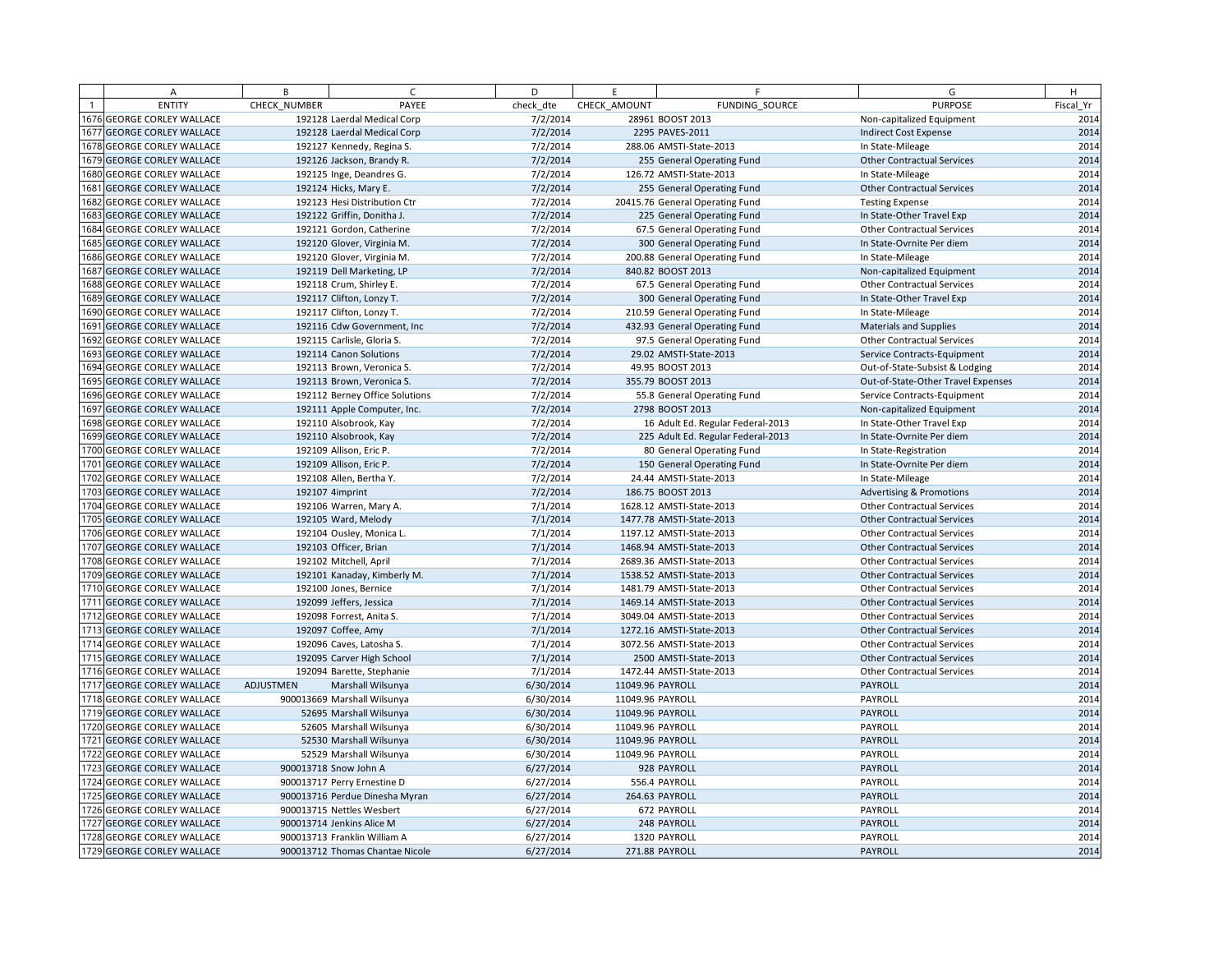| | A | B | C | D | E | F | G | H |
|---|---|---|---|---|---|---|---|---|
| 1 | ENTITY | CHECK_NUMBER | PAYEE | check_dte | CHECK_AMOUNT | FUNDING_SOURCE | PURPOSE | Fiscal_Yr |
| 1676 | GEORGE CORLEY WALLACE | 192128 | Laerdal Medical Corp | 7/2/2014 | 28961 | BOOST 2013 | Non-capitalized Equipment | 2014 |
| 1677 | GEORGE CORLEY WALLACE | 192128 | Laerdal Medical Corp | 7/2/2014 | 2295 | PAVES-2011 | Indirect Cost Expense | 2014 |
| 1678 | GEORGE CORLEY WALLACE | 192127 | Kennedy, Regina S. | 7/2/2014 | 288.06 | AMSTI-State-2013 | In State-Mileage | 2014 |
| 1679 | GEORGE CORLEY WALLACE | 192126 | Jackson, Brandy R. | 7/2/2014 | 255 | General Operating Fund | Other Contractual Services | 2014 |
| 1680 | GEORGE CORLEY WALLACE | 192125 | Inge, Deandres G. | 7/2/2014 | 126.72 | AMSTI-State-2013 | In State-Mileage | 2014 |
| 1681 | GEORGE CORLEY WALLACE | 192124 | Hicks, Mary E. | 7/2/2014 | 255 | General Operating Fund | Other Contractual Services | 2014 |
| 1682 | GEORGE CORLEY WALLACE | 192123 | Hesi Distribution Ctr | 7/2/2014 | 20415.76 | General Operating Fund | Testing Expense | 2014 |
| 1683 | GEORGE CORLEY WALLACE | 192122 | Griffin, Donitha J. | 7/2/2014 | 225 | General Operating Fund | In State-Other Travel Exp | 2014 |
| 1684 | GEORGE CORLEY WALLACE | 192121 | Gordon, Catherine | 7/2/2014 | 67.5 | General Operating Fund | Other Contractual Services | 2014 |
| 1685 | GEORGE CORLEY WALLACE | 192120 | Glover, Virginia M. | 7/2/2014 | 300 | General Operating Fund | In State-Ovrnite Per diem | 2014 |
| 1686 | GEORGE CORLEY WALLACE | 192120 | Glover, Virginia M. | 7/2/2014 | 200.88 | General Operating Fund | In State-Mileage | 2014 |
| 1687 | GEORGE CORLEY WALLACE | 192119 | Dell Marketing, LP | 7/2/2014 | 840.82 | BOOST 2013 | Non-capitalized Equipment | 2014 |
| 1688 | GEORGE CORLEY WALLACE | 192118 | Crum, Shirley E. | 7/2/2014 | 67.5 | General Operating Fund | Other Contractual Services | 2014 |
| 1689 | GEORGE CORLEY WALLACE | 192117 | Clifton, Lonzy T. | 7/2/2014 | 300 | General Operating Fund | In State-Other Travel Exp | 2014 |
| 1690 | GEORGE CORLEY WALLACE | 192117 | Clifton, Lonzy T. | 7/2/2014 | 210.59 | General Operating Fund | In State-Mileage | 2014 |
| 1691 | GEORGE CORLEY WALLACE | 192116 | Cdw Government, Inc | 7/2/2014 | 432.93 | General Operating Fund | Materials and Supplies | 2014 |
| 1692 | GEORGE CORLEY WALLACE | 192115 | Carlisle, Gloria S. | 7/2/2014 | 97.5 | General Operating Fund | Other Contractual Services | 2014 |
| 1693 | GEORGE CORLEY WALLACE | 192114 | Canon Solutions | 7/2/2014 | 29.02 | AMSTI-State-2013 | Service Contracts-Equipment | 2014 |
| 1694 | GEORGE CORLEY WALLACE | 192113 | Brown, Veronica S. | 7/2/2014 | 49.95 | BOOST 2013 | Out-of-State-Subsist & Lodging | 2014 |
| 1695 | GEORGE CORLEY WALLACE | 192113 | Brown, Veronica S. | 7/2/2014 | 355.79 | BOOST 2013 | Out-of-State-Other Travel Expenses | 2014 |
| 1696 | GEORGE CORLEY WALLACE | 192112 | Berney Office Solutions | 7/2/2014 | 55.8 | General Operating Fund | Service Contracts-Equipment | 2014 |
| 1697 | GEORGE CORLEY WALLACE | 192111 | Apple Computer, Inc. | 7/2/2014 | 2798 | BOOST 2013 | Non-capitalized Equipment | 2014 |
| 1698 | GEORGE CORLEY WALLACE | 192110 | Alsobrook, Kay | 7/2/2014 | 16 | Adult Ed. Regular Federal-2013 | In State-Other Travel Exp | 2014 |
| 1699 | GEORGE CORLEY WALLACE | 192110 | Alsobrook, Kay | 7/2/2014 | 225 | Adult Ed. Regular Federal-2013 | In State-Ovrnite Per diem | 2014 |
| 1700 | GEORGE CORLEY WALLACE | 192109 | Allison, Eric P. | 7/2/2014 | 80 | General Operating Fund | In State-Registration | 2014 |
| 1701 | GEORGE CORLEY WALLACE | 192109 | Allison, Eric P. | 7/2/2014 | 150 | General Operating Fund | In State-Ovrnite Per diem | 2014 |
| 1702 | GEORGE CORLEY WALLACE | 192108 | Allen, Bertha Y. | 7/2/2014 | 24.44 | AMSTI-State-2013 | In State-Mileage | 2014 |
| 1703 | GEORGE CORLEY WALLACE | 192107 | 4imprint | 7/2/2014 | 186.75 | BOOST 2013 | Advertising & Promotions | 2014 |
| 1704 | GEORGE CORLEY WALLACE | 192106 | Warren, Mary A. | 7/1/2014 | 1628.12 | AMSTI-State-2013 | Other Contractual Services | 2014 |
| 1705 | GEORGE CORLEY WALLACE | 192105 | Ward, Melody | 7/1/2014 | 1477.78 | AMSTI-State-2013 | Other Contractual Services | 2014 |
| 1706 | GEORGE CORLEY WALLACE | 192104 | Ousley, Monica L. | 7/1/2014 | 1197.12 | AMSTI-State-2013 | Other Contractual Services | 2014 |
| 1707 | GEORGE CORLEY WALLACE | 192103 | Officer, Brian | 7/1/2014 | 1468.94 | AMSTI-State-2013 | Other Contractual Services | 2014 |
| 1708 | GEORGE CORLEY WALLACE | 192102 | Mitchell, April | 7/1/2014 | 2689.36 | AMSTI-State-2013 | Other Contractual Services | 2014 |
| 1709 | GEORGE CORLEY WALLACE | 192101 | Kanaday, Kimberly M. | 7/1/2014 | 1538.52 | AMSTI-State-2013 | Other Contractual Services | 2014 |
| 1710 | GEORGE CORLEY WALLACE | 192100 | Jones, Bernice | 7/1/2014 | 1481.79 | AMSTI-State-2013 | Other Contractual Services | 2014 |
| 1711 | GEORGE CORLEY WALLACE | 192099 | Jeffers, Jessica | 7/1/2014 | 1469.14 | AMSTI-State-2013 | Other Contractual Services | 2014 |
| 1712 | GEORGE CORLEY WALLACE | 192098 | Forrest, Anita S. | 7/1/2014 | 3049.04 | AMSTI-State-2013 | Other Contractual Services | 2014 |
| 1713 | GEORGE CORLEY WALLACE | 192097 | Coffee, Amy | 7/1/2014 | 1272.16 | AMSTI-State-2013 | Other Contractual Services | 2014 |
| 1714 | GEORGE CORLEY WALLACE | 192096 | Caves, Latosha S. | 7/1/2014 | 3072.56 | AMSTI-State-2013 | Other Contractual Services | 2014 |
| 1715 | GEORGE CORLEY WALLACE | 192095 | Carver High School | 7/1/2014 | 2500 | AMSTI-State-2013 | Other Contractual Services | 2014 |
| 1716 | GEORGE CORLEY WALLACE | 192094 | Barette, Stephanie | 7/1/2014 | 1472.44 | AMSTI-State-2013 | Other Contractual Services | 2014 |
| 1717 | GEORGE CORLEY WALLACE | ADJUSTMEN | Marshall Wilsunya | 6/30/2014 | 11049.96 | PAYROLL | PAYROLL | 2014 |
| 1718 | GEORGE CORLEY WALLACE | 900013669 | Marshall Wilsunya | 6/30/2014 | 11049.96 | PAYROLL | PAYROLL | 2014 |
| 1719 | GEORGE CORLEY WALLACE | 52695 | Marshall Wilsunya | 6/30/2014 | 11049.96 | PAYROLL | PAYROLL | 2014 |
| 1720 | GEORGE CORLEY WALLACE | 52605 | Marshall Wilsunya | 6/30/2014 | 11049.96 | PAYROLL | PAYROLL | 2014 |
| 1721 | GEORGE CORLEY WALLACE | 52530 | Marshall Wilsunya | 6/30/2014 | 11049.96 | PAYROLL | PAYROLL | 2014 |
| 1722 | GEORGE CORLEY WALLACE | 52529 | Marshall Wilsunya | 6/30/2014 | 11049.96 | PAYROLL | PAYROLL | 2014 |
| 1723 | GEORGE CORLEY WALLACE | 900013718 | Snow John A | 6/27/2014 | 928 | PAYROLL | PAYROLL | 2014 |
| 1724 | GEORGE CORLEY WALLACE | 900013717 | Perry Ernestine D | 6/27/2014 | 556.4 | PAYROLL | PAYROLL | 2014 |
| 1725 | GEORGE CORLEY WALLACE | 900013716 | Perdue Dinesha Myran | 6/27/2014 | 264.63 | PAYROLL | PAYROLL | 2014 |
| 1726 | GEORGE CORLEY WALLACE | 900013715 | Nettles Wesbert | 6/27/2014 | 672 | PAYROLL | PAYROLL | 2014 |
| 1727 | GEORGE CORLEY WALLACE | 900013714 | Jenkins Alice M | 6/27/2014 | 248 | PAYROLL | PAYROLL | 2014 |
| 1728 | GEORGE CORLEY WALLACE | 900013713 | Franklin William A | 6/27/2014 | 1320 | PAYROLL | PAYROLL | 2014 |
| 1729 | GEORGE CORLEY WALLACE | 900013712 | Thomas Chantae Nicole | 6/27/2014 | 271.88 | PAYROLL | PAYROLL | 2014 |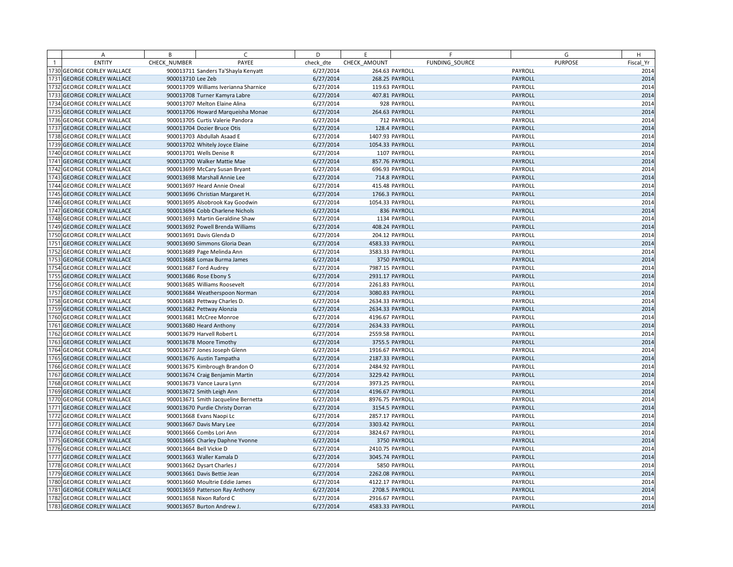| | A | B | C | D | E | F | G | H |
|---|---|---|---|---|---|---|---|---|
| 1 | ENTITY | CHECK_NUMBER | PAYEE | check_dte | CHECK_AMOUNT | FUNDING_SOURCE | PURPOSE | Fiscal_Yr |
| 1730 | GEORGE CORLEY WALLACE | 900013711 | Sanders Ta'Shayla Kenyatt | 6/27/2014 | 264.63 | PAYROLL | PAYROLL | 2014 |
| 1731 | GEORGE CORLEY WALLACE | 900013710 | Lee Zeb | 6/27/2014 | 268.25 | PAYROLL | PAYROLL | 2014 |
| 1732 | GEORGE CORLEY WALLACE | 900013709 | Williams Iverianna Sharnice | 6/27/2014 | 119.63 | PAYROLL | PAYROLL | 2014 |
| 1733 | GEORGE CORLEY WALLACE | 900013708 | Turner Kamyra Labre | 6/27/2014 | 407.81 | PAYROLL | PAYROLL | 2014 |
| 1734 | GEORGE CORLEY WALLACE | 900013707 | Melton Elaine Alina | 6/27/2014 | 928 | PAYROLL | PAYROLL | 2014 |
| 1735 | GEORGE CORLEY WALLACE | 900013706 | Howard Marqueisha Monae | 6/27/2014 | 264.63 | PAYROLL | PAYROLL | 2014 |
| 1736 | GEORGE CORLEY WALLACE | 900013705 | Curtis Valerie Pandora | 6/27/2014 | 712 | PAYROLL | PAYROLL | 2014 |
| 1737 | GEORGE CORLEY WALLACE | 900013704 | Dozier Bruce Otis | 6/27/2014 | 128.4 | PAYROLL | PAYROLL | 2014 |
| 1738 | GEORGE CORLEY WALLACE | 900013703 | Abdullah Asaad E | 6/27/2014 | 1407.93 | PAYROLL | PAYROLL | 2014 |
| 1739 | GEORGE CORLEY WALLACE | 900013702 | Whitely Joyce Elaine | 6/27/2014 | 1054.33 | PAYROLL | PAYROLL | 2014 |
| 1740 | GEORGE CORLEY WALLACE | 900013701 | Wells Denise R | 6/27/2014 | 1107 | PAYROLL | PAYROLL | 2014 |
| 1741 | GEORGE CORLEY WALLACE | 900013700 | Walker Mattie Mae | 6/27/2014 | 857.76 | PAYROLL | PAYROLL | 2014 |
| 1742 | GEORGE CORLEY WALLACE | 900013699 | McCary Susan Bryant | 6/27/2014 | 696.93 | PAYROLL | PAYROLL | 2014 |
| 1743 | GEORGE CORLEY WALLACE | 900013698 | Marshall Annie Lee | 6/27/2014 | 714.8 | PAYROLL | PAYROLL | 2014 |
| 1744 | GEORGE CORLEY WALLACE | 900013697 | Heard Annie Oneal | 6/27/2014 | 415.48 | PAYROLL | PAYROLL | 2014 |
| 1745 | GEORGE CORLEY WALLACE | 900013696 | Christian Margaret H. | 6/27/2014 | 1766.3 | PAYROLL | PAYROLL | 2014 |
| 1746 | GEORGE CORLEY WALLACE | 900013695 | Alsobrook Kay Goodwin | 6/27/2014 | 1054.33 | PAYROLL | PAYROLL | 2014 |
| 1747 | GEORGE CORLEY WALLACE | 900013694 | Cobb Charlene Nichols | 6/27/2014 | 836 | PAYROLL | PAYROLL | 2014 |
| 1748 | GEORGE CORLEY WALLACE | 900013693 | Martin Geraldine Shaw | 6/27/2014 | 1134 | PAYROLL | PAYROLL | 2014 |
| 1749 | GEORGE CORLEY WALLACE | 900013692 | Powell Brenda Williams | 6/27/2014 | 408.24 | PAYROLL | PAYROLL | 2014 |
| 1750 | GEORGE CORLEY WALLACE | 900013691 | Davis Glenda D | 6/27/2014 | 204.12 | PAYROLL | PAYROLL | 2014 |
| 1751 | GEORGE CORLEY WALLACE | 900013690 | Simmons Gloria Dean | 6/27/2014 | 4583.33 | PAYROLL | PAYROLL | 2014 |
| 1752 | GEORGE CORLEY WALLACE | 900013689 | Page Melinda Ann | 6/27/2014 | 3583.33 | PAYROLL | PAYROLL | 2014 |
| 1753 | GEORGE CORLEY WALLACE | 900013688 | Lomax Burma James | 6/27/2014 | 3750 | PAYROLL | PAYROLL | 2014 |
| 1754 | GEORGE CORLEY WALLACE | 900013687 | Ford Audrey | 6/27/2014 | 7987.15 | PAYROLL | PAYROLL | 2014 |
| 1755 | GEORGE CORLEY WALLACE | 900013686 | Rose Ebony S | 6/27/2014 | 2931.17 | PAYROLL | PAYROLL | 2014 |
| 1756 | GEORGE CORLEY WALLACE | 900013685 | Williams Roosevelt | 6/27/2014 | 2261.83 | PAYROLL | PAYROLL | 2014 |
| 1757 | GEORGE CORLEY WALLACE | 900013684 | Weatherspoon Norman | 6/27/2014 | 3080.83 | PAYROLL | PAYROLL | 2014 |
| 1758 | GEORGE CORLEY WALLACE | 900013683 | Pettway Charles D. | 6/27/2014 | 2634.33 | PAYROLL | PAYROLL | 2014 |
| 1759 | GEORGE CORLEY WALLACE | 900013682 | Pettway Alonzia | 6/27/2014 | 2634.33 | PAYROLL | PAYROLL | 2014 |
| 1760 | GEORGE CORLEY WALLACE | 900013681 | McCree Monroe | 6/27/2014 | 4196.67 | PAYROLL | PAYROLL | 2014 |
| 1761 | GEORGE CORLEY WALLACE | 900013680 | Heard Anthony | 6/27/2014 | 2634.33 | PAYROLL | PAYROLL | 2014 |
| 1762 | GEORGE CORLEY WALLACE | 900013679 | Harvell Robert L | 6/27/2014 | 2559.58 | PAYROLL | PAYROLL | 2014 |
| 1763 | GEORGE CORLEY WALLACE | 900013678 | Moore Timothy | 6/27/2014 | 3755.5 | PAYROLL | PAYROLL | 2014 |
| 1764 | GEORGE CORLEY WALLACE | 900013677 | Jones Joseph Glenn | 6/27/2014 | 1916.67 | PAYROLL | PAYROLL | 2014 |
| 1765 | GEORGE CORLEY WALLACE | 900013676 | Austin Tampatha | 6/27/2014 | 2187.33 | PAYROLL | PAYROLL | 2014 |
| 1766 | GEORGE CORLEY WALLACE | 900013675 | Kimbrough Brandon O | 6/27/2014 | 2484.92 | PAYROLL | PAYROLL | 2014 |
| 1767 | GEORGE CORLEY WALLACE | 900013674 | Craig Benjamin Martin | 6/27/2014 | 3229.42 | PAYROLL | PAYROLL | 2014 |
| 1768 | GEORGE CORLEY WALLACE | 900013673 | Vance Laura Lynn | 6/27/2014 | 3973.25 | PAYROLL | PAYROLL | 2014 |
| 1769 | GEORGE CORLEY WALLACE | 900013672 | Smith Leigh Ann | 6/27/2014 | 4196.67 | PAYROLL | PAYROLL | 2014 |
| 1770 | GEORGE CORLEY WALLACE | 900013671 | Smith Jacqueline Bernetta | 6/27/2014 | 8976.75 | PAYROLL | PAYROLL | 2014 |
| 1771 | GEORGE CORLEY WALLACE | 900013670 | Purdie Christy Dorran | 6/27/2014 | 3154.5 | PAYROLL | PAYROLL | 2014 |
| 1772 | GEORGE CORLEY WALLACE | 900013668 | Evans Naopi Lc | 6/27/2014 | 2857.17 | PAYROLL | PAYROLL | 2014 |
| 1773 | GEORGE CORLEY WALLACE | 900013667 | Davis Mary Lee | 6/27/2014 | 3303.42 | PAYROLL | PAYROLL | 2014 |
| 1774 | GEORGE CORLEY WALLACE | 900013666 | Combs Lori Ann | 6/27/2014 | 3824.67 | PAYROLL | PAYROLL | 2014 |
| 1775 | GEORGE CORLEY WALLACE | 900013665 | Charley Daphne Yvonne | 6/27/2014 | 3750 | PAYROLL | PAYROLL | 2014 |
| 1776 | GEORGE CORLEY WALLACE | 900013664 | Bell Vickie D | 6/27/2014 | 2410.75 | PAYROLL | PAYROLL | 2014 |
| 1777 | GEORGE CORLEY WALLACE | 900013663 | Waller Kamala D | 6/27/2014 | 3045.74 | PAYROLL | PAYROLL | 2014 |
| 1778 | GEORGE CORLEY WALLACE | 900013662 | Dysart Charles J | 6/27/2014 | 5850 | PAYROLL | PAYROLL | 2014 |
| 1779 | GEORGE CORLEY WALLACE | 900013661 | Davis Bettie Jean | 6/27/2014 | 2262.08 | PAYROLL | PAYROLL | 2014 |
| 1780 | GEORGE CORLEY WALLACE | 900013660 | Moultrie Eddie James | 6/27/2014 | 4122.17 | PAYROLL | PAYROLL | 2014 |
| 1781 | GEORGE CORLEY WALLACE | 900013659 | Patterson Ray Anthony | 6/27/2014 | 2708.5 | PAYROLL | PAYROLL | 2014 |
| 1782 | GEORGE CORLEY WALLACE | 900013658 | Nixon Raford C | 6/27/2014 | 2916.67 | PAYROLL | PAYROLL | 2014 |
| 1783 | GEORGE CORLEY WALLACE | 900013657 | Burton Andrew J. | 6/27/2014 | 4583.33 | PAYROLL | PAYROLL | 2014 |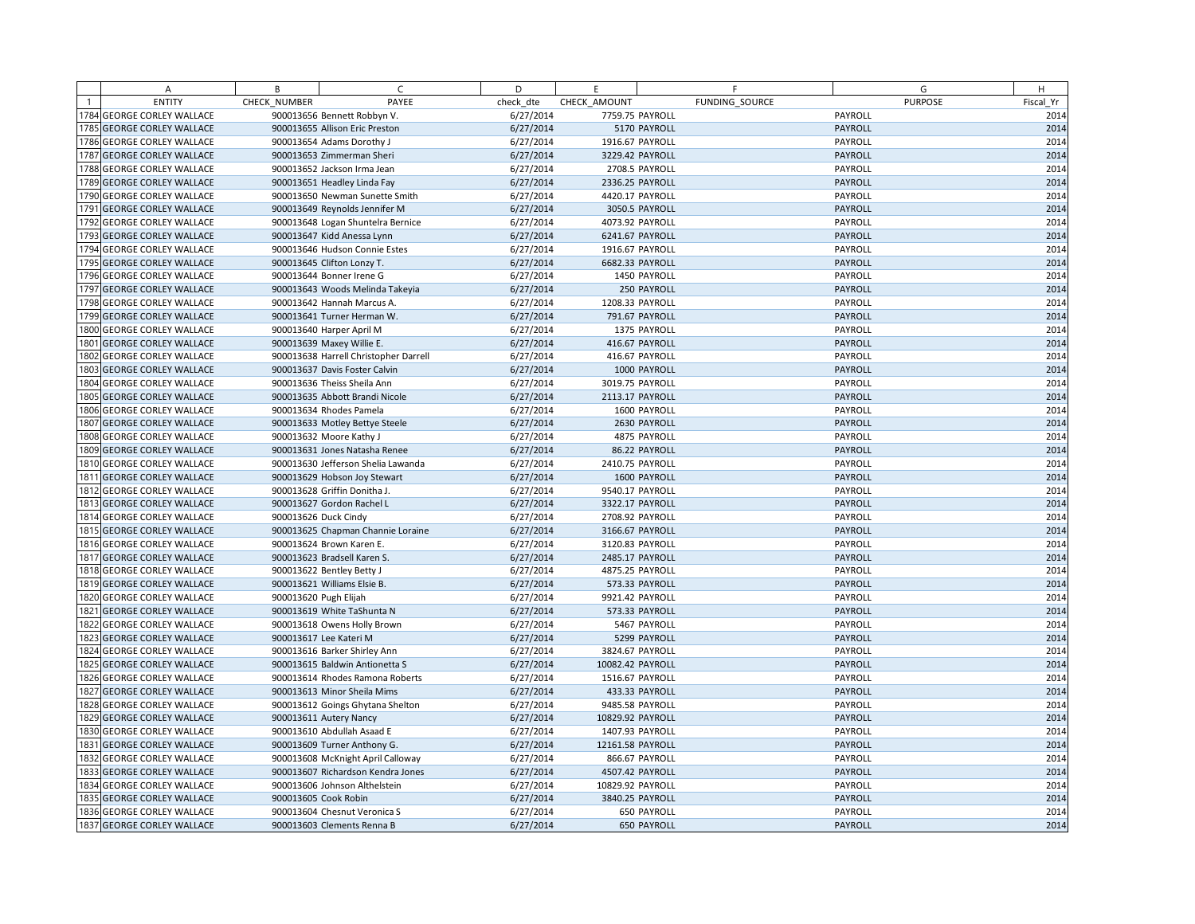| | A | B | C | D | E | F | G | H |
|---|---|---|---|---|---|---|---|---|
| 1 | ENTITY | CHECK_NUMBER | PAYEE | check_dte | CHECK_AMOUNT | FUNDING_SOURCE | PURPOSE | Fiscal_Yr |
| 1784 | GEORGE CORLEY WALLACE | 900013656 | Bennett Robbyn V. | 6/27/2014 | 7759.75 | PAYROLL | PAYROLL | 2014 |
| 1785 | GEORGE CORLEY WALLACE | 900013655 | Allison Eric Preston | 6/27/2014 | 5170 | PAYROLL | PAYROLL | 2014 |
| 1786 | GEORGE CORLEY WALLACE | 900013654 | Adams Dorothy J | 6/27/2014 | 1916.67 | PAYROLL | PAYROLL | 2014 |
| 1787 | GEORGE CORLEY WALLACE | 900013653 | Zimmerman Sheri | 6/27/2014 | 3229.42 | PAYROLL | PAYROLL | 2014 |
| 1788 | GEORGE CORLEY WALLACE | 900013652 | Jackson Irma Jean | 6/27/2014 | 2708.5 | PAYROLL | PAYROLL | 2014 |
| 1789 | GEORGE CORLEY WALLACE | 900013651 | Headley Linda Fay | 6/27/2014 | 2336.25 | PAYROLL | PAYROLL | 2014 |
| 1790 | GEORGE CORLEY WALLACE | 900013650 | Newman Sunette Smith | 6/27/2014 | 4420.17 | PAYROLL | PAYROLL | 2014 |
| 1791 | GEORGE CORLEY WALLACE | 900013649 | Reynolds Jennifer M | 6/27/2014 | 3050.5 | PAYROLL | PAYROLL | 2014 |
| 1792 | GEORGE CORLEY WALLACE | 900013648 | Logan Shuntelra Bernice | 6/27/2014 | 4073.92 | PAYROLL | PAYROLL | 2014 |
| 1793 | GEORGE CORLEY WALLACE | 900013647 | Kidd Anessa Lynn | 6/27/2014 | 6241.67 | PAYROLL | PAYROLL | 2014 |
| 1794 | GEORGE CORLEY WALLACE | 900013646 | Hudson Connie Estes | 6/27/2014 | 1916.67 | PAYROLL | PAYROLL | 2014 |
| 1795 | GEORGE CORLEY WALLACE | 900013645 | Clifton Lonzy T. | 6/27/2014 | 6682.33 | PAYROLL | PAYROLL | 2014 |
| 1796 | GEORGE CORLEY WALLACE | 900013644 | Bonner Irene G | 6/27/2014 | 1450 | PAYROLL | PAYROLL | 2014 |
| 1797 | GEORGE CORLEY WALLACE | 900013643 | Woods Melinda Takeyia | 6/27/2014 | 250 | PAYROLL | PAYROLL | 2014 |
| 1798 | GEORGE CORLEY WALLACE | 900013642 | Hannah Marcus A. | 6/27/2014 | 1208.33 | PAYROLL | PAYROLL | 2014 |
| 1799 | GEORGE CORLEY WALLACE | 900013641 | Turner Herman W. | 6/27/2014 | 791.67 | PAYROLL | PAYROLL | 2014 |
| 1800 | GEORGE CORLEY WALLACE | 900013640 | Harper April M | 6/27/2014 | 1375 | PAYROLL | PAYROLL | 2014 |
| 1801 | GEORGE CORLEY WALLACE | 900013639 | Maxey Willie E. | 6/27/2014 | 416.67 | PAYROLL | PAYROLL | 2014 |
| 1802 | GEORGE CORLEY WALLACE | 900013638 | Harrell Christopher Darrell | 6/27/2014 | 416.67 | PAYROLL | PAYROLL | 2014 |
| 1803 | GEORGE CORLEY WALLACE | 900013637 | Davis Foster Calvin | 6/27/2014 | 1000 | PAYROLL | PAYROLL | 2014 |
| 1804 | GEORGE CORLEY WALLACE | 900013636 | Theiss Sheila Ann | 6/27/2014 | 3019.75 | PAYROLL | PAYROLL | 2014 |
| 1805 | GEORGE CORLEY WALLACE | 900013635 | Abbott Brandi Nicole | 6/27/2014 | 2113.17 | PAYROLL | PAYROLL | 2014 |
| 1806 | GEORGE CORLEY WALLACE | 900013634 | Rhodes Pamela | 6/27/2014 | 1600 | PAYROLL | PAYROLL | 2014 |
| 1807 | GEORGE CORLEY WALLACE | 900013633 | Motley Bettye Steele | 6/27/2014 | 2630 | PAYROLL | PAYROLL | 2014 |
| 1808 | GEORGE CORLEY WALLACE | 900013632 | Moore Kathy J | 6/27/2014 | 4875 | PAYROLL | PAYROLL | 2014 |
| 1809 | GEORGE CORLEY WALLACE | 900013631 | Jones Natasha Renee | 6/27/2014 | 86.22 | PAYROLL | PAYROLL | 2014 |
| 1810 | GEORGE CORLEY WALLACE | 900013630 | Jefferson Shelia Lawanda | 6/27/2014 | 2410.75 | PAYROLL | PAYROLL | 2014 |
| 1811 | GEORGE CORLEY WALLACE | 900013629 | Hobson Joy Stewart | 6/27/2014 | 1600 | PAYROLL | PAYROLL | 2014 |
| 1812 | GEORGE CORLEY WALLACE | 900013628 | Griffin Donitha J. | 6/27/2014 | 9540.17 | PAYROLL | PAYROLL | 2014 |
| 1813 | GEORGE CORLEY WALLACE | 900013627 | Gordon Rachel L | 6/27/2014 | 3322.17 | PAYROLL | PAYROLL | 2014 |
| 1814 | GEORGE CORLEY WALLACE | 900013626 | Duck Cindy | 6/27/2014 | 2708.92 | PAYROLL | PAYROLL | 2014 |
| 1815 | GEORGE CORLEY WALLACE | 900013625 | Chapman Channie Loraine | 6/27/2014 | 3166.67 | PAYROLL | PAYROLL | 2014 |
| 1816 | GEORGE CORLEY WALLACE | 900013624 | Brown Karen E. | 6/27/2014 | 3120.83 | PAYROLL | PAYROLL | 2014 |
| 1817 | GEORGE CORLEY WALLACE | 900013623 | Bradsell Karen S. | 6/27/2014 | 2485.17 | PAYROLL | PAYROLL | 2014 |
| 1818 | GEORGE CORLEY WALLACE | 900013622 | Bentley Betty J | 6/27/2014 | 4875.25 | PAYROLL | PAYROLL | 2014 |
| 1819 | GEORGE CORLEY WALLACE | 900013621 | Williams Elsie B. | 6/27/2014 | 573.33 | PAYROLL | PAYROLL | 2014 |
| 1820 | GEORGE CORLEY WALLACE | 900013620 | Pugh Elijah | 6/27/2014 | 9921.42 | PAYROLL | PAYROLL | 2014 |
| 1821 | GEORGE CORLEY WALLACE | 900013619 | White TaShunta N | 6/27/2014 | 573.33 | PAYROLL | PAYROLL | 2014 |
| 1822 | GEORGE CORLEY WALLACE | 900013618 | Owens Holly Brown | 6/27/2014 | 5467 | PAYROLL | PAYROLL | 2014 |
| 1823 | GEORGE CORLEY WALLACE | 900013617 | Lee Kateri M | 6/27/2014 | 5299 | PAYROLL | PAYROLL | 2014 |
| 1824 | GEORGE CORLEY WALLACE | 900013616 | Barker Shirley Ann | 6/27/2014 | 3824.67 | PAYROLL | PAYROLL | 2014 |
| 1825 | GEORGE CORLEY WALLACE | 900013615 | Baldwin Antionetta S | 6/27/2014 | 10082.42 | PAYROLL | PAYROLL | 2014 |
| 1826 | GEORGE CORLEY WALLACE | 900013614 | Rhodes Ramona Roberts | 6/27/2014 | 1516.67 | PAYROLL | PAYROLL | 2014 |
| 1827 | GEORGE CORLEY WALLACE | 900013613 | Minor Sheila Mims | 6/27/2014 | 433.33 | PAYROLL | PAYROLL | 2014 |
| 1828 | GEORGE CORLEY WALLACE | 900013612 | Goings Ghytana Shelton | 6/27/2014 | 9485.58 | PAYROLL | PAYROLL | 2014 |
| 1829 | GEORGE CORLEY WALLACE | 900013611 | Autery Nancy | 6/27/2014 | 10829.92 | PAYROLL | PAYROLL | 2014 |
| 1830 | GEORGE CORLEY WALLACE | 900013610 | Abdullah Asaad E | 6/27/2014 | 1407.93 | PAYROLL | PAYROLL | 2014 |
| 1831 | GEORGE CORLEY WALLACE | 900013609 | Turner Anthony G. | 6/27/2014 | 12161.58 | PAYROLL | PAYROLL | 2014 |
| 1832 | GEORGE CORLEY WALLACE | 900013608 | McKnight April Calloway | 6/27/2014 | 866.67 | PAYROLL | PAYROLL | 2014 |
| 1833 | GEORGE CORLEY WALLACE | 900013607 | Richardson Kendra Jones | 6/27/2014 | 4507.42 | PAYROLL | PAYROLL | 2014 |
| 1834 | GEORGE CORLEY WALLACE | 900013606 | Johnson Althelstein | 6/27/2014 | 10829.92 | PAYROLL | PAYROLL | 2014 |
| 1835 | GEORGE CORLEY WALLACE | 900013605 | Cook Robin | 6/27/2014 | 3840.25 | PAYROLL | PAYROLL | 2014 |
| 1836 | GEORGE CORLEY WALLACE | 900013604 | Chesnut Veronica S | 6/27/2014 | 650 | PAYROLL | PAYROLL | 2014 |
| 1837 | GEORGE CORLEY WALLACE | 900013603 | Clements Renna B | 6/27/2014 | 650 | PAYROLL | PAYROLL | 2014 |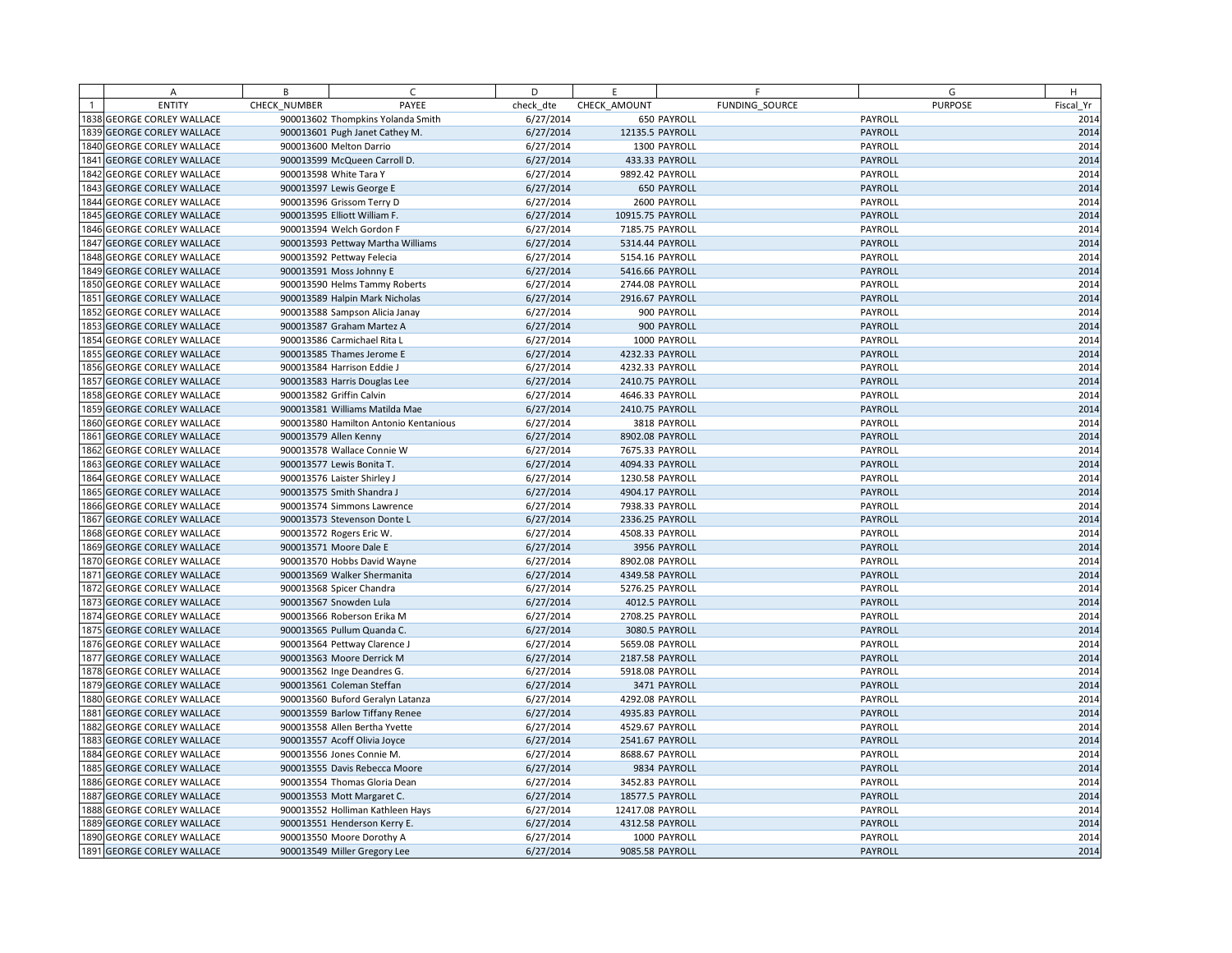| | A | B | C | D | E | F | G | H |
|---|---|---|---|---|---|---|---|---|
| 1 | ENTITY | CHECK_NUMBER | PAYEE | check_dte | CHECK_AMOUNT | FUNDING_SOURCE | PURPOSE | Fiscal_Yr |
| 1838 | GEORGE CORLEY WALLACE | 900013602 | Thompkins Yolanda Smith | 6/27/2014 | 650 | PAYROLL | PAYROLL | 2014 |
| 1839 | GEORGE CORLEY WALLACE | 900013601 | Pugh Janet Cathey M. | 6/27/2014 | 12135.5 | PAYROLL | PAYROLL | 2014 |
| 1840 | GEORGE CORLEY WALLACE | 900013600 | Melton Darrio | 6/27/2014 | 1300 | PAYROLL | PAYROLL | 2014 |
| 1841 | GEORGE CORLEY WALLACE | 900013599 | McQueen Carroll D. | 6/27/2014 | 433.33 | PAYROLL | PAYROLL | 2014 |
| 1842 | GEORGE CORLEY WALLACE | 900013598 | White Tara Y | 6/27/2014 | 9892.42 | PAYROLL | PAYROLL | 2014 |
| 1843 | GEORGE CORLEY WALLACE | 900013597 | Lewis George E | 6/27/2014 | 650 | PAYROLL | PAYROLL | 2014 |
| 1844 | GEORGE CORLEY WALLACE | 900013596 | Grissom Terry D | 6/27/2014 | 2600 | PAYROLL | PAYROLL | 2014 |
| 1845 | GEORGE CORLEY WALLACE | 900013595 | Elliott William F. | 6/27/2014 | 10915.75 | PAYROLL | PAYROLL | 2014 |
| 1846 | GEORGE CORLEY WALLACE | 900013594 | Welch Gordon F | 6/27/2014 | 7185.75 | PAYROLL | PAYROLL | 2014 |
| 1847 | GEORGE CORLEY WALLACE | 900013593 | Pettway Martha Williams | 6/27/2014 | 5314.44 | PAYROLL | PAYROLL | 2014 |
| 1848 | GEORGE CORLEY WALLACE | 900013592 | Pettway Felecia | 6/27/2014 | 5154.16 | PAYROLL | PAYROLL | 2014 |
| 1849 | GEORGE CORLEY WALLACE | 900013591 | Moss Johnny E | 6/27/2014 | 5416.66 | PAYROLL | PAYROLL | 2014 |
| 1850 | GEORGE CORLEY WALLACE | 900013590 | Helms Tammy Roberts | 6/27/2014 | 2744.08 | PAYROLL | PAYROLL | 2014 |
| 1851 | GEORGE CORLEY WALLACE | 900013589 | Halpin Mark Nicholas | 6/27/2014 | 2916.67 | PAYROLL | PAYROLL | 2014 |
| 1852 | GEORGE CORLEY WALLACE | 900013588 | Sampson Alicia Janay | 6/27/2014 | 900 | PAYROLL | PAYROLL | 2014 |
| 1853 | GEORGE CORLEY WALLACE | 900013587 | Graham Martez A | 6/27/2014 | 900 | PAYROLL | PAYROLL | 2014 |
| 1854 | GEORGE CORLEY WALLACE | 900013586 | Carmichael Rita L | 6/27/2014 | 1000 | PAYROLL | PAYROLL | 2014 |
| 1855 | GEORGE CORLEY WALLACE | 900013585 | Thames Jerome E | 6/27/2014 | 4232.33 | PAYROLL | PAYROLL | 2014 |
| 1856 | GEORGE CORLEY WALLACE | 900013584 | Harrison Eddie J | 6/27/2014 | 4232.33 | PAYROLL | PAYROLL | 2014 |
| 1857 | GEORGE CORLEY WALLACE | 900013583 | Harris Douglas Lee | 6/27/2014 | 2410.75 | PAYROLL | PAYROLL | 2014 |
| 1858 | GEORGE CORLEY WALLACE | 900013582 | Griffin Calvin | 6/27/2014 | 4646.33 | PAYROLL | PAYROLL | 2014 |
| 1859 | GEORGE CORLEY WALLACE | 900013581 | Williams Matilda Mae | 6/27/2014 | 2410.75 | PAYROLL | PAYROLL | 2014 |
| 1860 | GEORGE CORLEY WALLACE | 900013580 | Hamilton Antonio Kentanious | 6/27/2014 | 3818 | PAYROLL | PAYROLL | 2014 |
| 1861 | GEORGE CORLEY WALLACE | 900013579 | Allen Kenny | 6/27/2014 | 8902.08 | PAYROLL | PAYROLL | 2014 |
| 1862 | GEORGE CORLEY WALLACE | 900013578 | Wallace Connie W | 6/27/2014 | 7675.33 | PAYROLL | PAYROLL | 2014 |
| 1863 | GEORGE CORLEY WALLACE | 900013577 | Lewis Bonita T. | 6/27/2014 | 4094.33 | PAYROLL | PAYROLL | 2014 |
| 1864 | GEORGE CORLEY WALLACE | 900013576 | Laister Shirley J | 6/27/2014 | 1230.58 | PAYROLL | PAYROLL | 2014 |
| 1865 | GEORGE CORLEY WALLACE | 900013575 | Smith Shandra J | 6/27/2014 | 4904.17 | PAYROLL | PAYROLL | 2014 |
| 1866 | GEORGE CORLEY WALLACE | 900013574 | Simmons Lawrence | 6/27/2014 | 7938.33 | PAYROLL | PAYROLL | 2014 |
| 1867 | GEORGE CORLEY WALLACE | 900013573 | Stevenson Donte L | 6/27/2014 | 2336.25 | PAYROLL | PAYROLL | 2014 |
| 1868 | GEORGE CORLEY WALLACE | 900013572 | Rogers Eric W. | 6/27/2014 | 4508.33 | PAYROLL | PAYROLL | 2014 |
| 1869 | GEORGE CORLEY WALLACE | 900013571 | Moore Dale E | 6/27/2014 | 3956 | PAYROLL | PAYROLL | 2014 |
| 1870 | GEORGE CORLEY WALLACE | 900013570 | Hobbs David Wayne | 6/27/2014 | 8902.08 | PAYROLL | PAYROLL | 2014 |
| 1871 | GEORGE CORLEY WALLACE | 900013569 | Walker Shermanita | 6/27/2014 | 4349.58 | PAYROLL | PAYROLL | 2014 |
| 1872 | GEORGE CORLEY WALLACE | 900013568 | Spicer Chandra | 6/27/2014 | 5276.25 | PAYROLL | PAYROLL | 2014 |
| 1873 | GEORGE CORLEY WALLACE | 900013567 | Snowden Lula | 6/27/2014 | 4012.5 | PAYROLL | PAYROLL | 2014 |
| 1874 | GEORGE CORLEY WALLACE | 900013566 | Roberson Erika M | 6/27/2014 | 2708.25 | PAYROLL | PAYROLL | 2014 |
| 1875 | GEORGE CORLEY WALLACE | 900013565 | Pullum Quanda C. | 6/27/2014 | 3080.5 | PAYROLL | PAYROLL | 2014 |
| 1876 | GEORGE CORLEY WALLACE | 900013564 | Pettway Clarence J | 6/27/2014 | 5659.08 | PAYROLL | PAYROLL | 2014 |
| 1877 | GEORGE CORLEY WALLACE | 900013563 | Moore Derrick M | 6/27/2014 | 2187.58 | PAYROLL | PAYROLL | 2014 |
| 1878 | GEORGE CORLEY WALLACE | 900013562 | Inge Deandres G. | 6/27/2014 | 5918.08 | PAYROLL | PAYROLL | 2014 |
| 1879 | GEORGE CORLEY WALLACE | 900013561 | Coleman Steffan | 6/27/2014 | 3471 | PAYROLL | PAYROLL | 2014 |
| 1880 | GEORGE CORLEY WALLACE | 900013560 | Buford Geralyn Latanza | 6/27/2014 | 4292.08 | PAYROLL | PAYROLL | 2014 |
| 1881 | GEORGE CORLEY WALLACE | 900013559 | Barlow Tiffany Renee | 6/27/2014 | 4935.83 | PAYROLL | PAYROLL | 2014 |
| 1882 | GEORGE CORLEY WALLACE | 900013558 | Allen Bertha Yvette | 6/27/2014 | 4529.67 | PAYROLL | PAYROLL | 2014 |
| 1883 | GEORGE CORLEY WALLACE | 900013557 | Acoff Olivia Joyce | 6/27/2014 | 2541.67 | PAYROLL | PAYROLL | 2014 |
| 1884 | GEORGE CORLEY WALLACE | 900013556 | Jones Connie M. | 6/27/2014 | 8688.67 | PAYROLL | PAYROLL | 2014 |
| 1885 | GEORGE CORLEY WALLACE | 900013555 | Davis Rebecca Moore | 6/27/2014 | 9834 | PAYROLL | PAYROLL | 2014 |
| 1886 | GEORGE CORLEY WALLACE | 900013554 | Thomas Gloria Dean | 6/27/2014 | 3452.83 | PAYROLL | PAYROLL | 2014 |
| 1887 | GEORGE CORLEY WALLACE | 900013553 | Mott Margaret C. | 6/27/2014 | 18577.5 | PAYROLL | PAYROLL | 2014 |
| 1888 | GEORGE CORLEY WALLACE | 900013552 | Holliman Kathleen Hays | 6/27/2014 | 12417.08 | PAYROLL | PAYROLL | 2014 |
| 1889 | GEORGE CORLEY WALLACE | 900013551 | Henderson Kerry E. | 6/27/2014 | 4312.58 | PAYROLL | PAYROLL | 2014 |
| 1890 | GEORGE CORLEY WALLACE | 900013550 | Moore Dorothy A | 6/27/2014 | 1000 | PAYROLL | PAYROLL | 2014 |
| 1891 | GEORGE CORLEY WALLACE | 900013549 | Miller Gregory Lee | 6/27/2014 | 9085.58 | PAYROLL | PAYROLL | 2014 |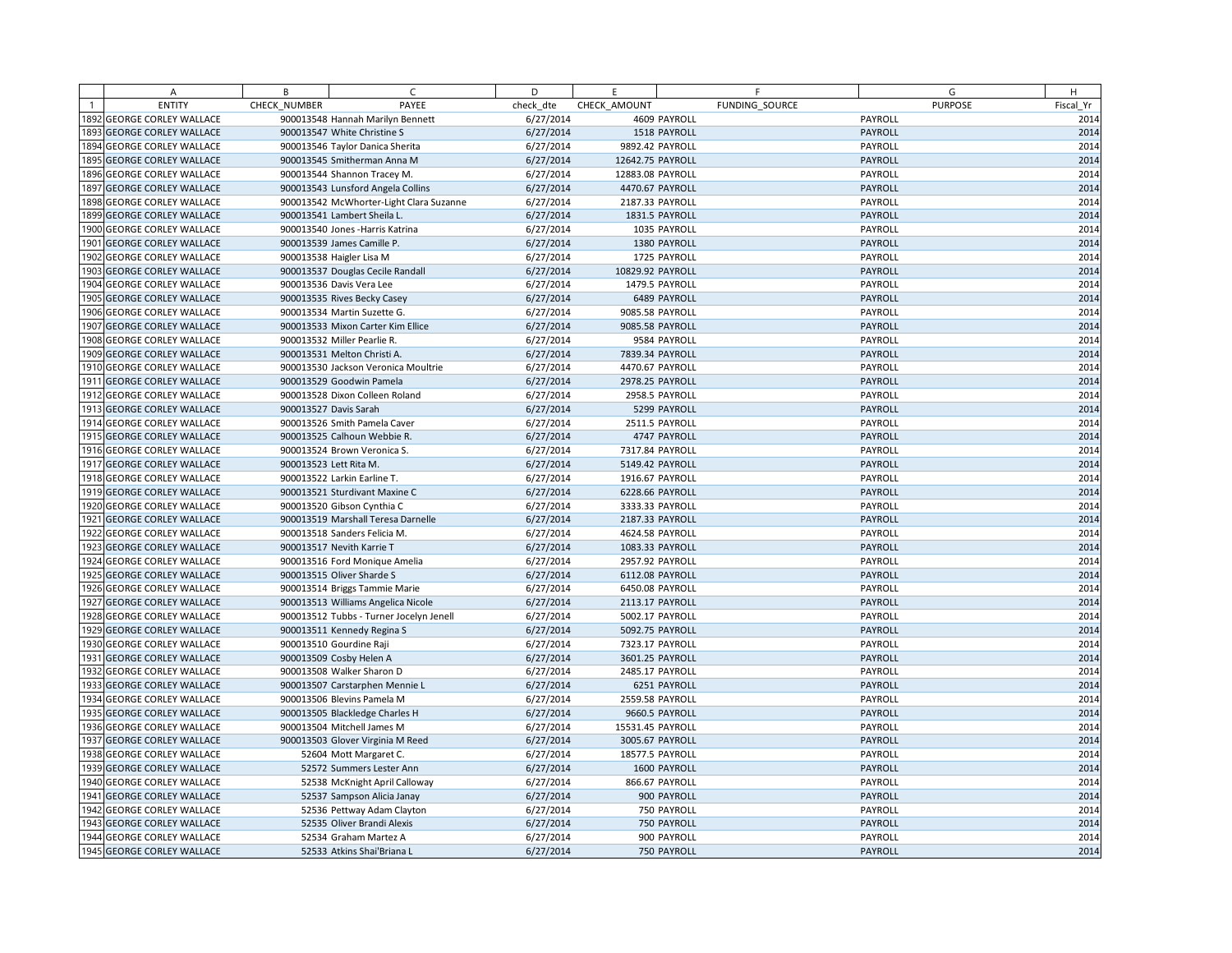| | A | B | C | D | E | F | G | H |
|---|---|---|---|---|---|---|---|---|
| 1 | ENTITY | CHECK_NUMBER | PAYEE | check_dte | CHECK_AMOUNT | FUNDING_SOURCE | PURPOSE | Fiscal_Yr |
| 1892 | GEORGE CORLEY WALLACE | 900013548 | Hannah Marilyn Bennett | 6/27/2014 | 4609 | PAYROLL | PAYROLL | 2014 |
| 1893 | GEORGE CORLEY WALLACE | 900013547 | White Christine S | 6/27/2014 | 1518 | PAYROLL | PAYROLL | 2014 |
| 1894 | GEORGE CORLEY WALLACE | 900013546 | Taylor Danica Sherita | 6/27/2014 | 9892.42 | PAYROLL | PAYROLL | 2014 |
| 1895 | GEORGE CORLEY WALLACE | 900013545 | Smitherman Anna M | 6/27/2014 | 12642.75 | PAYROLL | PAYROLL | 2014 |
| 1896 | GEORGE CORLEY WALLACE | 900013544 | Shannon Tracey M. | 6/27/2014 | 12883.08 | PAYROLL | PAYROLL | 2014 |
| 1897 | GEORGE CORLEY WALLACE | 900013543 | Lunsford Angela Collins | 6/27/2014 | 4470.67 | PAYROLL | PAYROLL | 2014 |
| 1898 | GEORGE CORLEY WALLACE | 900013542 | McWhorter-Light Clara Suzanne | 6/27/2014 | 2187.33 | PAYROLL | PAYROLL | 2014 |
| 1899 | GEORGE CORLEY WALLACE | 900013541 | Lambert Sheila L. | 6/27/2014 | 1831.5 | PAYROLL | PAYROLL | 2014 |
| 1900 | GEORGE CORLEY WALLACE | 900013540 | Jones -Harris Katrina | 6/27/2014 | 1035 | PAYROLL | PAYROLL | 2014 |
| 1901 | GEORGE CORLEY WALLACE | 900013539 | James Camille P. | 6/27/2014 | 1380 | PAYROLL | PAYROLL | 2014 |
| 1902 | GEORGE CORLEY WALLACE | 900013538 | Haigler Lisa M | 6/27/2014 | 1725 | PAYROLL | PAYROLL | 2014 |
| 1903 | GEORGE CORLEY WALLACE | 900013537 | Douglas Cecile Randall | 6/27/2014 | 10829.92 | PAYROLL | PAYROLL | 2014 |
| 1904 | GEORGE CORLEY WALLACE | 900013536 | Davis Vera Lee | 6/27/2014 | 1479.5 | PAYROLL | PAYROLL | 2014 |
| 1905 | GEORGE CORLEY WALLACE | 900013535 | Rives Becky Casey | 6/27/2014 | 6489 | PAYROLL | PAYROLL | 2014 |
| 1906 | GEORGE CORLEY WALLACE | 900013534 | Martin Suzette G. | 6/27/2014 | 9085.58 | PAYROLL | PAYROLL | 2014 |
| 1907 | GEORGE CORLEY WALLACE | 900013533 | Mixon Carter Kim Ellice | 6/27/2014 | 9085.58 | PAYROLL | PAYROLL | 2014 |
| 1908 | GEORGE CORLEY WALLACE | 900013532 | Miller Pearlie R. | 6/27/2014 | 9584 | PAYROLL | PAYROLL | 2014 |
| 1909 | GEORGE CORLEY WALLACE | 900013531 | Melton Christi A. | 6/27/2014 | 7839.34 | PAYROLL | PAYROLL | 2014 |
| 1910 | GEORGE CORLEY WALLACE | 900013530 | Jackson Veronica Moultrie | 6/27/2014 | 4470.67 | PAYROLL | PAYROLL | 2014 |
| 1911 | GEORGE CORLEY WALLACE | 900013529 | Goodwin Pamela | 6/27/2014 | 2978.25 | PAYROLL | PAYROLL | 2014 |
| 1912 | GEORGE CORLEY WALLACE | 900013528 | Dixon Colleen Roland | 6/27/2014 | 2958.5 | PAYROLL | PAYROLL | 2014 |
| 1913 | GEORGE CORLEY WALLACE | 900013527 | Davis Sarah | 6/27/2014 | 5299 | PAYROLL | PAYROLL | 2014 |
| 1914 | GEORGE CORLEY WALLACE | 900013526 | Smith Pamela Caver | 6/27/2014 | 2511.5 | PAYROLL | PAYROLL | 2014 |
| 1915 | GEORGE CORLEY WALLACE | 900013525 | Calhoun Webbie R. | 6/27/2014 | 4747 | PAYROLL | PAYROLL | 2014 |
| 1916 | GEORGE CORLEY WALLACE | 900013524 | Brown Veronica S. | 6/27/2014 | 7317.84 | PAYROLL | PAYROLL | 2014 |
| 1917 | GEORGE CORLEY WALLACE | 900013523 | Lett Rita M. | 6/27/2014 | 5149.42 | PAYROLL | PAYROLL | 2014 |
| 1918 | GEORGE CORLEY WALLACE | 900013522 | Larkin Earline T. | 6/27/2014 | 1916.67 | PAYROLL | PAYROLL | 2014 |
| 1919 | GEORGE CORLEY WALLACE | 900013521 | Sturdivant Maxine C | 6/27/2014 | 6228.66 | PAYROLL | PAYROLL | 2014 |
| 1920 | GEORGE CORLEY WALLACE | 900013520 | Gibson Cynthia C | 6/27/2014 | 3333.33 | PAYROLL | PAYROLL | 2014 |
| 1921 | GEORGE CORLEY WALLACE | 900013519 | Marshall Teresa Darnelle | 6/27/2014 | 2187.33 | PAYROLL | PAYROLL | 2014 |
| 1922 | GEORGE CORLEY WALLACE | 900013518 | Sanders Felicia M. | 6/27/2014 | 4624.58 | PAYROLL | PAYROLL | 2014 |
| 1923 | GEORGE CORLEY WALLACE | 900013517 | Nevith Karrie T | 6/27/2014 | 1083.33 | PAYROLL | PAYROLL | 2014 |
| 1924 | GEORGE CORLEY WALLACE | 900013516 | Ford Monique Amelia | 6/27/2014 | 2957.92 | PAYROLL | PAYROLL | 2014 |
| 1925 | GEORGE CORLEY WALLACE | 900013515 | Oliver Sharde S | 6/27/2014 | 6112.08 | PAYROLL | PAYROLL | 2014 |
| 1926 | GEORGE CORLEY WALLACE | 900013514 | Briggs Tammie Marie | 6/27/2014 | 6450.08 | PAYROLL | PAYROLL | 2014 |
| 1927 | GEORGE CORLEY WALLACE | 900013513 | Williams Angelica Nicole | 6/27/2014 | 2113.17 | PAYROLL | PAYROLL | 2014 |
| 1928 | GEORGE CORLEY WALLACE | 900013512 | Tubbs - Turner Jocelyn Jenell | 6/27/2014 | 5002.17 | PAYROLL | PAYROLL | 2014 |
| 1929 | GEORGE CORLEY WALLACE | 900013511 | Kennedy Regina S | 6/27/2014 | 5092.75 | PAYROLL | PAYROLL | 2014 |
| 1930 | GEORGE CORLEY WALLACE | 900013510 | Gourdine Raji | 6/27/2014 | 7323.17 | PAYROLL | PAYROLL | 2014 |
| 1931 | GEORGE CORLEY WALLACE | 900013509 | Cosby Helen A | 6/27/2014 | 3601.25 | PAYROLL | PAYROLL | 2014 |
| 1932 | GEORGE CORLEY WALLACE | 900013508 | Walker Sharon D | 6/27/2014 | 2485.17 | PAYROLL | PAYROLL | 2014 |
| 1933 | GEORGE CORLEY WALLACE | 900013507 | Carstarphen Mennie L | 6/27/2014 | 6251 | PAYROLL | PAYROLL | 2014 |
| 1934 | GEORGE CORLEY WALLACE | 900013506 | Blevins Pamela M | 6/27/2014 | 2559.58 | PAYROLL | PAYROLL | 2014 |
| 1935 | GEORGE CORLEY WALLACE | 900013505 | Blackledge Charles H | 6/27/2014 | 9660.5 | PAYROLL | PAYROLL | 2014 |
| 1936 | GEORGE CORLEY WALLACE | 900013504 | Mitchell James M | 6/27/2014 | 15531.45 | PAYROLL | PAYROLL | 2014 |
| 1937 | GEORGE CORLEY WALLACE | 900013503 | Glover Virginia M Reed | 6/27/2014 | 3005.67 | PAYROLL | PAYROLL | 2014 |
| 1938 | GEORGE CORLEY WALLACE | 52604 | Mott Margaret C. | 6/27/2014 | 18577.5 | PAYROLL | PAYROLL | 2014 |
| 1939 | GEORGE CORLEY WALLACE | 52572 | Summers Lester Ann | 6/27/2014 | 1600 | PAYROLL | PAYROLL | 2014 |
| 1940 | GEORGE CORLEY WALLACE | 52538 | McKnight April Calloway | 6/27/2014 | 866.67 | PAYROLL | PAYROLL | 2014 |
| 1941 | GEORGE CORLEY WALLACE | 52537 | Sampson Alicia Janay | 6/27/2014 | 900 | PAYROLL | PAYROLL | 2014 |
| 1942 | GEORGE CORLEY WALLACE | 52536 | Pettway Adam Clayton | 6/27/2014 | 750 | PAYROLL | PAYROLL | 2014 |
| 1943 | GEORGE CORLEY WALLACE | 52535 | Oliver Brandi Alexis | 6/27/2014 | 750 | PAYROLL | PAYROLL | 2014 |
| 1944 | GEORGE CORLEY WALLACE | 52534 | Graham Martez A | 6/27/2014 | 900 | PAYROLL | PAYROLL | 2014 |
| 1945 | GEORGE CORLEY WALLACE | 52533 | Atkins Shai'Briana L | 6/27/2014 | 750 | PAYROLL | PAYROLL | 2014 |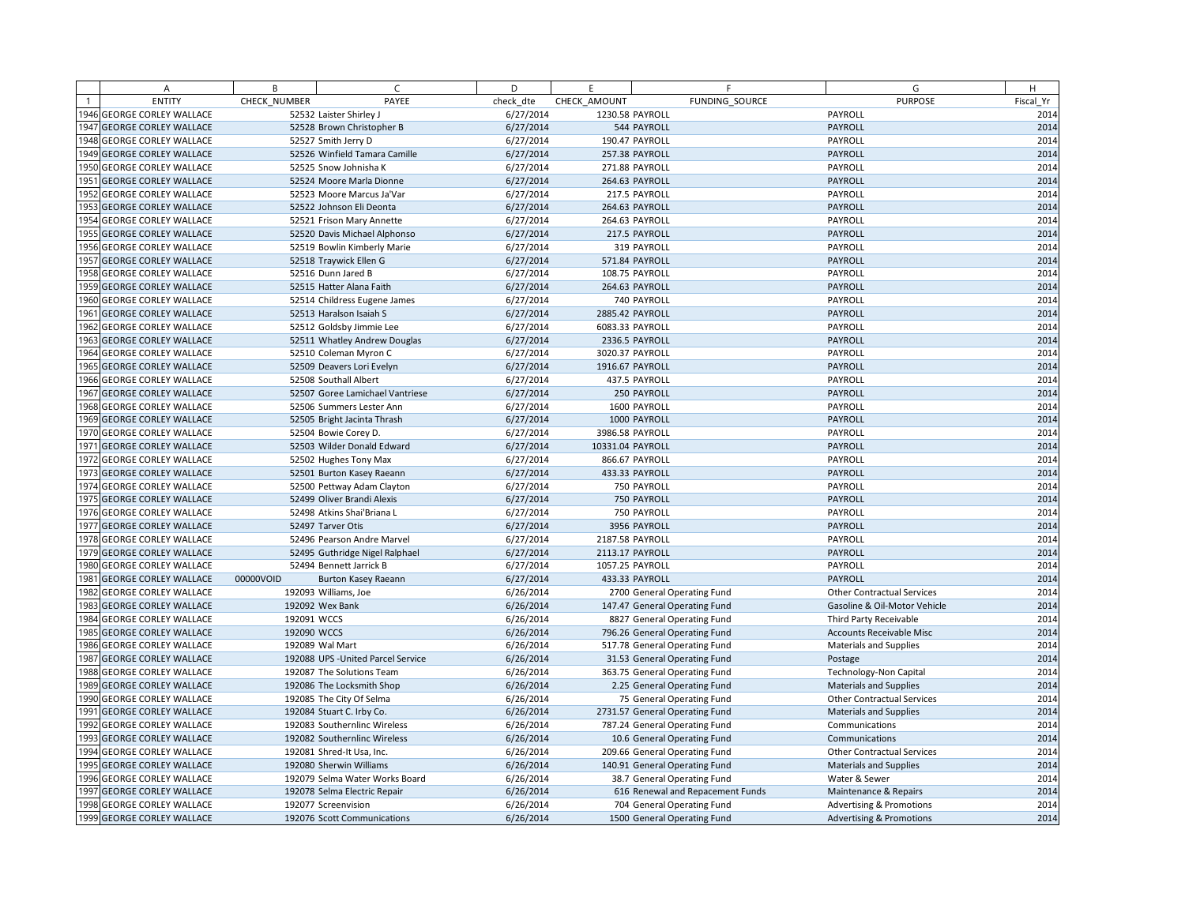| | A | B | C | D | E | F | G | H |
|---|---|---|---|---|---|---|---|---|
| 1 | ENTITY | CHECK_NUMBER | PAYEE | check_dte | CHECK_AMOUNT | FUNDING_SOURCE | PURPOSE | Fiscal_Yr |
| 1946 | GEORGE CORLEY WALLACE | 52532 | Laister Shirley J | 6/27/2014 | 1230.58 | PAYROLL | PAYROLL | 2014 |
| 1947 | GEORGE CORLEY WALLACE | 52528 | Brown Christopher B | 6/27/2014 | 544 | PAYROLL | PAYROLL | 2014 |
| 1948 | GEORGE CORLEY WALLACE | 52527 | Smith Jerry D | 6/27/2014 | 190.47 | PAYROLL | PAYROLL | 2014 |
| 1949 | GEORGE CORLEY WALLACE | 52526 | Winfield Tamara Camille | 6/27/2014 | 257.38 | PAYROLL | PAYROLL | 2014 |
| 1950 | GEORGE CORLEY WALLACE | 52525 | Snow Johnisha K | 6/27/2014 | 271.88 | PAYROLL | PAYROLL | 2014 |
| 1951 | GEORGE CORLEY WALLACE | 52524 | Moore Marla Dionne | 6/27/2014 | 264.63 | PAYROLL | PAYROLL | 2014 |
| 1952 | GEORGE CORLEY WALLACE | 52523 | Moore Marcus Ja'Var | 6/27/2014 | 217.5 | PAYROLL | PAYROLL | 2014 |
| 1953 | GEORGE CORLEY WALLACE | 52522 | Johnson Eli Deonta | 6/27/2014 | 264.63 | PAYROLL | PAYROLL | 2014 |
| 1954 | GEORGE CORLEY WALLACE | 52521 | Frison Mary Annette | 6/27/2014 | 264.63 | PAYROLL | PAYROLL | 2014 |
| 1955 | GEORGE CORLEY WALLACE | 52520 | Davis Michael Alphonso | 6/27/2014 | 217.5 | PAYROLL | PAYROLL | 2014 |
| 1956 | GEORGE CORLEY WALLACE | 52519 | Bowlin Kimberly Marie | 6/27/2014 | 319 | PAYROLL | PAYROLL | 2014 |
| 1957 | GEORGE CORLEY WALLACE | 52518 | Traywick Ellen G | 6/27/2014 | 571.84 | PAYROLL | PAYROLL | 2014 |
| 1958 | GEORGE CORLEY WALLACE | 52516 | Dunn Jared B | 6/27/2014 | 108.75 | PAYROLL | PAYROLL | 2014 |
| 1959 | GEORGE CORLEY WALLACE | 52515 | Hatter Alana Faith | 6/27/2014 | 264.63 | PAYROLL | PAYROLL | 2014 |
| 1960 | GEORGE CORLEY WALLACE | 52514 | Childress Eugene James | 6/27/2014 | 740 | PAYROLL | PAYROLL | 2014 |
| 1961 | GEORGE CORLEY WALLACE | 52513 | Haralson Isaiah S | 6/27/2014 | 2885.42 | PAYROLL | PAYROLL | 2014 |
| 1962 | GEORGE CORLEY WALLACE | 52512 | Goldsby Jimmie Lee | 6/27/2014 | 6083.33 | PAYROLL | PAYROLL | 2014 |
| 1963 | GEORGE CORLEY WALLACE | 52511 | Whatley Andrew Douglas | 6/27/2014 | 2336.5 | PAYROLL | PAYROLL | 2014 |
| 1964 | GEORGE CORLEY WALLACE | 52510 | Coleman Myron C | 6/27/2014 | 3020.37 | PAYROLL | PAYROLL | 2014 |
| 1965 | GEORGE CORLEY WALLACE | 52509 | Deavers Lori Evelyn | 6/27/2014 | 1916.67 | PAYROLL | PAYROLL | 2014 |
| 1966 | GEORGE CORLEY WALLACE | 52508 | Southall Albert | 6/27/2014 | 437.5 | PAYROLL | PAYROLL | 2014 |
| 1967 | GEORGE CORLEY WALLACE | 52507 | Goree Lamichael Vantriese | 6/27/2014 | 250 | PAYROLL | PAYROLL | 2014 |
| 1968 | GEORGE CORLEY WALLACE | 52506 | Summers Lester Ann | 6/27/2014 | 1600 | PAYROLL | PAYROLL | 2014 |
| 1969 | GEORGE CORLEY WALLACE | 52505 | Bright Jacinta Thrash | 6/27/2014 | 1000 | PAYROLL | PAYROLL | 2014 |
| 1970 | GEORGE CORLEY WALLACE | 52504 | Bowie Corey D. | 6/27/2014 | 3986.58 | PAYROLL | PAYROLL | 2014 |
| 1971 | GEORGE CORLEY WALLACE | 52503 | Wilder Donald Edward | 6/27/2014 | 10331.04 | PAYROLL | PAYROLL | 2014 |
| 1972 | GEORGE CORLEY WALLACE | 52502 | Hughes Tony Max | 6/27/2014 | 866.67 | PAYROLL | PAYROLL | 2014 |
| 1973 | GEORGE CORLEY WALLACE | 52501 | Burton Kasey Raeann | 6/27/2014 | 433.33 | PAYROLL | PAYROLL | 2014 |
| 1974 | GEORGE CORLEY WALLACE | 52500 | Pettway Adam Clayton | 6/27/2014 | 750 | PAYROLL | PAYROLL | 2014 |
| 1975 | GEORGE CORLEY WALLACE | 52499 | Oliver Brandi Alexis | 6/27/2014 | 750 | PAYROLL | PAYROLL | 2014 |
| 1976 | GEORGE CORLEY WALLACE | 52498 | Atkins Shai'Briana L | 6/27/2014 | 750 | PAYROLL | PAYROLL | 2014 |
| 1977 | GEORGE CORLEY WALLACE | 52497 | Tarver Otis | 6/27/2014 | 3956 | PAYROLL | PAYROLL | 2014 |
| 1978 | GEORGE CORLEY WALLACE | 52496 | Pearson Andre Marvel | 6/27/2014 | 2187.58 | PAYROLL | PAYROLL | 2014 |
| 1979 | GEORGE CORLEY WALLACE | 52495 | Guthridge Nigel Ralphael | 6/27/2014 | 2113.17 | PAYROLL | PAYROLL | 2014 |
| 1980 | GEORGE CORLEY WALLACE | 52494 | Bennett Jarrick B | 6/27/2014 | 1057.25 | PAYROLL | PAYROLL | 2014 |
| 1981 | GEORGE CORLEY WALLACE | 00000VOID | Burton Kasey Raeann | 6/27/2014 | 433.33 | PAYROLL | PAYROLL | 2014 |
| 1982 | GEORGE CORLEY WALLACE | 192093 | Williams, Joe | 6/26/2014 | 2700 | General Operating Fund | Other Contractual Services | 2014 |
| 1983 | GEORGE CORLEY WALLACE | 192092 | Wex Bank | 6/26/2014 | 147.47 | General Operating Fund | Gasoline & Oil-Motor Vehicle | 2014 |
| 1984 | GEORGE CORLEY WALLACE | 192091 | WCCS | 6/26/2014 | 8827 | General Operating Fund | Third Party Receivable | 2014 |
| 1985 | GEORGE CORLEY WALLACE | 192090 | WCCS | 6/26/2014 | 796.26 | General Operating Fund | Accounts Receivable Misc | 2014 |
| 1986 | GEORGE CORLEY WALLACE | 192089 | Wal Mart | 6/26/2014 | 517.78 | General Operating Fund | Materials and Supplies | 2014 |
| 1987 | GEORGE CORLEY WALLACE | 192088 | UPS -United Parcel Service | 6/26/2014 | 31.53 | General Operating Fund | Postage | 2014 |
| 1988 | GEORGE CORLEY WALLACE | 192087 | The Solutions Team | 6/26/2014 | 363.75 | General Operating Fund | Technology-Non Capital | 2014 |
| 1989 | GEORGE CORLEY WALLACE | 192086 | The Locksmith Shop | 6/26/2014 | 2.25 | General Operating Fund | Materials and Supplies | 2014 |
| 1990 | GEORGE CORLEY WALLACE | 192085 | The City Of Selma | 6/26/2014 | 75 | General Operating Fund | Other Contractual Services | 2014 |
| 1991 | GEORGE CORLEY WALLACE | 192084 | Stuart C. Irby Co. | 6/26/2014 | 2731.57 | General Operating Fund | Materials and Supplies | 2014 |
| 1992 | GEORGE CORLEY WALLACE | 192083 | Southernlinc Wireless | 6/26/2014 | 787.24 | General Operating Fund | Communications | 2014 |
| 1993 | GEORGE CORLEY WALLACE | 192082 | Southernlinc Wireless | 6/26/2014 | 10.6 | General Operating Fund | Communications | 2014 |
| 1994 | GEORGE CORLEY WALLACE | 192081 | Shred-It Usa, Inc. | 6/26/2014 | 209.66 | General Operating Fund | Other Contractual Services | 2014 |
| 1995 | GEORGE CORLEY WALLACE | 192080 | Sherwin Williams | 6/26/2014 | 140.91 | General Operating Fund | Materials and Supplies | 2014 |
| 1996 | GEORGE CORLEY WALLACE | 192079 | Selma Water Works Board | 6/26/2014 | 38.7 | General Operating Fund | Water & Sewer | 2014 |
| 1997 | GEORGE CORLEY WALLACE | 192078 | Selma Electric Repair | 6/26/2014 | 616 | Renewal and Repacement Funds | Maintenance & Repairs | 2014 |
| 1998 | GEORGE CORLEY WALLACE | 192077 | Screenvision | 6/26/2014 | 704 | General Operating Fund | Advertising & Promotions | 2014 |
| 1999 | GEORGE CORLEY WALLACE | 192076 | Scott Communications | 6/26/2014 | 1500 | General Operating Fund | Advertising & Promotions | 2014 |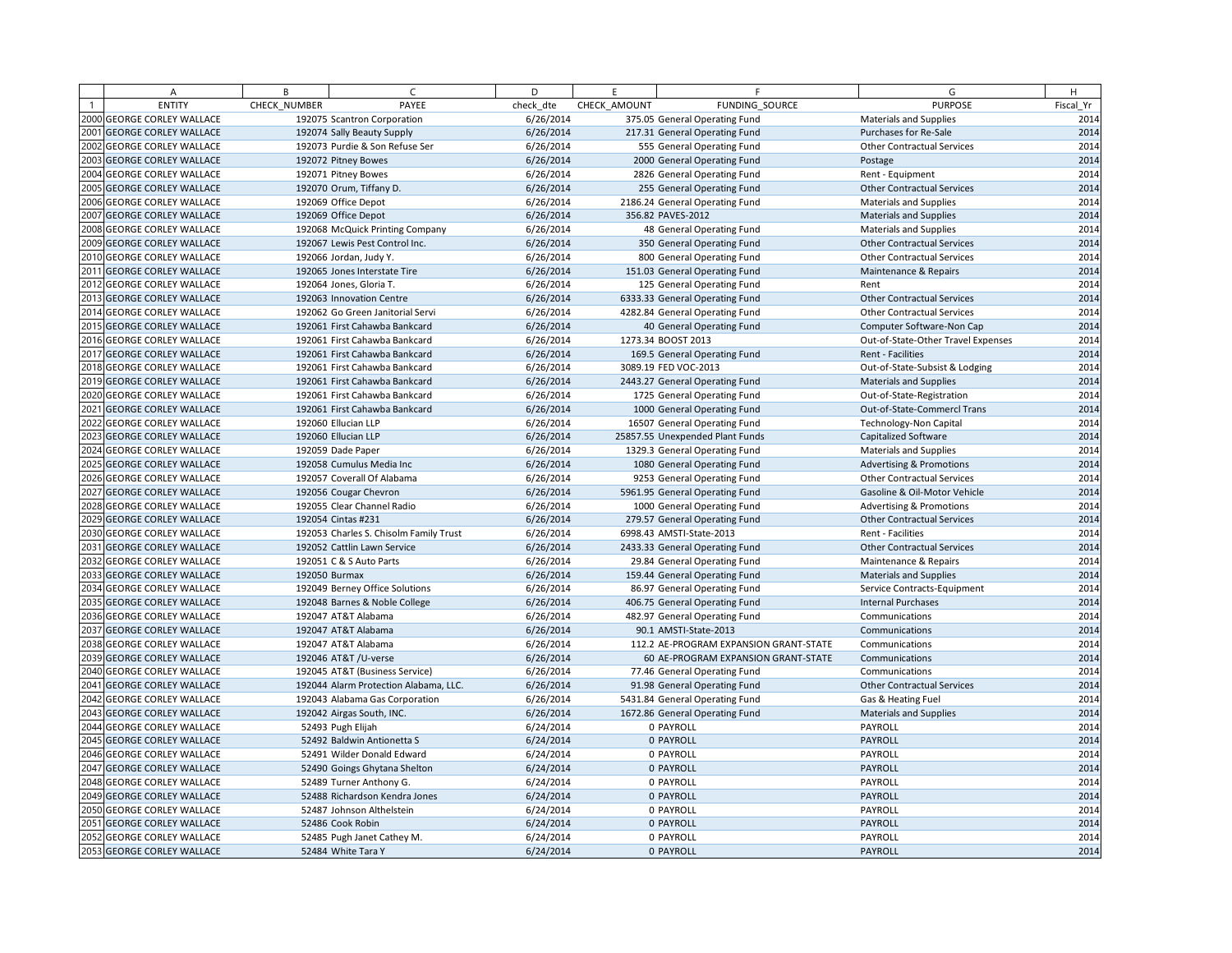| | A | B | C | D | E | F | G | H |
|---|---|---|---|---|---|---|---|---|
| 1 | ENTITY | CHECK_NUMBER | PAYEE | check_dte | CHECK_AMOUNT | FUNDING_SOURCE | PURPOSE | Fiscal_Yr |
| 2000 | GEORGE CORLEY WALLACE | 192075 | Scantron Corporation | 6/26/2014 | 375.05 | General Operating Fund | Materials and Supplies | 2014 |
| 2001 | GEORGE CORLEY WALLACE | 192074 | Sally Beauty Supply | 6/26/2014 | 217.31 | General Operating Fund | Purchases for Re-Sale | 2014 |
| 2002 | GEORGE CORLEY WALLACE | 192073 | Purdie & Son Refuse Ser | 6/26/2014 | 555 | General Operating Fund | Other Contractual Services | 2014 |
| 2003 | GEORGE CORLEY WALLACE | 192072 | Pitney Bowes | 6/26/2014 | 2000 | General Operating Fund | Postage | 2014 |
| 2004 | GEORGE CORLEY WALLACE | 192071 | Pitney Bowes | 6/26/2014 | 2826 | General Operating Fund | Rent - Equipment | 2014 |
| 2005 | GEORGE CORLEY WALLACE | 192070 | Orum, Tiffany D. | 6/26/2014 | 255 | General Operating Fund | Other Contractual Services | 2014 |
| 2006 | GEORGE CORLEY WALLACE | 192069 | Office Depot | 6/26/2014 | 2186.24 | General Operating Fund | Materials and Supplies | 2014 |
| 2007 | GEORGE CORLEY WALLACE | 192069 | Office Depot | 6/26/2014 | 356.82 | PAVES-2012 | Materials and Supplies | 2014 |
| 2008 | GEORGE CORLEY WALLACE | 192068 | McQuick Printing Company | 6/26/2014 | 48 | General Operating Fund | Materials and Supplies | 2014 |
| 2009 | GEORGE CORLEY WALLACE | 192067 | Lewis Pest Control Inc. | 6/26/2014 | 350 | General Operating Fund | Other Contractual Services | 2014 |
| 2010 | GEORGE CORLEY WALLACE | 192066 | Jordan, Judy Y. | 6/26/2014 | 800 | General Operating Fund | Other Contractual Services | 2014 |
| 2011 | GEORGE CORLEY WALLACE | 192065 | Jones Interstate Tire | 6/26/2014 | 151.03 | General Operating Fund | Maintenance & Repairs | 2014 |
| 2012 | GEORGE CORLEY WALLACE | 192064 | Jones, Gloria T. | 6/26/2014 | 125 | General Operating Fund | Rent | 2014 |
| 2013 | GEORGE CORLEY WALLACE | 192063 | Innovation Centre | 6/26/2014 | 6333.33 | General Operating Fund | Other Contractual Services | 2014 |
| 2014 | GEORGE CORLEY WALLACE | 192062 | Go Green Janitorial Servi | 6/26/2014 | 4282.84 | General Operating Fund | Other Contractual Services | 2014 |
| 2015 | GEORGE CORLEY WALLACE | 192061 | First Cahawba Bankcard | 6/26/2014 | 40 | General Operating Fund | Computer Software-Non Cap | 2014 |
| 2016 | GEORGE CORLEY WALLACE | 192061 | First Cahawba Bankcard | 6/26/2014 | 1273.34 | BOOST 2013 | Out-of-State-Other Travel Expenses | 2014 |
| 2017 | GEORGE CORLEY WALLACE | 192061 | First Cahawba Bankcard | 6/26/2014 | 169.5 | General Operating Fund | Rent - Facilities | 2014 |
| 2018 | GEORGE CORLEY WALLACE | 192061 | First Cahawba Bankcard | 6/26/2014 | 3089.19 | FED VOC-2013 | Out-of-State-Subsist & Lodging | 2014 |
| 2019 | GEORGE CORLEY WALLACE | 192061 | First Cahawba Bankcard | 6/26/2014 | 2443.27 | General Operating Fund | Materials and Supplies | 2014 |
| 2020 | GEORGE CORLEY WALLACE | 192061 | First Cahawba Bankcard | 6/26/2014 | 1725 | General Operating Fund | Out-of-State-Registration | 2014 |
| 2021 | GEORGE CORLEY WALLACE | 192061 | First Cahawba Bankcard | 6/26/2014 | 1000 | General Operating Fund | Out-of-State-Commercl Trans | 2014 |
| 2022 | GEORGE CORLEY WALLACE | 192060 | Ellucian LLP | 6/26/2014 | 16507 | General Operating Fund | Technology-Non Capital | 2014 |
| 2023 | GEORGE CORLEY WALLACE | 192060 | Ellucian LLP | 6/26/2014 | 25857.55 | Unexpended Plant Funds | Capitalized Software | 2014 |
| 2024 | GEORGE CORLEY WALLACE | 192059 | Dade Paper | 6/26/2014 | 1329.3 | General Operating Fund | Materials and Supplies | 2014 |
| 2025 | GEORGE CORLEY WALLACE | 192058 | Cumulus Media Inc | 6/26/2014 | 1080 | General Operating Fund | Advertising & Promotions | 2014 |
| 2026 | GEORGE CORLEY WALLACE | 192057 | Coverall Of Alabama | 6/26/2014 | 9253 | General Operating Fund | Other Contractual Services | 2014 |
| 2027 | GEORGE CORLEY WALLACE | 192056 | Cougar Chevron | 6/26/2014 | 5961.95 | General Operating Fund | Gasoline & Oil-Motor Vehicle | 2014 |
| 2028 | GEORGE CORLEY WALLACE | 192055 | Clear Channel Radio | 6/26/2014 | 1000 | General Operating Fund | Advertising & Promotions | 2014 |
| 2029 | GEORGE CORLEY WALLACE | 192054 | Cintas #231 | 6/26/2014 | 279.57 | General Operating Fund | Other Contractual Services | 2014 |
| 2030 | GEORGE CORLEY WALLACE | 192053 | Charles S. Chisolm Family Trust | 6/26/2014 | 6998.43 | AMSTI-State-2013 | Rent - Facilities | 2014 |
| 2031 | GEORGE CORLEY WALLACE | 192052 | Cattlin Lawn Service | 6/26/2014 | 2433.33 | General Operating Fund | Other Contractual Services | 2014 |
| 2032 | GEORGE CORLEY WALLACE | 192051 | C & S Auto Parts | 6/26/2014 | 29.84 | General Operating Fund | Maintenance & Repairs | 2014 |
| 2033 | GEORGE CORLEY WALLACE | 192050 | Burmax | 6/26/2014 | 159.44 | General Operating Fund | Materials and Supplies | 2014 |
| 2034 | GEORGE CORLEY WALLACE | 192049 | Berney Office Solutions | 6/26/2014 | 86.97 | General Operating Fund | Service Contracts-Equipment | 2014 |
| 2035 | GEORGE CORLEY WALLACE | 192048 | Barnes & Noble College | 6/26/2014 | 406.75 | General Operating Fund | Internal Purchases | 2014 |
| 2036 | GEORGE CORLEY WALLACE | 192047 | AT&T Alabama | 6/26/2014 | 482.97 | General Operating Fund | Communications | 2014 |
| 2037 | GEORGE CORLEY WALLACE | 192047 | AT&T Alabama | 6/26/2014 | 90.1 | AMSTI-State-2013 | Communications | 2014 |
| 2038 | GEORGE CORLEY WALLACE | 192047 | AT&T Alabama | 6/26/2014 | 112.2 | AE-PROGRAM EXPANSION GRANT-STATE | Communications | 2014 |
| 2039 | GEORGE CORLEY WALLACE | 192046 | AT&T /U-verse | 6/26/2014 | 60 | AE-PROGRAM EXPANSION GRANT-STATE | Communications | 2014 |
| 2040 | GEORGE CORLEY WALLACE | 192045 | AT&T (Business Service) | 6/26/2014 | 77.46 | General Operating Fund | Communications | 2014 |
| 2041 | GEORGE CORLEY WALLACE | 192044 | Alarm Protection Alabama, LLC. | 6/26/2014 | 91.98 | General Operating Fund | Other Contractual Services | 2014 |
| 2042 | GEORGE CORLEY WALLACE | 192043 | Alabama Gas Corporation | 6/26/2014 | 5431.84 | General Operating Fund | Gas & Heating Fuel | 2014 |
| 2043 | GEORGE CORLEY WALLACE | 192042 | Airgas South, INC. | 6/26/2014 | 1672.86 | General Operating Fund | Materials and Supplies | 2014 |
| 2044 | GEORGE CORLEY WALLACE | 52493 | Pugh Elijah | 6/24/2014 | 0 | PAYROLL | PAYROLL | 2014 |
| 2045 | GEORGE CORLEY WALLACE | 52492 | Baldwin Antionetta S | 6/24/2014 | 0 | PAYROLL | PAYROLL | 2014 |
| 2046 | GEORGE CORLEY WALLACE | 52491 | Wilder Donald Edward | 6/24/2014 | 0 | PAYROLL | PAYROLL | 2014 |
| 2047 | GEORGE CORLEY WALLACE | 52490 | Goings Ghytana Shelton | 6/24/2014 | 0 | PAYROLL | PAYROLL | 2014 |
| 2048 | GEORGE CORLEY WALLACE | 52489 | Turner Anthony G. | 6/24/2014 | 0 | PAYROLL | PAYROLL | 2014 |
| 2049 | GEORGE CORLEY WALLACE | 52488 | Richardson Kendra Jones | 6/24/2014 | 0 | PAYROLL | PAYROLL | 2014 |
| 2050 | GEORGE CORLEY WALLACE | 52487 | Johnson Althelstein | 6/24/2014 | 0 | PAYROLL | PAYROLL | 2014 |
| 2051 | GEORGE CORLEY WALLACE | 52486 | Cook Robin | 6/24/2014 | 0 | PAYROLL | PAYROLL | 2014 |
| 2052 | GEORGE CORLEY WALLACE | 52485 | Pugh Janet Cathey M. | 6/24/2014 | 0 | PAYROLL | PAYROLL | 2014 |
| 2053 | GEORGE CORLEY WALLACE | 52484 | White Tara Y | 6/24/2014 | 0 | PAYROLL | PAYROLL | 2014 |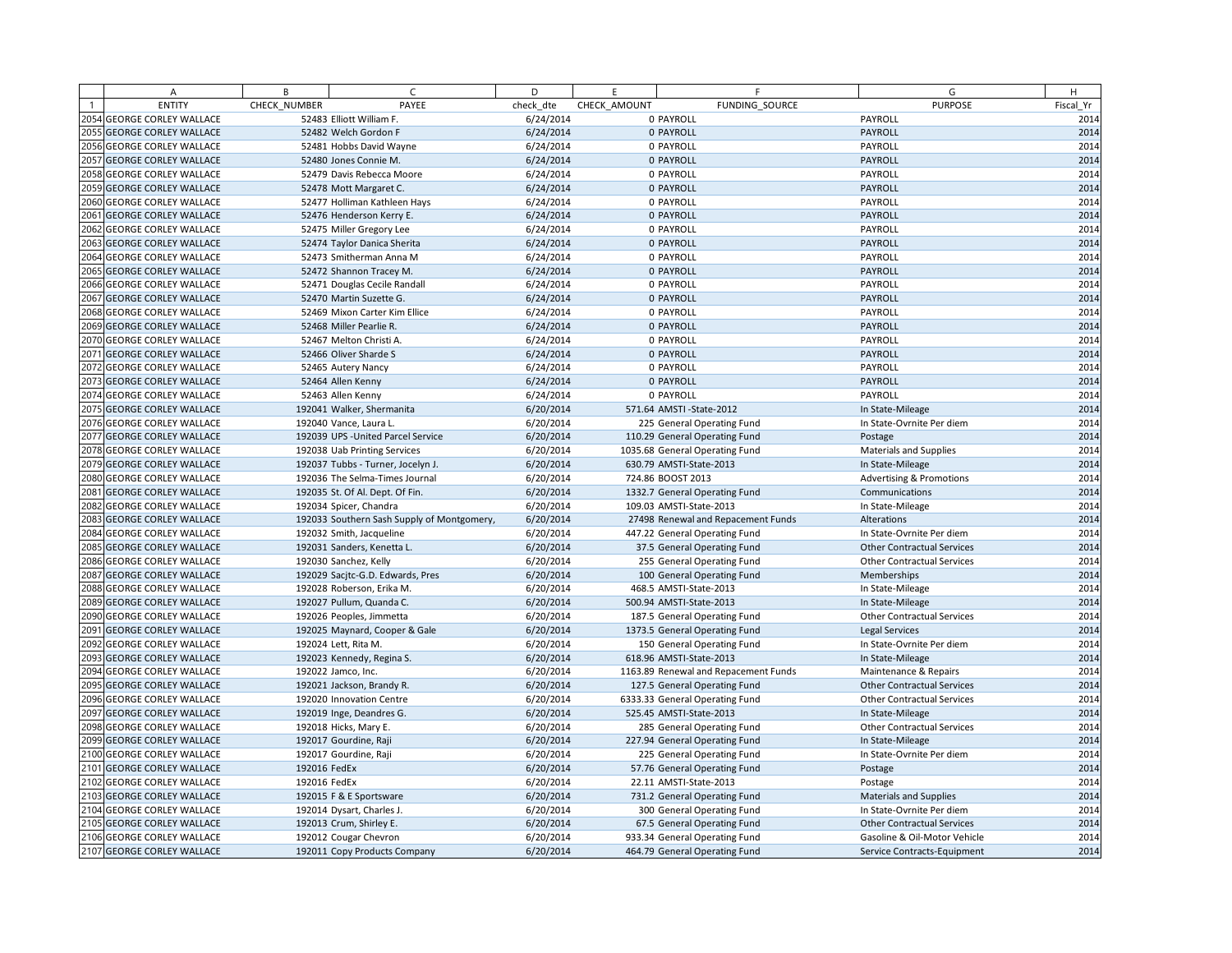| | A | B | C | D | E | F | G | H |
|---|---|---|---|---|---|---|---|---|
| 1 | ENTITY | CHECK_NUMBER | PAYEE | check_dte | CHECK_AMOUNT | FUNDING_SOURCE | PURPOSE | Fiscal_Yr |
| 2054 | GEORGE CORLEY WALLACE | 52483 | Elliott William F. | 6/24/2014 | 0 | PAYROLL | PAYROLL | 2014 |
| 2055 | GEORGE CORLEY WALLACE | 52482 | Welch Gordon F | 6/24/2014 | 0 | PAYROLL | PAYROLL | 2014 |
| 2056 | GEORGE CORLEY WALLACE | 52481 | Hobbs David Wayne | 6/24/2014 | 0 | PAYROLL | PAYROLL | 2014 |
| 2057 | GEORGE CORLEY WALLACE | 52480 | Jones Connie M. | 6/24/2014 | 0 | PAYROLL | PAYROLL | 2014 |
| 2058 | GEORGE CORLEY WALLACE | 52479 | Davis Rebecca Moore | 6/24/2014 | 0 | PAYROLL | PAYROLL | 2014 |
| 2059 | GEORGE CORLEY WALLACE | 52478 | Mott Margaret C. | 6/24/2014 | 0 | PAYROLL | PAYROLL | 2014 |
| 2060 | GEORGE CORLEY WALLACE | 52477 | Holliman Kathleen Hays | 6/24/2014 | 0 | PAYROLL | PAYROLL | 2014 |
| 2061 | GEORGE CORLEY WALLACE | 52476 | Henderson Kerry E. | 6/24/2014 | 0 | PAYROLL | PAYROLL | 2014 |
| 2062 | GEORGE CORLEY WALLACE | 52475 | Miller Gregory Lee | 6/24/2014 | 0 | PAYROLL | PAYROLL | 2014 |
| 2063 | GEORGE CORLEY WALLACE | 52474 | Taylor Danica Sherita | 6/24/2014 | 0 | PAYROLL | PAYROLL | 2014 |
| 2064 | GEORGE CORLEY WALLACE | 52473 | Smitherman Anna M | 6/24/2014 | 0 | PAYROLL | PAYROLL | 2014 |
| 2065 | GEORGE CORLEY WALLACE | 52472 | Shannon Tracey M. | 6/24/2014 | 0 | PAYROLL | PAYROLL | 2014 |
| 2066 | GEORGE CORLEY WALLACE | 52471 | Douglas Cecile Randall | 6/24/2014 | 0 | PAYROLL | PAYROLL | 2014 |
| 2067 | GEORGE CORLEY WALLACE | 52470 | Martin Suzette G. | 6/24/2014 | 0 | PAYROLL | PAYROLL | 2014 |
| 2068 | GEORGE CORLEY WALLACE | 52469 | Mixon Carter Kim Ellice | 6/24/2014 | 0 | PAYROLL | PAYROLL | 2014 |
| 2069 | GEORGE CORLEY WALLACE | 52468 | Miller Pearlie R. | 6/24/2014 | 0 | PAYROLL | PAYROLL | 2014 |
| 2070 | GEORGE CORLEY WALLACE | 52467 | Melton Christi A. | 6/24/2014 | 0 | PAYROLL | PAYROLL | 2014 |
| 2071 | GEORGE CORLEY WALLACE | 52466 | Oliver Sharde S | 6/24/2014 | 0 | PAYROLL | PAYROLL | 2014 |
| 2072 | GEORGE CORLEY WALLACE | 52465 | Autery Nancy | 6/24/2014 | 0 | PAYROLL | PAYROLL | 2014 |
| 2073 | GEORGE CORLEY WALLACE | 52464 | Allen Kenny | 6/24/2014 | 0 | PAYROLL | PAYROLL | 2014 |
| 2074 | GEORGE CORLEY WALLACE | 52463 | Allen Kenny | 6/24/2014 | 0 | PAYROLL | PAYROLL | 2014 |
| 2075 | GEORGE CORLEY WALLACE | 192041 | Walker, Shermanita | 6/20/2014 | 571.64 | AMSTI -State-2012 | In State-Mileage | 2014 |
| 2076 | GEORGE CORLEY WALLACE | 192040 | Vance, Laura L. | 6/20/2014 | 225 | General Operating Fund | In State-Ovrnite Per diem | 2014 |
| 2077 | GEORGE CORLEY WALLACE | 192039 | UPS -United Parcel Service | 6/20/2014 | 110.29 | General Operating Fund | Postage | 2014 |
| 2078 | GEORGE CORLEY WALLACE | 192038 | Uab Printing Services | 6/20/2014 | 1035.68 | General Operating Fund | Materials and Supplies | 2014 |
| 2079 | GEORGE CORLEY WALLACE | 192037 | Tubbs - Turner, Jocelyn J. | 6/20/2014 | 630.79 | AMSTI-State-2013 | In State-Mileage | 2014 |
| 2080 | GEORGE CORLEY WALLACE | 192036 | The Selma-Times Journal | 6/20/2014 | 724.86 | BOOST 2013 | Advertising & Promotions | 2014 |
| 2081 | GEORGE CORLEY WALLACE | 192035 | St. Of Al. Dept. Of Fin. | 6/20/2014 | 1332.7 | General Operating Fund | Communications | 2014 |
| 2082 | GEORGE CORLEY WALLACE | 192034 | Spicer, Chandra | 6/20/2014 | 109.03 | AMSTI-State-2013 | In State-Mileage | 2014 |
| 2083 | GEORGE CORLEY WALLACE | 192033 | Southern Sash Supply of Montgomery, | 6/20/2014 | 27498 | Renewal and Repacement Funds | Alterations | 2014 |
| 2084 | GEORGE CORLEY WALLACE | 192032 | Smith, Jacqueline | 6/20/2014 | 447.22 | General Operating Fund | In State-Ovrnite Per diem | 2014 |
| 2085 | GEORGE CORLEY WALLACE | 192031 | Sanders, Kenetta L. | 6/20/2014 | 37.5 | General Operating Fund | Other Contractual Services | 2014 |
| 2086 | GEORGE CORLEY WALLACE | 192030 | Sanchez, Kelly | 6/20/2014 | 255 | General Operating Fund | Other Contractual Services | 2014 |
| 2087 | GEORGE CORLEY WALLACE | 192029 | Sacjtc-G.D. Edwards, Pres | 6/20/2014 | 100 | General Operating Fund | Memberships | 2014 |
| 2088 | GEORGE CORLEY WALLACE | 192028 | Roberson, Erika M. | 6/20/2014 | 468.5 | AMSTI-State-2013 | In State-Mileage | 2014 |
| 2089 | GEORGE CORLEY WALLACE | 192027 | Pullum, Quanda C. | 6/20/2014 | 500.94 | AMSTI-State-2013 | In State-Mileage | 2014 |
| 2090 | GEORGE CORLEY WALLACE | 192026 | Peoples, Jimmetta | 6/20/2014 | 187.5 | General Operating Fund | Other Contractual Services | 2014 |
| 2091 | GEORGE CORLEY WALLACE | 192025 | Maynard, Cooper & Gale | 6/20/2014 | 1373.5 | General Operating Fund | Legal Services | 2014 |
| 2092 | GEORGE CORLEY WALLACE | 192024 | Lett, Rita M. | 6/20/2014 | 150 | General Operating Fund | In State-Ovrnite Per diem | 2014 |
| 2093 | GEORGE CORLEY WALLACE | 192023 | Kennedy, Regina S. | 6/20/2014 | 618.96 | AMSTI-State-2013 | In State-Mileage | 2014 |
| 2094 | GEORGE CORLEY WALLACE | 192022 | Jamco, Inc. | 6/20/2014 | 1163.89 | Renewal and Repacement Funds | Maintenance & Repairs | 2014 |
| 2095 | GEORGE CORLEY WALLACE | 192021 | Jackson, Brandy R. | 6/20/2014 | 127.5 | General Operating Fund | Other Contractual Services | 2014 |
| 2096 | GEORGE CORLEY WALLACE | 192020 | Innovation Centre | 6/20/2014 | 6333.33 | General Operating Fund | Other Contractual Services | 2014 |
| 2097 | GEORGE CORLEY WALLACE | 192019 | Inge, Deandres G. | 6/20/2014 | 525.45 | AMSTI-State-2013 | In State-Mileage | 2014 |
| 2098 | GEORGE CORLEY WALLACE | 192018 | Hicks, Mary E. | 6/20/2014 | 285 | General Operating Fund | Other Contractual Services | 2014 |
| 2099 | GEORGE CORLEY WALLACE | 192017 | Gourdine, Raji | 6/20/2014 | 227.94 | General Operating Fund | In State-Mileage | 2014 |
| 2100 | GEORGE CORLEY WALLACE | 192017 | Gourdine, Raji | 6/20/2014 | 225 | General Operating Fund | In State-Ovrnite Per diem | 2014 |
| 2101 | GEORGE CORLEY WALLACE | 192016 | FedEx | 6/20/2014 | 57.76 | General Operating Fund | Postage | 2014 |
| 2102 | GEORGE CORLEY WALLACE | 192016 | FedEx | 6/20/2014 | 22.11 | AMSTI-State-2013 | Postage | 2014 |
| 2103 | GEORGE CORLEY WALLACE | 192015 | F & E Sportsware | 6/20/2014 | 731.2 | General Operating Fund | Materials and Supplies | 2014 |
| 2104 | GEORGE CORLEY WALLACE | 192014 | Dysart, Charles J. | 6/20/2014 | 300 | General Operating Fund | In State-Ovrnite Per diem | 2014 |
| 2105 | GEORGE CORLEY WALLACE | 192013 | Crum, Shirley E. | 6/20/2014 | 67.5 | General Operating Fund | Other Contractual Services | 2014 |
| 2106 | GEORGE CORLEY WALLACE | 192012 | Cougar Chevron | 6/20/2014 | 933.34 | General Operating Fund | Gasoline & Oil-Motor Vehicle | 2014 |
| 2107 | GEORGE CORLEY WALLACE | 192011 | Copy Products Company | 6/20/2014 | 464.79 | General Operating Fund | Service Contracts-Equipment | 2014 |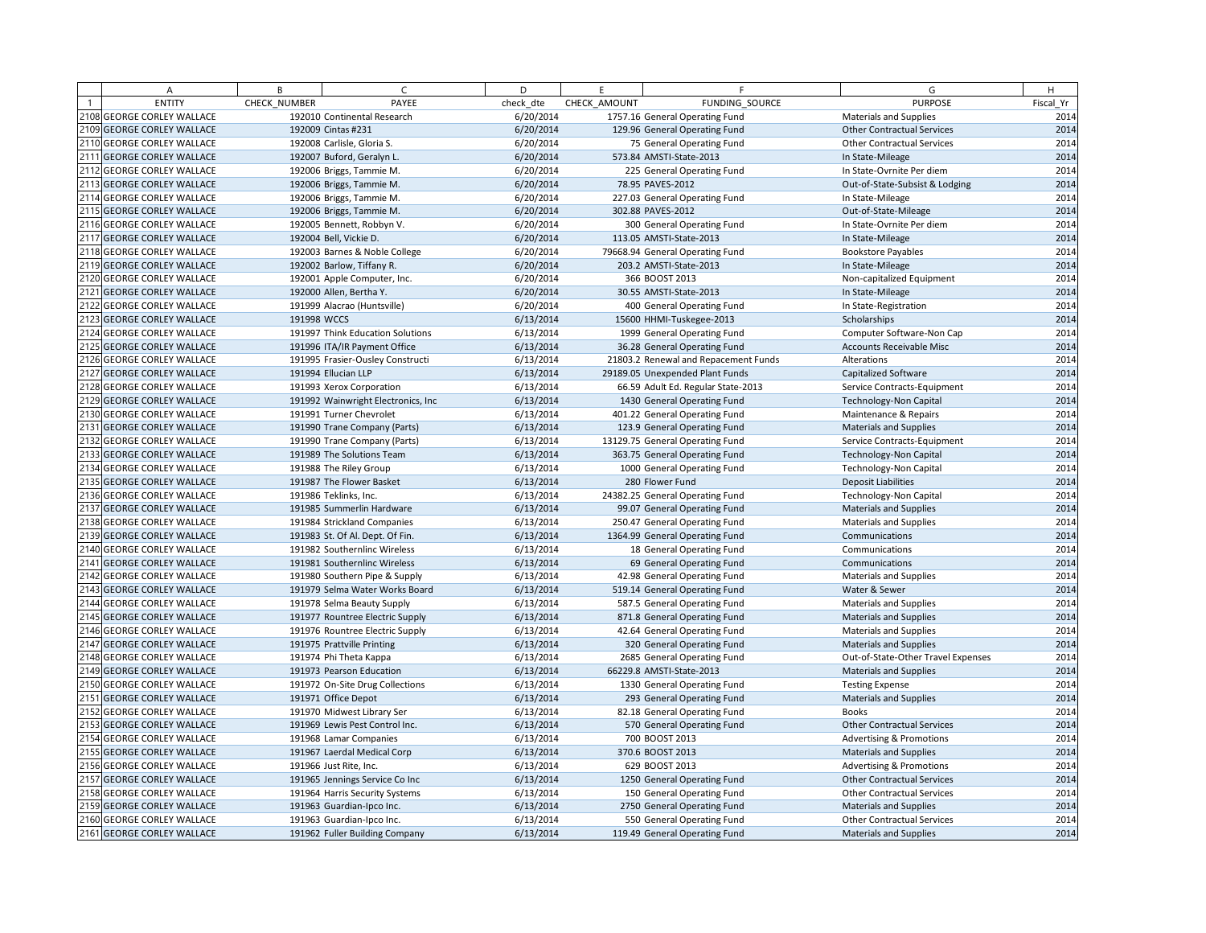| | A | B | C | D | E | F | G | H |
|---|---|---|---|---|---|---|---|---|
| 1 | ENTITY | CHECK_NUMBER | PAYEE | check_dte | CHECK_AMOUNT | FUNDING_SOURCE | PURPOSE | Fiscal_Yr |
| 2108 | GEORGE CORLEY WALLACE | 192010 | Continental Research | 6/20/2014 | 1757.16 | General Operating Fund | Materials and Supplies | 2014 |
| 2109 | GEORGE CORLEY WALLACE | 192009 | Cintas #231 | 6/20/2014 | 129.96 | General Operating Fund | Other Contractual Services | 2014 |
| 2110 | GEORGE CORLEY WALLACE | 192008 | Carlisle, Gloria S. | 6/20/2014 | 75 | General Operating Fund | Other Contractual Services | 2014 |
| 2111 | GEORGE CORLEY WALLACE | 192007 | Buford, Geralyn L. | 6/20/2014 | 573.84 | AMSTI-State-2013 | In State-Mileage | 2014 |
| 2112 | GEORGE CORLEY WALLACE | 192006 | Briggs, Tammie M. | 6/20/2014 | 225 | General Operating Fund | In State-Ovrnite Per diem | 2014 |
| 2113 | GEORGE CORLEY WALLACE | 192006 | Briggs, Tammie M. | 6/20/2014 | 78.95 | PAVES-2012 | Out-of-State-Subsist & Lodging | 2014 |
| 2114 | GEORGE CORLEY WALLACE | 192006 | Briggs, Tammie M. | 6/20/2014 | 227.03 | General Operating Fund | In State-Mileage | 2014 |
| 2115 | GEORGE CORLEY WALLACE | 192006 | Briggs, Tammie M. | 6/20/2014 | 302.88 | PAVES-2012 | Out-of-State-Mileage | 2014 |
| 2116 | GEORGE CORLEY WALLACE | 192005 | Bennett, Robbyn V. | 6/20/2014 | 300 | General Operating Fund | In State-Ovrnite Per diem | 2014 |
| 2117 | GEORGE CORLEY WALLACE | 192004 | Bell, Vickie D. | 6/20/2014 | 113.05 | AMSTI-State-2013 | In State-Mileage | 2014 |
| 2118 | GEORGE CORLEY WALLACE | 192003 | Barnes & Noble College | 6/20/2014 | 79668.94 | General Operating Fund | Bookstore Payables | 2014 |
| 2119 | GEORGE CORLEY WALLACE | 192002 | Barlow, Tiffany R. | 6/20/2014 | 203.2 | AMSTI-State-2013 | In State-Mileage | 2014 |
| 2120 | GEORGE CORLEY WALLACE | 192001 | Apple Computer, Inc. | 6/20/2014 | 366 | BOOST 2013 | Non-capitalized Equipment | 2014 |
| 2121 | GEORGE CORLEY WALLACE | 192000 | Allen, Bertha Y. | 6/20/2014 | 30.55 | AMSTI-State-2013 | In State-Mileage | 2014 |
| 2122 | GEORGE CORLEY WALLACE | 191999 | Alacrao (Huntsville) | 6/20/2014 | 400 | General Operating Fund | In State-Registration | 2014 |
| 2123 | GEORGE CORLEY WALLACE | 191998 | WCCS | 6/13/2014 | 15600 | HHMI-Tuskegee-2013 | Scholarships | 2014 |
| 2124 | GEORGE CORLEY WALLACE | 191997 | Think Education Solutions | 6/13/2014 | 1999 | General Operating Fund | Computer Software-Non Cap | 2014 |
| 2125 | GEORGE CORLEY WALLACE | 191996 | ITA/IR Payment Office | 6/13/2014 | 36.28 | General Operating Fund | Accounts Receivable Misc | 2014 |
| 2126 | GEORGE CORLEY WALLACE | 191995 | Frasier-Ousley Constructi | 6/13/2014 | 21803.2 | Renewal and Repacement Funds | Alterations | 2014 |
| 2127 | GEORGE CORLEY WALLACE | 191994 | Ellucian LLP | 6/13/2014 | 29189.05 | Unexpended Plant Funds | Capitalized Software | 2014 |
| 2128 | GEORGE CORLEY WALLACE | 191993 | Xerox Corporation | 6/13/2014 | 66.59 | Adult Ed. Regular State-2013 | Service Contracts-Equipment | 2014 |
| 2129 | GEORGE CORLEY WALLACE | 191992 | Wainwright Electronics, Inc | 6/13/2014 | 1430 | General Operating Fund | Technology-Non Capital | 2014 |
| 2130 | GEORGE CORLEY WALLACE | 191991 | Turner Chevrolet | 6/13/2014 | 401.22 | General Operating Fund | Maintenance & Repairs | 2014 |
| 2131 | GEORGE CORLEY WALLACE | 191990 | Trane Company (Parts) | 6/13/2014 | 123.9 | General Operating Fund | Materials and Supplies | 2014 |
| 2132 | GEORGE CORLEY WALLACE | 191990 | Trane Company (Parts) | 6/13/2014 | 13129.75 | General Operating Fund | Service Contracts-Equipment | 2014 |
| 2133 | GEORGE CORLEY WALLACE | 191989 | The Solutions Team | 6/13/2014 | 363.75 | General Operating Fund | Technology-Non Capital | 2014 |
| 2134 | GEORGE CORLEY WALLACE | 191988 | The Riley Group | 6/13/2014 | 1000 | General Operating Fund | Technology-Non Capital | 2014 |
| 2135 | GEORGE CORLEY WALLACE | 191987 | The Flower Basket | 6/13/2014 | 280 | Flower Fund | Deposit Liabilities | 2014 |
| 2136 | GEORGE CORLEY WALLACE | 191986 | Teklinks, Inc. | 6/13/2014 | 24382.25 | General Operating Fund | Technology-Non Capital | 2014 |
| 2137 | GEORGE CORLEY WALLACE | 191985 | Summerlin Hardware | 6/13/2014 | 99.07 | General Operating Fund | Materials and Supplies | 2014 |
| 2138 | GEORGE CORLEY WALLACE | 191984 | Strickland Companies | 6/13/2014 | 250.47 | General Operating Fund | Materials and Supplies | 2014 |
| 2139 | GEORGE CORLEY WALLACE | 191983 | St. Of Al. Dept. Of Fin. | 6/13/2014 | 1364.99 | General Operating Fund | Communications | 2014 |
| 2140 | GEORGE CORLEY WALLACE | 191982 | Southernlinc Wireless | 6/13/2014 | 18 | General Operating Fund | Communications | 2014 |
| 2141 | GEORGE CORLEY WALLACE | 191981 | Southernlinc Wireless | 6/13/2014 | 69 | General Operating Fund | Communications | 2014 |
| 2142 | GEORGE CORLEY WALLACE | 191980 | Southern Pipe & Supply | 6/13/2014 | 42.98 | General Operating Fund | Materials and Supplies | 2014 |
| 2143 | GEORGE CORLEY WALLACE | 191979 | Selma Water Works Board | 6/13/2014 | 519.14 | General Operating Fund | Water & Sewer | 2014 |
| 2144 | GEORGE CORLEY WALLACE | 191978 | Selma Beauty Supply | 6/13/2014 | 587.5 | General Operating Fund | Materials and Supplies | 2014 |
| 2145 | GEORGE CORLEY WALLACE | 191977 | Rountree Electric Supply | 6/13/2014 | 871.8 | General Operating Fund | Materials and Supplies | 2014 |
| 2146 | GEORGE CORLEY WALLACE | 191976 | Rountree Electric Supply | 6/13/2014 | 42.64 | General Operating Fund | Materials and Supplies | 2014 |
| 2147 | GEORGE CORLEY WALLACE | 191975 | Prattville Printing | 6/13/2014 | 320 | General Operating Fund | Materials and Supplies | 2014 |
| 2148 | GEORGE CORLEY WALLACE | 191974 | Phi Theta Kappa | 6/13/2014 | 2685 | General Operating Fund | Out-of-State-Other Travel Expenses | 2014 |
| 2149 | GEORGE CORLEY WALLACE | 191973 | Pearson Education | 6/13/2014 | 66229.8 | AMSTI-State-2013 | Materials and Supplies | 2014 |
| 2150 | GEORGE CORLEY WALLACE | 191972 | On-Site Drug Collections | 6/13/2014 | 1330 | General Operating Fund | Testing Expense | 2014 |
| 2151 | GEORGE CORLEY WALLACE | 191971 | Office Depot | 6/13/2014 | 293 | General Operating Fund | Materials and Supplies | 2014 |
| 2152 | GEORGE CORLEY WALLACE | 191970 | Midwest Library Ser | 6/13/2014 | 82.18 | General Operating Fund | Books | 2014 |
| 2153 | GEORGE CORLEY WALLACE | 191969 | Lewis Pest Control Inc. | 6/13/2014 | 570 | General Operating Fund | Other Contractual Services | 2014 |
| 2154 | GEORGE CORLEY WALLACE | 191968 | Lamar Companies | 6/13/2014 | 700 | BOOST 2013 | Advertising & Promotions | 2014 |
| 2155 | GEORGE CORLEY WALLACE | 191967 | Laerdal Medical Corp | 6/13/2014 | 370.6 | BOOST 2013 | Materials and Supplies | 2014 |
| 2156 | GEORGE CORLEY WALLACE | 191966 | Just Rite, Inc. | 6/13/2014 | 629 | BOOST 2013 | Advertising & Promotions | 2014 |
| 2157 | GEORGE CORLEY WALLACE | 191965 | Jennings Service Co Inc | 6/13/2014 | 1250 | General Operating Fund | Other Contractual Services | 2014 |
| 2158 | GEORGE CORLEY WALLACE | 191964 | Harris Security Systems | 6/13/2014 | 150 | General Operating Fund | Other Contractual Services | 2014 |
| 2159 | GEORGE CORLEY WALLACE | 191963 | Guardian-Ipco Inc. | 6/13/2014 | 2750 | General Operating Fund | Materials and Supplies | 2014 |
| 2160 | GEORGE CORLEY WALLACE | 191963 | Guardian-Ipco Inc. | 6/13/2014 | 550 | General Operating Fund | Other Contractual Services | 2014 |
| 2161 | GEORGE CORLEY WALLACE | 191962 | Fuller Building Company | 6/13/2014 | 119.49 | General Operating Fund | Materials and Supplies | 2014 |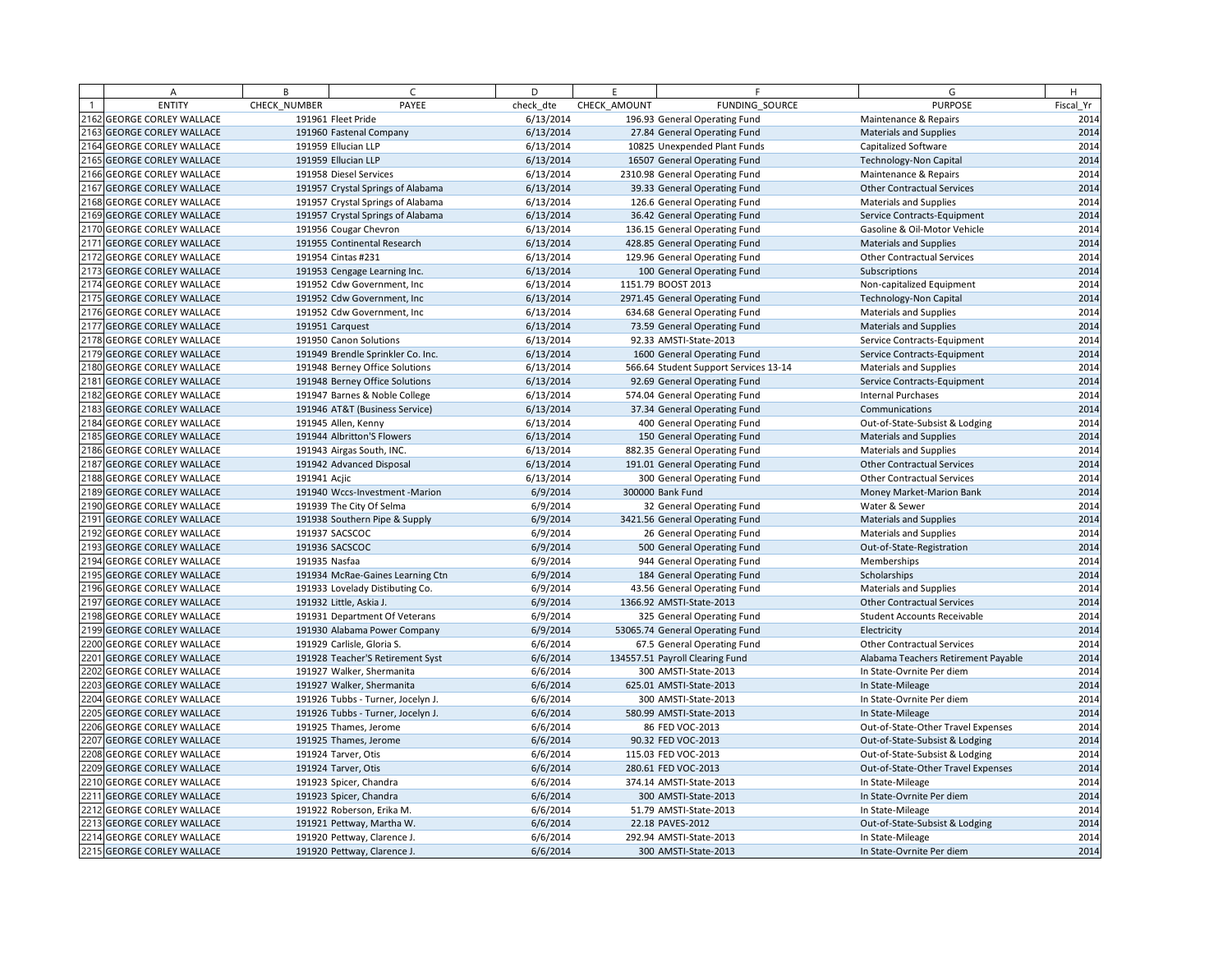| | A | B | C | D | E | F | G | H |
|---|---|---|---|---|---|---|---|---|
| 1 | ENTITY | CHECK_NUMBER | PAYEE | check_dte | CHECK_AMOUNT | FUNDING_SOURCE | PURPOSE | Fiscal_Yr |
| 2162 | GEORGE CORLEY WALLACE | 191961 | Fleet Pride | 6/13/2014 | 196.93 | General Operating Fund | Maintenance & Repairs | 2014 |
| 2163 | GEORGE CORLEY WALLACE | 191960 | Fastenal Company | 6/13/2014 | 27.84 | General Operating Fund | Materials and Supplies | 2014 |
| 2164 | GEORGE CORLEY WALLACE | 191959 | Ellucian LLP | 6/13/2014 | 10825 | Unexpended Plant Funds | Capitalized Software | 2014 |
| 2165 | GEORGE CORLEY WALLACE | 191959 | Ellucian LLP | 6/13/2014 | 16507 | General Operating Fund | Technology-Non Capital | 2014 |
| 2166 | GEORGE CORLEY WALLACE | 191958 | Diesel Services | 6/13/2014 | 2310.98 | General Operating Fund | Maintenance & Repairs | 2014 |
| 2167 | GEORGE CORLEY WALLACE | 191957 | Crystal Springs of Alabama | 6/13/2014 | 39.33 | General Operating Fund | Other Contractual Services | 2014 |
| 2168 | GEORGE CORLEY WALLACE | 191957 | Crystal Springs of Alabama | 6/13/2014 | 126.6 | General Operating Fund | Materials and Supplies | 2014 |
| 2169 | GEORGE CORLEY WALLACE | 191957 | Crystal Springs of Alabama | 6/13/2014 | 36.42 | General Operating Fund | Service Contracts-Equipment | 2014 |
| 2170 | GEORGE CORLEY WALLACE | 191956 | Cougar Chevron | 6/13/2014 | 136.15 | General Operating Fund | Gasoline & Oil-Motor Vehicle | 2014 |
| 2171 | GEORGE CORLEY WALLACE | 191955 | Continental Research | 6/13/2014 | 428.85 | General Operating Fund | Materials and Supplies | 2014 |
| 2172 | GEORGE CORLEY WALLACE | 191954 | Cintas #231 | 6/13/2014 | 129.96 | General Operating Fund | Other Contractual Services | 2014 |
| 2173 | GEORGE CORLEY WALLACE | 191953 | Cengage Learning Inc. | 6/13/2014 | 100 | General Operating Fund | Subscriptions | 2014 |
| 2174 | GEORGE CORLEY WALLACE | 191952 | Cdw Government, Inc | 6/13/2014 | 1151.79 | BOOST 2013 | Non-capitalized Equipment | 2014 |
| 2175 | GEORGE CORLEY WALLACE | 191952 | Cdw Government, Inc | 6/13/2014 | 2971.45 | General Operating Fund | Technology-Non Capital | 2014 |
| 2176 | GEORGE CORLEY WALLACE | 191952 | Cdw Government, Inc | 6/13/2014 | 634.68 | General Operating Fund | Materials and Supplies | 2014 |
| 2177 | GEORGE CORLEY WALLACE | 191951 | Carquest | 6/13/2014 | 73.59 | General Operating Fund | Materials and Supplies | 2014 |
| 2178 | GEORGE CORLEY WALLACE | 191950 | Canon Solutions | 6/13/2014 | 92.33 | AMSTI-State-2013 | Service Contracts-Equipment | 2014 |
| 2179 | GEORGE CORLEY WALLACE | 191949 | Brendle Sprinkler Co. Inc. | 6/13/2014 | 1600 | General Operating Fund | Service Contracts-Equipment | 2014 |
| 2180 | GEORGE CORLEY WALLACE | 191948 | Berney Office Solutions | 6/13/2014 | 566.64 | Student Support Services 13-14 | Materials and Supplies | 2014 |
| 2181 | GEORGE CORLEY WALLACE | 191948 | Berney Office Solutions | 6/13/2014 | 92.69 | General Operating Fund | Service Contracts-Equipment | 2014 |
| 2182 | GEORGE CORLEY WALLACE | 191947 | Barnes & Noble College | 6/13/2014 | 574.04 | General Operating Fund | Internal Purchases | 2014 |
| 2183 | GEORGE CORLEY WALLACE | 191946 | AT&T (Business Service) | 6/13/2014 | 37.34 | General Operating Fund | Communications | 2014 |
| 2184 | GEORGE CORLEY WALLACE | 191945 | Allen, Kenny | 6/13/2014 | 400 | General Operating Fund | Out-of-State-Subsist & Lodging | 2014 |
| 2185 | GEORGE CORLEY WALLACE | 191944 | Albritton'S Flowers | 6/13/2014 | 150 | General Operating Fund | Materials and Supplies | 2014 |
| 2186 | GEORGE CORLEY WALLACE | 191943 | Airgas South, INC. | 6/13/2014 | 882.35 | General Operating Fund | Materials and Supplies | 2014 |
| 2187 | GEORGE CORLEY WALLACE | 191942 | Advanced Disposal | 6/13/2014 | 191.01 | General Operating Fund | Other Contractual Services | 2014 |
| 2188 | GEORGE CORLEY WALLACE | 191941 | Acjic | 6/13/2014 | 300 | General Operating Fund | Other Contractual Services | 2014 |
| 2189 | GEORGE CORLEY WALLACE | 191940 | Wccs-Investment -Marion | 6/9/2014 | 300000 | Bank Fund | Money Market-Marion Bank | 2014 |
| 2190 | GEORGE CORLEY WALLACE | 191939 | The City Of Selma | 6/9/2014 | 32 | General Operating Fund | Water & Sewer | 2014 |
| 2191 | GEORGE CORLEY WALLACE | 191938 | Southern Pipe & Supply | 6/9/2014 | 3421.56 | General Operating Fund | Materials and Supplies | 2014 |
| 2192 | GEORGE CORLEY WALLACE | 191937 | SACSCOC | 6/9/2014 | 26 | General Operating Fund | Materials and Supplies | 2014 |
| 2193 | GEORGE CORLEY WALLACE | 191936 | SACSCOC | 6/9/2014 | 500 | General Operating Fund | Out-of-State-Registration | 2014 |
| 2194 | GEORGE CORLEY WALLACE | 191935 | Nasfaa | 6/9/2014 | 944 | General Operating Fund | Memberships | 2014 |
| 2195 | GEORGE CORLEY WALLACE | 191934 | McRae-Gaines Learning Ctn | 6/9/2014 | 184 | General Operating Fund | Scholarships | 2014 |
| 2196 | GEORGE CORLEY WALLACE | 191933 | Lovelady Distibuting Co. | 6/9/2014 | 43.56 | General Operating Fund | Materials and Supplies | 2014 |
| 2197 | GEORGE CORLEY WALLACE | 191932 | Little, Askia J. | 6/9/2014 | 1366.92 | AMSTI-State-2013 | Other Contractual Services | 2014 |
| 2198 | GEORGE CORLEY WALLACE | 191931 | Department Of Veterans | 6/9/2014 | 325 | General Operating Fund | Student Accounts Receivable | 2014 |
| 2199 | GEORGE CORLEY WALLACE | 191930 | Alabama Power Company | 6/9/2014 | 53065.74 | General Operating Fund | Electricity | 2014 |
| 2200 | GEORGE CORLEY WALLACE | 191929 | Carlisle, Gloria S. | 6/6/2014 | 67.5 | General Operating Fund | Other Contractual Services | 2014 |
| 2201 | GEORGE CORLEY WALLACE | 191928 | Teacher'S Retirement Syst | 6/6/2014 | 134557.51 | Payroll Clearing Fund | Alabama Teachers Retirement Payable | 2014 |
| 2202 | GEORGE CORLEY WALLACE | 191927 | Walker, Shermanita | 6/6/2014 | 300 | AMSTI-State-2013 | In State-Ovrnite Per diem | 2014 |
| 2203 | GEORGE CORLEY WALLACE | 191927 | Walker, Shermanita | 6/6/2014 | 625.01 | AMSTI-State-2013 | In State-Mileage | 2014 |
| 2204 | GEORGE CORLEY WALLACE | 191926 | Tubbs - Turner, Jocelyn J. | 6/6/2014 | 300 | AMSTI-State-2013 | In State-Ovrnite Per diem | 2014 |
| 2205 | GEORGE CORLEY WALLACE | 191926 | Tubbs - Turner, Jocelyn J. | 6/6/2014 | 580.99 | AMSTI-State-2013 | In State-Mileage | 2014 |
| 2206 | GEORGE CORLEY WALLACE | 191925 | Thames, Jerome | 6/6/2014 | 86 | FED VOC-2013 | Out-of-State-Other Travel Expenses | 2014 |
| 2207 | GEORGE CORLEY WALLACE | 191925 | Thames, Jerome | 6/6/2014 | 90.32 | FED VOC-2013 | Out-of-State-Subsist & Lodging | 2014 |
| 2208 | GEORGE CORLEY WALLACE | 191924 | Tarver, Otis | 6/6/2014 | 115.03 | FED VOC-2013 | Out-of-State-Subsist & Lodging | 2014 |
| 2209 | GEORGE CORLEY WALLACE | 191924 | Tarver, Otis | 6/6/2014 | 280.61 | FED VOC-2013 | Out-of-State-Other Travel Expenses | 2014 |
| 2210 | GEORGE CORLEY WALLACE | 191923 | Spicer, Chandra | 6/6/2014 | 374.14 | AMSTI-State-2013 | In State-Mileage | 2014 |
| 2211 | GEORGE CORLEY WALLACE | 191923 | Spicer, Chandra | 6/6/2014 | 300 | AMSTI-State-2013 | In State-Ovrnite Per diem | 2014 |
| 2212 | GEORGE CORLEY WALLACE | 191922 | Roberson, Erika M. | 6/6/2014 | 51.79 | AMSTI-State-2013 | In State-Mileage | 2014 |
| 2213 | GEORGE CORLEY WALLACE | 191921 | Pettway, Martha W. | 6/6/2014 | 22.18 | PAVES-2012 | Out-of-State-Subsist & Lodging | 2014 |
| 2214 | GEORGE CORLEY WALLACE | 191920 | Pettway, Clarence J. | 6/6/2014 | 292.94 | AMSTI-State-2013 | In State-Mileage | 2014 |
| 2215 | GEORGE CORLEY WALLACE | 191920 | Pettway, Clarence J. | 6/6/2014 | 300 | AMSTI-State-2013 | In State-Ovrnite Per diem | 2014 |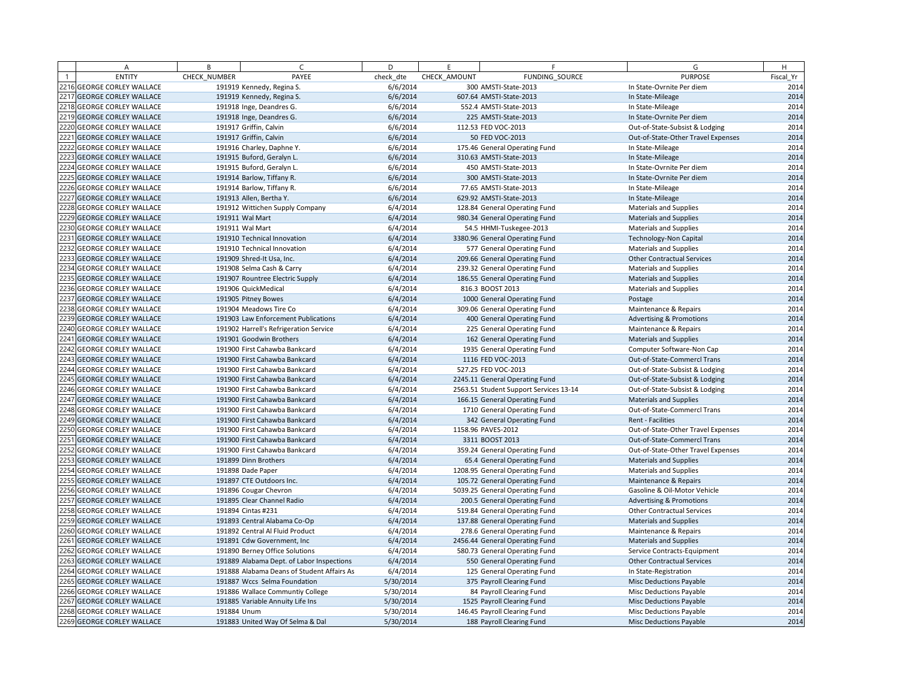| | A | B | C | D | E | F | G | H |
|---|---|---|---|---|---|---|---|---|
| 1 | ENTITY | CHECK_NUMBER | PAYEE | check_dte | CHECK_AMOUNT | FUNDING_SOURCE | PURPOSE | Fiscal_Yr |
| 2216 | GEORGE CORLEY WALLACE | 191919 | Kennedy, Regina S. | 6/6/2014 | 300 | AMSTI-State-2013 | In State-Ovrnite Per diem | 2014 |
| 2217 | GEORGE CORLEY WALLACE | 191919 | Kennedy, Regina S. | 6/6/2014 | 607.64 | AMSTI-State-2013 | In State-Mileage | 2014 |
| 2218 | GEORGE CORLEY WALLACE | 191918 | Inge, Deandres G. | 6/6/2014 | 552.4 | AMSTI-State-2013 | In State-Mileage | 2014 |
| 2219 | GEORGE CORLEY WALLACE | 191918 | Inge, Deandres G. | 6/6/2014 | 225 | AMSTI-State-2013 | In State-Ovrnite Per diem | 2014 |
| 2220 | GEORGE CORLEY WALLACE | 191917 | Griffin, Calvin | 6/6/2014 | 112.53 | FED VOC-2013 | Out-of-State-Subsist & Lodging | 2014 |
| 2221 | GEORGE CORLEY WALLACE | 191917 | Griffin, Calvin | 6/6/2014 | 50 | FED VOC-2013 | Out-of-State-Other Travel Expenses | 2014 |
| 2222 | GEORGE CORLEY WALLACE | 191916 | Charley, Daphne Y. | 6/6/2014 | 175.46 | General Operating Fund | In State-Mileage | 2014 |
| 2223 | GEORGE CORLEY WALLACE | 191915 | Buford, Geralyn L. | 6/6/2014 | 310.63 | AMSTI-State-2013 | In State-Mileage | 2014 |
| 2224 | GEORGE CORLEY WALLACE | 191915 | Buford, Geralyn L. | 6/6/2014 | 450 | AMSTI-State-2013 | In State-Ovrnite Per diem | 2014 |
| 2225 | GEORGE CORLEY WALLACE | 191914 | Barlow, Tiffany R. | 6/6/2014 | 300 | AMSTI-State-2013 | In State-Ovrnite Per diem | 2014 |
| 2226 | GEORGE CORLEY WALLACE | 191914 | Barlow, Tiffany R. | 6/6/2014 | 77.65 | AMSTI-State-2013 | In State-Mileage | 2014 |
| 2227 | GEORGE CORLEY WALLACE | 191913 | Allen, Bertha Y. | 6/6/2014 | 629.92 | AMSTI-State-2013 | In State-Mileage | 2014 |
| 2228 | GEORGE CORLEY WALLACE | 191912 | Wittichen Supply Company | 6/4/2014 | 128.84 | General Operating Fund | Materials and Supplies | 2014 |
| 2229 | GEORGE CORLEY WALLACE | 191911 | Wal Mart | 6/4/2014 | 980.34 | General Operating Fund | Materials and Supplies | 2014 |
| 2230 | GEORGE CORLEY WALLACE | 191911 | Wal Mart | 6/4/2014 | 54.5 | HHMI-Tuskegee-2013 | Materials and Supplies | 2014 |
| 2231 | GEORGE CORLEY WALLACE | 191910 | Technical Innovation | 6/4/2014 | 3380.96 | General Operating Fund | Technology-Non Capital | 2014 |
| 2232 | GEORGE CORLEY WALLACE | 191910 | Technical Innovation | 6/4/2014 | 577 | General Operating Fund | Materials and Supplies | 2014 |
| 2233 | GEORGE CORLEY WALLACE | 191909 | Shred-It Usa, Inc. | 6/4/2014 | 209.66 | General Operating Fund | Other Contractual Services | 2014 |
| 2234 | GEORGE CORLEY WALLACE | 191908 | Selma Cash & Carry | 6/4/2014 | 239.32 | General Operating Fund | Materials and Supplies | 2014 |
| 2235 | GEORGE CORLEY WALLACE | 191907 | Rountree Electric Supply | 6/4/2014 | 186.55 | General Operating Fund | Materials and Supplies | 2014 |
| 2236 | GEORGE CORLEY WALLACE | 191906 | QuickMedical | 6/4/2014 | 816.3 | BOOST 2013 | Materials and Supplies | 2014 |
| 2237 | GEORGE CORLEY WALLACE | 191905 | Pitney Bowes | 6/4/2014 | 1000 | General Operating Fund | Postage | 2014 |
| 2238 | GEORGE CORLEY WALLACE | 191904 | Meadows Tire Co | 6/4/2014 | 309.06 | General Operating Fund | Maintenance & Repairs | 2014 |
| 2239 | GEORGE CORLEY WALLACE | 191903 | Law Enforcement Publications | 6/4/2014 | 400 | General Operating Fund | Advertising & Promotions | 2014 |
| 2240 | GEORGE CORLEY WALLACE | 191902 | Harrell's Refrigeration Service | 6/4/2014 | 225 | General Operating Fund | Maintenance & Repairs | 2014 |
| 2241 | GEORGE CORLEY WALLACE | 191901 | Goodwin Brothers | 6/4/2014 | 162 | General Operating Fund | Materials and Supplies | 2014 |
| 2242 | GEORGE CORLEY WALLACE | 191900 | First Cahawba Bankcard | 6/4/2014 | 1935 | General Operating Fund | Computer Software-Non Cap | 2014 |
| 2243 | GEORGE CORLEY WALLACE | 191900 | First Cahawba Bankcard | 6/4/2014 | 1116 | FED VOC-2013 | Out-of-State-Commercl Trans | 2014 |
| 2244 | GEORGE CORLEY WALLACE | 191900 | First Cahawba Bankcard | 6/4/2014 | 527.25 | FED VOC-2013 | Out-of-State-Subsist & Lodging | 2014 |
| 2245 | GEORGE CORLEY WALLACE | 191900 | First Cahawba Bankcard | 6/4/2014 | 2245.11 | General Operating Fund | Out-of-State-Subsist & Lodging | 2014 |
| 2246 | GEORGE CORLEY WALLACE | 191900 | First Cahawba Bankcard | 6/4/2014 | 2563.51 | Student Support Services 13-14 | Out-of-State-Subsist & Lodging | 2014 |
| 2247 | GEORGE CORLEY WALLACE | 191900 | First Cahawba Bankcard | 6/4/2014 | 166.15 | General Operating Fund | Materials and Supplies | 2014 |
| 2248 | GEORGE CORLEY WALLACE | 191900 | First Cahawba Bankcard | 6/4/2014 | 1710 | General Operating Fund | Out-of-State-Commercl Trans | 2014 |
| 2249 | GEORGE CORLEY WALLACE | 191900 | First Cahawba Bankcard | 6/4/2014 | 342 | General Operating Fund | Rent - Facilities | 2014 |
| 2250 | GEORGE CORLEY WALLACE | 191900 | First Cahawba Bankcard | 6/4/2014 | 1158.96 | PAVES-2012 | Out-of-State-Other Travel Expenses | 2014 |
| 2251 | GEORGE CORLEY WALLACE | 191900 | First Cahawba Bankcard | 6/4/2014 | 3311 | BOOST 2013 | Out-of-State-Commercl Trans | 2014 |
| 2252 | GEORGE CORLEY WALLACE | 191900 | First Cahawba Bankcard | 6/4/2014 | 359.24 | General Operating Fund | Out-of-State-Other Travel Expenses | 2014 |
| 2253 | GEORGE CORLEY WALLACE | 191899 | Dinn Brothers | 6/4/2014 | 65.4 | General Operating Fund | Materials and Supplies | 2014 |
| 2254 | GEORGE CORLEY WALLACE | 191898 | Dade Paper | 6/4/2014 | 1208.95 | General Operating Fund | Materials and Supplies | 2014 |
| 2255 | GEORGE CORLEY WALLACE | 191897 | CTE Outdoors Inc. | 6/4/2014 | 105.72 | General Operating Fund | Maintenance & Repairs | 2014 |
| 2256 | GEORGE CORLEY WALLACE | 191896 | Cougar Chevron | 6/4/2014 | 5039.25 | General Operating Fund | Gasoline & Oil-Motor Vehicle | 2014 |
| 2257 | GEORGE CORLEY WALLACE | 191895 | Clear Channel Radio | 6/4/2014 | 200.5 | General Operating Fund | Advertising & Promotions | 2014 |
| 2258 | GEORGE CORLEY WALLACE | 191894 | Cintas #231 | 6/4/2014 | 519.84 | General Operating Fund | Other Contractual Services | 2014 |
| 2259 | GEORGE CORLEY WALLACE | 191893 | Central Alabama Co-Op | 6/4/2014 | 137.88 | General Operating Fund | Materials and Supplies | 2014 |
| 2260 | GEORGE CORLEY WALLACE | 191892 | Central Al Fluid Product | 6/4/2014 | 278.6 | General Operating Fund | Maintenance & Repairs | 2014 |
| 2261 | GEORGE CORLEY WALLACE | 191891 | Cdw Government, Inc | 6/4/2014 | 2456.44 | General Operating Fund | Materials and Supplies | 2014 |
| 2262 | GEORGE CORLEY WALLACE | 191890 | Berney Office Solutions | 6/4/2014 | 580.73 | General Operating Fund | Service Contracts-Equipment | 2014 |
| 2263 | GEORGE CORLEY WALLACE | 191889 | Alabama Dept. of Labor Inspections | 6/4/2014 | 550 | General Operating Fund | Other Contractual Services | 2014 |
| 2264 | GEORGE CORLEY WALLACE | 191888 | Alabama Deans of Student Affairs As | 6/4/2014 | 125 | General Operating Fund | In State-Registration | 2014 |
| 2265 | GEORGE CORLEY WALLACE | 191887 | Wccs Selma Foundation | 5/30/2014 | 375 | Payroll Clearing Fund | Misc Deductions Payable | 2014 |
| 2266 | GEORGE CORLEY WALLACE | 191886 | Wallace Communtiy College | 5/30/2014 | 84 | Payroll Clearing Fund | Misc Deductions Payable | 2014 |
| 2267 | GEORGE CORLEY WALLACE | 191885 | Variable Annuity Life Ins | 5/30/2014 | 1525 | Payroll Clearing Fund | Misc Deductions Payable | 2014 |
| 2268 | GEORGE CORLEY WALLACE | 191884 | Unum | 5/30/2014 | 146.45 | Payroll Clearing Fund | Misc Deductions Payable | 2014 |
| 2269 | GEORGE CORLEY WALLACE | 191883 | United Way Of Selma & Dal | 5/30/2014 | 188 | Payroll Clearing Fund | Misc Deductions Payable | 2014 |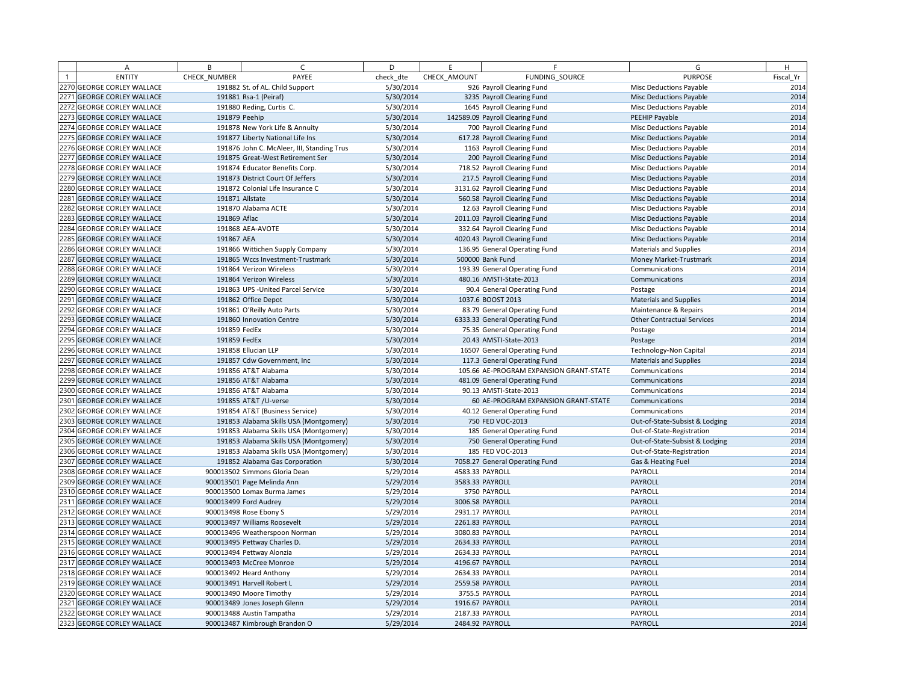| | A | B | C | D | E | F | G | H |
|---|---|---|---|---|---|---|---|---|
| 1 | ENTITY | CHECK_NUMBER | PAYEE | check_dte | CHECK_AMOUNT | FUNDING_SOURCE | PURPOSE | Fiscal_Yr |
| 2270 | GEORGE CORLEY WALLACE | 191882 | St. of AL. Child Support | 5/30/2014 | 926 | Payroll Clearing Fund | Misc Deductions Payable | 2014 |
| 2271 | GEORGE CORLEY WALLACE | 191881 | Rsa-1 (Peiraf) | 5/30/2014 | 3235 | Payroll Clearing Fund | Misc Deductions Payable | 2014 |
| 2272 | GEORGE CORLEY WALLACE | 191880 | Reding, Curtis C. | 5/30/2014 | 1645 | Payroll Clearing Fund | Misc Deductions Payable | 2014 |
| 2273 | GEORGE CORLEY WALLACE | 191879 | Peehip | 5/30/2014 | 142589.09 | Payroll Clearing Fund | PEEHIP Payable | 2014 |
| 2274 | GEORGE CORLEY WALLACE | 191878 | New York Life & Annuity | 5/30/2014 | 700 | Payroll Clearing Fund | Misc Deductions Payable | 2014 |
| 2275 | GEORGE CORLEY WALLACE | 191877 | Liberty National Life Ins | 5/30/2014 | 617.28 | Payroll Clearing Fund | Misc Deductions Payable | 2014 |
| 2276 | GEORGE CORLEY WALLACE | 191876 | John C. McAleer, III, Standing Trus | 5/30/2014 | 1163 | Payroll Clearing Fund | Misc Deductions Payable | 2014 |
| 2277 | GEORGE CORLEY WALLACE | 191875 | Great-West Retirement Ser | 5/30/2014 | 200 | Payroll Clearing Fund | Misc Deductions Payable | 2014 |
| 2278 | GEORGE CORLEY WALLACE | 191874 | Educator Benefits Corp. | 5/30/2014 | 718.52 | Payroll Clearing Fund | Misc Deductions Payable | 2014 |
| 2279 | GEORGE CORLEY WALLACE | 191873 | District Court Of Jeffers | 5/30/2014 | 217.5 | Payroll Clearing Fund | Misc Deductions Payable | 2014 |
| 2280 | GEORGE CORLEY WALLACE | 191872 | Colonial Life Insurance C | 5/30/2014 | 3131.62 | Payroll Clearing Fund | Misc Deductions Payable | 2014 |
| 2281 | GEORGE CORLEY WALLACE | 191871 | Allstate | 5/30/2014 | 560.58 | Payroll Clearing Fund | Misc Deductions Payable | 2014 |
| 2282 | GEORGE CORLEY WALLACE | 191870 | Alabama ACTE | 5/30/2014 | 12.63 | Payroll Clearing Fund | Misc Deductions Payable | 2014 |
| 2283 | GEORGE CORLEY WALLACE | 191869 | Aflac | 5/30/2014 | 2011.03 | Payroll Clearing Fund | Misc Deductions Payable | 2014 |
| 2284 | GEORGE CORLEY WALLACE | 191868 | AEA-AVOTE | 5/30/2014 | 332.64 | Payroll Clearing Fund | Misc Deductions Payable | 2014 |
| 2285 | GEORGE CORLEY WALLACE | 191867 | AEA | 5/30/2014 | 4020.43 | Payroll Clearing Fund | Misc Deductions Payable | 2014 |
| 2286 | GEORGE CORLEY WALLACE | 191866 | Wittichen Supply Company | 5/30/2014 | 136.95 | General Operating Fund | Materials and Supplies | 2014 |
| 2287 | GEORGE CORLEY WALLACE | 191865 | Wccs Investment-Trustmark | 5/30/2014 | 500000 | Bank Fund | Money Market-Trustmark | 2014 |
| 2288 | GEORGE CORLEY WALLACE | 191864 | Verizon Wireless | 5/30/2014 | 193.39 | General Operating Fund | Communications | 2014 |
| 2289 | GEORGE CORLEY WALLACE | 191864 | Verizon Wireless | 5/30/2014 | 480.16 | AMSTI-State-2013 | Communications | 2014 |
| 2290 | GEORGE CORLEY WALLACE | 191863 | UPS -United Parcel Service | 5/30/2014 | 90.4 | General Operating Fund | Postage | 2014 |
| 2291 | GEORGE CORLEY WALLACE | 191862 | Office Depot | 5/30/2014 | 1037.6 | BOOST 2013 | Materials and Supplies | 2014 |
| 2292 | GEORGE CORLEY WALLACE | 191861 | O'Reilly Auto Parts | 5/30/2014 | 83.79 | General Operating Fund | Maintenance & Repairs | 2014 |
| 2293 | GEORGE CORLEY WALLACE | 191860 | Innovation Centre | 5/30/2014 | 6333.33 | General Operating Fund | Other Contractual Services | 2014 |
| 2294 | GEORGE CORLEY WALLACE | 191859 | FedEx | 5/30/2014 | 75.35 | General Operating Fund | Postage | 2014 |
| 2295 | GEORGE CORLEY WALLACE | 191859 | FedEx | 5/30/2014 | 20.43 | AMSTI-State-2013 | Postage | 2014 |
| 2296 | GEORGE CORLEY WALLACE | 191858 | Ellucian LLP | 5/30/2014 | 16507 | General Operating Fund | Technology-Non Capital | 2014 |
| 2297 | GEORGE CORLEY WALLACE | 191857 | Cdw Government, Inc | 5/30/2014 | 117.3 | General Operating Fund | Materials and Supplies | 2014 |
| 2298 | GEORGE CORLEY WALLACE | 191856 | AT&T Alabama | 5/30/2014 | 105.66 | AE-PROGRAM EXPANSION GRANT-STATE | Communications | 2014 |
| 2299 | GEORGE CORLEY WALLACE | 191856 | AT&T Alabama | 5/30/2014 | 481.09 | General Operating Fund | Communications | 2014 |
| 2300 | GEORGE CORLEY WALLACE | 191856 | AT&T Alabama | 5/30/2014 | 90.13 | AMSTI-State-2013 | Communications | 2014 |
| 2301 | GEORGE CORLEY WALLACE | 191855 | AT&T /U-verse | 5/30/2014 | 60 | AE-PROGRAM EXPANSION GRANT-STATE | Communications | 2014 |
| 2302 | GEORGE CORLEY WALLACE | 191854 | AT&T (Business Service) | 5/30/2014 | 40.12 | General Operating Fund | Communications | 2014 |
| 2303 | GEORGE CORLEY WALLACE | 191853 | Alabama Skills USA (Montgomery) | 5/30/2014 | 750 | FED VOC-2013 | Out-of-State-Subsist & Lodging | 2014 |
| 2304 | GEORGE CORLEY WALLACE | 191853 | Alabama Skills USA (Montgomery) | 5/30/2014 | 185 | General Operating Fund | Out-of-State-Registration | 2014 |
| 2305 | GEORGE CORLEY WALLACE | 191853 | Alabama Skills USA (Montgomery) | 5/30/2014 | 750 | General Operating Fund | Out-of-State-Subsist & Lodging | 2014 |
| 2306 | GEORGE CORLEY WALLACE | 191853 | Alabama Skills USA (Montgomery) | 5/30/2014 | 185 | FED VOC-2013 | Out-of-State-Registration | 2014 |
| 2307 | GEORGE CORLEY WALLACE | 191852 | Alabama Gas Corporation | 5/30/2014 | 7058.27 | General Operating Fund | Gas & Heating Fuel | 2014 |
| 2308 | GEORGE CORLEY WALLACE | 900013502 | Simmons Gloria Dean | 5/29/2014 | 4583.33 | PAYROLL | PAYROLL | 2014 |
| 2309 | GEORGE CORLEY WALLACE | 900013501 | Page Melinda Ann | 5/29/2014 | 3583.33 | PAYROLL | PAYROLL | 2014 |
| 2310 | GEORGE CORLEY WALLACE | 900013500 | Lomax Burma James | 5/29/2014 | 3750 | PAYROLL | PAYROLL | 2014 |
| 2311 | GEORGE CORLEY WALLACE | 900013499 | Ford Audrey | 5/29/2014 | 3006.58 | PAYROLL | PAYROLL | 2014 |
| 2312 | GEORGE CORLEY WALLACE | 900013498 | Rose Ebony S | 5/29/2014 | 2931.17 | PAYROLL | PAYROLL | 2014 |
| 2313 | GEORGE CORLEY WALLACE | 900013497 | Williams Roosevelt | 5/29/2014 | 2261.83 | PAYROLL | PAYROLL | 2014 |
| 2314 | GEORGE CORLEY WALLACE | 900013496 | Weatherspoon Norman | 5/29/2014 | 3080.83 | PAYROLL | PAYROLL | 2014 |
| 2315 | GEORGE CORLEY WALLACE | 900013495 | Pettway Charles D. | 5/29/2014 | 2634.33 | PAYROLL | PAYROLL | 2014 |
| 2316 | GEORGE CORLEY WALLACE | 900013494 | Pettway Alonzia | 5/29/2014 | 2634.33 | PAYROLL | PAYROLL | 2014 |
| 2317 | GEORGE CORLEY WALLACE | 900013493 | McCree Monroe | 5/29/2014 | 4196.67 | PAYROLL | PAYROLL | 2014 |
| 2318 | GEORGE CORLEY WALLACE | 900013492 | Heard Anthony | 5/29/2014 | 2634.33 | PAYROLL | PAYROLL | 2014 |
| 2319 | GEORGE CORLEY WALLACE | 900013491 | Harvell Robert L | 5/29/2014 | 2559.58 | PAYROLL | PAYROLL | 2014 |
| 2320 | GEORGE CORLEY WALLACE | 900013490 | Moore Timothy | 5/29/2014 | 3755.5 | PAYROLL | PAYROLL | 2014 |
| 2321 | GEORGE CORLEY WALLACE | 900013489 | Jones Joseph Glenn | 5/29/2014 | 1916.67 | PAYROLL | PAYROLL | 2014 |
| 2322 | GEORGE CORLEY WALLACE | 900013488 | Austin Tampatha | 5/29/2014 | 2187.33 | PAYROLL | PAYROLL | 2014 |
| 2323 | GEORGE CORLEY WALLACE | 900013487 | Kimbrough Brandon O | 5/29/2014 | 2484.92 | PAYROLL | PAYROLL | 2014 |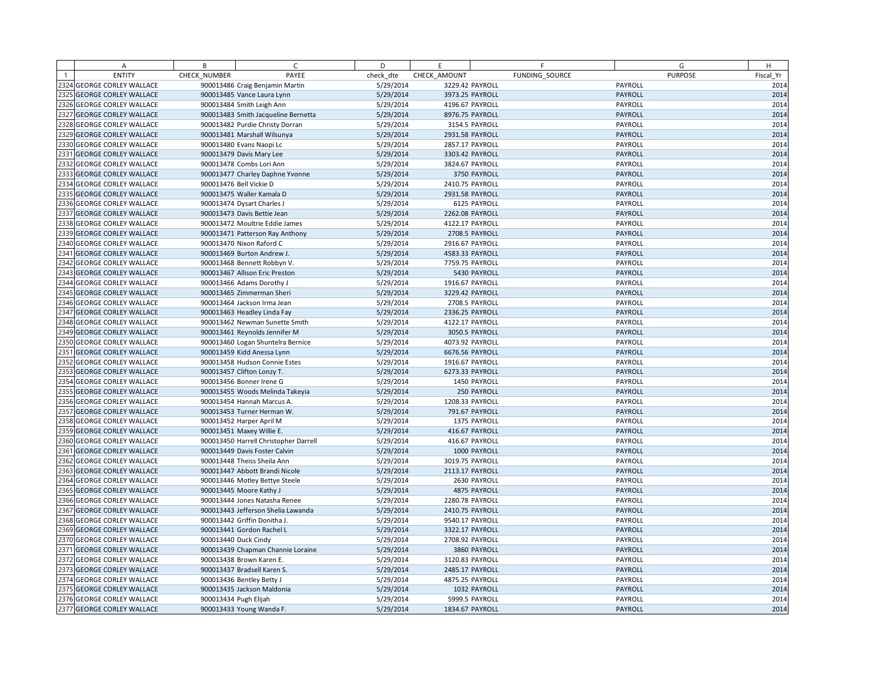| | A | B | C | D | E | F | G | H |
|---|---|---|---|---|---|---|---|---|
| 1 | ENTITY | CHECK_NUMBER | PAYEE | check_dte | CHECK_AMOUNT | FUNDING_SOURCE | PURPOSE | Fiscal_Yr |
| 2324 | GEORGE CORLEY WALLACE | 900013486 | Craig Benjamin Martin | 5/29/2014 | 3229.42 | PAYROLL | PAYROLL | 2014 |
| 2325 | GEORGE CORLEY WALLACE | 900013485 | Vance Laura Lynn | 5/29/2014 | 3973.25 | PAYROLL | PAYROLL | 2014 |
| 2326 | GEORGE CORLEY WALLACE | 900013484 | Smith Leigh Ann | 5/29/2014 | 4196.67 | PAYROLL | PAYROLL | 2014 |
| 2327 | GEORGE CORLEY WALLACE | 900013483 | Smith Jacqueline Bernetta | 5/29/2014 | 8976.75 | PAYROLL | PAYROLL | 2014 |
| 2328 | GEORGE CORLEY WALLACE | 900013482 | Purdie Christy Dorran | 5/29/2014 | 3154.5 | PAYROLL | PAYROLL | 2014 |
| 2329 | GEORGE CORLEY WALLACE | 900013481 | Marshall Wilsunya | 5/29/2014 | 2931.58 | PAYROLL | PAYROLL | 2014 |
| 2330 | GEORGE CORLEY WALLACE | 900013480 | Evans Naopi Lc | 5/29/2014 | 2857.17 | PAYROLL | PAYROLL | 2014 |
| 2331 | GEORGE CORLEY WALLACE | 900013479 | Davis Mary Lee | 5/29/2014 | 3303.42 | PAYROLL | PAYROLL | 2014 |
| 2332 | GEORGE CORLEY WALLACE | 900013478 | Combs Lori Ann | 5/29/2014 | 3824.67 | PAYROLL | PAYROLL | 2014 |
| 2333 | GEORGE CORLEY WALLACE | 900013477 | Charley Daphne Yvonne | 5/29/2014 | 3750 | PAYROLL | PAYROLL | 2014 |
| 2334 | GEORGE CORLEY WALLACE | 900013476 | Bell Vickie D | 5/29/2014 | 2410.75 | PAYROLL | PAYROLL | 2014 |
| 2335 | GEORGE CORLEY WALLACE | 900013475 | Waller Kamala D | 5/29/2014 | 2931.58 | PAYROLL | PAYROLL | 2014 |
| 2336 | GEORGE CORLEY WALLACE | 900013474 | Dysart Charles J | 5/29/2014 | 6125 | PAYROLL | PAYROLL | 2014 |
| 2337 | GEORGE CORLEY WALLACE | 900013473 | Davis Bettie Jean | 5/29/2014 | 2262.08 | PAYROLL | PAYROLL | 2014 |
| 2338 | GEORGE CORLEY WALLACE | 900013472 | Moultrie Eddie James | 5/29/2014 | 4122.17 | PAYROLL | PAYROLL | 2014 |
| 2339 | GEORGE CORLEY WALLACE | 900013471 | Patterson Ray Anthony | 5/29/2014 | 2708.5 | PAYROLL | PAYROLL | 2014 |
| 2340 | GEORGE CORLEY WALLACE | 900013470 | Nixon Raford C | 5/29/2014 | 2916.67 | PAYROLL | PAYROLL | 2014 |
| 2341 | GEORGE CORLEY WALLACE | 900013469 | Burton Andrew J. | 5/29/2014 | 4583.33 | PAYROLL | PAYROLL | 2014 |
| 2342 | GEORGE CORLEY WALLACE | 900013468 | Bennett Robbyn V. | 5/29/2014 | 7759.75 | PAYROLL | PAYROLL | 2014 |
| 2343 | GEORGE CORLEY WALLACE | 900013467 | Allison Eric Preston | 5/29/2014 | 5430 | PAYROLL | PAYROLL | 2014 |
| 2344 | GEORGE CORLEY WALLACE | 900013466 | Adams Dorothy J | 5/29/2014 | 1916.67 | PAYROLL | PAYROLL | 2014 |
| 2345 | GEORGE CORLEY WALLACE | 900013465 | Zimmerman Sheri | 5/29/2014 | 3229.42 | PAYROLL | PAYROLL | 2014 |
| 2346 | GEORGE CORLEY WALLACE | 900013464 | Jackson Irma Jean | 5/29/2014 | 2708.5 | PAYROLL | PAYROLL | 2014 |
| 2347 | GEORGE CORLEY WALLACE | 900013463 | Headley Linda Fay | 5/29/2014 | 2336.25 | PAYROLL | PAYROLL | 2014 |
| 2348 | GEORGE CORLEY WALLACE | 900013462 | Newman Sunette Smith | 5/29/2014 | 4122.17 | PAYROLL | PAYROLL | 2014 |
| 2349 | GEORGE CORLEY WALLACE | 900013461 | Reynolds Jennifer M | 5/29/2014 | 3050.5 | PAYROLL | PAYROLL | 2014 |
| 2350 | GEORGE CORLEY WALLACE | 900013460 | Logan Shuntelra Bernice | 5/29/2014 | 4073.92 | PAYROLL | PAYROLL | 2014 |
| 2351 | GEORGE CORLEY WALLACE | 900013459 | Kidd Anessa Lynn | 5/29/2014 | 6676.56 | PAYROLL | PAYROLL | 2014 |
| 2352 | GEORGE CORLEY WALLACE | 900013458 | Hudson Connie Estes | 5/29/2014 | 1916.67 | PAYROLL | PAYROLL | 2014 |
| 2353 | GEORGE CORLEY WALLACE | 900013457 | Clifton Lonzy T. | 5/29/2014 | 6273.33 | PAYROLL | PAYROLL | 2014 |
| 2354 | GEORGE CORLEY WALLACE | 900013456 | Bonner Irene G | 5/29/2014 | 1450 | PAYROLL | PAYROLL | 2014 |
| 2355 | GEORGE CORLEY WALLACE | 900013455 | Woods Melinda Takeyia | 5/29/2014 | 250 | PAYROLL | PAYROLL | 2014 |
| 2356 | GEORGE CORLEY WALLACE | 900013454 | Hannah Marcus A. | 5/29/2014 | 1208.33 | PAYROLL | PAYROLL | 2014 |
| 2357 | GEORGE CORLEY WALLACE | 900013453 | Turner Herman W. | 5/29/2014 | 791.67 | PAYROLL | PAYROLL | 2014 |
| 2358 | GEORGE CORLEY WALLACE | 900013452 | Harper April M | 5/29/2014 | 1375 | PAYROLL | PAYROLL | 2014 |
| 2359 | GEORGE CORLEY WALLACE | 900013451 | Maxey Willie E. | 5/29/2014 | 416.67 | PAYROLL | PAYROLL | 2014 |
| 2360 | GEORGE CORLEY WALLACE | 900013450 | Harrell Christopher Darrell | 5/29/2014 | 416.67 | PAYROLL | PAYROLL | 2014 |
| 2361 | GEORGE CORLEY WALLACE | 900013449 | Davis Foster Calvin | 5/29/2014 | 1000 | PAYROLL | PAYROLL | 2014 |
| 2362 | GEORGE CORLEY WALLACE | 900013448 | Theiss Sheila Ann | 5/29/2014 | 3019.75 | PAYROLL | PAYROLL | 2014 |
| 2363 | GEORGE CORLEY WALLACE | 900013447 | Abbott Brandi Nicole | 5/29/2014 | 2113.17 | PAYROLL | PAYROLL | 2014 |
| 2364 | GEORGE CORLEY WALLACE | 900013446 | Motley Bettye Steele | 5/29/2014 | 2630 | PAYROLL | PAYROLL | 2014 |
| 2365 | GEORGE CORLEY WALLACE | 900013445 | Moore Kathy J | 5/29/2014 | 4875 | PAYROLL | PAYROLL | 2014 |
| 2366 | GEORGE CORLEY WALLACE | 900013444 | Jones Natasha Renee | 5/29/2014 | 2280.78 | PAYROLL | PAYROLL | 2014 |
| 2367 | GEORGE CORLEY WALLACE | 900013443 | Jefferson Shelia Lawanda | 5/29/2014 | 2410.75 | PAYROLL | PAYROLL | 2014 |
| 2368 | GEORGE CORLEY WALLACE | 900013442 | Griffin Donitha J. | 5/29/2014 | 9540.17 | PAYROLL | PAYROLL | 2014 |
| 2369 | GEORGE CORLEY WALLACE | 900013441 | Gordon Rachel L | 5/29/2014 | 3322.17 | PAYROLL | PAYROLL | 2014 |
| 2370 | GEORGE CORLEY WALLACE | 900013440 | Duck Cindy | 5/29/2014 | 2708.92 | PAYROLL | PAYROLL | 2014 |
| 2371 | GEORGE CORLEY WALLACE | 900013439 | Chapman Channie Loraine | 5/29/2014 | 3860 | PAYROLL | PAYROLL | 2014 |
| 2372 | GEORGE CORLEY WALLACE | 900013438 | Brown Karen E. | 5/29/2014 | 3120.83 | PAYROLL | PAYROLL | 2014 |
| 2373 | GEORGE CORLEY WALLACE | 900013437 | Bradsell Karen S. | 5/29/2014 | 2485.17 | PAYROLL | PAYROLL | 2014 |
| 2374 | GEORGE CORLEY WALLACE | 900013436 | Bentley Betty J | 5/29/2014 | 4875.25 | PAYROLL | PAYROLL | 2014 |
| 2375 | GEORGE CORLEY WALLACE | 900013435 | Jackson Maldonia | 5/29/2014 | 1032 | PAYROLL | PAYROLL | 2014 |
| 2376 | GEORGE CORLEY WALLACE | 900013434 | Pugh Elijah | 5/29/2014 | 5999.5 | PAYROLL | PAYROLL | 2014 |
| 2377 | GEORGE CORLEY WALLACE | 900013433 | Young Wanda F. | 5/29/2014 | 1834.67 | PAYROLL | PAYROLL | 2014 |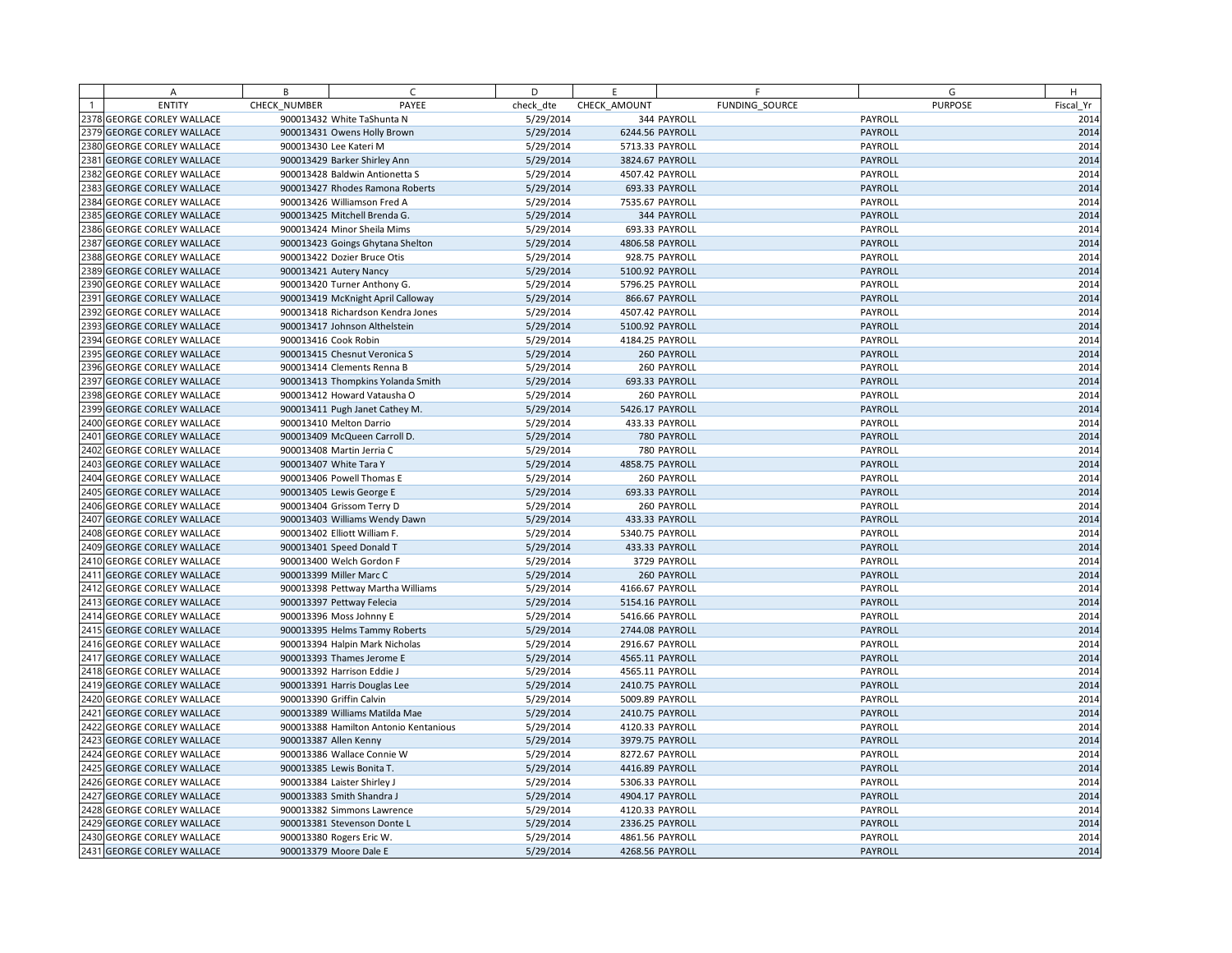| | A | B | C | D | E | F | G | H |
|---|---|---|---|---|---|---|---|---|
| 1 | ENTITY | CHECK_NUMBER | PAYEE | check_dte | CHECK_AMOUNT | FUNDING_SOURCE | PURPOSE | Fiscal_Yr |
| 2378 | GEORGE CORLEY WALLACE | 900013432 | White TaShunta N | 5/29/2014 | 344 | PAYROLL | PAYROLL | 2014 |
| 2379 | GEORGE CORLEY WALLACE | 900013431 | Owens Holly Brown | 5/29/2014 | 6244.56 | PAYROLL | PAYROLL | 2014 |
| 2380 | GEORGE CORLEY WALLACE | 900013430 | Lee Kateri M | 5/29/2014 | 5713.33 | PAYROLL | PAYROLL | 2014 |
| 2381 | GEORGE CORLEY WALLACE | 900013429 | Barker Shirley Ann | 5/29/2014 | 3824.67 | PAYROLL | PAYROLL | 2014 |
| 2382 | GEORGE CORLEY WALLACE | 900013428 | Baldwin Antionetta S | 5/29/2014 | 4507.42 | PAYROLL | PAYROLL | 2014 |
| 2383 | GEORGE CORLEY WALLACE | 900013427 | Rhodes Ramona Roberts | 5/29/2014 | 693.33 | PAYROLL | PAYROLL | 2014 |
| 2384 | GEORGE CORLEY WALLACE | 900013426 | Williamson Fred A | 5/29/2014 | 7535.67 | PAYROLL | PAYROLL | 2014 |
| 2385 | GEORGE CORLEY WALLACE | 900013425 | Mitchell Brenda G. | 5/29/2014 | 344 | PAYROLL | PAYROLL | 2014 |
| 2386 | GEORGE CORLEY WALLACE | 900013424 | Minor Sheila Mims | 5/29/2014 | 693.33 | PAYROLL | PAYROLL | 2014 |
| 2387 | GEORGE CORLEY WALLACE | 900013423 | Goings Ghytana Shelton | 5/29/2014 | 4806.58 | PAYROLL | PAYROLL | 2014 |
| 2388 | GEORGE CORLEY WALLACE | 900013422 | Dozier Bruce Otis | 5/29/2014 | 928.75 | PAYROLL | PAYROLL | 2014 |
| 2389 | GEORGE CORLEY WALLACE | 900013421 | Autery Nancy | 5/29/2014 | 5100.92 | PAYROLL | PAYROLL | 2014 |
| 2390 | GEORGE CORLEY WALLACE | 900013420 | Turner Anthony G. | 5/29/2014 | 5796.25 | PAYROLL | PAYROLL | 2014 |
| 2391 | GEORGE CORLEY WALLACE | 900013419 | McKnight April Calloway | 5/29/2014 | 866.67 | PAYROLL | PAYROLL | 2014 |
| 2392 | GEORGE CORLEY WALLACE | 900013418 | Richardson Kendra Jones | 5/29/2014 | 4507.42 | PAYROLL | PAYROLL | 2014 |
| 2393 | GEORGE CORLEY WALLACE | 900013417 | Johnson Althelstein | 5/29/2014 | 5100.92 | PAYROLL | PAYROLL | 2014 |
| 2394 | GEORGE CORLEY WALLACE | 900013416 | Cook Robin | 5/29/2014 | 4184.25 | PAYROLL | PAYROLL | 2014 |
| 2395 | GEORGE CORLEY WALLACE | 900013415 | Chesnut Veronica S | 5/29/2014 | 260 | PAYROLL | PAYROLL | 2014 |
| 2396 | GEORGE CORLEY WALLACE | 900013414 | Clements Renna B | 5/29/2014 | 260 | PAYROLL | PAYROLL | 2014 |
| 2397 | GEORGE CORLEY WALLACE | 900013413 | Thompkins Yolanda Smith | 5/29/2014 | 693.33 | PAYROLL | PAYROLL | 2014 |
| 2398 | GEORGE CORLEY WALLACE | 900013412 | Howard Vatausha O | 5/29/2014 | 260 | PAYROLL | PAYROLL | 2014 |
| 2399 | GEORGE CORLEY WALLACE | 900013411 | Pugh Janet Cathey M. | 5/29/2014 | 5426.17 | PAYROLL | PAYROLL | 2014 |
| 2400 | GEORGE CORLEY WALLACE | 900013410 | Melton Darrio | 5/29/2014 | 433.33 | PAYROLL | PAYROLL | 2014 |
| 2401 | GEORGE CORLEY WALLACE | 900013409 | McQueen Carroll D. | 5/29/2014 | 780 | PAYROLL | PAYROLL | 2014 |
| 2402 | GEORGE CORLEY WALLACE | 900013408 | Martin Jerria C | 5/29/2014 | 780 | PAYROLL | PAYROLL | 2014 |
| 2403 | GEORGE CORLEY WALLACE | 900013407 | White Tara Y | 5/29/2014 | 4858.75 | PAYROLL | PAYROLL | 2014 |
| 2404 | GEORGE CORLEY WALLACE | 900013406 | Powell Thomas E | 5/29/2014 | 260 | PAYROLL | PAYROLL | 2014 |
| 2405 | GEORGE CORLEY WALLACE | 900013405 | Lewis George E | 5/29/2014 | 693.33 | PAYROLL | PAYROLL | 2014 |
| 2406 | GEORGE CORLEY WALLACE | 900013404 | Grissom Terry D | 5/29/2014 | 260 | PAYROLL | PAYROLL | 2014 |
| 2407 | GEORGE CORLEY WALLACE | 900013403 | Williams Wendy Dawn | 5/29/2014 | 433.33 | PAYROLL | PAYROLL | 2014 |
| 2408 | GEORGE CORLEY WALLACE | 900013402 | Elliott William F. | 5/29/2014 | 5340.75 | PAYROLL | PAYROLL | 2014 |
| 2409 | GEORGE CORLEY WALLACE | 900013401 | Speed Donald T | 5/29/2014 | 433.33 | PAYROLL | PAYROLL | 2014 |
| 2410 | GEORGE CORLEY WALLACE | 900013400 | Welch Gordon F | 5/29/2014 | 3729 | PAYROLL | PAYROLL | 2014 |
| 2411 | GEORGE CORLEY WALLACE | 900013399 | Miller Marc C | 5/29/2014 | 260 | PAYROLL | PAYROLL | 2014 |
| 2412 | GEORGE CORLEY WALLACE | 900013398 | Pettway Martha Williams | 5/29/2014 | 4166.67 | PAYROLL | PAYROLL | 2014 |
| 2413 | GEORGE CORLEY WALLACE | 900013397 | Pettway Felecia | 5/29/2014 | 5154.16 | PAYROLL | PAYROLL | 2014 |
| 2414 | GEORGE CORLEY WALLACE | 900013396 | Moss Johnny E | 5/29/2014 | 5416.66 | PAYROLL | PAYROLL | 2014 |
| 2415 | GEORGE CORLEY WALLACE | 900013395 | Helms Tammy Roberts | 5/29/2014 | 2744.08 | PAYROLL | PAYROLL | 2014 |
| 2416 | GEORGE CORLEY WALLACE | 900013394 | Halpin Mark Nicholas | 5/29/2014 | 2916.67 | PAYROLL | PAYROLL | 2014 |
| 2417 | GEORGE CORLEY WALLACE | 900013393 | Thames Jerome E | 5/29/2014 | 4565.11 | PAYROLL | PAYROLL | 2014 |
| 2418 | GEORGE CORLEY WALLACE | 900013392 | Harrison Eddie J | 5/29/2014 | 4565.11 | PAYROLL | PAYROLL | 2014 |
| 2419 | GEORGE CORLEY WALLACE | 900013391 | Harris Douglas Lee | 5/29/2014 | 2410.75 | PAYROLL | PAYROLL | 2014 |
| 2420 | GEORGE CORLEY WALLACE | 900013390 | Griffin Calvin | 5/29/2014 | 5009.89 | PAYROLL | PAYROLL | 2014 |
| 2421 | GEORGE CORLEY WALLACE | 900013389 | Williams Matilda Mae | 5/29/2014 | 2410.75 | PAYROLL | PAYROLL | 2014 |
| 2422 | GEORGE CORLEY WALLACE | 900013388 | Hamilton Antonio Kentanious | 5/29/2014 | 4120.33 | PAYROLL | PAYROLL | 2014 |
| 2423 | GEORGE CORLEY WALLACE | 900013387 | Allen Kenny | 5/29/2014 | 3979.75 | PAYROLL | PAYROLL | 2014 |
| 2424 | GEORGE CORLEY WALLACE | 900013386 | Wallace Connie W | 5/29/2014 | 8272.67 | PAYROLL | PAYROLL | 2014 |
| 2425 | GEORGE CORLEY WALLACE | 900013385 | Lewis Bonita T. | 5/29/2014 | 4416.89 | PAYROLL | PAYROLL | 2014 |
| 2426 | GEORGE CORLEY WALLACE | 900013384 | Laister Shirley J | 5/29/2014 | 5306.33 | PAYROLL | PAYROLL | 2014 |
| 2427 | GEORGE CORLEY WALLACE | 900013383 | Smith Shandra J | 5/29/2014 | 4904.17 | PAYROLL | PAYROLL | 2014 |
| 2428 | GEORGE CORLEY WALLACE | 900013382 | Simmons Lawrence | 5/29/2014 | 4120.33 | PAYROLL | PAYROLL | 2014 |
| 2429 | GEORGE CORLEY WALLACE | 900013381 | Stevenson Donte L | 5/29/2014 | 2336.25 | PAYROLL | PAYROLL | 2014 |
| 2430 | GEORGE CORLEY WALLACE | 900013380 | Rogers Eric W. | 5/29/2014 | 4861.56 | PAYROLL | PAYROLL | 2014 |
| 2431 | GEORGE CORLEY WALLACE | 900013379 | Moore Dale E | 5/29/2014 | 4268.56 | PAYROLL | PAYROLL | 2014 |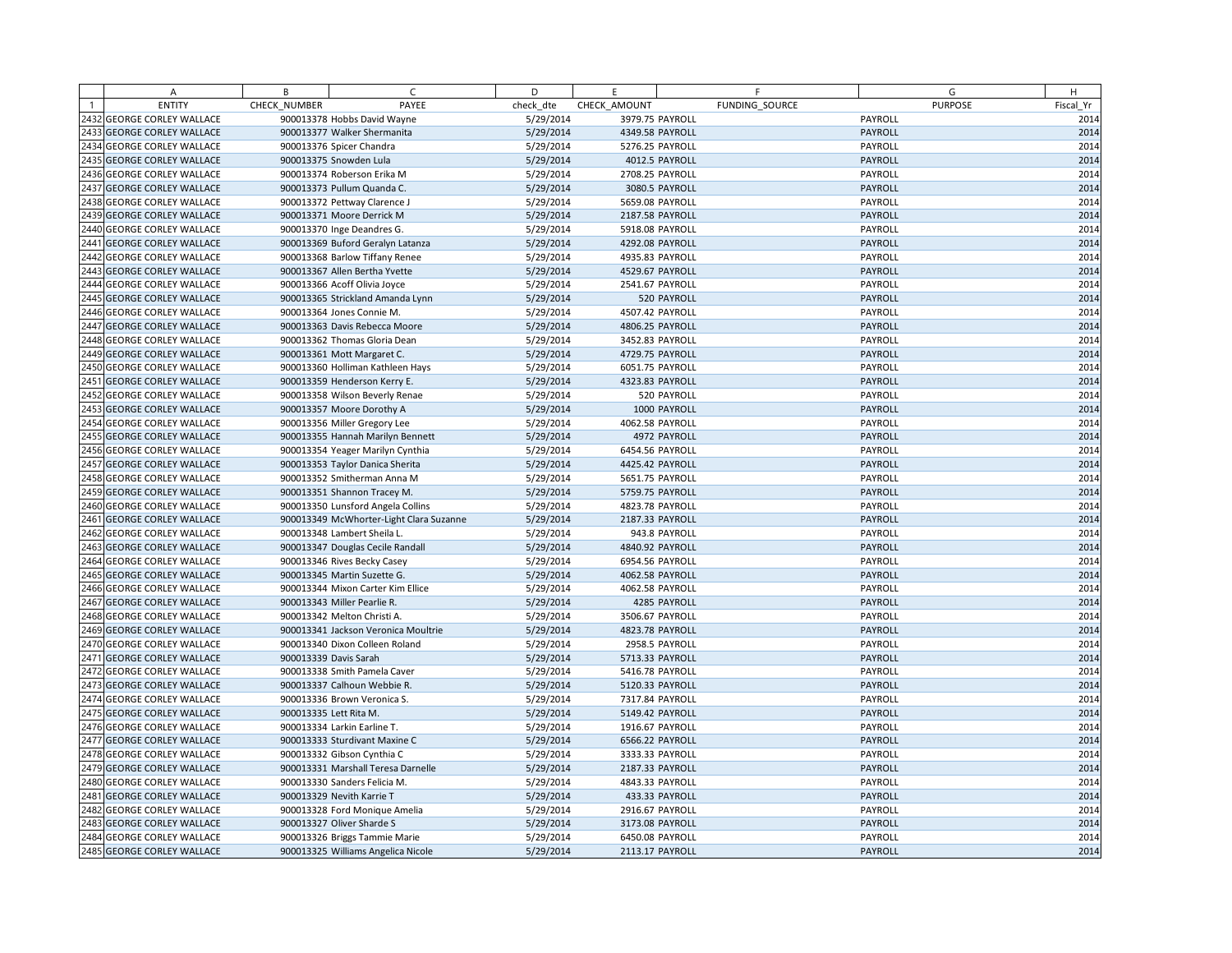| | A | B | C | D | E | F | G | H |
|---|---|---|---|---|---|---|---|---|
| 1 | ENTITY | CHECK_NUMBER | PAYEE | check_dte | CHECK_AMOUNT | FUNDING_SOURCE | PURPOSE | Fiscal_Yr |
| 2432 | GEORGE CORLEY WALLACE | 900013378 | Hobbs David Wayne | 5/29/2014 | 3979.75 | PAYROLL | PAYROLL | 2014 |
| 2433 | GEORGE CORLEY WALLACE | 900013377 | Walker Shermanita | 5/29/2014 | 4349.58 | PAYROLL | PAYROLL | 2014 |
| 2434 | GEORGE CORLEY WALLACE | 900013376 | Spicer Chandra | 5/29/2014 | 5276.25 | PAYROLL | PAYROLL | 2014 |
| 2435 | GEORGE CORLEY WALLACE | 900013375 | Snowden Lula | 5/29/2014 | 4012.5 | PAYROLL | PAYROLL | 2014 |
| 2436 | GEORGE CORLEY WALLACE | 900013374 | Roberson Erika M | 5/29/2014 | 2708.25 | PAYROLL | PAYROLL | 2014 |
| 2437 | GEORGE CORLEY WALLACE | 900013373 | Pullum Quanda C. | 5/29/2014 | 3080.5 | PAYROLL | PAYROLL | 2014 |
| 2438 | GEORGE CORLEY WALLACE | 900013372 | Pettway Clarence J | 5/29/2014 | 5659.08 | PAYROLL | PAYROLL | 2014 |
| 2439 | GEORGE CORLEY WALLACE | 900013371 | Moore Derrick M | 5/29/2014 | 2187.58 | PAYROLL | PAYROLL | 2014 |
| 2440 | GEORGE CORLEY WALLACE | 900013370 | Inge Deandres G. | 5/29/2014 | 5918.08 | PAYROLL | PAYROLL | 2014 |
| 2441 | GEORGE CORLEY WALLACE | 900013369 | Buford Geralyn Latanza | 5/29/2014 | 4292.08 | PAYROLL | PAYROLL | 2014 |
| 2442 | GEORGE CORLEY WALLACE | 900013368 | Barlow Tiffany Renee | 5/29/2014 | 4935.83 | PAYROLL | PAYROLL | 2014 |
| 2443 | GEORGE CORLEY WALLACE | 900013367 | Allen Bertha Yvette | 5/29/2014 | 4529.67 | PAYROLL | PAYROLL | 2014 |
| 2444 | GEORGE CORLEY WALLACE | 900013366 | Acoff Olivia Joyce | 5/29/2014 | 2541.67 | PAYROLL | PAYROLL | 2014 |
| 2445 | GEORGE CORLEY WALLACE | 900013365 | Strickland Amanda Lynn | 5/29/2014 | 520 | PAYROLL | PAYROLL | 2014 |
| 2446 | GEORGE CORLEY WALLACE | 900013364 | Jones Connie M. | 5/29/2014 | 4507.42 | PAYROLL | PAYROLL | 2014 |
| 2447 | GEORGE CORLEY WALLACE | 900013363 | Davis Rebecca Moore | 5/29/2014 | 4806.25 | PAYROLL | PAYROLL | 2014 |
| 2448 | GEORGE CORLEY WALLACE | 900013362 | Thomas Gloria Dean | 5/29/2014 | 3452.83 | PAYROLL | PAYROLL | 2014 |
| 2449 | GEORGE CORLEY WALLACE | 900013361 | Mott Margaret C. | 5/29/2014 | 4729.75 | PAYROLL | PAYROLL | 2014 |
| 2450 | GEORGE CORLEY WALLACE | 900013360 | Holliman Kathleen Hays | 5/29/2014 | 6051.75 | PAYROLL | PAYROLL | 2014 |
| 2451 | GEORGE CORLEY WALLACE | 900013359 | Henderson Kerry E. | 5/29/2014 | 4323.83 | PAYROLL | PAYROLL | 2014 |
| 2452 | GEORGE CORLEY WALLACE | 900013358 | Wilson Beverly Renae | 5/29/2014 | 520 | PAYROLL | PAYROLL | 2014 |
| 2453 | GEORGE CORLEY WALLACE | 900013357 | Moore Dorothy A | 5/29/2014 | 1000 | PAYROLL | PAYROLL | 2014 |
| 2454 | GEORGE CORLEY WALLACE | 900013356 | Miller Gregory Lee | 5/29/2014 | 4062.58 | PAYROLL | PAYROLL | 2014 |
| 2455 | GEORGE CORLEY WALLACE | 900013355 | Hannah Marilyn Bennett | 5/29/2014 | 4972 | PAYROLL | PAYROLL | 2014 |
| 2456 | GEORGE CORLEY WALLACE | 900013354 | Yeager Marilyn Cynthia | 5/29/2014 | 6454.56 | PAYROLL | PAYROLL | 2014 |
| 2457 | GEORGE CORLEY WALLACE | 900013353 | Taylor Danica Sherita | 5/29/2014 | 4425.42 | PAYROLL | PAYROLL | 2014 |
| 2458 | GEORGE CORLEY WALLACE | 900013352 | Smitherman Anna M | 5/29/2014 | 5651.75 | PAYROLL | PAYROLL | 2014 |
| 2459 | GEORGE CORLEY WALLACE | 900013351 | Shannon Tracey M. | 5/29/2014 | 5759.75 | PAYROLL | PAYROLL | 2014 |
| 2460 | GEORGE CORLEY WALLACE | 900013350 | Lunsford Angela Collins | 5/29/2014 | 4823.78 | PAYROLL | PAYROLL | 2014 |
| 2461 | GEORGE CORLEY WALLACE | 900013349 | McWhorter-Light Clara Suzanne | 5/29/2014 | 2187.33 | PAYROLL | PAYROLL | 2014 |
| 2462 | GEORGE CORLEY WALLACE | 900013348 | Lambert Sheila L. | 5/29/2014 | 943.8 | PAYROLL | PAYROLL | 2014 |
| 2463 | GEORGE CORLEY WALLACE | 900013347 | Douglas Cecile Randall | 5/29/2014 | 4840.92 | PAYROLL | PAYROLL | 2014 |
| 2464 | GEORGE CORLEY WALLACE | 900013346 | Rives Becky Casey | 5/29/2014 | 6954.56 | PAYROLL | PAYROLL | 2014 |
| 2465 | GEORGE CORLEY WALLACE | 900013345 | Martin Suzette G. | 5/29/2014 | 4062.58 | PAYROLL | PAYROLL | 2014 |
| 2466 | GEORGE CORLEY WALLACE | 900013344 | Mixon Carter Kim Ellice | 5/29/2014 | 4062.58 | PAYROLL | PAYROLL | 2014 |
| 2467 | GEORGE CORLEY WALLACE | 900013343 | Miller Pearlie R. | 5/29/2014 | 4285 | PAYROLL | PAYROLL | 2014 |
| 2468 | GEORGE CORLEY WALLACE | 900013342 | Melton Christi A. | 5/29/2014 | 3506.67 | PAYROLL | PAYROLL | 2014 |
| 2469 | GEORGE CORLEY WALLACE | 900013341 | Jackson Veronica Moultrie | 5/29/2014 | 4823.78 | PAYROLL | PAYROLL | 2014 |
| 2470 | GEORGE CORLEY WALLACE | 900013340 | Dixon Colleen Roland | 5/29/2014 | 2958.5 | PAYROLL | PAYROLL | 2014 |
| 2471 | GEORGE CORLEY WALLACE | 900013339 | Davis Sarah | 5/29/2014 | 5713.33 | PAYROLL | PAYROLL | 2014 |
| 2472 | GEORGE CORLEY WALLACE | 900013338 | Smith Pamela Caver | 5/29/2014 | 5416.78 | PAYROLL | PAYROLL | 2014 |
| 2473 | GEORGE CORLEY WALLACE | 900013337 | Calhoun Webbie R. | 5/29/2014 | 5120.33 | PAYROLL | PAYROLL | 2014 |
| 2474 | GEORGE CORLEY WALLACE | 900013336 | Brown Veronica S. | 5/29/2014 | 7317.84 | PAYROLL | PAYROLL | 2014 |
| 2475 | GEORGE CORLEY WALLACE | 900013335 | Lett Rita M. | 5/29/2014 | 5149.42 | PAYROLL | PAYROLL | 2014 |
| 2476 | GEORGE CORLEY WALLACE | 900013334 | Larkin Earline T. | 5/29/2014 | 1916.67 | PAYROLL | PAYROLL | 2014 |
| 2477 | GEORGE CORLEY WALLACE | 900013333 | Sturdivant Maxine C | 5/29/2014 | 6566.22 | PAYROLL | PAYROLL | 2014 |
| 2478 | GEORGE CORLEY WALLACE | 900013332 | Gibson Cynthia C | 5/29/2014 | 3333.33 | PAYROLL | PAYROLL | 2014 |
| 2479 | GEORGE CORLEY WALLACE | 900013331 | Marshall Teresa Darnelle | 5/29/2014 | 2187.33 | PAYROLL | PAYROLL | 2014 |
| 2480 | GEORGE CORLEY WALLACE | 900013330 | Sanders Felicia M. | 5/29/2014 | 4843.33 | PAYROLL | PAYROLL | 2014 |
| 2481 | GEORGE CORLEY WALLACE | 900013329 | Nevith Karrie T | 5/29/2014 | 433.33 | PAYROLL | PAYROLL | 2014 |
| 2482 | GEORGE CORLEY WALLACE | 900013328 | Ford Monique Amelia | 5/29/2014 | 2916.67 | PAYROLL | PAYROLL | 2014 |
| 2483 | GEORGE CORLEY WALLACE | 900013327 | Oliver Sharde S | 5/29/2014 | 3173.08 | PAYROLL | PAYROLL | 2014 |
| 2484 | GEORGE CORLEY WALLACE | 900013326 | Briggs Tammie Marie | 5/29/2014 | 6450.08 | PAYROLL | PAYROLL | 2014 |
| 2485 | GEORGE CORLEY WALLACE | 900013325 | Williams Angelica Nicole | 5/29/2014 | 2113.17 | PAYROLL | PAYROLL | 2014 |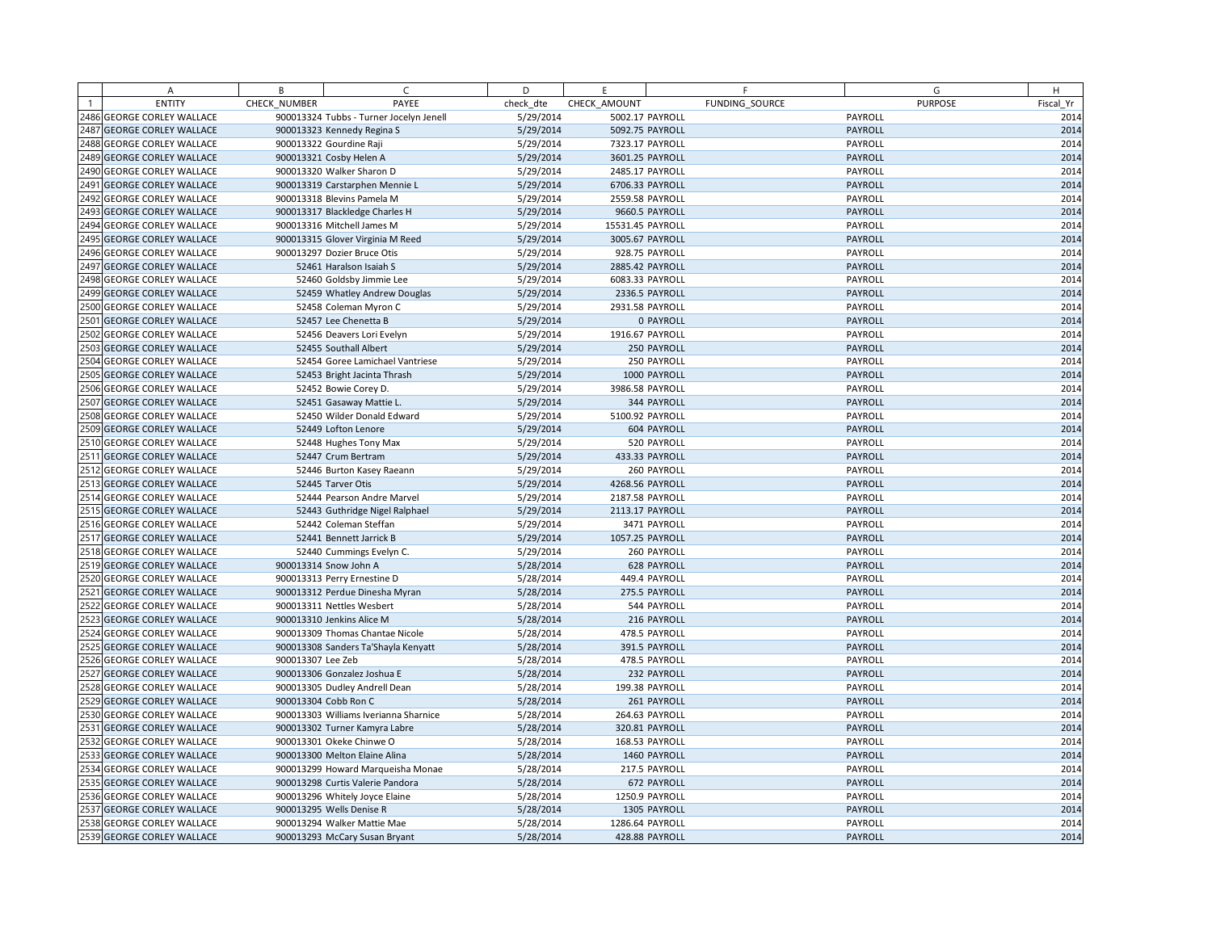| | A | B | C | D | E | F | G | H |
|---|---|---|---|---|---|---|---|---|
| 1 | ENTITY | CHECK_NUMBER | PAYEE | check_dte | CHECK_AMOUNT | FUNDING_SOURCE | PURPOSE | Fiscal_Yr |
| 2486 | GEORGE CORLEY WALLACE | 900013324 | Tubbs - Turner Jocelyn Jenell | 5/29/2014 | 5002.17 | PAYROLL | PAYROLL | 2014 |
| 2487 | GEORGE CORLEY WALLACE | 900013323 | Kennedy Regina S | 5/29/2014 | 5092.75 | PAYROLL | PAYROLL | 2014 |
| 2488 | GEORGE CORLEY WALLACE | 900013322 | Gourdine Raji | 5/29/2014 | 7323.17 | PAYROLL | PAYROLL | 2014 |
| 2489 | GEORGE CORLEY WALLACE | 900013321 | Cosby Helen A | 5/29/2014 | 3601.25 | PAYROLL | PAYROLL | 2014 |
| 2490 | GEORGE CORLEY WALLACE | 900013320 | Walker Sharon D | 5/29/2014 | 2485.17 | PAYROLL | PAYROLL | 2014 |
| 2491 | GEORGE CORLEY WALLACE | 900013319 | Carstarphen Mennie L | 5/29/2014 | 6706.33 | PAYROLL | PAYROLL | 2014 |
| 2492 | GEORGE CORLEY WALLACE | 900013318 | Blevins Pamela M | 5/29/2014 | 2559.58 | PAYROLL | PAYROLL | 2014 |
| 2493 | GEORGE CORLEY WALLACE | 900013317 | Blackledge Charles H | 5/29/2014 | 9660.5 | PAYROLL | PAYROLL | 2014 |
| 2494 | GEORGE CORLEY WALLACE | 900013316 | Mitchell James M | 5/29/2014 | 15531.45 | PAYROLL | PAYROLL | 2014 |
| 2495 | GEORGE CORLEY WALLACE | 900013315 | Glover Virginia M Reed | 5/29/2014 | 3005.67 | PAYROLL | PAYROLL | 2014 |
| 2496 | GEORGE CORLEY WALLACE | 900013297 | Dozier Bruce Otis | 5/29/2014 | 928.75 | PAYROLL | PAYROLL | 2014 |
| 2497 | GEORGE CORLEY WALLACE | 52461 | Haralson Isaiah S | 5/29/2014 | 2885.42 | PAYROLL | PAYROLL | 2014 |
| 2498 | GEORGE CORLEY WALLACE | 52460 | Goldsby Jimmie Lee | 5/29/2014 | 6083.33 | PAYROLL | PAYROLL | 2014 |
| 2499 | GEORGE CORLEY WALLACE | 52459 | Whatley Andrew Douglas | 5/29/2014 | 2336.5 | PAYROLL | PAYROLL | 2014 |
| 2500 | GEORGE CORLEY WALLACE | 52458 | Coleman Myron C | 5/29/2014 | 2931.58 | PAYROLL | PAYROLL | 2014 |
| 2501 | GEORGE CORLEY WALLACE | 52457 | Lee Chenetta B | 5/29/2014 | 0 | PAYROLL | PAYROLL | 2014 |
| 2502 | GEORGE CORLEY WALLACE | 52456 | Deavers Lori Evelyn | 5/29/2014 | 1916.67 | PAYROLL | PAYROLL | 2014 |
| 2503 | GEORGE CORLEY WALLACE | 52455 | Southall Albert | 5/29/2014 | 250 | PAYROLL | PAYROLL | 2014 |
| 2504 | GEORGE CORLEY WALLACE | 52454 | Goree Lamichael Vantriese | 5/29/2014 | 250 | PAYROLL | PAYROLL | 2014 |
| 2505 | GEORGE CORLEY WALLACE | 52453 | Bright Jacinta Thrash | 5/29/2014 | 1000 | PAYROLL | PAYROLL | 2014 |
| 2506 | GEORGE CORLEY WALLACE | 52452 | Bowie Corey D. | 5/29/2014 | 3986.58 | PAYROLL | PAYROLL | 2014 |
| 2507 | GEORGE CORLEY WALLACE | 52451 | Gasaway Mattie L. | 5/29/2014 | 344 | PAYROLL | PAYROLL | 2014 |
| 2508 | GEORGE CORLEY WALLACE | 52450 | Wilder Donald Edward | 5/29/2014 | 5100.92 | PAYROLL | PAYROLL | 2014 |
| 2509 | GEORGE CORLEY WALLACE | 52449 | Lofton Lenore | 5/29/2014 | 604 | PAYROLL | PAYROLL | 2014 |
| 2510 | GEORGE CORLEY WALLACE | 52448 | Hughes Tony Max | 5/29/2014 | 520 | PAYROLL | PAYROLL | 2014 |
| 2511 | GEORGE CORLEY WALLACE | 52447 | Crum Bertram | 5/29/2014 | 433.33 | PAYROLL | PAYROLL | 2014 |
| 2512 | GEORGE CORLEY WALLACE | 52446 | Burton Kasey Raeann | 5/29/2014 | 260 | PAYROLL | PAYROLL | 2014 |
| 2513 | GEORGE CORLEY WALLACE | 52445 | Tarver Otis | 5/29/2014 | 4268.56 | PAYROLL | PAYROLL | 2014 |
| 2514 | GEORGE CORLEY WALLACE | 52444 | Pearson Andre Marvel | 5/29/2014 | 2187.58 | PAYROLL | PAYROLL | 2014 |
| 2515 | GEORGE CORLEY WALLACE | 52443 | Guthridge Nigel Ralphael | 5/29/2014 | 2113.17 | PAYROLL | PAYROLL | 2014 |
| 2516 | GEORGE CORLEY WALLACE | 52442 | Coleman Steffan | 5/29/2014 | 3471 | PAYROLL | PAYROLL | 2014 |
| 2517 | GEORGE CORLEY WALLACE | 52441 | Bennett Jarrick B | 5/29/2014 | 1057.25 | PAYROLL | PAYROLL | 2014 |
| 2518 | GEORGE CORLEY WALLACE | 52440 | Cummings Evelyn C. | 5/29/2014 | 260 | PAYROLL | PAYROLL | 2014 |
| 2519 | GEORGE CORLEY WALLACE | 900013314 | Snow John A | 5/28/2014 | 628 | PAYROLL | PAYROLL | 2014 |
| 2520 | GEORGE CORLEY WALLACE | 900013313 | Perry Ernestine D | 5/28/2014 | 449.4 | PAYROLL | PAYROLL | 2014 |
| 2521 | GEORGE CORLEY WALLACE | 900013312 | Perdue Dinesha Myran | 5/28/2014 | 275.5 | PAYROLL | PAYROLL | 2014 |
| 2522 | GEORGE CORLEY WALLACE | 900013311 | Nettles Wesbert | 5/28/2014 | 544 | PAYROLL | PAYROLL | 2014 |
| 2523 | GEORGE CORLEY WALLACE | 900013310 | Jenkins Alice M | 5/28/2014 | 216 | PAYROLL | PAYROLL | 2014 |
| 2524 | GEORGE CORLEY WALLACE | 900013309 | Thomas Chantae Nicole | 5/28/2014 | 478.5 | PAYROLL | PAYROLL | 2014 |
| 2525 | GEORGE CORLEY WALLACE | 900013308 | Sanders Ta'Shayla Kenyatt | 5/28/2014 | 391.5 | PAYROLL | PAYROLL | 2014 |
| 2526 | GEORGE CORLEY WALLACE | 900013307 | Lee Zeb | 5/28/2014 | 478.5 | PAYROLL | PAYROLL | 2014 |
| 2527 | GEORGE CORLEY WALLACE | 900013306 | Gonzalez Joshua E | 5/28/2014 | 232 | PAYROLL | PAYROLL | 2014 |
| 2528 | GEORGE CORLEY WALLACE | 900013305 | Dudley Andrell Dean | 5/28/2014 | 199.38 | PAYROLL | PAYROLL | 2014 |
| 2529 | GEORGE CORLEY WALLACE | 900013304 | Cobb Ron C | 5/28/2014 | 261 | PAYROLL | PAYROLL | 2014 |
| 2530 | GEORGE CORLEY WALLACE | 900013303 | Williams Iverianna Sharnice | 5/28/2014 | 264.63 | PAYROLL | PAYROLL | 2014 |
| 2531 | GEORGE CORLEY WALLACE | 900013302 | Turner Kamyra Labre | 5/28/2014 | 320.81 | PAYROLL | PAYROLL | 2014 |
| 2532 | GEORGE CORLEY WALLACE | 900013301 | Okeke Chinwe O | 5/28/2014 | 168.53 | PAYROLL | PAYROLL | 2014 |
| 2533 | GEORGE CORLEY WALLACE | 900013300 | Melton Elaine Alina | 5/28/2014 | 1460 | PAYROLL | PAYROLL | 2014 |
| 2534 | GEORGE CORLEY WALLACE | 900013299 | Howard Marqueisha Monae | 5/28/2014 | 217.5 | PAYROLL | PAYROLL | 2014 |
| 2535 | GEORGE CORLEY WALLACE | 900013298 | Curtis Valerie Pandora | 5/28/2014 | 672 | PAYROLL | PAYROLL | 2014 |
| 2536 | GEORGE CORLEY WALLACE | 900013296 | Whitely Joyce Elaine | 5/28/2014 | 1250.9 | PAYROLL | PAYROLL | 2014 |
| 2537 | GEORGE CORLEY WALLACE | 900013295 | Wells Denise R | 5/28/2014 | 1305 | PAYROLL | PAYROLL | 2014 |
| 2538 | GEORGE CORLEY WALLACE | 900013294 | Walker Mattie Mae | 5/28/2014 | 1286.64 | PAYROLL | PAYROLL | 2014 |
| 2539 | GEORGE CORLEY WALLACE | 900013293 | McCary Susan Bryant | 5/28/2014 | 428.88 | PAYROLL | PAYROLL | 2014 |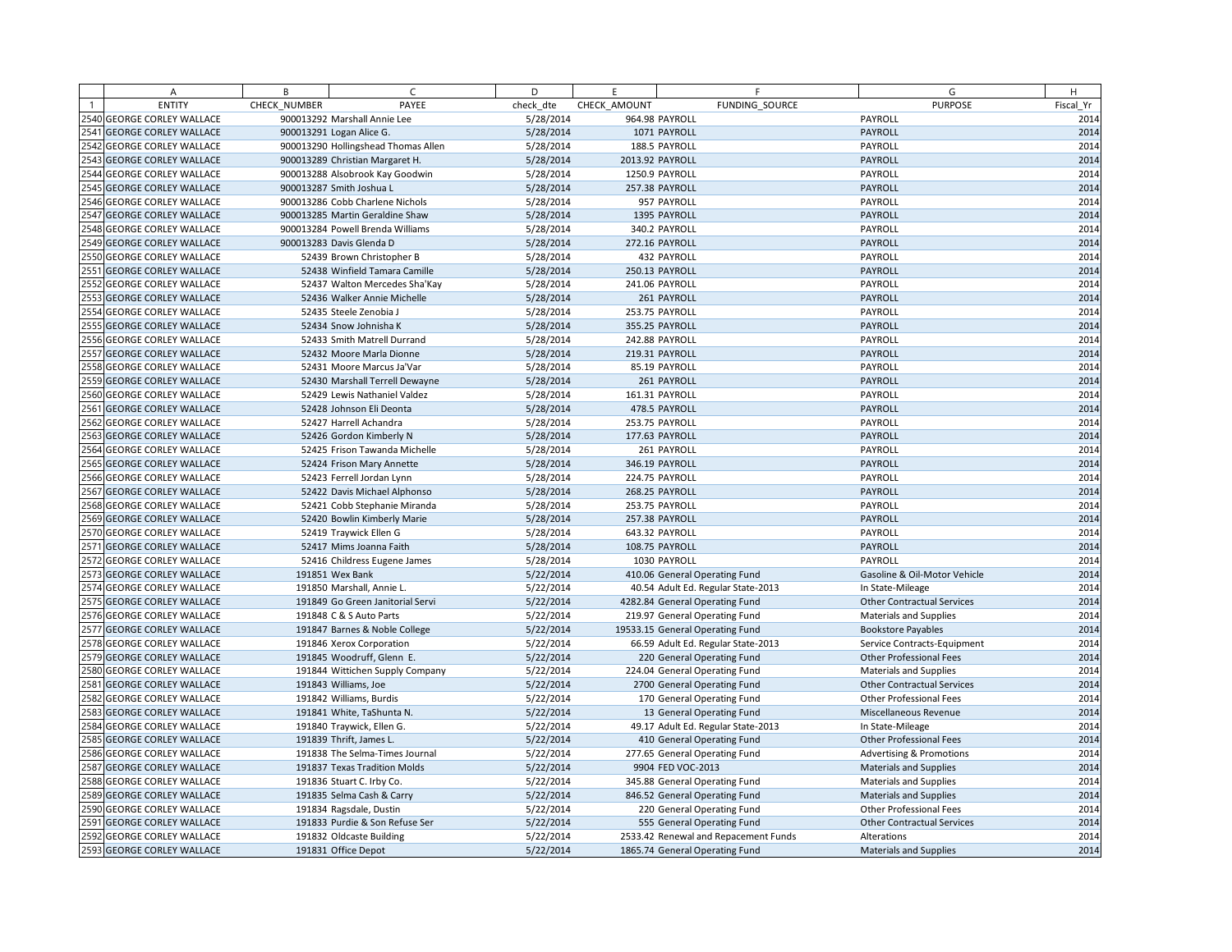| | A | B | C | D | E | F | G | H |
|---|---|---|---|---|---|---|---|---|
| 1 | ENTITY | CHECK_NUMBER | PAYEE | check_dte | CHECK_AMOUNT | FUNDING_SOURCE | PURPOSE | Fiscal_Yr |
| 2540 | GEORGE CORLEY WALLACE | 900013292 | Marshall Annie Lee | 5/28/2014 | 964.98 | PAYROLL | PAYROLL | 2014 |
| 2541 | GEORGE CORLEY WALLACE | 900013291 | Logan Alice G. | 5/28/2014 | 1071 | PAYROLL | PAYROLL | 2014 |
| 2542 | GEORGE CORLEY WALLACE | 900013290 | Hollingshead Thomas Allen | 5/28/2014 | 188.5 | PAYROLL | PAYROLL | 2014 |
| 2543 | GEORGE CORLEY WALLACE | 900013289 | Christian Margaret H. | 5/28/2014 | 2013.92 | PAYROLL | PAYROLL | 2014 |
| 2544 | GEORGE CORLEY WALLACE | 900013288 | Alsobrook Kay Goodwin | 5/28/2014 | 1250.9 | PAYROLL | PAYROLL | 2014 |
| 2545 | GEORGE CORLEY WALLACE | 900013287 | Smith Joshua L | 5/28/2014 | 257.38 | PAYROLL | PAYROLL | 2014 |
| 2546 | GEORGE CORLEY WALLACE | 900013286 | Cobb Charlene Nichols | 5/28/2014 | 957 | PAYROLL | PAYROLL | 2014 |
| 2547 | GEORGE CORLEY WALLACE | 900013285 | Martin Geraldine Shaw | 5/28/2014 | 1395 | PAYROLL | PAYROLL | 2014 |
| 2548 | GEORGE CORLEY WALLACE | 900013284 | Powell Brenda Williams | 5/28/2014 | 340.2 | PAYROLL | PAYROLL | 2014 |
| 2549 | GEORGE CORLEY WALLACE | 900013283 | Davis Glenda D | 5/28/2014 | 272.16 | PAYROLL | PAYROLL | 2014 |
| 2550 | GEORGE CORLEY WALLACE | 52439 | Brown Christopher B | 5/28/2014 | 432 | PAYROLL | PAYROLL | 2014 |
| 2551 | GEORGE CORLEY WALLACE | 52438 | Winfield Tamara Camille | 5/28/2014 | 250.13 | PAYROLL | PAYROLL | 2014 |
| 2552 | GEORGE CORLEY WALLACE | 52437 | Walton Mercedes Sha'Kay | 5/28/2014 | 241.06 | PAYROLL | PAYROLL | 2014 |
| 2553 | GEORGE CORLEY WALLACE | 52436 | Walker Annie Michelle | 5/28/2014 | 261 | PAYROLL | PAYROLL | 2014 |
| 2554 | GEORGE CORLEY WALLACE | 52435 | Steele Zenobia J | 5/28/2014 | 253.75 | PAYROLL | PAYROLL | 2014 |
| 2555 | GEORGE CORLEY WALLACE | 52434 | Snow Johnisha K | 5/28/2014 | 355.25 | PAYROLL | PAYROLL | 2014 |
| 2556 | GEORGE CORLEY WALLACE | 52433 | Smith Matrell Durrand | 5/28/2014 | 242.88 | PAYROLL | PAYROLL | 2014 |
| 2557 | GEORGE CORLEY WALLACE | 52432 | Moore Marla Dionne | 5/28/2014 | 219.31 | PAYROLL | PAYROLL | 2014 |
| 2558 | GEORGE CORLEY WALLACE | 52431 | Moore Marcus Ja'Var | 5/28/2014 | 85.19 | PAYROLL | PAYROLL | 2014 |
| 2559 | GEORGE CORLEY WALLACE | 52430 | Marshall Terrell Dewayne | 5/28/2014 | 261 | PAYROLL | PAYROLL | 2014 |
| 2560 | GEORGE CORLEY WALLACE | 52429 | Lewis Nathaniel Valdez | 5/28/2014 | 161.31 | PAYROLL | PAYROLL | 2014 |
| 2561 | GEORGE CORLEY WALLACE | 52428 | Johnson Eli Deonta | 5/28/2014 | 478.5 | PAYROLL | PAYROLL | 2014 |
| 2562 | GEORGE CORLEY WALLACE | 52427 | Harrell Achandra | 5/28/2014 | 253.75 | PAYROLL | PAYROLL | 2014 |
| 2563 | GEORGE CORLEY WALLACE | 52426 | Gordon Kimberly N | 5/28/2014 | 177.63 | PAYROLL | PAYROLL | 2014 |
| 2564 | GEORGE CORLEY WALLACE | 52425 | Frison Tawanda Michelle | 5/28/2014 | 261 | PAYROLL | PAYROLL | 2014 |
| 2565 | GEORGE CORLEY WALLACE | 52424 | Frison Mary Annette | 5/28/2014 | 346.19 | PAYROLL | PAYROLL | 2014 |
| 2566 | GEORGE CORLEY WALLACE | 52423 | Ferrell Jordan Lynn | 5/28/2014 | 224.75 | PAYROLL | PAYROLL | 2014 |
| 2567 | GEORGE CORLEY WALLACE | 52422 | Davis Michael Alphonso | 5/28/2014 | 268.25 | PAYROLL | PAYROLL | 2014 |
| 2568 | GEORGE CORLEY WALLACE | 52421 | Cobb Stephanie Miranda | 5/28/2014 | 253.75 | PAYROLL | PAYROLL | 2014 |
| 2569 | GEORGE CORLEY WALLACE | 52420 | Bowlin Kimberly Marie | 5/28/2014 | 257.38 | PAYROLL | PAYROLL | 2014 |
| 2570 | GEORGE CORLEY WALLACE | 52419 | Traywick Ellen G | 5/28/2014 | 643.32 | PAYROLL | PAYROLL | 2014 |
| 2571 | GEORGE CORLEY WALLACE | 52417 | Mims Joanna Faith | 5/28/2014 | 108.75 | PAYROLL | PAYROLL | 2014 |
| 2572 | GEORGE CORLEY WALLACE | 52416 | Childress Eugene James | 5/28/2014 | 1030 | PAYROLL | PAYROLL | 2014 |
| 2573 | GEORGE CORLEY WALLACE | 191851 | Wex Bank | 5/22/2014 | 410.06 | General Operating Fund | Gasoline & Oil-Motor Vehicle | 2014 |
| 2574 | GEORGE CORLEY WALLACE | 191850 | Marshall, Annie L. | 5/22/2014 | 40.54 | Adult Ed. Regular State-2013 | In State-Mileage | 2014 |
| 2575 | GEORGE CORLEY WALLACE | 191849 | Go Green Janitorial Servi | 5/22/2014 | 4282.84 | General Operating Fund | Other Contractual Services | 2014 |
| 2576 | GEORGE CORLEY WALLACE | 191848 | C & S Auto Parts | 5/22/2014 | 219.97 | General Operating Fund | Materials and Supplies | 2014 |
| 2577 | GEORGE CORLEY WALLACE | 191847 | Barnes & Noble College | 5/22/2014 | 19533.15 | General Operating Fund | Bookstore Payables | 2014 |
| 2578 | GEORGE CORLEY WALLACE | 191846 | Xerox Corporation | 5/22/2014 | 66.59 | Adult Ed. Regular State-2013 | Service Contracts-Equipment | 2014 |
| 2579 | GEORGE CORLEY WALLACE | 191845 | Woodruff, Glenn E. | 5/22/2014 | 220 | General Operating Fund | Other Professional Fees | 2014 |
| 2580 | GEORGE CORLEY WALLACE | 191844 | Wittichen Supply Company | 5/22/2014 | 224.04 | General Operating Fund | Materials and Supplies | 2014 |
| 2581 | GEORGE CORLEY WALLACE | 191843 | Williams, Joe | 5/22/2014 | 2700 | General Operating Fund | Other Contractual Services | 2014 |
| 2582 | GEORGE CORLEY WALLACE | 191842 | Williams, Burdis | 5/22/2014 | 170 | General Operating Fund | Other Professional Fees | 2014 |
| 2583 | GEORGE CORLEY WALLACE | 191841 | White, TaShunta N. | 5/22/2014 | 13 | General Operating Fund | Miscellaneous Revenue | 2014 |
| 2584 | GEORGE CORLEY WALLACE | 191840 | Traywick, Ellen G. | 5/22/2014 | 49.17 | Adult Ed. Regular State-2013 | In State-Mileage | 2014 |
| 2585 | GEORGE CORLEY WALLACE | 191839 | Thrift, James L. | 5/22/2014 | 410 | General Operating Fund | Other Professional Fees | 2014 |
| 2586 | GEORGE CORLEY WALLACE | 191838 | The Selma-Times Journal | 5/22/2014 | 277.65 | General Operating Fund | Advertising & Promotions | 2014 |
| 2587 | GEORGE CORLEY WALLACE | 191837 | Texas Tradition Molds | 5/22/2014 | 9904 | FED VOC-2013 | Materials and Supplies | 2014 |
| 2588 | GEORGE CORLEY WALLACE | 191836 | Stuart C. Irby Co. | 5/22/2014 | 345.88 | General Operating Fund | Materials and Supplies | 2014 |
| 2589 | GEORGE CORLEY WALLACE | 191835 | Selma Cash & Carry | 5/22/2014 | 846.52 | General Operating Fund | Materials and Supplies | 2014 |
| 2590 | GEORGE CORLEY WALLACE | 191834 | Ragsdale, Dustin | 5/22/2014 | 220 | General Operating Fund | Other Professional Fees | 2014 |
| 2591 | GEORGE CORLEY WALLACE | 191833 | Purdie & Son Refuse Ser | 5/22/2014 | 555 | General Operating Fund | Other Contractual Services | 2014 |
| 2592 | GEORGE CORLEY WALLACE | 191832 | Oldcaste Building | 5/22/2014 | 2533.42 | Renewal and Repacement Funds | Alterations | 2014 |
| 2593 | GEORGE CORLEY WALLACE | 191831 | Office Depot | 5/22/2014 | 1865.74 | General Operating Fund | Materials and Supplies | 2014 |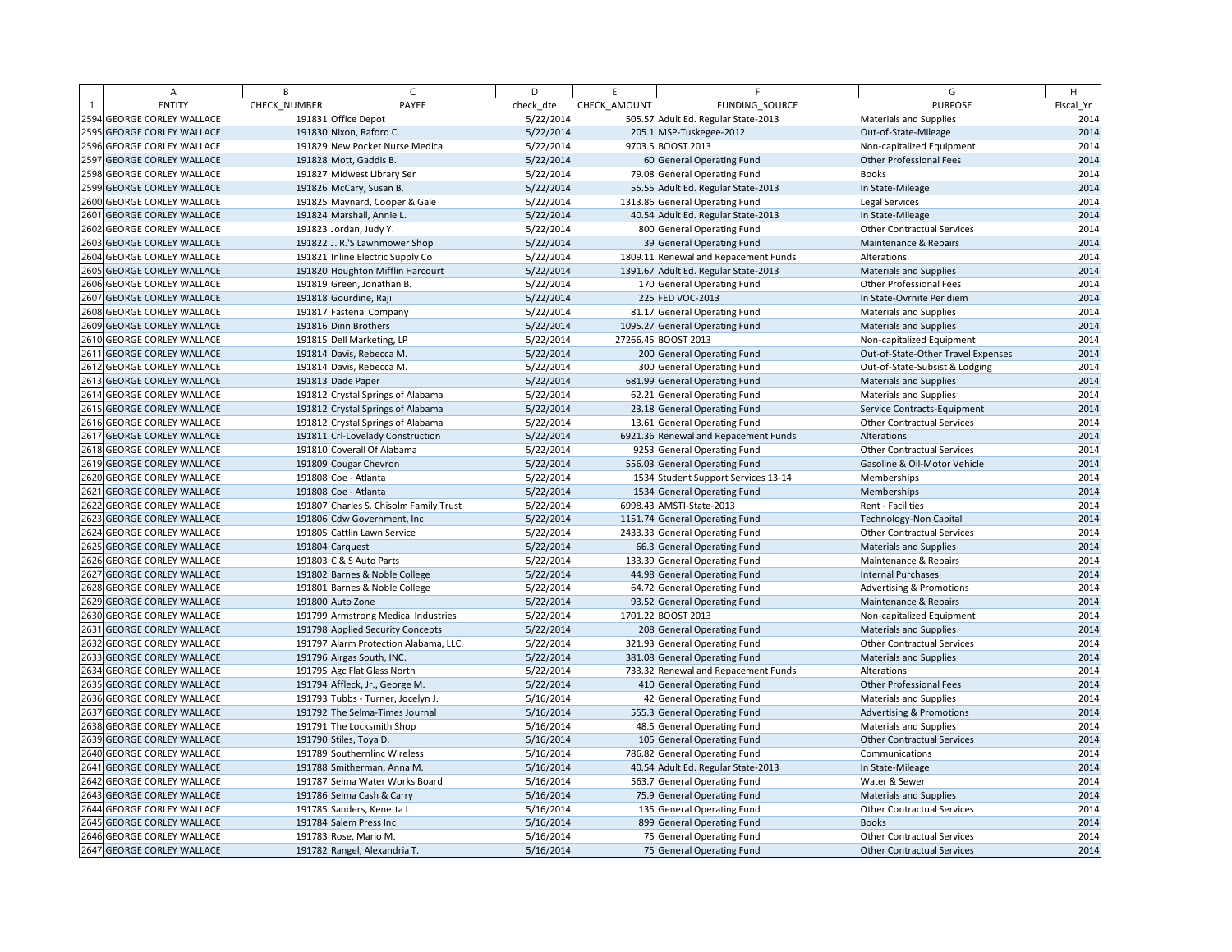| | A | B | C | D | E | F | G | H |
|---|---|---|---|---|---|---|---|---|
| 1 | ENTITY | CHECK_NUMBER | PAYEE | check_dte | CHECK_AMOUNT | FUNDING_SOURCE | PURPOSE | Fiscal_Yr |
| 2594 | GEORGE CORLEY WALLACE | 191831 | Office Depot | 5/22/2014 | 505.57 | Adult Ed. Regular State-2013 | Materials and Supplies | 2014 |
| 2595 | GEORGE CORLEY WALLACE | 191830 | Nixon, Raford C. | 5/22/2014 | 205.1 | MSP-Tuskegee-2012 | Out-of-State-Mileage | 2014 |
| 2596 | GEORGE CORLEY WALLACE | 191829 | New Pocket Nurse Medical | 5/22/2014 | 9703.5 | BOOST 2013 | Non-capitalized Equipment | 2014 |
| 2597 | GEORGE CORLEY WALLACE | 191828 | Mott, Gaddis B. | 5/22/2014 | 60 | General Operating Fund | Other Professional Fees | 2014 |
| 2598 | GEORGE CORLEY WALLACE | 191827 | Midwest Library Ser | 5/22/2014 | 79.08 | General Operating Fund | Books | 2014 |
| 2599 | GEORGE CORLEY WALLACE | 191826 | McCary, Susan B. | 5/22/2014 | 55.55 | Adult Ed. Regular State-2013 | In State-Mileage | 2014 |
| 2600 | GEORGE CORLEY WALLACE | 191825 | Maynard, Cooper & Gale | 5/22/2014 | 1313.86 | General Operating Fund | Legal Services | 2014 |
| 2601 | GEORGE CORLEY WALLACE | 191824 | Marshall, Annie L. | 5/22/2014 | 40.54 | Adult Ed. Regular State-2013 | In State-Mileage | 2014 |
| 2602 | GEORGE CORLEY WALLACE | 191823 | Jordan, Judy Y. | 5/22/2014 | 800 | General Operating Fund | Other Contractual Services | 2014 |
| 2603 | GEORGE CORLEY WALLACE | 191822 | J. R.'S Lawnmower Shop | 5/22/2014 | 39 | General Operating Fund | Maintenance & Repairs | 2014 |
| 2604 | GEORGE CORLEY WALLACE | 191821 | Inline Electric Supply Co | 5/22/2014 | 1809.11 | Renewal and Repacement Funds | Alterations | 2014 |
| 2605 | GEORGE CORLEY WALLACE | 191820 | Houghton Mifflin Harcourt | 5/22/2014 | 1391.67 | Adult Ed. Regular State-2013 | Materials and Supplies | 2014 |
| 2606 | GEORGE CORLEY WALLACE | 191819 | Green, Jonathan B. | 5/22/2014 | 170 | General Operating Fund | Other Professional Fees | 2014 |
| 2607 | GEORGE CORLEY WALLACE | 191818 | Gourdine, Raji | 5/22/2014 | 225 | FED VOC-2013 | In State-Ovrnite Per diem | 2014 |
| 2608 | GEORGE CORLEY WALLACE | 191817 | Fastenal Company | 5/22/2014 | 81.17 | General Operating Fund | Materials and Supplies | 2014 |
| 2609 | GEORGE CORLEY WALLACE | 191816 | Dinn Brothers | 5/22/2014 | 1095.27 | General Operating Fund | Materials and Supplies | 2014 |
| 2610 | GEORGE CORLEY WALLACE | 191815 | Dell Marketing, LP | 5/22/2014 | 27266.45 | BOOST 2013 | Non-capitalized Equipment | 2014 |
| 2611 | GEORGE CORLEY WALLACE | 191814 | Davis, Rebecca M. | 5/22/2014 | 200 | General Operating Fund | Out-of-State-Other Travel Expenses | 2014 |
| 2612 | GEORGE CORLEY WALLACE | 191814 | Davis, Rebecca M. | 5/22/2014 | 300 | General Operating Fund | Out-of-State-Subsist & Lodging | 2014 |
| 2613 | GEORGE CORLEY WALLACE | 191813 | Dade Paper | 5/22/2014 | 681.99 | General Operating Fund | Materials and Supplies | 2014 |
| 2614 | GEORGE CORLEY WALLACE | 191812 | Crystal Springs of Alabama | 5/22/2014 | 62.21 | General Operating Fund | Materials and Supplies | 2014 |
| 2615 | GEORGE CORLEY WALLACE | 191812 | Crystal Springs of Alabama | 5/22/2014 | 23.18 | General Operating Fund | Service Contracts-Equipment | 2014 |
| 2616 | GEORGE CORLEY WALLACE | 191812 | Crystal Springs of Alabama | 5/22/2014 | 13.61 | General Operating Fund | Other Contractual Services | 2014 |
| 2617 | GEORGE CORLEY WALLACE | 191811 | Crl-Lovelady Construction | 5/22/2014 | 6921.36 | Renewal and Repacement Funds | Alterations | 2014 |
| 2618 | GEORGE CORLEY WALLACE | 191810 | Coverall Of Alabama | 5/22/2014 | 9253 | General Operating Fund | Other Contractual Services | 2014 |
| 2619 | GEORGE CORLEY WALLACE | 191809 | Cougar Chevron | 5/22/2014 | 556.03 | General Operating Fund | Gasoline & Oil-Motor Vehicle | 2014 |
| 2620 | GEORGE CORLEY WALLACE | 191808 | Coe - Atlanta | 5/22/2014 | 1534 | Student Support Services 13-14 | Memberships | 2014 |
| 2621 | GEORGE CORLEY WALLACE | 191808 | Coe - Atlanta | 5/22/2014 | 1534 | General Operating Fund | Memberships | 2014 |
| 2622 | GEORGE CORLEY WALLACE | 191807 | Charles S. Chisolm Family Trust | 5/22/2014 | 6998.43 | AMSTI-State-2013 | Rent - Facilities | 2014 |
| 2623 | GEORGE CORLEY WALLACE | 191806 | Cdw Government, Inc | 5/22/2014 | 1151.74 | General Operating Fund | Technology-Non Capital | 2014 |
| 2624 | GEORGE CORLEY WALLACE | 191805 | Cattlin Lawn Service | 5/22/2014 | 2433.33 | General Operating Fund | Other Contractual Services | 2014 |
| 2625 | GEORGE CORLEY WALLACE | 191804 | Carquest | 5/22/2014 | 66.3 | General Operating Fund | Materials and Supplies | 2014 |
| 2626 | GEORGE CORLEY WALLACE | 191803 | C & S Auto Parts | 5/22/2014 | 133.39 | General Operating Fund | Maintenance & Repairs | 2014 |
| 2627 | GEORGE CORLEY WALLACE | 191802 | Barnes & Noble College | 5/22/2014 | 44.98 | General Operating Fund | Internal Purchases | 2014 |
| 2628 | GEORGE CORLEY WALLACE | 191801 | Barnes & Noble College | 5/22/2014 | 64.72 | General Operating Fund | Advertising & Promotions | 2014 |
| 2629 | GEORGE CORLEY WALLACE | 191800 | Auto Zone | 5/22/2014 | 93.52 | General Operating Fund | Maintenance & Repairs | 2014 |
| 2630 | GEORGE CORLEY WALLACE | 191799 | Armstrong Medical Industries | 5/22/2014 | 1701.22 | BOOST 2013 | Non-capitalized Equipment | 2014 |
| 2631 | GEORGE CORLEY WALLACE | 191798 | Applied Security Concepts | 5/22/2014 | 208 | General Operating Fund | Materials and Supplies | 2014 |
| 2632 | GEORGE CORLEY WALLACE | 191797 | Alarm Protection Alabama, LLC. | 5/22/2014 | 321.93 | General Operating Fund | Other Contractual Services | 2014 |
| 2633 | GEORGE CORLEY WALLACE | 191796 | Airgas South, INC. | 5/22/2014 | 381.08 | General Operating Fund | Materials and Supplies | 2014 |
| 2634 | GEORGE CORLEY WALLACE | 191795 | Agc Flat Glass North | 5/22/2014 | 733.32 | Renewal and Repacement Funds | Alterations | 2014 |
| 2635 | GEORGE CORLEY WALLACE | 191794 | Affleck, Jr., George M. | 5/22/2014 | 410 | General Operating Fund | Other Professional Fees | 2014 |
| 2636 | GEORGE CORLEY WALLACE | 191793 | Tubbs - Turner, Jocelyn J. | 5/16/2014 | 42 | General Operating Fund | Materials and Supplies | 2014 |
| 2637 | GEORGE CORLEY WALLACE | 191792 | The Selma-Times Journal | 5/16/2014 | 555.3 | General Operating Fund | Advertising & Promotions | 2014 |
| 2638 | GEORGE CORLEY WALLACE | 191791 | The Locksmith Shop | 5/16/2014 | 48.5 | General Operating Fund | Materials and Supplies | 2014 |
| 2639 | GEORGE CORLEY WALLACE | 191790 | Stiles, Toya D. | 5/16/2014 | 105 | General Operating Fund | Other Contractual Services | 2014 |
| 2640 | GEORGE CORLEY WALLACE | 191789 | Southernlinc Wireless | 5/16/2014 | 786.82 | General Operating Fund | Communications | 2014 |
| 2641 | GEORGE CORLEY WALLACE | 191788 | Smitherman, Anna M. | 5/16/2014 | 40.54 | Adult Ed. Regular State-2013 | In State-Mileage | 2014 |
| 2642 | GEORGE CORLEY WALLACE | 191787 | Selma Water Works Board | 5/16/2014 | 563.7 | General Operating Fund | Water & Sewer | 2014 |
| 2643 | GEORGE CORLEY WALLACE | 191786 | Selma Cash & Carry | 5/16/2014 | 75.9 | General Operating Fund | Materials and Supplies | 2014 |
| 2644 | GEORGE CORLEY WALLACE | 191785 | Sanders, Kenetta L. | 5/16/2014 | 135 | General Operating Fund | Other Contractual Services | 2014 |
| 2645 | GEORGE CORLEY WALLACE | 191784 | Salem Press Inc | 5/16/2014 | 899 | General Operating Fund | Books | 2014 |
| 2646 | GEORGE CORLEY WALLACE | 191783 | Rose, Mario M. | 5/16/2014 | 75 | General Operating Fund | Other Contractual Services | 2014 |
| 2647 | GEORGE CORLEY WALLACE | 191782 | Rangel, Alexandria T. | 5/16/2014 | 75 | General Operating Fund | Other Contractual Services | 2014 |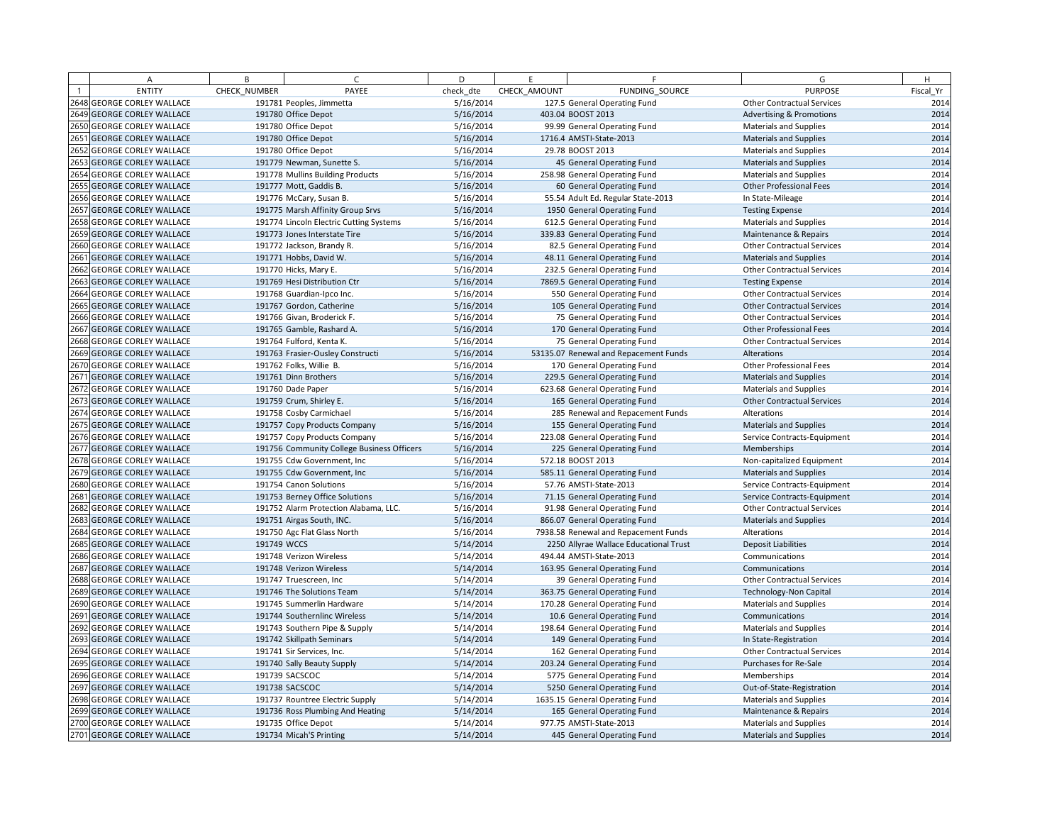| | A | B | C | D | E | F | G | H |
|---|---|---|---|---|---|---|---|---|
| 1 | ENTITY | CHECK_NUMBER | PAYEE | check_dte | CHECK_AMOUNT | FUNDING_SOURCE | PURPOSE | Fiscal_Yr |
| 2648 | GEORGE CORLEY WALLACE | 191781 | Peoples, Jimmetta | 5/16/2014 | 127.5 | General Operating Fund | Other Contractual Services | 2014 |
| 2649 | GEORGE CORLEY WALLACE | 191780 | Office Depot | 5/16/2014 | 403.04 | BOOST 2013 | Advertising & Promotions | 2014 |
| 2650 | GEORGE CORLEY WALLACE | 191780 | Office Depot | 5/16/2014 | 99.99 | General Operating Fund | Materials and Supplies | 2014 |
| 2651 | GEORGE CORLEY WALLACE | 191780 | Office Depot | 5/16/2014 | 1716.4 | AMSTI-State-2013 | Materials and Supplies | 2014 |
| 2652 | GEORGE CORLEY WALLACE | 191780 | Office Depot | 5/16/2014 | 29.78 | BOOST 2013 | Materials and Supplies | 2014 |
| 2653 | GEORGE CORLEY WALLACE | 191779 | Newman, Sunette S. | 5/16/2014 | 45 | General Operating Fund | Materials and Supplies | 2014 |
| 2654 | GEORGE CORLEY WALLACE | 191778 | Mullins Building Products | 5/16/2014 | 258.98 | General Operating Fund | Materials and Supplies | 2014 |
| 2655 | GEORGE CORLEY WALLACE | 191777 | Mott, Gaddis B. | 5/16/2014 | 60 | General Operating Fund | Other Professional Fees | 2014 |
| 2656 | GEORGE CORLEY WALLACE | 191776 | McCary, Susan B. | 5/16/2014 | 55.54 | Adult Ed. Regular State-2013 | In State-Mileage | 2014 |
| 2657 | GEORGE CORLEY WALLACE | 191775 | Marsh Affinity Group Srvs | 5/16/2014 | 1950 | General Operating Fund | Testing Expense | 2014 |
| 2658 | GEORGE CORLEY WALLACE | 191774 | Lincoln Electric Cutting Systems | 5/16/2014 | 612.5 | General Operating Fund | Materials and Supplies | 2014 |
| 2659 | GEORGE CORLEY WALLACE | 191773 | Jones Interstate Tire | 5/16/2014 | 339.83 | General Operating Fund | Maintenance & Repairs | 2014 |
| 2660 | GEORGE CORLEY WALLACE | 191772 | Jackson, Brandy R. | 5/16/2014 | 82.5 | General Operating Fund | Other Contractual Services | 2014 |
| 2661 | GEORGE CORLEY WALLACE | 191771 | Hobbs, David W. | 5/16/2014 | 48.11 | General Operating Fund | Materials and Supplies | 2014 |
| 2662 | GEORGE CORLEY WALLACE | 191770 | Hicks, Mary E. | 5/16/2014 | 232.5 | General Operating Fund | Other Contractual Services | 2014 |
| 2663 | GEORGE CORLEY WALLACE | 191769 | Hesi Distribution Ctr | 5/16/2014 | 7869.5 | General Operating Fund | Testing Expense | 2014 |
| 2664 | GEORGE CORLEY WALLACE | 191768 | Guardian-Ipco Inc. | 5/16/2014 | 550 | General Operating Fund | Other Contractual Services | 2014 |
| 2665 | GEORGE CORLEY WALLACE | 191767 | Gordon, Catherine | 5/16/2014 | 105 | General Operating Fund | Other Contractual Services | 2014 |
| 2666 | GEORGE CORLEY WALLACE | 191766 | Givan, Broderick F. | 5/16/2014 | 75 | General Operating Fund | Other Contractual Services | 2014 |
| 2667 | GEORGE CORLEY WALLACE | 191765 | Gamble, Rashard A. | 5/16/2014 | 170 | General Operating Fund | Other Professional Fees | 2014 |
| 2668 | GEORGE CORLEY WALLACE | 191764 | Fulford, Kenta K. | 5/16/2014 | 75 | General Operating Fund | Other Contractual Services | 2014 |
| 2669 | GEORGE CORLEY WALLACE | 191763 | Frasier-Ousley Constructi | 5/16/2014 | 53135.07 | Renewal and Repacement Funds | Alterations | 2014 |
| 2670 | GEORGE CORLEY WALLACE | 191762 | Folks, Willie B. | 5/16/2014 | 170 | General Operating Fund | Other Professional Fees | 2014 |
| 2671 | GEORGE CORLEY WALLACE | 191761 | Dinn Brothers | 5/16/2014 | 229.5 | General Operating Fund | Materials and Supplies | 2014 |
| 2672 | GEORGE CORLEY WALLACE | 191760 | Dade Paper | 5/16/2014 | 623.68 | General Operating Fund | Materials and Supplies | 2014 |
| 2673 | GEORGE CORLEY WALLACE | 191759 | Crum, Shirley E. | 5/16/2014 | 165 | General Operating Fund | Other Contractual Services | 2014 |
| 2674 | GEORGE CORLEY WALLACE | 191758 | Cosby Carmichael | 5/16/2014 | 285 | Renewal and Repacement Funds | Alterations | 2014 |
| 2675 | GEORGE CORLEY WALLACE | 191757 | Copy Products Company | 5/16/2014 | 155 | General Operating Fund | Materials and Supplies | 2014 |
| 2676 | GEORGE CORLEY WALLACE | 191757 | Copy Products Company | 5/16/2014 | 223.08 | General Operating Fund | Service Contracts-Equipment | 2014 |
| 2677 | GEORGE CORLEY WALLACE | 191756 | Community College Business Officers | 5/16/2014 | 225 | General Operating Fund | Memberships | 2014 |
| 2678 | GEORGE CORLEY WALLACE | 191755 | Cdw Government, Inc | 5/16/2014 | 572.18 | BOOST 2013 | Non-capitalized Equipment | 2014 |
| 2679 | GEORGE CORLEY WALLACE | 191755 | Cdw Government, Inc | 5/16/2014 | 585.11 | General Operating Fund | Materials and Supplies | 2014 |
| 2680 | GEORGE CORLEY WALLACE | 191754 | Canon Solutions | 5/16/2014 | 57.76 | AMSTI-State-2013 | Service Contracts-Equipment | 2014 |
| 2681 | GEORGE CORLEY WALLACE | 191753 | Berney Office Solutions | 5/16/2014 | 71.15 | General Operating Fund | Service Contracts-Equipment | 2014 |
| 2682 | GEORGE CORLEY WALLACE | 191752 | Alarm Protection Alabama, LLC. | 5/16/2014 | 91.98 | General Operating Fund | Other Contractual Services | 2014 |
| 2683 | GEORGE CORLEY WALLACE | 191751 | Airgas South, INC. | 5/16/2014 | 866.07 | General Operating Fund | Materials and Supplies | 2014 |
| 2684 | GEORGE CORLEY WALLACE | 191750 | Agc Flat Glass North | 5/16/2014 | 7938.58 | Renewal and Repacement Funds | Alterations | 2014 |
| 2685 | GEORGE CORLEY WALLACE | 191749 | WCCS | 5/14/2014 | 2250 | Allyrae Wallace Educational Trust | Deposit Liabilities | 2014 |
| 2686 | GEORGE CORLEY WALLACE | 191748 | Verizon Wireless | 5/14/2014 | 494.44 | AMSTI-State-2013 | Communications | 2014 |
| 2687 | GEORGE CORLEY WALLACE | 191748 | Verizon Wireless | 5/14/2014 | 163.95 | General Operating Fund | Communications | 2014 |
| 2688 | GEORGE CORLEY WALLACE | 191747 | Truescreen, Inc | 5/14/2014 | 39 | General Operating Fund | Other Contractual Services | 2014 |
| 2689 | GEORGE CORLEY WALLACE | 191746 | The Solutions Team | 5/14/2014 | 363.75 | General Operating Fund | Technology-Non Capital | 2014 |
| 2690 | GEORGE CORLEY WALLACE | 191745 | Summerlin Hardware | 5/14/2014 | 170.28 | General Operating Fund | Materials and Supplies | 2014 |
| 2691 | GEORGE CORLEY WALLACE | 191744 | Southernlinc Wireless | 5/14/2014 | 10.6 | General Operating Fund | Communications | 2014 |
| 2692 | GEORGE CORLEY WALLACE | 191743 | Southern Pipe & Supply | 5/14/2014 | 198.64 | General Operating Fund | Materials and Supplies | 2014 |
| 2693 | GEORGE CORLEY WALLACE | 191742 | Skillpath Seminars | 5/14/2014 | 149 | General Operating Fund | In State-Registration | 2014 |
| 2694 | GEORGE CORLEY WALLACE | 191741 | Sir Services, Inc. | 5/14/2014 | 162 | General Operating Fund | Other Contractual Services | 2014 |
| 2695 | GEORGE CORLEY WALLACE | 191740 | Sally Beauty Supply | 5/14/2014 | 203.24 | General Operating Fund | Purchases for Re-Sale | 2014 |
| 2696 | GEORGE CORLEY WALLACE | 191739 | SACSCOC | 5/14/2014 | 5775 | General Operating Fund | Memberships | 2014 |
| 2697 | GEORGE CORLEY WALLACE | 191738 | SACSCOC | 5/14/2014 | 5250 | General Operating Fund | Out-of-State-Registration | 2014 |
| 2698 | GEORGE CORLEY WALLACE | 191737 | Rountree Electric Supply | 5/14/2014 | 1635.15 | General Operating Fund | Materials and Supplies | 2014 |
| 2699 | GEORGE CORLEY WALLACE | 191736 | Ross Plumbing And Heating | 5/14/2014 | 165 | General Operating Fund | Maintenance & Repairs | 2014 |
| 2700 | GEORGE CORLEY WALLACE | 191735 | Office Depot | 5/14/2014 | 977.75 | AMSTI-State-2013 | Materials and Supplies | 2014 |
| 2701 | GEORGE CORLEY WALLACE | 191734 | Micah'S Printing | 5/14/2014 | 445 | General Operating Fund | Materials and Supplies | 2014 |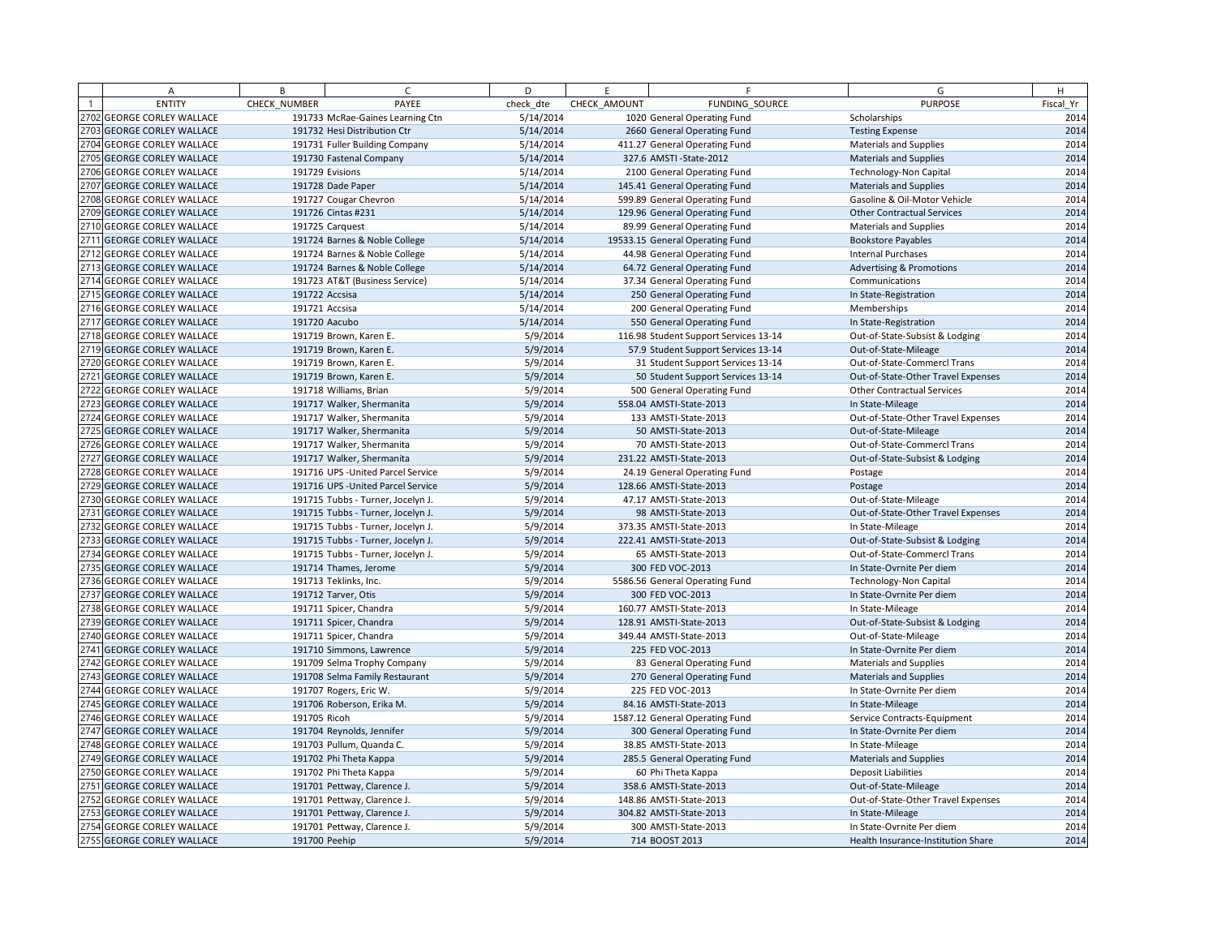| | A | B | C | D | E | F | G | H |
|---|---|---|---|---|---|---|---|---|
| 1 | ENTITY | CHECK_NUMBER | PAYEE | check_dte | CHECK_AMOUNT | FUNDING_SOURCE | PURPOSE | Fiscal_Yr |
| 2702 | GEORGE CORLEY WALLACE | 191733 | McRae-Gaines Learning Ctn | 5/14/2014 | 1020 | General Operating Fund | Scholarships | 2014 |
| 2703 | GEORGE CORLEY WALLACE | 191732 | Hesi Distribution Ctr | 5/14/2014 | 2660 | General Operating Fund | Testing Expense | 2014 |
| 2704 | GEORGE CORLEY WALLACE | 191731 | Fuller Building Company | 5/14/2014 | 411.27 | General Operating Fund | Materials and Supplies | 2014 |
| 2705 | GEORGE CORLEY WALLACE | 191730 | Fastenal Company | 5/14/2014 | 327.6 | AMSTI -State-2012 | Materials and Supplies | 2014 |
| 2706 | GEORGE CORLEY WALLACE | 191729 | Evisions | 5/14/2014 | 2100 | General Operating Fund | Technology-Non Capital | 2014 |
| 2707 | GEORGE CORLEY WALLACE | 191728 | Dade Paper | 5/14/2014 | 145.41 | General Operating Fund | Materials and Supplies | 2014 |
| 2708 | GEORGE CORLEY WALLACE | 191727 | Cougar Chevron | 5/14/2014 | 599.89 | General Operating Fund | Gasoline & Oil-Motor Vehicle | 2014 |
| 2709 | GEORGE CORLEY WALLACE | 191726 | Cintas #231 | 5/14/2014 | 129.96 | General Operating Fund | Other Contractual Services | 2014 |
| 2710 | GEORGE CORLEY WALLACE | 191725 | Carquest | 5/14/2014 | 89.99 | General Operating Fund | Materials and Supplies | 2014 |
| 2711 | GEORGE CORLEY WALLACE | 191724 | Barnes & Noble College | 5/14/2014 | 19533.15 | General Operating Fund | Bookstore Payables | 2014 |
| 2712 | GEORGE CORLEY WALLACE | 191724 | Barnes & Noble College | 5/14/2014 | 44.98 | General Operating Fund | Internal Purchases | 2014 |
| 2713 | GEORGE CORLEY WALLACE | 191724 | Barnes & Noble College | 5/14/2014 | 64.72 | General Operating Fund | Advertising & Promotions | 2014 |
| 2714 | GEORGE CORLEY WALLACE | 191723 | AT&T (Business Service) | 5/14/2014 | 37.34 | General Operating Fund | Communications | 2014 |
| 2715 | GEORGE CORLEY WALLACE | 191722 | Accsisa | 5/14/2014 | 250 | General Operating Fund | In State-Registration | 2014 |
| 2716 | GEORGE CORLEY WALLACE | 191721 | Accsisa | 5/14/2014 | 200 | General Operating Fund | Memberships | 2014 |
| 2717 | GEORGE CORLEY WALLACE | 191720 | Aacubo | 5/14/2014 | 550 | General Operating Fund | In State-Registration | 2014 |
| 2718 | GEORGE CORLEY WALLACE | 191719 | Brown, Karen E. | 5/9/2014 | 116.98 | Student Support Services 13-14 | Out-of-State-Subsist & Lodging | 2014 |
| 2719 | GEORGE CORLEY WALLACE | 191719 | Brown, Karen E. | 5/9/2014 | 57.9 | Student Support Services 13-14 | Out-of-State-Mileage | 2014 |
| 2720 | GEORGE CORLEY WALLACE | 191719 | Brown, Karen E. | 5/9/2014 | 31 | Student Support Services 13-14 | Out-of-State-Commercl Trans | 2014 |
| 2721 | GEORGE CORLEY WALLACE | 191719 | Brown, Karen E. | 5/9/2014 | 50 | Student Support Services 13-14 | Out-of-State-Other Travel Expenses | 2014 |
| 2722 | GEORGE CORLEY WALLACE | 191718 | Williams, Brian | 5/9/2014 | 500 | General Operating Fund | Other Contractual Services | 2014 |
| 2723 | GEORGE CORLEY WALLACE | 191717 | Walker, Shermanita | 5/9/2014 | 558.04 | AMSTI-State-2013 | In State-Mileage | 2014 |
| 2724 | GEORGE CORLEY WALLACE | 191717 | Walker, Shermanita | 5/9/2014 | 133 | AMSTI-State-2013 | Out-of-State-Other Travel Expenses | 2014 |
| 2725 | GEORGE CORLEY WALLACE | 191717 | Walker, Shermanita | 5/9/2014 | 50 | AMSTI-State-2013 | Out-of-State-Mileage | 2014 |
| 2726 | GEORGE CORLEY WALLACE | 191717 | Walker, Shermanita | 5/9/2014 | 70 | AMSTI-State-2013 | Out-of-State-Commercl Trans | 2014 |
| 2727 | GEORGE CORLEY WALLACE | 191717 | Walker, Shermanita | 5/9/2014 | 231.22 | AMSTI-State-2013 | Out-of-State-Subsist & Lodging | 2014 |
| 2728 | GEORGE CORLEY WALLACE | 191716 | UPS -United Parcel Service | 5/9/2014 | 24.19 | General Operating Fund | Postage | 2014 |
| 2729 | GEORGE CORLEY WALLACE | 191716 | UPS -United Parcel Service | 5/9/2014 | 128.66 | AMSTI-State-2013 | Postage | 2014 |
| 2730 | GEORGE CORLEY WALLACE | 191715 | Tubbs - Turner, Jocelyn J. | 5/9/2014 | 47.17 | AMSTI-State-2013 | Out-of-State-Mileage | 2014 |
| 2731 | GEORGE CORLEY WALLACE | 191715 | Tubbs - Turner, Jocelyn J. | 5/9/2014 | 98 | AMSTI-State-2013 | Out-of-State-Other Travel Expenses | 2014 |
| 2732 | GEORGE CORLEY WALLACE | 191715 | Tubbs - Turner, Jocelyn J. | 5/9/2014 | 373.35 | AMSTI-State-2013 | In State-Mileage | 2014 |
| 2733 | GEORGE CORLEY WALLACE | 191715 | Tubbs - Turner, Jocelyn J. | 5/9/2014 | 222.41 | AMSTI-State-2013 | Out-of-State-Subsist & Lodging | 2014 |
| 2734 | GEORGE CORLEY WALLACE | 191715 | Tubbs - Turner, Jocelyn J. | 5/9/2014 | 65 | AMSTI-State-2013 | Out-of-State-Commercl Trans | 2014 |
| 2735 | GEORGE CORLEY WALLACE | 191714 | Thames, Jerome | 5/9/2014 | 300 | FED VOC-2013 | In State-Ovrnite Per diem | 2014 |
| 2736 | GEORGE CORLEY WALLACE | 191713 | Teklinks, Inc. | 5/9/2014 | 5586.56 | General Operating Fund | Technology-Non Capital | 2014 |
| 2737 | GEORGE CORLEY WALLACE | 191712 | Tarver, Otis | 5/9/2014 | 300 | FED VOC-2013 | In State-Ovrnite Per diem | 2014 |
| 2738 | GEORGE CORLEY WALLACE | 191711 | Spicer, Chandra | 5/9/2014 | 160.77 | AMSTI-State-2013 | In State-Mileage | 2014 |
| 2739 | GEORGE CORLEY WALLACE | 191711 | Spicer, Chandra | 5/9/2014 | 128.91 | AMSTI-State-2013 | Out-of-State-Subsist & Lodging | 2014 |
| 2740 | GEORGE CORLEY WALLACE | 191711 | Spicer, Chandra | 5/9/2014 | 349.44 | AMSTI-State-2013 | Out-of-State-Mileage | 2014 |
| 2741 | GEORGE CORLEY WALLACE | 191710 | Simmons, Lawrence | 5/9/2014 | 225 | FED VOC-2013 | In State-Ovrnite Per diem | 2014 |
| 2742 | GEORGE CORLEY WALLACE | 191709 | Selma Trophy Company | 5/9/2014 | 83 | General Operating Fund | Materials and Supplies | 2014 |
| 2743 | GEORGE CORLEY WALLACE | 191708 | Selma Family Restaurant | 5/9/2014 | 270 | General Operating Fund | Materials and Supplies | 2014 |
| 2744 | GEORGE CORLEY WALLACE | 191707 | Rogers, Eric W. | 5/9/2014 | 225 | FED VOC-2013 | In State-Ovrnite Per diem | 2014 |
| 2745 | GEORGE CORLEY WALLACE | 191706 | Roberson, Erika M. | 5/9/2014 | 84.16 | AMSTI-State-2013 | In State-Mileage | 2014 |
| 2746 | GEORGE CORLEY WALLACE | 191705 | Ricoh | 5/9/2014 | 1587.12 | General Operating Fund | Service Contracts-Equipment | 2014 |
| 2747 | GEORGE CORLEY WALLACE | 191704 | Reynolds, Jennifer | 5/9/2014 | 300 | General Operating Fund | In State-Ovrnite Per diem | 2014 |
| 2748 | GEORGE CORLEY WALLACE | 191703 | Pullum, Quanda C. | 5/9/2014 | 38.85 | AMSTI-State-2013 | In State-Mileage | 2014 |
| 2749 | GEORGE CORLEY WALLACE | 191702 | Phi Theta Kappa | 5/9/2014 | 285.5 | General Operating Fund | Materials and Supplies | 2014 |
| 2750 | GEORGE CORLEY WALLACE | 191702 | Phi Theta Kappa | 5/9/2014 | 60 | Phi Theta Kappa | Deposit Liabilities | 2014 |
| 2751 | GEORGE CORLEY WALLACE | 191701 | Pettway, Clarence J. | 5/9/2014 | 358.6 | AMSTI-State-2013 | Out-of-State-Mileage | 2014 |
| 2752 | GEORGE CORLEY WALLACE | 191701 | Pettway, Clarence J. | 5/9/2014 | 148.86 | AMSTI-State-2013 | Out-of-State-Other Travel Expenses | 2014 |
| 2753 | GEORGE CORLEY WALLACE | 191701 | Pettway, Clarence J. | 5/9/2014 | 304.82 | AMSTI-State-2013 | In State-Mileage | 2014 |
| 2754 | GEORGE CORLEY WALLACE | 191701 | Pettway, Clarence J. | 5/9/2014 | 300 | AMSTI-State-2013 | In State-Ovrnite Per diem | 2014 |
| 2755 | GEORGE CORLEY WALLACE | 191700 | Peehip | 5/9/2014 | 714 | BOOST 2013 | Health Insurance-Institution Share | 2014 |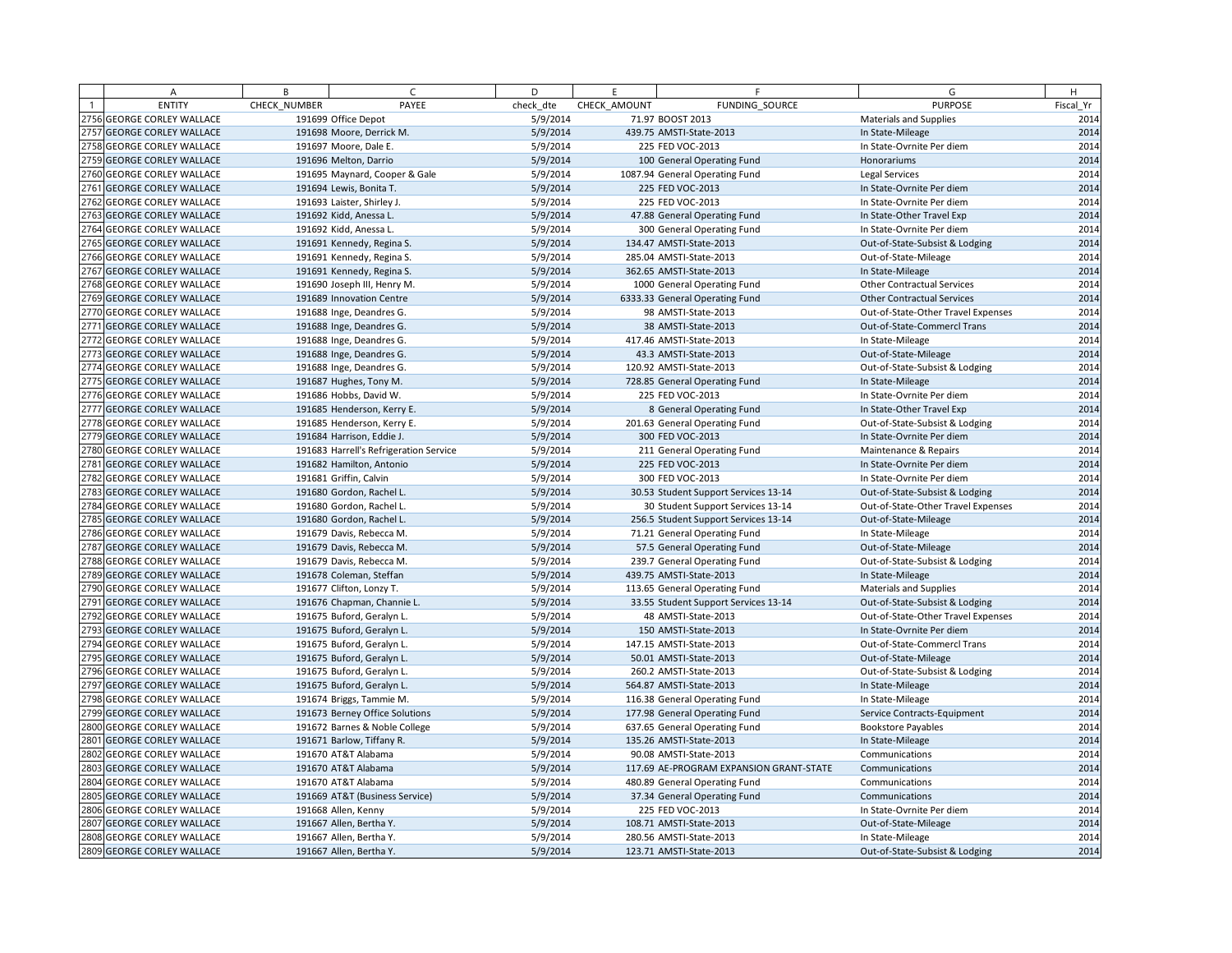| | A | B | C | D | E | F | G | H |
|---|---|---|---|---|---|---|---|---|
| 1 | ENTITY | CHECK_NUMBER | PAYEE | check_dte | CHECK_AMOUNT | FUNDING_SOURCE | PURPOSE | Fiscal_Yr |
| 2756 | GEORGE CORLEY WALLACE | 191699 | Office Depot | 5/9/2014 | 71.97 | BOOST 2013 | Materials and Supplies | 2014 |
| 2757 | GEORGE CORLEY WALLACE | 191698 | Moore, Derrick M. | 5/9/2014 | 439.75 | AMSTI-State-2013 | In State-Mileage | 2014 |
| 2758 | GEORGE CORLEY WALLACE | 191697 | Moore, Dale E. | 5/9/2014 | 225 | FED VOC-2013 | In State-Ovrnite Per diem | 2014 |
| 2759 | GEORGE CORLEY WALLACE | 191696 | Melton, Darrio | 5/9/2014 | 100 | General Operating Fund | Honorariums | 2014 |
| 2760 | GEORGE CORLEY WALLACE | 191695 | Maynard, Cooper & Gale | 5/9/2014 | 1087.94 | General Operating Fund | Legal Services | 2014 |
| 2761 | GEORGE CORLEY WALLACE | 191694 | Lewis, Bonita T. | 5/9/2014 | 225 | FED VOC-2013 | In State-Ovrnite Per diem | 2014 |
| 2762 | GEORGE CORLEY WALLACE | 191693 | Laister, Shirley J. | 5/9/2014 | 225 | FED VOC-2013 | In State-Ovrnite Per diem | 2014 |
| 2763 | GEORGE CORLEY WALLACE | 191692 | Kidd, Anessa L. | 5/9/2014 | 47.88 | General Operating Fund | In State-Other Travel Exp | 2014 |
| 2764 | GEORGE CORLEY WALLACE | 191692 | Kidd, Anessa L. | 5/9/2014 | 300 | General Operating Fund | In State-Ovrnite Per diem | 2014 |
| 2765 | GEORGE CORLEY WALLACE | 191691 | Kennedy, Regina S. | 5/9/2014 | 134.47 | AMSTI-State-2013 | Out-of-State-Subsist & Lodging | 2014 |
| 2766 | GEORGE CORLEY WALLACE | 191691 | Kennedy, Regina S. | 5/9/2014 | 285.04 | AMSTI-State-2013 | Out-of-State-Mileage | 2014 |
| 2767 | GEORGE CORLEY WALLACE | 191691 | Kennedy, Regina S. | 5/9/2014 | 362.65 | AMSTI-State-2013 | In State-Mileage | 2014 |
| 2768 | GEORGE CORLEY WALLACE | 191690 | Joseph III, Henry M. | 5/9/2014 | 1000 | General Operating Fund | Other Contractual Services | 2014 |
| 2769 | GEORGE CORLEY WALLACE | 191689 | Innovation Centre | 5/9/2014 | 6333.33 | General Operating Fund | Other Contractual Services | 2014 |
| 2770 | GEORGE CORLEY WALLACE | 191688 | Inge, Deandres G. | 5/9/2014 | 98 | AMSTI-State-2013 | Out-of-State-Other Travel Expenses | 2014 |
| 2771 | GEORGE CORLEY WALLACE | 191688 | Inge, Deandres G. | 5/9/2014 | 38 | AMSTI-State-2013 | Out-of-State-Commercl Trans | 2014 |
| 2772 | GEORGE CORLEY WALLACE | 191688 | Inge, Deandres G. | 5/9/2014 | 417.46 | AMSTI-State-2013 | In State-Mileage | 2014 |
| 2773 | GEORGE CORLEY WALLACE | 191688 | Inge, Deandres G. | 5/9/2014 | 43.3 | AMSTI-State-2013 | Out-of-State-Mileage | 2014 |
| 2774 | GEORGE CORLEY WALLACE | 191688 | Inge, Deandres G. | 5/9/2014 | 120.92 | AMSTI-State-2013 | Out-of-State-Subsist & Lodging | 2014 |
| 2775 | GEORGE CORLEY WALLACE | 191687 | Hughes, Tony M. | 5/9/2014 | 728.85 | General Operating Fund | In State-Mileage | 2014 |
| 2776 | GEORGE CORLEY WALLACE | 191686 | Hobbs, David W. | 5/9/2014 | 225 | FED VOC-2013 | In State-Ovrnite Per diem | 2014 |
| 2777 | GEORGE CORLEY WALLACE | 191685 | Henderson, Kerry E. | 5/9/2014 | 8 | General Operating Fund | In State-Other Travel Exp | 2014 |
| 2778 | GEORGE CORLEY WALLACE | 191685 | Henderson, Kerry E. | 5/9/2014 | 201.63 | General Operating Fund | Out-of-State-Subsist & Lodging | 2014 |
| 2779 | GEORGE CORLEY WALLACE | 191684 | Harrison, Eddie J. | 5/9/2014 | 300 | FED VOC-2013 | In State-Ovrnite Per diem | 2014 |
| 2780 | GEORGE CORLEY WALLACE | 191683 | Harrell's Refrigeration Service | 5/9/2014 | 211 | General Operating Fund | Maintenance & Repairs | 2014 |
| 2781 | GEORGE CORLEY WALLACE | 191682 | Hamilton, Antonio | 5/9/2014 | 225 | FED VOC-2013 | In State-Ovrnite Per diem | 2014 |
| 2782 | GEORGE CORLEY WALLACE | 191681 | Griffin, Calvin | 5/9/2014 | 300 | FED VOC-2013 | In State-Ovrnite Per diem | 2014 |
| 2783 | GEORGE CORLEY WALLACE | 191680 | Gordon, Rachel L. | 5/9/2014 | 30.53 | Student Support Services 13-14 | Out-of-State-Subsist & Lodging | 2014 |
| 2784 | GEORGE CORLEY WALLACE | 191680 | Gordon, Rachel L. | 5/9/2014 | 30 | Student Support Services 13-14 | Out-of-State-Other Travel Expenses | 2014 |
| 2785 | GEORGE CORLEY WALLACE | 191680 | Gordon, Rachel L. | 5/9/2014 | 256.5 | Student Support Services 13-14 | Out-of-State-Mileage | 2014 |
| 2786 | GEORGE CORLEY WALLACE | 191679 | Davis, Rebecca M. | 5/9/2014 | 71.21 | General Operating Fund | In State-Mileage | 2014 |
| 2787 | GEORGE CORLEY WALLACE | 191679 | Davis, Rebecca M. | 5/9/2014 | 57.5 | General Operating Fund | Out-of-State-Mileage | 2014 |
| 2788 | GEORGE CORLEY WALLACE | 191679 | Davis, Rebecca M. | 5/9/2014 | 239.7 | General Operating Fund | Out-of-State-Subsist & Lodging | 2014 |
| 2789 | GEORGE CORLEY WALLACE | 191678 | Coleman, Steffan | 5/9/2014 | 439.75 | AMSTI-State-2013 | In State-Mileage | 2014 |
| 2790 | GEORGE CORLEY WALLACE | 191677 | Clifton, Lonzy T. | 5/9/2014 | 113.65 | General Operating Fund | Materials and Supplies | 2014 |
| 2791 | GEORGE CORLEY WALLACE | 191676 | Chapman, Channie L. | 5/9/2014 | 33.55 | Student Support Services 13-14 | Out-of-State-Subsist & Lodging | 2014 |
| 2792 | GEORGE CORLEY WALLACE | 191675 | Buford, Geralyn L. | 5/9/2014 | 48 | AMSTI-State-2013 | Out-of-State-Other Travel Expenses | 2014 |
| 2793 | GEORGE CORLEY WALLACE | 191675 | Buford, Geralyn L. | 5/9/2014 | 150 | AMSTI-State-2013 | In State-Ovrnite Per diem | 2014 |
| 2794 | GEORGE CORLEY WALLACE | 191675 | Buford, Geralyn L. | 5/9/2014 | 147.15 | AMSTI-State-2013 | Out-of-State-Commercl Trans | 2014 |
| 2795 | GEORGE CORLEY WALLACE | 191675 | Buford, Geralyn L. | 5/9/2014 | 50.01 | AMSTI-State-2013 | Out-of-State-Mileage | 2014 |
| 2796 | GEORGE CORLEY WALLACE | 191675 | Buford, Geralyn L. | 5/9/2014 | 260.2 | AMSTI-State-2013 | Out-of-State-Subsist & Lodging | 2014 |
| 2797 | GEORGE CORLEY WALLACE | 191675 | Buford, Geralyn L. | 5/9/2014 | 564.87 | AMSTI-State-2013 | In State-Mileage | 2014 |
| 2798 | GEORGE CORLEY WALLACE | 191674 | Briggs, Tammie M. | 5/9/2014 | 116.38 | General Operating Fund | In State-Mileage | 2014 |
| 2799 | GEORGE CORLEY WALLACE | 191673 | Berney Office Solutions | 5/9/2014 | 177.98 | General Operating Fund | Service Contracts-Equipment | 2014 |
| 2800 | GEORGE CORLEY WALLACE | 191672 | Barnes & Noble College | 5/9/2014 | 637.65 | General Operating Fund | Bookstore Payables | 2014 |
| 2801 | GEORGE CORLEY WALLACE | 191671 | Barlow, Tiffany R. | 5/9/2014 | 135.26 | AMSTI-State-2013 | In State-Mileage | 2014 |
| 2802 | GEORGE CORLEY WALLACE | 191670 | AT&T Alabama | 5/9/2014 | 90.08 | AMSTI-State-2013 | Communications | 2014 |
| 2803 | GEORGE CORLEY WALLACE | 191670 | AT&T Alabama | 5/9/2014 | 117.69 | AE-PROGRAM EXPANSION GRANT-STATE | Communications | 2014 |
| 2804 | GEORGE CORLEY WALLACE | 191670 | AT&T Alabama | 5/9/2014 | 480.89 | General Operating Fund | Communications | 2014 |
| 2805 | GEORGE CORLEY WALLACE | 191669 | AT&T (Business Service) | 5/9/2014 | 37.34 | General Operating Fund | Communications | 2014 |
| 2806 | GEORGE CORLEY WALLACE | 191668 | Allen, Kenny | 5/9/2014 | 225 | FED VOC-2013 | In State-Ovrnite Per diem | 2014 |
| 2807 | GEORGE CORLEY WALLACE | 191667 | Allen, Bertha Y. | 5/9/2014 | 108.71 | AMSTI-State-2013 | Out-of-State-Mileage | 2014 |
| 2808 | GEORGE CORLEY WALLACE | 191667 | Allen, Bertha Y. | 5/9/2014 | 280.56 | AMSTI-State-2013 | In State-Mileage | 2014 |
| 2809 | GEORGE CORLEY WALLACE | 191667 | Allen, Bertha Y. | 5/9/2014 | 123.71 | AMSTI-State-2013 | Out-of-State-Subsist & Lodging | 2014 |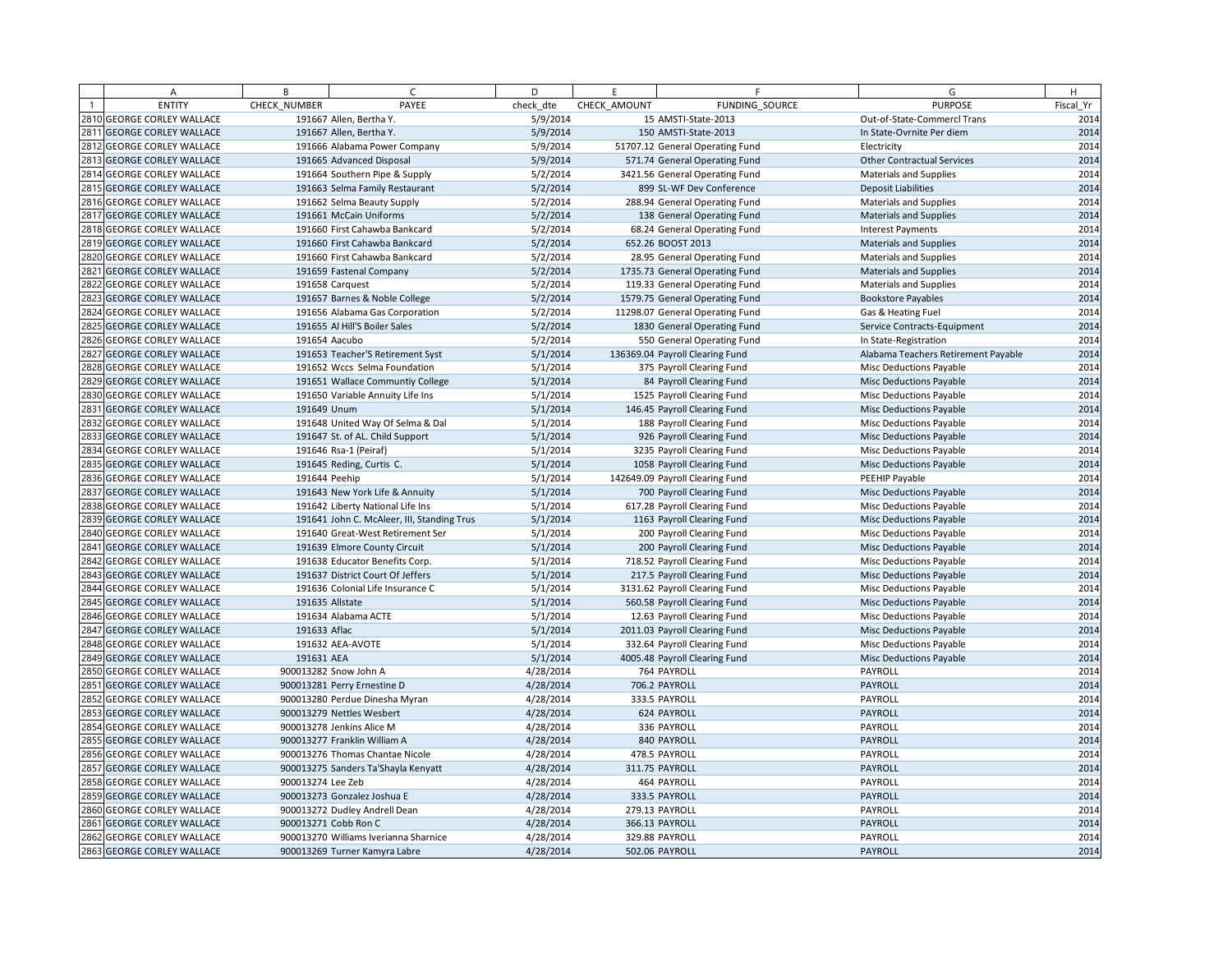| | A | B | C | D | E | F | G | H |
|---|---|---|---|---|---|---|---|---|
| 1 | ENTITY | CHECK_NUMBER | PAYEE | check_dte | CHECK_AMOUNT | FUNDING_SOURCE | PURPOSE | Fiscal_Yr |
| 2810 | GEORGE CORLEY WALLACE | 191667 | Allen, Bertha Y. | 5/9/2014 | 15 | AMSTI-State-2013 | Out-of-State-Commercl Trans | 2014 |
| 2811 | GEORGE CORLEY WALLACE | 191667 | Allen, Bertha Y. | 5/9/2014 | 150 | AMSTI-State-2013 | In State-Ovrnite Per diem | 2014 |
| 2812 | GEORGE CORLEY WALLACE | 191666 | Alabama Power Company | 5/9/2014 | 51707.12 | General Operating Fund | Electricity | 2014 |
| 2813 | GEORGE CORLEY WALLACE | 191665 | Advanced Disposal | 5/9/2014 | 571.74 | General Operating Fund | Other Contractual Services | 2014 |
| 2814 | GEORGE CORLEY WALLACE | 191664 | Southern Pipe & Supply | 5/2/2014 | 3421.56 | General Operating Fund | Materials and Supplies | 2014 |
| 2815 | GEORGE CORLEY WALLACE | 191663 | Selma Family Restaurant | 5/2/2014 | 899 | SL-WF Dev Conference | Deposit Liabilities | 2014 |
| 2816 | GEORGE CORLEY WALLACE | 191662 | Selma Beauty Supply | 5/2/2014 | 288.94 | General Operating Fund | Materials and Supplies | 2014 |
| 2817 | GEORGE CORLEY WALLACE | 191661 | McCain Uniforms | 5/2/2014 | 138 | General Operating Fund | Materials and Supplies | 2014 |
| 2818 | GEORGE CORLEY WALLACE | 191660 | First Cahawba Bankcard | 5/2/2014 | 68.24 | General Operating Fund | Interest Payments | 2014 |
| 2819 | GEORGE CORLEY WALLACE | 191660 | First Cahawba Bankcard | 5/2/2014 | 652.26 | BOOST 2013 | Materials and Supplies | 2014 |
| 2820 | GEORGE CORLEY WALLACE | 191660 | First Cahawba Bankcard | 5/2/2014 | 28.95 | General Operating Fund | Materials and Supplies | 2014 |
| 2821 | GEORGE CORLEY WALLACE | 191659 | Fastenal Company | 5/2/2014 | 1735.73 | General Operating Fund | Materials and Supplies | 2014 |
| 2822 | GEORGE CORLEY WALLACE | 191658 | Carquest | 5/2/2014 | 119.33 | General Operating Fund | Materials and Supplies | 2014 |
| 2823 | GEORGE CORLEY WALLACE | 191657 | Barnes & Noble College | 5/2/2014 | 1579.75 | General Operating Fund | Bookstore Payables | 2014 |
| 2824 | GEORGE CORLEY WALLACE | 191656 | Alabama Gas Corporation | 5/2/2014 | 11298.07 | General Operating Fund | Gas & Heating Fuel | 2014 |
| 2825 | GEORGE CORLEY WALLACE | 191655 | Al Hill'S Boiler Sales | 5/2/2014 | 1830 | General Operating Fund | Service Contracts-Equipment | 2014 |
| 2826 | GEORGE CORLEY WALLACE | 191654 | Aacubo | 5/2/2014 | 550 | General Operating Fund | In State-Registration | 2014 |
| 2827 | GEORGE CORLEY WALLACE | 191653 | Teacher'S Retirement Syst | 5/1/2014 | 136369.04 | Payroll Clearing Fund | Alabama Teachers Retirement Payable | 2014 |
| 2828 | GEORGE CORLEY WALLACE | 191652 | Wccs Selma Foundation | 5/1/2014 | 375 | Payroll Clearing Fund | Misc Deductions Payable | 2014 |
| 2829 | GEORGE CORLEY WALLACE | 191651 | Wallace Communtiy College | 5/1/2014 | 84 | Payroll Clearing Fund | Misc Deductions Payable | 2014 |
| 2830 | GEORGE CORLEY WALLACE | 191650 | Variable Annuity Life Ins | 5/1/2014 | 1525 | Payroll Clearing Fund | Misc Deductions Payable | 2014 |
| 2831 | GEORGE CORLEY WALLACE | 191649 | Unum | 5/1/2014 | 146.45 | Payroll Clearing Fund | Misc Deductions Payable | 2014 |
| 2832 | GEORGE CORLEY WALLACE | 191648 | United Way Of Selma & Dal | 5/1/2014 | 188 | Payroll Clearing Fund | Misc Deductions Payable | 2014 |
| 2833 | GEORGE CORLEY WALLACE | 191647 | St. of AL. Child Support | 5/1/2014 | 926 | Payroll Clearing Fund | Misc Deductions Payable | 2014 |
| 2834 | GEORGE CORLEY WALLACE | 191646 | Rsa-1 (Peiraf) | 5/1/2014 | 3235 | Payroll Clearing Fund | Misc Deductions Payable | 2014 |
| 2835 | GEORGE CORLEY WALLACE | 191645 | Reding, Curtis C. | 5/1/2014 | 1058 | Payroll Clearing Fund | Misc Deductions Payable | 2014 |
| 2836 | GEORGE CORLEY WALLACE | 191644 | Peehip | 5/1/2014 | 142649.09 | Payroll Clearing Fund | PEEHIP Payable | 2014 |
| 2837 | GEORGE CORLEY WALLACE | 191643 | New York Life & Annuity | 5/1/2014 | 700 | Payroll Clearing Fund | Misc Deductions Payable | 2014 |
| 2838 | GEORGE CORLEY WALLACE | 191642 | Liberty National Life Ins | 5/1/2014 | 617.28 | Payroll Clearing Fund | Misc Deductions Payable | 2014 |
| 2839 | GEORGE CORLEY WALLACE | 191641 | John C. McAleer, III, Standing Trus | 5/1/2014 | 1163 | Payroll Clearing Fund | Misc Deductions Payable | 2014 |
| 2840 | GEORGE CORLEY WALLACE | 191640 | Great-West Retirement Ser | 5/1/2014 | 200 | Payroll Clearing Fund | Misc Deductions Payable | 2014 |
| 2841 | GEORGE CORLEY WALLACE | 191639 | Elmore County Circuit | 5/1/2014 | 200 | Payroll Clearing Fund | Misc Deductions Payable | 2014 |
| 2842 | GEORGE CORLEY WALLACE | 191638 | Educator Benefits Corp. | 5/1/2014 | 718.52 | Payroll Clearing Fund | Misc Deductions Payable | 2014 |
| 2843 | GEORGE CORLEY WALLACE | 191637 | District Court Of Jeffers | 5/1/2014 | 217.5 | Payroll Clearing Fund | Misc Deductions Payable | 2014 |
| 2844 | GEORGE CORLEY WALLACE | 191636 | Colonial Life Insurance C | 5/1/2014 | 3131.62 | Payroll Clearing Fund | Misc Deductions Payable | 2014 |
| 2845 | GEORGE CORLEY WALLACE | 191635 | Allstate | 5/1/2014 | 560.58 | Payroll Clearing Fund | Misc Deductions Payable | 2014 |
| 2846 | GEORGE CORLEY WALLACE | 191634 | Alabama ACTE | 5/1/2014 | 12.63 | Payroll Clearing Fund | Misc Deductions Payable | 2014 |
| 2847 | GEORGE CORLEY WALLACE | 191633 | Aflac | 5/1/2014 | 2011.03 | Payroll Clearing Fund | Misc Deductions Payable | 2014 |
| 2848 | GEORGE CORLEY WALLACE | 191632 | AEA-AVOTE | 5/1/2014 | 332.64 | Payroll Clearing Fund | Misc Deductions Payable | 2014 |
| 2849 | GEORGE CORLEY WALLACE | 191631 | AEA | 5/1/2014 | 4005.48 | Payroll Clearing Fund | Misc Deductions Payable | 2014 |
| 2850 | GEORGE CORLEY WALLACE | 900013282 | Snow John A | 4/28/2014 | 764 | PAYROLL | PAYROLL | 2014 |
| 2851 | GEORGE CORLEY WALLACE | 900013281 | Perry Ernestine D | 4/28/2014 | 706.2 | PAYROLL | PAYROLL | 2014 |
| 2852 | GEORGE CORLEY WALLACE | 900013280 | Perdue Dinesha Myran | 4/28/2014 | 333.5 | PAYROLL | PAYROLL | 2014 |
| 2853 | GEORGE CORLEY WALLACE | 900013279 | Nettles Wesbert | 4/28/2014 | 624 | PAYROLL | PAYROLL | 2014 |
| 2854 | GEORGE CORLEY WALLACE | 900013278 | Jenkins Alice M | 4/28/2014 | 336 | PAYROLL | PAYROLL | 2014 |
| 2855 | GEORGE CORLEY WALLACE | 900013277 | Franklin William A | 4/28/2014 | 840 | PAYROLL | PAYROLL | 2014 |
| 2856 | GEORGE CORLEY WALLACE | 900013276 | Thomas Chantae Nicole | 4/28/2014 | 478.5 | PAYROLL | PAYROLL | 2014 |
| 2857 | GEORGE CORLEY WALLACE | 900013275 | Sanders Ta'Shayla Kenyatt | 4/28/2014 | 311.75 | PAYROLL | PAYROLL | 2014 |
| 2858 | GEORGE CORLEY WALLACE | 900013274 | Lee Zeb | 4/28/2014 | 464 | PAYROLL | PAYROLL | 2014 |
| 2859 | GEORGE CORLEY WALLACE | 900013273 | Gonzalez Joshua E | 4/28/2014 | 333.5 | PAYROLL | PAYROLL | 2014 |
| 2860 | GEORGE CORLEY WALLACE | 900013272 | Dudley Andrell Dean | 4/28/2014 | 279.13 | PAYROLL | PAYROLL | 2014 |
| 2861 | GEORGE CORLEY WALLACE | 900013271 | Cobb Ron C | 4/28/2014 | 366.13 | PAYROLL | PAYROLL | 2014 |
| 2862 | GEORGE CORLEY WALLACE | 900013270 | Williams Iverianna Sharnice | 4/28/2014 | 329.88 | PAYROLL | PAYROLL | 2014 |
| 2863 | GEORGE CORLEY WALLACE | 900013269 | Turner Kamyra Labre | 4/28/2014 | 502.06 | PAYROLL | PAYROLL | 2014 |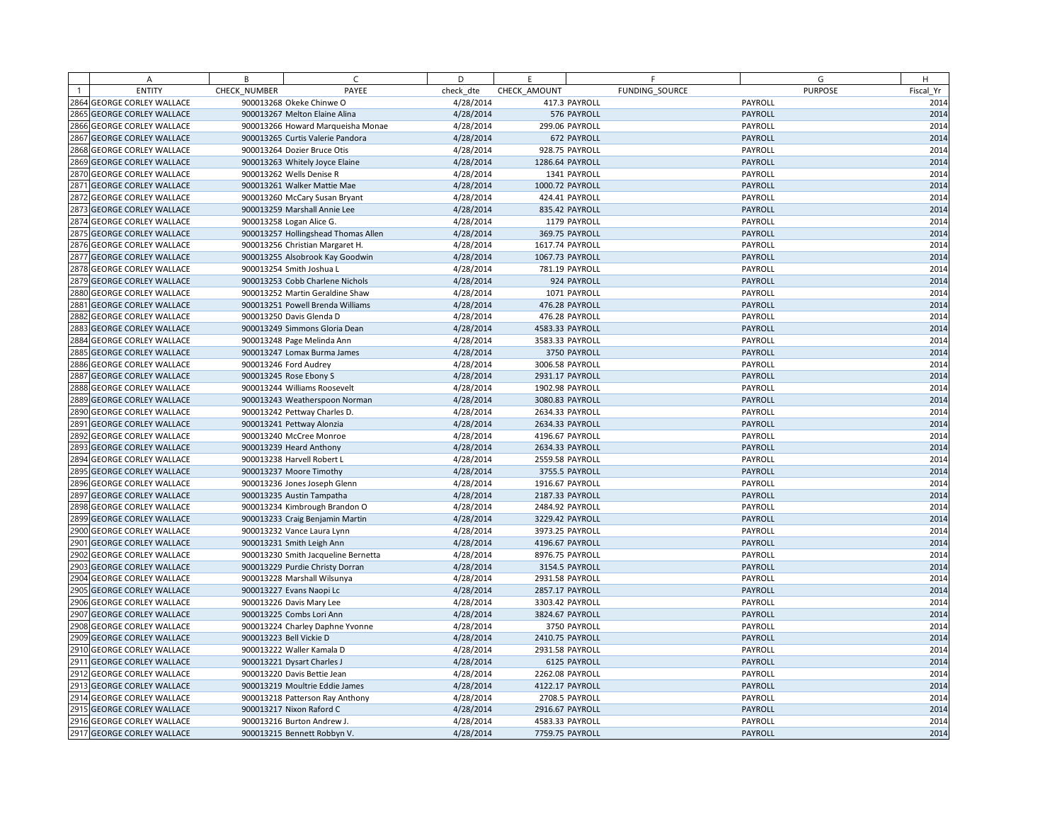| | A | B | C | D | E | F | G | H |
|---|---|---|---|---|---|---|---|---|
| 1 | ENTITY | CHECK_NUMBER | PAYEE | check_dte | CHECK_AMOUNT | FUNDING_SOURCE | PURPOSE | Fiscal_Yr |
| 2864 | GEORGE CORLEY WALLACE | 900013268 | Okeke Chinwe O | 4/28/2014 | 417.3 | PAYROLL | PAYROLL | 2014 |
| 2865 | GEORGE CORLEY WALLACE | 900013267 | Melton Elaine Alina | 4/28/2014 | 576 | PAYROLL | PAYROLL | 2014 |
| 2866 | GEORGE CORLEY WALLACE | 900013266 | Howard Marqueisha Monae | 4/28/2014 | 299.06 | PAYROLL | PAYROLL | 2014 |
| 2867 | GEORGE CORLEY WALLACE | 900013265 | Curtis Valerie Pandora | 4/28/2014 | 672 | PAYROLL | PAYROLL | 2014 |
| 2868 | GEORGE CORLEY WALLACE | 900013264 | Dozier Bruce Otis | 4/28/2014 | 928.75 | PAYROLL | PAYROLL | 2014 |
| 2869 | GEORGE CORLEY WALLACE | 900013263 | Whitely Joyce Elaine | 4/28/2014 | 1286.64 | PAYROLL | PAYROLL | 2014 |
| 2870 | GEORGE CORLEY WALLACE | 900013262 | Wells Denise R | 4/28/2014 | 1341 | PAYROLL | PAYROLL | 2014 |
| 2871 | GEORGE CORLEY WALLACE | 900013261 | Walker Mattie Mae | 4/28/2014 | 1000.72 | PAYROLL | PAYROLL | 2014 |
| 2872 | GEORGE CORLEY WALLACE | 900013260 | McCary Susan Bryant | 4/28/2014 | 424.41 | PAYROLL | PAYROLL | 2014 |
| 2873 | GEORGE CORLEY WALLACE | 900013259 | Marshall Annie Lee | 4/28/2014 | 835.42 | PAYROLL | PAYROLL | 2014 |
| 2874 | GEORGE CORLEY WALLACE | 900013258 | Logan Alice G. | 4/28/2014 | 1179 | PAYROLL | PAYROLL | 2014 |
| 2875 | GEORGE CORLEY WALLACE | 900013257 | Hollingshead Thomas Allen | 4/28/2014 | 369.75 | PAYROLL | PAYROLL | 2014 |
| 2876 | GEORGE CORLEY WALLACE | 900013256 | Christian Margaret H. | 4/28/2014 | 1617.74 | PAYROLL | PAYROLL | 2014 |
| 2877 | GEORGE CORLEY WALLACE | 900013255 | Alsobrook Kay Goodwin | 4/28/2014 | 1067.73 | PAYROLL | PAYROLL | 2014 |
| 2878 | GEORGE CORLEY WALLACE | 900013254 | Smith Joshua L | 4/28/2014 | 781.19 | PAYROLL | PAYROLL | 2014 |
| 2879 | GEORGE CORLEY WALLACE | 900013253 | Cobb Charlene Nichols | 4/28/2014 | 924 | PAYROLL | PAYROLL | 2014 |
| 2880 | GEORGE CORLEY WALLACE | 900013252 | Martin Geraldine Shaw | 4/28/2014 | 1071 | PAYROLL | PAYROLL | 2014 |
| 2881 | GEORGE CORLEY WALLACE | 900013251 | Powell Brenda Williams | 4/28/2014 | 476.28 | PAYROLL | PAYROLL | 2014 |
| 2882 | GEORGE CORLEY WALLACE | 900013250 | Davis Glenda D | 4/28/2014 | 476.28 | PAYROLL | PAYROLL | 2014 |
| 2883 | GEORGE CORLEY WALLACE | 900013249 | Simmons Gloria Dean | 4/28/2014 | 4583.33 | PAYROLL | PAYROLL | 2014 |
| 2884 | GEORGE CORLEY WALLACE | 900013248 | Page Melinda Ann | 4/28/2014 | 3583.33 | PAYROLL | PAYROLL | 2014 |
| 2885 | GEORGE CORLEY WALLACE | 900013247 | Lomax Burma James | 4/28/2014 | 3750 | PAYROLL | PAYROLL | 2014 |
| 2886 | GEORGE CORLEY WALLACE | 900013246 | Ford Audrey | 4/28/2014 | 3006.58 | PAYROLL | PAYROLL | 2014 |
| 2887 | GEORGE CORLEY WALLACE | 900013245 | Rose Ebony S | 4/28/2014 | 2931.17 | PAYROLL | PAYROLL | 2014 |
| 2888 | GEORGE CORLEY WALLACE | 900013244 | Williams Roosevelt | 4/28/2014 | 1902.98 | PAYROLL | PAYROLL | 2014 |
| 2889 | GEORGE CORLEY WALLACE | 900013243 | Weatherspoon Norman | 4/28/2014 | 3080.83 | PAYROLL | PAYROLL | 2014 |
| 2890 | GEORGE CORLEY WALLACE | 900013242 | Pettway Charles D. | 4/28/2014 | 2634.33 | PAYROLL | PAYROLL | 2014 |
| 2891 | GEORGE CORLEY WALLACE | 900013241 | Pettway Alonzia | 4/28/2014 | 2634.33 | PAYROLL | PAYROLL | 2014 |
| 2892 | GEORGE CORLEY WALLACE | 900013240 | McCree Monroe | 4/28/2014 | 4196.67 | PAYROLL | PAYROLL | 2014 |
| 2893 | GEORGE CORLEY WALLACE | 900013239 | Heard Anthony | 4/28/2014 | 2634.33 | PAYROLL | PAYROLL | 2014 |
| 2894 | GEORGE CORLEY WALLACE | 900013238 | Harvell Robert L | 4/28/2014 | 2559.58 | PAYROLL | PAYROLL | 2014 |
| 2895 | GEORGE CORLEY WALLACE | 900013237 | Moore Timothy | 4/28/2014 | 3755.5 | PAYROLL | PAYROLL | 2014 |
| 2896 | GEORGE CORLEY WALLACE | 900013236 | Jones Joseph Glenn | 4/28/2014 | 1916.67 | PAYROLL | PAYROLL | 2014 |
| 2897 | GEORGE CORLEY WALLACE | 900013235 | Austin Tampatha | 4/28/2014 | 2187.33 | PAYROLL | PAYROLL | 2014 |
| 2898 | GEORGE CORLEY WALLACE | 900013234 | Kimbrough Brandon O | 4/28/2014 | 2484.92 | PAYROLL | PAYROLL | 2014 |
| 2899 | GEORGE CORLEY WALLACE | 900013233 | Craig Benjamin Martin | 4/28/2014 | 3229.42 | PAYROLL | PAYROLL | 2014 |
| 2900 | GEORGE CORLEY WALLACE | 900013232 | Vance Laura Lynn | 4/28/2014 | 3973.25 | PAYROLL | PAYROLL | 2014 |
| 2901 | GEORGE CORLEY WALLACE | 900013231 | Smith Leigh Ann | 4/28/2014 | 4196.67 | PAYROLL | PAYROLL | 2014 |
| 2902 | GEORGE CORLEY WALLACE | 900013230 | Smith Jacqueline Bernetta | 4/28/2014 | 8976.75 | PAYROLL | PAYROLL | 2014 |
| 2903 | GEORGE CORLEY WALLACE | 900013229 | Purdie Christy Dorran | 4/28/2014 | 3154.5 | PAYROLL | PAYROLL | 2014 |
| 2904 | GEORGE CORLEY WALLACE | 900013228 | Marshall Wilsunya | 4/28/2014 | 2931.58 | PAYROLL | PAYROLL | 2014 |
| 2905 | GEORGE CORLEY WALLACE | 900013227 | Evans Naopi Lc | 4/28/2014 | 2857.17 | PAYROLL | PAYROLL | 2014 |
| 2906 | GEORGE CORLEY WALLACE | 900013226 | Davis Mary Lee | 4/28/2014 | 3303.42 | PAYROLL | PAYROLL | 2014 |
| 2907 | GEORGE CORLEY WALLACE | 900013225 | Combs Lori Ann | 4/28/2014 | 3824.67 | PAYROLL | PAYROLL | 2014 |
| 2908 | GEORGE CORLEY WALLACE | 900013224 | Charley Daphne Yvonne | 4/28/2014 | 3750 | PAYROLL | PAYROLL | 2014 |
| 2909 | GEORGE CORLEY WALLACE | 900013223 | Bell Vickie D | 4/28/2014 | 2410.75 | PAYROLL | PAYROLL | 2014 |
| 2910 | GEORGE CORLEY WALLACE | 900013222 | Waller Kamala D | 4/28/2014 | 2931.58 | PAYROLL | PAYROLL | 2014 |
| 2911 | GEORGE CORLEY WALLACE | 900013221 | Dysart Charles J | 4/28/2014 | 6125 | PAYROLL | PAYROLL | 2014 |
| 2912 | GEORGE CORLEY WALLACE | 900013220 | Davis Bettie Jean | 4/28/2014 | 2262.08 | PAYROLL | PAYROLL | 2014 |
| 2913 | GEORGE CORLEY WALLACE | 900013219 | Moultrie Eddie James | 4/28/2014 | 4122.17 | PAYROLL | PAYROLL | 2014 |
| 2914 | GEORGE CORLEY WALLACE | 900013218 | Patterson Ray Anthony | 4/28/2014 | 2708.5 | PAYROLL | PAYROLL | 2014 |
| 2915 | GEORGE CORLEY WALLACE | 900013217 | Nixon Raford C | 4/28/2014 | 2916.67 | PAYROLL | PAYROLL | 2014 |
| 2916 | GEORGE CORLEY WALLACE | 900013216 | Burton Andrew J. | 4/28/2014 | 4583.33 | PAYROLL | PAYROLL | 2014 |
| 2917 | GEORGE CORLEY WALLACE | 900013215 | Bennett Robbyn V. | 4/28/2014 | 7759.75 | PAYROLL | PAYROLL | 2014 |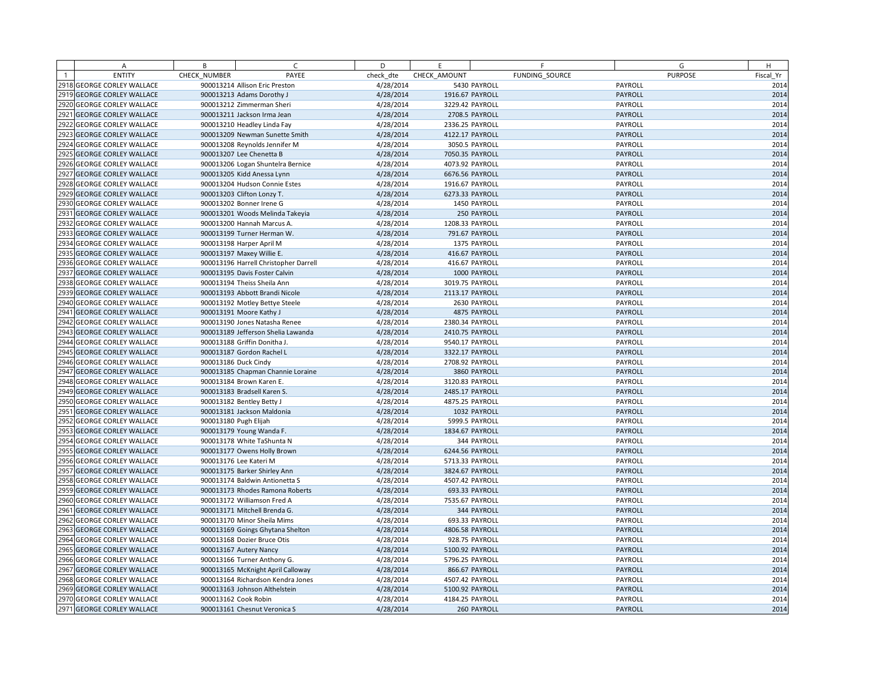| | A | B | C | D | E | F | G | H |
|---|---|---|---|---|---|---|---|---|
| 1 | ENTITY | CHECK_NUMBER | PAYEE | check_dte | CHECK_AMOUNT | FUNDING_SOURCE | PURPOSE | Fiscal_Yr |
| 2918 | GEORGE CORLEY WALLACE | 900013214 | Allison Eric Preston | 4/28/2014 | 5430 | PAYROLL | PAYROLL | 2014 |
| 2919 | GEORGE CORLEY WALLACE | 900013213 | Adams Dorothy J | 4/28/2014 | 1916.67 | PAYROLL | PAYROLL | 2014 |
| 2920 | GEORGE CORLEY WALLACE | 900013212 | Zimmerman Sheri | 4/28/2014 | 3229.42 | PAYROLL | PAYROLL | 2014 |
| 2921 | GEORGE CORLEY WALLACE | 900013211 | Jackson Irma Jean | 4/28/2014 | 2708.5 | PAYROLL | PAYROLL | 2014 |
| 2922 | GEORGE CORLEY WALLACE | 900013210 | Headley Linda Fay | 4/28/2014 | 2336.25 | PAYROLL | PAYROLL | 2014 |
| 2923 | GEORGE CORLEY WALLACE | 900013209 | Newman Sunette Smith | 4/28/2014 | 4122.17 | PAYROLL | PAYROLL | 2014 |
| 2924 | GEORGE CORLEY WALLACE | 900013208 | Reynolds Jennifer M | 4/28/2014 | 3050.5 | PAYROLL | PAYROLL | 2014 |
| 2925 | GEORGE CORLEY WALLACE | 900013207 | Lee Chenetta B | 4/28/2014 | 7050.35 | PAYROLL | PAYROLL | 2014 |
| 2926 | GEORGE CORLEY WALLACE | 900013206 | Logan Shuntelra Bernice | 4/28/2014 | 4073.92 | PAYROLL | PAYROLL | 2014 |
| 2927 | GEORGE CORLEY WALLACE | 900013205 | Kidd Anessa Lynn | 4/28/2014 | 6676.56 | PAYROLL | PAYROLL | 2014 |
| 2928 | GEORGE CORLEY WALLACE | 900013204 | Hudson Connie Estes | 4/28/2014 | 1916.67 | PAYROLL | PAYROLL | 2014 |
| 2929 | GEORGE CORLEY WALLACE | 900013203 | Clifton Lonzy T. | 4/28/2014 | 6273.33 | PAYROLL | PAYROLL | 2014 |
| 2930 | GEORGE CORLEY WALLACE | 900013202 | Bonner Irene G | 4/28/2014 | 1450 | PAYROLL | PAYROLL | 2014 |
| 2931 | GEORGE CORLEY WALLACE | 900013201 | Woods Melinda Takeyia | 4/28/2014 | 250 | PAYROLL | PAYROLL | 2014 |
| 2932 | GEORGE CORLEY WALLACE | 900013200 | Hannah Marcus A. | 4/28/2014 | 1208.33 | PAYROLL | PAYROLL | 2014 |
| 2933 | GEORGE CORLEY WALLACE | 900013199 | Turner Herman W. | 4/28/2014 | 791.67 | PAYROLL | PAYROLL | 2014 |
| 2934 | GEORGE CORLEY WALLACE | 900013198 | Harper April M | 4/28/2014 | 1375 | PAYROLL | PAYROLL | 2014 |
| 2935 | GEORGE CORLEY WALLACE | 900013197 | Maxey Willie E. | 4/28/2014 | 416.67 | PAYROLL | PAYROLL | 2014 |
| 2936 | GEORGE CORLEY WALLACE | 900013196 | Harrell Christopher Darrell | 4/28/2014 | 416.67 | PAYROLL | PAYROLL | 2014 |
| 2937 | GEORGE CORLEY WALLACE | 900013195 | Davis Foster Calvin | 4/28/2014 | 1000 | PAYROLL | PAYROLL | 2014 |
| 2938 | GEORGE CORLEY WALLACE | 900013194 | Theiss Sheila Ann | 4/28/2014 | 3019.75 | PAYROLL | PAYROLL | 2014 |
| 2939 | GEORGE CORLEY WALLACE | 900013193 | Abbott Brandi Nicole | 4/28/2014 | 2113.17 | PAYROLL | PAYROLL | 2014 |
| 2940 | GEORGE CORLEY WALLACE | 900013192 | Motley Bettye Steele | 4/28/2014 | 2630 | PAYROLL | PAYROLL | 2014 |
| 2941 | GEORGE CORLEY WALLACE | 900013191 | Moore Kathy J | 4/28/2014 | 4875 | PAYROLL | PAYROLL | 2014 |
| 2942 | GEORGE CORLEY WALLACE | 900013190 | Jones Natasha Renee | 4/28/2014 | 2380.34 | PAYROLL | PAYROLL | 2014 |
| 2943 | GEORGE CORLEY WALLACE | 900013189 | Jefferson Shelia Lawanda | 4/28/2014 | 2410.75 | PAYROLL | PAYROLL | 2014 |
| 2944 | GEORGE CORLEY WALLACE | 900013188 | Griffin Donitha J. | 4/28/2014 | 9540.17 | PAYROLL | PAYROLL | 2014 |
| 2945 | GEORGE CORLEY WALLACE | 900013187 | Gordon Rachel L | 4/28/2014 | 3322.17 | PAYROLL | PAYROLL | 2014 |
| 2946 | GEORGE CORLEY WALLACE | 900013186 | Duck Cindy | 4/28/2014 | 2708.92 | PAYROLL | PAYROLL | 2014 |
| 2947 | GEORGE CORLEY WALLACE | 900013185 | Chapman Channie Loraine | 4/28/2014 | 3860 | PAYROLL | PAYROLL | 2014 |
| 2948 | GEORGE CORLEY WALLACE | 900013184 | Brown Karen E. | 4/28/2014 | 3120.83 | PAYROLL | PAYROLL | 2014 |
| 2949 | GEORGE CORLEY WALLACE | 900013183 | Bradsell Karen S. | 4/28/2014 | 2485.17 | PAYROLL | PAYROLL | 2014 |
| 2950 | GEORGE CORLEY WALLACE | 900013182 | Bentley Betty J | 4/28/2014 | 4875.25 | PAYROLL | PAYROLL | 2014 |
| 2951 | GEORGE CORLEY WALLACE | 900013181 | Jackson Maldonia | 4/28/2014 | 1032 | PAYROLL | PAYROLL | 2014 |
| 2952 | GEORGE CORLEY WALLACE | 900013180 | Pugh Elijah | 4/28/2014 | 5999.5 | PAYROLL | PAYROLL | 2014 |
| 2953 | GEORGE CORLEY WALLACE | 900013179 | Young Wanda F. | 4/28/2014 | 1834.67 | PAYROLL | PAYROLL | 2014 |
| 2954 | GEORGE CORLEY WALLACE | 900013178 | White TaShunta N | 4/28/2014 | 344 | PAYROLL | PAYROLL | 2014 |
| 2955 | GEORGE CORLEY WALLACE | 900013177 | Owens Holly Brown | 4/28/2014 | 6244.56 | PAYROLL | PAYROLL | 2014 |
| 2956 | GEORGE CORLEY WALLACE | 900013176 | Lee Kateri M | 4/28/2014 | 5713.33 | PAYROLL | PAYROLL | 2014 |
| 2957 | GEORGE CORLEY WALLACE | 900013175 | Barker Shirley Ann | 4/28/2014 | 3824.67 | PAYROLL | PAYROLL | 2014 |
| 2958 | GEORGE CORLEY WALLACE | 900013174 | Baldwin Antionetta S | 4/28/2014 | 4507.42 | PAYROLL | PAYROLL | 2014 |
| 2959 | GEORGE CORLEY WALLACE | 900013173 | Rhodes Ramona Roberts | 4/28/2014 | 693.33 | PAYROLL | PAYROLL | 2014 |
| 2960 | GEORGE CORLEY WALLACE | 900013172 | Williamson Fred A | 4/28/2014 | 7535.67 | PAYROLL | PAYROLL | 2014 |
| 2961 | GEORGE CORLEY WALLACE | 900013171 | Mitchell Brenda G. | 4/28/2014 | 344 | PAYROLL | PAYROLL | 2014 |
| 2962 | GEORGE CORLEY WALLACE | 900013170 | Minor Sheila Mims | 4/28/2014 | 693.33 | PAYROLL | PAYROLL | 2014 |
| 2963 | GEORGE CORLEY WALLACE | 900013169 | Goings Ghytana Shelton | 4/28/2014 | 4806.58 | PAYROLL | PAYROLL | 2014 |
| 2964 | GEORGE CORLEY WALLACE | 900013168 | Dozier Bruce Otis | 4/28/2014 | 928.75 | PAYROLL | PAYROLL | 2014 |
| 2965 | GEORGE CORLEY WALLACE | 900013167 | Autery Nancy | 4/28/2014 | 5100.92 | PAYROLL | PAYROLL | 2014 |
| 2966 | GEORGE CORLEY WALLACE | 900013166 | Turner Anthony G. | 4/28/2014 | 5796.25 | PAYROLL | PAYROLL | 2014 |
| 2967 | GEORGE CORLEY WALLACE | 900013165 | McKnight April Calloway | 4/28/2014 | 866.67 | PAYROLL | PAYROLL | 2014 |
| 2968 | GEORGE CORLEY WALLACE | 900013164 | Richardson Kendra Jones | 4/28/2014 | 4507.42 | PAYROLL | PAYROLL | 2014 |
| 2969 | GEORGE CORLEY WALLACE | 900013163 | Johnson Althelstein | 4/28/2014 | 5100.92 | PAYROLL | PAYROLL | 2014 |
| 2970 | GEORGE CORLEY WALLACE | 900013162 | Cook Robin | 4/28/2014 | 4184.25 | PAYROLL | PAYROLL | 2014 |
| 2971 | GEORGE CORLEY WALLACE | 900013161 | Chesnut Veronica S | 4/28/2014 | 260 | PAYROLL | PAYROLL | 2014 |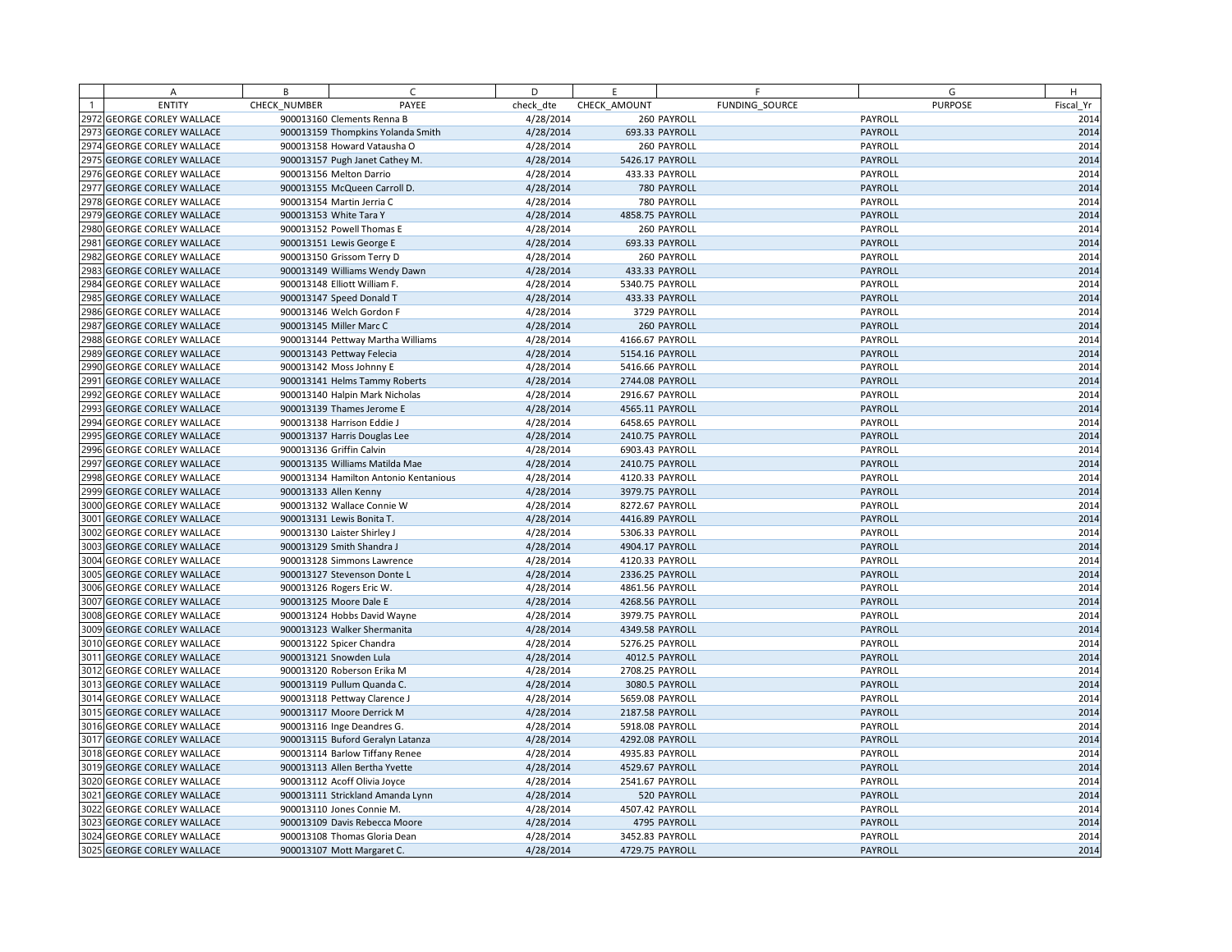| | A | B | C | D | E | F | G | H |
|---|---|---|---|---|---|---|---|---|
| 1 | ENTITY | CHECK_NUMBER | PAYEE | check_dte | CHECK_AMOUNT | FUNDING_SOURCE | PURPOSE | Fiscal_Yr |
| 2972 | GEORGE CORLEY WALLACE | 900013160 | Clements Renna B | 4/28/2014 | 260 | PAYROLL | PAYROLL | 2014 |
| 2973 | GEORGE CORLEY WALLACE | 900013159 | Thompkins Yolanda Smith | 4/28/2014 | 693.33 | PAYROLL | PAYROLL | 2014 |
| 2974 | GEORGE CORLEY WALLACE | 900013158 | Howard Vatausha O | 4/28/2014 | 260 | PAYROLL | PAYROLL | 2014 |
| 2975 | GEORGE CORLEY WALLACE | 900013157 | Pugh Janet Cathey M. | 4/28/2014 | 5426.17 | PAYROLL | PAYROLL | 2014 |
| 2976 | GEORGE CORLEY WALLACE | 900013156 | Melton Darrio | 4/28/2014 | 433.33 | PAYROLL | PAYROLL | 2014 |
| 2977 | GEORGE CORLEY WALLACE | 900013155 | McQueen Carroll D. | 4/28/2014 | 780 | PAYROLL | PAYROLL | 2014 |
| 2978 | GEORGE CORLEY WALLACE | 900013154 | Martin Jerria C | 4/28/2014 | 780 | PAYROLL | PAYROLL | 2014 |
| 2979 | GEORGE CORLEY WALLACE | 900013153 | White Tara Y | 4/28/2014 | 4858.75 | PAYROLL | PAYROLL | 2014 |
| 2980 | GEORGE CORLEY WALLACE | 900013152 | Powell Thomas E | 4/28/2014 | 260 | PAYROLL | PAYROLL | 2014 |
| 2981 | GEORGE CORLEY WALLACE | 900013151 | Lewis George E | 4/28/2014 | 693.33 | PAYROLL | PAYROLL | 2014 |
| 2982 | GEORGE CORLEY WALLACE | 900013150 | Grissom Terry D | 4/28/2014 | 260 | PAYROLL | PAYROLL | 2014 |
| 2983 | GEORGE CORLEY WALLACE | 900013149 | Williams Wendy Dawn | 4/28/2014 | 433.33 | PAYROLL | PAYROLL | 2014 |
| 2984 | GEORGE CORLEY WALLACE | 900013148 | Elliott William F. | 4/28/2014 | 5340.75 | PAYROLL | PAYROLL | 2014 |
| 2985 | GEORGE CORLEY WALLACE | 900013147 | Speed Donald T | 4/28/2014 | 433.33 | PAYROLL | PAYROLL | 2014 |
| 2986 | GEORGE CORLEY WALLACE | 900013146 | Welch Gordon F | 4/28/2014 | 3729 | PAYROLL | PAYROLL | 2014 |
| 2987 | GEORGE CORLEY WALLACE | 900013145 | Miller Marc C | 4/28/2014 | 260 | PAYROLL | PAYROLL | 2014 |
| 2988 | GEORGE CORLEY WALLACE | 900013144 | Pettway Martha Williams | 4/28/2014 | 4166.67 | PAYROLL | PAYROLL | 2014 |
| 2989 | GEORGE CORLEY WALLACE | 900013143 | Pettway Felecia | 4/28/2014 | 5154.16 | PAYROLL | PAYROLL | 2014 |
| 2990 | GEORGE CORLEY WALLACE | 900013142 | Moss Johnny E | 4/28/2014 | 5416.66 | PAYROLL | PAYROLL | 2014 |
| 2991 | GEORGE CORLEY WALLACE | 900013141 | Helms Tammy Roberts | 4/28/2014 | 2744.08 | PAYROLL | PAYROLL | 2014 |
| 2992 | GEORGE CORLEY WALLACE | 900013140 | Halpin Mark Nicholas | 4/28/2014 | 2916.67 | PAYROLL | PAYROLL | 2014 |
| 2993 | GEORGE CORLEY WALLACE | 900013139 | Thames Jerome E | 4/28/2014 | 4565.11 | PAYROLL | PAYROLL | 2014 |
| 2994 | GEORGE CORLEY WALLACE | 900013138 | Harrison Eddie J | 4/28/2014 | 6458.65 | PAYROLL | PAYROLL | 2014 |
| 2995 | GEORGE CORLEY WALLACE | 900013137 | Harris Douglas Lee | 4/28/2014 | 2410.75 | PAYROLL | PAYROLL | 2014 |
| 2996 | GEORGE CORLEY WALLACE | 900013136 | Griffin Calvin | 4/28/2014 | 6903.43 | PAYROLL | PAYROLL | 2014 |
| 2997 | GEORGE CORLEY WALLACE | 900013135 | Williams Matilda Mae | 4/28/2014 | 2410.75 | PAYROLL | PAYROLL | 2014 |
| 2998 | GEORGE CORLEY WALLACE | 900013134 | Hamilton Antonio Kentanious | 4/28/2014 | 4120.33 | PAYROLL | PAYROLL | 2014 |
| 2999 | GEORGE CORLEY WALLACE | 900013133 | Allen Kenny | 4/28/2014 | 3979.75 | PAYROLL | PAYROLL | 2014 |
| 3000 | GEORGE CORLEY WALLACE | 900013132 | Wallace Connie W | 4/28/2014 | 8272.67 | PAYROLL | PAYROLL | 2014 |
| 3001 | GEORGE CORLEY WALLACE | 900013131 | Lewis Bonita T. | 4/28/2014 | 4416.89 | PAYROLL | PAYROLL | 2014 |
| 3002 | GEORGE CORLEY WALLACE | 900013130 | Laister Shirley J | 4/28/2014 | 5306.33 | PAYROLL | PAYROLL | 2014 |
| 3003 | GEORGE CORLEY WALLACE | 900013129 | Smith Shandra J | 4/28/2014 | 4904.17 | PAYROLL | PAYROLL | 2014 |
| 3004 | GEORGE CORLEY WALLACE | 900013128 | Simmons Lawrence | 4/28/2014 | 4120.33 | PAYROLL | PAYROLL | 2014 |
| 3005 | GEORGE CORLEY WALLACE | 900013127 | Stevenson Donte L | 4/28/2014 | 2336.25 | PAYROLL | PAYROLL | 2014 |
| 3006 | GEORGE CORLEY WALLACE | 900013126 | Rogers Eric W. | 4/28/2014 | 4861.56 | PAYROLL | PAYROLL | 2014 |
| 3007 | GEORGE CORLEY WALLACE | 900013125 | Moore Dale E | 4/28/2014 | 4268.56 | PAYROLL | PAYROLL | 2014 |
| 3008 | GEORGE CORLEY WALLACE | 900013124 | Hobbs David Wayne | 4/28/2014 | 3979.75 | PAYROLL | PAYROLL | 2014 |
| 3009 | GEORGE CORLEY WALLACE | 900013123 | Walker Shermanita | 4/28/2014 | 4349.58 | PAYROLL | PAYROLL | 2014 |
| 3010 | GEORGE CORLEY WALLACE | 900013122 | Spicer Chandra | 4/28/2014 | 5276.25 | PAYROLL | PAYROLL | 2014 |
| 3011 | GEORGE CORLEY WALLACE | 900013121 | Snowden Lula | 4/28/2014 | 4012.5 | PAYROLL | PAYROLL | 2014 |
| 3012 | GEORGE CORLEY WALLACE | 900013120 | Roberson Erika M | 4/28/2014 | 2708.25 | PAYROLL | PAYROLL | 2014 |
| 3013 | GEORGE CORLEY WALLACE | 900013119 | Pullum Quanda C. | 4/28/2014 | 3080.5 | PAYROLL | PAYROLL | 2014 |
| 3014 | GEORGE CORLEY WALLACE | 900013118 | Pettway Clarence J | 4/28/2014 | 5659.08 | PAYROLL | PAYROLL | 2014 |
| 3015 | GEORGE CORLEY WALLACE | 900013117 | Moore Derrick M | 4/28/2014 | 2187.58 | PAYROLL | PAYROLL | 2014 |
| 3016 | GEORGE CORLEY WALLACE | 900013116 | Inge Deandres G. | 4/28/2014 | 5918.08 | PAYROLL | PAYROLL | 2014 |
| 3017 | GEORGE CORLEY WALLACE | 900013115 | Buford Geralyn Latanza | 4/28/2014 | 4292.08 | PAYROLL | PAYROLL | 2014 |
| 3018 | GEORGE CORLEY WALLACE | 900013114 | Barlow Tiffany Renee | 4/28/2014 | 4935.83 | PAYROLL | PAYROLL | 2014 |
| 3019 | GEORGE CORLEY WALLACE | 900013113 | Allen Bertha Yvette | 4/28/2014 | 4529.67 | PAYROLL | PAYROLL | 2014 |
| 3020 | GEORGE CORLEY WALLACE | 900013112 | Acoff Olivia Joyce | 4/28/2014 | 2541.67 | PAYROLL | PAYROLL | 2014 |
| 3021 | GEORGE CORLEY WALLACE | 900013111 | Strickland Amanda Lynn | 4/28/2014 | 520 | PAYROLL | PAYROLL | 2014 |
| 3022 | GEORGE CORLEY WALLACE | 900013110 | Jones Connie M. | 4/28/2014 | 4507.42 | PAYROLL | PAYROLL | 2014 |
| 3023 | GEORGE CORLEY WALLACE | 900013109 | Davis Rebecca Moore | 4/28/2014 | 4795 | PAYROLL | PAYROLL | 2014 |
| 3024 | GEORGE CORLEY WALLACE | 900013108 | Thomas Gloria Dean | 4/28/2014 | 3452.83 | PAYROLL | PAYROLL | 2014 |
| 3025 | GEORGE CORLEY WALLACE | 900013107 | Mott Margaret C. | 4/28/2014 | 4729.75 | PAYROLL | PAYROLL | 2014 |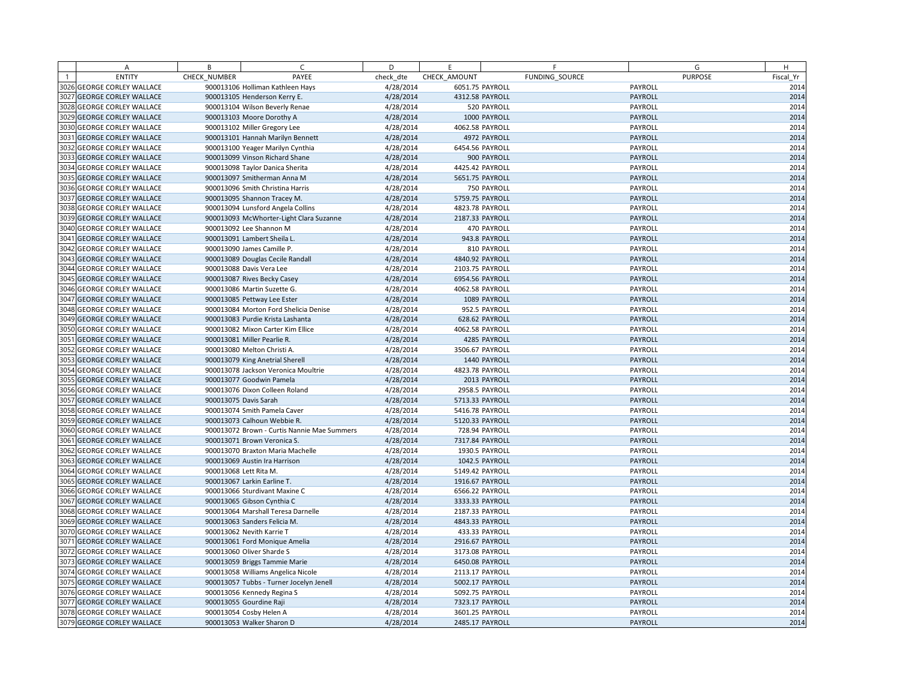| | A | B | C | D | E | F | G | H |
|---|---|---|---|---|---|---|---|---|
| 1 | ENTITY | CHECK_NUMBER | PAYEE | check_dte | CHECK_AMOUNT | FUNDING_SOURCE | PURPOSE | Fiscal_Yr |
| 3026 | GEORGE CORLEY WALLACE | 900013106 | Holliman Kathleen Hays | 4/28/2014 | 6051.75 | PAYROLL | PAYROLL | 2014 |
| 3027 | GEORGE CORLEY WALLACE | 900013105 | Henderson Kerry E. | 4/28/2014 | 4312.58 | PAYROLL | PAYROLL | 2014 |
| 3028 | GEORGE CORLEY WALLACE | 900013104 | Wilson Beverly Renae | 4/28/2014 | 520 | PAYROLL | PAYROLL | 2014 |
| 3029 | GEORGE CORLEY WALLACE | 900013103 | Moore Dorothy A | 4/28/2014 | 1000 | PAYROLL | PAYROLL | 2014 |
| 3030 | GEORGE CORLEY WALLACE | 900013102 | Miller Gregory Lee | 4/28/2014 | 4062.58 | PAYROLL | PAYROLL | 2014 |
| 3031 | GEORGE CORLEY WALLACE | 900013101 | Hannah Marilyn Bennett | 4/28/2014 | 4972 | PAYROLL | PAYROLL | 2014 |
| 3032 | GEORGE CORLEY WALLACE | 900013100 | Yeager Marilyn Cynthia | 4/28/2014 | 6454.56 | PAYROLL | PAYROLL | 2014 |
| 3033 | GEORGE CORLEY WALLACE | 900013099 | Vinson Richard Shane | 4/28/2014 | 900 | PAYROLL | PAYROLL | 2014 |
| 3034 | GEORGE CORLEY WALLACE | 900013098 | Taylor Danica Sherita | 4/28/2014 | 4425.42 | PAYROLL | PAYROLL | 2014 |
| 3035 | GEORGE CORLEY WALLACE | 900013097 | Smitherman Anna M | 4/28/2014 | 5651.75 | PAYROLL | PAYROLL | 2014 |
| 3036 | GEORGE CORLEY WALLACE | 900013096 | Smith Christina Harris | 4/28/2014 | 750 | PAYROLL | PAYROLL | 2014 |
| 3037 | GEORGE CORLEY WALLACE | 900013095 | Shannon Tracey M. | 4/28/2014 | 5759.75 | PAYROLL | PAYROLL | 2014 |
| 3038 | GEORGE CORLEY WALLACE | 900013094 | Lunsford Angela Collins | 4/28/2014 | 4823.78 | PAYROLL | PAYROLL | 2014 |
| 3039 | GEORGE CORLEY WALLACE | 900013093 | McWhorter-Light Clara Suzanne | 4/28/2014 | 2187.33 | PAYROLL | PAYROLL | 2014 |
| 3040 | GEORGE CORLEY WALLACE | 900013092 | Lee Shannon M | 4/28/2014 | 470 | PAYROLL | PAYROLL | 2014 |
| 3041 | GEORGE CORLEY WALLACE | 900013091 | Lambert Sheila L. | 4/28/2014 | 943.8 | PAYROLL | PAYROLL | 2014 |
| 3042 | GEORGE CORLEY WALLACE | 900013090 | James Camille P. | 4/28/2014 | 810 | PAYROLL | PAYROLL | 2014 |
| 3043 | GEORGE CORLEY WALLACE | 900013089 | Douglas Cecile Randall | 4/28/2014 | 4840.92 | PAYROLL | PAYROLL | 2014 |
| 3044 | GEORGE CORLEY WALLACE | 900013088 | Davis Vera Lee | 4/28/2014 | 2103.75 | PAYROLL | PAYROLL | 2014 |
| 3045 | GEORGE CORLEY WALLACE | 900013087 | Rives Becky Casey | 4/28/2014 | 6954.56 | PAYROLL | PAYROLL | 2014 |
| 3046 | GEORGE CORLEY WALLACE | 900013086 | Martin Suzette G. | 4/28/2014 | 4062.58 | PAYROLL | PAYROLL | 2014 |
| 3047 | GEORGE CORLEY WALLACE | 900013085 | Pettway Lee Ester | 4/28/2014 | 1089 | PAYROLL | PAYROLL | 2014 |
| 3048 | GEORGE CORLEY WALLACE | 900013084 | Morton Ford Shelicia Denise | 4/28/2014 | 952.5 | PAYROLL | PAYROLL | 2014 |
| 3049 | GEORGE CORLEY WALLACE | 900013083 | Purdie Krista Lashanta | 4/28/2014 | 628.62 | PAYROLL | PAYROLL | 2014 |
| 3050 | GEORGE CORLEY WALLACE | 900013082 | Mixon Carter Kim Ellice | 4/28/2014 | 4062.58 | PAYROLL | PAYROLL | 2014 |
| 3051 | GEORGE CORLEY WALLACE | 900013081 | Miller Pearlie R. | 4/28/2014 | 4285 | PAYROLL | PAYROLL | 2014 |
| 3052 | GEORGE CORLEY WALLACE | 900013080 | Melton Christi A. | 4/28/2014 | 3506.67 | PAYROLL | PAYROLL | 2014 |
| 3053 | GEORGE CORLEY WALLACE | 900013079 | King Anetrial Sherell | 4/28/2014 | 1440 | PAYROLL | PAYROLL | 2014 |
| 3054 | GEORGE CORLEY WALLACE | 900013078 | Jackson Veronica Moultrie | 4/28/2014 | 4823.78 | PAYROLL | PAYROLL | 2014 |
| 3055 | GEORGE CORLEY WALLACE | 900013077 | Goodwin Pamela | 4/28/2014 | 2013 | PAYROLL | PAYROLL | 2014 |
| 3056 | GEORGE CORLEY WALLACE | 900013076 | Dixon Colleen Roland | 4/28/2014 | 2958.5 | PAYROLL | PAYROLL | 2014 |
| 3057 | GEORGE CORLEY WALLACE | 900013075 | Davis Sarah | 4/28/2014 | 5713.33 | PAYROLL | PAYROLL | 2014 |
| 3058 | GEORGE CORLEY WALLACE | 900013074 | Smith Pamela Caver | 4/28/2014 | 5416.78 | PAYROLL | PAYROLL | 2014 |
| 3059 | GEORGE CORLEY WALLACE | 900013073 | Calhoun Webbie R. | 4/28/2014 | 5120.33 | PAYROLL | PAYROLL | 2014 |
| 3060 | GEORGE CORLEY WALLACE | 900013072 | Brown - Curtis Nannie Mae Summers | 4/28/2014 | 728.94 | PAYROLL | PAYROLL | 2014 |
| 3061 | GEORGE CORLEY WALLACE | 900013071 | Brown Veronica S. | 4/28/2014 | 7317.84 | PAYROLL | PAYROLL | 2014 |
| 3062 | GEORGE CORLEY WALLACE | 900013070 | Braxton Maria Machelle | 4/28/2014 | 1930.5 | PAYROLL | PAYROLL | 2014 |
| 3063 | GEORGE CORLEY WALLACE | 900013069 | Austin Ira Harrison | 4/28/2014 | 1042.5 | PAYROLL | PAYROLL | 2014 |
| 3064 | GEORGE CORLEY WALLACE | 900013068 | Lett Rita M. | 4/28/2014 | 5149.42 | PAYROLL | PAYROLL | 2014 |
| 3065 | GEORGE CORLEY WALLACE | 900013067 | Larkin Earline T. | 4/28/2014 | 1916.67 | PAYROLL | PAYROLL | 2014 |
| 3066 | GEORGE CORLEY WALLACE | 900013066 | Sturdivant Maxine C | 4/28/2014 | 6566.22 | PAYROLL | PAYROLL | 2014 |
| 3067 | GEORGE CORLEY WALLACE | 900013065 | Gibson Cynthia C | 4/28/2014 | 3333.33 | PAYROLL | PAYROLL | 2014 |
| 3068 | GEORGE CORLEY WALLACE | 900013064 | Marshall Teresa Darnelle | 4/28/2014 | 2187.33 | PAYROLL | PAYROLL | 2014 |
| 3069 | GEORGE CORLEY WALLACE | 900013063 | Sanders Felicia M. | 4/28/2014 | 4843.33 | PAYROLL | PAYROLL | 2014 |
| 3070 | GEORGE CORLEY WALLACE | 900013062 | Nevith Karrie T | 4/28/2014 | 433.33 | PAYROLL | PAYROLL | 2014 |
| 3071 | GEORGE CORLEY WALLACE | 900013061 | Ford Monique Amelia | 4/28/2014 | 2916.67 | PAYROLL | PAYROLL | 2014 |
| 3072 | GEORGE CORLEY WALLACE | 900013060 | Oliver Sharde S | 4/28/2014 | 3173.08 | PAYROLL | PAYROLL | 2014 |
| 3073 | GEORGE CORLEY WALLACE | 900013059 | Briggs Tammie Marie | 4/28/2014 | 6450.08 | PAYROLL | PAYROLL | 2014 |
| 3074 | GEORGE CORLEY WALLACE | 900013058 | Williams Angelica Nicole | 4/28/2014 | 2113.17 | PAYROLL | PAYROLL | 2014 |
| 3075 | GEORGE CORLEY WALLACE | 900013057 | Tubbs - Turner Jocelyn Jenell | 4/28/2014 | 5002.17 | PAYROLL | PAYROLL | 2014 |
| 3076 | GEORGE CORLEY WALLACE | 900013056 | Kennedy Regina S | 4/28/2014 | 5092.75 | PAYROLL | PAYROLL | 2014 |
| 3077 | GEORGE CORLEY WALLACE | 900013055 | Gourdine Raji | 4/28/2014 | 7323.17 | PAYROLL | PAYROLL | 2014 |
| 3078 | GEORGE CORLEY WALLACE | 900013054 | Cosby Helen A | 4/28/2014 | 3601.25 | PAYROLL | PAYROLL | 2014 |
| 3079 | GEORGE CORLEY WALLACE | 900013053 | Walker Sharon D | 4/28/2014 | 2485.17 | PAYROLL | PAYROLL | 2014 |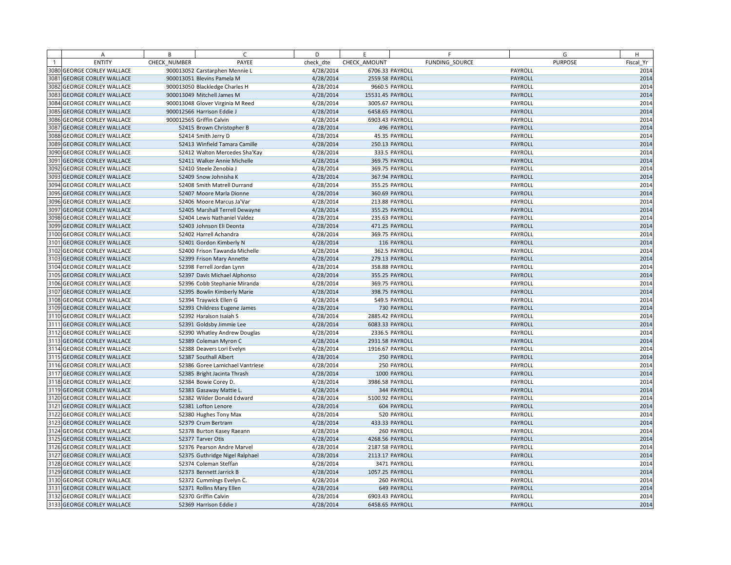| | A | B | C | D | E | F | G | H |
|---|---|---|---|---|---|---|---|---|
| 1 | ENTITY | CHECK_NUMBER | PAYEE | check_dte | CHECK_AMOUNT | FUNDING_SOURCE | PURPOSE | Fiscal_Yr |
| 3080 | GEORGE CORLEY WALLACE | 900013052 | Carstarphen Mennie L | 4/28/2014 | 6706.33 | PAYROLL | PAYROLL | 2014 |
| 3081 | GEORGE CORLEY WALLACE | 900013051 | Blevins Pamela M | 4/28/2014 | 2559.58 | PAYROLL | PAYROLL | 2014 |
| 3082 | GEORGE CORLEY WALLACE | 900013050 | Blackledge Charles H | 4/28/2014 | 9660.5 | PAYROLL | PAYROLL | 2014 |
| 3083 | GEORGE CORLEY WALLACE | 900013049 | Mitchell James M | 4/28/2014 | 15531.45 | PAYROLL | PAYROLL | 2014 |
| 3084 | GEORGE CORLEY WALLACE | 900013048 | Glover Virginia M Reed | 4/28/2014 | 3005.67 | PAYROLL | PAYROLL | 2014 |
| 3085 | GEORGE CORLEY WALLACE | 900012566 | Harrison Eddie J | 4/28/2014 | 6458.65 | PAYROLL | PAYROLL | 2014 |
| 3086 | GEORGE CORLEY WALLACE | 900012565 | Griffin Calvin | 4/28/2014 | 6903.43 | PAYROLL | PAYROLL | 2014 |
| 3087 | GEORGE CORLEY WALLACE | 52415 | Brown Christopher B | 4/28/2014 | 496 | PAYROLL | PAYROLL | 2014 |
| 3088 | GEORGE CORLEY WALLACE | 52414 | Smith Jerry D | 4/28/2014 | 45.35 | PAYROLL | PAYROLL | 2014 |
| 3089 | GEORGE CORLEY WALLACE | 52413 | Winfield Tamara Camille | 4/28/2014 | 250.13 | PAYROLL | PAYROLL | 2014 |
| 3090 | GEORGE CORLEY WALLACE | 52412 | Walton Mercedes Sha'Kay | 4/28/2014 | 333.5 | PAYROLL | PAYROLL | 2014 |
| 3091 | GEORGE CORLEY WALLACE | 52411 | Walker Annie Michelle | 4/28/2014 | 369.75 | PAYROLL | PAYROLL | 2014 |
| 3092 | GEORGE CORLEY WALLACE | 52410 | Steele Zenobia J | 4/28/2014 | 369.75 | PAYROLL | PAYROLL | 2014 |
| 3093 | GEORGE CORLEY WALLACE | 52409 | Snow Johnisha K | 4/28/2014 | 367.94 | PAYROLL | PAYROLL | 2014 |
| 3094 | GEORGE CORLEY WALLACE | 52408 | Smith Matrell Durrand | 4/28/2014 | 355.25 | PAYROLL | PAYROLL | 2014 |
| 3095 | GEORGE CORLEY WALLACE | 52407 | Moore Marla Dionne | 4/28/2014 | 360.69 | PAYROLL | PAYROLL | 2014 |
| 3096 | GEORGE CORLEY WALLACE | 52406 | Moore Marcus Ja'Var | 4/28/2014 | 213.88 | PAYROLL | PAYROLL | 2014 |
| 3097 | GEORGE CORLEY WALLACE | 52405 | Marshall Terrell Dewayne | 4/28/2014 | 355.25 | PAYROLL | PAYROLL | 2014 |
| 3098 | GEORGE CORLEY WALLACE | 52404 | Lewis Nathaniel Valdez | 4/28/2014 | 235.63 | PAYROLL | PAYROLL | 2014 |
| 3099 | GEORGE CORLEY WALLACE | 52403 | Johnson Eli Deonta | 4/28/2014 | 471.25 | PAYROLL | PAYROLL | 2014 |
| 3100 | GEORGE CORLEY WALLACE | 52402 | Harrell Achandra | 4/28/2014 | 369.75 | PAYROLL | PAYROLL | 2014 |
| 3101 | GEORGE CORLEY WALLACE | 52401 | Gordon Kimberly N | 4/28/2014 | 116 | PAYROLL | PAYROLL | 2014 |
| 3102 | GEORGE CORLEY WALLACE | 52400 | Frison Tawanda Michelle | 4/28/2014 | 362.5 | PAYROLL | PAYROLL | 2014 |
| 3103 | GEORGE CORLEY WALLACE | 52399 | Frison Mary Annette | 4/28/2014 | 279.13 | PAYROLL | PAYROLL | 2014 |
| 3104 | GEORGE CORLEY WALLACE | 52398 | Ferrell Jordan Lynn | 4/28/2014 | 358.88 | PAYROLL | PAYROLL | 2014 |
| 3105 | GEORGE CORLEY WALLACE | 52397 | Davis Michael Alphonso | 4/28/2014 | 355.25 | PAYROLL | PAYROLL | 2014 |
| 3106 | GEORGE CORLEY WALLACE | 52396 | Cobb Stephanie Miranda | 4/28/2014 | 369.75 | PAYROLL | PAYROLL | 2014 |
| 3107 | GEORGE CORLEY WALLACE | 52395 | Bowlin Kimberly Marie | 4/28/2014 | 398.75 | PAYROLL | PAYROLL | 2014 |
| 3108 | GEORGE CORLEY WALLACE | 52394 | Traywick Ellen G | 4/28/2014 | 549.5 | PAYROLL | PAYROLL | 2014 |
| 3109 | GEORGE CORLEY WALLACE | 52393 | Childress Eugene James | 4/28/2014 | 730 | PAYROLL | PAYROLL | 2014 |
| 3110 | GEORGE CORLEY WALLACE | 52392 | Haralson Isaiah S | 4/28/2014 | 2885.42 | PAYROLL | PAYROLL | 2014 |
| 3111 | GEORGE CORLEY WALLACE | 52391 | Goldsby Jimmie Lee | 4/28/2014 | 6083.33 | PAYROLL | PAYROLL | 2014 |
| 3112 | GEORGE CORLEY WALLACE | 52390 | Whatley Andrew Douglas | 4/28/2014 | 2336.5 | PAYROLL | PAYROLL | 2014 |
| 3113 | GEORGE CORLEY WALLACE | 52389 | Coleman Myron C | 4/28/2014 | 2931.58 | PAYROLL | PAYROLL | 2014 |
| 3114 | GEORGE CORLEY WALLACE | 52388 | Deavers Lori Evelyn | 4/28/2014 | 1916.67 | PAYROLL | PAYROLL | 2014 |
| 3115 | GEORGE CORLEY WALLACE | 52387 | Southall Albert | 4/28/2014 | 250 | PAYROLL | PAYROLL | 2014 |
| 3116 | GEORGE CORLEY WALLACE | 52386 | Goree Lamichael Vantriese | 4/28/2014 | 250 | PAYROLL | PAYROLL | 2014 |
| 3117 | GEORGE CORLEY WALLACE | 52385 | Bright Jacinta Thrash | 4/28/2014 | 1000 | PAYROLL | PAYROLL | 2014 |
| 3118 | GEORGE CORLEY WALLACE | 52384 | Bowie Corey D. | 4/28/2014 | 3986.58 | PAYROLL | PAYROLL | 2014 |
| 3119 | GEORGE CORLEY WALLACE | 52383 | Gasaway Mattie L. | 4/28/2014 | 344 | PAYROLL | PAYROLL | 2014 |
| 3120 | GEORGE CORLEY WALLACE | 52382 | Wilder Donald Edward | 4/28/2014 | 5100.92 | PAYROLL | PAYROLL | 2014 |
| 3121 | GEORGE CORLEY WALLACE | 52381 | Lofton Lenore | 4/28/2014 | 604 | PAYROLL | PAYROLL | 2014 |
| 3122 | GEORGE CORLEY WALLACE | 52380 | Hughes Tony Max | 4/28/2014 | 520 | PAYROLL | PAYROLL | 2014 |
| 3123 | GEORGE CORLEY WALLACE | 52379 | Crum Bertram | 4/28/2014 | 433.33 | PAYROLL | PAYROLL | 2014 |
| 3124 | GEORGE CORLEY WALLACE | 52378 | Burton Kasey Raeann | 4/28/2014 | 260 | PAYROLL | PAYROLL | 2014 |
| 3125 | GEORGE CORLEY WALLACE | 52377 | Tarver Otis | 4/28/2014 | 4268.56 | PAYROLL | PAYROLL | 2014 |
| 3126 | GEORGE CORLEY WALLACE | 52376 | Pearson Andre Marvel | 4/28/2014 | 2187.58 | PAYROLL | PAYROLL | 2014 |
| 3127 | GEORGE CORLEY WALLACE | 52375 | Guthridge Nigel Ralphael | 4/28/2014 | 2113.17 | PAYROLL | PAYROLL | 2014 |
| 3128 | GEORGE CORLEY WALLACE | 52374 | Coleman Steffan | 4/28/2014 | 3471 | PAYROLL | PAYROLL | 2014 |
| 3129 | GEORGE CORLEY WALLACE | 52373 | Bennett Jarrick B | 4/28/2014 | 1057.25 | PAYROLL | PAYROLL | 2014 |
| 3130 | GEORGE CORLEY WALLACE | 52372 | Cummings Evelyn C. | 4/28/2014 | 260 | PAYROLL | PAYROLL | 2014 |
| 3131 | GEORGE CORLEY WALLACE | 52371 | Rollins Mary Ellen | 4/28/2014 | 649 | PAYROLL | PAYROLL | 2014 |
| 3132 | GEORGE CORLEY WALLACE | 52370 | Griffin Calvin | 4/28/2014 | 6903.43 | PAYROLL | PAYROLL | 2014 |
| 3133 | GEORGE CORLEY WALLACE | 52369 | Harrison Eddie J | 4/28/2014 | 6458.65 | PAYROLL | PAYROLL | 2014 |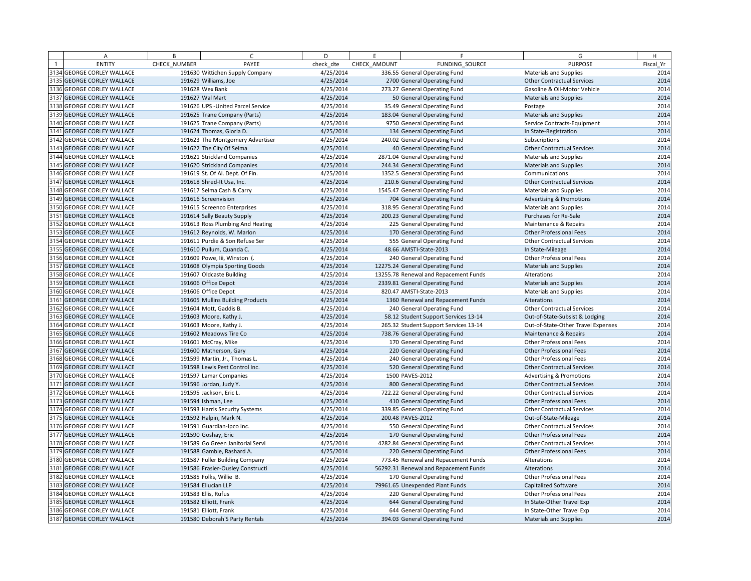| | A | B | C | D | E | F | G | H |
|---|---|---|---|---|---|---|---|---|
| 1 | ENTITY | CHECK_NUMBER | PAYEE | check_dte | CHECK_AMOUNT | FUNDING_SOURCE | PURPOSE | Fiscal_Yr |
| 3134 | GEORGE CORLEY WALLACE | 191630 | Wittichen Supply Company | 4/25/2014 | 336.55 | General Operating Fund | Materials and Supplies | 2014 |
| 3135 | GEORGE CORLEY WALLACE | 191629 | Williams, Joe | 4/25/2014 | 2700 | General Operating Fund | Other Contractual Services | 2014 |
| 3136 | GEORGE CORLEY WALLACE | 191628 | Wex Bank | 4/25/2014 | 273.27 | General Operating Fund | Gasoline & Oil-Motor Vehicle | 2014 |
| 3137 | GEORGE CORLEY WALLACE | 191627 | Wal Mart | 4/25/2014 | 50 | General Operating Fund | Materials and Supplies | 2014 |
| 3138 | GEORGE CORLEY WALLACE | 191626 | UPS -United Parcel Service | 4/25/2014 | 35.49 | General Operating Fund | Postage | 2014 |
| 3139 | GEORGE CORLEY WALLACE | 191625 | Trane Company (Parts) | 4/25/2014 | 183.04 | General Operating Fund | Materials and Supplies | 2014 |
| 3140 | GEORGE CORLEY WALLACE | 191625 | Trane Company (Parts) | 4/25/2014 | 9750 | General Operating Fund | Service Contracts-Equipment | 2014 |
| 3141 | GEORGE CORLEY WALLACE | 191624 | Thomas, Gloria D. | 4/25/2014 | 134 | General Operating Fund | In State-Registration | 2014 |
| 3142 | GEORGE CORLEY WALLACE | 191623 | The Montgomery Advertiser | 4/25/2014 | 240.02 | General Operating Fund | Subscriptions | 2014 |
| 3143 | GEORGE CORLEY WALLACE | 191622 | The City Of Selma | 4/25/2014 | 40 | General Operating Fund | Other Contractual Services | 2014 |
| 3144 | GEORGE CORLEY WALLACE | 191621 | Strickland Companies | 4/25/2014 | 2871.04 | General Operating Fund | Materials and Supplies | 2014 |
| 3145 | GEORGE CORLEY WALLACE | 191620 | Strickland Companies | 4/25/2014 | 244.34 | General Operating Fund | Materials and Supplies | 2014 |
| 3146 | GEORGE CORLEY WALLACE | 191619 | St. Of Al. Dept. Of Fin. | 4/25/2014 | 1352.5 | General Operating Fund | Communications | 2014 |
| 3147 | GEORGE CORLEY WALLACE | 191618 | Shred-It Usa, Inc. | 4/25/2014 | 210.6 | General Operating Fund | Other Contractual Services | 2014 |
| 3148 | GEORGE CORLEY WALLACE | 191617 | Selma Cash & Carry | 4/25/2014 | 1545.47 | General Operating Fund | Materials and Supplies | 2014 |
| 3149 | GEORGE CORLEY WALLACE | 191616 | Screenvision | 4/25/2014 | 704 | General Operating Fund | Advertising & Promotions | 2014 |
| 3150 | GEORGE CORLEY WALLACE | 191615 | Screenco Enterprises | 4/25/2014 | 318.95 | General Operating Fund | Materials and Supplies | 2014 |
| 3151 | GEORGE CORLEY WALLACE | 191614 | Sally Beauty Supply | 4/25/2014 | 200.23 | General Operating Fund | Purchases for Re-Sale | 2014 |
| 3152 | GEORGE CORLEY WALLACE | 191613 | Ross Plumbing And Heating | 4/25/2014 | 225 | General Operating Fund | Maintenance & Repairs | 2014 |
| 3153 | GEORGE CORLEY WALLACE | 191612 | Reynolds, W. Marlon | 4/25/2014 | 170 | General Operating Fund | Other Professional Fees | 2014 |
| 3154 | GEORGE CORLEY WALLACE | 191611 | Purdie & Son Refuse Ser | 4/25/2014 | 555 | General Operating Fund | Other Contractual Services | 2014 |
| 3155 | GEORGE CORLEY WALLACE | 191610 | Pullum, Quanda C. | 4/25/2014 | 48.66 | AMSTI-State-2013 | In State-Mileage | 2014 |
| 3156 | GEORGE CORLEY WALLACE | 191609 | Powe, Iii, Winston (. | 4/25/2014 | 240 | General Operating Fund | Other Professional Fees | 2014 |
| 3157 | GEORGE CORLEY WALLACE | 191608 | Olympia Sporting Goods | 4/25/2014 | 12275.24 | General Operating Fund | Materials and Supplies | 2014 |
| 3158 | GEORGE CORLEY WALLACE | 191607 | Oldcaste Building | 4/25/2014 | 13255.78 | Renewal and Repacement Funds | Alterations | 2014 |
| 3159 | GEORGE CORLEY WALLACE | 191606 | Office Depot | 4/25/2014 | 2339.81 | General Operating Fund | Materials and Supplies | 2014 |
| 3160 | GEORGE CORLEY WALLACE | 191606 | Office Depot | 4/25/2014 | 820.47 | AMSTI-State-2013 | Materials and Supplies | 2014 |
| 3161 | GEORGE CORLEY WALLACE | 191605 | Mullins Building Products | 4/25/2014 | 1360 | Renewal and Repacement Funds | Alterations | 2014 |
| 3162 | GEORGE CORLEY WALLACE | 191604 | Mott, Gaddis B. | 4/25/2014 | 240 | General Operating Fund | Other Contractual Services | 2014 |
| 3163 | GEORGE CORLEY WALLACE | 191603 | Moore, Kathy J. | 4/25/2014 | 58.12 | Student Support Services 13-14 | Out-of-State-Subsist & Lodging | 2014 |
| 3164 | GEORGE CORLEY WALLACE | 191603 | Moore, Kathy J. | 4/25/2014 | 265.32 | Student Support Services 13-14 | Out-of-State-Other Travel Expenses | 2014 |
| 3165 | GEORGE CORLEY WALLACE | 191602 | Meadows Tire Co | 4/25/2014 | 738.76 | General Operating Fund | Maintenance & Repairs | 2014 |
| 3166 | GEORGE CORLEY WALLACE | 191601 | McCray, Mike | 4/25/2014 | 170 | General Operating Fund | Other Professional Fees | 2014 |
| 3167 | GEORGE CORLEY WALLACE | 191600 | Matherson, Gary | 4/25/2014 | 220 | General Operating Fund | Other Professional Fees | 2014 |
| 3168 | GEORGE CORLEY WALLACE | 191599 | Martin, Jr., Thomas L. | 4/25/2014 | 240 | General Operating Fund | Other Professional Fees | 2014 |
| 3169 | GEORGE CORLEY WALLACE | 191598 | Lewis Pest Control Inc. | 4/25/2014 | 520 | General Operating Fund | Other Contractual Services | 2014 |
| 3170 | GEORGE CORLEY WALLACE | 191597 | Lamar Companies | 4/25/2014 | 1500 | PAVES-2012 | Advertising & Promotions | 2014 |
| 3171 | GEORGE CORLEY WALLACE | 191596 | Jordan, Judy Y. | 4/25/2014 | 800 | General Operating Fund | Other Contractual Services | 2014 |
| 3172 | GEORGE CORLEY WALLACE | 191595 | Jackson, Eric L. | 4/25/2014 | 722.22 | General Operating Fund | Other Contractual Services | 2014 |
| 3173 | GEORGE CORLEY WALLACE | 191594 | Ishman, Lee | 4/25/2014 | 410 | General Operating Fund | Other Professional Fees | 2014 |
| 3174 | GEORGE CORLEY WALLACE | 191593 | Harris Security Systems | 4/25/2014 | 339.85 | General Operating Fund | Other Contractual Services | 2014 |
| 3175 | GEORGE CORLEY WALLACE | 191592 | Halpin, Mark N. | 4/25/2014 | 200.48 | PAVES-2012 | Out-of-State-Mileage | 2014 |
| 3176 | GEORGE CORLEY WALLACE | 191591 | Guardian-Ipco Inc. | 4/25/2014 | 550 | General Operating Fund | Other Contractual Services | 2014 |
| 3177 | GEORGE CORLEY WALLACE | 191590 | Goshay, Eric | 4/25/2014 | 170 | General Operating Fund | Other Professional Fees | 2014 |
| 3178 | GEORGE CORLEY WALLACE | 191589 | Go Green Janitorial Servi | 4/25/2014 | 4282.84 | General Operating Fund | Other Contractual Services | 2014 |
| 3179 | GEORGE CORLEY WALLACE | 191588 | Gamble, Rashard A. | 4/25/2014 | 220 | General Operating Fund | Other Professional Fees | 2014 |
| 3180 | GEORGE CORLEY WALLACE | 191587 | Fuller Building Company | 4/25/2014 | 773.45 | Renewal and Repacement Funds | Alterations | 2014 |
| 3181 | GEORGE CORLEY WALLACE | 191586 | Frasier-Ousley Constructi | 4/25/2014 | 56292.31 | Renewal and Repacement Funds | Alterations | 2014 |
| 3182 | GEORGE CORLEY WALLACE | 191585 | Folks, Willie B. | 4/25/2014 | 170 | General Operating Fund | Other Professional Fees | 2014 |
| 3183 | GEORGE CORLEY WALLACE | 191584 | Ellucian LLP | 4/25/2014 | 79961.65 | Unexpended Plant Funds | Capitalized Software | 2014 |
| 3184 | GEORGE CORLEY WALLACE | 191583 | Ellis, Rufus | 4/25/2014 | 220 | General Operating Fund | Other Professional Fees | 2014 |
| 3185 | GEORGE CORLEY WALLACE | 191582 | Elliott, Frank | 4/25/2014 | 644 | General Operating Fund | In State-Other Travel Exp | 2014 |
| 3186 | GEORGE CORLEY WALLACE | 191581 | Elliott, Frank | 4/25/2014 | 644 | General Operating Fund | In State-Other Travel Exp | 2014 |
| 3187 | GEORGE CORLEY WALLACE | 191580 | Deborah'S Party Rentals | 4/25/2014 | 394.03 | General Operating Fund | Materials and Supplies | 2014 |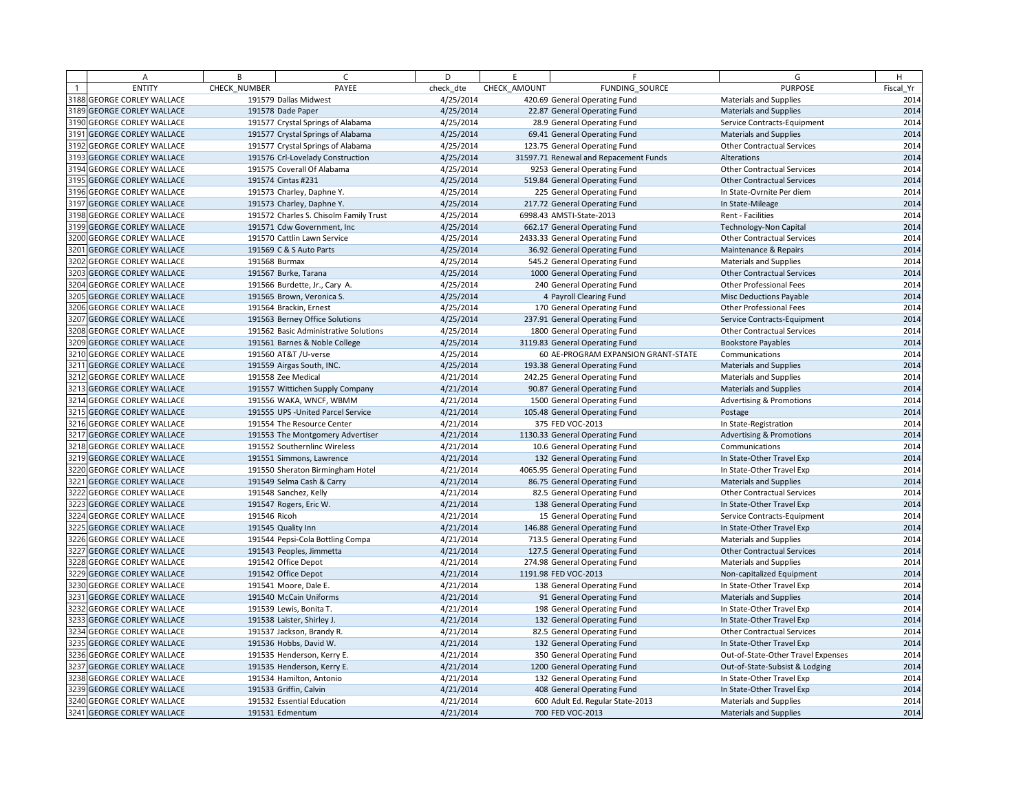| | A | B | C | D | E | F | G | H |
|---|---|---|---|---|---|---|---|---|
| 1 | ENTITY | CHECK_NUMBER | PAYEE | check_dte | CHECK_AMOUNT | FUNDING_SOURCE | PURPOSE | Fiscal_Yr |
| 3188 | GEORGE CORLEY WALLACE | 191579 | Dallas Midwest | 4/25/2014 | 420.69 | General Operating Fund | Materials and Supplies | 2014 |
| 3189 | GEORGE CORLEY WALLACE | 191578 | Dade Paper | 4/25/2014 | 22.87 | General Operating Fund | Materials and Supplies | 2014 |
| 3190 | GEORGE CORLEY WALLACE | 191577 | Crystal Springs of Alabama | 4/25/2014 | 28.9 | General Operating Fund | Service Contracts-Equipment | 2014 |
| 3191 | GEORGE CORLEY WALLACE | 191577 | Crystal Springs of Alabama | 4/25/2014 | 69.41 | General Operating Fund | Materials and Supplies | 2014 |
| 3192 | GEORGE CORLEY WALLACE | 191577 | Crystal Springs of Alabama | 4/25/2014 | 123.75 | General Operating Fund | Other Contractual Services | 2014 |
| 3193 | GEORGE CORLEY WALLACE | 191576 | Crl-Lovelady Construction | 4/25/2014 | 31597.71 | Renewal and Repacement Funds | Alterations | 2014 |
| 3194 | GEORGE CORLEY WALLACE | 191575 | Coverall Of Alabama | 4/25/2014 | 9253 | General Operating Fund | Other Contractual Services | 2014 |
| 3195 | GEORGE CORLEY WALLACE | 191574 | Cintas #231 | 4/25/2014 | 519.84 | General Operating Fund | Other Contractual Services | 2014 |
| 3196 | GEORGE CORLEY WALLACE | 191573 | Charley, Daphne Y. | 4/25/2014 | 225 | General Operating Fund | In State-Ovrnite Per diem | 2014 |
| 3197 | GEORGE CORLEY WALLACE | 191573 | Charley, Daphne Y. | 4/25/2014 | 217.72 | General Operating Fund | In State-Mileage | 2014 |
| 3198 | GEORGE CORLEY WALLACE | 191572 | Charles S. Chisolm Family Trust | 4/25/2014 | 6998.43 | AMSTI-State-2013 | Rent - Facilities | 2014 |
| 3199 | GEORGE CORLEY WALLACE | 191571 | Cdw Government, Inc | 4/25/2014 | 662.17 | General Operating Fund | Technology-Non Capital | 2014 |
| 3200 | GEORGE CORLEY WALLACE | 191570 | Cattlin Lawn Service | 4/25/2014 | 2433.33 | General Operating Fund | Other Contractual Services | 2014 |
| 3201 | GEORGE CORLEY WALLACE | 191569 | C & S Auto Parts | 4/25/2014 | 36.92 | General Operating Fund | Maintenance & Repairs | 2014 |
| 3202 | GEORGE CORLEY WALLACE | 191568 | Burmax | 4/25/2014 | 545.2 | General Operating Fund | Materials and Supplies | 2014 |
| 3203 | GEORGE CORLEY WALLACE | 191567 | Burke, Tarana | 4/25/2014 | 1000 | General Operating Fund | Other Contractual Services | 2014 |
| 3204 | GEORGE CORLEY WALLACE | 191566 | Burdette, Jr., Cary A. | 4/25/2014 | 240 | General Operating Fund | Other Professional Fees | 2014 |
| 3205 | GEORGE CORLEY WALLACE | 191565 | Brown, Veronica S. | 4/25/2014 | 4 | Payroll Clearing Fund | Misc Deductions Payable | 2014 |
| 3206 | GEORGE CORLEY WALLACE | 191564 | Brackin, Ernest | 4/25/2014 | 170 | General Operating Fund | Other Professional Fees | 2014 |
| 3207 | GEORGE CORLEY WALLACE | 191563 | Berney Office Solutions | 4/25/2014 | 237.91 | General Operating Fund | Service Contracts-Equipment | 2014 |
| 3208 | GEORGE CORLEY WALLACE | 191562 | Basic Administrative Solutions | 4/25/2014 | 1800 | General Operating Fund | Other Contractual Services | 2014 |
| 3209 | GEORGE CORLEY WALLACE | 191561 | Barnes & Noble College | 4/25/2014 | 3119.83 | General Operating Fund | Bookstore Payables | 2014 |
| 3210 | GEORGE CORLEY WALLACE | 191560 | AT&T /U-verse | 4/25/2014 | 60 | AE-PROGRAM EXPANSION GRANT-STATE | Communications | 2014 |
| 3211 | GEORGE CORLEY WALLACE | 191559 | Airgas South, INC. | 4/25/2014 | 193.38 | General Operating Fund | Materials and Supplies | 2014 |
| 3212 | GEORGE CORLEY WALLACE | 191558 | Zee Medical | 4/21/2014 | 242.25 | General Operating Fund | Materials and Supplies | 2014 |
| 3213 | GEORGE CORLEY WALLACE | 191557 | Wittichen Supply Company | 4/21/2014 | 90.87 | General Operating Fund | Materials and Supplies | 2014 |
| 3214 | GEORGE CORLEY WALLACE | 191556 | WAKA, WNCF, WBMM | 4/21/2014 | 1500 | General Operating Fund | Advertising & Promotions | 2014 |
| 3215 | GEORGE CORLEY WALLACE | 191555 | UPS -United Parcel Service | 4/21/2014 | 105.48 | General Operating Fund | Postage | 2014 |
| 3216 | GEORGE CORLEY WALLACE | 191554 | The Resource Center | 4/21/2014 | 375 | FED VOC-2013 | In State-Registration | 2014 |
| 3217 | GEORGE CORLEY WALLACE | 191553 | The Montgomery Advertiser | 4/21/2014 | 1130.33 | General Operating Fund | Advertising & Promotions | 2014 |
| 3218 | GEORGE CORLEY WALLACE | 191552 | Southernlinc Wireless | 4/21/2014 | 10.6 | General Operating Fund | Communications | 2014 |
| 3219 | GEORGE CORLEY WALLACE | 191551 | Simmons, Lawrence | 4/21/2014 | 132 | General Operating Fund | In State-Other Travel Exp | 2014 |
| 3220 | GEORGE CORLEY WALLACE | 191550 | Sheraton Birmingham Hotel | 4/21/2014 | 4065.95 | General Operating Fund | In State-Other Travel Exp | 2014 |
| 3221 | GEORGE CORLEY WALLACE | 191549 | Selma Cash & Carry | 4/21/2014 | 86.75 | General Operating Fund | Materials and Supplies | 2014 |
| 3222 | GEORGE CORLEY WALLACE | 191548 | Sanchez, Kelly | 4/21/2014 | 82.5 | General Operating Fund | Other Contractual Services | 2014 |
| 3223 | GEORGE CORLEY WALLACE | 191547 | Rogers, Eric W. | 4/21/2014 | 138 | General Operating Fund | In State-Other Travel Exp | 2014 |
| 3224 | GEORGE CORLEY WALLACE | 191546 | Ricoh | 4/21/2014 | 15 | General Operating Fund | Service Contracts-Equipment | 2014 |
| 3225 | GEORGE CORLEY WALLACE | 191545 | Quality Inn | 4/21/2014 | 146.88 | General Operating Fund | In State-Other Travel Exp | 2014 |
| 3226 | GEORGE CORLEY WALLACE | 191544 | Pepsi-Cola Bottling Compa | 4/21/2014 | 713.5 | General Operating Fund | Materials and Supplies | 2014 |
| 3227 | GEORGE CORLEY WALLACE | 191543 | Peoples, Jimmetta | 4/21/2014 | 127.5 | General Operating Fund | Other Contractual Services | 2014 |
| 3228 | GEORGE CORLEY WALLACE | 191542 | Office Depot | 4/21/2014 | 274.98 | General Operating Fund | Materials and Supplies | 2014 |
| 3229 | GEORGE CORLEY WALLACE | 191542 | Office Depot | 4/21/2014 | 1191.98 | FED VOC-2013 | Non-capitalized Equipment | 2014 |
| 3230 | GEORGE CORLEY WALLACE | 191541 | Moore, Dale E. | 4/21/2014 | 138 | General Operating Fund | In State-Other Travel Exp | 2014 |
| 3231 | GEORGE CORLEY WALLACE | 191540 | McCain Uniforms | 4/21/2014 | 91 | General Operating Fund | Materials and Supplies | 2014 |
| 3232 | GEORGE CORLEY WALLACE | 191539 | Lewis, Bonita T. | 4/21/2014 | 198 | General Operating Fund | In State-Other Travel Exp | 2014 |
| 3233 | GEORGE CORLEY WALLACE | 191538 | Laister, Shirley J. | 4/21/2014 | 132 | General Operating Fund | In State-Other Travel Exp | 2014 |
| 3234 | GEORGE CORLEY WALLACE | 191537 | Jackson, Brandy R. | 4/21/2014 | 82.5 | General Operating Fund | Other Contractual Services | 2014 |
| 3235 | GEORGE CORLEY WALLACE | 191536 | Hobbs, David W. | 4/21/2014 | 132 | General Operating Fund | In State-Other Travel Exp | 2014 |
| 3236 | GEORGE CORLEY WALLACE | 191535 | Henderson, Kerry E. | 4/21/2014 | 350 | General Operating Fund | Out-of-State-Other Travel Expenses | 2014 |
| 3237 | GEORGE CORLEY WALLACE | 191535 | Henderson, Kerry E. | 4/21/2014 | 1200 | General Operating Fund | Out-of-State-Subsist & Lodging | 2014 |
| 3238 | GEORGE CORLEY WALLACE | 191534 | Hamilton, Antonio | 4/21/2014 | 132 | General Operating Fund | In State-Other Travel Exp | 2014 |
| 3239 | GEORGE CORLEY WALLACE | 191533 | Griffin, Calvin | 4/21/2014 | 408 | General Operating Fund | In State-Other Travel Exp | 2014 |
| 3240 | GEORGE CORLEY WALLACE | 191532 | Essential Education | 4/21/2014 | 600 | Adult Ed. Regular State-2013 | Materials and Supplies | 2014 |
| 3241 | GEORGE CORLEY WALLACE | 191531 | Edmentum | 4/21/2014 | 700 | FED VOC-2013 | Materials and Supplies | 2014 |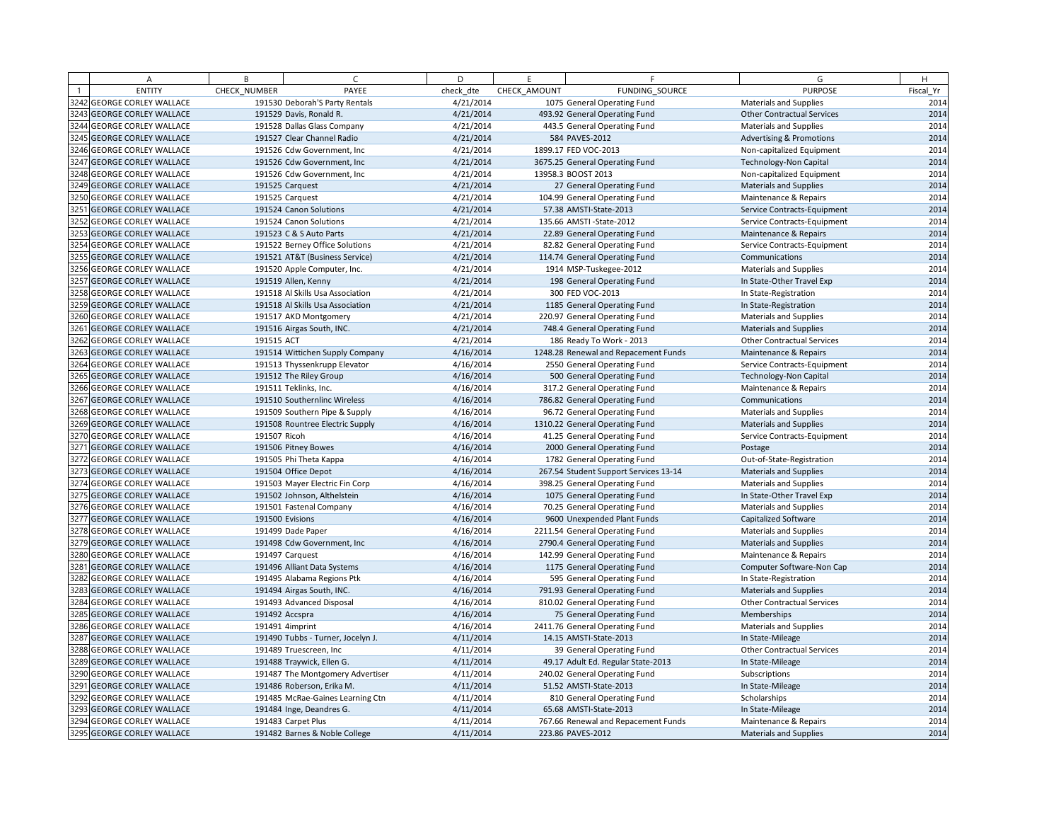| | A | B | C | D | E | F | G | H |
|---|---|---|---|---|---|---|---|---|
| 1 | ENTITY | CHECK_NUMBER | PAYEE | check_dte | CHECK_AMOUNT | FUNDING_SOURCE | PURPOSE | Fiscal_Yr |
| 3242 | GEORGE CORLEY WALLACE | 191530 | Deborah'S Party Rentals | 4/21/2014 | 1075 | General Operating Fund | Materials and Supplies | 2014 |
| 3243 | GEORGE CORLEY WALLACE | 191529 | Davis, Ronald R. | 4/21/2014 | 493.92 | General Operating Fund | Other Contractual Services | 2014 |
| 3244 | GEORGE CORLEY WALLACE | 191528 | Dallas Glass Company | 4/21/2014 | 443.5 | General Operating Fund | Materials and Supplies | 2014 |
| 3245 | GEORGE CORLEY WALLACE | 191527 | Clear Channel Radio | 4/21/2014 | 584 | PAVES-2012 | Advertising & Promotions | 2014 |
| 3246 | GEORGE CORLEY WALLACE | 191526 | Cdw Government, Inc | 4/21/2014 | 1899.17 | FED VOC-2013 | Non-capitalized Equipment | 2014 |
| 3247 | GEORGE CORLEY WALLACE | 191526 | Cdw Government, Inc | 4/21/2014 | 3675.25 | General Operating Fund | Technology-Non Capital | 2014 |
| 3248 | GEORGE CORLEY WALLACE | 191526 | Cdw Government, Inc | 4/21/2014 | 13958.3 | BOOST 2013 | Non-capitalized Equipment | 2014 |
| 3249 | GEORGE CORLEY WALLACE | 191525 | Carquest | 4/21/2014 | 27 | General Operating Fund | Materials and Supplies | 2014 |
| 3250 | GEORGE CORLEY WALLACE | 191525 | Carquest | 4/21/2014 | 104.99 | General Operating Fund | Maintenance & Repairs | 2014 |
| 3251 | GEORGE CORLEY WALLACE | 191524 | Canon Solutions | 4/21/2014 | 57.38 | AMSTI-State-2013 | Service Contracts-Equipment | 2014 |
| 3252 | GEORGE CORLEY WALLACE | 191524 | Canon Solutions | 4/21/2014 | 135.66 | AMSTI -State-2012 | Service Contracts-Equipment | 2014 |
| 3253 | GEORGE CORLEY WALLACE | 191523 | C & S Auto Parts | 4/21/2014 | 22.89 | General Operating Fund | Maintenance & Repairs | 2014 |
| 3254 | GEORGE CORLEY WALLACE | 191522 | Berney Office Solutions | 4/21/2014 | 82.82 | General Operating Fund | Service Contracts-Equipment | 2014 |
| 3255 | GEORGE CORLEY WALLACE | 191521 | AT&T (Business Service) | 4/21/2014 | 114.74 | General Operating Fund | Communications | 2014 |
| 3256 | GEORGE CORLEY WALLACE | 191520 | Apple Computer, Inc. | 4/21/2014 | 1914 | MSP-Tuskegee-2012 | Materials and Supplies | 2014 |
| 3257 | GEORGE CORLEY WALLACE | 191519 | Allen, Kenny | 4/21/2014 | 198 | General Operating Fund | In State-Other Travel Exp | 2014 |
| 3258 | GEORGE CORLEY WALLACE | 191518 | Al Skills Usa Association | 4/21/2014 | 300 | FED VOC-2013 | In State-Registration | 2014 |
| 3259 | GEORGE CORLEY WALLACE | 191518 | Al Skills Usa Association | 4/21/2014 | 1185 | General Operating Fund | In State-Registration | 2014 |
| 3260 | GEORGE CORLEY WALLACE | 191517 | AKD Montgomery | 4/21/2014 | 220.97 | General Operating Fund | Materials and Supplies | 2014 |
| 3261 | GEORGE CORLEY WALLACE | 191516 | Airgas South, INC. | 4/21/2014 | 748.4 | General Operating Fund | Materials and Supplies | 2014 |
| 3262 | GEORGE CORLEY WALLACE | 191515 | ACT | 4/21/2014 | 186 | Ready To Work - 2013 | Other Contractual Services | 2014 |
| 3263 | GEORGE CORLEY WALLACE | 191514 | Wittichen Supply Company | 4/16/2014 | 1248.28 | Renewal and Repacement Funds | Maintenance & Repairs | 2014 |
| 3264 | GEORGE CORLEY WALLACE | 191513 | Thyssenkrupp Elevator | 4/16/2014 | 2550 | General Operating Fund | Service Contracts-Equipment | 2014 |
| 3265 | GEORGE CORLEY WALLACE | 191512 | The Riley Group | 4/16/2014 | 500 | General Operating Fund | Technology-Non Capital | 2014 |
| 3266 | GEORGE CORLEY WALLACE | 191511 | Teklinks, Inc. | 4/16/2014 | 317.2 | General Operating Fund | Maintenance & Repairs | 2014 |
| 3267 | GEORGE CORLEY WALLACE | 191510 | Southernlinc Wireless | 4/16/2014 | 786.82 | General Operating Fund | Communications | 2014 |
| 3268 | GEORGE CORLEY WALLACE | 191509 | Southern Pipe & Supply | 4/16/2014 | 96.72 | General Operating Fund | Materials and Supplies | 2014 |
| 3269 | GEORGE CORLEY WALLACE | 191508 | Rountree Electric Supply | 4/16/2014 | 1310.22 | General Operating Fund | Materials and Supplies | 2014 |
| 3270 | GEORGE CORLEY WALLACE | 191507 | Ricoh | 4/16/2014 | 41.25 | General Operating Fund | Service Contracts-Equipment | 2014 |
| 3271 | GEORGE CORLEY WALLACE | 191506 | Pitney Bowes | 4/16/2014 | 2000 | General Operating Fund | Postage | 2014 |
| 3272 | GEORGE CORLEY WALLACE | 191505 | Phi Theta Kappa | 4/16/2014 | 1782 | General Operating Fund | Out-of-State-Registration | 2014 |
| 3273 | GEORGE CORLEY WALLACE | 191504 | Office Depot | 4/16/2014 | 267.54 | Student Support Services 13-14 | Materials and Supplies | 2014 |
| 3274 | GEORGE CORLEY WALLACE | 191503 | Mayer Electric Fin Corp | 4/16/2014 | 398.25 | General Operating Fund | Materials and Supplies | 2014 |
| 3275 | GEORGE CORLEY WALLACE | 191502 | Johnson, Althelstein | 4/16/2014 | 1075 | General Operating Fund | In State-Other Travel Exp | 2014 |
| 3276 | GEORGE CORLEY WALLACE | 191501 | Fastenal Company | 4/16/2014 | 70.25 | General Operating Fund | Materials and Supplies | 2014 |
| 3277 | GEORGE CORLEY WALLACE | 191500 | Evisions | 4/16/2014 | 9600 | Unexpended Plant Funds | Capitalized Software | 2014 |
| 3278 | GEORGE CORLEY WALLACE | 191499 | Dade Paper | 4/16/2014 | 2211.54 | General Operating Fund | Materials and Supplies | 2014 |
| 3279 | GEORGE CORLEY WALLACE | 191498 | Cdw Government, Inc | 4/16/2014 | 2790.4 | General Operating Fund | Materials and Supplies | 2014 |
| 3280 | GEORGE CORLEY WALLACE | 191497 | Carquest | 4/16/2014 | 142.99 | General Operating Fund | Maintenance & Repairs | 2014 |
| 3281 | GEORGE CORLEY WALLACE | 191496 | Alliant Data Systems | 4/16/2014 | 1175 | General Operating Fund | Computer Software-Non Cap | 2014 |
| 3282 | GEORGE CORLEY WALLACE | 191495 | Alabama Regions Ptk | 4/16/2014 | 595 | General Operating Fund | In State-Registration | 2014 |
| 3283 | GEORGE CORLEY WALLACE | 191494 | Airgas South, INC. | 4/16/2014 | 791.93 | General Operating Fund | Materials and Supplies | 2014 |
| 3284 | GEORGE CORLEY WALLACE | 191493 | Advanced Disposal | 4/16/2014 | 810.02 | General Operating Fund | Other Contractual Services | 2014 |
| 3285 | GEORGE CORLEY WALLACE | 191492 | Accspra | 4/16/2014 | 75 | General Operating Fund | Memberships | 2014 |
| 3286 | GEORGE CORLEY WALLACE | 191491 | 4imprint | 4/16/2014 | 2411.76 | General Operating Fund | Materials and Supplies | 2014 |
| 3287 | GEORGE CORLEY WALLACE | 191490 | Tubbs - Turner, Jocelyn J. | 4/11/2014 | 14.15 | AMSTI-State-2013 | In State-Mileage | 2014 |
| 3288 | GEORGE CORLEY WALLACE | 191489 | Truescreen, Inc | 4/11/2014 | 39 | General Operating Fund | Other Contractual Services | 2014 |
| 3289 | GEORGE CORLEY WALLACE | 191488 | Traywick, Ellen G. | 4/11/2014 | 49.17 | Adult Ed. Regular State-2013 | In State-Mileage | 2014 |
| 3290 | GEORGE CORLEY WALLACE | 191487 | The Montgomery Advertiser | 4/11/2014 | 240.02 | General Operating Fund | Subscriptions | 2014 |
| 3291 | GEORGE CORLEY WALLACE | 191486 | Roberson, Erika M. | 4/11/2014 | 51.52 | AMSTI-State-2013 | In State-Mileage | 2014 |
| 3292 | GEORGE CORLEY WALLACE | 191485 | McRae-Gaines Learning Ctn | 4/11/2014 | 810 | General Operating Fund | Scholarships | 2014 |
| 3293 | GEORGE CORLEY WALLACE | 191484 | Inge, Deandres G. | 4/11/2014 | 65.68 | AMSTI-State-2013 | In State-Mileage | 2014 |
| 3294 | GEORGE CORLEY WALLACE | 191483 | Carpet Plus | 4/11/2014 | 767.66 | Renewal and Repacement Funds | Maintenance & Repairs | 2014 |
| 3295 | GEORGE CORLEY WALLACE | 191482 | Barnes & Noble College | 4/11/2014 | 223.86 | PAVES-2012 | Materials and Supplies | 2014 |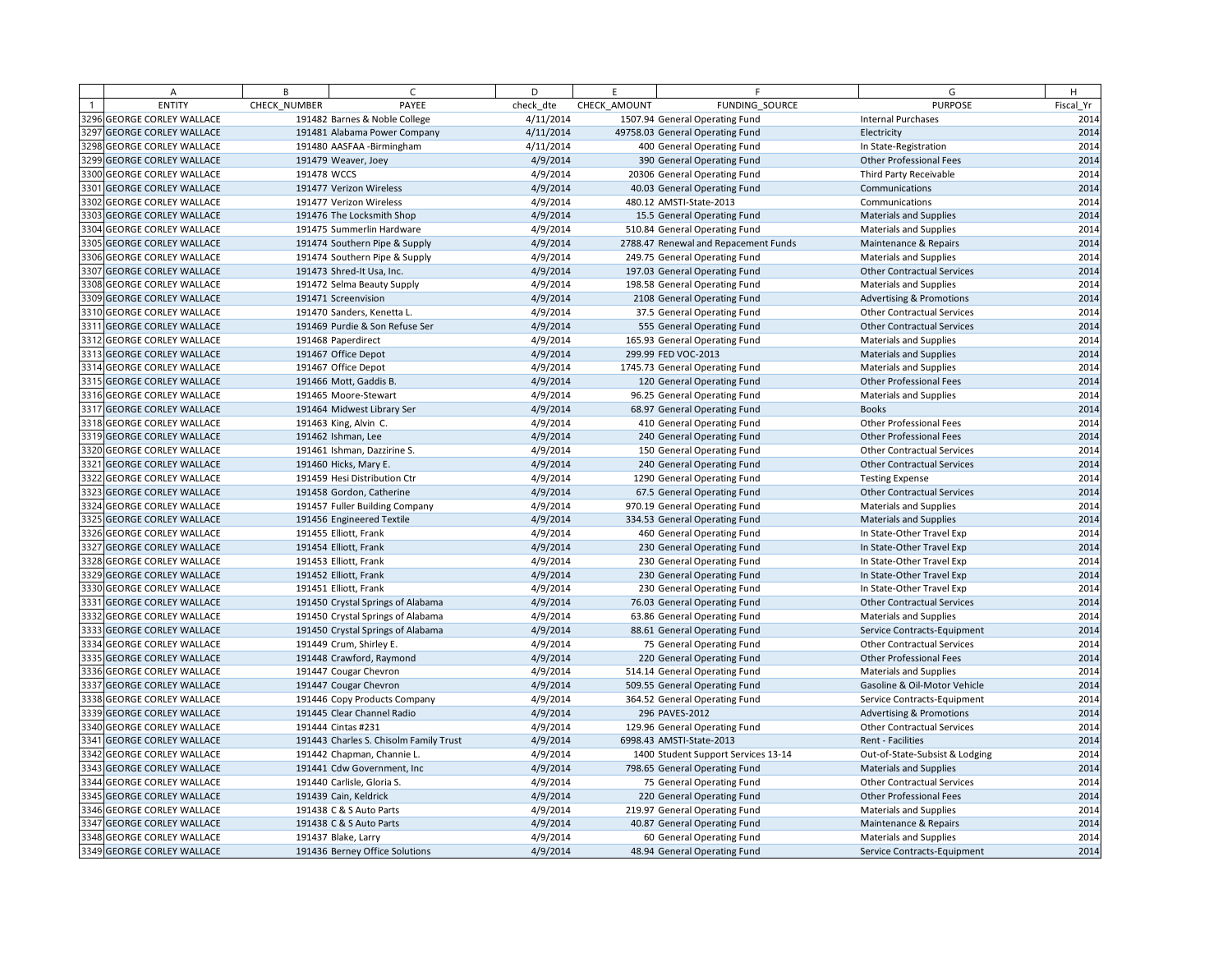| | A | B | C | D | E | F | G | H |
|---|---|---|---|---|---|---|---|---|
| 1 | ENTITY | CHECK_NUMBER | PAYEE | check_dte | CHECK_AMOUNT | FUNDING_SOURCE | PURPOSE | Fiscal_Yr |
| 3296 | GEORGE CORLEY WALLACE | 191482 | Barnes & Noble College | 4/11/2014 | 1507.94 | General Operating Fund | Internal Purchases | 2014 |
| 3297 | GEORGE CORLEY WALLACE | 191481 | Alabama Power Company | 4/11/2014 | 49758.03 | General Operating Fund | Electricity | 2014 |
| 3298 | GEORGE CORLEY WALLACE | 191480 | AASFAA -Birmingham | 4/11/2014 | 400 | General Operating Fund | In State-Registration | 2014 |
| 3299 | GEORGE CORLEY WALLACE | 191479 | Weaver, Joey | 4/9/2014 | 390 | General Operating Fund | Other Professional Fees | 2014 |
| 3300 | GEORGE CORLEY WALLACE | 191478 | WCCS | 4/9/2014 | 20306 | General Operating Fund | Third Party Receivable | 2014 |
| 3301 | GEORGE CORLEY WALLACE | 191477 | Verizon Wireless | 4/9/2014 | 40.03 | General Operating Fund | Communications | 2014 |
| 3302 | GEORGE CORLEY WALLACE | 191477 | Verizon Wireless | 4/9/2014 | 480.12 | AMSTI-State-2013 | Communications | 2014 |
| 3303 | GEORGE CORLEY WALLACE | 191476 | The Locksmith Shop | 4/9/2014 | 15.5 | General Operating Fund | Materials and Supplies | 2014 |
| 3304 | GEORGE CORLEY WALLACE | 191475 | Summerlin Hardware | 4/9/2014 | 510.84 | General Operating Fund | Materials and Supplies | 2014 |
| 3305 | GEORGE CORLEY WALLACE | 191474 | Southern Pipe & Supply | 4/9/2014 | 2788.47 | Renewal and Repacement Funds | Maintenance & Repairs | 2014 |
| 3306 | GEORGE CORLEY WALLACE | 191474 | Southern Pipe & Supply | 4/9/2014 | 249.75 | General Operating Fund | Materials and Supplies | 2014 |
| 3307 | GEORGE CORLEY WALLACE | 191473 | Shred-It Usa, Inc. | 4/9/2014 | 197.03 | General Operating Fund | Other Contractual Services | 2014 |
| 3308 | GEORGE CORLEY WALLACE | 191472 | Selma Beauty Supply | 4/9/2014 | 198.58 | General Operating Fund | Materials and Supplies | 2014 |
| 3309 | GEORGE CORLEY WALLACE | 191471 | Screenvision | 4/9/2014 | 2108 | General Operating Fund | Advertising & Promotions | 2014 |
| 3310 | GEORGE CORLEY WALLACE | 191470 | Sanders, Kenetta L. | 4/9/2014 | 37.5 | General Operating Fund | Other Contractual Services | 2014 |
| 3311 | GEORGE CORLEY WALLACE | 191469 | Purdie & Son Refuse Ser | 4/9/2014 | 555 | General Operating Fund | Other Contractual Services | 2014 |
| 3312 | GEORGE CORLEY WALLACE | 191468 | Paperdirect | 4/9/2014 | 165.93 | General Operating Fund | Materials and Supplies | 2014 |
| 3313 | GEORGE CORLEY WALLACE | 191467 | Office Depot | 4/9/2014 | 299.99 | FED VOC-2013 | Materials and Supplies | 2014 |
| 3314 | GEORGE CORLEY WALLACE | 191467 | Office Depot | 4/9/2014 | 1745.73 | General Operating Fund | Materials and Supplies | 2014 |
| 3315 | GEORGE CORLEY WALLACE | 191466 | Mott, Gaddis B. | 4/9/2014 | 120 | General Operating Fund | Other Professional Fees | 2014 |
| 3316 | GEORGE CORLEY WALLACE | 191465 | Moore-Stewart | 4/9/2014 | 96.25 | General Operating Fund | Materials and Supplies | 2014 |
| 3317 | GEORGE CORLEY WALLACE | 191464 | Midwest Library Ser | 4/9/2014 | 68.97 | General Operating Fund | Books | 2014 |
| 3318 | GEORGE CORLEY WALLACE | 191463 | King, Alvin C. | 4/9/2014 | 410 | General Operating Fund | Other Professional Fees | 2014 |
| 3319 | GEORGE CORLEY WALLACE | 191462 | Ishman, Lee | 4/9/2014 | 240 | General Operating Fund | Other Professional Fees | 2014 |
| 3320 | GEORGE CORLEY WALLACE | 191461 | Ishman, Dazzirine S. | 4/9/2014 | 150 | General Operating Fund | Other Contractual Services | 2014 |
| 3321 | GEORGE CORLEY WALLACE | 191460 | Hicks, Mary E. | 4/9/2014 | 240 | General Operating Fund | Other Contractual Services | 2014 |
| 3322 | GEORGE CORLEY WALLACE | 191459 | Hesi Distribution Ctr | 4/9/2014 | 1290 | General Operating Fund | Testing Expense | 2014 |
| 3323 | GEORGE CORLEY WALLACE | 191458 | Gordon, Catherine | 4/9/2014 | 67.5 | General Operating Fund | Other Contractual Services | 2014 |
| 3324 | GEORGE CORLEY WALLACE | 191457 | Fuller Building Company | 4/9/2014 | 970.19 | General Operating Fund | Materials and Supplies | 2014 |
| 3325 | GEORGE CORLEY WALLACE | 191456 | Engineered Textile | 4/9/2014 | 334.53 | General Operating Fund | Materials and Supplies | 2014 |
| 3326 | GEORGE CORLEY WALLACE | 191455 | Elliott, Frank | 4/9/2014 | 460 | General Operating Fund | In State-Other Travel Exp | 2014 |
| 3327 | GEORGE CORLEY WALLACE | 191454 | Elliott, Frank | 4/9/2014 | 230 | General Operating Fund | In State-Other Travel Exp | 2014 |
| 3328 | GEORGE CORLEY WALLACE | 191453 | Elliott, Frank | 4/9/2014 | 230 | General Operating Fund | In State-Other Travel Exp | 2014 |
| 3329 | GEORGE CORLEY WALLACE | 191452 | Elliott, Frank | 4/9/2014 | 230 | General Operating Fund | In State-Other Travel Exp | 2014 |
| 3330 | GEORGE CORLEY WALLACE | 191451 | Elliott, Frank | 4/9/2014 | 230 | General Operating Fund | In State-Other Travel Exp | 2014 |
| 3331 | GEORGE CORLEY WALLACE | 191450 | Crystal Springs of Alabama | 4/9/2014 | 76.03 | General Operating Fund | Other Contractual Services | 2014 |
| 3332 | GEORGE CORLEY WALLACE | 191450 | Crystal Springs of Alabama | 4/9/2014 | 63.86 | General Operating Fund | Materials and Supplies | 2014 |
| 3333 | GEORGE CORLEY WALLACE | 191450 | Crystal Springs of Alabama | 4/9/2014 | 88.61 | General Operating Fund | Service Contracts-Equipment | 2014 |
| 3334 | GEORGE CORLEY WALLACE | 191449 | Crum, Shirley E. | 4/9/2014 | 75 | General Operating Fund | Other Contractual Services | 2014 |
| 3335 | GEORGE CORLEY WALLACE | 191448 | Crawford, Raymond | 4/9/2014 | 220 | General Operating Fund | Other Professional Fees | 2014 |
| 3336 | GEORGE CORLEY WALLACE | 191447 | Cougar Chevron | 4/9/2014 | 514.14 | General Operating Fund | Materials and Supplies | 2014 |
| 3337 | GEORGE CORLEY WALLACE | 191447 | Cougar Chevron | 4/9/2014 | 509.55 | General Operating Fund | Gasoline & Oil-Motor Vehicle | 2014 |
| 3338 | GEORGE CORLEY WALLACE | 191446 | Copy Products Company | 4/9/2014 | 364.52 | General Operating Fund | Service Contracts-Equipment | 2014 |
| 3339 | GEORGE CORLEY WALLACE | 191445 | Clear Channel Radio | 4/9/2014 | 296 | PAVES-2012 | Advertising & Promotions | 2014 |
| 3340 | GEORGE CORLEY WALLACE | 191444 | Cintas #231 | 4/9/2014 | 129.96 | General Operating Fund | Other Contractual Services | 2014 |
| 3341 | GEORGE CORLEY WALLACE | 191443 | Charles S. Chisolm Family Trust | 4/9/2014 | 6998.43 | AMSTI-State-2013 | Rent - Facilities | 2014 |
| 3342 | GEORGE CORLEY WALLACE | 191442 | Chapman, Channie L. | 4/9/2014 | 1400 | Student Support Services 13-14 | Out-of-State-Subsist & Lodging | 2014 |
| 3343 | GEORGE CORLEY WALLACE | 191441 | Cdw Government, Inc | 4/9/2014 | 798.65 | General Operating Fund | Materials and Supplies | 2014 |
| 3344 | GEORGE CORLEY WALLACE | 191440 | Carlisle, Gloria S. | 4/9/2014 | 75 | General Operating Fund | Other Contractual Services | 2014 |
| 3345 | GEORGE CORLEY WALLACE | 191439 | Cain, Keldrick | 4/9/2014 | 220 | General Operating Fund | Other Professional Fees | 2014 |
| 3346 | GEORGE CORLEY WALLACE | 191438 | C & S Auto Parts | 4/9/2014 | 219.97 | General Operating Fund | Materials and Supplies | 2014 |
| 3347 | GEORGE CORLEY WALLACE | 191438 | C & S Auto Parts | 4/9/2014 | 40.87 | General Operating Fund | Maintenance & Repairs | 2014 |
| 3348 | GEORGE CORLEY WALLACE | 191437 | Blake, Larry | 4/9/2014 | 60 | General Operating Fund | Materials and Supplies | 2014 |
| 3349 | GEORGE CORLEY WALLACE | 191436 | Berney Office Solutions | 4/9/2014 | 48.94 | General Operating Fund | Service Contracts-Equipment | 2014 |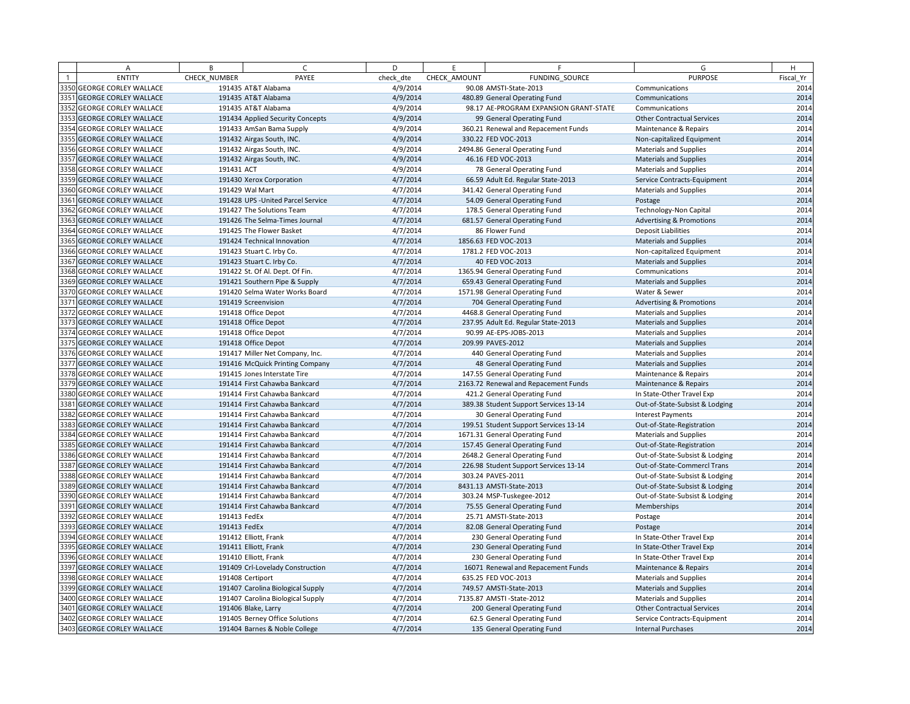| | A | B | C | D | E | F | G | H |
|---|---|---|---|---|---|---|---|---|
| 1 | ENTITY | CHECK_NUMBER | PAYEE | check_dte | CHECK_AMOUNT | FUNDING_SOURCE | PURPOSE | Fiscal_Yr |
| 3350 | GEORGE CORLEY WALLACE | 191435 | AT&T Alabama | 4/9/2014 | 90.08 | AMSTI-State-2013 | Communications | 2014 |
| 3351 | GEORGE CORLEY WALLACE | 191435 | AT&T Alabama | 4/9/2014 | 480.89 | General Operating Fund | Communications | 2014 |
| 3352 | GEORGE CORLEY WALLACE | 191435 | AT&T Alabama | 4/9/2014 | 98.17 | AE-PROGRAM EXPANSION GRANT-STATE | Communications | 2014 |
| 3353 | GEORGE CORLEY WALLACE | 191434 | Applied Security Concepts | 4/9/2014 | 99 | General Operating Fund | Other Contractual Services | 2014 |
| 3354 | GEORGE CORLEY WALLACE | 191433 | AmSan Bama Supply | 4/9/2014 | 360.21 | Renewal and Repacement Funds | Maintenance & Repairs | 2014 |
| 3355 | GEORGE CORLEY WALLACE | 191432 | Airgas South, INC. | 4/9/2014 | 330.22 | FED VOC-2013 | Non-capitalized Equipment | 2014 |
| 3356 | GEORGE CORLEY WALLACE | 191432 | Airgas South, INC. | 4/9/2014 | 2494.86 | General Operating Fund | Materials and Supplies | 2014 |
| 3357 | GEORGE CORLEY WALLACE | 191432 | Airgas South, INC. | 4/9/2014 | 46.16 | FED VOC-2013 | Materials and Supplies | 2014 |
| 3358 | GEORGE CORLEY WALLACE | 191431 | ACT | 4/9/2014 | 78 | General Operating Fund | Materials and Supplies | 2014 |
| 3359 | GEORGE CORLEY WALLACE | 191430 | Xerox Corporation | 4/7/2014 | 66.59 | Adult Ed. Regular State-2013 | Service Contracts-Equipment | 2014 |
| 3360 | GEORGE CORLEY WALLACE | 191429 | Wal Mart | 4/7/2014 | 341.42 | General Operating Fund | Materials and Supplies | 2014 |
| 3361 | GEORGE CORLEY WALLACE | 191428 | UPS -United Parcel Service | 4/7/2014 | 54.09 | General Operating Fund | Postage | 2014 |
| 3362 | GEORGE CORLEY WALLACE | 191427 | The Solutions Team | 4/7/2014 | 178.5 | General Operating Fund | Technology-Non Capital | 2014 |
| 3363 | GEORGE CORLEY WALLACE | 191426 | The Selma-Times Journal | 4/7/2014 | 681.57 | General Operating Fund | Advertising & Promotions | 2014 |
| 3364 | GEORGE CORLEY WALLACE | 191425 | The Flower Basket | 4/7/2014 | 86 | Flower Fund | Deposit Liabilities | 2014 |
| 3365 | GEORGE CORLEY WALLACE | 191424 | Technical Innovation | 4/7/2014 | 1856.63 | FED VOC-2013 | Materials and Supplies | 2014 |
| 3366 | GEORGE CORLEY WALLACE | 191423 | Stuart C. Irby Co. | 4/7/2014 | 1781.2 | FED VOC-2013 | Non-capitalized Equipment | 2014 |
| 3367 | GEORGE CORLEY WALLACE | 191423 | Stuart C. Irby Co. | 4/7/2014 | 40 | FED VOC-2013 | Materials and Supplies | 2014 |
| 3368 | GEORGE CORLEY WALLACE | 191422 | St. Of Al. Dept. Of Fin. | 4/7/2014 | 1365.94 | General Operating Fund | Communications | 2014 |
| 3369 | GEORGE CORLEY WALLACE | 191421 | Southern Pipe & Supply | 4/7/2014 | 659.43 | General Operating Fund | Materials and Supplies | 2014 |
| 3370 | GEORGE CORLEY WALLACE | 191420 | Selma Water Works Board | 4/7/2014 | 1571.98 | General Operating Fund | Water & Sewer | 2014 |
| 3371 | GEORGE CORLEY WALLACE | 191419 | Screenvision | 4/7/2014 | 704 | General Operating Fund | Advertising & Promotions | 2014 |
| 3372 | GEORGE CORLEY WALLACE | 191418 | Office Depot | 4/7/2014 | 4468.8 | General Operating Fund | Materials and Supplies | 2014 |
| 3373 | GEORGE CORLEY WALLACE | 191418 | Office Depot | 4/7/2014 | 237.95 | Adult Ed. Regular State-2013 | Materials and Supplies | 2014 |
| 3374 | GEORGE CORLEY WALLACE | 191418 | Office Depot | 4/7/2014 | 90.99 | AE-EPS-JOBS-2013 | Materials and Supplies | 2014 |
| 3375 | GEORGE CORLEY WALLACE | 191418 | Office Depot | 4/7/2014 | 209.99 | PAVES-2012 | Materials and Supplies | 2014 |
| 3376 | GEORGE CORLEY WALLACE | 191417 | Miller Net Company, Inc. | 4/7/2014 | 440 | General Operating Fund | Materials and Supplies | 2014 |
| 3377 | GEORGE CORLEY WALLACE | 191416 | McQuick Printing Company | 4/7/2014 | 48 | General Operating Fund | Materials and Supplies | 2014 |
| 3378 | GEORGE CORLEY WALLACE | 191415 | Jones Interstate Tire | 4/7/2014 | 147.55 | General Operating Fund | Maintenance & Repairs | 2014 |
| 3379 | GEORGE CORLEY WALLACE | 191414 | First Cahawba Bankcard | 4/7/2014 | 2163.72 | Renewal and Repacement Funds | Maintenance & Repairs | 2014 |
| 3380 | GEORGE CORLEY WALLACE | 191414 | First Cahawba Bankcard | 4/7/2014 | 421.2 | General Operating Fund | In State-Other Travel Exp | 2014 |
| 3381 | GEORGE CORLEY WALLACE | 191414 | First Cahawba Bankcard | 4/7/2014 | 389.38 | Student Support Services 13-14 | Out-of-State-Subsist & Lodging | 2014 |
| 3382 | GEORGE CORLEY WALLACE | 191414 | First Cahawba Bankcard | 4/7/2014 | 30 | General Operating Fund | Interest Payments | 2014 |
| 3383 | GEORGE CORLEY WALLACE | 191414 | First Cahawba Bankcard | 4/7/2014 | 199.51 | Student Support Services 13-14 | Out-of-State-Registration | 2014 |
| 3384 | GEORGE CORLEY WALLACE | 191414 | First Cahawba Bankcard | 4/7/2014 | 1671.31 | General Operating Fund | Materials and Supplies | 2014 |
| 3385 | GEORGE CORLEY WALLACE | 191414 | First Cahawba Bankcard | 4/7/2014 | 157.45 | General Operating Fund | Out-of-State-Registration | 2014 |
| 3386 | GEORGE CORLEY WALLACE | 191414 | First Cahawba Bankcard | 4/7/2014 | 2648.2 | General Operating Fund | Out-of-State-Subsist & Lodging | 2014 |
| 3387 | GEORGE CORLEY WALLACE | 191414 | First Cahawba Bankcard | 4/7/2014 | 226.98 | Student Support Services 13-14 | Out-of-State-Commercl Trans | 2014 |
| 3388 | GEORGE CORLEY WALLACE | 191414 | First Cahawba Bankcard | 4/7/2014 | 303.24 | PAVES-2011 | Out-of-State-Subsist & Lodging | 2014 |
| 3389 | GEORGE CORLEY WALLACE | 191414 | First Cahawba Bankcard | 4/7/2014 | 8431.13 | AMSTI-State-2013 | Out-of-State-Subsist & Lodging | 2014 |
| 3390 | GEORGE CORLEY WALLACE | 191414 | First Cahawba Bankcard | 4/7/2014 | 303.24 | MSP-Tuskegee-2012 | Out-of-State-Subsist & Lodging | 2014 |
| 3391 | GEORGE CORLEY WALLACE | 191414 | First Cahawba Bankcard | 4/7/2014 | 75.55 | General Operating Fund | Memberships | 2014 |
| 3392 | GEORGE CORLEY WALLACE | 191413 | FedEx | 4/7/2014 | 25.71 | AMSTI-State-2013 | Postage | 2014 |
| 3393 | GEORGE CORLEY WALLACE | 191413 | FedEx | 4/7/2014 | 82.08 | General Operating Fund | Postage | 2014 |
| 3394 | GEORGE CORLEY WALLACE | 191412 | Elliott, Frank | 4/7/2014 | 230 | General Operating Fund | In State-Other Travel Exp | 2014 |
| 3395 | GEORGE CORLEY WALLACE | 191411 | Elliott, Frank | 4/7/2014 | 230 | General Operating Fund | In State-Other Travel Exp | 2014 |
| 3396 | GEORGE CORLEY WALLACE | 191410 | Elliott, Frank | 4/7/2014 | 230 | General Operating Fund | In State-Other Travel Exp | 2014 |
| 3397 | GEORGE CORLEY WALLACE | 191409 | Crl-Lovelady Construction | 4/7/2014 | 16071 | Renewal and Repacement Funds | Maintenance & Repairs | 2014 |
| 3398 | GEORGE CORLEY WALLACE | 191408 | Certiport | 4/7/2014 | 635.25 | FED VOC-2013 | Materials and Supplies | 2014 |
| 3399 | GEORGE CORLEY WALLACE | 191407 | Carolina Biological Supply | 4/7/2014 | 749.57 | AMSTI-State-2013 | Materials and Supplies | 2014 |
| 3400 | GEORGE CORLEY WALLACE | 191407 | Carolina Biological Supply | 4/7/2014 | 7135.87 | AMSTI -State-2012 | Materials and Supplies | 2014 |
| 3401 | GEORGE CORLEY WALLACE | 191406 | Blake, Larry | 4/7/2014 | 200 | General Operating Fund | Other Contractual Services | 2014 |
| 3402 | GEORGE CORLEY WALLACE | 191405 | Berney Office Solutions | 4/7/2014 | 62.5 | General Operating Fund | Service Contracts-Equipment | 2014 |
| 3403 | GEORGE CORLEY WALLACE | 191404 | Barnes & Noble College | 4/7/2014 | 135 | General Operating Fund | Internal Purchases | 2014 |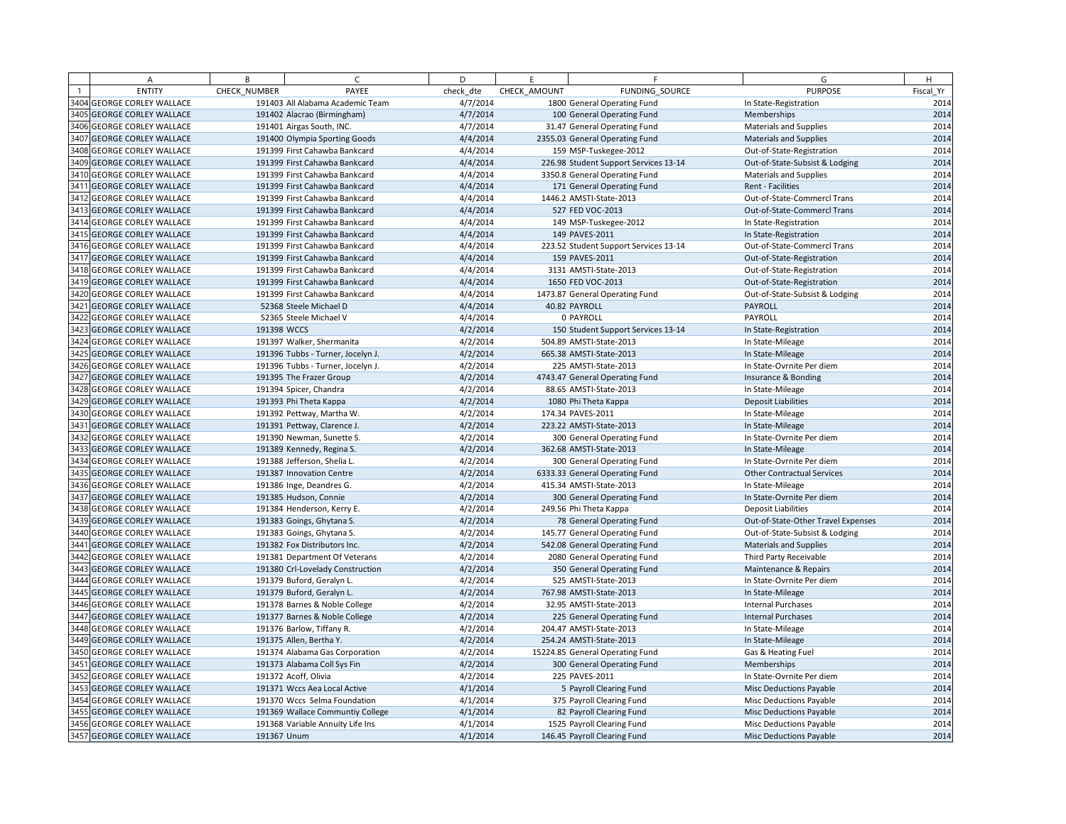| | A | B | C | D | E | F | G | H |
|---|---|---|---|---|---|---|---|---|
| 1 | ENTITY | CHECK_NUMBER | PAYEE | check_dte | CHECK_AMOUNT | FUNDING_SOURCE | PURPOSE | Fiscal_Yr |
| 3404 | GEORGE CORLEY WALLACE | 191403 | All Alabama Academic Team | 4/7/2014 | 1800 | General Operating Fund | In State-Registration | 2014 |
| 3405 | GEORGE CORLEY WALLACE | 191402 | Alacrao (Birmingham) | 4/7/2014 | 100 | General Operating Fund | Memberships | 2014 |
| 3406 | GEORGE CORLEY WALLACE | 191401 | Airgas South, INC. | 4/7/2014 | 31.47 | General Operating Fund | Materials and Supplies | 2014 |
| 3407 | GEORGE CORLEY WALLACE | 191400 | Olympia Sporting Goods | 4/4/2014 | 2355.03 | General Operating Fund | Materials and Supplies | 2014 |
| 3408 | GEORGE CORLEY WALLACE | 191399 | First Cahawba Bankcard | 4/4/2014 | 159 | MSP-Tuskegee-2012 | Out-of-State-Registration | 2014 |
| 3409 | GEORGE CORLEY WALLACE | 191399 | First Cahawba Bankcard | 4/4/2014 | 226.98 | Student Support Services 13-14 | Out-of-State-Subsist & Lodging | 2014 |
| 3410 | GEORGE CORLEY WALLACE | 191399 | First Cahawba Bankcard | 4/4/2014 | 3350.8 | General Operating Fund | Materials and Supplies | 2014 |
| 3411 | GEORGE CORLEY WALLACE | 191399 | First Cahawba Bankcard | 4/4/2014 | 171 | General Operating Fund | Rent - Facilities | 2014 |
| 3412 | GEORGE CORLEY WALLACE | 191399 | First Cahawba Bankcard | 4/4/2014 | 1446.2 | AMSTI-State-2013 | Out-of-State-Commercl Trans | 2014 |
| 3413 | GEORGE CORLEY WALLACE | 191399 | First Cahawba Bankcard | 4/4/2014 | 527 | FED VOC-2013 | Out-of-State-Commercl Trans | 2014 |
| 3414 | GEORGE CORLEY WALLACE | 191399 | First Cahawba Bankcard | 4/4/2014 | 149 | MSP-Tuskegee-2012 | In State-Registration | 2014 |
| 3415 | GEORGE CORLEY WALLACE | 191399 | First Cahawba Bankcard | 4/4/2014 | 149 | PAVES-2011 | In State-Registration | 2014 |
| 3416 | GEORGE CORLEY WALLACE | 191399 | First Cahawba Bankcard | 4/4/2014 | 223.52 | Student Support Services 13-14 | Out-of-State-Commercl Trans | 2014 |
| 3417 | GEORGE CORLEY WALLACE | 191399 | First Cahawba Bankcard | 4/4/2014 | 159 | PAVES-2011 | Out-of-State-Registration | 2014 |
| 3418 | GEORGE CORLEY WALLACE | 191399 | First Cahawba Bankcard | 4/4/2014 | 3131 | AMSTI-State-2013 | Out-of-State-Registration | 2014 |
| 3419 | GEORGE CORLEY WALLACE | 191399 | First Cahawba Bankcard | 4/4/2014 | 1650 | FED VOC-2013 | Out-of-State-Registration | 2014 |
| 3420 | GEORGE CORLEY WALLACE | 191399 | First Cahawba Bankcard | 4/4/2014 | 1473.87 | General Operating Fund | Out-of-State-Subsist & Lodging | 2014 |
| 3421 | GEORGE CORLEY WALLACE | 52368 | Steele Michael D | 4/4/2014 | 40.82 | PAYROLL | PAYROLL | 2014 |
| 3422 | GEORGE CORLEY WALLACE | 52365 | Steele Michael V | 4/4/2014 | 0 | PAYROLL | PAYROLL | 2014 |
| 3423 | GEORGE CORLEY WALLACE | 191398 | WCCS | 4/2/2014 | 150 | Student Support Services 13-14 | In State-Registration | 2014 |
| 3424 | GEORGE CORLEY WALLACE | 191397 | Walker, Shermanita | 4/2/2014 | 504.89 | AMSTI-State-2013 | In State-Mileage | 2014 |
| 3425 | GEORGE CORLEY WALLACE | 191396 | Tubbs - Turner, Jocelyn J. | 4/2/2014 | 665.38 | AMSTI-State-2013 | In State-Mileage | 2014 |
| 3426 | GEORGE CORLEY WALLACE | 191396 | Tubbs - Turner, Jocelyn J. | 4/2/2014 | 225 | AMSTI-State-2013 | In State-Ovrnite Per diem | 2014 |
| 3427 | GEORGE CORLEY WALLACE | 191395 | The Frazer Group | 4/2/2014 | 4743.47 | General Operating Fund | Insurance & Bonding | 2014 |
| 3428 | GEORGE CORLEY WALLACE | 191394 | Spicer, Chandra | 4/2/2014 | 88.65 | AMSTI-State-2013 | In State-Mileage | 2014 |
| 3429 | GEORGE CORLEY WALLACE | 191393 | Phi Theta Kappa | 4/2/2014 | 1080 | Phi Theta Kappa | Deposit Liabilities | 2014 |
| 3430 | GEORGE CORLEY WALLACE | 191392 | Pettway, Martha W. | 4/2/2014 | 174.34 | PAVES-2011 | In State-Mileage | 2014 |
| 3431 | GEORGE CORLEY WALLACE | 191391 | Pettway, Clarence J. | 4/2/2014 | 223.22 | AMSTI-State-2013 | In State-Mileage | 2014 |
| 3432 | GEORGE CORLEY WALLACE | 191390 | Newman, Sunette S. | 4/2/2014 | 300 | General Operating Fund | In State-Ovrnite Per diem | 2014 |
| 3433 | GEORGE CORLEY WALLACE | 191389 | Kennedy, Regina S. | 4/2/2014 | 362.68 | AMSTI-State-2013 | In State-Mileage | 2014 |
| 3434 | GEORGE CORLEY WALLACE | 191388 | Jefferson, Shelia L. | 4/2/2014 | 300 | General Operating Fund | In State-Ovrnite Per diem | 2014 |
| 3435 | GEORGE CORLEY WALLACE | 191387 | Innovation Centre | 4/2/2014 | 6333.33 | General Operating Fund | Other Contractual Services | 2014 |
| 3436 | GEORGE CORLEY WALLACE | 191386 | Inge, Deandres G. | 4/2/2014 | 415.34 | AMSTI-State-2013 | In State-Mileage | 2014 |
| 3437 | GEORGE CORLEY WALLACE | 191385 | Hudson, Connie | 4/2/2014 | 300 | General Operating Fund | In State-Ovrnite Per diem | 2014 |
| 3438 | GEORGE CORLEY WALLACE | 191384 | Henderson, Kerry E. | 4/2/2014 | 249.56 | Phi Theta Kappa | Deposit Liabilities | 2014 |
| 3439 | GEORGE CORLEY WALLACE | 191383 | Goings, Ghytana S. | 4/2/2014 | 78 | General Operating Fund | Out-of-State-Other Travel Expenses | 2014 |
| 3440 | GEORGE CORLEY WALLACE | 191383 | Goings, Ghytana S. | 4/2/2014 | 145.77 | General Operating Fund | Out-of-State-Subsist & Lodging | 2014 |
| 3441 | GEORGE CORLEY WALLACE | 191382 | Fox Distributors Inc. | 4/2/2014 | 542.08 | General Operating Fund | Materials and Supplies | 2014 |
| 3442 | GEORGE CORLEY WALLACE | 191381 | Department Of Veterans | 4/2/2014 | 2080 | General Operating Fund | Third Party Receivable | 2014 |
| 3443 | GEORGE CORLEY WALLACE | 191380 | Crl-Lovelady Construction | 4/2/2014 | 350 | General Operating Fund | Maintenance & Repairs | 2014 |
| 3444 | GEORGE CORLEY WALLACE | 191379 | Buford, Geralyn L. | 4/2/2014 | 525 | AMSTI-State-2013 | In State-Ovrnite Per diem | 2014 |
| 3445 | GEORGE CORLEY WALLACE | 191379 | Buford, Geralyn L. | 4/2/2014 | 767.98 | AMSTI-State-2013 | In State-Mileage | 2014 |
| 3446 | GEORGE CORLEY WALLACE | 191378 | Barnes & Noble College | 4/2/2014 | 32.95 | AMSTI-State-2013 | Internal Purchases | 2014 |
| 3447 | GEORGE CORLEY WALLACE | 191377 | Barnes & Noble College | 4/2/2014 | 225 | General Operating Fund | Internal Purchases | 2014 |
| 3448 | GEORGE CORLEY WALLACE | 191376 | Barlow, Tiffany R. | 4/2/2014 | 204.47 | AMSTI-State-2013 | In State-Mileage | 2014 |
| 3449 | GEORGE CORLEY WALLACE | 191375 | Allen, Bertha Y. | 4/2/2014 | 254.24 | AMSTI-State-2013 | In State-Mileage | 2014 |
| 3450 | GEORGE CORLEY WALLACE | 191374 | Alabama Gas Corporation | 4/2/2014 | 15224.85 | General Operating Fund | Gas & Heating Fuel | 2014 |
| 3451 | GEORGE CORLEY WALLACE | 191373 | Alabama Coll Sys Fin | 4/2/2014 | 300 | General Operating Fund | Memberships | 2014 |
| 3452 | GEORGE CORLEY WALLACE | 191372 | Acoff, Olivia | 4/2/2014 | 225 | PAVES-2011 | In State-Ovrnite Per diem | 2014 |
| 3453 | GEORGE CORLEY WALLACE | 191371 | Wccs Aea Local Active | 4/1/2014 | 5 | Payroll Clearing Fund | Misc Deductions Payable | 2014 |
| 3454 | GEORGE CORLEY WALLACE | 191370 | Wccs Selma Foundation | 4/1/2014 | 375 | Payroll Clearing Fund | Misc Deductions Payable | 2014 |
| 3455 | GEORGE CORLEY WALLACE | 191369 | Wallace Communtiy College | 4/1/2014 | 82 | Payroll Clearing Fund | Misc Deductions Payable | 2014 |
| 3456 | GEORGE CORLEY WALLACE | 191368 | Variable Annuity Life Ins | 4/1/2014 | 1525 | Payroll Clearing Fund | Misc Deductions Payable | 2014 |
| 3457 | GEORGE CORLEY WALLACE | 191367 | Unum | 4/1/2014 | 146.45 | Payroll Clearing Fund | Misc Deductions Payable | 2014 |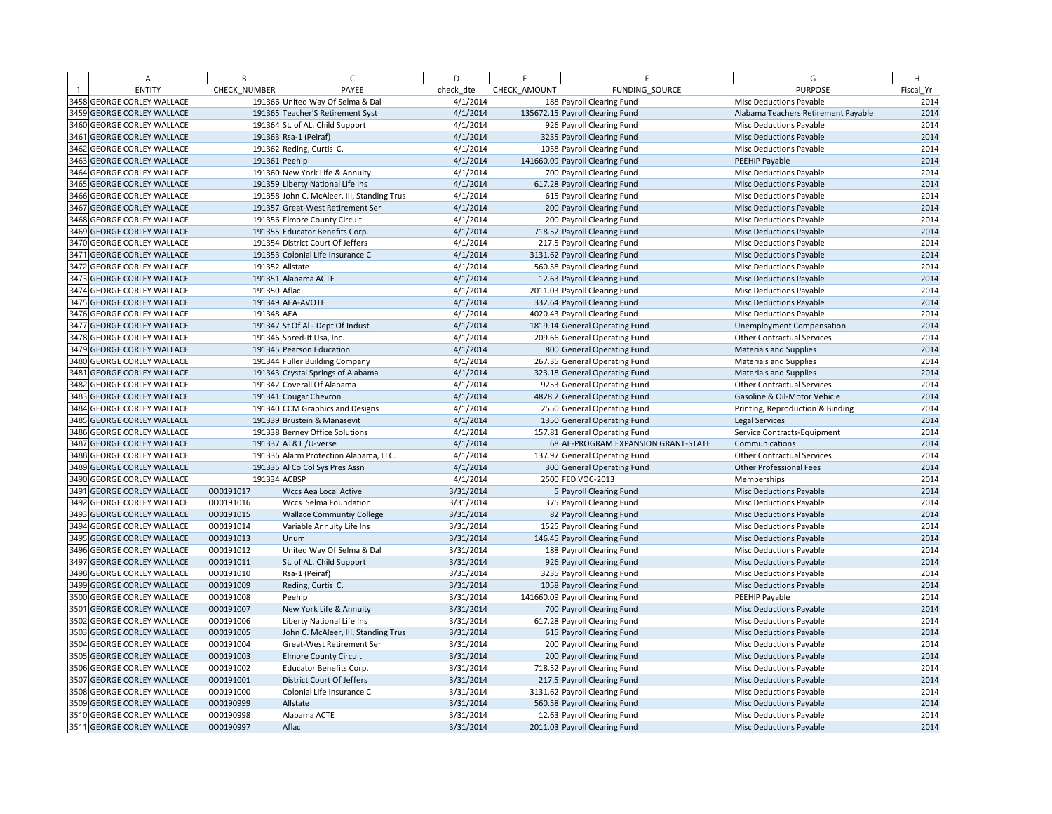| | A | B | C | D | E | F | G | H |
|---|---|---|---|---|---|---|---|---|
| 1 | ENTITY | CHECK_NUMBER | PAYEE | check_dte | CHECK_AMOUNT | FUNDING_SOURCE | PURPOSE | Fiscal_Yr |
| 3458 | GEORGE CORLEY WALLACE | 191366 | United Way Of Selma & Dal | 4/1/2014 | 188 | Payroll Clearing Fund | Misc Deductions Payable | 2014 |
| 3459 | GEORGE CORLEY WALLACE | 191365 | Teacher'S Retirement Syst | 4/1/2014 | 135672.15 | Payroll Clearing Fund | Alabama Teachers Retirement Payable | 2014 |
| 3460 | GEORGE CORLEY WALLACE | 191364 | St. of AL. Child Support | 4/1/2014 | 926 | Payroll Clearing Fund | Misc Deductions Payable | 2014 |
| 3461 | GEORGE CORLEY WALLACE | 191363 | Rsa-1 (Peiraf) | 4/1/2014 | 3235 | Payroll Clearing Fund | Misc Deductions Payable | 2014 |
| 3462 | GEORGE CORLEY WALLACE | 191362 | Reding, Curtis C. | 4/1/2014 | 1058 | Payroll Clearing Fund | Misc Deductions Payable | 2014 |
| 3463 | GEORGE CORLEY WALLACE | 191361 | Peehip | 4/1/2014 | 141660.09 | Payroll Clearing Fund | PEEHIP Payable | 2014 |
| 3464 | GEORGE CORLEY WALLACE | 191360 | New York Life & Annuity | 4/1/2014 | 700 | Payroll Clearing Fund | Misc Deductions Payable | 2014 |
| 3465 | GEORGE CORLEY WALLACE | 191359 | Liberty National Life Ins | 4/1/2014 | 617.28 | Payroll Clearing Fund | Misc Deductions Payable | 2014 |
| 3466 | GEORGE CORLEY WALLACE | 191358 | John C. McAleer, III, Standing Trus | 4/1/2014 | 615 | Payroll Clearing Fund | Misc Deductions Payable | 2014 |
| 3467 | GEORGE CORLEY WALLACE | 191357 | Great-West Retirement Ser | 4/1/2014 | 200 | Payroll Clearing Fund | Misc Deductions Payable | 2014 |
| 3468 | GEORGE CORLEY WALLACE | 191356 | Elmore County Circuit | 4/1/2014 | 200 | Payroll Clearing Fund | Misc Deductions Payable | 2014 |
| 3469 | GEORGE CORLEY WALLACE | 191355 | Educator Benefits Corp. | 4/1/2014 | 718.52 | Payroll Clearing Fund | Misc Deductions Payable | 2014 |
| 3470 | GEORGE CORLEY WALLACE | 191354 | District Court Of Jeffers | 4/1/2014 | 217.5 | Payroll Clearing Fund | Misc Deductions Payable | 2014 |
| 3471 | GEORGE CORLEY WALLACE | 191353 | Colonial Life Insurance C | 4/1/2014 | 3131.62 | Payroll Clearing Fund | Misc Deductions Payable | 2014 |
| 3472 | GEORGE CORLEY WALLACE | 191352 | Allstate | 4/1/2014 | 560.58 | Payroll Clearing Fund | Misc Deductions Payable | 2014 |
| 3473 | GEORGE CORLEY WALLACE | 191351 | Alabama ACTE | 4/1/2014 | 12.63 | Payroll Clearing Fund | Misc Deductions Payable | 2014 |
| 3474 | GEORGE CORLEY WALLACE | 191350 | Aflac | 4/1/2014 | 2011.03 | Payroll Clearing Fund | Misc Deductions Payable | 2014 |
| 3475 | GEORGE CORLEY WALLACE | 191349 | AEA-AVOTE | 4/1/2014 | 332.64 | Payroll Clearing Fund | Misc Deductions Payable | 2014 |
| 3476 | GEORGE CORLEY WALLACE | 191348 | AEA | 4/1/2014 | 4020.43 | Payroll Clearing Fund | Misc Deductions Payable | 2014 |
| 3477 | GEORGE CORLEY WALLACE | 191347 | St Of Al - Dept Of Indust | 4/1/2014 | 1819.14 | General Operating Fund | Unemployment Compensation | 2014 |
| 3478 | GEORGE CORLEY WALLACE | 191346 | Shred-It Usa, Inc. | 4/1/2014 | 209.66 | General Operating Fund | Other Contractual Services | 2014 |
| 3479 | GEORGE CORLEY WALLACE | 191345 | Pearson Education | 4/1/2014 | 800 | General Operating Fund | Materials and Supplies | 2014 |
| 3480 | GEORGE CORLEY WALLACE | 191344 | Fuller Building Company | 4/1/2014 | 267.35 | General Operating Fund | Materials and Supplies | 2014 |
| 3481 | GEORGE CORLEY WALLACE | 191343 | Crystal Springs of Alabama | 4/1/2014 | 323.18 | General Operating Fund | Materials and Supplies | 2014 |
| 3482 | GEORGE CORLEY WALLACE | 191342 | Coverall Of Alabama | 4/1/2014 | 9253 | General Operating Fund | Other Contractual Services | 2014 |
| 3483 | GEORGE CORLEY WALLACE | 191341 | Cougar Chevron | 4/1/2014 | 4828.2 | General Operating Fund | Gasoline & Oil-Motor Vehicle | 2014 |
| 3484 | GEORGE CORLEY WALLACE | 191340 | CCM Graphics and Designs | 4/1/2014 | 2550 | General Operating Fund | Printing, Reproduction & Binding | 2014 |
| 3485 | GEORGE CORLEY WALLACE | 191339 | Brustein & Manasevit | 4/1/2014 | 1350 | General Operating Fund | Legal Services | 2014 |
| 3486 | GEORGE CORLEY WALLACE | 191338 | Berney Office Solutions | 4/1/2014 | 157.81 | General Operating Fund | Service Contracts-Equipment | 2014 |
| 3487 | GEORGE CORLEY WALLACE | 191337 | AT&T /U-verse | 4/1/2014 | 68 | AE-PROGRAM EXPANSION GRANT-STATE | Communications | 2014 |
| 3488 | GEORGE CORLEY WALLACE | 191336 | Alarm Protection Alabama, LLC. | 4/1/2014 | 137.97 | General Operating Fund | Other Contractual Services | 2014 |
| 3489 | GEORGE CORLEY WALLACE | 191335 | Al Co Col Sys Pres Assn | 4/1/2014 | 300 | General Operating Fund | Other Professional Fees | 2014 |
| 3490 | GEORGE CORLEY WALLACE | 191334 | ACBSP | 4/1/2014 | 2500 | FED VOC-2013 | Memberships | 2014 |
| 3491 | GEORGE CORLEY WALLACE | 000191017 | Wccs Aea Local Active | 3/31/2014 | 5 | Payroll Clearing Fund | Misc Deductions Payable | 2014 |
| 3492 | GEORGE CORLEY WALLACE | 000191016 | Wccs Selma Foundation | 3/31/2014 | 375 | Payroll Clearing Fund | Misc Deductions Payable | 2014 |
| 3493 | GEORGE CORLEY WALLACE | 000191015 | Wallace Communtiy College | 3/31/2014 | 82 | Payroll Clearing Fund | Misc Deductions Payable | 2014 |
| 3494 | GEORGE CORLEY WALLACE | 000191014 | Variable Annuity Life Ins | 3/31/2014 | 1525 | Payroll Clearing Fund | Misc Deductions Payable | 2014 |
| 3495 | GEORGE CORLEY WALLACE | 000191013 | Unum | 3/31/2014 | 146.45 | Payroll Clearing Fund | Misc Deductions Payable | 2014 |
| 3496 | GEORGE CORLEY WALLACE | 000191012 | United Way Of Selma & Dal | 3/31/2014 | 188 | Payroll Clearing Fund | Misc Deductions Payable | 2014 |
| 3497 | GEORGE CORLEY WALLACE | 000191011 | St. of AL. Child Support | 3/31/2014 | 926 | Payroll Clearing Fund | Misc Deductions Payable | 2014 |
| 3498 | GEORGE CORLEY WALLACE | 000191010 | Rsa-1 (Peiraf) | 3/31/2014 | 3235 | Payroll Clearing Fund | Misc Deductions Payable | 2014 |
| 3499 | GEORGE CORLEY WALLACE | 000191009 | Reding, Curtis C. | 3/31/2014 | 1058 | Payroll Clearing Fund | Misc Deductions Payable | 2014 |
| 3500 | GEORGE CORLEY WALLACE | 000191008 | Peehip | 3/31/2014 | 141660.09 | Payroll Clearing Fund | PEEHIP Payable | 2014 |
| 3501 | GEORGE CORLEY WALLACE | 000191007 | New York Life & Annuity | 3/31/2014 | 700 | Payroll Clearing Fund | Misc Deductions Payable | 2014 |
| 3502 | GEORGE CORLEY WALLACE | 000191006 | Liberty National Life Ins | 3/31/2014 | 617.28 | Payroll Clearing Fund | Misc Deductions Payable | 2014 |
| 3503 | GEORGE CORLEY WALLACE | 000191005 | John C. McAleer, III, Standing Trus | 3/31/2014 | 615 | Payroll Clearing Fund | Misc Deductions Payable | 2014 |
| 3504 | GEORGE CORLEY WALLACE | 000191004 | Great-West Retirement Ser | 3/31/2014 | 200 | Payroll Clearing Fund | Misc Deductions Payable | 2014 |
| 3505 | GEORGE CORLEY WALLACE | 000191003 | Elmore County Circuit | 3/31/2014 | 200 | Payroll Clearing Fund | Misc Deductions Payable | 2014 |
| 3506 | GEORGE CORLEY WALLACE | 000191002 | Educator Benefits Corp. | 3/31/2014 | 718.52 | Payroll Clearing Fund | Misc Deductions Payable | 2014 |
| 3507 | GEORGE CORLEY WALLACE | 000191001 | District Court Of Jeffers | 3/31/2014 | 217.5 | Payroll Clearing Fund | Misc Deductions Payable | 2014 |
| 3508 | GEORGE CORLEY WALLACE | 000191000 | Colonial Life Insurance C | 3/31/2014 | 3131.62 | Payroll Clearing Fund | Misc Deductions Payable | 2014 |
| 3509 | GEORGE CORLEY WALLACE | 000190999 | Allstate | 3/31/2014 | 560.58 | Payroll Clearing Fund | Misc Deductions Payable | 2014 |
| 3510 | GEORGE CORLEY WALLACE | 000190998 | Alabama ACTE | 3/31/2014 | 12.63 | Payroll Clearing Fund | Misc Deductions Payable | 2014 |
| 3511 | GEORGE CORLEY WALLACE | 000190997 | Aflac | 3/31/2014 | 2011.03 | Payroll Clearing Fund | Misc Deductions Payable | 2014 |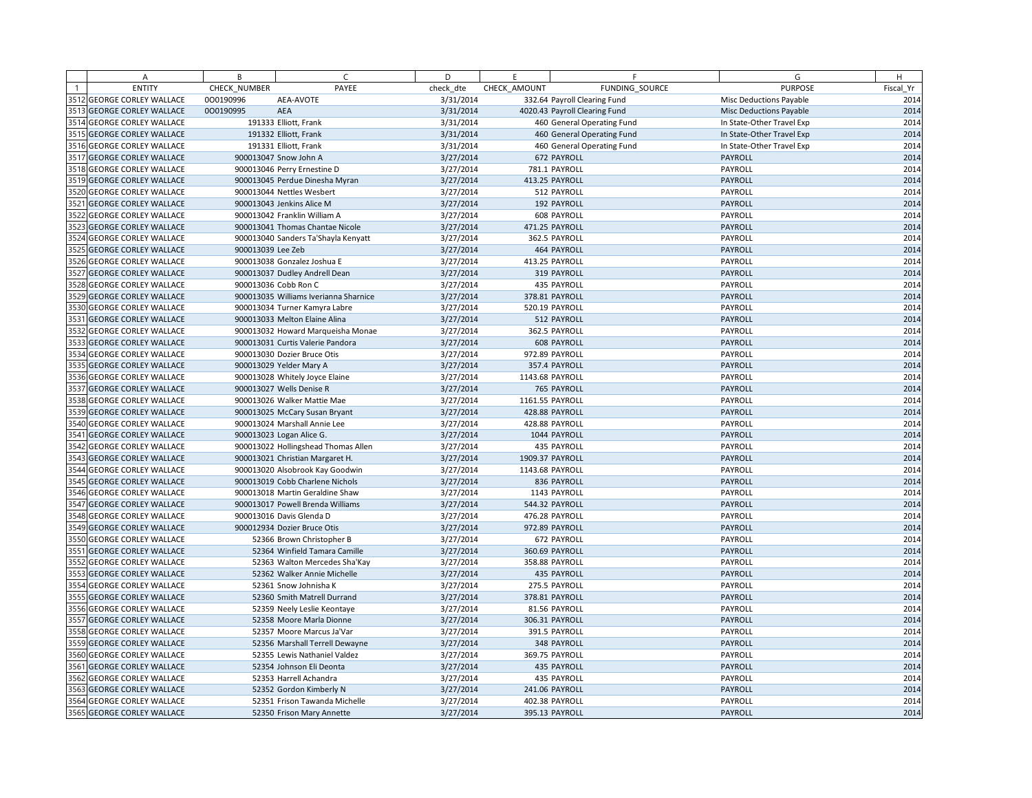| | A | B | C | D | E | F | G | H |
|---|---|---|---|---|---|---|---|---|
| 1 | ENTITY | CHECK_NUMBER | PAYEE | check_dte | CHECK_AMOUNT | FUNDING_SOURCE | PURPOSE | Fiscal_Yr |
| 3512 | GEORGE CORLEY WALLACE | 000190996 | AEA-AVOTE | 3/31/2014 | 332.64 | Payroll Clearing Fund | Misc Deductions Payable | 2014 |
| 3513 | GEORGE CORLEY WALLACE | 000190995 | AEA | 3/31/2014 | 4020.43 | Payroll Clearing Fund | Misc Deductions Payable | 2014 |
| 3514 | GEORGE CORLEY WALLACE | 191333 | Elliott, Frank | 3/31/2014 | 460 | General Operating Fund | In State-Other Travel Exp | 2014 |
| 3515 | GEORGE CORLEY WALLACE | 191332 | Elliott, Frank | 3/31/2014 | 460 | General Operating Fund | In State-Other Travel Exp | 2014 |
| 3516 | GEORGE CORLEY WALLACE | 191331 | Elliott, Frank | 3/31/2014 | 460 | General Operating Fund | In State-Other Travel Exp | 2014 |
| 3517 | GEORGE CORLEY WALLACE | 900013047 | Snow John A | 3/27/2014 | 672 | PAYROLL | PAYROLL | 2014 |
| 3518 | GEORGE CORLEY WALLACE | 900013046 | Perry Ernestine D | 3/27/2014 | 781.1 | PAYROLL | PAYROLL | 2014 |
| 3519 | GEORGE CORLEY WALLACE | 900013045 | Perdue Dinesha Myran | 3/27/2014 | 413.25 | PAYROLL | PAYROLL | 2014 |
| 3520 | GEORGE CORLEY WALLACE | 900013044 | Nettles Wesbert | 3/27/2014 | 512 | PAYROLL | PAYROLL | 2014 |
| 3521 | GEORGE CORLEY WALLACE | 900013043 | Jenkins Alice M | 3/27/2014 | 192 | PAYROLL | PAYROLL | 2014 |
| 3522 | GEORGE CORLEY WALLACE | 900013042 | Franklin William A | 3/27/2014 | 608 | PAYROLL | PAYROLL | 2014 |
| 3523 | GEORGE CORLEY WALLACE | 900013041 | Thomas Chantae Nicole | 3/27/2014 | 471.25 | PAYROLL | PAYROLL | 2014 |
| 3524 | GEORGE CORLEY WALLACE | 900013040 | Sanders Ta'Shayla Kenyatt | 3/27/2014 | 362.5 | PAYROLL | PAYROLL | 2014 |
| 3525 | GEORGE CORLEY WALLACE | 900013039 | Lee Zeb | 3/27/2014 | 464 | PAYROLL | PAYROLL | 2014 |
| 3526 | GEORGE CORLEY WALLACE | 900013038 | Gonzalez Joshua E | 3/27/2014 | 413.25 | PAYROLL | PAYROLL | 2014 |
| 3527 | GEORGE CORLEY WALLACE | 900013037 | Dudley Andrell Dean | 3/27/2014 | 319 | PAYROLL | PAYROLL | 2014 |
| 3528 | GEORGE CORLEY WALLACE | 900013036 | Cobb Ron C | 3/27/2014 | 435 | PAYROLL | PAYROLL | 2014 |
| 3529 | GEORGE CORLEY WALLACE | 900013035 | Williams Iverianna Sharnice | 3/27/2014 | 378.81 | PAYROLL | PAYROLL | 2014 |
| 3530 | GEORGE CORLEY WALLACE | 900013034 | Turner Kamyra Labre | 3/27/2014 | 520.19 | PAYROLL | PAYROLL | 2014 |
| 3531 | GEORGE CORLEY WALLACE | 900013033 | Melton Elaine Alina | 3/27/2014 | 512 | PAYROLL | PAYROLL | 2014 |
| 3532 | GEORGE CORLEY WALLACE | 900013032 | Howard Marqueisha Monae | 3/27/2014 | 362.5 | PAYROLL | PAYROLL | 2014 |
| 3533 | GEORGE CORLEY WALLACE | 900013031 | Curtis Valerie Pandora | 3/27/2014 | 608 | PAYROLL | PAYROLL | 2014 |
| 3534 | GEORGE CORLEY WALLACE | 900013030 | Dozier Bruce Otis | 3/27/2014 | 972.89 | PAYROLL | PAYROLL | 2014 |
| 3535 | GEORGE CORLEY WALLACE | 900013029 | Yelder Mary A | 3/27/2014 | 357.4 | PAYROLL | PAYROLL | 2014 |
| 3536 | GEORGE CORLEY WALLACE | 900013028 | Whitely Joyce Elaine | 3/27/2014 | 1143.68 | PAYROLL | PAYROLL | 2014 |
| 3537 | GEORGE CORLEY WALLACE | 900013027 | Wells Denise R | 3/27/2014 | 765 | PAYROLL | PAYROLL | 2014 |
| 3538 | GEORGE CORLEY WALLACE | 900013026 | Walker Mattie Mae | 3/27/2014 | 1161.55 | PAYROLL | PAYROLL | 2014 |
| 3539 | GEORGE CORLEY WALLACE | 900013025 | McCary Susan Bryant | 3/27/2014 | 428.88 | PAYROLL | PAYROLL | 2014 |
| 3540 | GEORGE CORLEY WALLACE | 900013024 | Marshall Annie Lee | 3/27/2014 | 428.88 | PAYROLL | PAYROLL | 2014 |
| 3541 | GEORGE CORLEY WALLACE | 900013023 | Logan Alice G. | 3/27/2014 | 1044 | PAYROLL | PAYROLL | 2014 |
| 3542 | GEORGE CORLEY WALLACE | 900013022 | Hollingshead Thomas Allen | 3/27/2014 | 435 | PAYROLL | PAYROLL | 2014 |
| 3543 | GEORGE CORLEY WALLACE | 900013021 | Christian Margaret H. | 3/27/2014 | 1909.37 | PAYROLL | PAYROLL | 2014 |
| 3544 | GEORGE CORLEY WALLACE | 900013020 | Alsobrook Kay Goodwin | 3/27/2014 | 1143.68 | PAYROLL | PAYROLL | 2014 |
| 3545 | GEORGE CORLEY WALLACE | 900013019 | Cobb Charlene Nichols | 3/27/2014 | 836 | PAYROLL | PAYROLL | 2014 |
| 3546 | GEORGE CORLEY WALLACE | 900013018 | Martin Geraldine Shaw | 3/27/2014 | 1143 | PAYROLL | PAYROLL | 2014 |
| 3547 | GEORGE CORLEY WALLACE | 900013017 | Powell Brenda Williams | 3/27/2014 | 544.32 | PAYROLL | PAYROLL | 2014 |
| 3548 | GEORGE CORLEY WALLACE | 900013016 | Davis Glenda D | 3/27/2014 | 476.28 | PAYROLL | PAYROLL | 2014 |
| 3549 | GEORGE CORLEY WALLACE | 900012934 | Dozier Bruce Otis | 3/27/2014 | 972.89 | PAYROLL | PAYROLL | 2014 |
| 3550 | GEORGE CORLEY WALLACE | 52366 | Brown Christopher B | 3/27/2014 | 672 | PAYROLL | PAYROLL | 2014 |
| 3551 | GEORGE CORLEY WALLACE | 52364 | Winfield Tamara Camille | 3/27/2014 | 360.69 | PAYROLL | PAYROLL | 2014 |
| 3552 | GEORGE CORLEY WALLACE | 52363 | Walton Mercedes Sha'Kay | 3/27/2014 | 358.88 | PAYROLL | PAYROLL | 2014 |
| 3553 | GEORGE CORLEY WALLACE | 52362 | Walker Annie Michelle | 3/27/2014 | 435 | PAYROLL | PAYROLL | 2014 |
| 3554 | GEORGE CORLEY WALLACE | 52361 | Snow Johnisha K | 3/27/2014 | 275.5 | PAYROLL | PAYROLL | 2014 |
| 3555 | GEORGE CORLEY WALLACE | 52360 | Smith Matrell Durrand | 3/27/2014 | 378.81 | PAYROLL | PAYROLL | 2014 |
| 3556 | GEORGE CORLEY WALLACE | 52359 | Neely Leslie Keontaye | 3/27/2014 | 81.56 | PAYROLL | PAYROLL | 2014 |
| 3557 | GEORGE CORLEY WALLACE | 52358 | Moore Marla Dionne | 3/27/2014 | 306.31 | PAYROLL | PAYROLL | 2014 |
| 3558 | GEORGE CORLEY WALLACE | 52357 | Moore Marcus Ja'Var | 3/27/2014 | 391.5 | PAYROLL | PAYROLL | 2014 |
| 3559 | GEORGE CORLEY WALLACE | 52356 | Marshall Terrell Dewayne | 3/27/2014 | 348 | PAYROLL | PAYROLL | 2014 |
| 3560 | GEORGE CORLEY WALLACE | 52355 | Lewis Nathaniel Valdez | 3/27/2014 | 369.75 | PAYROLL | PAYROLL | 2014 |
| 3561 | GEORGE CORLEY WALLACE | 52354 | Johnson Eli Deonta | 3/27/2014 | 435 | PAYROLL | PAYROLL | 2014 |
| 3562 | GEORGE CORLEY WALLACE | 52353 | Harrell Achandra | 3/27/2014 | 435 | PAYROLL | PAYROLL | 2014 |
| 3563 | GEORGE CORLEY WALLACE | 52352 | Gordon Kimberly N | 3/27/2014 | 241.06 | PAYROLL | PAYROLL | 2014 |
| 3564 | GEORGE CORLEY WALLACE | 52351 | Frison Tawanda Michelle | 3/27/2014 | 402.38 | PAYROLL | PAYROLL | 2014 |
| 3565 | GEORGE CORLEY WALLACE | 52350 | Frison Mary Annette | 3/27/2014 | 395.13 | PAYROLL | PAYROLL | 2014 |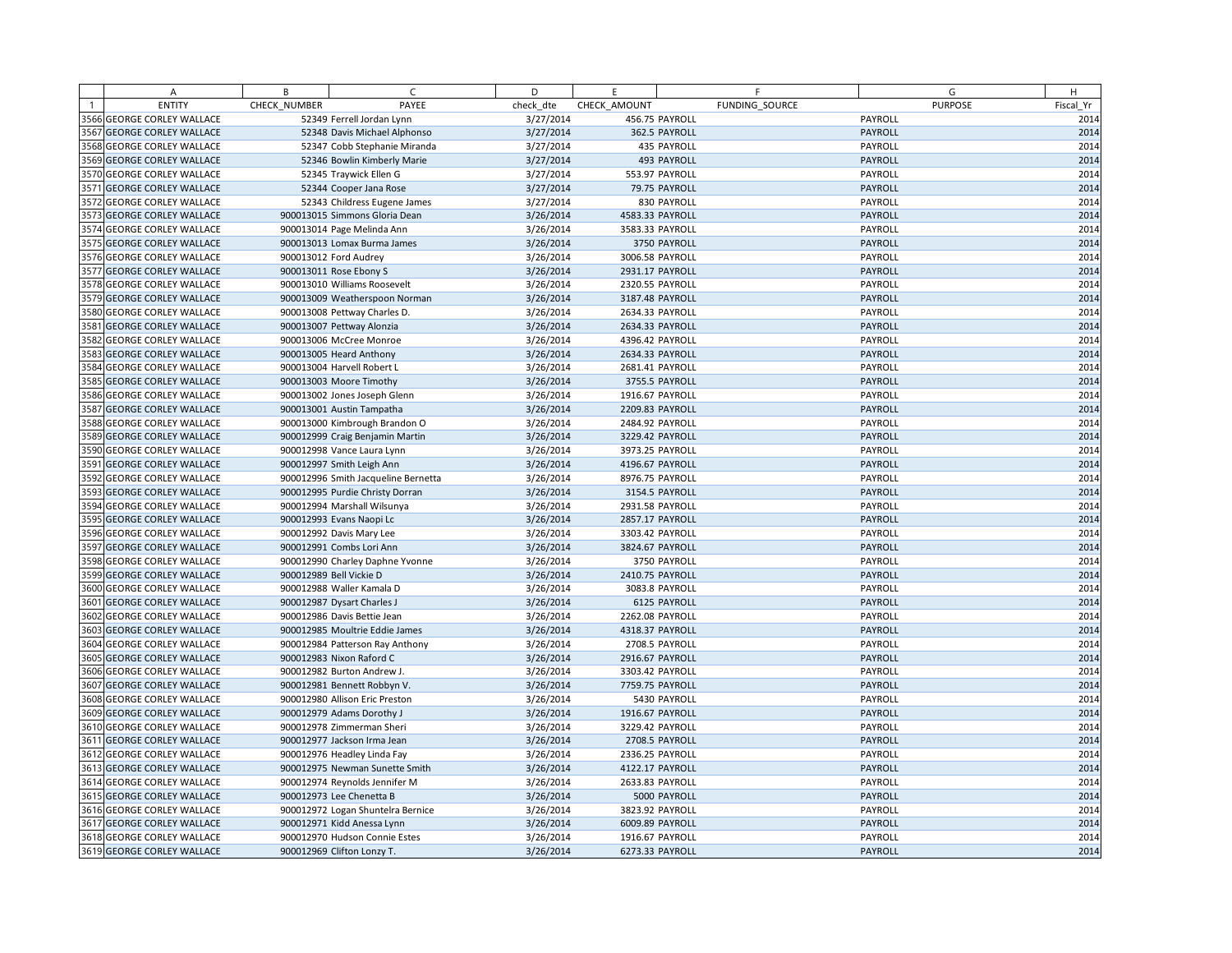| | A | B | C | D | E | F | G | H |
|---|---|---|---|---|---|---|---|---|
| 1 | ENTITY | CHECK_NUMBER | PAYEE | check_dte | CHECK_AMOUNT | FUNDING_SOURCE | PURPOSE | Fiscal_Yr |
| 3566 | GEORGE CORLEY WALLACE | 52349 | Ferrell Jordan Lynn | 3/27/2014 | 456.75 | PAYROLL | PAYROLL | 2014 |
| 3567 | GEORGE CORLEY WALLACE | 52348 | Davis Michael Alphonso | 3/27/2014 | 362.5 | PAYROLL | PAYROLL | 2014 |
| 3568 | GEORGE CORLEY WALLACE | 52347 | Cobb Stephanie Miranda | 3/27/2014 | 435 | PAYROLL | PAYROLL | 2014 |
| 3569 | GEORGE CORLEY WALLACE | 52346 | Bowlin Kimberly Marie | 3/27/2014 | 493 | PAYROLL | PAYROLL | 2014 |
| 3570 | GEORGE CORLEY WALLACE | 52345 | Traywick Ellen G | 3/27/2014 | 553.97 | PAYROLL | PAYROLL | 2014 |
| 3571 | GEORGE CORLEY WALLACE | 52344 | Cooper Jana Rose | 3/27/2014 | 79.75 | PAYROLL | PAYROLL | 2014 |
| 3572 | GEORGE CORLEY WALLACE | 52343 | Childress Eugene James | 3/27/2014 | 830 | PAYROLL | PAYROLL | 2014 |
| 3573 | GEORGE CORLEY WALLACE | 900013015 | Simmons Gloria Dean | 3/26/2014 | 4583.33 | PAYROLL | PAYROLL | 2014 |
| 3574 | GEORGE CORLEY WALLACE | 900013014 | Page Melinda Ann | 3/26/2014 | 3583.33 | PAYROLL | PAYROLL | 2014 |
| 3575 | GEORGE CORLEY WALLACE | 900013013 | Lomax Burma James | 3/26/2014 | 3750 | PAYROLL | PAYROLL | 2014 |
| 3576 | GEORGE CORLEY WALLACE | 900013012 | Ford Audrey | 3/26/2014 | 3006.58 | PAYROLL | PAYROLL | 2014 |
| 3577 | GEORGE CORLEY WALLACE | 900013011 | Rose Ebony S | 3/26/2014 | 2931.17 | PAYROLL | PAYROLL | 2014 |
| 3578 | GEORGE CORLEY WALLACE | 900013010 | Williams Roosevelt | 3/26/2014 | 2320.55 | PAYROLL | PAYROLL | 2014 |
| 3579 | GEORGE CORLEY WALLACE | 900013009 | Weatherspoon Norman | 3/26/2014 | 3187.48 | PAYROLL | PAYROLL | 2014 |
| 3580 | GEORGE CORLEY WALLACE | 900013008 | Pettway Charles D. | 3/26/2014 | 2634.33 | PAYROLL | PAYROLL | 2014 |
| 3581 | GEORGE CORLEY WALLACE | 900013007 | Pettway Alonzia | 3/26/2014 | 2634.33 | PAYROLL | PAYROLL | 2014 |
| 3582 | GEORGE CORLEY WALLACE | 900013006 | McCree Monroe | 3/26/2014 | 4396.42 | PAYROLL | PAYROLL | 2014 |
| 3583 | GEORGE CORLEY WALLACE | 900013005 | Heard Anthony | 3/26/2014 | 2634.33 | PAYROLL | PAYROLL | 2014 |
| 3584 | GEORGE CORLEY WALLACE | 900013004 | Harvell Robert L | 3/26/2014 | 2681.41 | PAYROLL | PAYROLL | 2014 |
| 3585 | GEORGE CORLEY WALLACE | 900013003 | Moore Timothy | 3/26/2014 | 3755.5 | PAYROLL | PAYROLL | 2014 |
| 3586 | GEORGE CORLEY WALLACE | 900013002 | Jones Joseph Glenn | 3/26/2014 | 1916.67 | PAYROLL | PAYROLL | 2014 |
| 3587 | GEORGE CORLEY WALLACE | 900013001 | Austin Tampatha | 3/26/2014 | 2209.83 | PAYROLL | PAYROLL | 2014 |
| 3588 | GEORGE CORLEY WALLACE | 900013000 | Kimbrough Brandon O | 3/26/2014 | 2484.92 | PAYROLL | PAYROLL | 2014 |
| 3589 | GEORGE CORLEY WALLACE | 900012999 | Craig Benjamin Martin | 3/26/2014 | 3229.42 | PAYROLL | PAYROLL | 2014 |
| 3590 | GEORGE CORLEY WALLACE | 900012998 | Vance Laura Lynn | 3/26/2014 | 3973.25 | PAYROLL | PAYROLL | 2014 |
| 3591 | GEORGE CORLEY WALLACE | 900012997 | Smith Leigh Ann | 3/26/2014 | 4196.67 | PAYROLL | PAYROLL | 2014 |
| 3592 | GEORGE CORLEY WALLACE | 900012996 | Smith Jacqueline Bernetta | 3/26/2014 | 8976.75 | PAYROLL | PAYROLL | 2014 |
| 3593 | GEORGE CORLEY WALLACE | 900012995 | Purdie Christy Dorran | 3/26/2014 | 3154.5 | PAYROLL | PAYROLL | 2014 |
| 3594 | GEORGE CORLEY WALLACE | 900012994 | Marshall Wilsunya | 3/26/2014 | 2931.58 | PAYROLL | PAYROLL | 2014 |
| 3595 | GEORGE CORLEY WALLACE | 900012993 | Evans Naopi Lc | 3/26/2014 | 2857.17 | PAYROLL | PAYROLL | 2014 |
| 3596 | GEORGE CORLEY WALLACE | 900012992 | Davis Mary Lee | 3/26/2014 | 3303.42 | PAYROLL | PAYROLL | 2014 |
| 3597 | GEORGE CORLEY WALLACE | 900012991 | Combs Lori Ann | 3/26/2014 | 3824.67 | PAYROLL | PAYROLL | 2014 |
| 3598 | GEORGE CORLEY WALLACE | 900012990 | Charley Daphne Yvonne | 3/26/2014 | 3750 | PAYROLL | PAYROLL | 2014 |
| 3599 | GEORGE CORLEY WALLACE | 900012989 | Bell Vickie D | 3/26/2014 | 2410.75 | PAYROLL | PAYROLL | 2014 |
| 3600 | GEORGE CORLEY WALLACE | 900012988 | Waller Kamala D | 3/26/2014 | 3083.8 | PAYROLL | PAYROLL | 2014 |
| 3601 | GEORGE CORLEY WALLACE | 900012987 | Dysart Charles J | 3/26/2014 | 6125 | PAYROLL | PAYROLL | 2014 |
| 3602 | GEORGE CORLEY WALLACE | 900012986 | Davis Bettie Jean | 3/26/2014 | 2262.08 | PAYROLL | PAYROLL | 2014 |
| 3603 | GEORGE CORLEY WALLACE | 900012985 | Moultrie Eddie James | 3/26/2014 | 4318.37 | PAYROLL | PAYROLL | 2014 |
| 3604 | GEORGE CORLEY WALLACE | 900012984 | Patterson Ray Anthony | 3/26/2014 | 2708.5 | PAYROLL | PAYROLL | 2014 |
| 3605 | GEORGE CORLEY WALLACE | 900012983 | Nixon Raford C | 3/26/2014 | 2916.67 | PAYROLL | PAYROLL | 2014 |
| 3606 | GEORGE CORLEY WALLACE | 900012982 | Burton Andrew J. | 3/26/2014 | 3303.42 | PAYROLL | PAYROLL | 2014 |
| 3607 | GEORGE CORLEY WALLACE | 900012981 | Bennett Robbyn V. | 3/26/2014 | 7759.75 | PAYROLL | PAYROLL | 2014 |
| 3608 | GEORGE CORLEY WALLACE | 900012980 | Allison Eric Preston | 3/26/2014 | 5430 | PAYROLL | PAYROLL | 2014 |
| 3609 | GEORGE CORLEY WALLACE | 900012979 | Adams Dorothy J | 3/26/2014 | 1916.67 | PAYROLL | PAYROLL | 2014 |
| 3610 | GEORGE CORLEY WALLACE | 900012978 | Zimmerman Sheri | 3/26/2014 | 3229.42 | PAYROLL | PAYROLL | 2014 |
| 3611 | GEORGE CORLEY WALLACE | 900012977 | Jackson Irma Jean | 3/26/2014 | 2708.5 | PAYROLL | PAYROLL | 2014 |
| 3612 | GEORGE CORLEY WALLACE | 900012976 | Headley Linda Fay | 3/26/2014 | 2336.25 | PAYROLL | PAYROLL | 2014 |
| 3613 | GEORGE CORLEY WALLACE | 900012975 | Newman Sunette Smith | 3/26/2014 | 4122.17 | PAYROLL | PAYROLL | 2014 |
| 3614 | GEORGE CORLEY WALLACE | 900012974 | Reynolds Jennifer M | 3/26/2014 | 2633.83 | PAYROLL | PAYROLL | 2014 |
| 3615 | GEORGE CORLEY WALLACE | 900012973 | Lee Chenetta B | 3/26/2014 | 5000 | PAYROLL | PAYROLL | 2014 |
| 3616 | GEORGE CORLEY WALLACE | 900012972 | Logan Shuntelra Bernice | 3/26/2014 | 3823.92 | PAYROLL | PAYROLL | 2014 |
| 3617 | GEORGE CORLEY WALLACE | 900012971 | Kidd Anessa Lynn | 3/26/2014 | 6009.89 | PAYROLL | PAYROLL | 2014 |
| 3618 | GEORGE CORLEY WALLACE | 900012970 | Hudson Connie Estes | 3/26/2014 | 1916.67 | PAYROLL | PAYROLL | 2014 |
| 3619 | GEORGE CORLEY WALLACE | 900012969 | Clifton Lonzy T. | 3/26/2014 | 6273.33 | PAYROLL | PAYROLL | 2014 |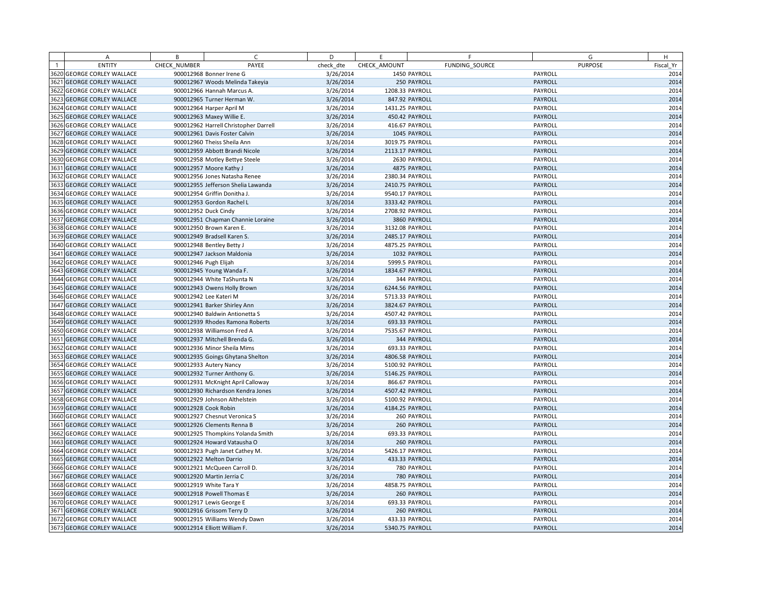| | A | B | C | D | E | F | G | H |
|---|---|---|---|---|---|---|---|---|
| 1 | ENTITY | CHECK_NUMBER | PAYEE | check_dte | CHECK_AMOUNT | FUNDING_SOURCE | PURPOSE | Fiscal_Yr |
| 3620 | GEORGE CORLEY WALLACE | 900012968 | Bonner Irene G | 3/26/2014 | 1450 | PAYROLL | PAYROLL | 2014 |
| 3621 | GEORGE CORLEY WALLACE | 900012967 | Woods Melinda Takeyia | 3/26/2014 | 250 | PAYROLL | PAYROLL | 2014 |
| 3622 | GEORGE CORLEY WALLACE | 900012966 | Hannah Marcus A. | 3/26/2014 | 1208.33 | PAYROLL | PAYROLL | 2014 |
| 3623 | GEORGE CORLEY WALLACE | 900012965 | Turner Herman W. | 3/26/2014 | 847.92 | PAYROLL | PAYROLL | 2014 |
| 3624 | GEORGE CORLEY WALLACE | 900012964 | Harper April M | 3/26/2014 | 1431.25 | PAYROLL | PAYROLL | 2014 |
| 3625 | GEORGE CORLEY WALLACE | 900012963 | Maxey Willie E. | 3/26/2014 | 450.42 | PAYROLL | PAYROLL | 2014 |
| 3626 | GEORGE CORLEY WALLACE | 900012962 | Harrell Christopher Darrell | 3/26/2014 | 416.67 | PAYROLL | PAYROLL | 2014 |
| 3627 | GEORGE CORLEY WALLACE | 900012961 | Davis Foster Calvin | 3/26/2014 | 1045 | PAYROLL | PAYROLL | 2014 |
| 3628 | GEORGE CORLEY WALLACE | 900012960 | Theiss Sheila Ann | 3/26/2014 | 3019.75 | PAYROLL | PAYROLL | 2014 |
| 3629 | GEORGE CORLEY WALLACE | 900012959 | Abbott Brandi Nicole | 3/26/2014 | 2113.17 | PAYROLL | PAYROLL | 2014 |
| 3630 | GEORGE CORLEY WALLACE | 900012958 | Motley Bettye Steele | 3/26/2014 | 2630 | PAYROLL | PAYROLL | 2014 |
| 3631 | GEORGE CORLEY WALLACE | 900012957 | Moore Kathy J | 3/26/2014 | 4875 | PAYROLL | PAYROLL | 2014 |
| 3632 | GEORGE CORLEY WALLACE | 900012956 | Jones Natasha Renee | 3/26/2014 | 2380.34 | PAYROLL | PAYROLL | 2014 |
| 3633 | GEORGE CORLEY WALLACE | 900012955 | Jefferson Shelia Lawanda | 3/26/2014 | 2410.75 | PAYROLL | PAYROLL | 2014 |
| 3634 | GEORGE CORLEY WALLACE | 900012954 | Griffin Donitha J. | 3/26/2014 | 9540.17 | PAYROLL | PAYROLL | 2014 |
| 3635 | GEORGE CORLEY WALLACE | 900012953 | Gordon Rachel L | 3/26/2014 | 3333.42 | PAYROLL | PAYROLL | 2014 |
| 3636 | GEORGE CORLEY WALLACE | 900012952 | Duck Cindy | 3/26/2014 | 2708.92 | PAYROLL | PAYROLL | 2014 |
| 3637 | GEORGE CORLEY WALLACE | 900012951 | Chapman Channie Loraine | 3/26/2014 | 3860 | PAYROLL | PAYROLL | 2014 |
| 3638 | GEORGE CORLEY WALLACE | 900012950 | Brown Karen E. | 3/26/2014 | 3132.08 | PAYROLL | PAYROLL | 2014 |
| 3639 | GEORGE CORLEY WALLACE | 900012949 | Bradsell Karen S. | 3/26/2014 | 2485.17 | PAYROLL | PAYROLL | 2014 |
| 3640 | GEORGE CORLEY WALLACE | 900012948 | Bentley Betty J | 3/26/2014 | 4875.25 | PAYROLL | PAYROLL | 2014 |
| 3641 | GEORGE CORLEY WALLACE | 900012947 | Jackson Maldonia | 3/26/2014 | 1032 | PAYROLL | PAYROLL | 2014 |
| 3642 | GEORGE CORLEY WALLACE | 900012946 | Pugh Elijah | 3/26/2014 | 5999.5 | PAYROLL | PAYROLL | 2014 |
| 3643 | GEORGE CORLEY WALLACE | 900012945 | Young Wanda F. | 3/26/2014 | 1834.67 | PAYROLL | PAYROLL | 2014 |
| 3644 | GEORGE CORLEY WALLACE | 900012944 | White TaShunta N | 3/26/2014 | 344 | PAYROLL | PAYROLL | 2014 |
| 3645 | GEORGE CORLEY WALLACE | 900012943 | Owens Holly Brown | 3/26/2014 | 6244.56 | PAYROLL | PAYROLL | 2014 |
| 3646 | GEORGE CORLEY WALLACE | 900012942 | Lee Kateri M | 3/26/2014 | 5713.33 | PAYROLL | PAYROLL | 2014 |
| 3647 | GEORGE CORLEY WALLACE | 900012941 | Barker Shirley Ann | 3/26/2014 | 3824.67 | PAYROLL | PAYROLL | 2014 |
| 3648 | GEORGE CORLEY WALLACE | 900012940 | Baldwin Antionetta S | 3/26/2014 | 4507.42 | PAYROLL | PAYROLL | 2014 |
| 3649 | GEORGE CORLEY WALLACE | 900012939 | Rhodes Ramona Roberts | 3/26/2014 | 693.33 | PAYROLL | PAYROLL | 2014 |
| 3650 | GEORGE CORLEY WALLACE | 900012938 | Williamson Fred A | 3/26/2014 | 7535.67 | PAYROLL | PAYROLL | 2014 |
| 3651 | GEORGE CORLEY WALLACE | 900012937 | Mitchell Brenda G. | 3/26/2014 | 344 | PAYROLL | PAYROLL | 2014 |
| 3652 | GEORGE CORLEY WALLACE | 900012936 | Minor Sheila Mims | 3/26/2014 | 693.33 | PAYROLL | PAYROLL | 2014 |
| 3653 | GEORGE CORLEY WALLACE | 900012935 | Goings Ghytana Shelton | 3/26/2014 | 4806.58 | PAYROLL | PAYROLL | 2014 |
| 3654 | GEORGE CORLEY WALLACE | 900012933 | Autery Nancy | 3/26/2014 | 5100.92 | PAYROLL | PAYROLL | 2014 |
| 3655 | GEORGE CORLEY WALLACE | 900012932 | Turner Anthony G. | 3/26/2014 | 5146.25 | PAYROLL | PAYROLL | 2014 |
| 3656 | GEORGE CORLEY WALLACE | 900012931 | McKnight April Calloway | 3/26/2014 | 866.67 | PAYROLL | PAYROLL | 2014 |
| 3657 | GEORGE CORLEY WALLACE | 900012930 | Richardson Kendra Jones | 3/26/2014 | 4507.42 | PAYROLL | PAYROLL | 2014 |
| 3658 | GEORGE CORLEY WALLACE | 900012929 | Johnson Althelstein | 3/26/2014 | 5100.92 | PAYROLL | PAYROLL | 2014 |
| 3659 | GEORGE CORLEY WALLACE | 900012928 | Cook Robin | 3/26/2014 | 4184.25 | PAYROLL | PAYROLL | 2014 |
| 3660 | GEORGE CORLEY WALLACE | 900012927 | Chesnut Veronica S | 3/26/2014 | 260 | PAYROLL | PAYROLL | 2014 |
| 3661 | GEORGE CORLEY WALLACE | 900012926 | Clements Renna B | 3/26/2014 | 260 | PAYROLL | PAYROLL | 2014 |
| 3662 | GEORGE CORLEY WALLACE | 900012925 | Thompkins Yolanda Smith | 3/26/2014 | 693.33 | PAYROLL | PAYROLL | 2014 |
| 3663 | GEORGE CORLEY WALLACE | 900012924 | Howard Vatausha O | 3/26/2014 | 260 | PAYROLL | PAYROLL | 2014 |
| 3664 | GEORGE CORLEY WALLACE | 900012923 | Pugh Janet Cathey M. | 3/26/2014 | 5426.17 | PAYROLL | PAYROLL | 2014 |
| 3665 | GEORGE CORLEY WALLACE | 900012922 | Melton Darrio | 3/26/2014 | 433.33 | PAYROLL | PAYROLL | 2014 |
| 3666 | GEORGE CORLEY WALLACE | 900012921 | McQueen Carroll D. | 3/26/2014 | 780 | PAYROLL | PAYROLL | 2014 |
| 3667 | GEORGE CORLEY WALLACE | 900012920 | Martin Jerria C | 3/26/2014 | 780 | PAYROLL | PAYROLL | 2014 |
| 3668 | GEORGE CORLEY WALLACE | 900012919 | White Tara Y | 3/26/2014 | 4858.75 | PAYROLL | PAYROLL | 2014 |
| 3669 | GEORGE CORLEY WALLACE | 900012918 | Powell Thomas E | 3/26/2014 | 260 | PAYROLL | PAYROLL | 2014 |
| 3670 | GEORGE CORLEY WALLACE | 900012917 | Lewis George E | 3/26/2014 | 693.33 | PAYROLL | PAYROLL | 2014 |
| 3671 | GEORGE CORLEY WALLACE | 900012916 | Grissom Terry D | 3/26/2014 | 260 | PAYROLL | PAYROLL | 2014 |
| 3672 | GEORGE CORLEY WALLACE | 900012915 | Williams Wendy Dawn | 3/26/2014 | 433.33 | PAYROLL | PAYROLL | 2014 |
| 3673 | GEORGE CORLEY WALLACE | 900012914 | Elliott William F. | 3/26/2014 | 5340.75 | PAYROLL | PAYROLL | 2014 |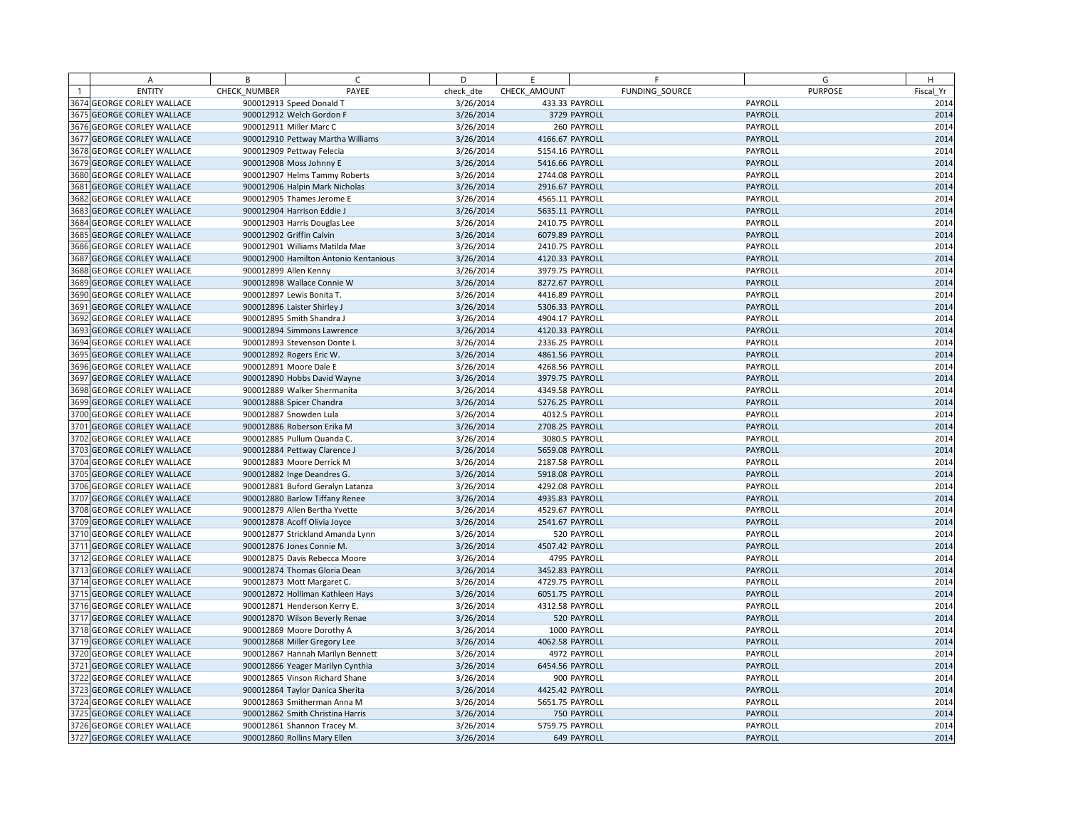| | A | B | C | D | E | F | G | H |
|---|---|---|---|---|---|---|---|---|
| 1 | ENTITY | CHECK_NUMBER | PAYEE | check_dte | CHECK_AMOUNT | FUNDING_SOURCE | PURPOSE | Fiscal_Yr |
| 3674 | GEORGE CORLEY WALLACE | 900012913 | Speed Donald T | 3/26/2014 | 433.33 | PAYROLL | PAYROLL | 2014 |
| 3675 | GEORGE CORLEY WALLACE | 900012912 | Welch Gordon F | 3/26/2014 | 3729 | PAYROLL | PAYROLL | 2014 |
| 3676 | GEORGE CORLEY WALLACE | 900012911 | Miller Marc C | 3/26/2014 | 260 | PAYROLL | PAYROLL | 2014 |
| 3677 | GEORGE CORLEY WALLACE | 900012910 | Pettway Martha Williams | 3/26/2014 | 4166.67 | PAYROLL | PAYROLL | 2014 |
| 3678 | GEORGE CORLEY WALLACE | 900012909 | Pettway Felecia | 3/26/2014 | 5154.16 | PAYROLL | PAYROLL | 2014 |
| 3679 | GEORGE CORLEY WALLACE | 900012908 | Moss Johnny E | 3/26/2014 | 5416.66 | PAYROLL | PAYROLL | 2014 |
| 3680 | GEORGE CORLEY WALLACE | 900012907 | Helms Tammy Roberts | 3/26/2014 | 2744.08 | PAYROLL | PAYROLL | 2014 |
| 3681 | GEORGE CORLEY WALLACE | 900012906 | Halpin Mark Nicholas | 3/26/2014 | 2916.67 | PAYROLL | PAYROLL | 2014 |
| 3682 | GEORGE CORLEY WALLACE | 900012905 | Thames Jerome E | 3/26/2014 | 4565.11 | PAYROLL | PAYROLL | 2014 |
| 3683 | GEORGE CORLEY WALLACE | 900012904 | Harrison Eddie J | 3/26/2014 | 5635.11 | PAYROLL | PAYROLL | 2014 |
| 3684 | GEORGE CORLEY WALLACE | 900012903 | Harris Douglas Lee | 3/26/2014 | 2410.75 | PAYROLL | PAYROLL | 2014 |
| 3685 | GEORGE CORLEY WALLACE | 900012902 | Griffin Calvin | 3/26/2014 | 6079.89 | PAYROLL | PAYROLL | 2014 |
| 3686 | GEORGE CORLEY WALLACE | 900012901 | Williams Matilda Mae | 3/26/2014 | 2410.75 | PAYROLL | PAYROLL | 2014 |
| 3687 | GEORGE CORLEY WALLACE | 900012900 | Hamilton Antonio Kentanious | 3/26/2014 | 4120.33 | PAYROLL | PAYROLL | 2014 |
| 3688 | GEORGE CORLEY WALLACE | 900012899 | Allen Kenny | 3/26/2014 | 3979.75 | PAYROLL | PAYROLL | 2014 |
| 3689 | GEORGE CORLEY WALLACE | 900012898 | Wallace Connie W | 3/26/2014 | 8272.67 | PAYROLL | PAYROLL | 2014 |
| 3690 | GEORGE CORLEY WALLACE | 900012897 | Lewis Bonita T. | 3/26/2014 | 4416.89 | PAYROLL | PAYROLL | 2014 |
| 3691 | GEORGE CORLEY WALLACE | 900012896 | Laister Shirley J | 3/26/2014 | 5306.33 | PAYROLL | PAYROLL | 2014 |
| 3692 | GEORGE CORLEY WALLACE | 900012895 | Smith Shandra J | 3/26/2014 | 4904.17 | PAYROLL | PAYROLL | 2014 |
| 3693 | GEORGE CORLEY WALLACE | 900012894 | Simmons Lawrence | 3/26/2014 | 4120.33 | PAYROLL | PAYROLL | 2014 |
| 3694 | GEORGE CORLEY WALLACE | 900012893 | Stevenson Donte L | 3/26/2014 | 2336.25 | PAYROLL | PAYROLL | 2014 |
| 3695 | GEORGE CORLEY WALLACE | 900012892 | Rogers Eric W. | 3/26/2014 | 4861.56 | PAYROLL | PAYROLL | 2014 |
| 3696 | GEORGE CORLEY WALLACE | 900012891 | Moore Dale E | 3/26/2014 | 4268.56 | PAYROLL | PAYROLL | 2014 |
| 3697 | GEORGE CORLEY WALLACE | 900012890 | Hobbs David Wayne | 3/26/2014 | 3979.75 | PAYROLL | PAYROLL | 2014 |
| 3698 | GEORGE CORLEY WALLACE | 900012889 | Walker Shermanita | 3/26/2014 | 4349.58 | PAYROLL | PAYROLL | 2014 |
| 3699 | GEORGE CORLEY WALLACE | 900012888 | Spicer Chandra | 3/26/2014 | 5276.25 | PAYROLL | PAYROLL | 2014 |
| 3700 | GEORGE CORLEY WALLACE | 900012887 | Snowden Lula | 3/26/2014 | 4012.5 | PAYROLL | PAYROLL | 2014 |
| 3701 | GEORGE CORLEY WALLACE | 900012886 | Roberson Erika M | 3/26/2014 | 2708.25 | PAYROLL | PAYROLL | 2014 |
| 3702 | GEORGE CORLEY WALLACE | 900012885 | Pullum Quanda C. | 3/26/2014 | 3080.5 | PAYROLL | PAYROLL | 2014 |
| 3703 | GEORGE CORLEY WALLACE | 900012884 | Pettway Clarence J | 3/26/2014 | 5659.08 | PAYROLL | PAYROLL | 2014 |
| 3704 | GEORGE CORLEY WALLACE | 900012883 | Moore Derrick M | 3/26/2014 | 2187.58 | PAYROLL | PAYROLL | 2014 |
| 3705 | GEORGE CORLEY WALLACE | 900012882 | Inge Deandres G. | 3/26/2014 | 5918.08 | PAYROLL | PAYROLL | 2014 |
| 3706 | GEORGE CORLEY WALLACE | 900012881 | Buford Geralyn Latanza | 3/26/2014 | 4292.08 | PAYROLL | PAYROLL | 2014 |
| 3707 | GEORGE CORLEY WALLACE | 900012880 | Barlow Tiffany Renee | 3/26/2014 | 4935.83 | PAYROLL | PAYROLL | 2014 |
| 3708 | GEORGE CORLEY WALLACE | 900012879 | Allen Bertha Yvette | 3/26/2014 | 4529.67 | PAYROLL | PAYROLL | 2014 |
| 3709 | GEORGE CORLEY WALLACE | 900012878 | Acoff Olivia Joyce | 3/26/2014 | 2541.67 | PAYROLL | PAYROLL | 2014 |
| 3710 | GEORGE CORLEY WALLACE | 900012877 | Strickland Amanda Lynn | 3/26/2014 | 520 | PAYROLL | PAYROLL | 2014 |
| 3711 | GEORGE CORLEY WALLACE | 900012876 | Jones Connie M. | 3/26/2014 | 4507.42 | PAYROLL | PAYROLL | 2014 |
| 3712 | GEORGE CORLEY WALLACE | 900012875 | Davis Rebecca Moore | 3/26/2014 | 4795 | PAYROLL | PAYROLL | 2014 |
| 3713 | GEORGE CORLEY WALLACE | 900012874 | Thomas Gloria Dean | 3/26/2014 | 3452.83 | PAYROLL | PAYROLL | 2014 |
| 3714 | GEORGE CORLEY WALLACE | 900012873 | Mott Margaret C. | 3/26/2014 | 4729.75 | PAYROLL | PAYROLL | 2014 |
| 3715 | GEORGE CORLEY WALLACE | 900012872 | Holliman Kathleen Hays | 3/26/2014 | 6051.75 | PAYROLL | PAYROLL | 2014 |
| 3716 | GEORGE CORLEY WALLACE | 900012871 | Henderson Kerry E. | 3/26/2014 | 4312.58 | PAYROLL | PAYROLL | 2014 |
| 3717 | GEORGE CORLEY WALLACE | 900012870 | Wilson Beverly Renae | 3/26/2014 | 520 | PAYROLL | PAYROLL | 2014 |
| 3718 | GEORGE CORLEY WALLACE | 900012869 | Moore Dorothy A | 3/26/2014 | 1000 | PAYROLL | PAYROLL | 2014 |
| 3719 | GEORGE CORLEY WALLACE | 900012868 | Miller Gregory Lee | 3/26/2014 | 4062.58 | PAYROLL | PAYROLL | 2014 |
| 3720 | GEORGE CORLEY WALLACE | 900012867 | Hannah Marilyn Bennett | 3/26/2014 | 4972 | PAYROLL | PAYROLL | 2014 |
| 3721 | GEORGE CORLEY WALLACE | 900012866 | Yeager Marilyn Cynthia | 3/26/2014 | 6454.56 | PAYROLL | PAYROLL | 2014 |
| 3722 | GEORGE CORLEY WALLACE | 900012865 | Vinson Richard Shane | 3/26/2014 | 900 | PAYROLL | PAYROLL | 2014 |
| 3723 | GEORGE CORLEY WALLACE | 900012864 | Taylor Danica Sherita | 3/26/2014 | 4425.42 | PAYROLL | PAYROLL | 2014 |
| 3724 | GEORGE CORLEY WALLACE | 900012863 | Smitherman Anna M | 3/26/2014 | 5651.75 | PAYROLL | PAYROLL | 2014 |
| 3725 | GEORGE CORLEY WALLACE | 900012862 | Smith Christina Harris | 3/26/2014 | 750 | PAYROLL | PAYROLL | 2014 |
| 3726 | GEORGE CORLEY WALLACE | 900012861 | Shannon Tracey M. | 3/26/2014 | 5759.75 | PAYROLL | PAYROLL | 2014 |
| 3727 | GEORGE CORLEY WALLACE | 900012860 | Rollins Mary Ellen | 3/26/2014 | 649 | PAYROLL | PAYROLL | 2014 |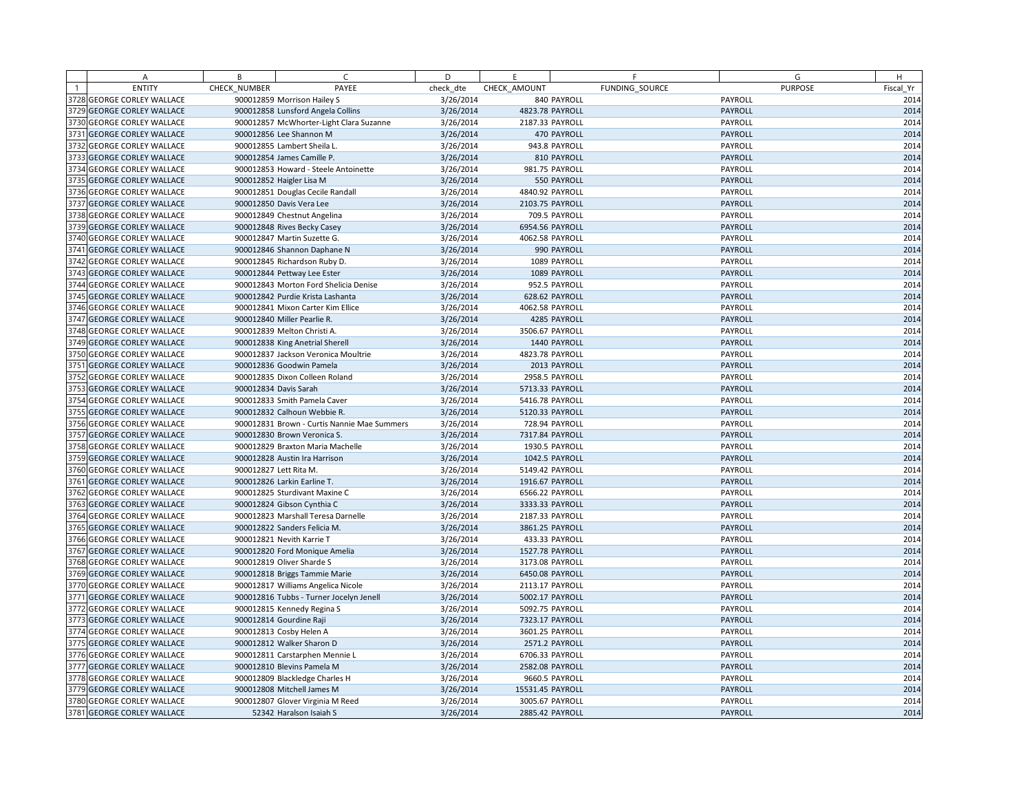| | A | B | C | D | E | F | G | H |
|---|---|---|---|---|---|---|---|---|
| 1 | ENTITY | CHECK_NUMBER | PAYEE | check_dte | CHECK_AMOUNT | FUNDING_SOURCE | PURPOSE | Fiscal_Yr |
| 3728 | GEORGE CORLEY WALLACE | 900012859 | Morrison Hailey S | 3/26/2014 | 840 | PAYROLL | PAYROLL | 2014 |
| 3729 | GEORGE CORLEY WALLACE | 900012858 | Lunsford Angela Collins | 3/26/2014 | 4823.78 | PAYROLL | PAYROLL | 2014 |
| 3730 | GEORGE CORLEY WALLACE | 900012857 | McWhorter-Light Clara Suzanne | 3/26/2014 | 2187.33 | PAYROLL | PAYROLL | 2014 |
| 3731 | GEORGE CORLEY WALLACE | 900012856 | Lee Shannon M | 3/26/2014 | 470 | PAYROLL | PAYROLL | 2014 |
| 3732 | GEORGE CORLEY WALLACE | 900012855 | Lambert Sheila L. | 3/26/2014 | 943.8 | PAYROLL | PAYROLL | 2014 |
| 3733 | GEORGE CORLEY WALLACE | 900012854 | James Camille P. | 3/26/2014 | 810 | PAYROLL | PAYROLL | 2014 |
| 3734 | GEORGE CORLEY WALLACE | 900012853 | Howard - Steele Antoinette | 3/26/2014 | 981.75 | PAYROLL | PAYROLL | 2014 |
| 3735 | GEORGE CORLEY WALLACE | 900012852 | Haigler Lisa M | 3/26/2014 | 550 | PAYROLL | PAYROLL | 2014 |
| 3736 | GEORGE CORLEY WALLACE | 900012851 | Douglas Cecile Randall | 3/26/2014 | 4840.92 | PAYROLL | PAYROLL | 2014 |
| 3737 | GEORGE CORLEY WALLACE | 900012850 | Davis Vera Lee | 3/26/2014 | 2103.75 | PAYROLL | PAYROLL | 2014 |
| 3738 | GEORGE CORLEY WALLACE | 900012849 | Chestnut Angelina | 3/26/2014 | 709.5 | PAYROLL | PAYROLL | 2014 |
| 3739 | GEORGE CORLEY WALLACE | 900012848 | Rives Becky Casey | 3/26/2014 | 6954.56 | PAYROLL | PAYROLL | 2014 |
| 3740 | GEORGE CORLEY WALLACE | 900012847 | Martin Suzette G. | 3/26/2014 | 4062.58 | PAYROLL | PAYROLL | 2014 |
| 3741 | GEORGE CORLEY WALLACE | 900012846 | Shannon Daphane N | 3/26/2014 | 990 | PAYROLL | PAYROLL | 2014 |
| 3742 | GEORGE CORLEY WALLACE | 900012845 | Richardson Ruby D. | 3/26/2014 | 1089 | PAYROLL | PAYROLL | 2014 |
| 3743 | GEORGE CORLEY WALLACE | 900012844 | Pettway Lee Ester | 3/26/2014 | 1089 | PAYROLL | PAYROLL | 2014 |
| 3744 | GEORGE CORLEY WALLACE | 900012843 | Morton Ford Shelicia Denise | 3/26/2014 | 952.5 | PAYROLL | PAYROLL | 2014 |
| 3745 | GEORGE CORLEY WALLACE | 900012842 | Purdie Krista Lashanta | 3/26/2014 | 628.62 | PAYROLL | PAYROLL | 2014 |
| 3746 | GEORGE CORLEY WALLACE | 900012841 | Mixon Carter Kim Ellice | 3/26/2014 | 4062.58 | PAYROLL | PAYROLL | 2014 |
| 3747 | GEORGE CORLEY WALLACE | 900012840 | Miller Pearlie R. | 3/26/2014 | 4285 | PAYROLL | PAYROLL | 2014 |
| 3748 | GEORGE CORLEY WALLACE | 900012839 | Melton Christi A. | 3/26/2014 | 3506.67 | PAYROLL | PAYROLL | 2014 |
| 3749 | GEORGE CORLEY WALLACE | 900012838 | King Anetrial Sherell | 3/26/2014 | 1440 | PAYROLL | PAYROLL | 2014 |
| 3750 | GEORGE CORLEY WALLACE | 900012837 | Jackson Veronica Moultrie | 3/26/2014 | 4823.78 | PAYROLL | PAYROLL | 2014 |
| 3751 | GEORGE CORLEY WALLACE | 900012836 | Goodwin Pamela | 3/26/2014 | 2013 | PAYROLL | PAYROLL | 2014 |
| 3752 | GEORGE CORLEY WALLACE | 900012835 | Dixon Colleen Roland | 3/26/2014 | 2958.5 | PAYROLL | PAYROLL | 2014 |
| 3753 | GEORGE CORLEY WALLACE | 900012834 | Davis Sarah | 3/26/2014 | 5713.33 | PAYROLL | PAYROLL | 2014 |
| 3754 | GEORGE CORLEY WALLACE | 900012833 | Smith Pamela Caver | 3/26/2014 | 5416.78 | PAYROLL | PAYROLL | 2014 |
| 3755 | GEORGE CORLEY WALLACE | 900012832 | Calhoun Webbie R. | 3/26/2014 | 5120.33 | PAYROLL | PAYROLL | 2014 |
| 3756 | GEORGE CORLEY WALLACE | 900012831 | Brown - Curtis Nannie Mae Summers | 3/26/2014 | 728.94 | PAYROLL | PAYROLL | 2014 |
| 3757 | GEORGE CORLEY WALLACE | 900012830 | Brown Veronica S. | 3/26/2014 | 7317.84 | PAYROLL | PAYROLL | 2014 |
| 3758 | GEORGE CORLEY WALLACE | 900012829 | Braxton Maria Machelle | 3/26/2014 | 1930.5 | PAYROLL | PAYROLL | 2014 |
| 3759 | GEORGE CORLEY WALLACE | 900012828 | Austin Ira Harrison | 3/26/2014 | 1042.5 | PAYROLL | PAYROLL | 2014 |
| 3760 | GEORGE CORLEY WALLACE | 900012827 | Lett Rita M. | 3/26/2014 | 5149.42 | PAYROLL | PAYROLL | 2014 |
| 3761 | GEORGE CORLEY WALLACE | 900012826 | Larkin Earline T. | 3/26/2014 | 1916.67 | PAYROLL | PAYROLL | 2014 |
| 3762 | GEORGE CORLEY WALLACE | 900012825 | Sturdivant Maxine C | 3/26/2014 | 6566.22 | PAYROLL | PAYROLL | 2014 |
| 3763 | GEORGE CORLEY WALLACE | 900012824 | Gibson Cynthia C | 3/26/2014 | 3333.33 | PAYROLL | PAYROLL | 2014 |
| 3764 | GEORGE CORLEY WALLACE | 900012823 | Marshall Teresa Darnelle | 3/26/2014 | 2187.33 | PAYROLL | PAYROLL | 2014 |
| 3765 | GEORGE CORLEY WALLACE | 900012822 | Sanders Felicia M. | 3/26/2014 | 3861.25 | PAYROLL | PAYROLL | 2014 |
| 3766 | GEORGE CORLEY WALLACE | 900012821 | Nevith Karrie T | 3/26/2014 | 433.33 | PAYROLL | PAYROLL | 2014 |
| 3767 | GEORGE CORLEY WALLACE | 900012820 | Ford Monique Amelia | 3/26/2014 | 1527.78 | PAYROLL | PAYROLL | 2014 |
| 3768 | GEORGE CORLEY WALLACE | 900012819 | Oliver Sharde S | 3/26/2014 | 3173.08 | PAYROLL | PAYROLL | 2014 |
| 3769 | GEORGE CORLEY WALLACE | 900012818 | Briggs Tammie Marie | 3/26/2014 | 6450.08 | PAYROLL | PAYROLL | 2014 |
| 3770 | GEORGE CORLEY WALLACE | 900012817 | Williams Angelica Nicole | 3/26/2014 | 2113.17 | PAYROLL | PAYROLL | 2014 |
| 3771 | GEORGE CORLEY WALLACE | 900012816 | Tubbs - Turner Jocelyn Jenell | 3/26/2014 | 5002.17 | PAYROLL | PAYROLL | 2014 |
| 3772 | GEORGE CORLEY WALLACE | 900012815 | Kennedy Regina S | 3/26/2014 | 5092.75 | PAYROLL | PAYROLL | 2014 |
| 3773 | GEORGE CORLEY WALLACE | 900012814 | Gourdine Raji | 3/26/2014 | 7323.17 | PAYROLL | PAYROLL | 2014 |
| 3774 | GEORGE CORLEY WALLACE | 900012813 | Cosby Helen A | 3/26/2014 | 3601.25 | PAYROLL | PAYROLL | 2014 |
| 3775 | GEORGE CORLEY WALLACE | 900012812 | Walker Sharon D | 3/26/2014 | 2571.2 | PAYROLL | PAYROLL | 2014 |
| 3776 | GEORGE CORLEY WALLACE | 900012811 | Carstarphen Mennie L | 3/26/2014 | 6706.33 | PAYROLL | PAYROLL | 2014 |
| 3777 | GEORGE CORLEY WALLACE | 900012810 | Blevins Pamela M | 3/26/2014 | 2582.08 | PAYROLL | PAYROLL | 2014 |
| 3778 | GEORGE CORLEY WALLACE | 900012809 | Blackledge Charles H | 3/26/2014 | 9660.5 | PAYROLL | PAYROLL | 2014 |
| 3779 | GEORGE CORLEY WALLACE | 900012808 | Mitchell James M | 3/26/2014 | 15531.45 | PAYROLL | PAYROLL | 2014 |
| 3780 | GEORGE CORLEY WALLACE | 900012807 | Glover Virginia M Reed | 3/26/2014 | 3005.67 | PAYROLL | PAYROLL | 2014 |
| 3781 | GEORGE CORLEY WALLACE | 52342 | Haralson Isaiah S | 3/26/2014 | 2885.42 | PAYROLL | PAYROLL | 2014 |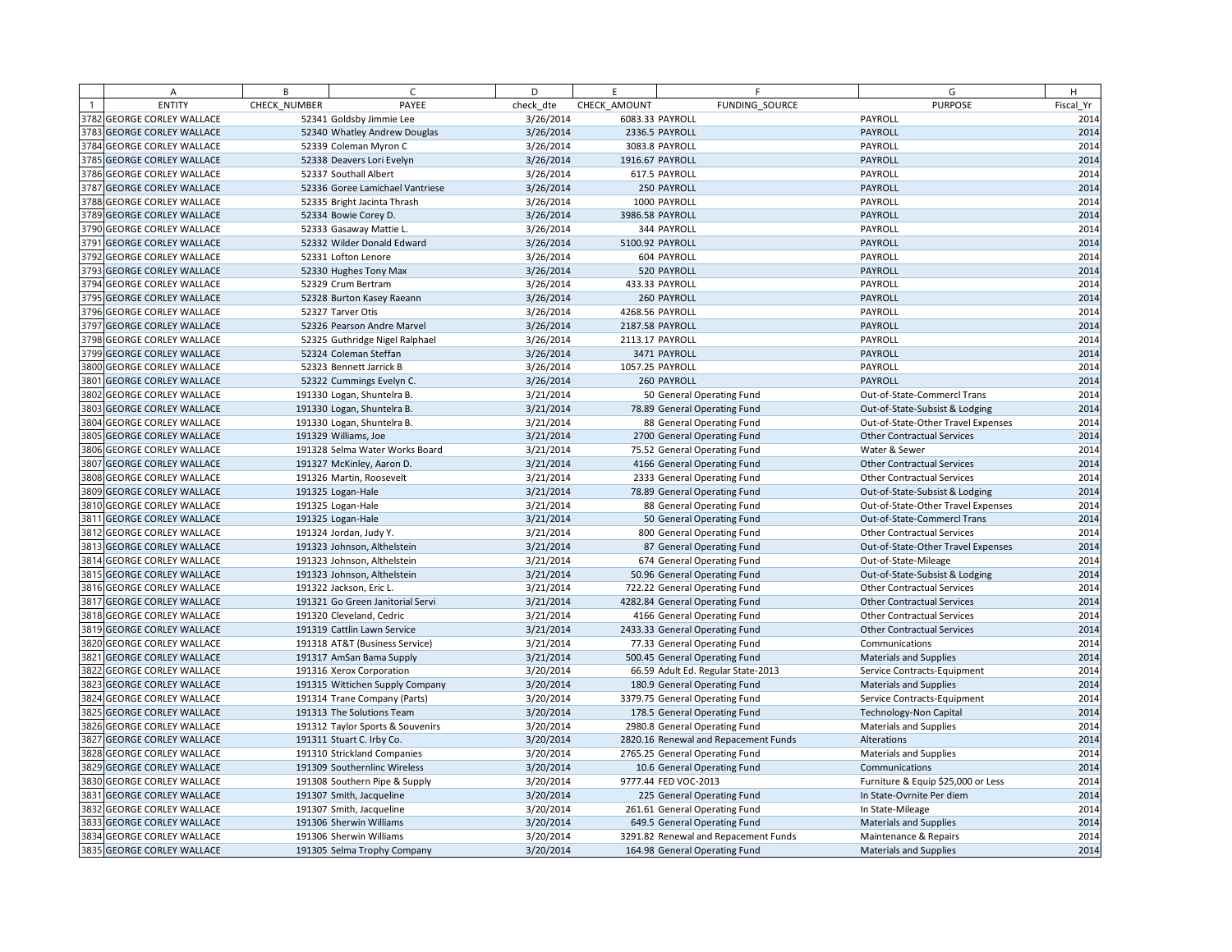| | A | B | C | D | E | F | G | H |
|---|---|---|---|---|---|---|---|---|
| 1 | ENTITY | CHECK_NUMBER | PAYEE | check_dte | CHECK_AMOUNT | FUNDING_SOURCE | PURPOSE | Fiscal_Yr |
| 3782 | GEORGE CORLEY WALLACE | 52341 | Goldsby Jimmie Lee | 3/26/2014 | 6083.33 | PAYROLL | PAYROLL | 2014 |
| 3783 | GEORGE CORLEY WALLACE | 52340 | Whatley Andrew Douglas | 3/26/2014 | 2336.5 | PAYROLL | PAYROLL | 2014 |
| 3784 | GEORGE CORLEY WALLACE | 52339 | Coleman Myron C | 3/26/2014 | 3083.8 | PAYROLL | PAYROLL | 2014 |
| 3785 | GEORGE CORLEY WALLACE | 52338 | Deavers Lori Evelyn | 3/26/2014 | 1916.67 | PAYROLL | PAYROLL | 2014 |
| 3786 | GEORGE CORLEY WALLACE | 52337 | Southall Albert | 3/26/2014 | 617.5 | PAYROLL | PAYROLL | 2014 |
| 3787 | GEORGE CORLEY WALLACE | 52336 | Goree Lamichael Vantriese | 3/26/2014 | 250 | PAYROLL | PAYROLL | 2014 |
| 3788 | GEORGE CORLEY WALLACE | 52335 | Bright Jacinta Thrash | 3/26/2014 | 1000 | PAYROLL | PAYROLL | 2014 |
| 3789 | GEORGE CORLEY WALLACE | 52334 | Bowie Corey D. | 3/26/2014 | 3986.58 | PAYROLL | PAYROLL | 2014 |
| 3790 | GEORGE CORLEY WALLACE | 52333 | Gasaway Mattie L. | 3/26/2014 | 344 | PAYROLL | PAYROLL | 2014 |
| 3791 | GEORGE CORLEY WALLACE | 52332 | Wilder Donald Edward | 3/26/2014 | 5100.92 | PAYROLL | PAYROLL | 2014 |
| 3792 | GEORGE CORLEY WALLACE | 52331 | Lofton Lenore | 3/26/2014 | 604 | PAYROLL | PAYROLL | 2014 |
| 3793 | GEORGE CORLEY WALLACE | 52330 | Hughes Tony Max | 3/26/2014 | 520 | PAYROLL | PAYROLL | 2014 |
| 3794 | GEORGE CORLEY WALLACE | 52329 | Crum Bertram | 3/26/2014 | 433.33 | PAYROLL | PAYROLL | 2014 |
| 3795 | GEORGE CORLEY WALLACE | 52328 | Burton Kasey Raeann | 3/26/2014 | 260 | PAYROLL | PAYROLL | 2014 |
| 3796 | GEORGE CORLEY WALLACE | 52327 | Tarver Otis | 3/26/2014 | 4268.56 | PAYROLL | PAYROLL | 2014 |
| 3797 | GEORGE CORLEY WALLACE | 52326 | Pearson Andre Marvel | 3/26/2014 | 2187.58 | PAYROLL | PAYROLL | 2014 |
| 3798 | GEORGE CORLEY WALLACE | 52325 | Guthridge Nigel Ralphael | 3/26/2014 | 2113.17 | PAYROLL | PAYROLL | 2014 |
| 3799 | GEORGE CORLEY WALLACE | 52324 | Coleman Steffan | 3/26/2014 | 3471 | PAYROLL | PAYROLL | 2014 |
| 3800 | GEORGE CORLEY WALLACE | 52323 | Bennett Jarrick B | 3/26/2014 | 1057.25 | PAYROLL | PAYROLL | 2014 |
| 3801 | GEORGE CORLEY WALLACE | 52322 | Cummings Evelyn C. | 3/26/2014 | 260 | PAYROLL | PAYROLL | 2014 |
| 3802 | GEORGE CORLEY WALLACE | 191330 | Logan, Shuntelra B. | 3/21/2014 | 50 | General Operating Fund | Out-of-State-Commercl Trans | 2014 |
| 3803 | GEORGE CORLEY WALLACE | 191330 | Logan, Shuntelra B. | 3/21/2014 | 78.89 | General Operating Fund | Out-of-State-Subsist & Lodging | 2014 |
| 3804 | GEORGE CORLEY WALLACE | 191330 | Logan, Shuntelra B. | 3/21/2014 | 88 | General Operating Fund | Out-of-State-Other Travel Expenses | 2014 |
| 3805 | GEORGE CORLEY WALLACE | 191329 | Williams, Joe | 3/21/2014 | 2700 | General Operating Fund | Other Contractual Services | 2014 |
| 3806 | GEORGE CORLEY WALLACE | 191328 | Selma Water Works Board | 3/21/2014 | 75.52 | General Operating Fund | Water & Sewer | 2014 |
| 3807 | GEORGE CORLEY WALLACE | 191327 | McKinley, Aaron D. | 3/21/2014 | 4166 | General Operating Fund | Other Contractual Services | 2014 |
| 3808 | GEORGE CORLEY WALLACE | 191326 | Martin, Roosevelt | 3/21/2014 | 2333 | General Operating Fund | Other Contractual Services | 2014 |
| 3809 | GEORGE CORLEY WALLACE | 191325 | Logan-Hale | 3/21/2014 | 78.89 | General Operating Fund | Out-of-State-Subsist & Lodging | 2014 |
| 3810 | GEORGE CORLEY WALLACE | 191325 | Logan-Hale | 3/21/2014 | 88 | General Operating Fund | Out-of-State-Other Travel Expenses | 2014 |
| 3811 | GEORGE CORLEY WALLACE | 191325 | Logan-Hale | 3/21/2014 | 50 | General Operating Fund | Out-of-State-Commercl Trans | 2014 |
| 3812 | GEORGE CORLEY WALLACE | 191324 | Jordan, Judy Y. | 3/21/2014 | 800 | General Operating Fund | Other Contractual Services | 2014 |
| 3813 | GEORGE CORLEY WALLACE | 191323 | Johnson, Althelstein | 3/21/2014 | 87 | General Operating Fund | Out-of-State-Other Travel Expenses | 2014 |
| 3814 | GEORGE CORLEY WALLACE | 191323 | Johnson, Althelstein | 3/21/2014 | 674 | General Operating Fund | Out-of-State-Mileage | 2014 |
| 3815 | GEORGE CORLEY WALLACE | 191323 | Johnson, Althelstein | 3/21/2014 | 50.96 | General Operating Fund | Out-of-State-Subsist & Lodging | 2014 |
| 3816 | GEORGE CORLEY WALLACE | 191322 | Jackson, Eric L. | 3/21/2014 | 722.22 | General Operating Fund | Other Contractual Services | 2014 |
| 3817 | GEORGE CORLEY WALLACE | 191321 | Go Green Janitorial Servi | 3/21/2014 | 4282.84 | General Operating Fund | Other Contractual Services | 2014 |
| 3818 | GEORGE CORLEY WALLACE | 191320 | Cleveland, Cedric | 3/21/2014 | 4166 | General Operating Fund | Other Contractual Services | 2014 |
| 3819 | GEORGE CORLEY WALLACE | 191319 | Cattlin Lawn Service | 3/21/2014 | 2433.33 | General Operating Fund | Other Contractual Services | 2014 |
| 3820 | GEORGE CORLEY WALLACE | 191318 | AT&T (Business Service) | 3/21/2014 | 77.33 | General Operating Fund | Communications | 2014 |
| 3821 | GEORGE CORLEY WALLACE | 191317 | AmSan Bama Supply | 3/21/2014 | 500.45 | General Operating Fund | Materials and Supplies | 2014 |
| 3822 | GEORGE CORLEY WALLACE | 191316 | Xerox Corporation | 3/20/2014 | 66.59 | Adult Ed. Regular State-2013 | Service Contracts-Equipment | 2014 |
| 3823 | GEORGE CORLEY WALLACE | 191315 | Wittichen Supply Company | 3/20/2014 | 180.9 | General Operating Fund | Materials and Supplies | 2014 |
| 3824 | GEORGE CORLEY WALLACE | 191314 | Trane Company (Parts) | 3/20/2014 | 3379.75 | General Operating Fund | Service Contracts-Equipment | 2014 |
| 3825 | GEORGE CORLEY WALLACE | 191313 | The Solutions Team | 3/20/2014 | 178.5 | General Operating Fund | Technology-Non Capital | 2014 |
| 3826 | GEORGE CORLEY WALLACE | 191312 | Taylor Sports & Souvenirs | 3/20/2014 | 2980.8 | General Operating Fund | Materials and Supplies | 2014 |
| 3827 | GEORGE CORLEY WALLACE | 191311 | Stuart C. Irby Co. | 3/20/2014 | 2820.16 | Renewal and Repacement Funds | Alterations | 2014 |
| 3828 | GEORGE CORLEY WALLACE | 191310 | Strickland Companies | 3/20/2014 | 2765.25 | General Operating Fund | Materials and Supplies | 2014 |
| 3829 | GEORGE CORLEY WALLACE | 191309 | Southernlinc Wireless | 3/20/2014 | 10.6 | General Operating Fund | Communications | 2014 |
| 3830 | GEORGE CORLEY WALLACE | 191308 | Southern Pipe & Supply | 3/20/2014 | 9777.44 | FED VOC-2013 | Furniture & Equip $25,000 or Less | 2014 |
| 3831 | GEORGE CORLEY WALLACE | 191307 | Smith, Jacqueline | 3/20/2014 | 225 | General Operating Fund | In State-Ovrnite Per diem | 2014 |
| 3832 | GEORGE CORLEY WALLACE | 191307 | Smith, Jacqueline | 3/20/2014 | 261.61 | General Operating Fund | In State-Mileage | 2014 |
| 3833 | GEORGE CORLEY WALLACE | 191306 | Sherwin Williams | 3/20/2014 | 649.5 | General Operating Fund | Materials and Supplies | 2014 |
| 3834 | GEORGE CORLEY WALLACE | 191306 | Sherwin Williams | 3/20/2014 | 3291.82 | Renewal and Repacement Funds | Maintenance & Repairs | 2014 |
| 3835 | GEORGE CORLEY WALLACE | 191305 | Selma Trophy Company | 3/20/2014 | 164.98 | General Operating Fund | Materials and Supplies | 2014 |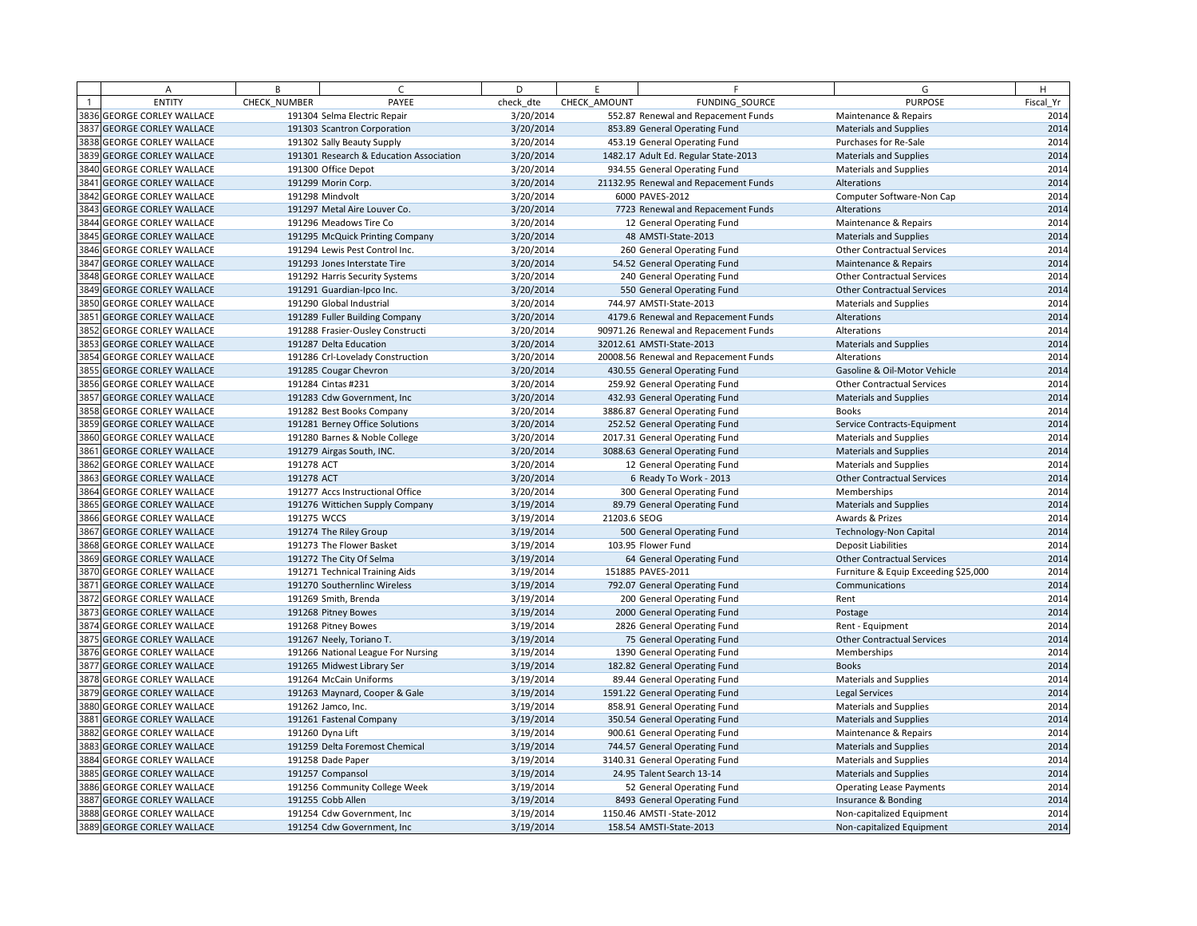| | A | B | C | D | E | F | G | H |
|---|---|---|---|---|---|---|---|---|
| 1 | ENTITY | CHECK_NUMBER | PAYEE | check_dte | CHECK_AMOUNT | FUNDING_SOURCE | PURPOSE | Fiscal_Yr |
| 3836 | GEORGE CORLEY WALLACE | 191304 | Selma Electric Repair | 3/20/2014 | 552.87 | Renewal and Repacement Funds | Maintenance & Repairs | 2014 |
| 3837 | GEORGE CORLEY WALLACE | 191303 | Scantron Corporation | 3/20/2014 | 853.89 | General Operating Fund | Materials and Supplies | 2014 |
| 3838 | GEORGE CORLEY WALLACE | 191302 | Sally Beauty Supply | 3/20/2014 | 453.19 | General Operating Fund | Purchases for Re-Sale | 2014 |
| 3839 | GEORGE CORLEY WALLACE | 191301 | Research & Education Association | 3/20/2014 | 1482.17 | Adult Ed. Regular State-2013 | Materials and Supplies | 2014 |
| 3840 | GEORGE CORLEY WALLACE | 191300 | Office Depot | 3/20/2014 | 934.55 | General Operating Fund | Materials and Supplies | 2014 |
| 3841 | GEORGE CORLEY WALLACE | 191299 | Morin Corp. | 3/20/2014 | 21132.95 | Renewal and Repacement Funds | Alterations | 2014 |
| 3842 | GEORGE CORLEY WALLACE | 191298 | Mindvolt | 3/20/2014 | 6000 | PAVES-2012 | Computer Software-Non Cap | 2014 |
| 3843 | GEORGE CORLEY WALLACE | 191297 | Metal Aire Louver Co. | 3/20/2014 | 7723 | Renewal and Repacement Funds | Alterations | 2014 |
| 3844 | GEORGE CORLEY WALLACE | 191296 | Meadows Tire Co | 3/20/2014 | 12 | General Operating Fund | Maintenance & Repairs | 2014 |
| 3845 | GEORGE CORLEY WALLACE | 191295 | McQuick Printing Company | 3/20/2014 | 48 | AMSTI-State-2013 | Materials and Supplies | 2014 |
| 3846 | GEORGE CORLEY WALLACE | 191294 | Lewis Pest Control Inc. | 3/20/2014 | 260 | General Operating Fund | Other Contractual Services | 2014 |
| 3847 | GEORGE CORLEY WALLACE | 191293 | Jones Interstate Tire | 3/20/2014 | 54.52 | General Operating Fund | Maintenance & Repairs | 2014 |
| 3848 | GEORGE CORLEY WALLACE | 191292 | Harris Security Systems | 3/20/2014 | 240 | General Operating Fund | Other Contractual Services | 2014 |
| 3849 | GEORGE CORLEY WALLACE | 191291 | Guardian-Ipco Inc. | 3/20/2014 | 550 | General Operating Fund | Other Contractual Services | 2014 |
| 3850 | GEORGE CORLEY WALLACE | 191290 | Global Industrial | 3/20/2014 | 744.97 | AMSTI-State-2013 | Materials and Supplies | 2014 |
| 3851 | GEORGE CORLEY WALLACE | 191289 | Fuller Building Company | 3/20/2014 | 4179.6 | Renewal and Repacement Funds | Alterations | 2014 |
| 3852 | GEORGE CORLEY WALLACE | 191288 | Frasier-Ousley Constructi | 3/20/2014 | 90971.26 | Renewal and Repacement Funds | Alterations | 2014 |
| 3853 | GEORGE CORLEY WALLACE | 191287 | Delta Education | 3/20/2014 | 32012.61 | AMSTI-State-2013 | Materials and Supplies | 2014 |
| 3854 | GEORGE CORLEY WALLACE | 191286 | Crl-Lovelady Construction | 3/20/2014 | 20008.56 | Renewal and Repacement Funds | Alterations | 2014 |
| 3855 | GEORGE CORLEY WALLACE | 191285 | Cougar Chevron | 3/20/2014 | 430.55 | General Operating Fund | Gasoline & Oil-Motor Vehicle | 2014 |
| 3856 | GEORGE CORLEY WALLACE | 191284 | Cintas #231 | 3/20/2014 | 259.92 | General Operating Fund | Other Contractual Services | 2014 |
| 3857 | GEORGE CORLEY WALLACE | 191283 | Cdw Government, Inc | 3/20/2014 | 432.93 | General Operating Fund | Materials and Supplies | 2014 |
| 3858 | GEORGE CORLEY WALLACE | 191282 | Best Books Company | 3/20/2014 | 3886.87 | General Operating Fund | Books | 2014 |
| 3859 | GEORGE CORLEY WALLACE | 191281 | Berney Office Solutions | 3/20/2014 | 252.52 | General Operating Fund | Service Contracts-Equipment | 2014 |
| 3860 | GEORGE CORLEY WALLACE | 191280 | Barnes & Noble College | 3/20/2014 | 2017.31 | General Operating Fund | Materials and Supplies | 2014 |
| 3861 | GEORGE CORLEY WALLACE | 191279 | Airgas South, INC. | 3/20/2014 | 3088.63 | General Operating Fund | Materials and Supplies | 2014 |
| 3862 | GEORGE CORLEY WALLACE | 191278 | ACT | 3/20/2014 | 12 | General Operating Fund | Materials and Supplies | 2014 |
| 3863 | GEORGE CORLEY WALLACE | 191278 | ACT | 3/20/2014 | 6 | Ready To Work - 2013 | Other Contractual Services | 2014 |
| 3864 | GEORGE CORLEY WALLACE | 191277 | Accs Instructional Office | 3/20/2014 | 300 | General Operating Fund | Memberships | 2014 |
| 3865 | GEORGE CORLEY WALLACE | 191276 | Wittichen Supply Company | 3/19/2014 | 89.79 | General Operating Fund | Materials and Supplies | 2014 |
| 3866 | GEORGE CORLEY WALLACE | 191275 | WCCS | 3/19/2014 | 21203.6 | SEOG | Awards & Prizes | 2014 |
| 3867 | GEORGE CORLEY WALLACE | 191274 | The Riley Group | 3/19/2014 | 500 | General Operating Fund | Technology-Non Capital | 2014 |
| 3868 | GEORGE CORLEY WALLACE | 191273 | The Flower Basket | 3/19/2014 | 103.95 | Flower Fund | Deposit Liabilities | 2014 |
| 3869 | GEORGE CORLEY WALLACE | 191272 | The City Of Selma | 3/19/2014 | 64 | General Operating Fund | Other Contractual Services | 2014 |
| 3870 | GEORGE CORLEY WALLACE | 191271 | Technical Training Aids | 3/19/2014 | 151885 | PAVES-2011 | Furniture & Equip Exceeding $25,000 | 2014 |
| 3871 | GEORGE CORLEY WALLACE | 191270 | Southernlinc Wireless | 3/19/2014 | 792.07 | General Operating Fund | Communications | 2014 |
| 3872 | GEORGE CORLEY WALLACE | 191269 | Smith, Brenda | 3/19/2014 | 200 | General Operating Fund | Rent | 2014 |
| 3873 | GEORGE CORLEY WALLACE | 191268 | Pitney Bowes | 3/19/2014 | 2000 | General Operating Fund | Postage | 2014 |
| 3874 | GEORGE CORLEY WALLACE | 191268 | Pitney Bowes | 3/19/2014 | 2826 | General Operating Fund | Rent - Equipment | 2014 |
| 3875 | GEORGE CORLEY WALLACE | 191267 | Neely, Toriano T. | 3/19/2014 | 75 | General Operating Fund | Other Contractual Services | 2014 |
| 3876 | GEORGE CORLEY WALLACE | 191266 | National League For Nursing | 3/19/2014 | 1390 | General Operating Fund | Memberships | 2014 |
| 3877 | GEORGE CORLEY WALLACE | 191265 | Midwest Library Ser | 3/19/2014 | 182.82 | General Operating Fund | Books | 2014 |
| 3878 | GEORGE CORLEY WALLACE | 191264 | McCain Uniforms | 3/19/2014 | 89.44 | General Operating Fund | Materials and Supplies | 2014 |
| 3879 | GEORGE CORLEY WALLACE | 191263 | Maynard, Cooper & Gale | 3/19/2014 | 1591.22 | General Operating Fund | Legal Services | 2014 |
| 3880 | GEORGE CORLEY WALLACE | 191262 | Jamco, Inc. | 3/19/2014 | 858.91 | General Operating Fund | Materials and Supplies | 2014 |
| 3881 | GEORGE CORLEY WALLACE | 191261 | Fastenal Company | 3/19/2014 | 350.54 | General Operating Fund | Materials and Supplies | 2014 |
| 3882 | GEORGE CORLEY WALLACE | 191260 | Dyna Lift | 3/19/2014 | 900.61 | General Operating Fund | Maintenance & Repairs | 2014 |
| 3883 | GEORGE CORLEY WALLACE | 191259 | Delta Foremost Chemical | 3/19/2014 | 744.57 | General Operating Fund | Materials and Supplies | 2014 |
| 3884 | GEORGE CORLEY WALLACE | 191258 | Dade Paper | 3/19/2014 | 3140.31 | General Operating Fund | Materials and Supplies | 2014 |
| 3885 | GEORGE CORLEY WALLACE | 191257 | Compansol | 3/19/2014 | 24.95 | Talent Search 13-14 | Materials and Supplies | 2014 |
| 3886 | GEORGE CORLEY WALLACE | 191256 | Community College Week | 3/19/2014 | 52 | General Operating Fund | Operating Lease Payments | 2014 |
| 3887 | GEORGE CORLEY WALLACE | 191255 | Cobb Allen | 3/19/2014 | 8493 | General Operating Fund | Insurance & Bonding | 2014 |
| 3888 | GEORGE CORLEY WALLACE | 191254 | Cdw Government, Inc | 3/19/2014 | 1150.46 | AMSTI -State-2012 | Non-capitalized Equipment | 2014 |
| 3889 | GEORGE CORLEY WALLACE | 191254 | Cdw Government, Inc | 3/19/2014 | 158.54 | AMSTI-State-2013 | Non-capitalized Equipment | 2014 |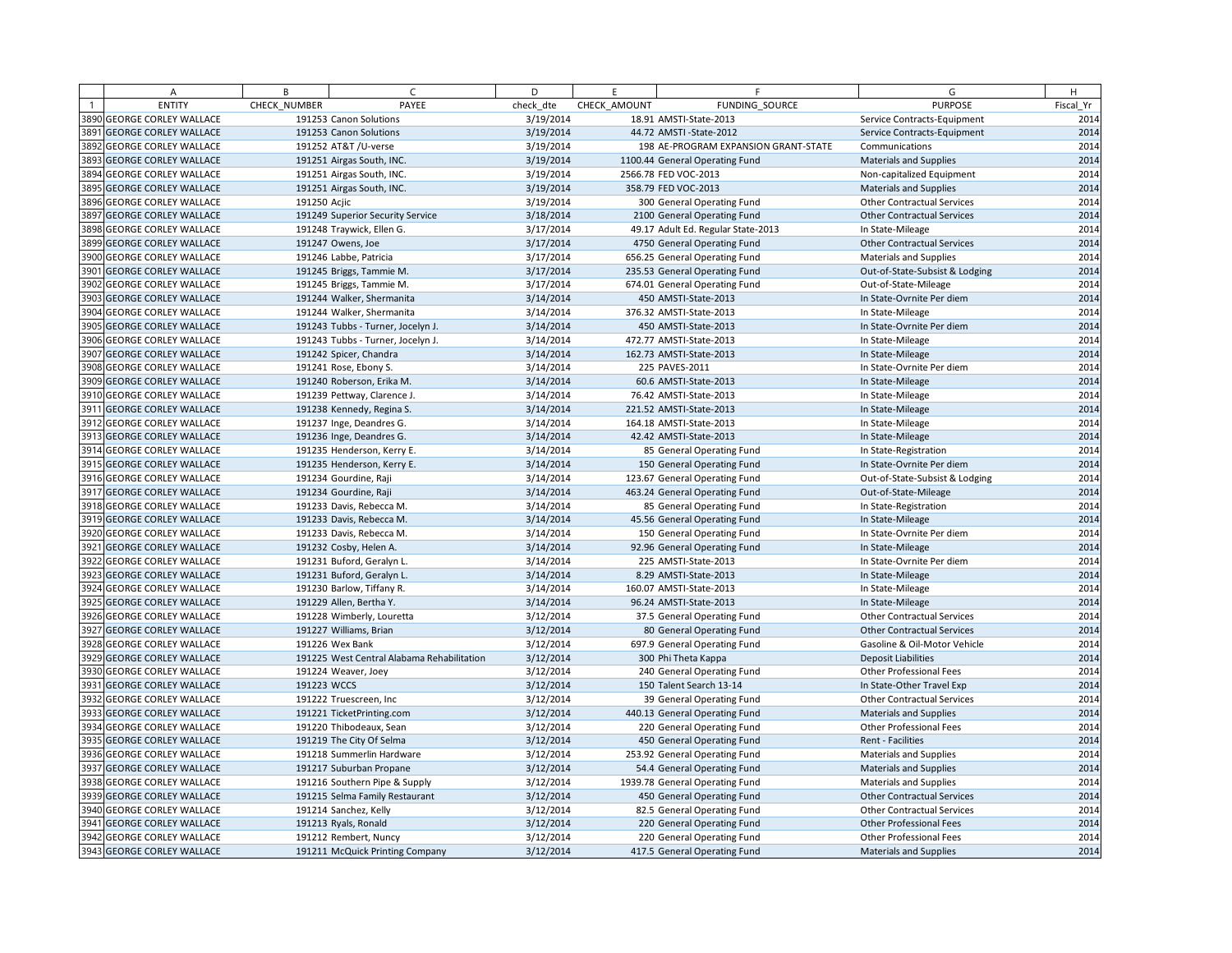| | A | B | C | D | E | F | G | H |
|---|---|---|---|---|---|---|---|---|
| 1 | ENTITY | CHECK_NUMBER | PAYEE | check_dte | CHECK_AMOUNT | FUNDING_SOURCE | PURPOSE | Fiscal_Yr |
| 3890 | GEORGE CORLEY WALLACE | 191253 | Canon Solutions | 3/19/2014 | 18.91 | AMSTI-State-2013 | Service Contracts-Equipment | 2014 |
| 3891 | GEORGE CORLEY WALLACE | 191253 | Canon Solutions | 3/19/2014 | 44.72 | AMSTI -State-2012 | Service Contracts-Equipment | 2014 |
| 3892 | GEORGE CORLEY WALLACE | 191252 | AT&T /U-verse | 3/19/2014 | 198 | AE-PROGRAM EXPANSION GRANT-STATE | Communications | 2014 |
| 3893 | GEORGE CORLEY WALLACE | 191251 | Airgas South, INC. | 3/19/2014 | 1100.44 | General Operating Fund | Materials and Supplies | 2014 |
| 3894 | GEORGE CORLEY WALLACE | 191251 | Airgas South, INC. | 3/19/2014 | 2566.78 | FED VOC-2013 | Non-capitalized Equipment | 2014 |
| 3895 | GEORGE CORLEY WALLACE | 191251 | Airgas South, INC. | 3/19/2014 | 358.79 | FED VOC-2013 | Materials and Supplies | 2014 |
| 3896 | GEORGE CORLEY WALLACE | 191250 | Acjic | 3/19/2014 | 300 | General Operating Fund | Other Contractual Services | 2014 |
| 3897 | GEORGE CORLEY WALLACE | 191249 | Superior Security Service | 3/18/2014 | 2100 | General Operating Fund | Other Contractual Services | 2014 |
| 3898 | GEORGE CORLEY WALLACE | 191248 | Traywick, Ellen G. | 3/17/2014 | 49.17 | Adult Ed. Regular State-2013 | In State-Mileage | 2014 |
| 3899 | GEORGE CORLEY WALLACE | 191247 | Owens, Joe | 3/17/2014 | 4750 | General Operating Fund | Other Contractual Services | 2014 |
| 3900 | GEORGE CORLEY WALLACE | 191246 | Labbe, Patricia | 3/17/2014 | 656.25 | General Operating Fund | Materials and Supplies | 2014 |
| 3901 | GEORGE CORLEY WALLACE | 191245 | Briggs, Tammie M. | 3/17/2014 | 235.53 | General Operating Fund | Out-of-State-Subsist & Lodging | 2014 |
| 3902 | GEORGE CORLEY WALLACE | 191245 | Briggs, Tammie M. | 3/17/2014 | 674.01 | General Operating Fund | Out-of-State-Mileage | 2014 |
| 3903 | GEORGE CORLEY WALLACE | 191244 | Walker, Shermanita | 3/14/2014 | 450 | AMSTI-State-2013 | In State-Ovrnite Per diem | 2014 |
| 3904 | GEORGE CORLEY WALLACE | 191244 | Walker, Shermanita | 3/14/2014 | 376.32 | AMSTI-State-2013 | In State-Mileage | 2014 |
| 3905 | GEORGE CORLEY WALLACE | 191243 | Tubbs - Turner, Jocelyn J. | 3/14/2014 | 450 | AMSTI-State-2013 | In State-Ovrnite Per diem | 2014 |
| 3906 | GEORGE CORLEY WALLACE | 191243 | Tubbs - Turner, Jocelyn J. | 3/14/2014 | 472.77 | AMSTI-State-2013 | In State-Mileage | 2014 |
| 3907 | GEORGE CORLEY WALLACE | 191242 | Spicer, Chandra | 3/14/2014 | 162.73 | AMSTI-State-2013 | In State-Mileage | 2014 |
| 3908 | GEORGE CORLEY WALLACE | 191241 | Rose, Ebony S. | 3/14/2014 | 225 | PAVES-2011 | In State-Ovrnite Per diem | 2014 |
| 3909 | GEORGE CORLEY WALLACE | 191240 | Roberson, Erika M. | 3/14/2014 | 60.6 | AMSTI-State-2013 | In State-Mileage | 2014 |
| 3910 | GEORGE CORLEY WALLACE | 191239 | Pettway, Clarence J. | 3/14/2014 | 76.42 | AMSTI-State-2013 | In State-Mileage | 2014 |
| 3911 | GEORGE CORLEY WALLACE | 191238 | Kennedy, Regina S. | 3/14/2014 | 221.52 | AMSTI-State-2013 | In State-Mileage | 2014 |
| 3912 | GEORGE CORLEY WALLACE | 191237 | Inge, Deandres G. | 3/14/2014 | 164.18 | AMSTI-State-2013 | In State-Mileage | 2014 |
| 3913 | GEORGE CORLEY WALLACE | 191236 | Inge, Deandres G. | 3/14/2014 | 42.42 | AMSTI-State-2013 | In State-Mileage | 2014 |
| 3914 | GEORGE CORLEY WALLACE | 191235 | Henderson, Kerry E. | 3/14/2014 | 85 | General Operating Fund | In State-Registration | 2014 |
| 3915 | GEORGE CORLEY WALLACE | 191235 | Henderson, Kerry E. | 3/14/2014 | 150 | General Operating Fund | In State-Ovrnite Per diem | 2014 |
| 3916 | GEORGE CORLEY WALLACE | 191234 | Gourdine, Raji | 3/14/2014 | 123.67 | General Operating Fund | Out-of-State-Subsist & Lodging | 2014 |
| 3917 | GEORGE CORLEY WALLACE | 191234 | Gourdine, Raji | 3/14/2014 | 463.24 | General Operating Fund | Out-of-State-Mileage | 2014 |
| 3918 | GEORGE CORLEY WALLACE | 191233 | Davis, Rebecca M. | 3/14/2014 | 85 | General Operating Fund | In State-Registration | 2014 |
| 3919 | GEORGE CORLEY WALLACE | 191233 | Davis, Rebecca M. | 3/14/2014 | 45.56 | General Operating Fund | In State-Mileage | 2014 |
| 3920 | GEORGE CORLEY WALLACE | 191233 | Davis, Rebecca M. | 3/14/2014 | 150 | General Operating Fund | In State-Ovrnite Per diem | 2014 |
| 3921 | GEORGE CORLEY WALLACE | 191232 | Cosby, Helen A. | 3/14/2014 | 92.96 | General Operating Fund | In State-Mileage | 2014 |
| 3922 | GEORGE CORLEY WALLACE | 191231 | Buford, Geralyn L. | 3/14/2014 | 225 | AMSTI-State-2013 | In State-Ovrnite Per diem | 2014 |
| 3923 | GEORGE CORLEY WALLACE | 191231 | Buford, Geralyn L. | 3/14/2014 | 8.29 | AMSTI-State-2013 | In State-Mileage | 2014 |
| 3924 | GEORGE CORLEY WALLACE | 191230 | Barlow, Tiffany R. | 3/14/2014 | 160.07 | AMSTI-State-2013 | In State-Mileage | 2014 |
| 3925 | GEORGE CORLEY WALLACE | 191229 | Allen, Bertha Y. | 3/14/2014 | 96.24 | AMSTI-State-2013 | In State-Mileage | 2014 |
| 3926 | GEORGE CORLEY WALLACE | 191228 | Wimberly, Louretta | 3/12/2014 | 37.5 | General Operating Fund | Other Contractual Services | 2014 |
| 3927 | GEORGE CORLEY WALLACE | 191227 | Williams, Brian | 3/12/2014 | 80 | General Operating Fund | Other Contractual Services | 2014 |
| 3928 | GEORGE CORLEY WALLACE | 191226 | Wex Bank | 3/12/2014 | 697.9 | General Operating Fund | Gasoline & Oil-Motor Vehicle | 2014 |
| 3929 | GEORGE CORLEY WALLACE | 191225 | West Central Alabama Rehabilitation | 3/12/2014 | 300 | Phi Theta Kappa | Deposit Liabilities | 2014 |
| 3930 | GEORGE CORLEY WALLACE | 191224 | Weaver, Joey | 3/12/2014 | 240 | General Operating Fund | Other Professional Fees | 2014 |
| 3931 | GEORGE CORLEY WALLACE | 191223 | WCCS | 3/12/2014 | 150 | Talent Search 13-14 | In State-Other Travel Exp | 2014 |
| 3932 | GEORGE CORLEY WALLACE | 191222 | Truescreen, Inc | 3/12/2014 | 39 | General Operating Fund | Other Contractual Services | 2014 |
| 3933 | GEORGE CORLEY WALLACE | 191221 | TicketPrinting.com | 3/12/2014 | 440.13 | General Operating Fund | Materials and Supplies | 2014 |
| 3934 | GEORGE CORLEY WALLACE | 191220 | Thibodeaux, Sean | 3/12/2014 | 220 | General Operating Fund | Other Professional Fees | 2014 |
| 3935 | GEORGE CORLEY WALLACE | 191219 | The City Of Selma | 3/12/2014 | 450 | General Operating Fund | Rent - Facilities | 2014 |
| 3936 | GEORGE CORLEY WALLACE | 191218 | Summerlin Hardware | 3/12/2014 | 253.92 | General Operating Fund | Materials and Supplies | 2014 |
| 3937 | GEORGE CORLEY WALLACE | 191217 | Suburban Propane | 3/12/2014 | 54.4 | General Operating Fund | Materials and Supplies | 2014 |
| 3938 | GEORGE CORLEY WALLACE | 191216 | Southern Pipe & Supply | 3/12/2014 | 1939.78 | General Operating Fund | Materials and Supplies | 2014 |
| 3939 | GEORGE CORLEY WALLACE | 191215 | Selma Family Restaurant | 3/12/2014 | 450 | General Operating Fund | Other Contractual Services | 2014 |
| 3940 | GEORGE CORLEY WALLACE | 191214 | Sanchez, Kelly | 3/12/2014 | 82.5 | General Operating Fund | Other Contractual Services | 2014 |
| 3941 | GEORGE CORLEY WALLACE | 191213 | Ryals, Ronald | 3/12/2014 | 220 | General Operating Fund | Other Professional Fees | 2014 |
| 3942 | GEORGE CORLEY WALLACE | 191212 | Rembert, Nuncy | 3/12/2014 | 220 | General Operating Fund | Other Professional Fees | 2014 |
| 3943 | GEORGE CORLEY WALLACE | 191211 | McQuick Printing Company | 3/12/2014 | 417.5 | General Operating Fund | Materials and Supplies | 2014 |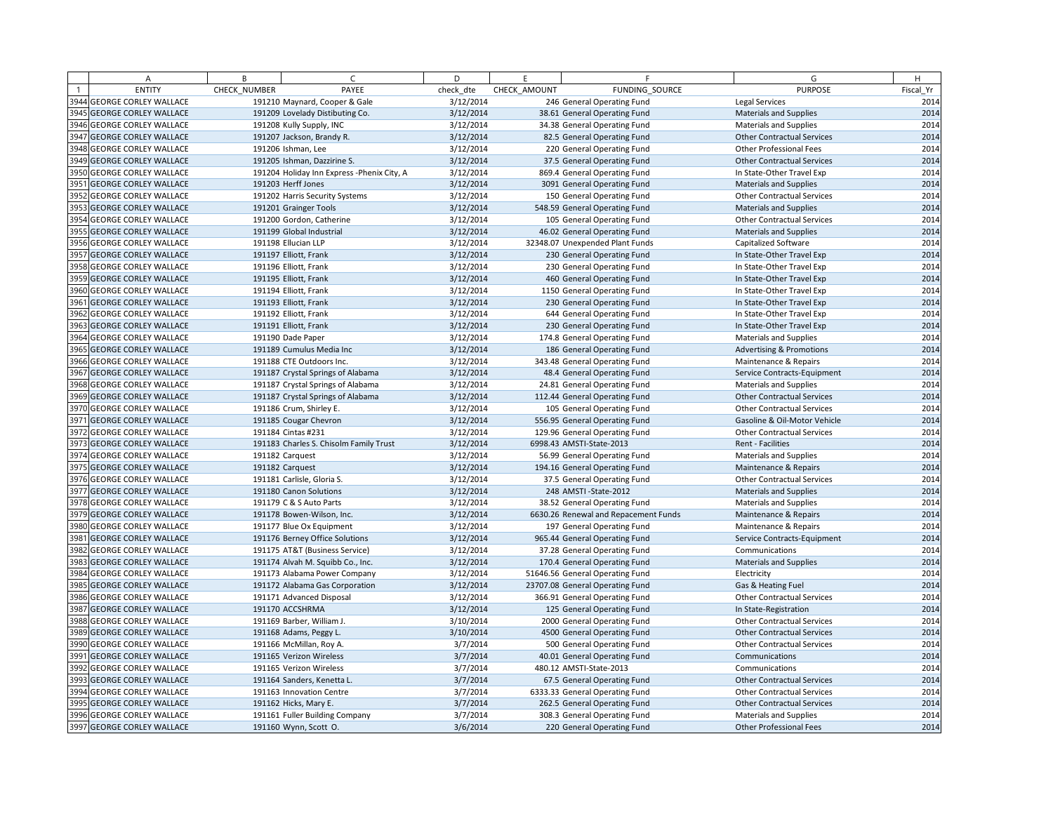| | A | B | C | D | E | F | G | H |
|---|---|---|---|---|---|---|---|---|
| 1 | ENTITY | CHECK_NUMBER | PAYEE | check_dte | CHECK_AMOUNT | FUNDING_SOURCE | PURPOSE | Fiscal_Yr |
| 3944 | GEORGE CORLEY WALLACE | 191210 | Maynard, Cooper & Gale | 3/12/2014 | 246 | General Operating Fund | Legal Services | 2014 |
| 3945 | GEORGE CORLEY WALLACE | 191209 | Lovelady Distibuting Co. | 3/12/2014 | 38.61 | General Operating Fund | Materials and Supplies | 2014 |
| 3946 | GEORGE CORLEY WALLACE | 191208 | Kully Supply, INC | 3/12/2014 | 34.38 | General Operating Fund | Materials and Supplies | 2014 |
| 3947 | GEORGE CORLEY WALLACE | 191207 | Jackson, Brandy R. | 3/12/2014 | 82.5 | General Operating Fund | Other Contractual Services | 2014 |
| 3948 | GEORGE CORLEY WALLACE | 191206 | Ishman, Lee | 3/12/2014 | 220 | General Operating Fund | Other Professional Fees | 2014 |
| 3949 | GEORGE CORLEY WALLACE | 191205 | Ishman, Dazzirine S. | 3/12/2014 | 37.5 | General Operating Fund | Other Contractual Services | 2014 |
| 3950 | GEORGE CORLEY WALLACE | 191204 | Holiday Inn Express -Phenix City, A | 3/12/2014 | 869.4 | General Operating Fund | In State-Other Travel Exp | 2014 |
| 3951 | GEORGE CORLEY WALLACE | 191203 | Herff Jones | 3/12/2014 | 3091 | General Operating Fund | Materials and Supplies | 2014 |
| 3952 | GEORGE CORLEY WALLACE | 191202 | Harris Security Systems | 3/12/2014 | 150 | General Operating Fund | Other Contractual Services | 2014 |
| 3953 | GEORGE CORLEY WALLACE | 191201 | Grainger Tools | 3/12/2014 | 548.59 | General Operating Fund | Materials and Supplies | 2014 |
| 3954 | GEORGE CORLEY WALLACE | 191200 | Gordon, Catherine | 3/12/2014 | 105 | General Operating Fund | Other Contractual Services | 2014 |
| 3955 | GEORGE CORLEY WALLACE | 191199 | Global Industrial | 3/12/2014 | 46.02 | General Operating Fund | Materials and Supplies | 2014 |
| 3956 | GEORGE CORLEY WALLACE | 191198 | Ellucian LLP | 3/12/2014 | 32348.07 | Unexpended Plant Funds | Capitalized Software | 2014 |
| 3957 | GEORGE CORLEY WALLACE | 191197 | Elliott, Frank | 3/12/2014 | 230 | General Operating Fund | In State-Other Travel Exp | 2014 |
| 3958 | GEORGE CORLEY WALLACE | 191196 | Elliott, Frank | 3/12/2014 | 230 | General Operating Fund | In State-Other Travel Exp | 2014 |
| 3959 | GEORGE CORLEY WALLACE | 191195 | Elliott, Frank | 3/12/2014 | 460 | General Operating Fund | In State-Other Travel Exp | 2014 |
| 3960 | GEORGE CORLEY WALLACE | 191194 | Elliott, Frank | 3/12/2014 | 1150 | General Operating Fund | In State-Other Travel Exp | 2014 |
| 3961 | GEORGE CORLEY WALLACE | 191193 | Elliott, Frank | 3/12/2014 | 230 | General Operating Fund | In State-Other Travel Exp | 2014 |
| 3962 | GEORGE CORLEY WALLACE | 191192 | Elliott, Frank | 3/12/2014 | 644 | General Operating Fund | In State-Other Travel Exp | 2014 |
| 3963 | GEORGE CORLEY WALLACE | 191191 | Elliott, Frank | 3/12/2014 | 230 | General Operating Fund | In State-Other Travel Exp | 2014 |
| 3964 | GEORGE CORLEY WALLACE | 191190 | Dade Paper | 3/12/2014 | 174.8 | General Operating Fund | Materials and Supplies | 2014 |
| 3965 | GEORGE CORLEY WALLACE | 191189 | Cumulus Media Inc | 3/12/2014 | 186 | General Operating Fund | Advertising & Promotions | 2014 |
| 3966 | GEORGE CORLEY WALLACE | 191188 | CTE Outdoors Inc. | 3/12/2014 | 343.48 | General Operating Fund | Maintenance & Repairs | 2014 |
| 3967 | GEORGE CORLEY WALLACE | 191187 | Crystal Springs of Alabama | 3/12/2014 | 48.4 | General Operating Fund | Service Contracts-Equipment | 2014 |
| 3968 | GEORGE CORLEY WALLACE | 191187 | Crystal Springs of Alabama | 3/12/2014 | 24.81 | General Operating Fund | Materials and Supplies | 2014 |
| 3969 | GEORGE CORLEY WALLACE | 191187 | Crystal Springs of Alabama | 3/12/2014 | 112.44 | General Operating Fund | Other Contractual Services | 2014 |
| 3970 | GEORGE CORLEY WALLACE | 191186 | Crum, Shirley E. | 3/12/2014 | 105 | General Operating Fund | Other Contractual Services | 2014 |
| 3971 | GEORGE CORLEY WALLACE | 191185 | Cougar Chevron | 3/12/2014 | 556.95 | General Operating Fund | Gasoline & Oil-Motor Vehicle | 2014 |
| 3972 | GEORGE CORLEY WALLACE | 191184 | Cintas #231 | 3/12/2014 | 129.96 | General Operating Fund | Other Contractual Services | 2014 |
| 3973 | GEORGE CORLEY WALLACE | 191183 | Charles S. Chisolm Family Trust | 3/12/2014 | 6998.43 | AMSTI-State-2013 | Rent - Facilities | 2014 |
| 3974 | GEORGE CORLEY WALLACE | 191182 | Carquest | 3/12/2014 | 56.99 | General Operating Fund | Materials and Supplies | 2014 |
| 3975 | GEORGE CORLEY WALLACE | 191182 | Carquest | 3/12/2014 | 194.16 | General Operating Fund | Maintenance & Repairs | 2014 |
| 3976 | GEORGE CORLEY WALLACE | 191181 | Carlisle, Gloria S. | 3/12/2014 | 37.5 | General Operating Fund | Other Contractual Services | 2014 |
| 3977 | GEORGE CORLEY WALLACE | 191180 | Canon Solutions | 3/12/2014 | 248 | AMSTI -State-2012 | Materials and Supplies | 2014 |
| 3978 | GEORGE CORLEY WALLACE | 191179 | C & S Auto Parts | 3/12/2014 | 38.52 | General Operating Fund | Materials and Supplies | 2014 |
| 3979 | GEORGE CORLEY WALLACE | 191178 | Bowen-Wilson, Inc. | 3/12/2014 | 6630.26 | Renewal and Repacement Funds | Maintenance & Repairs | 2014 |
| 3980 | GEORGE CORLEY WALLACE | 191177 | Blue Ox Equipment | 3/12/2014 | 197 | General Operating Fund | Maintenance & Repairs | 2014 |
| 3981 | GEORGE CORLEY WALLACE | 191176 | Berney Office Solutions | 3/12/2014 | 965.44 | General Operating Fund | Service Contracts-Equipment | 2014 |
| 3982 | GEORGE CORLEY WALLACE | 191175 | AT&T (Business Service) | 3/12/2014 | 37.28 | General Operating Fund | Communications | 2014 |
| 3983 | GEORGE CORLEY WALLACE | 191174 | Alvah M. Squibb Co., Inc. | 3/12/2014 | 170.4 | General Operating Fund | Materials and Supplies | 2014 |
| 3984 | GEORGE CORLEY WALLACE | 191173 | Alabama Power Company | 3/12/2014 | 51646.56 | General Operating Fund | Electricity | 2014 |
| 3985 | GEORGE CORLEY WALLACE | 191172 | Alabama Gas Corporation | 3/12/2014 | 23707.08 | General Operating Fund | Gas & Heating Fuel | 2014 |
| 3986 | GEORGE CORLEY WALLACE | 191171 | Advanced Disposal | 3/12/2014 | 366.91 | General Operating Fund | Other Contractual Services | 2014 |
| 3987 | GEORGE CORLEY WALLACE | 191170 | ACCSHRMA | 3/12/2014 | 125 | General Operating Fund | In State-Registration | 2014 |
| 3988 | GEORGE CORLEY WALLACE | 191169 | Barber, William J. | 3/10/2014 | 2000 | General Operating Fund | Other Contractual Services | 2014 |
| 3989 | GEORGE CORLEY WALLACE | 191168 | Adams, Peggy L. | 3/10/2014 | 4500 | General Operating Fund | Other Contractual Services | 2014 |
| 3990 | GEORGE CORLEY WALLACE | 191166 | McMillan, Roy A. | 3/7/2014 | 500 | General Operating Fund | Other Contractual Services | 2014 |
| 3991 | GEORGE CORLEY WALLACE | 191165 | Verizon Wireless | 3/7/2014 | 40.01 | General Operating Fund | Communications | 2014 |
| 3992 | GEORGE CORLEY WALLACE | 191165 | Verizon Wireless | 3/7/2014 | 480.12 | AMSTI-State-2013 | Communications | 2014 |
| 3993 | GEORGE CORLEY WALLACE | 191164 | Sanders, Kenetta L. | 3/7/2014 | 67.5 | General Operating Fund | Other Contractual Services | 2014 |
| 3994 | GEORGE CORLEY WALLACE | 191163 | Innovation Centre | 3/7/2014 | 6333.33 | General Operating Fund | Other Contractual Services | 2014 |
| 3995 | GEORGE CORLEY WALLACE | 191162 | Hicks, Mary E. | 3/7/2014 | 262.5 | General Operating Fund | Other Contractual Services | 2014 |
| 3996 | GEORGE CORLEY WALLACE | 191161 | Fuller Building Company | 3/7/2014 | 308.3 | General Operating Fund | Materials and Supplies | 2014 |
| 3997 | GEORGE CORLEY WALLACE | 191160 | Wynn, Scott O. | 3/6/2014 | 220 | General Operating Fund | Other Professional Fees | 2014 |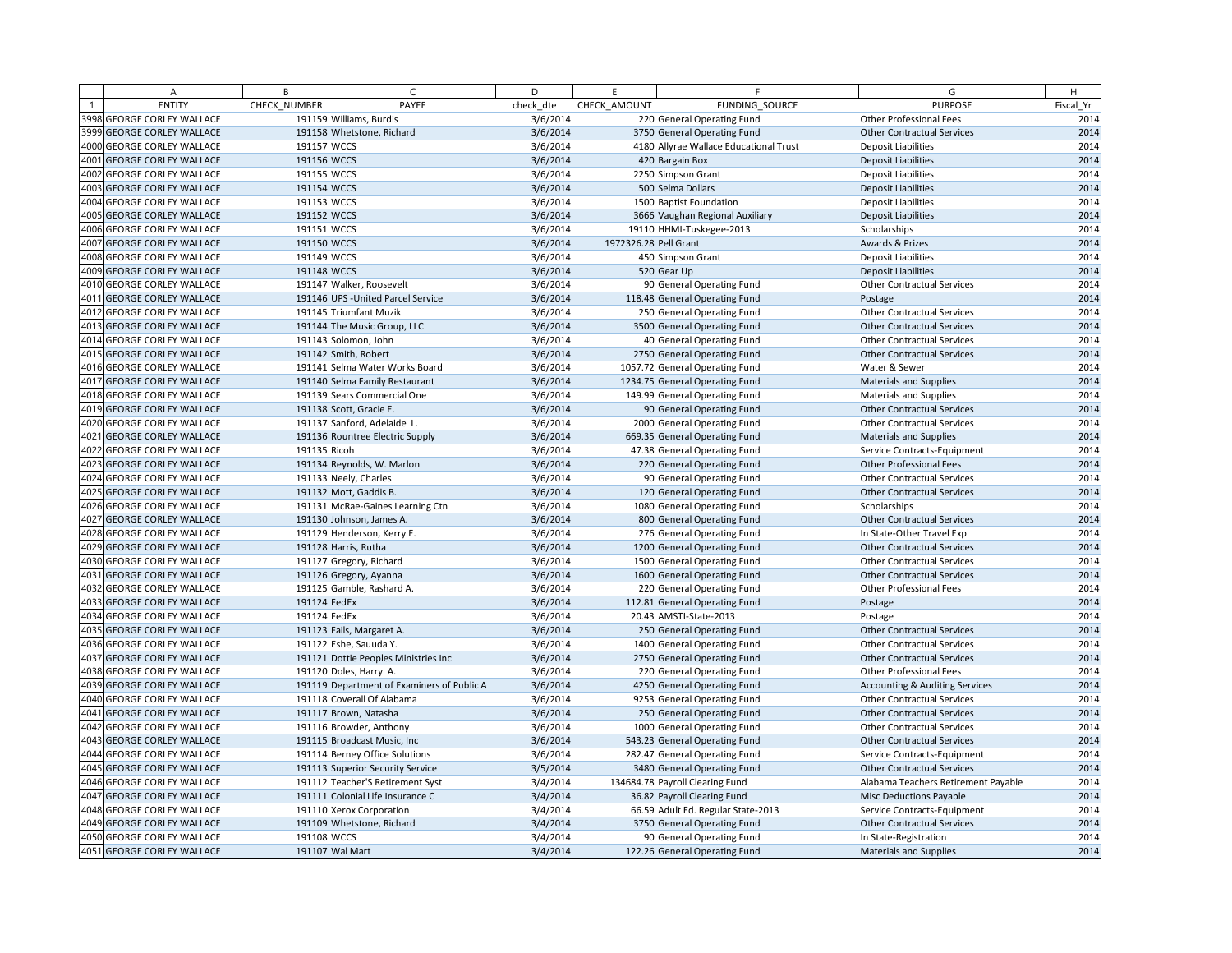| | A | B | C | D | E | F | G | H |
|---|---|---|---|---|---|---|---|---|
| 1 | ENTITY | CHECK_NUMBER | PAYEE | check_dte | CHECK_AMOUNT | FUNDING_SOURCE | PURPOSE | Fiscal_Yr |
| 3998 | GEORGE CORLEY WALLACE | 191159 | Williams, Burdis | 3/6/2014 | 220 | General Operating Fund | Other Professional Fees | 2014 |
| 3999 | GEORGE CORLEY WALLACE | 191158 | Whetstone, Richard | 3/6/2014 | 3750 | General Operating Fund | Other Contractual Services | 2014 |
| 4000 | GEORGE CORLEY WALLACE | 191157 | WCCS | 3/6/2014 | 4180 | Allyrae Wallace Educational Trust | Deposit Liabilities | 2014 |
| 4001 | GEORGE CORLEY WALLACE | 191156 | WCCS | 3/6/2014 | 420 | Bargain Box | Deposit Liabilities | 2014 |
| 4002 | GEORGE CORLEY WALLACE | 191155 | WCCS | 3/6/2014 | 2250 | Simpson Grant | Deposit Liabilities | 2014 |
| 4003 | GEORGE CORLEY WALLACE | 191154 | WCCS | 3/6/2014 | 500 | Selma Dollars | Deposit Liabilities | 2014 |
| 4004 | GEORGE CORLEY WALLACE | 191153 | WCCS | 3/6/2014 | 1500 | Baptist Foundation | Deposit Liabilities | 2014 |
| 4005 | GEORGE CORLEY WALLACE | 191152 | WCCS | 3/6/2014 | 3666 | Vaughan Regional Auxiliary | Deposit Liabilities | 2014 |
| 4006 | GEORGE CORLEY WALLACE | 191151 | WCCS | 3/6/2014 | 19110 | HHMI-Tuskegee-2013 | Scholarships | 2014 |
| 4007 | GEORGE CORLEY WALLACE | 191150 | WCCS | 3/6/2014 | 1972326.28 | Pell Grant | Awards & Prizes | 2014 |
| 4008 | GEORGE CORLEY WALLACE | 191149 | WCCS | 3/6/2014 | 450 | Simpson Grant | Deposit Liabilities | 2014 |
| 4009 | GEORGE CORLEY WALLACE | 191148 | WCCS | 3/6/2014 | 520 | Gear Up | Deposit Liabilities | 2014 |
| 4010 | GEORGE CORLEY WALLACE | 191147 | Walker, Roosevelt | 3/6/2014 | 90 | General Operating Fund | Other Contractual Services | 2014 |
| 4011 | GEORGE CORLEY WALLACE | 191146 | UPS -United Parcel Service | 3/6/2014 | 118.48 | General Operating Fund | Postage | 2014 |
| 4012 | GEORGE CORLEY WALLACE | 191145 | Triumfant Muzik | 3/6/2014 | 250 | General Operating Fund | Other Contractual Services | 2014 |
| 4013 | GEORGE CORLEY WALLACE | 191144 | The Music Group, LLC | 3/6/2014 | 3500 | General Operating Fund | Other Contractual Services | 2014 |
| 4014 | GEORGE CORLEY WALLACE | 191143 | Solomon, John | 3/6/2014 | 40 | General Operating Fund | Other Contractual Services | 2014 |
| 4015 | GEORGE CORLEY WALLACE | 191142 | Smith, Robert | 3/6/2014 | 2750 | General Operating Fund | Other Contractual Services | 2014 |
| 4016 | GEORGE CORLEY WALLACE | 191141 | Selma Water Works Board | 3/6/2014 | 1057.72 | General Operating Fund | Water & Sewer | 2014 |
| 4017 | GEORGE CORLEY WALLACE | 191140 | Selma Family Restaurant | 3/6/2014 | 1234.75 | General Operating Fund | Materials and Supplies | 2014 |
| 4018 | GEORGE CORLEY WALLACE | 191139 | Sears Commercial One | 3/6/2014 | 149.99 | General Operating Fund | Materials and Supplies | 2014 |
| 4019 | GEORGE CORLEY WALLACE | 191138 | Scott, Gracie E. | 3/6/2014 | 90 | General Operating Fund | Other Contractual Services | 2014 |
| 4020 | GEORGE CORLEY WALLACE | 191137 | Sanford, Adelaide L. | 3/6/2014 | 2000 | General Operating Fund | Other Contractual Services | 2014 |
| 4021 | GEORGE CORLEY WALLACE | 191136 | Rountree Electric Supply | 3/6/2014 | 669.35 | General Operating Fund | Materials and Supplies | 2014 |
| 4022 | GEORGE CORLEY WALLACE | 191135 | Ricoh | 3/6/2014 | 47.38 | General Operating Fund | Service Contracts-Equipment | 2014 |
| 4023 | GEORGE CORLEY WALLACE | 191134 | Reynolds, W. Marlon | 3/6/2014 | 220 | General Operating Fund | Other Professional Fees | 2014 |
| 4024 | GEORGE CORLEY WALLACE | 191133 | Neely, Charles | 3/6/2014 | 90 | General Operating Fund | Other Contractual Services | 2014 |
| 4025 | GEORGE CORLEY WALLACE | 191132 | Mott, Gaddis B. | 3/6/2014 | 120 | General Operating Fund | Other Contractual Services | 2014 |
| 4026 | GEORGE CORLEY WALLACE | 191131 | McRae-Gaines Learning Ctn | 3/6/2014 | 1080 | General Operating Fund | Scholarships | 2014 |
| 4027 | GEORGE CORLEY WALLACE | 191130 | Johnson, James A. | 3/6/2014 | 800 | General Operating Fund | Other Contractual Services | 2014 |
| 4028 | GEORGE CORLEY WALLACE | 191129 | Henderson, Kerry E. | 3/6/2014 | 276 | General Operating Fund | In State-Other Travel Exp | 2014 |
| 4029 | GEORGE CORLEY WALLACE | 191128 | Harris, Rutha | 3/6/2014 | 1200 | General Operating Fund | Other Contractual Services | 2014 |
| 4030 | GEORGE CORLEY WALLACE | 191127 | Gregory, Richard | 3/6/2014 | 1500 | General Operating Fund | Other Contractual Services | 2014 |
| 4031 | GEORGE CORLEY WALLACE | 191126 | Gregory, Ayanna | 3/6/2014 | 1600 | General Operating Fund | Other Contractual Services | 2014 |
| 4032 | GEORGE CORLEY WALLACE | 191125 | Gamble, Rashard A. | 3/6/2014 | 220 | General Operating Fund | Other Professional Fees | 2014 |
| 4033 | GEORGE CORLEY WALLACE | 191124 | FedEx | 3/6/2014 | 112.81 | General Operating Fund | Postage | 2014 |
| 4034 | GEORGE CORLEY WALLACE | 191124 | FedEx | 3/6/2014 | 20.43 | AMSTI-State-2013 | Postage | 2014 |
| 4035 | GEORGE CORLEY WALLACE | 191123 | Fails, Margaret A. | 3/6/2014 | 250 | General Operating Fund | Other Contractual Services | 2014 |
| 4036 | GEORGE CORLEY WALLACE | 191122 | Eshe, Sauuda Y. | 3/6/2014 | 1400 | General Operating Fund | Other Contractual Services | 2014 |
| 4037 | GEORGE CORLEY WALLACE | 191121 | Dottie Peoples Ministries Inc | 3/6/2014 | 2750 | General Operating Fund | Other Contractual Services | 2014 |
| 4038 | GEORGE CORLEY WALLACE | 191120 | Doles, Harry A. | 3/6/2014 | 220 | General Operating Fund | Other Professional Fees | 2014 |
| 4039 | GEORGE CORLEY WALLACE | 191119 | Department of Examiners of Public A | 3/6/2014 | 4250 | General Operating Fund | Accounting & Auditing Services | 2014 |
| 4040 | GEORGE CORLEY WALLACE | 191118 | Coverall Of Alabama | 3/6/2014 | 9253 | General Operating Fund | Other Contractual Services | 2014 |
| 4041 | GEORGE CORLEY WALLACE | 191117 | Brown, Natasha | 3/6/2014 | 250 | General Operating Fund | Other Contractual Services | 2014 |
| 4042 | GEORGE CORLEY WALLACE | 191116 | Browder, Anthony | 3/6/2014 | 1000 | General Operating Fund | Other Contractual Services | 2014 |
| 4043 | GEORGE CORLEY WALLACE | 191115 | Broadcast Music, Inc | 3/6/2014 | 543.23 | General Operating Fund | Other Contractual Services | 2014 |
| 4044 | GEORGE CORLEY WALLACE | 191114 | Berney Office Solutions | 3/6/2014 | 282.47 | General Operating Fund | Service Contracts-Equipment | 2014 |
| 4045 | GEORGE CORLEY WALLACE | 191113 | Superior Security Service | 3/5/2014 | 3480 | General Operating Fund | Other Contractual Services | 2014 |
| 4046 | GEORGE CORLEY WALLACE | 191112 | Teacher'S Retirement Syst | 3/4/2014 | 134684.78 | Payroll Clearing Fund | Alabama Teachers Retirement Payable | 2014 |
| 4047 | GEORGE CORLEY WALLACE | 191111 | Colonial Life Insurance C | 3/4/2014 | 36.82 | Payroll Clearing Fund | Misc Deductions Payable | 2014 |
| 4048 | GEORGE CORLEY WALLACE | 191110 | Xerox Corporation | 3/4/2014 | 66.59 | Adult Ed. Regular State-2013 | Service Contracts-Equipment | 2014 |
| 4049 | GEORGE CORLEY WALLACE | 191109 | Whetstone, Richard | 3/4/2014 | 3750 | General Operating Fund | Other Contractual Services | 2014 |
| 4050 | GEORGE CORLEY WALLACE | 191108 | WCCS | 3/4/2014 | 90 | General Operating Fund | In State-Registration | 2014 |
| 4051 | GEORGE CORLEY WALLACE | 191107 | Wal Mart | 3/4/2014 | 122.26 | General Operating Fund | Materials and Supplies | 2014 |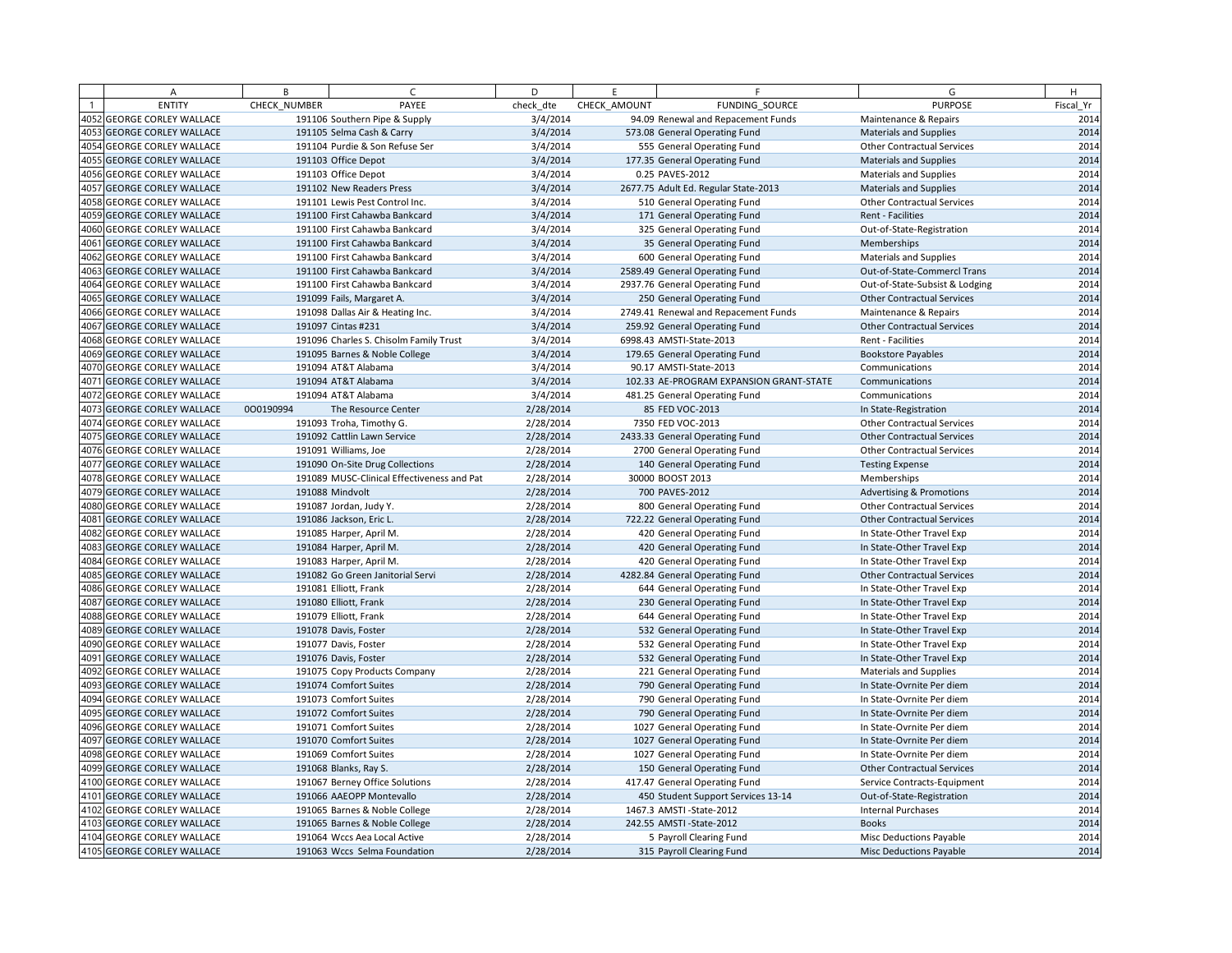| | A | B | C | D | E | F | G | H |
|---|---|---|---|---|---|---|---|---|
| 1 | ENTITY | CHECK_NUMBER | PAYEE | check_dte | CHECK_AMOUNT | FUNDING_SOURCE | PURPOSE | Fiscal_Yr |
| 4052 | GEORGE CORLEY WALLACE | 191106 | Southern Pipe & Supply | 3/4/2014 | 94.09 | Renewal and Repacement Funds | Maintenance & Repairs | 2014 |
| 4053 | GEORGE CORLEY WALLACE | 191105 | Selma Cash & Carry | 3/4/2014 | 573.08 | General Operating Fund | Materials and Supplies | 2014 |
| 4054 | GEORGE CORLEY WALLACE | 191104 | Purdie & Son Refuse Ser | 3/4/2014 | 555 | General Operating Fund | Other Contractual Services | 2014 |
| 4055 | GEORGE CORLEY WALLACE | 191103 | Office Depot | 3/4/2014 | 177.35 | General Operating Fund | Materials and Supplies | 2014 |
| 4056 | GEORGE CORLEY WALLACE | 191103 | Office Depot | 3/4/2014 | 0.25 | PAVES-2012 | Materials and Supplies | 2014 |
| 4057 | GEORGE CORLEY WALLACE | 191102 | New Readers Press | 3/4/2014 | 2677.75 | Adult Ed. Regular State-2013 | Materials and Supplies | 2014 |
| 4058 | GEORGE CORLEY WALLACE | 191101 | Lewis Pest Control Inc. | 3/4/2014 | 510 | General Operating Fund | Other Contractual Services | 2014 |
| 4059 | GEORGE CORLEY WALLACE | 191100 | First Cahawba Bankcard | 3/4/2014 | 171 | General Operating Fund | Rent - Facilities | 2014 |
| 4060 | GEORGE CORLEY WALLACE | 191100 | First Cahawba Bankcard | 3/4/2014 | 325 | General Operating Fund | Out-of-State-Registration | 2014 |
| 4061 | GEORGE CORLEY WALLACE | 191100 | First Cahawba Bankcard | 3/4/2014 | 35 | General Operating Fund | Memberships | 2014 |
| 4062 | GEORGE CORLEY WALLACE | 191100 | First Cahawba Bankcard | 3/4/2014 | 600 | General Operating Fund | Materials and Supplies | 2014 |
| 4063 | GEORGE CORLEY WALLACE | 191100 | First Cahawba Bankcard | 3/4/2014 | 2589.49 | General Operating Fund | Out-of-State-Commercl Trans | 2014 |
| 4064 | GEORGE CORLEY WALLACE | 191100 | First Cahawba Bankcard | 3/4/2014 | 2937.76 | General Operating Fund | Out-of-State-Subsist & Lodging | 2014 |
| 4065 | GEORGE CORLEY WALLACE | 191099 | Fails, Margaret A. | 3/4/2014 | 250 | General Operating Fund | Other Contractual Services | 2014 |
| 4066 | GEORGE CORLEY WALLACE | 191098 | Dallas Air & Heating Inc. | 3/4/2014 | 2749.41 | Renewal and Repacement Funds | Maintenance & Repairs | 2014 |
| 4067 | GEORGE CORLEY WALLACE | 191097 | Cintas #231 | 3/4/2014 | 259.92 | General Operating Fund | Other Contractual Services | 2014 |
| 4068 | GEORGE CORLEY WALLACE | 191096 | Charles S. Chisolm Family Trust | 3/4/2014 | 6998.43 | AMSTI-State-2013 | Rent - Facilities | 2014 |
| 4069 | GEORGE CORLEY WALLACE | 191095 | Barnes & Noble College | 3/4/2014 | 179.65 | General Operating Fund | Bookstore Payables | 2014 |
| 4070 | GEORGE CORLEY WALLACE | 191094 | AT&T Alabama | 3/4/2014 | 90.17 | AMSTI-State-2013 | Communications | 2014 |
| 4071 | GEORGE CORLEY WALLACE | 191094 | AT&T Alabama | 3/4/2014 | 102.33 | AE-PROGRAM EXPANSION GRANT-STATE | Communications | 2014 |
| 4072 | GEORGE CORLEY WALLACE | 191094 | AT&T Alabama | 3/4/2014 | 481.25 | General Operating Fund | Communications | 2014 |
| 4073 | GEORGE CORLEY WALLACE | 0O0190994 | The Resource Center | 2/28/2014 | 85 | FED VOC-2013 | In State-Registration | 2014 |
| 4074 | GEORGE CORLEY WALLACE | 191093 | Troha, Timothy G. | 2/28/2014 | 7350 | FED VOC-2013 | Other Contractual Services | 2014 |
| 4075 | GEORGE CORLEY WALLACE | 191092 | Cattlin Lawn Service | 2/28/2014 | 2433.33 | General Operating Fund | Other Contractual Services | 2014 |
| 4076 | GEORGE CORLEY WALLACE | 191091 | Williams, Joe | 2/28/2014 | 2700 | General Operating Fund | Other Contractual Services | 2014 |
| 4077 | GEORGE CORLEY WALLACE | 191090 | On-Site Drug Collections | 2/28/2014 | 140 | General Operating Fund | Testing Expense | 2014 |
| 4078 | GEORGE CORLEY WALLACE | 191089 | MUSC-Clinical Effectiveness and Pat | 2/28/2014 | 30000 | BOOST 2013 | Memberships | 2014 |
| 4079 | GEORGE CORLEY WALLACE | 191088 | Mindvolt | 2/28/2014 | 700 | PAVES-2012 | Advertising & Promotions | 2014 |
| 4080 | GEORGE CORLEY WALLACE | 191087 | Jordan, Judy Y. | 2/28/2014 | 800 | General Operating Fund | Other Contractual Services | 2014 |
| 4081 | GEORGE CORLEY WALLACE | 191086 | Jackson, Eric L. | 2/28/2014 | 722.22 | General Operating Fund | Other Contractual Services | 2014 |
| 4082 | GEORGE CORLEY WALLACE | 191085 | Harper, April M. | 2/28/2014 | 420 | General Operating Fund | In State-Other Travel Exp | 2014 |
| 4083 | GEORGE CORLEY WALLACE | 191084 | Harper, April M. | 2/28/2014 | 420 | General Operating Fund | In State-Other Travel Exp | 2014 |
| 4084 | GEORGE CORLEY WALLACE | 191083 | Harper, April M. | 2/28/2014 | 420 | General Operating Fund | In State-Other Travel Exp | 2014 |
| 4085 | GEORGE CORLEY WALLACE | 191082 | Go Green Janitorial Servi | 2/28/2014 | 4282.84 | General Operating Fund | Other Contractual Services | 2014 |
| 4086 | GEORGE CORLEY WALLACE | 191081 | Elliott, Frank | 2/28/2014 | 644 | General Operating Fund | In State-Other Travel Exp | 2014 |
| 4087 | GEORGE CORLEY WALLACE | 191080 | Elliott, Frank | 2/28/2014 | 230 | General Operating Fund | In State-Other Travel Exp | 2014 |
| 4088 | GEORGE CORLEY WALLACE | 191079 | Elliott, Frank | 2/28/2014 | 644 | General Operating Fund | In State-Other Travel Exp | 2014 |
| 4089 | GEORGE CORLEY WALLACE | 191078 | Davis, Foster | 2/28/2014 | 532 | General Operating Fund | In State-Other Travel Exp | 2014 |
| 4090 | GEORGE CORLEY WALLACE | 191077 | Davis, Foster | 2/28/2014 | 532 | General Operating Fund | In State-Other Travel Exp | 2014 |
| 4091 | GEORGE CORLEY WALLACE | 191076 | Davis, Foster | 2/28/2014 | 532 | General Operating Fund | In State-Other Travel Exp | 2014 |
| 4092 | GEORGE CORLEY WALLACE | 191075 | Copy Products Company | 2/28/2014 | 221 | General Operating Fund | Materials and Supplies | 2014 |
| 4093 | GEORGE CORLEY WALLACE | 191074 | Comfort Suites | 2/28/2014 | 790 | General Operating Fund | In State-Ovrnite Per diem | 2014 |
| 4094 | GEORGE CORLEY WALLACE | 191073 | Comfort Suites | 2/28/2014 | 790 | General Operating Fund | In State-Ovrnite Per diem | 2014 |
| 4095 | GEORGE CORLEY WALLACE | 191072 | Comfort Suites | 2/28/2014 | 790 | General Operating Fund | In State-Ovrnite Per diem | 2014 |
| 4096 | GEORGE CORLEY WALLACE | 191071 | Comfort Suites | 2/28/2014 | 1027 | General Operating Fund | In State-Ovrnite Per diem | 2014 |
| 4097 | GEORGE CORLEY WALLACE | 191070 | Comfort Suites | 2/28/2014 | 1027 | General Operating Fund | In State-Ovrnite Per diem | 2014 |
| 4098 | GEORGE CORLEY WALLACE | 191069 | Comfort Suites | 2/28/2014 | 1027 | General Operating Fund | In State-Ovrnite Per diem | 2014 |
| 4099 | GEORGE CORLEY WALLACE | 191068 | Blanks, Ray S. | 2/28/2014 | 150 | General Operating Fund | Other Contractual Services | 2014 |
| 4100 | GEORGE CORLEY WALLACE | 191067 | Berney Office Solutions | 2/28/2014 | 417.47 | General Operating Fund | Service Contracts-Equipment | 2014 |
| 4101 | GEORGE CORLEY WALLACE | 191066 | AAEOPP Montevallo | 2/28/2014 | 450 | Student Support Services 13-14 | Out-of-State-Registration | 2014 |
| 4102 | GEORGE CORLEY WALLACE | 191065 | Barnes & Noble College | 2/28/2014 | 1467.3 | AMSTI -State-2012 | Internal Purchases | 2014 |
| 4103 | GEORGE CORLEY WALLACE | 191065 | Barnes & Noble College | 2/28/2014 | 242.55 | AMSTI -State-2012 | Books | 2014 |
| 4104 | GEORGE CORLEY WALLACE | 191064 | Wccs Aea Local Active | 2/28/2014 | 5 | Payroll Clearing Fund | Misc Deductions Payable | 2014 |
| 4105 | GEORGE CORLEY WALLACE | 191063 | Wccs Selma Foundation | 2/28/2014 | 315 | Payroll Clearing Fund | Misc Deductions Payable | 2014 |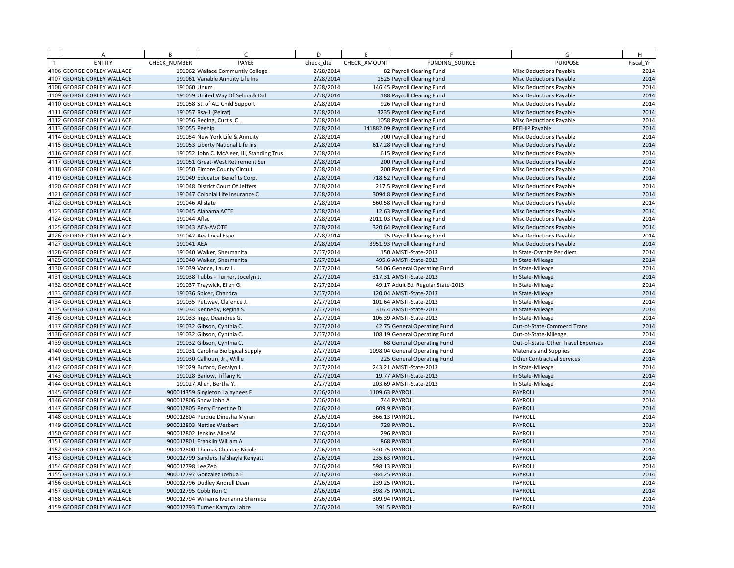| | A | B | C | D | E | F | G | H |
|---|---|---|---|---|---|---|---|---|
| 1 | ENTITY | CHECK_NUMBER | PAYEE | check_dte | CHECK_AMOUNT | FUNDING_SOURCE | PURPOSE | Fiscal_Yr |
| 4106 | GEORGE CORLEY WALLACE | 191062 | Wallace Communtiy College | 2/28/2014 | 82 | Payroll Clearing Fund | Misc Deductions Payable | 2014 |
| 4107 | GEORGE CORLEY WALLACE | 191061 | Variable Annuity Life Ins | 2/28/2014 | 1525 | Payroll Clearing Fund | Misc Deductions Payable | 2014 |
| 4108 | GEORGE CORLEY WALLACE | 191060 | Unum | 2/28/2014 | 146.45 | Payroll Clearing Fund | Misc Deductions Payable | 2014 |
| 4109 | GEORGE CORLEY WALLACE | 191059 | United Way Of Selma & Dal | 2/28/2014 | 188 | Payroll Clearing Fund | Misc Deductions Payable | 2014 |
| 4110 | GEORGE CORLEY WALLACE | 191058 | St. of AL. Child Support | 2/28/2014 | 926 | Payroll Clearing Fund | Misc Deductions Payable | 2014 |
| 4111 | GEORGE CORLEY WALLACE | 191057 | Rsa-1 (Peiraf) | 2/28/2014 | 3235 | Payroll Clearing Fund | Misc Deductions Payable | 2014 |
| 4112 | GEORGE CORLEY WALLACE | 191056 | Reding, Curtis C. | 2/28/2014 | 1058 | Payroll Clearing Fund | Misc Deductions Payable | 2014 |
| 4113 | GEORGE CORLEY WALLACE | 191055 | Peehip | 2/28/2014 | 141882.09 | Payroll Clearing Fund | PEEHIP Payable | 2014 |
| 4114 | GEORGE CORLEY WALLACE | 191054 | New York Life & Annuity | 2/28/2014 | 700 | Payroll Clearing Fund | Misc Deductions Payable | 2014 |
| 4115 | GEORGE CORLEY WALLACE | 191053 | Liberty National Life Ins | 2/28/2014 | 617.28 | Payroll Clearing Fund | Misc Deductions Payable | 2014 |
| 4116 | GEORGE CORLEY WALLACE | 191052 | John C. McAleer, III, Standing Trus | 2/28/2014 | 615 | Payroll Clearing Fund | Misc Deductions Payable | 2014 |
| 4117 | GEORGE CORLEY WALLACE | 191051 | Great-West Retirement Ser | 2/28/2014 | 200 | Payroll Clearing Fund | Misc Deductions Payable | 2014 |
| 4118 | GEORGE CORLEY WALLACE | 191050 | Elmore County Circuit | 2/28/2014 | 200 | Payroll Clearing Fund | Misc Deductions Payable | 2014 |
| 4119 | GEORGE CORLEY WALLACE | 191049 | Educator Benefits Corp. | 2/28/2014 | 718.52 | Payroll Clearing Fund | Misc Deductions Payable | 2014 |
| 4120 | GEORGE CORLEY WALLACE | 191048 | District Court Of Jeffers | 2/28/2014 | 217.5 | Payroll Clearing Fund | Misc Deductions Payable | 2014 |
| 4121 | GEORGE CORLEY WALLACE | 191047 | Colonial Life Insurance C | 2/28/2014 | 3094.8 | Payroll Clearing Fund | Misc Deductions Payable | 2014 |
| 4122 | GEORGE CORLEY WALLACE | 191046 | Allstate | 2/28/2014 | 560.58 | Payroll Clearing Fund | Misc Deductions Payable | 2014 |
| 4123 | GEORGE CORLEY WALLACE | 191045 | Alabama ACTE | 2/28/2014 | 12.63 | Payroll Clearing Fund | Misc Deductions Payable | 2014 |
| 4124 | GEORGE CORLEY WALLACE | 191044 | Aflac | 2/28/2014 | 2011.03 | Payroll Clearing Fund | Misc Deductions Payable | 2014 |
| 4125 | GEORGE CORLEY WALLACE | 191043 | AEA-AVOTE | 2/28/2014 | 320.64 | Payroll Clearing Fund | Misc Deductions Payable | 2014 |
| 4126 | GEORGE CORLEY WALLACE | 191042 | Aea Local Espo | 2/28/2014 | 25 | Payroll Clearing Fund | Misc Deductions Payable | 2014 |
| 4127 | GEORGE CORLEY WALLACE | 191041 | AEA | 2/28/2014 | 3951.93 | Payroll Clearing Fund | Misc Deductions Payable | 2014 |
| 4128 | GEORGE CORLEY WALLACE | 191040 | Walker, Shermanita | 2/27/2014 | 150 | AMSTI-State-2013 | In State-Ovrnite Per diem | 2014 |
| 4129 | GEORGE CORLEY WALLACE | 191040 | Walker, Shermanita | 2/27/2014 | 495.6 | AMSTI-State-2013 | In State-Mileage | 2014 |
| 4130 | GEORGE CORLEY WALLACE | 191039 | Vance, Laura L. | 2/27/2014 | 54.06 | General Operating Fund | In State-Mileage | 2014 |
| 4131 | GEORGE CORLEY WALLACE | 191038 | Tubbs - Turner, Jocelyn J. | 2/27/2014 | 317.31 | AMSTI-State-2013 | In State-Mileage | 2014 |
| 4132 | GEORGE CORLEY WALLACE | 191037 | Traywick, Ellen G. | 2/27/2014 | 49.17 | Adult Ed. Regular State-2013 | In State-Mileage | 2014 |
| 4133 | GEORGE CORLEY WALLACE | 191036 | Spicer, Chandra | 2/27/2014 | 120.04 | AMSTI-State-2013 | In State-Mileage | 2014 |
| 4134 | GEORGE CORLEY WALLACE | 191035 | Pettway, Clarence J. | 2/27/2014 | 101.64 | AMSTI-State-2013 | In State-Mileage | 2014 |
| 4135 | GEORGE CORLEY WALLACE | 191034 | Kennedy, Regina S. | 2/27/2014 | 316.4 | AMSTI-State-2013 | In State-Mileage | 2014 |
| 4136 | GEORGE CORLEY WALLACE | 191033 | Inge, Deandres G. | 2/27/2014 | 106.39 | AMSTI-State-2013 | In State-Mileage | 2014 |
| 4137 | GEORGE CORLEY WALLACE | 191032 | Gibson, Cynthia C. | 2/27/2014 | 42.75 | General Operating Fund | Out-of-State-Commercl Trans | 2014 |
| 4138 | GEORGE CORLEY WALLACE | 191032 | Gibson, Cynthia C. | 2/27/2014 | 108.19 | General Operating Fund | Out-of-State-Mileage | 2014 |
| 4139 | GEORGE CORLEY WALLACE | 191032 | Gibson, Cynthia C. | 2/27/2014 | 68 | General Operating Fund | Out-of-State-Other Travel Expenses | 2014 |
| 4140 | GEORGE CORLEY WALLACE | 191031 | Carolina Biological Supply | 2/27/2014 | 1098.04 | General Operating Fund | Materials and Supplies | 2014 |
| 4141 | GEORGE CORLEY WALLACE | 191030 | Calhoun, Jr., Willie | 2/27/2014 | 225 | General Operating Fund | Other Contractual Services | 2014 |
| 4142 | GEORGE CORLEY WALLACE | 191029 | Buford, Geralyn L. | 2/27/2014 | 243.21 | AMSTI-State-2013 | In State-Mileage | 2014 |
| 4143 | GEORGE CORLEY WALLACE | 191028 | Barlow, Tiffany R. | 2/27/2014 | 19.77 | AMSTI-State-2013 | In State-Mileage | 2014 |
| 4144 | GEORGE CORLEY WALLACE | 191027 | Allen, Bertha Y. | 2/27/2014 | 203.69 | AMSTI-State-2013 | In State-Mileage | 2014 |
| 4145 | GEORGE CORLEY WALLACE | 900014359 | Singleton LaJaynees F | 2/26/2014 | 1109.63 | PAYROLL | PAYROLL | 2014 |
| 4146 | GEORGE CORLEY WALLACE | 900012806 | Snow John A | 2/26/2014 | 744 | PAYROLL | PAYROLL | 2014 |
| 4147 | GEORGE CORLEY WALLACE | 900012805 | Perry Ernestine D | 2/26/2014 | 609.9 | PAYROLL | PAYROLL | 2014 |
| 4148 | GEORGE CORLEY WALLACE | 900012804 | Perdue Dinesha Myran | 2/26/2014 | 366.13 | PAYROLL | PAYROLL | 2014 |
| 4149 | GEORGE CORLEY WALLACE | 900012803 | Nettles Wesbert | 2/26/2014 | 728 | PAYROLL | PAYROLL | 2014 |
| 4150 | GEORGE CORLEY WALLACE | 900012802 | Jenkins Alice M | 2/26/2014 | 296 | PAYROLL | PAYROLL | 2014 |
| 4151 | GEORGE CORLEY WALLACE | 900012801 | Franklin William A | 2/26/2014 | 868 | PAYROLL | PAYROLL | 2014 |
| 4152 | GEORGE CORLEY WALLACE | 900012800 | Thomas Chantae Nicole | 2/26/2014 | 340.75 | PAYROLL | PAYROLL | 2014 |
| 4153 | GEORGE CORLEY WALLACE | 900012799 | Sanders Ta'Shayla Kenyatt | 2/26/2014 | 235.63 | PAYROLL | PAYROLL | 2014 |
| 4154 | GEORGE CORLEY WALLACE | 900012798 | Lee Zeb | 2/26/2014 | 598.13 | PAYROLL | PAYROLL | 2014 |
| 4155 | GEORGE CORLEY WALLACE | 900012797 | Gonzalez Joshua E | 2/26/2014 | 384.25 | PAYROLL | PAYROLL | 2014 |
| 4156 | GEORGE CORLEY WALLACE | 900012796 | Dudley Andrell Dean | 2/26/2014 | 239.25 | PAYROLL | PAYROLL | 2014 |
| 4157 | GEORGE CORLEY WALLACE | 900012795 | Cobb Ron C | 2/26/2014 | 398.75 | PAYROLL | PAYROLL | 2014 |
| 4158 | GEORGE CORLEY WALLACE | 900012794 | Williams Iverianna Sharnice | 2/26/2014 | 309.94 | PAYROLL | PAYROLL | 2014 |
| 4159 | GEORGE CORLEY WALLACE | 900012793 | Turner Kamyra Labre | 2/26/2014 | 391.5 | PAYROLL | PAYROLL | 2014 |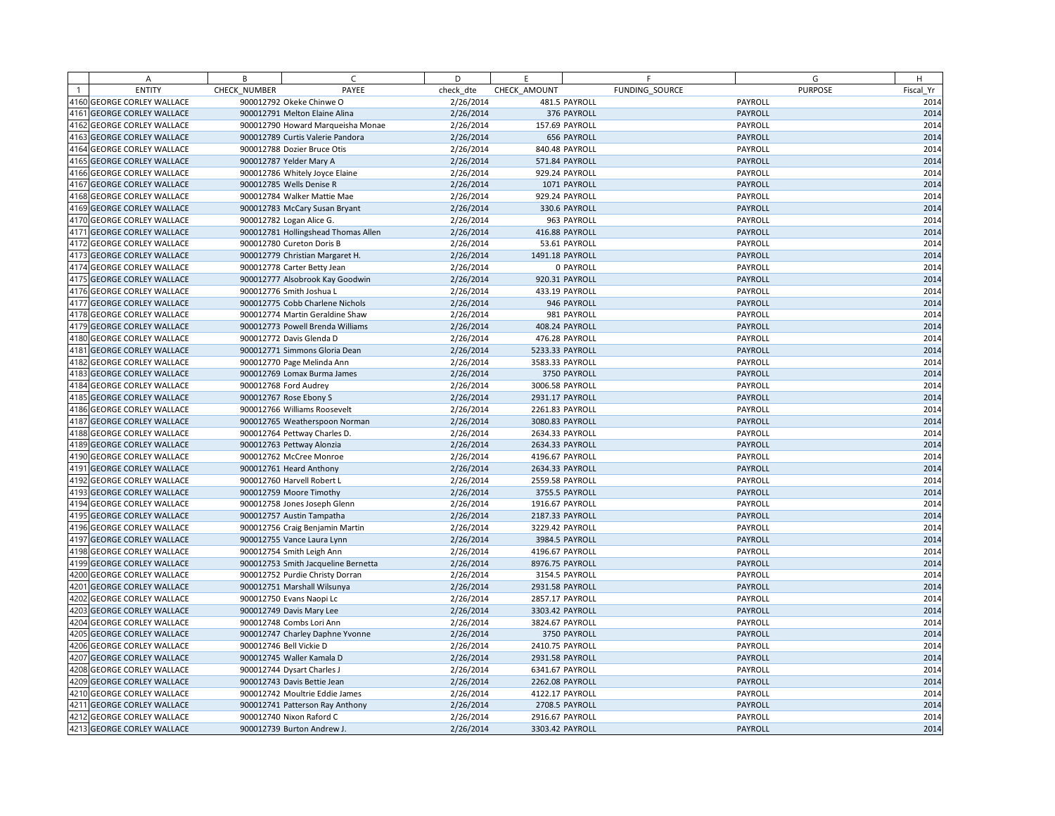| | A | B | C | D | E | F | G | H |
|---|---|---|---|---|---|---|---|---|
| 1 | ENTITY | CHECK_NUMBER | PAYEE | check_dte | CHECK_AMOUNT | FUNDING_SOURCE | PURPOSE | Fiscal_Yr |
| 4160 | GEORGE CORLEY WALLACE | 900012792 | Okeke Chinwe O | 2/26/2014 | 481.5 | PAYROLL | PAYROLL | 2014 |
| 4161 | GEORGE CORLEY WALLACE | 900012791 | Melton Elaine Alina | 2/26/2014 | 376 | PAYROLL | PAYROLL | 2014 |
| 4162 | GEORGE CORLEY WALLACE | 900012790 | Howard Marqueisha Monae | 2/26/2014 | 157.69 | PAYROLL | PAYROLL | 2014 |
| 4163 | GEORGE CORLEY WALLACE | 900012789 | Curtis Valerie Pandora | 2/26/2014 | 656 | PAYROLL | PAYROLL | 2014 |
| 4164 | GEORGE CORLEY WALLACE | 900012788 | Dozier Bruce Otis | 2/26/2014 | 840.48 | PAYROLL | PAYROLL | 2014 |
| 4165 | GEORGE CORLEY WALLACE | 900012787 | Yelder Mary A | 2/26/2014 | 571.84 | PAYROLL | PAYROLL | 2014 |
| 4166 | GEORGE CORLEY WALLACE | 900012786 | Whitely Joyce Elaine | 2/26/2014 | 929.24 | PAYROLL | PAYROLL | 2014 |
| 4167 | GEORGE CORLEY WALLACE | 900012785 | Wells Denise R | 2/26/2014 | 1071 | PAYROLL | PAYROLL | 2014 |
| 4168 | GEORGE CORLEY WALLACE | 900012784 | Walker Mattie Mae | 2/26/2014 | 929.24 | PAYROLL | PAYROLL | 2014 |
| 4169 | GEORGE CORLEY WALLACE | 900012783 | McCary Susan Bryant | 2/26/2014 | 330.6 | PAYROLL | PAYROLL | 2014 |
| 4170 | GEORGE CORLEY WALLACE | 900012782 | Logan Alice G. | 2/26/2014 | 963 | PAYROLL | PAYROLL | 2014 |
| 4171 | GEORGE CORLEY WALLACE | 900012781 | Hollingshead Thomas Allen | 2/26/2014 | 416.88 | PAYROLL | PAYROLL | 2014 |
| 4172 | GEORGE CORLEY WALLACE | 900012780 | Cureton Doris B | 2/26/2014 | 53.61 | PAYROLL | PAYROLL | 2014 |
| 4173 | GEORGE CORLEY WALLACE | 900012779 | Christian Margaret H. | 2/26/2014 | 1491.18 | PAYROLL | PAYROLL | 2014 |
| 4174 | GEORGE CORLEY WALLACE | 900012778 | Carter Betty Jean | 2/26/2014 | 0 | PAYROLL | PAYROLL | 2014 |
| 4175 | GEORGE CORLEY WALLACE | 900012777 | Alsobrook Kay Goodwin | 2/26/2014 | 920.31 | PAYROLL | PAYROLL | 2014 |
| 4176 | GEORGE CORLEY WALLACE | 900012776 | Smith Joshua L | 2/26/2014 | 433.19 | PAYROLL | PAYROLL | 2014 |
| 4177 | GEORGE CORLEY WALLACE | 900012775 | Cobb Charlene Nichols | 2/26/2014 | 946 | PAYROLL | PAYROLL | 2014 |
| 4178 | GEORGE CORLEY WALLACE | 900012774 | Martin Geraldine Shaw | 2/26/2014 | 981 | PAYROLL | PAYROLL | 2014 |
| 4179 | GEORGE CORLEY WALLACE | 900012773 | Powell Brenda Williams | 2/26/2014 | 408.24 | PAYROLL | PAYROLL | 2014 |
| 4180 | GEORGE CORLEY WALLACE | 900012772 | Davis Glenda D | 2/26/2014 | 476.28 | PAYROLL | PAYROLL | 2014 |
| 4181 | GEORGE CORLEY WALLACE | 900012771 | Simmons Gloria Dean | 2/26/2014 | 5233.33 | PAYROLL | PAYROLL | 2014 |
| 4182 | GEORGE CORLEY WALLACE | 900012770 | Page Melinda Ann | 2/26/2014 | 3583.33 | PAYROLL | PAYROLL | 2014 |
| 4183 | GEORGE CORLEY WALLACE | 900012769 | Lomax Burma James | 2/26/2014 | 3750 | PAYROLL | PAYROLL | 2014 |
| 4184 | GEORGE CORLEY WALLACE | 900012768 | Ford Audrey | 2/26/2014 | 3006.58 | PAYROLL | PAYROLL | 2014 |
| 4185 | GEORGE CORLEY WALLACE | 900012767 | Rose Ebony S | 2/26/2014 | 2931.17 | PAYROLL | PAYROLL | 2014 |
| 4186 | GEORGE CORLEY WALLACE | 900012766 | Williams Roosevelt | 2/26/2014 | 2261.83 | PAYROLL | PAYROLL | 2014 |
| 4187 | GEORGE CORLEY WALLACE | 900012765 | Weatherspoon Norman | 2/26/2014 | 3080.83 | PAYROLL | PAYROLL | 2014 |
| 4188 | GEORGE CORLEY WALLACE | 900012764 | Pettway Charles D. | 2/26/2014 | 2634.33 | PAYROLL | PAYROLL | 2014 |
| 4189 | GEORGE CORLEY WALLACE | 900012763 | Pettway Alonzia | 2/26/2014 | 2634.33 | PAYROLL | PAYROLL | 2014 |
| 4190 | GEORGE CORLEY WALLACE | 900012762 | McCree Monroe | 2/26/2014 | 4196.67 | PAYROLL | PAYROLL | 2014 |
| 4191 | GEORGE CORLEY WALLACE | 900012761 | Heard Anthony | 2/26/2014 | 2634.33 | PAYROLL | PAYROLL | 2014 |
| 4192 | GEORGE CORLEY WALLACE | 900012760 | Harvell Robert L | 2/26/2014 | 2559.58 | PAYROLL | PAYROLL | 2014 |
| 4193 | GEORGE CORLEY WALLACE | 900012759 | Moore Timothy | 2/26/2014 | 3755.5 | PAYROLL | PAYROLL | 2014 |
| 4194 | GEORGE CORLEY WALLACE | 900012758 | Jones Joseph Glenn | 2/26/2014 | 1916.67 | PAYROLL | PAYROLL | 2014 |
| 4195 | GEORGE CORLEY WALLACE | 900012757 | Austin Tampatha | 2/26/2014 | 2187.33 | PAYROLL | PAYROLL | 2014 |
| 4196 | GEORGE CORLEY WALLACE | 900012756 | Craig Benjamin Martin | 2/26/2014 | 3229.42 | PAYROLL | PAYROLL | 2014 |
| 4197 | GEORGE CORLEY WALLACE | 900012755 | Vance Laura Lynn | 2/26/2014 | 3984.5 | PAYROLL | PAYROLL | 2014 |
| 4198 | GEORGE CORLEY WALLACE | 900012754 | Smith Leigh Ann | 2/26/2014 | 4196.67 | PAYROLL | PAYROLL | 2014 |
| 4199 | GEORGE CORLEY WALLACE | 900012753 | Smith Jacqueline Bernetta | 2/26/2014 | 8976.75 | PAYROLL | PAYROLL | 2014 |
| 4200 | GEORGE CORLEY WALLACE | 900012752 | Purdie Christy Dorran | 2/26/2014 | 3154.5 | PAYROLL | PAYROLL | 2014 |
| 4201 | GEORGE CORLEY WALLACE | 900012751 | Marshall Wilsunya | 2/26/2014 | 2931.58 | PAYROLL | PAYROLL | 2014 |
| 4202 | GEORGE CORLEY WALLACE | 900012750 | Evans Naopi Lc | 2/26/2014 | 2857.17 | PAYROLL | PAYROLL | 2014 |
| 4203 | GEORGE CORLEY WALLACE | 900012749 | Davis Mary Lee | 2/26/2014 | 3303.42 | PAYROLL | PAYROLL | 2014 |
| 4204 | GEORGE CORLEY WALLACE | 900012748 | Combs Lori Ann | 2/26/2014 | 3824.67 | PAYROLL | PAYROLL | 2014 |
| 4205 | GEORGE CORLEY WALLACE | 900012747 | Charley Daphne Yvonne | 2/26/2014 | 3750 | PAYROLL | PAYROLL | 2014 |
| 4206 | GEORGE CORLEY WALLACE | 900012746 | Bell Vickie D | 2/26/2014 | 2410.75 | PAYROLL | PAYROLL | 2014 |
| 4207 | GEORGE CORLEY WALLACE | 900012745 | Waller Kamala D | 2/26/2014 | 2931.58 | PAYROLL | PAYROLL | 2014 |
| 4208 | GEORGE CORLEY WALLACE | 900012744 | Dysart Charles J | 2/26/2014 | 6341.67 | PAYROLL | PAYROLL | 2014 |
| 4209 | GEORGE CORLEY WALLACE | 900012743 | Davis Bettie Jean | 2/26/2014 | 2262.08 | PAYROLL | PAYROLL | 2014 |
| 4210 | GEORGE CORLEY WALLACE | 900012742 | Moultrie Eddie James | 2/26/2014 | 4122.17 | PAYROLL | PAYROLL | 2014 |
| 4211 | GEORGE CORLEY WALLACE | 900012741 | Patterson Ray Anthony | 2/26/2014 | 2708.5 | PAYROLL | PAYROLL | 2014 |
| 4212 | GEORGE CORLEY WALLACE | 900012740 | Nixon Raford C | 2/26/2014 | 2916.67 | PAYROLL | PAYROLL | 2014 |
| 4213 | GEORGE CORLEY WALLACE | 900012739 | Burton Andrew J. | 2/26/2014 | 3303.42 | PAYROLL | PAYROLL | 2014 |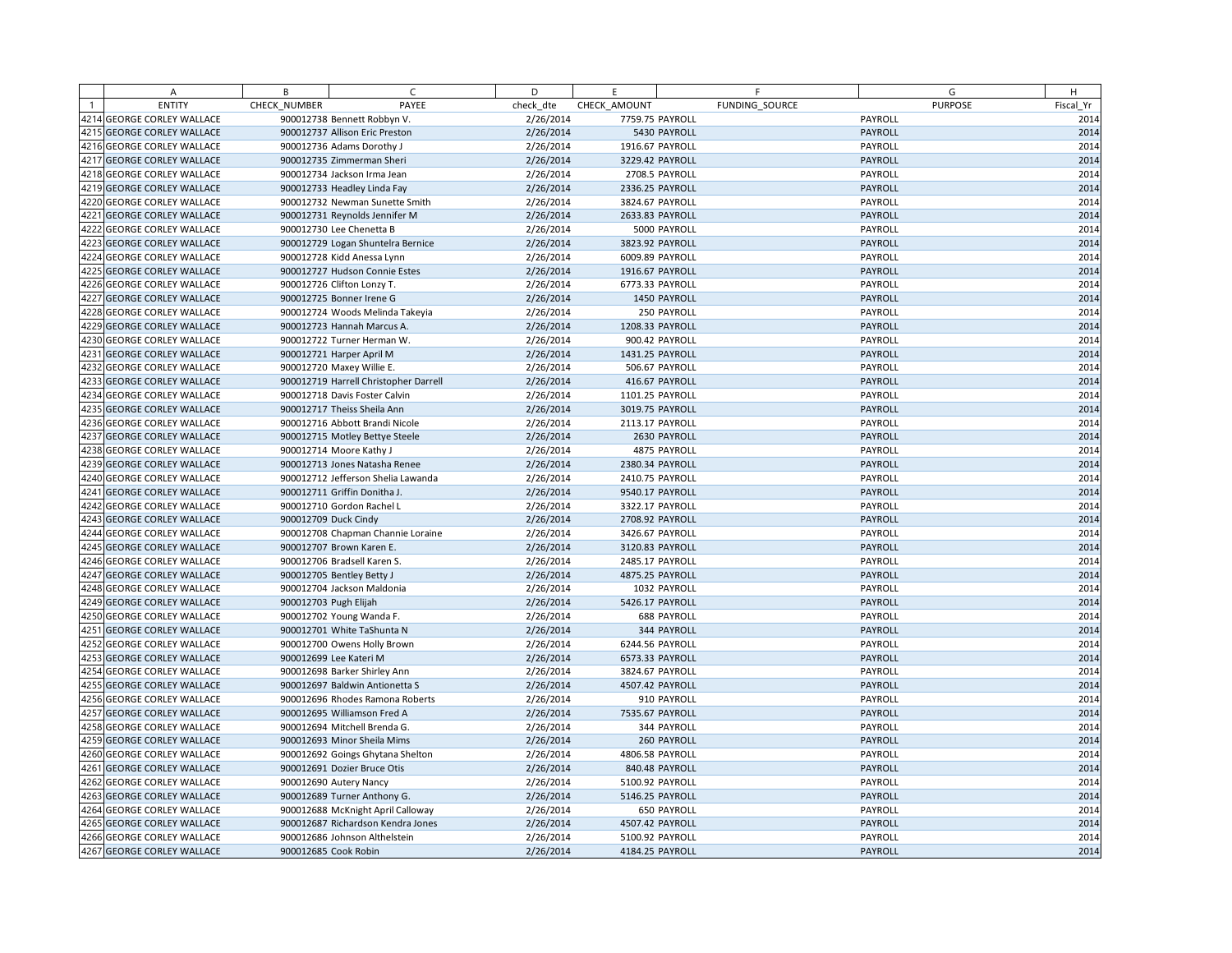| | A | B | C | D | E | F | G | H |
|---|---|---|---|---|---|---|---|---|
| 1 | ENTITY | CHECK_NUMBER | PAYEE | check_dte | CHECK_AMOUNT | FUNDING_SOURCE | PURPOSE | Fiscal_Yr |
| 4214 | GEORGE CORLEY WALLACE | 900012738 | Bennett Robbyn V. | 2/26/2014 | 7759.75 | PAYROLL | PAYROLL | 2014 |
| 4215 | GEORGE CORLEY WALLACE | 900012737 | Allison Eric Preston | 2/26/2014 | 5430 | PAYROLL | PAYROLL | 2014 |
| 4216 | GEORGE CORLEY WALLACE | 900012736 | Adams Dorothy J | 2/26/2014 | 1916.67 | PAYROLL | PAYROLL | 2014 |
| 4217 | GEORGE CORLEY WALLACE | 900012735 | Zimmerman Sheri | 2/26/2014 | 3229.42 | PAYROLL | PAYROLL | 2014 |
| 4218 | GEORGE CORLEY WALLACE | 900012734 | Jackson Irma Jean | 2/26/2014 | 2708.5 | PAYROLL | PAYROLL | 2014 |
| 4219 | GEORGE CORLEY WALLACE | 900012733 | Headley Linda Fay | 2/26/2014 | 2336.25 | PAYROLL | PAYROLL | 2014 |
| 4220 | GEORGE CORLEY WALLACE | 900012732 | Newman Sunette Smith | 2/26/2014 | 3824.67 | PAYROLL | PAYROLL | 2014 |
| 4221 | GEORGE CORLEY WALLACE | 900012731 | Reynolds Jennifer M | 2/26/2014 | 2633.83 | PAYROLL | PAYROLL | 2014 |
| 4222 | GEORGE CORLEY WALLACE | 900012730 | Lee Chenetta B | 2/26/2014 | 5000 | PAYROLL | PAYROLL | 2014 |
| 4223 | GEORGE CORLEY WALLACE | 900012729 | Logan Shuntelra Bernice | 2/26/2014 | 3823.92 | PAYROLL | PAYROLL | 2014 |
| 4224 | GEORGE CORLEY WALLACE | 900012728 | Kidd Anessa Lynn | 2/26/2014 | 6009.89 | PAYROLL | PAYROLL | 2014 |
| 4225 | GEORGE CORLEY WALLACE | 900012727 | Hudson Connie Estes | 2/26/2014 | 1916.67 | PAYROLL | PAYROLL | 2014 |
| 4226 | GEORGE CORLEY WALLACE | 900012726 | Clifton Lonzy T. | 2/26/2014 | 6773.33 | PAYROLL | PAYROLL | 2014 |
| 4227 | GEORGE CORLEY WALLACE | 900012725 | Bonner Irene G | 2/26/2014 | 1450 | PAYROLL | PAYROLL | 2014 |
| 4228 | GEORGE CORLEY WALLACE | 900012724 | Woods Melinda Takeyia | 2/26/2014 | 250 | PAYROLL | PAYROLL | 2014 |
| 4229 | GEORGE CORLEY WALLACE | 900012723 | Hannah Marcus A. | 2/26/2014 | 1208.33 | PAYROLL | PAYROLL | 2014 |
| 4230 | GEORGE CORLEY WALLACE | 900012722 | Turner Herman W. | 2/26/2014 | 900.42 | PAYROLL | PAYROLL | 2014 |
| 4231 | GEORGE CORLEY WALLACE | 900012721 | Harper April M | 2/26/2014 | 1431.25 | PAYROLL | PAYROLL | 2014 |
| 4232 | GEORGE CORLEY WALLACE | 900012720 | Maxey Willie E. | 2/26/2014 | 506.67 | PAYROLL | PAYROLL | 2014 |
| 4233 | GEORGE CORLEY WALLACE | 900012719 | Harrell Christopher Darrell | 2/26/2014 | 416.67 | PAYROLL | PAYROLL | 2014 |
| 4234 | GEORGE CORLEY WALLACE | 900012718 | Davis Foster Calvin | 2/26/2014 | 1101.25 | PAYROLL | PAYROLL | 2014 |
| 4235 | GEORGE CORLEY WALLACE | 900012717 | Theiss Sheila Ann | 2/26/2014 | 3019.75 | PAYROLL | PAYROLL | 2014 |
| 4236 | GEORGE CORLEY WALLACE | 900012716 | Abbott Brandi Nicole | 2/26/2014 | 2113.17 | PAYROLL | PAYROLL | 2014 |
| 4237 | GEORGE CORLEY WALLACE | 900012715 | Motley Bettye Steele | 2/26/2014 | 2630 | PAYROLL | PAYROLL | 2014 |
| 4238 | GEORGE CORLEY WALLACE | 900012714 | Moore Kathy J | 2/26/2014 | 4875 | PAYROLL | PAYROLL | 2014 |
| 4239 | GEORGE CORLEY WALLACE | 900012713 | Jones Natasha Renee | 2/26/2014 | 2380.34 | PAYROLL | PAYROLL | 2014 |
| 4240 | GEORGE CORLEY WALLACE | 900012712 | Jefferson Shelia Lawanda | 2/26/2014 | 2410.75 | PAYROLL | PAYROLL | 2014 |
| 4241 | GEORGE CORLEY WALLACE | 900012711 | Griffin Donitha J. | 2/26/2014 | 9540.17 | PAYROLL | PAYROLL | 2014 |
| 4242 | GEORGE CORLEY WALLACE | 900012710 | Gordon Rachel L | 2/26/2014 | 3322.17 | PAYROLL | PAYROLL | 2014 |
| 4243 | GEORGE CORLEY WALLACE | 900012709 | Duck Cindy | 2/26/2014 | 2708.92 | PAYROLL | PAYROLL | 2014 |
| 4244 | GEORGE CORLEY WALLACE | 900012708 | Chapman Channie Loraine | 2/26/2014 | 3426.67 | PAYROLL | PAYROLL | 2014 |
| 4245 | GEORGE CORLEY WALLACE | 900012707 | Brown Karen E. | 2/26/2014 | 3120.83 | PAYROLL | PAYROLL | 2014 |
| 4246 | GEORGE CORLEY WALLACE | 900012706 | Bradsell Karen S. | 2/26/2014 | 2485.17 | PAYROLL | PAYROLL | 2014 |
| 4247 | GEORGE CORLEY WALLACE | 900012705 | Bentley Betty J | 2/26/2014 | 4875.25 | PAYROLL | PAYROLL | 2014 |
| 4248 | GEORGE CORLEY WALLACE | 900012704 | Jackson Maldonia | 2/26/2014 | 1032 | PAYROLL | PAYROLL | 2014 |
| 4249 | GEORGE CORLEY WALLACE | 900012703 | Pugh Elijah | 2/26/2014 | 5426.17 | PAYROLL | PAYROLL | 2014 |
| 4250 | GEORGE CORLEY WALLACE | 900012702 | Young Wanda F. | 2/26/2014 | 688 | PAYROLL | PAYROLL | 2014 |
| 4251 | GEORGE CORLEY WALLACE | 900012701 | White TaShunta N | 2/26/2014 | 344 | PAYROLL | PAYROLL | 2014 |
| 4252 | GEORGE CORLEY WALLACE | 900012700 | Owens Holly Brown | 2/26/2014 | 6244.56 | PAYROLL | PAYROLL | 2014 |
| 4253 | GEORGE CORLEY WALLACE | 900012699 | Lee Kateri M | 2/26/2014 | 6573.33 | PAYROLL | PAYROLL | 2014 |
| 4254 | GEORGE CORLEY WALLACE | 900012698 | Barker Shirley Ann | 2/26/2014 | 3824.67 | PAYROLL | PAYROLL | 2014 |
| 4255 | GEORGE CORLEY WALLACE | 900012697 | Baldwin Antionetta S | 2/26/2014 | 4507.42 | PAYROLL | PAYROLL | 2014 |
| 4256 | GEORGE CORLEY WALLACE | 900012696 | Rhodes Ramona Roberts | 2/26/2014 | 910 | PAYROLL | PAYROLL | 2014 |
| 4257 | GEORGE CORLEY WALLACE | 900012695 | Williamson Fred A | 2/26/2014 | 7535.67 | PAYROLL | PAYROLL | 2014 |
| 4258 | GEORGE CORLEY WALLACE | 900012694 | Mitchell Brenda G. | 2/26/2014 | 344 | PAYROLL | PAYROLL | 2014 |
| 4259 | GEORGE CORLEY WALLACE | 900012693 | Minor Sheila Mims | 2/26/2014 | 260 | PAYROLL | PAYROLL | 2014 |
| 4260 | GEORGE CORLEY WALLACE | 900012692 | Goings Ghytana Shelton | 2/26/2014 | 4806.58 | PAYROLL | PAYROLL | 2014 |
| 4261 | GEORGE CORLEY WALLACE | 900012691 | Dozier Bruce Otis | 2/26/2014 | 840.48 | PAYROLL | PAYROLL | 2014 |
| 4262 | GEORGE CORLEY WALLACE | 900012690 | Autery Nancy | 2/26/2014 | 5100.92 | PAYROLL | PAYROLL | 2014 |
| 4263 | GEORGE CORLEY WALLACE | 900012689 | Turner Anthony G. | 2/26/2014 | 5146.25 | PAYROLL | PAYROLL | 2014 |
| 4264 | GEORGE CORLEY WALLACE | 900012688 | McKnight April Calloway | 2/26/2014 | 650 | PAYROLL | PAYROLL | 2014 |
| 4265 | GEORGE CORLEY WALLACE | 900012687 | Richardson Kendra Jones | 2/26/2014 | 4507.42 | PAYROLL | PAYROLL | 2014 |
| 4266 | GEORGE CORLEY WALLACE | 900012686 | Johnson Althelstein | 2/26/2014 | 5100.92 | PAYROLL | PAYROLL | 2014 |
| 4267 | GEORGE CORLEY WALLACE | 900012685 | Cook Robin | 2/26/2014 | 4184.25 | PAYROLL | PAYROLL | 2014 |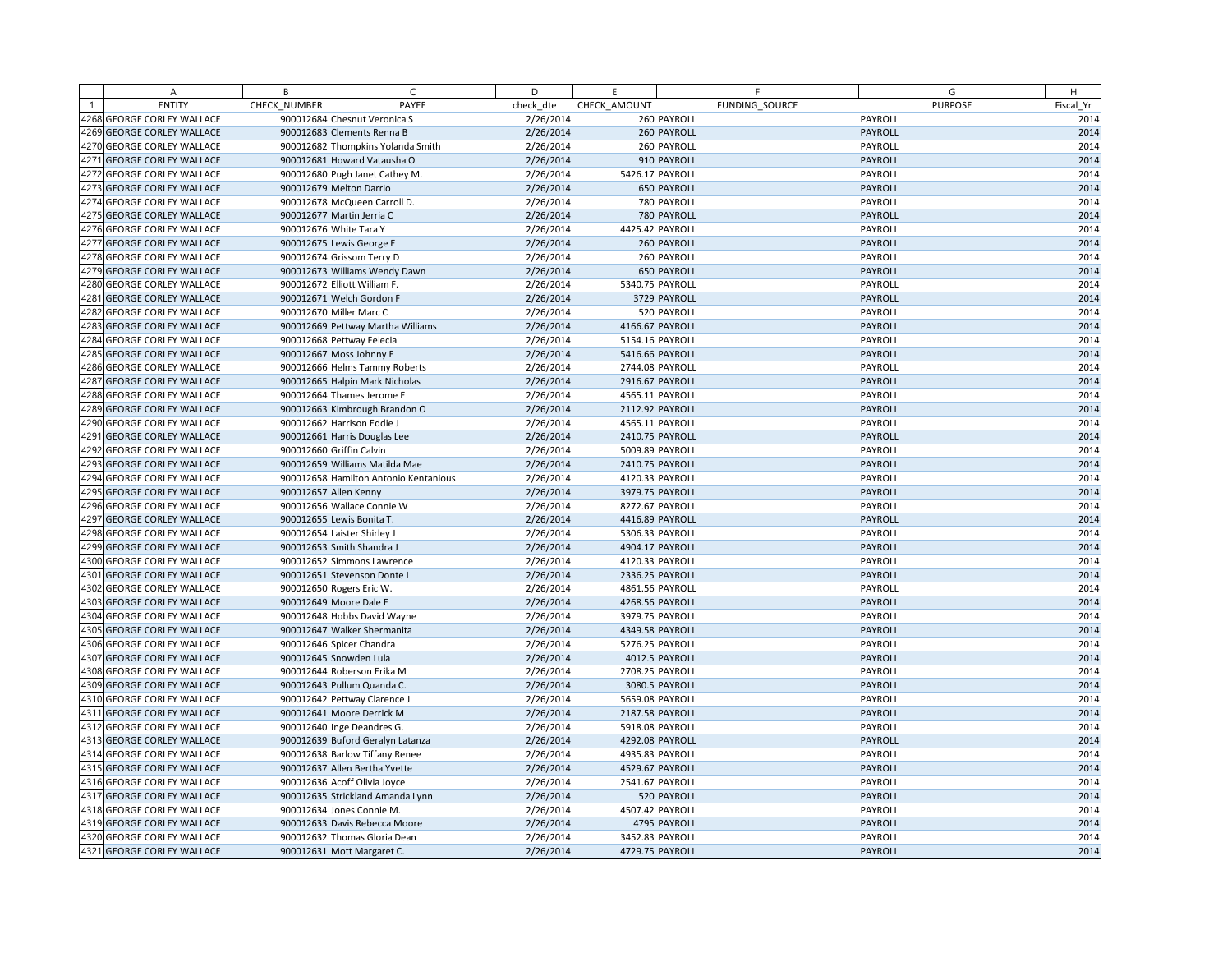| | A | B | C | D | E | F | G | H |
|---|---|---|---|---|---|---|---|---|
| 1 | ENTITY | CHECK_NUMBER | PAYEE | check_dte | CHECK_AMOUNT | FUNDING_SOURCE | PURPOSE | Fiscal_Yr |
| 4268 | GEORGE CORLEY WALLACE | 900012684 | Chesnut Veronica S | 2/26/2014 | 260 | PAYROLL | PAYROLL | 2014 |
| 4269 | GEORGE CORLEY WALLACE | 900012683 | Clements Renna B | 2/26/2014 | 260 | PAYROLL | PAYROLL | 2014 |
| 4270 | GEORGE CORLEY WALLACE | 900012682 | Thompkins Yolanda Smith | 2/26/2014 | 260 | PAYROLL | PAYROLL | 2014 |
| 4271 | GEORGE CORLEY WALLACE | 900012681 | Howard Vatausha O | 2/26/2014 | 910 | PAYROLL | PAYROLL | 2014 |
| 4272 | GEORGE CORLEY WALLACE | 900012680 | Pugh Janet Cathey M. | 2/26/2014 | 5426.17 | PAYROLL | PAYROLL | 2014 |
| 4273 | GEORGE CORLEY WALLACE | 900012679 | Melton Darrio | 2/26/2014 | 650 | PAYROLL | PAYROLL | 2014 |
| 4274 | GEORGE CORLEY WALLACE | 900012678 | McQueen Carroll D. | 2/26/2014 | 780 | PAYROLL | PAYROLL | 2014 |
| 4275 | GEORGE CORLEY WALLACE | 900012677 | Martin Jerria C | 2/26/2014 | 780 | PAYROLL | PAYROLL | 2014 |
| 4276 | GEORGE CORLEY WALLACE | 900012676 | White Tara Y | 2/26/2014 | 4425.42 | PAYROLL | PAYROLL | 2014 |
| 4277 | GEORGE CORLEY WALLACE | 900012675 | Lewis George E | 2/26/2014 | 260 | PAYROLL | PAYROLL | 2014 |
| 4278 | GEORGE CORLEY WALLACE | 900012674 | Grissom Terry D | 2/26/2014 | 260 | PAYROLL | PAYROLL | 2014 |
| 4279 | GEORGE CORLEY WALLACE | 900012673 | Williams Wendy Dawn | 2/26/2014 | 650 | PAYROLL | PAYROLL | 2014 |
| 4280 | GEORGE CORLEY WALLACE | 900012672 | Elliott William F. | 2/26/2014 | 5340.75 | PAYROLL | PAYROLL | 2014 |
| 4281 | GEORGE CORLEY WALLACE | 900012671 | Welch Gordon F | 2/26/2014 | 3729 | PAYROLL | PAYROLL | 2014 |
| 4282 | GEORGE CORLEY WALLACE | 900012670 | Miller Marc C | 2/26/2014 | 520 | PAYROLL | PAYROLL | 2014 |
| 4283 | GEORGE CORLEY WALLACE | 900012669 | Pettway Martha Williams | 2/26/2014 | 4166.67 | PAYROLL | PAYROLL | 2014 |
| 4284 | GEORGE CORLEY WALLACE | 900012668 | Pettway Felecia | 2/26/2014 | 5154.16 | PAYROLL | PAYROLL | 2014 |
| 4285 | GEORGE CORLEY WALLACE | 900012667 | Moss Johnny E | 2/26/2014 | 5416.66 | PAYROLL | PAYROLL | 2014 |
| 4286 | GEORGE CORLEY WALLACE | 900012666 | Helms Tammy Roberts | 2/26/2014 | 2744.08 | PAYROLL | PAYROLL | 2014 |
| 4287 | GEORGE CORLEY WALLACE | 900012665 | Halpin Mark Nicholas | 2/26/2014 | 2916.67 | PAYROLL | PAYROLL | 2014 |
| 4288 | GEORGE CORLEY WALLACE | 900012664 | Thames Jerome E | 2/26/2014 | 4565.11 | PAYROLL | PAYROLL | 2014 |
| 4289 | GEORGE CORLEY WALLACE | 900012663 | Kimbrough Brandon O | 2/26/2014 | 2112.92 | PAYROLL | PAYROLL | 2014 |
| 4290 | GEORGE CORLEY WALLACE | 900012662 | Harrison Eddie J | 2/26/2014 | 4565.11 | PAYROLL | PAYROLL | 2014 |
| 4291 | GEORGE CORLEY WALLACE | 900012661 | Harris Douglas Lee | 2/26/2014 | 2410.75 | PAYROLL | PAYROLL | 2014 |
| 4292 | GEORGE CORLEY WALLACE | 900012660 | Griffin Calvin | 2/26/2014 | 5009.89 | PAYROLL | PAYROLL | 2014 |
| 4293 | GEORGE CORLEY WALLACE | 900012659 | Williams Matilda Mae | 2/26/2014 | 2410.75 | PAYROLL | PAYROLL | 2014 |
| 4294 | GEORGE CORLEY WALLACE | 900012658 | Hamilton Antonio Kentanious | 2/26/2014 | 4120.33 | PAYROLL | PAYROLL | 2014 |
| 4295 | GEORGE CORLEY WALLACE | 900012657 | Allen Kenny | 2/26/2014 | 3979.75 | PAYROLL | PAYROLL | 2014 |
| 4296 | GEORGE CORLEY WALLACE | 900012656 | Wallace Connie W | 2/26/2014 | 8272.67 | PAYROLL | PAYROLL | 2014 |
| 4297 | GEORGE CORLEY WALLACE | 900012655 | Lewis Bonita T. | 2/26/2014 | 4416.89 | PAYROLL | PAYROLL | 2014 |
| 4298 | GEORGE CORLEY WALLACE | 900012654 | Laister Shirley J | 2/26/2014 | 5306.33 | PAYROLL | PAYROLL | 2014 |
| 4299 | GEORGE CORLEY WALLACE | 900012653 | Smith Shandra J | 2/26/2014 | 4904.17 | PAYROLL | PAYROLL | 2014 |
| 4300 | GEORGE CORLEY WALLACE | 900012652 | Simmons Lawrence | 2/26/2014 | 4120.33 | PAYROLL | PAYROLL | 2014 |
| 4301 | GEORGE CORLEY WALLACE | 900012651 | Stevenson Donte L | 2/26/2014 | 2336.25 | PAYROLL | PAYROLL | 2014 |
| 4302 | GEORGE CORLEY WALLACE | 900012650 | Rogers Eric W. | 2/26/2014 | 4861.56 | PAYROLL | PAYROLL | 2014 |
| 4303 | GEORGE CORLEY WALLACE | 900012649 | Moore Dale E | 2/26/2014 | 4268.56 | PAYROLL | PAYROLL | 2014 |
| 4304 | GEORGE CORLEY WALLACE | 900012648 | Hobbs David Wayne | 2/26/2014 | 3979.75 | PAYROLL | PAYROLL | 2014 |
| 4305 | GEORGE CORLEY WALLACE | 900012647 | Walker Shermanita | 2/26/2014 | 4349.58 | PAYROLL | PAYROLL | 2014 |
| 4306 | GEORGE CORLEY WALLACE | 900012646 | Spicer Chandra | 2/26/2014 | 5276.25 | PAYROLL | PAYROLL | 2014 |
| 4307 | GEORGE CORLEY WALLACE | 900012645 | Snowden Lula | 2/26/2014 | 4012.5 | PAYROLL | PAYROLL | 2014 |
| 4308 | GEORGE CORLEY WALLACE | 900012644 | Roberson Erika M | 2/26/2014 | 2708.25 | PAYROLL | PAYROLL | 2014 |
| 4309 | GEORGE CORLEY WALLACE | 900012643 | Pullum Quanda C. | 2/26/2014 | 3080.5 | PAYROLL | PAYROLL | 2014 |
| 4310 | GEORGE CORLEY WALLACE | 900012642 | Pettway Clarence J | 2/26/2014 | 5659.08 | PAYROLL | PAYROLL | 2014 |
| 4311 | GEORGE CORLEY WALLACE | 900012641 | Moore Derrick M | 2/26/2014 | 2187.58 | PAYROLL | PAYROLL | 2014 |
| 4312 | GEORGE CORLEY WALLACE | 900012640 | Inge Deandres G. | 2/26/2014 | 5918.08 | PAYROLL | PAYROLL | 2014 |
| 4313 | GEORGE CORLEY WALLACE | 900012639 | Buford Geralyn Latanza | 2/26/2014 | 4292.08 | PAYROLL | PAYROLL | 2014 |
| 4314 | GEORGE CORLEY WALLACE | 900012638 | Barlow Tiffany Renee | 2/26/2014 | 4935.83 | PAYROLL | PAYROLL | 2014 |
| 4315 | GEORGE CORLEY WALLACE | 900012637 | Allen Bertha Yvette | 2/26/2014 | 4529.67 | PAYROLL | PAYROLL | 2014 |
| 4316 | GEORGE CORLEY WALLACE | 900012636 | Acoff Olivia Joyce | 2/26/2014 | 2541.67 | PAYROLL | PAYROLL | 2014 |
| 4317 | GEORGE CORLEY WALLACE | 900012635 | Strickland Amanda Lynn | 2/26/2014 | 520 | PAYROLL | PAYROLL | 2014 |
| 4318 | GEORGE CORLEY WALLACE | 900012634 | Jones Connie M. | 2/26/2014 | 4507.42 | PAYROLL | PAYROLL | 2014 |
| 4319 | GEORGE CORLEY WALLACE | 900012633 | Davis Rebecca Moore | 2/26/2014 | 4795 | PAYROLL | PAYROLL | 2014 |
| 4320 | GEORGE CORLEY WALLACE | 900012632 | Thomas Gloria Dean | 2/26/2014 | 3452.83 | PAYROLL | PAYROLL | 2014 |
| 4321 | GEORGE CORLEY WALLACE | 900012631 | Mott Margaret C. | 2/26/2014 | 4729.75 | PAYROLL | PAYROLL | 2014 |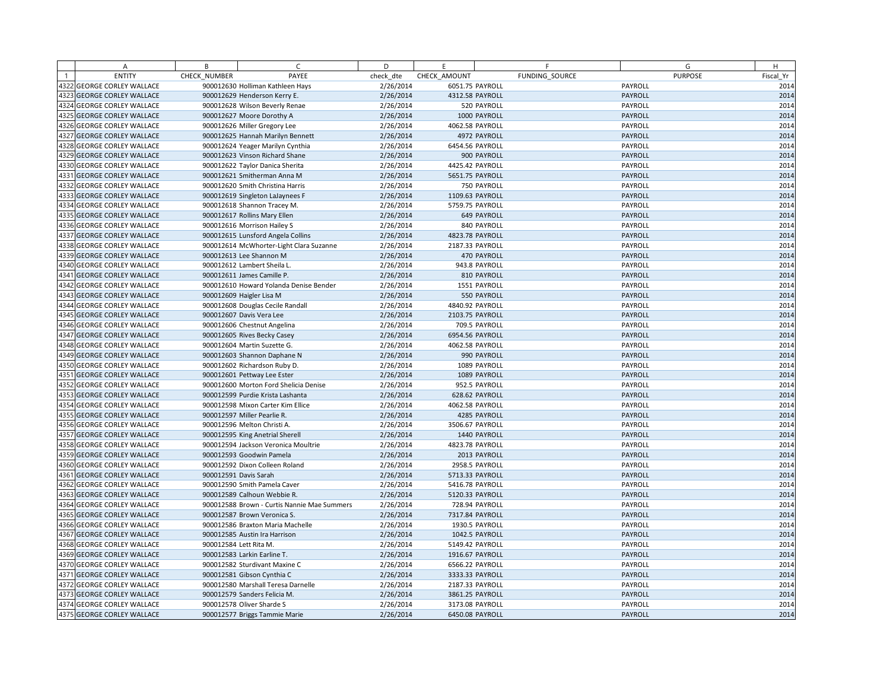| | A | B | C | D | E | F | G | H |
|---|---|---|---|---|---|---|---|---|
| 1 | ENTITY | CHECK_NUMBER | PAYEE | check_dte | CHECK_AMOUNT | FUNDING_SOURCE | PURPOSE | Fiscal_Yr |
| 4322 | GEORGE CORLEY WALLACE | 900012630 | Holliman Kathleen Hays | 2/26/2014 | 6051.75 | PAYROLL | PAYROLL | 2014 |
| 4323 | GEORGE CORLEY WALLACE | 900012629 | Henderson Kerry E. | 2/26/2014 | 4312.58 | PAYROLL | PAYROLL | 2014 |
| 4324 | GEORGE CORLEY WALLACE | 900012628 | Wilson Beverly Renae | 2/26/2014 | 520 | PAYROLL | PAYROLL | 2014 |
| 4325 | GEORGE CORLEY WALLACE | 900012627 | Moore Dorothy A | 2/26/2014 | 1000 | PAYROLL | PAYROLL | 2014 |
| 4326 | GEORGE CORLEY WALLACE | 900012626 | Miller Gregory Lee | 2/26/2014 | 4062.58 | PAYROLL | PAYROLL | 2014 |
| 4327 | GEORGE CORLEY WALLACE | 900012625 | Hannah Marilyn Bennett | 2/26/2014 | 4972 | PAYROLL | PAYROLL | 2014 |
| 4328 | GEORGE CORLEY WALLACE | 900012624 | Yeager Marilyn Cynthia | 2/26/2014 | 6454.56 | PAYROLL | PAYROLL | 2014 |
| 4329 | GEORGE CORLEY WALLACE | 900012623 | Vinson Richard Shane | 2/26/2014 | 900 | PAYROLL | PAYROLL | 2014 |
| 4330 | GEORGE CORLEY WALLACE | 900012622 | Taylor Danica Sherita | 2/26/2014 | 4425.42 | PAYROLL | PAYROLL | 2014 |
| 4331 | GEORGE CORLEY WALLACE | 900012621 | Smitherman Anna M | 2/26/2014 | 5651.75 | PAYROLL | PAYROLL | 2014 |
| 4332 | GEORGE CORLEY WALLACE | 900012620 | Smith Christina Harris | 2/26/2014 | 750 | PAYROLL | PAYROLL | 2014 |
| 4333 | GEORGE CORLEY WALLACE | 900012619 | Singleton LaJaynees F | 2/26/2014 | 1109.63 | PAYROLL | PAYROLL | 2014 |
| 4334 | GEORGE CORLEY WALLACE | 900012618 | Shannon Tracey M. | 2/26/2014 | 5759.75 | PAYROLL | PAYROLL | 2014 |
| 4335 | GEORGE CORLEY WALLACE | 900012617 | Rollins Mary Ellen | 2/26/2014 | 649 | PAYROLL | PAYROLL | 2014 |
| 4336 | GEORGE CORLEY WALLACE | 900012616 | Morrison Hailey S | 2/26/2014 | 840 | PAYROLL | PAYROLL | 2014 |
| 4337 | GEORGE CORLEY WALLACE | 900012615 | Lunsford Angela Collins | 2/26/2014 | 4823.78 | PAYROLL | PAYROLL | 2014 |
| 4338 | GEORGE CORLEY WALLACE | 900012614 | McWhorter-Light Clara Suzanne | 2/26/2014 | 2187.33 | PAYROLL | PAYROLL | 2014 |
| 4339 | GEORGE CORLEY WALLACE | 900012613 | Lee Shannon M | 2/26/2014 | 470 | PAYROLL | PAYROLL | 2014 |
| 4340 | GEORGE CORLEY WALLACE | 900012612 | Lambert Sheila L. | 2/26/2014 | 943.8 | PAYROLL | PAYROLL | 2014 |
| 4341 | GEORGE CORLEY WALLACE | 900012611 | James Camille P. | 2/26/2014 | 810 | PAYROLL | PAYROLL | 2014 |
| 4342 | GEORGE CORLEY WALLACE | 900012610 | Howard Yolanda Denise Bender | 2/26/2014 | 1551 | PAYROLL | PAYROLL | 2014 |
| 4343 | GEORGE CORLEY WALLACE | 900012609 | Haigler Lisa M | 2/26/2014 | 550 | PAYROLL | PAYROLL | 2014 |
| 4344 | GEORGE CORLEY WALLACE | 900012608 | Douglas Cecile Randall | 2/26/2014 | 4840.92 | PAYROLL | PAYROLL | 2014 |
| 4345 | GEORGE CORLEY WALLACE | 900012607 | Davis Vera Lee | 2/26/2014 | 2103.75 | PAYROLL | PAYROLL | 2014 |
| 4346 | GEORGE CORLEY WALLACE | 900012606 | Chestnut Angelina | 2/26/2014 | 709.5 | PAYROLL | PAYROLL | 2014 |
| 4347 | GEORGE CORLEY WALLACE | 900012605 | Rives Becky Casey | 2/26/2014 | 6954.56 | PAYROLL | PAYROLL | 2014 |
| 4348 | GEORGE CORLEY WALLACE | 900012604 | Martin Suzette G. | 2/26/2014 | 4062.58 | PAYROLL | PAYROLL | 2014 |
| 4349 | GEORGE CORLEY WALLACE | 900012603 | Shannon Daphane N | 2/26/2014 | 990 | PAYROLL | PAYROLL | 2014 |
| 4350 | GEORGE CORLEY WALLACE | 900012602 | Richardson Ruby D. | 2/26/2014 | 1089 | PAYROLL | PAYROLL | 2014 |
| 4351 | GEORGE CORLEY WALLACE | 900012601 | Pettway Lee Ester | 2/26/2014 | 1089 | PAYROLL | PAYROLL | 2014 |
| 4352 | GEORGE CORLEY WALLACE | 900012600 | Morton Ford Shelicia Denise | 2/26/2014 | 952.5 | PAYROLL | PAYROLL | 2014 |
| 4353 | GEORGE CORLEY WALLACE | 900012599 | Purdie Krista Lashanta | 2/26/2014 | 628.62 | PAYROLL | PAYROLL | 2014 |
| 4354 | GEORGE CORLEY WALLACE | 900012598 | Mixon Carter Kim Ellice | 2/26/2014 | 4062.58 | PAYROLL | PAYROLL | 2014 |
| 4355 | GEORGE CORLEY WALLACE | 900012597 | Miller Pearlie R. | 2/26/2014 | 4285 | PAYROLL | PAYROLL | 2014 |
| 4356 | GEORGE CORLEY WALLACE | 900012596 | Melton Christi A. | 2/26/2014 | 3506.67 | PAYROLL | PAYROLL | 2014 |
| 4357 | GEORGE CORLEY WALLACE | 900012595 | King Anetrial Sherell | 2/26/2014 | 1440 | PAYROLL | PAYROLL | 2014 |
| 4358 | GEORGE CORLEY WALLACE | 900012594 | Jackson Veronica Moultrie | 2/26/2014 | 4823.78 | PAYROLL | PAYROLL | 2014 |
| 4359 | GEORGE CORLEY WALLACE | 900012593 | Goodwin Pamela | 2/26/2014 | 2013 | PAYROLL | PAYROLL | 2014 |
| 4360 | GEORGE CORLEY WALLACE | 900012592 | Dixon Colleen Roland | 2/26/2014 | 2958.5 | PAYROLL | PAYROLL | 2014 |
| 4361 | GEORGE CORLEY WALLACE | 900012591 | Davis Sarah | 2/26/2014 | 5713.33 | PAYROLL | PAYROLL | 2014 |
| 4362 | GEORGE CORLEY WALLACE | 900012590 | Smith Pamela Caver | 2/26/2014 | 5416.78 | PAYROLL | PAYROLL | 2014 |
| 4363 | GEORGE CORLEY WALLACE | 900012589 | Calhoun Webbie R. | 2/26/2014 | 5120.33 | PAYROLL | PAYROLL | 2014 |
| 4364 | GEORGE CORLEY WALLACE | 900012588 | Brown - Curtis Nannie Mae Summers | 2/26/2014 | 728.94 | PAYROLL | PAYROLL | 2014 |
| 4365 | GEORGE CORLEY WALLACE | 900012587 | Brown Veronica S. | 2/26/2014 | 7317.84 | PAYROLL | PAYROLL | 2014 |
| 4366 | GEORGE CORLEY WALLACE | 900012586 | Braxton Maria Machelle | 2/26/2014 | 1930.5 | PAYROLL | PAYROLL | 2014 |
| 4367 | GEORGE CORLEY WALLACE | 900012585 | Austin Ira Harrison | 2/26/2014 | 1042.5 | PAYROLL | PAYROLL | 2014 |
| 4368 | GEORGE CORLEY WALLACE | 900012584 | Lett Rita M. | 2/26/2014 | 5149.42 | PAYROLL | PAYROLL | 2014 |
| 4369 | GEORGE CORLEY WALLACE | 900012583 | Larkin Earline T. | 2/26/2014 | 1916.67 | PAYROLL | PAYROLL | 2014 |
| 4370 | GEORGE CORLEY WALLACE | 900012582 | Sturdivant Maxine C | 2/26/2014 | 6566.22 | PAYROLL | PAYROLL | 2014 |
| 4371 | GEORGE CORLEY WALLACE | 900012581 | Gibson Cynthia C | 2/26/2014 | 3333.33 | PAYROLL | PAYROLL | 2014 |
| 4372 | GEORGE CORLEY WALLACE | 900012580 | Marshall Teresa Darnelle | 2/26/2014 | 2187.33 | PAYROLL | PAYROLL | 2014 |
| 4373 | GEORGE CORLEY WALLACE | 900012579 | Sanders Felicia M. | 2/26/2014 | 3861.25 | PAYROLL | PAYROLL | 2014 |
| 4374 | GEORGE CORLEY WALLACE | 900012578 | Oliver Sharde S | 2/26/2014 | 3173.08 | PAYROLL | PAYROLL | 2014 |
| 4375 | GEORGE CORLEY WALLACE | 900012577 | Briggs Tammie Marie | 2/26/2014 | 6450.08 | PAYROLL | PAYROLL | 2014 |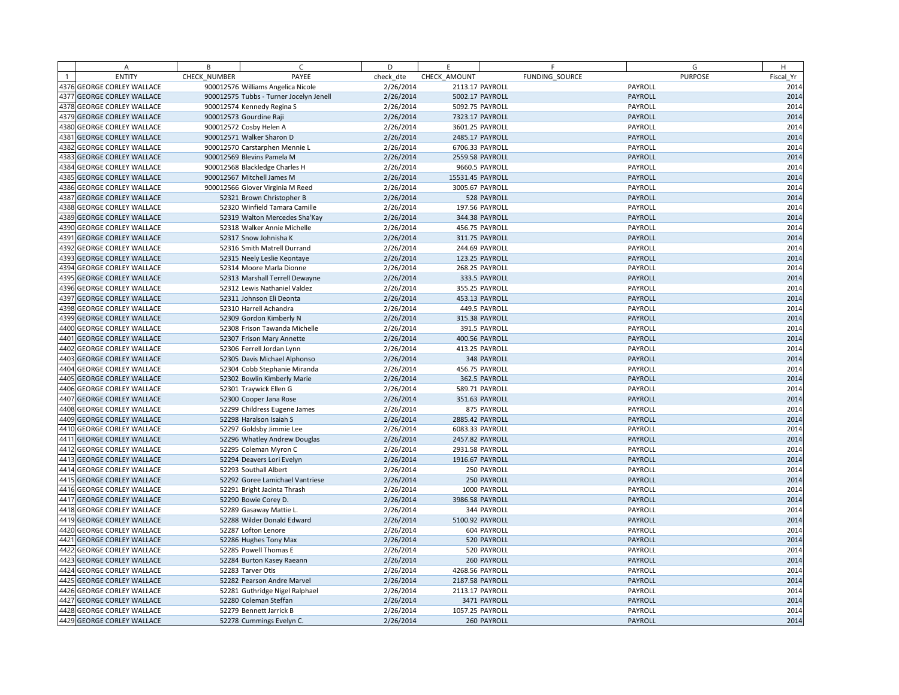| | A | B | C | D | E | F | G | H |
|---|---|---|---|---|---|---|---|---|
| 1 | ENTITY | CHECK_NUMBER | PAYEE | check_dte | CHECK_AMOUNT | FUNDING_SOURCE | PURPOSE | Fiscal_Yr |
| 4376 | GEORGE CORLEY WALLACE | 900012576 | Williams Angelica Nicole | 2/26/2014 | 2113.17 | PAYROLL | PAYROLL | 2014 |
| 4377 | GEORGE CORLEY WALLACE | 900012575 | Tubbs - Turner Jocelyn Jenell | 2/26/2014 | 5002.17 | PAYROLL | PAYROLL | 2014 |
| 4378 | GEORGE CORLEY WALLACE | 900012574 | Kennedy Regina S | 2/26/2014 | 5092.75 | PAYROLL | PAYROLL | 2014 |
| 4379 | GEORGE CORLEY WALLACE | 900012573 | Gourdine Raji | 2/26/2014 | 7323.17 | PAYROLL | PAYROLL | 2014 |
| 4380 | GEORGE CORLEY WALLACE | 900012572 | Cosby Helen A | 2/26/2014 | 3601.25 | PAYROLL | PAYROLL | 2014 |
| 4381 | GEORGE CORLEY WALLACE | 900012571 | Walker Sharon D | 2/26/2014 | 2485.17 | PAYROLL | PAYROLL | 2014 |
| 4382 | GEORGE CORLEY WALLACE | 900012570 | Carstarphen Mennie L | 2/26/2014 | 6706.33 | PAYROLL | PAYROLL | 2014 |
| 4383 | GEORGE CORLEY WALLACE | 900012569 | Blevins Pamela M | 2/26/2014 | 2559.58 | PAYROLL | PAYROLL | 2014 |
| 4384 | GEORGE CORLEY WALLACE | 900012568 | Blackledge Charles H | 2/26/2014 | 9660.5 | PAYROLL | PAYROLL | 2014 |
| 4385 | GEORGE CORLEY WALLACE | 900012567 | Mitchell James M | 2/26/2014 | 15531.45 | PAYROLL | PAYROLL | 2014 |
| 4386 | GEORGE CORLEY WALLACE | 900012566 | Glover Virginia M Reed | 2/26/2014 | 3005.67 | PAYROLL | PAYROLL | 2014 |
| 4387 | GEORGE CORLEY WALLACE | 52321 | Brown Christopher B | 2/26/2014 | 528 | PAYROLL | PAYROLL | 2014 |
| 4388 | GEORGE CORLEY WALLACE | 52320 | Winfield Tamara Camille | 2/26/2014 | 197.56 | PAYROLL | PAYROLL | 2014 |
| 4389 | GEORGE CORLEY WALLACE | 52319 | Walton Mercedes Sha'Kay | 2/26/2014 | 344.38 | PAYROLL | PAYROLL | 2014 |
| 4390 | GEORGE CORLEY WALLACE | 52318 | Walker Annie Michelle | 2/26/2014 | 456.75 | PAYROLL | PAYROLL | 2014 |
| 4391 | GEORGE CORLEY WALLACE | 52317 | Snow Johnisha K | 2/26/2014 | 311.75 | PAYROLL | PAYROLL | 2014 |
| 4392 | GEORGE CORLEY WALLACE | 52316 | Smith Matrell Durrand | 2/26/2014 | 244.69 | PAYROLL | PAYROLL | 2014 |
| 4393 | GEORGE CORLEY WALLACE | 52315 | Neely Leslie Keontaye | 2/26/2014 | 123.25 | PAYROLL | PAYROLL | 2014 |
| 4394 | GEORGE CORLEY WALLACE | 52314 | Moore Marla Dionne | 2/26/2014 | 268.25 | PAYROLL | PAYROLL | 2014 |
| 4395 | GEORGE CORLEY WALLACE | 52313 | Marshall Terrell Dewayne | 2/26/2014 | 333.5 | PAYROLL | PAYROLL | 2014 |
| 4396 | GEORGE CORLEY WALLACE | 52312 | Lewis Nathaniel Valdez | 2/26/2014 | 355.25 | PAYROLL | PAYROLL | 2014 |
| 4397 | GEORGE CORLEY WALLACE | 52311 | Johnson Eli Deonta | 2/26/2014 | 453.13 | PAYROLL | PAYROLL | 2014 |
| 4398 | GEORGE CORLEY WALLACE | 52310 | Harrell Achandra | 2/26/2014 | 449.5 | PAYROLL | PAYROLL | 2014 |
| 4399 | GEORGE CORLEY WALLACE | 52309 | Gordon Kimberly N | 2/26/2014 | 315.38 | PAYROLL | PAYROLL | 2014 |
| 4400 | GEORGE CORLEY WALLACE | 52308 | Frison Tawanda Michelle | 2/26/2014 | 391.5 | PAYROLL | PAYROLL | 2014 |
| 4401 | GEORGE CORLEY WALLACE | 52307 | Frison Mary Annette | 2/26/2014 | 400.56 | PAYROLL | PAYROLL | 2014 |
| 4402 | GEORGE CORLEY WALLACE | 52306 | Ferrell Jordan Lynn | 2/26/2014 | 413.25 | PAYROLL | PAYROLL | 2014 |
| 4403 | GEORGE CORLEY WALLACE | 52305 | Davis Michael Alphonso | 2/26/2014 | 348 | PAYROLL | PAYROLL | 2014 |
| 4404 | GEORGE CORLEY WALLACE | 52304 | Cobb Stephanie Miranda | 2/26/2014 | 456.75 | PAYROLL | PAYROLL | 2014 |
| 4405 | GEORGE CORLEY WALLACE | 52302 | Bowlin Kimberly Marie | 2/26/2014 | 362.5 | PAYROLL | PAYROLL | 2014 |
| 4406 | GEORGE CORLEY WALLACE | 52301 | Traywick Ellen G | 2/26/2014 | 589.71 | PAYROLL | PAYROLL | 2014 |
| 4407 | GEORGE CORLEY WALLACE | 52300 | Cooper Jana Rose | 2/26/2014 | 351.63 | PAYROLL | PAYROLL | 2014 |
| 4408 | GEORGE CORLEY WALLACE | 52299 | Childress Eugene James | 2/26/2014 | 875 | PAYROLL | PAYROLL | 2014 |
| 4409 | GEORGE CORLEY WALLACE | 52298 | Haralson Isaiah S | 2/26/2014 | 2885.42 | PAYROLL | PAYROLL | 2014 |
| 4410 | GEORGE CORLEY WALLACE | 52297 | Goldsby Jimmie Lee | 2/26/2014 | 6083.33 | PAYROLL | PAYROLL | 2014 |
| 4411 | GEORGE CORLEY WALLACE | 52296 | Whatley Andrew Douglas | 2/26/2014 | 2457.82 | PAYROLL | PAYROLL | 2014 |
| 4412 | GEORGE CORLEY WALLACE | 52295 | Coleman Myron C | 2/26/2014 | 2931.58 | PAYROLL | PAYROLL | 2014 |
| 4413 | GEORGE CORLEY WALLACE | 52294 | Deavers Lori Evelyn | 2/26/2014 | 1916.67 | PAYROLL | PAYROLL | 2014 |
| 4414 | GEORGE CORLEY WALLACE | 52293 | Southall Albert | 2/26/2014 | 250 | PAYROLL | PAYROLL | 2014 |
| 4415 | GEORGE CORLEY WALLACE | 52292 | Goree Lamichael Vantriese | 2/26/2014 | 250 | PAYROLL | PAYROLL | 2014 |
| 4416 | GEORGE CORLEY WALLACE | 52291 | Bright Jacinta Thrash | 2/26/2014 | 1000 | PAYROLL | PAYROLL | 2014 |
| 4417 | GEORGE CORLEY WALLACE | 52290 | Bowie Corey D. | 2/26/2014 | 3986.58 | PAYROLL | PAYROLL | 2014 |
| 4418 | GEORGE CORLEY WALLACE | 52289 | Gasaway Mattie L. | 2/26/2014 | 344 | PAYROLL | PAYROLL | 2014 |
| 4419 | GEORGE CORLEY WALLACE | 52288 | Wilder Donald Edward | 2/26/2014 | 5100.92 | PAYROLL | PAYROLL | 2014 |
| 4420 | GEORGE CORLEY WALLACE | 52287 | Lofton Lenore | 2/26/2014 | 604 | PAYROLL | PAYROLL | 2014 |
| 4421 | GEORGE CORLEY WALLACE | 52286 | Hughes Tony Max | 2/26/2014 | 520 | PAYROLL | PAYROLL | 2014 |
| 4422 | GEORGE CORLEY WALLACE | 52285 | Powell Thomas E | 2/26/2014 | 520 | PAYROLL | PAYROLL | 2014 |
| 4423 | GEORGE CORLEY WALLACE | 52284 | Burton Kasey Raeann | 2/26/2014 | 260 | PAYROLL | PAYROLL | 2014 |
| 4424 | GEORGE CORLEY WALLACE | 52283 | Tarver Otis | 2/26/2014 | 4268.56 | PAYROLL | PAYROLL | 2014 |
| 4425 | GEORGE CORLEY WALLACE | 52282 | Pearson Andre Marvel | 2/26/2014 | 2187.58 | PAYROLL | PAYROLL | 2014 |
| 4426 | GEORGE CORLEY WALLACE | 52281 | Guthridge Nigel Ralphael | 2/26/2014 | 2113.17 | PAYROLL | PAYROLL | 2014 |
| 4427 | GEORGE CORLEY WALLACE | 52280 | Coleman Steffan | 2/26/2014 | 3471 | PAYROLL | PAYROLL | 2014 |
| 4428 | GEORGE CORLEY WALLACE | 52279 | Bennett Jarrick B | 2/26/2014 | 1057.25 | PAYROLL | PAYROLL | 2014 |
| 4429 | GEORGE CORLEY WALLACE | 52278 | Cummings Evelyn C. | 2/26/2014 | 260 | PAYROLL | PAYROLL | 2014 |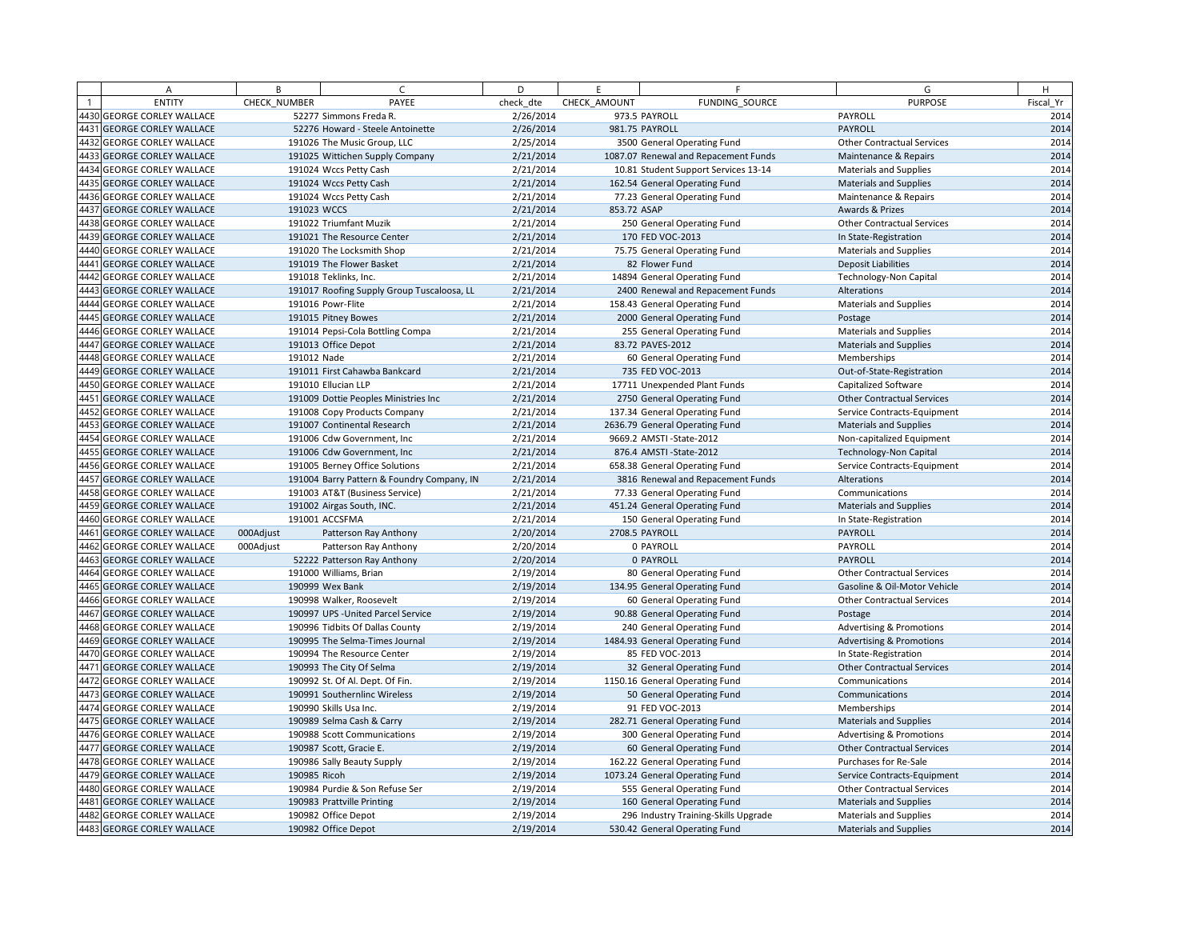| | A | B | C | D | E | F | G | H |
|---|---|---|---|---|---|---|---|---|
| 1 | ENTITY | CHECK_NUMBER | PAYEE | check_dte | CHECK_AMOUNT | FUNDING_SOURCE | PURPOSE | Fiscal_Yr |
| 4430 | GEORGE CORLEY WALLACE | 52277 | Simmons Freda R. | 2/26/2014 | 973.5 | PAYROLL | PAYROLL | 2014 |
| 4431 | GEORGE CORLEY WALLACE | 52276 | Howard - Steele Antoinette | 2/26/2014 | 981.75 | PAYROLL | PAYROLL | 2014 |
| 4432 | GEORGE CORLEY WALLACE | 191026 | The Music Group, LLC | 2/25/2014 | 3500 | General Operating Fund | Other Contractual Services | 2014 |
| 4433 | GEORGE CORLEY WALLACE | 191025 | Wittichen Supply Company | 2/21/2014 | 1087.07 | Renewal and Repacement Funds | Maintenance & Repairs | 2014 |
| 4434 | GEORGE CORLEY WALLACE | 191024 | Wccs Petty Cash | 2/21/2014 | 10.81 | Student Support Services 13-14 | Materials and Supplies | 2014 |
| 4435 | GEORGE CORLEY WALLACE | 191024 | Wccs Petty Cash | 2/21/2014 | 162.54 | General Operating Fund | Materials and Supplies | 2014 |
| 4436 | GEORGE CORLEY WALLACE | 191024 | Wccs Petty Cash | 2/21/2014 | 77.23 | General Operating Fund | Maintenance & Repairs | 2014 |
| 4437 | GEORGE CORLEY WALLACE | 191023 | WCCS | 2/21/2014 | 853.72 | ASAP | Awards & Prizes | 2014 |
| 4438 | GEORGE CORLEY WALLACE | 191022 | Triumfant Muzik | 2/21/2014 | 250 | General Operating Fund | Other Contractual Services | 2014 |
| 4439 | GEORGE CORLEY WALLACE | 191021 | The Resource Center | 2/21/2014 | 170 | FED VOC-2013 | In State-Registration | 2014 |
| 4440 | GEORGE CORLEY WALLACE | 191020 | The Locksmith Shop | 2/21/2014 | 75.75 | General Operating Fund | Materials and Supplies | 2014 |
| 4441 | GEORGE CORLEY WALLACE | 191019 | The Flower Basket | 2/21/2014 | 82 | Flower Fund | Deposit Liabilities | 2014 |
| 4442 | GEORGE CORLEY WALLACE | 191018 | Teklinks, Inc. | 2/21/2014 | 14894 | General Operating Fund | Technology-Non Capital | 2014 |
| 4443 | GEORGE CORLEY WALLACE | 191017 | Roofing Supply Group Tuscaloosa, LL | 2/21/2014 | 2400 | Renewal and Repacement Funds | Alterations | 2014 |
| 4444 | GEORGE CORLEY WALLACE | 191016 | Powr-Flite | 2/21/2014 | 158.43 | General Operating Fund | Materials and Supplies | 2014 |
| 4445 | GEORGE CORLEY WALLACE | 191015 | Pitney Bowes | 2/21/2014 | 2000 | General Operating Fund | Postage | 2014 |
| 4446 | GEORGE CORLEY WALLACE | 191014 | Pepsi-Cola Bottling Compa | 2/21/2014 | 255 | General Operating Fund | Materials and Supplies | 2014 |
| 4447 | GEORGE CORLEY WALLACE | 191013 | Office Depot | 2/21/2014 | 83.72 | PAVES-2012 | Materials and Supplies | 2014 |
| 4448 | GEORGE CORLEY WALLACE | 191012 | Nade | 2/21/2014 | 60 | General Operating Fund | Memberships | 2014 |
| 4449 | GEORGE CORLEY WALLACE | 191011 | First Cahawba Bankcard | 2/21/2014 | 735 | FED VOC-2013 | Out-of-State-Registration | 2014 |
| 4450 | GEORGE CORLEY WALLACE | 191010 | Ellucian LLP | 2/21/2014 | 17711 | Unexpended Plant Funds | Capitalized Software | 2014 |
| 4451 | GEORGE CORLEY WALLACE | 191009 | Dottie Peoples Ministries Inc | 2/21/2014 | 2750 | General Operating Fund | Other Contractual Services | 2014 |
| 4452 | GEORGE CORLEY WALLACE | 191008 | Copy Products Company | 2/21/2014 | 137.34 | General Operating Fund | Service Contracts-Equipment | 2014 |
| 4453 | GEORGE CORLEY WALLACE | 191007 | Continental Research | 2/21/2014 | 2636.79 | General Operating Fund | Materials and Supplies | 2014 |
| 4454 | GEORGE CORLEY WALLACE | 191006 | Cdw Government, Inc | 2/21/2014 | 9669.2 | AMSTI -State-2012 | Non-capitalized Equipment | 2014 |
| 4455 | GEORGE CORLEY WALLACE | 191006 | Cdw Government, Inc | 2/21/2014 | 876.4 | AMSTI -State-2012 | Technology-Non Capital | 2014 |
| 4456 | GEORGE CORLEY WALLACE | 191005 | Berney Office Solutions | 2/21/2014 | 658.38 | General Operating Fund | Service Contracts-Equipment | 2014 |
| 4457 | GEORGE CORLEY WALLACE | 191004 | Barry Pattern & Foundry Company, IN | 2/21/2014 | 3816 | Renewal and Repacement Funds | Alterations | 2014 |
| 4458 | GEORGE CORLEY WALLACE | 191003 | AT&T (Business Service) | 2/21/2014 | 77.33 | General Operating Fund | Communications | 2014 |
| 4459 | GEORGE CORLEY WALLACE | 191002 | Airgas South, INC. | 2/21/2014 | 451.24 | General Operating Fund | Materials and Supplies | 2014 |
| 4460 | GEORGE CORLEY WALLACE | 191001 | ACCSFMA | 2/21/2014 | 150 | General Operating Fund | In State-Registration | 2014 |
| 4461 | GEORGE CORLEY WALLACE | 000Adjust | Patterson Ray Anthony | 2/20/2014 | 2708.5 | PAYROLL | PAYROLL | 2014 |
| 4462 | GEORGE CORLEY WALLACE | 000Adjust | Patterson Ray Anthony | 2/20/2014 | 0 | PAYROLL | PAYROLL | 2014 |
| 4463 | GEORGE CORLEY WALLACE | 52222 | Patterson Ray Anthony | 2/20/2014 | 0 | PAYROLL | PAYROLL | 2014 |
| 4464 | GEORGE CORLEY WALLACE | 191000 | Williams, Brian | 2/19/2014 | 80 | General Operating Fund | Other Contractual Services | 2014 |
| 4465 | GEORGE CORLEY WALLACE | 190999 | Wex Bank | 2/19/2014 | 134.95 | General Operating Fund | Gasoline & Oil-Motor Vehicle | 2014 |
| 4466 | GEORGE CORLEY WALLACE | 190998 | Walker, Roosevelt | 2/19/2014 | 60 | General Operating Fund | Other Contractual Services | 2014 |
| 4467 | GEORGE CORLEY WALLACE | 190997 | UPS -United Parcel Service | 2/19/2014 | 90.88 | General Operating Fund | Postage | 2014 |
| 4468 | GEORGE CORLEY WALLACE | 190996 | Tidbits Of Dallas County | 2/19/2014 | 240 | General Operating Fund | Advertising & Promotions | 2014 |
| 4469 | GEORGE CORLEY WALLACE | 190995 | The Selma-Times Journal | 2/19/2014 | 1484.93 | General Operating Fund | Advertising & Promotions | 2014 |
| 4470 | GEORGE CORLEY WALLACE | 190994 | The Resource Center | 2/19/2014 | 85 | FED VOC-2013 | In State-Registration | 2014 |
| 4471 | GEORGE CORLEY WALLACE | 190993 | The City Of Selma | 2/19/2014 | 32 | General Operating Fund | Other Contractual Services | 2014 |
| 4472 | GEORGE CORLEY WALLACE | 190992 | St. Of Al. Dept. Of Fin. | 2/19/2014 | 1150.16 | General Operating Fund | Communications | 2014 |
| 4473 | GEORGE CORLEY WALLACE | 190991 | Southernlinc Wireless | 2/19/2014 | 50 | General Operating Fund | Communications | 2014 |
| 4474 | GEORGE CORLEY WALLACE | 190990 | Skills Usa Inc. | 2/19/2014 | 91 | FED VOC-2013 | Memberships | 2014 |
| 4475 | GEORGE CORLEY WALLACE | 190989 | Selma Cash & Carry | 2/19/2014 | 282.71 | General Operating Fund | Materials and Supplies | 2014 |
| 4476 | GEORGE CORLEY WALLACE | 190988 | Scott Communications | 2/19/2014 | 300 | General Operating Fund | Advertising & Promotions | 2014 |
| 4477 | GEORGE CORLEY WALLACE | 190987 | Scott, Gracie E. | 2/19/2014 | 60 | General Operating Fund | Other Contractual Services | 2014 |
| 4478 | GEORGE CORLEY WALLACE | 190986 | Sally Beauty Supply | 2/19/2014 | 162.22 | General Operating Fund | Purchases for Re-Sale | 2014 |
| 4479 | GEORGE CORLEY WALLACE | 190985 | Ricoh | 2/19/2014 | 1073.24 | General Operating Fund | Service Contracts-Equipment | 2014 |
| 4480 | GEORGE CORLEY WALLACE | 190984 | Purdie & Son Refuse Ser | 2/19/2014 | 555 | General Operating Fund | Other Contractual Services | 2014 |
| 4481 | GEORGE CORLEY WALLACE | 190983 | Prattville Printing | 2/19/2014 | 160 | General Operating Fund | Materials and Supplies | 2014 |
| 4482 | GEORGE CORLEY WALLACE | 190982 | Office Depot | 2/19/2014 | 296 | Industry Training-Skills Upgrade | Materials and Supplies | 2014 |
| 4483 | GEORGE CORLEY WALLACE | 190982 | Office Depot | 2/19/2014 | 530.42 | General Operating Fund | Materials and Supplies | 2014 |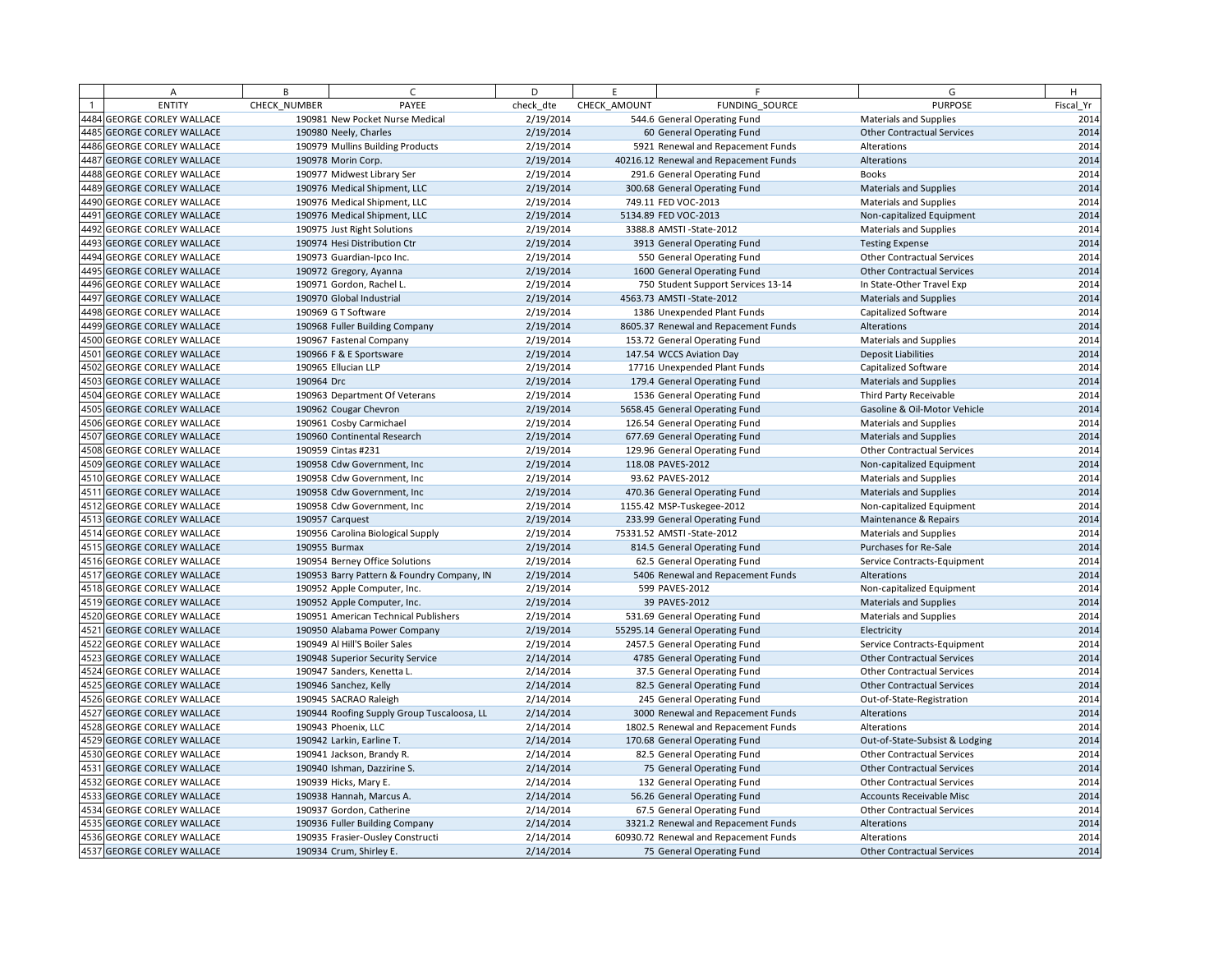| | A | B | C | D | E | F | G | H |
|---|---|---|---|---|---|---|---|---|
| 1 | ENTITY | CHECK_NUMBER | PAYEE | check_dte | CHECK_AMOUNT | FUNDING_SOURCE | PURPOSE | Fiscal_Yr |
| 4484 | GEORGE CORLEY WALLACE | 190981 | New Pocket Nurse Medical | 2/19/2014 | 544.6 | General Operating Fund | Materials and Supplies | 2014 |
| 4485 | GEORGE CORLEY WALLACE | 190980 | Neely, Charles | 2/19/2014 | 60 | General Operating Fund | Other Contractual Services | 2014 |
| 4486 | GEORGE CORLEY WALLACE | 190979 | Mullins Building Products | 2/19/2014 | 5921 | Renewal and Repacement Funds | Alterations | 2014 |
| 4487 | GEORGE CORLEY WALLACE | 190978 | Morin Corp. | 2/19/2014 | 40216.12 | Renewal and Repacement Funds | Alterations | 2014 |
| 4488 | GEORGE CORLEY WALLACE | 190977 | Midwest Library Ser | 2/19/2014 | 291.6 | General Operating Fund | Books | 2014 |
| 4489 | GEORGE CORLEY WALLACE | 190976 | Medical Shipment, LLC | 2/19/2014 | 300.68 | General Operating Fund | Materials and Supplies | 2014 |
| 4490 | GEORGE CORLEY WALLACE | 190976 | Medical Shipment, LLC | 2/19/2014 | 749.11 | FED VOC-2013 | Materials and Supplies | 2014 |
| 4491 | GEORGE CORLEY WALLACE | 190976 | Medical Shipment, LLC | 2/19/2014 | 5134.89 | FED VOC-2013 | Non-capitalized Equipment | 2014 |
| 4492 | GEORGE CORLEY WALLACE | 190975 | Just Right Solutions | 2/19/2014 | 3388.8 | AMSTI -State-2012 | Materials and Supplies | 2014 |
| 4493 | GEORGE CORLEY WALLACE | 190974 | Hesi Distribution Ctr | 2/19/2014 | 3913 | General Operating Fund | Testing Expense | 2014 |
| 4494 | GEORGE CORLEY WALLACE | 190973 | Guardian-Ipco Inc. | 2/19/2014 | 550 | General Operating Fund | Other Contractual Services | 2014 |
| 4495 | GEORGE CORLEY WALLACE | 190972 | Gregory, Ayanna | 2/19/2014 | 1600 | General Operating Fund | Other Contractual Services | 2014 |
| 4496 | GEORGE CORLEY WALLACE | 190971 | Gordon, Rachel L. | 2/19/2014 | 750 | Student Support Services 13-14 | In State-Other Travel Exp | 2014 |
| 4497 | GEORGE CORLEY WALLACE | 190970 | Global Industrial | 2/19/2014 | 4563.73 | AMSTI -State-2012 | Materials and Supplies | 2014 |
| 4498 | GEORGE CORLEY WALLACE | 190969 | G T Software | 2/19/2014 | 1386 | Unexpended Plant Funds | Capitalized Software | 2014 |
| 4499 | GEORGE CORLEY WALLACE | 190968 | Fuller Building Company | 2/19/2014 | 8605.37 | Renewal and Repacement Funds | Alterations | 2014 |
| 4500 | GEORGE CORLEY WALLACE | 190967 | Fastenal Company | 2/19/2014 | 153.72 | General Operating Fund | Materials and Supplies | 2014 |
| 4501 | GEORGE CORLEY WALLACE | 190966 | F & E Sportsware | 2/19/2014 | 147.54 | WCCS Aviation Day | Deposit Liabilities | 2014 |
| 4502 | GEORGE CORLEY WALLACE | 190965 | Ellucian LLP | 2/19/2014 | 17716 | Unexpended Plant Funds | Capitalized Software | 2014 |
| 4503 | GEORGE CORLEY WALLACE | 190964 | Drc | 2/19/2014 | 179.4 | General Operating Fund | Materials and Supplies | 2014 |
| 4504 | GEORGE CORLEY WALLACE | 190963 | Department Of Veterans | 2/19/2014 | 1536 | General Operating Fund | Third Party Receivable | 2014 |
| 4505 | GEORGE CORLEY WALLACE | 190962 | Cougar Chevron | 2/19/2014 | 5658.45 | General Operating Fund | Gasoline & Oil-Motor Vehicle | 2014 |
| 4506 | GEORGE CORLEY WALLACE | 190961 | Cosby Carmichael | 2/19/2014 | 126.54 | General Operating Fund | Materials and Supplies | 2014 |
| 4507 | GEORGE CORLEY WALLACE | 190960 | Continental Research | 2/19/2014 | 677.69 | General Operating Fund | Materials and Supplies | 2014 |
| 4508 | GEORGE CORLEY WALLACE | 190959 | Cintas #231 | 2/19/2014 | 129.96 | General Operating Fund | Other Contractual Services | 2014 |
| 4509 | GEORGE CORLEY WALLACE | 190958 | Cdw Government, Inc | 2/19/2014 | 118.08 | PAVES-2012 | Non-capitalized Equipment | 2014 |
| 4510 | GEORGE CORLEY WALLACE | 190958 | Cdw Government, Inc | 2/19/2014 | 93.62 | PAVES-2012 | Materials and Supplies | 2014 |
| 4511 | GEORGE CORLEY WALLACE | 190958 | Cdw Government, Inc | 2/19/2014 | 470.36 | General Operating Fund | Materials and Supplies | 2014 |
| 4512 | GEORGE CORLEY WALLACE | 190958 | Cdw Government, Inc | 2/19/2014 | 1155.42 | MSP-Tuskegee-2012 | Non-capitalized Equipment | 2014 |
| 4513 | GEORGE CORLEY WALLACE | 190957 | Carquest | 2/19/2014 | 233.99 | General Operating Fund | Maintenance & Repairs | 2014 |
| 4514 | GEORGE CORLEY WALLACE | 190956 | Carolina Biological Supply | 2/19/2014 | 75331.52 | AMSTI -State-2012 | Materials and Supplies | 2014 |
| 4515 | GEORGE CORLEY WALLACE | 190955 | Burmax | 2/19/2014 | 814.5 | General Operating Fund | Purchases for Re-Sale | 2014 |
| 4516 | GEORGE CORLEY WALLACE | 190954 | Berney Office Solutions | 2/19/2014 | 62.5 | General Operating Fund | Service Contracts-Equipment | 2014 |
| 4517 | GEORGE CORLEY WALLACE | 190953 | Barry Pattern & Foundry Company, IN | 2/19/2014 | 5406 | Renewal and Repacement Funds | Alterations | 2014 |
| 4518 | GEORGE CORLEY WALLACE | 190952 | Apple Computer, Inc. | 2/19/2014 | 599 | PAVES-2012 | Non-capitalized Equipment | 2014 |
| 4519 | GEORGE CORLEY WALLACE | 190952 | Apple Computer, Inc. | 2/19/2014 | 39 | PAVES-2012 | Materials and Supplies | 2014 |
| 4520 | GEORGE CORLEY WALLACE | 190951 | American Technical Publishers | 2/19/2014 | 531.69 | General Operating Fund | Materials and Supplies | 2014 |
| 4521 | GEORGE CORLEY WALLACE | 190950 | Alabama Power Company | 2/19/2014 | 55295.14 | General Operating Fund | Electricity | 2014 |
| 4522 | GEORGE CORLEY WALLACE | 190949 | Al Hill'S Boiler Sales | 2/19/2014 | 2457.5 | General Operating Fund | Service Contracts-Equipment | 2014 |
| 4523 | GEORGE CORLEY WALLACE | 190948 | Superior Security Service | 2/14/2014 | 4785 | General Operating Fund | Other Contractual Services | 2014 |
| 4524 | GEORGE CORLEY WALLACE | 190947 | Sanders, Kenetta L. | 2/14/2014 | 37.5 | General Operating Fund | Other Contractual Services | 2014 |
| 4525 | GEORGE CORLEY WALLACE | 190946 | Sanchez, Kelly | 2/14/2014 | 82.5 | General Operating Fund | Other Contractual Services | 2014 |
| 4526 | GEORGE CORLEY WALLACE | 190945 | SACRAO Raleigh | 2/14/2014 | 245 | General Operating Fund | Out-of-State-Registration | 2014 |
| 4527 | GEORGE CORLEY WALLACE | 190944 | Roofing Supply Group Tuscaloosa, LL | 2/14/2014 | 3000 | Renewal and Repacement Funds | Alterations | 2014 |
| 4528 | GEORGE CORLEY WALLACE | 190943 | Phoenix, LLC | 2/14/2014 | 1802.5 | Renewal and Repacement Funds | Alterations | 2014 |
| 4529 | GEORGE CORLEY WALLACE | 190942 | Larkin, Earline T. | 2/14/2014 | 170.68 | General Operating Fund | Out-of-State-Subsist & Lodging | 2014 |
| 4530 | GEORGE CORLEY WALLACE | 190941 | Jackson, Brandy R. | 2/14/2014 | 82.5 | General Operating Fund | Other Contractual Services | 2014 |
| 4531 | GEORGE CORLEY WALLACE | 190940 | Ishman, Dazzirine S. | 2/14/2014 | 75 | General Operating Fund | Other Contractual Services | 2014 |
| 4532 | GEORGE CORLEY WALLACE | 190939 | Hicks, Mary E. | 2/14/2014 | 132 | General Operating Fund | Other Contractual Services | 2014 |
| 4533 | GEORGE CORLEY WALLACE | 190938 | Hannah, Marcus A. | 2/14/2014 | 56.26 | General Operating Fund | Accounts Receivable Misc | 2014 |
| 4534 | GEORGE CORLEY WALLACE | 190937 | Gordon, Catherine | 2/14/2014 | 67.5 | General Operating Fund | Other Contractual Services | 2014 |
| 4535 | GEORGE CORLEY WALLACE | 190936 | Fuller Building Company | 2/14/2014 | 3321.2 | Renewal and Repacement Funds | Alterations | 2014 |
| 4536 | GEORGE CORLEY WALLACE | 190935 | Frasier-Ousley Constructi | 2/14/2014 | 60930.72 | Renewal and Repacement Funds | Alterations | 2014 |
| 4537 | GEORGE CORLEY WALLACE | 190934 | Crum, Shirley E. | 2/14/2014 | 75 | General Operating Fund | Other Contractual Services | 2014 |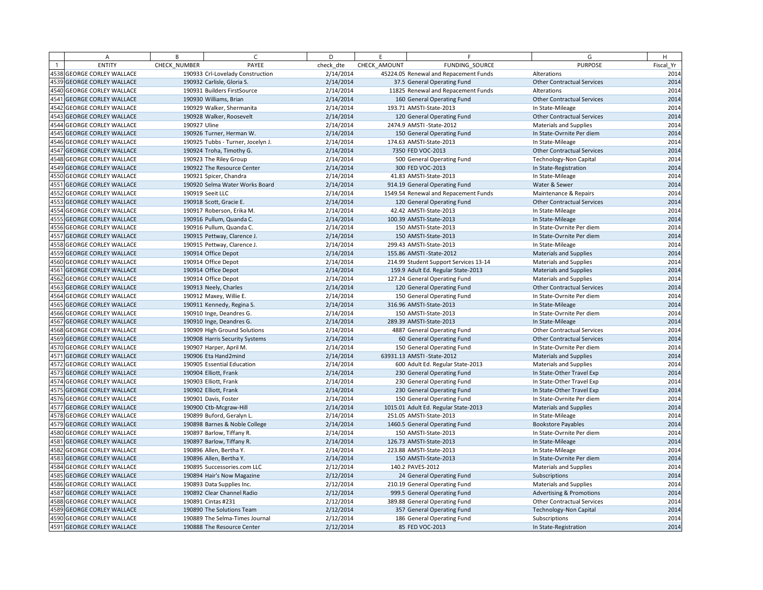| | A | B | C | D | E | F | G | H |
|---|---|---|---|---|---|---|---|---|
| 1 | ENTITY | CHECK_NUMBER | PAYEE | check_dte | CHECK_AMOUNT | FUNDING_SOURCE | PURPOSE | Fiscal_Yr |
| 4538 | GEORGE CORLEY WALLACE | 190933 | Crl-Lovelady Construction | 2/14/2014 | 45224.05 | Renewal and Repacement Funds | Alterations | 2014 |
| 4539 | GEORGE CORLEY WALLACE | 190932 | Carlisle, Gloria S. | 2/14/2014 | 37.5 | General Operating Fund | Other Contractual Services | 2014 |
| 4540 | GEORGE CORLEY WALLACE | 190931 | Builders FirstSource | 2/14/2014 | 11825 | Renewal and Repacement Funds | Alterations | 2014 |
| 4541 | GEORGE CORLEY WALLACE | 190930 | Williams, Brian | 2/14/2014 | 160 | General Operating Fund | Other Contractual Services | 2014 |
| 4542 | GEORGE CORLEY WALLACE | 190929 | Walker, Shermanita | 2/14/2014 | 193.71 | AMSTI-State-2013 | In State-Mileage | 2014 |
| 4543 | GEORGE CORLEY WALLACE | 190928 | Walker, Roosevelt | 2/14/2014 | 120 | General Operating Fund | Other Contractual Services | 2014 |
| 4544 | GEORGE CORLEY WALLACE | 190927 | Uline | 2/14/2014 | 2474.9 | AMSTI -State-2012 | Materials and Supplies | 2014 |
| 4545 | GEORGE CORLEY WALLACE | 190926 | Turner, Herman W. | 2/14/2014 | 150 | General Operating Fund | In State-Ovrnite Per diem | 2014 |
| 4546 | GEORGE CORLEY WALLACE | 190925 | Tubbs - Turner, Jocelyn J. | 2/14/2014 | 174.63 | AMSTI-State-2013 | In State-Mileage | 2014 |
| 4547 | GEORGE CORLEY WALLACE | 190924 | Troha, Timothy G. | 2/14/2014 | 7350 | FED VOC-2013 | Other Contractual Services | 2014 |
| 4548 | GEORGE CORLEY WALLACE | 190923 | The Riley Group | 2/14/2014 | 500 | General Operating Fund | Technology-Non Capital | 2014 |
| 4549 | GEORGE CORLEY WALLACE | 190922 | The Resource Center | 2/14/2014 | 300 | FED VOC-2013 | In State-Registration | 2014 |
| 4550 | GEORGE CORLEY WALLACE | 190921 | Spicer, Chandra | 2/14/2014 | 41.83 | AMSTI-State-2013 | In State-Mileage | 2014 |
| 4551 | GEORGE CORLEY WALLACE | 190920 | Selma Water Works Board | 2/14/2014 | 914.19 | General Operating Fund | Water & Sewer | 2014 |
| 4552 | GEORGE CORLEY WALLACE | 190919 | Seeit LLC | 2/14/2014 | 1549.54 | Renewal and Repacement Funds | Maintenance & Repairs | 2014 |
| 4553 | GEORGE CORLEY WALLACE | 190918 | Scott, Gracie E. | 2/14/2014 | 120 | General Operating Fund | Other Contractual Services | 2014 |
| 4554 | GEORGE CORLEY WALLACE | 190917 | Roberson, Erika M. | 2/14/2014 | 42.42 | AMSTI-State-2013 | In State-Mileage | 2014 |
| 4555 | GEORGE CORLEY WALLACE | 190916 | Pullum, Quanda C. | 2/14/2014 | 100.39 | AMSTI-State-2013 | In State-Mileage | 2014 |
| 4556 | GEORGE CORLEY WALLACE | 190916 | Pullum, Quanda C. | 2/14/2014 | 150 | AMSTI-State-2013 | In State-Ovrnite Per diem | 2014 |
| 4557 | GEORGE CORLEY WALLACE | 190915 | Pettway, Clarence J. | 2/14/2014 | 150 | AMSTI-State-2013 | In State-Ovrnite Per diem | 2014 |
| 4558 | GEORGE CORLEY WALLACE | 190915 | Pettway, Clarence J. | 2/14/2014 | 299.43 | AMSTI-State-2013 | In State-Mileage | 2014 |
| 4559 | GEORGE CORLEY WALLACE | 190914 | Office Depot | 2/14/2014 | 155.86 | AMSTI -State-2012 | Materials and Supplies | 2014 |
| 4560 | GEORGE CORLEY WALLACE | 190914 | Office Depot | 2/14/2014 | 214.99 | Student Support Services 13-14 | Materials and Supplies | 2014 |
| 4561 | GEORGE CORLEY WALLACE | 190914 | Office Depot | 2/14/2014 | 159.9 | Adult Ed. Regular State-2013 | Materials and Supplies | 2014 |
| 4562 | GEORGE CORLEY WALLACE | 190914 | Office Depot | 2/14/2014 | 127.24 | General Operating Fund | Materials and Supplies | 2014 |
| 4563 | GEORGE CORLEY WALLACE | 190913 | Neely, Charles | 2/14/2014 | 120 | General Operating Fund | Other Contractual Services | 2014 |
| 4564 | GEORGE CORLEY WALLACE | 190912 | Maxey, Willie E. | 2/14/2014 | 150 | General Operating Fund | In State-Ovrnite Per diem | 2014 |
| 4565 | GEORGE CORLEY WALLACE | 190911 | Kennedy, Regina S. | 2/14/2014 | 316.96 | AMSTI-State-2013 | In State-Mileage | 2014 |
| 4566 | GEORGE CORLEY WALLACE | 190910 | Inge, Deandres G. | 2/14/2014 | 150 | AMSTI-State-2013 | In State-Ovrnite Per diem | 2014 |
| 4567 | GEORGE CORLEY WALLACE | 190910 | Inge, Deandres G. | 2/14/2014 | 289.39 | AMSTI-State-2013 | In State-Mileage | 2014 |
| 4568 | GEORGE CORLEY WALLACE | 190909 | High Ground Solutions | 2/14/2014 | 4887 | General Operating Fund | Other Contractual Services | 2014 |
| 4569 | GEORGE CORLEY WALLACE | 190908 | Harris Security Systems | 2/14/2014 | 60 | General Operating Fund | Other Contractual Services | 2014 |
| 4570 | GEORGE CORLEY WALLACE | 190907 | Harper, April M. | 2/14/2014 | 150 | General Operating Fund | In State-Ovrnite Per diem | 2014 |
| 4571 | GEORGE CORLEY WALLACE | 190906 | Eta Hand2mind | 2/14/2014 | 63931.13 | AMSTI -State-2012 | Materials and Supplies | 2014 |
| 4572 | GEORGE CORLEY WALLACE | 190905 | Essential Education | 2/14/2014 | 600 | Adult Ed. Regular State-2013 | Materials and Supplies | 2014 |
| 4573 | GEORGE CORLEY WALLACE | 190904 | Elliott, Frank | 2/14/2014 | 230 | General Operating Fund | In State-Other Travel Exp | 2014 |
| 4574 | GEORGE CORLEY WALLACE | 190903 | Elliott, Frank | 2/14/2014 | 230 | General Operating Fund | In State-Other Travel Exp | 2014 |
| 4575 | GEORGE CORLEY WALLACE | 190902 | Elliott, Frank | 2/14/2014 | 230 | General Operating Fund | In State-Other Travel Exp | 2014 |
| 4576 | GEORGE CORLEY WALLACE | 190901 | Davis, Foster | 2/14/2014 | 150 | General Operating Fund | In State-Ovrnite Per diem | 2014 |
| 4577 | GEORGE CORLEY WALLACE | 190900 | Ctb-Mcgraw-Hill | 2/14/2014 | 1015.01 | Adult Ed. Regular State-2013 | Materials and Supplies | 2014 |
| 4578 | GEORGE CORLEY WALLACE | 190899 | Buford, Geralyn L. | 2/14/2014 | 251.05 | AMSTI-State-2013 | In State-Mileage | 2014 |
| 4579 | GEORGE CORLEY WALLACE | 190898 | Barnes & Noble College | 2/14/2014 | 1460.5 | General Operating Fund | Bookstore Payables | 2014 |
| 4580 | GEORGE CORLEY WALLACE | 190897 | Barlow, Tiffany R. | 2/14/2014 | 150 | AMSTI-State-2013 | In State-Ovrnite Per diem | 2014 |
| 4581 | GEORGE CORLEY WALLACE | 190897 | Barlow, Tiffany R. | 2/14/2014 | 126.73 | AMSTI-State-2013 | In State-Mileage | 2014 |
| 4582 | GEORGE CORLEY WALLACE | 190896 | Allen, Bertha Y. | 2/14/2014 | 223.88 | AMSTI-State-2013 | In State-Mileage | 2014 |
| 4583 | GEORGE CORLEY WALLACE | 190896 | Allen, Bertha Y. | 2/14/2014 | 150 | AMSTI-State-2013 | In State-Ovrnite Per diem | 2014 |
| 4584 | GEORGE CORLEY WALLACE | 190895 | Successories.com LLC | 2/12/2014 | 140.2 | PAVES-2012 | Materials and Supplies | 2014 |
| 4585 | GEORGE CORLEY WALLACE | 190894 | Hair's Now Magazine | 2/12/2014 | 24 | General Operating Fund | Subscriptions | 2014 |
| 4586 | GEORGE CORLEY WALLACE | 190893 | Data Supplies Inc. | 2/12/2014 | 210.19 | General Operating Fund | Materials and Supplies | 2014 |
| 4587 | GEORGE CORLEY WALLACE | 190892 | Clear Channel Radio | 2/12/2014 | 999.5 | General Operating Fund | Advertising & Promotions | 2014 |
| 4588 | GEORGE CORLEY WALLACE | 190891 | Cintas #231 | 2/12/2014 | 389.88 | General Operating Fund | Other Contractual Services | 2014 |
| 4589 | GEORGE CORLEY WALLACE | 190890 | The Solutions Team | 2/12/2014 | 357 | General Operating Fund | Technology-Non Capital | 2014 |
| 4590 | GEORGE CORLEY WALLACE | 190889 | The Selma-Times Journal | 2/12/2014 | 186 | General Operating Fund | Subscriptions | 2014 |
| 4591 | GEORGE CORLEY WALLACE | 190888 | The Resource Center | 2/12/2014 | 85 | FED VOC-2013 | In State-Registration | 2014 |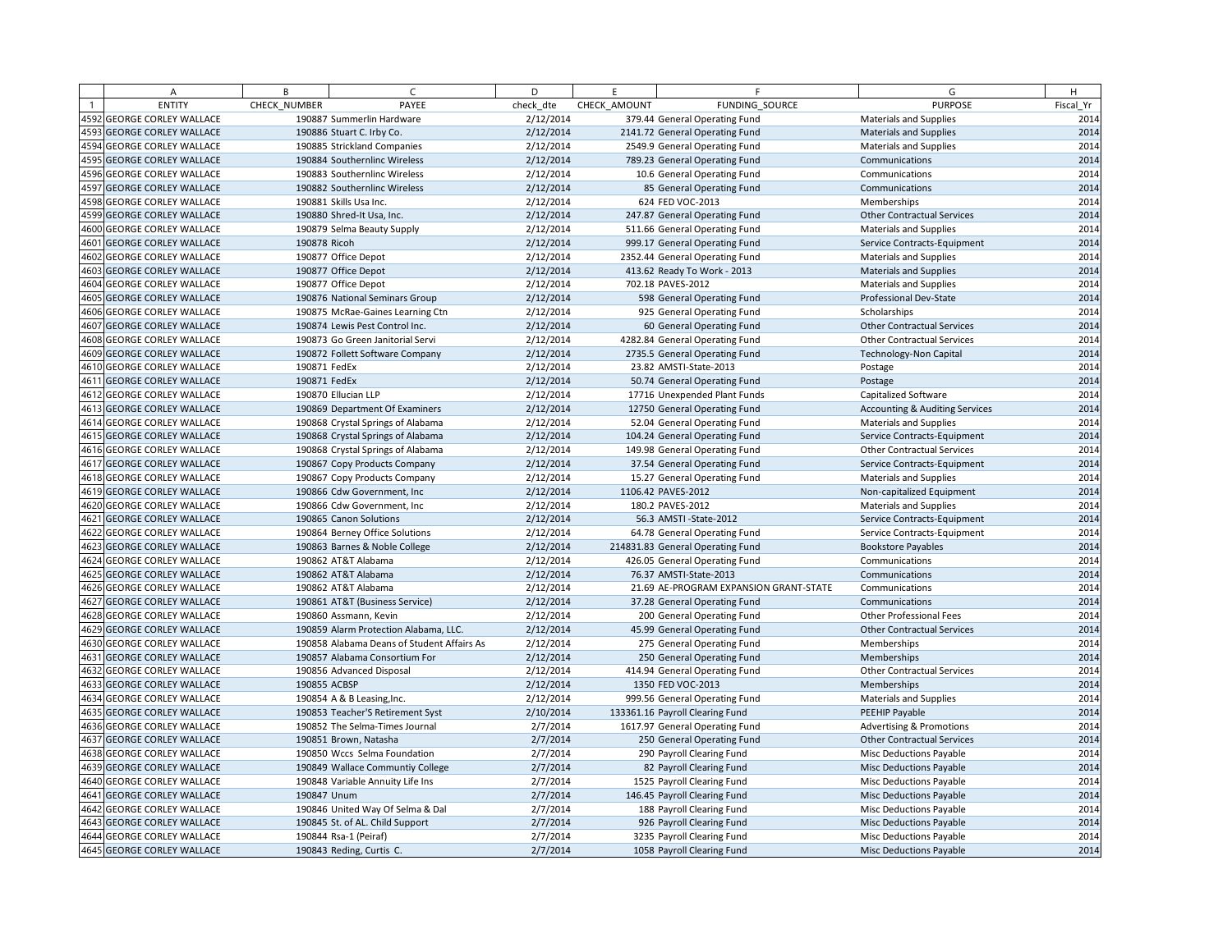| | A | B | C | D | E | F | G | H |
|---|---|---|---|---|---|---|---|---|
| 1 | ENTITY | CHECK_NUMBER | PAYEE | check_dte | CHECK_AMOUNT | FUNDING_SOURCE | PURPOSE | Fiscal_Yr |
| 4592 | GEORGE CORLEY WALLACE | 190887 | Summerlin Hardware | 2/12/2014 | 379.44 | General Operating Fund | Materials and Supplies | 2014 |
| 4593 | GEORGE CORLEY WALLACE | 190886 | Stuart C. Irby Co. | 2/12/2014 | 2141.72 | General Operating Fund | Materials and Supplies | 2014 |
| 4594 | GEORGE CORLEY WALLACE | 190885 | Strickland Companies | 2/12/2014 | 2549.9 | General Operating Fund | Materials and Supplies | 2014 |
| 4595 | GEORGE CORLEY WALLACE | 190884 | Southernlinc Wireless | 2/12/2014 | 789.23 | General Operating Fund | Communications | 2014 |
| 4596 | GEORGE CORLEY WALLACE | 190883 | Southernlinc Wireless | 2/12/2014 | 10.6 | General Operating Fund | Communications | 2014 |
| 4597 | GEORGE CORLEY WALLACE | 190882 | Southernlinc Wireless | 2/12/2014 | 85 | General Operating Fund | Communications | 2014 |
| 4598 | GEORGE CORLEY WALLACE | 190881 | Skills Usa Inc. | 2/12/2014 | 624 | FED VOC-2013 | Memberships | 2014 |
| 4599 | GEORGE CORLEY WALLACE | 190880 | Shred-It Usa, Inc. | 2/12/2014 | 247.87 | General Operating Fund | Other Contractual Services | 2014 |
| 4600 | GEORGE CORLEY WALLACE | 190879 | Selma Beauty Supply | 2/12/2014 | 511.66 | General Operating Fund | Materials and Supplies | 2014 |
| 4601 | GEORGE CORLEY WALLACE | 190878 | Ricoh | 2/12/2014 | 999.17 | General Operating Fund | Service Contracts-Equipment | 2014 |
| 4602 | GEORGE CORLEY WALLACE | 190877 | Office Depot | 2/12/2014 | 2352.44 | General Operating Fund | Materials and Supplies | 2014 |
| 4603 | GEORGE CORLEY WALLACE | 190877 | Office Depot | 2/12/2014 | 413.62 | Ready To Work - 2013 | Materials and Supplies | 2014 |
| 4604 | GEORGE CORLEY WALLACE | 190877 | Office Depot | 2/12/2014 | 702.18 | PAVES-2012 | Materials and Supplies | 2014 |
| 4605 | GEORGE CORLEY WALLACE | 190876 | National Seminars Group | 2/12/2014 | 598 | General Operating Fund | Professional Dev-State | 2014 |
| 4606 | GEORGE CORLEY WALLACE | 190875 | McRae-Gaines Learning Ctn | 2/12/2014 | 925 | General Operating Fund | Scholarships | 2014 |
| 4607 | GEORGE CORLEY WALLACE | 190874 | Lewis Pest Control Inc. | 2/12/2014 | 60 | General Operating Fund | Other Contractual Services | 2014 |
| 4608 | GEORGE CORLEY WALLACE | 190873 | Go Green Janitorial Servi | 2/12/2014 | 4282.84 | General Operating Fund | Other Contractual Services | 2014 |
| 4609 | GEORGE CORLEY WALLACE | 190872 | Follett Software Company | 2/12/2014 | 2735.5 | General Operating Fund | Technology-Non Capital | 2014 |
| 4610 | GEORGE CORLEY WALLACE | 190871 | FedEx | 2/12/2014 | 23.82 | AMSTI-State-2013 | Postage | 2014 |
| 4611 | GEORGE CORLEY WALLACE | 190871 | FedEx | 2/12/2014 | 50.74 | General Operating Fund | Postage | 2014 |
| 4612 | GEORGE CORLEY WALLACE | 190870 | Ellucian LLP | 2/12/2014 | 17716 | Unexpended Plant Funds | Capitalized Software | 2014 |
| 4613 | GEORGE CORLEY WALLACE | 190869 | Department Of Examiners | 2/12/2014 | 12750 | General Operating Fund | Accounting & Auditing Services | 2014 |
| 4614 | GEORGE CORLEY WALLACE | 190868 | Crystal Springs of Alabama | 2/12/2014 | 52.04 | General Operating Fund | Materials and Supplies | 2014 |
| 4615 | GEORGE CORLEY WALLACE | 190868 | Crystal Springs of Alabama | 2/12/2014 | 104.24 | General Operating Fund | Service Contracts-Equipment | 2014 |
| 4616 | GEORGE CORLEY WALLACE | 190868 | Crystal Springs of Alabama | 2/12/2014 | 149.98 | General Operating Fund | Other Contractual Services | 2014 |
| 4617 | GEORGE CORLEY WALLACE | 190867 | Copy Products Company | 2/12/2014 | 37.54 | General Operating Fund | Service Contracts-Equipment | 2014 |
| 4618 | GEORGE CORLEY WALLACE | 190867 | Copy Products Company | 2/12/2014 | 15.27 | General Operating Fund | Materials and Supplies | 2014 |
| 4619 | GEORGE CORLEY WALLACE | 190866 | Cdw Government, Inc | 2/12/2014 | 1106.42 | PAVES-2012 | Non-capitalized Equipment | 2014 |
| 4620 | GEORGE CORLEY WALLACE | 190866 | Cdw Government, Inc | 2/12/2014 | 180.2 | PAVES-2012 | Materials and Supplies | 2014 |
| 4621 | GEORGE CORLEY WALLACE | 190865 | Canon Solutions | 2/12/2014 | 56.3 | AMSTI -State-2012 | Service Contracts-Equipment | 2014 |
| 4622 | GEORGE CORLEY WALLACE | 190864 | Berney Office Solutions | 2/12/2014 | 64.78 | General Operating Fund | Service Contracts-Equipment | 2014 |
| 4623 | GEORGE CORLEY WALLACE | 190863 | Barnes & Noble College | 2/12/2014 | 214831.83 | General Operating Fund | Bookstore Payables | 2014 |
| 4624 | GEORGE CORLEY WALLACE | 190862 | AT&T Alabama | 2/12/2014 | 426.05 | General Operating Fund | Communications | 2014 |
| 4625 | GEORGE CORLEY WALLACE | 190862 | AT&T Alabama | 2/12/2014 | 76.37 | AMSTI-State-2013 | Communications | 2014 |
| 4626 | GEORGE CORLEY WALLACE | 190862 | AT&T Alabama | 2/12/2014 | 21.69 | AE-PROGRAM EXPANSION GRANT-STATE | Communications | 2014 |
| 4627 | GEORGE CORLEY WALLACE | 190861 | AT&T (Business Service) | 2/12/2014 | 37.28 | General Operating Fund | Communications | 2014 |
| 4628 | GEORGE CORLEY WALLACE | 190860 | Assmann, Kevin | 2/12/2014 | 200 | General Operating Fund | Other Professional Fees | 2014 |
| 4629 | GEORGE CORLEY WALLACE | 190859 | Alarm Protection Alabama, LLC. | 2/12/2014 | 45.99 | General Operating Fund | Other Contractual Services | 2014 |
| 4630 | GEORGE CORLEY WALLACE | 190858 | Alabama Deans of Student Affairs As | 2/12/2014 | 275 | General Operating Fund | Memberships | 2014 |
| 4631 | GEORGE CORLEY WALLACE | 190857 | Alabama Consortium For | 2/12/2014 | 250 | General Operating Fund | Memberships | 2014 |
| 4632 | GEORGE CORLEY WALLACE | 190856 | Advanced Disposal | 2/12/2014 | 414.94 | General Operating Fund | Other Contractual Services | 2014 |
| 4633 | GEORGE CORLEY WALLACE | 190855 | ACBSP | 2/12/2014 | 1350 | FED VOC-2013 | Memberships | 2014 |
| 4634 | GEORGE CORLEY WALLACE | 190854 | A & B Leasing,Inc. | 2/12/2014 | 999.56 | General Operating Fund | Materials and Supplies | 2014 |
| 4635 | GEORGE CORLEY WALLACE | 190853 | Teacher'S Retirement Syst | 2/10/2014 | 133361.16 | Payroll Clearing Fund | PEEHIP Payable | 2014 |
| 4636 | GEORGE CORLEY WALLACE | 190852 | The Selma-Times Journal | 2/7/2014 | 1617.97 | General Operating Fund | Advertising & Promotions | 2014 |
| 4637 | GEORGE CORLEY WALLACE | 190851 | Brown, Natasha | 2/7/2014 | 250 | General Operating Fund | Other Contractual Services | 2014 |
| 4638 | GEORGE CORLEY WALLACE | 190850 | Wccs Selma Foundation | 2/7/2014 | 290 | Payroll Clearing Fund | Misc Deductions Payable | 2014 |
| 4639 | GEORGE CORLEY WALLACE | 190849 | Wallace Communtiy College | 2/7/2014 | 82 | Payroll Clearing Fund | Misc Deductions Payable | 2014 |
| 4640 | GEORGE CORLEY WALLACE | 190848 | Variable Annuity Life Ins | 2/7/2014 | 1525 | Payroll Clearing Fund | Misc Deductions Payable | 2014 |
| 4641 | GEORGE CORLEY WALLACE | 190847 | Unum | 2/7/2014 | 146.45 | Payroll Clearing Fund | Misc Deductions Payable | 2014 |
| 4642 | GEORGE CORLEY WALLACE | 190846 | United Way Of Selma & Dal | 2/7/2014 | 188 | Payroll Clearing Fund | Misc Deductions Payable | 2014 |
| 4643 | GEORGE CORLEY WALLACE | 190845 | St. of AL. Child Support | 2/7/2014 | 926 | Payroll Clearing Fund | Misc Deductions Payable | 2014 |
| 4644 | GEORGE CORLEY WALLACE | 190844 | Rsa-1 (Peiraf) | 2/7/2014 | 3235 | Payroll Clearing Fund | Misc Deductions Payable | 2014 |
| 4645 | GEORGE CORLEY WALLACE | 190843 | Reding, Curtis C. | 2/7/2014 | 1058 | Payroll Clearing Fund | Misc Deductions Payable | 2014 |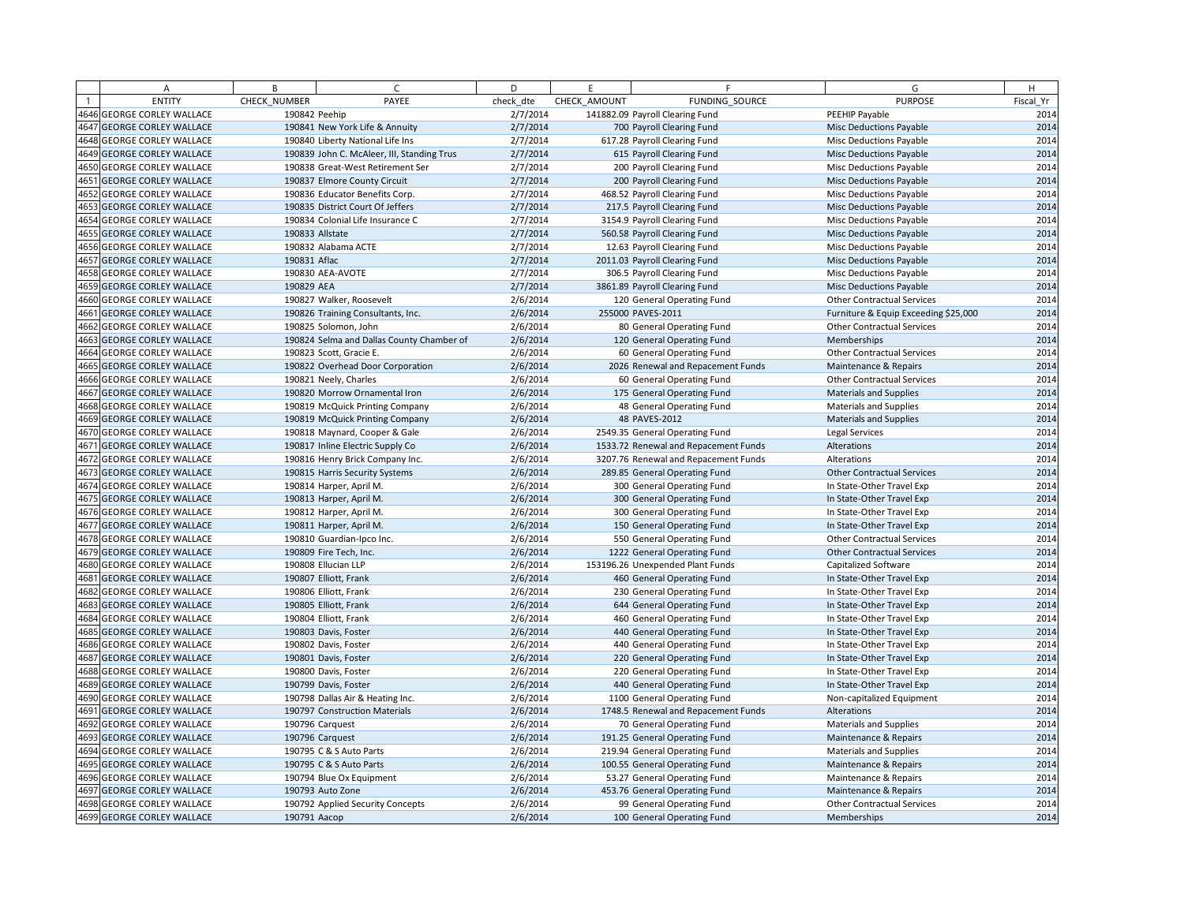| | A | B | C | D | E | F | G | H |
|---|---|---|---|---|---|---|---|---|
| 1 | ENTITY | CHECK_NUMBER | PAYEE | check_dte | CHECK_AMOUNT | FUNDING_SOURCE | PURPOSE | Fiscal_Yr |
| 4646 | GEORGE CORLEY WALLACE | 190842 | Peehip | 2/7/2014 | 141882.09 | Payroll Clearing Fund | PEEHIP Payable | 2014 |
| 4647 | GEORGE CORLEY WALLACE | 190841 | New York Life & Annuity | 2/7/2014 | 700 | Payroll Clearing Fund | Misc Deductions Payable | 2014 |
| 4648 | GEORGE CORLEY WALLACE | 190840 | Liberty National Life Ins | 2/7/2014 | 617.28 | Payroll Clearing Fund | Misc Deductions Payable | 2014 |
| 4649 | GEORGE CORLEY WALLACE | 190839 | John C. McAleer, III, Standing Trus | 2/7/2014 | 615 | Payroll Clearing Fund | Misc Deductions Payable | 2014 |
| 4650 | GEORGE CORLEY WALLACE | 190838 | Great-West Retirement Ser | 2/7/2014 | 200 | Payroll Clearing Fund | Misc Deductions Payable | 2014 |
| 4651 | GEORGE CORLEY WALLACE | 190837 | Elmore County Circuit | 2/7/2014 | 200 | Payroll Clearing Fund | Misc Deductions Payable | 2014 |
| 4652 | GEORGE CORLEY WALLACE | 190836 | Educator Benefits Corp. | 2/7/2014 | 468.52 | Payroll Clearing Fund | Misc Deductions Payable | 2014 |
| 4653 | GEORGE CORLEY WALLACE | 190835 | District Court Of Jeffers | 2/7/2014 | 217.5 | Payroll Clearing Fund | Misc Deductions Payable | 2014 |
| 4654 | GEORGE CORLEY WALLACE | 190834 | Colonial Life Insurance C | 2/7/2014 | 3154.9 | Payroll Clearing Fund | Misc Deductions Payable | 2014 |
| 4655 | GEORGE CORLEY WALLACE | 190833 | Allstate | 2/7/2014 | 560.58 | Payroll Clearing Fund | Misc Deductions Payable | 2014 |
| 4656 | GEORGE CORLEY WALLACE | 190832 | Alabama ACTE | 2/7/2014 | 12.63 | Payroll Clearing Fund | Misc Deductions Payable | 2014 |
| 4657 | GEORGE CORLEY WALLACE | 190831 | Aflac | 2/7/2014 | 2011.03 | Payroll Clearing Fund | Misc Deductions Payable | 2014 |
| 4658 | GEORGE CORLEY WALLACE | 190830 | AEA-AVOTE | 2/7/2014 | 306.5 | Payroll Clearing Fund | Misc Deductions Payable | 2014 |
| 4659 | GEORGE CORLEY WALLACE | 190829 | AEA | 2/7/2014 | 3861.89 | Payroll Clearing Fund | Misc Deductions Payable | 2014 |
| 4660 | GEORGE CORLEY WALLACE | 190827 | Walker, Roosevelt | 2/6/2014 | 120 | General Operating Fund | Other Contractual Services | 2014 |
| 4661 | GEORGE CORLEY WALLACE | 190826 | Training Consultants, Inc. | 2/6/2014 | 255000 | PAVES-2011 | Furniture & Equip Exceeding $25,000 | 2014 |
| 4662 | GEORGE CORLEY WALLACE | 190825 | Solomon, John | 2/6/2014 | 80 | General Operating Fund | Other Contractual Services | 2014 |
| 4663 | GEORGE CORLEY WALLACE | 190824 | Selma and Dallas County Chamber of | 2/6/2014 | 120 | General Operating Fund | Memberships | 2014 |
| 4664 | GEORGE CORLEY WALLACE | 190823 | Scott, Gracie E. | 2/6/2014 | 60 | General Operating Fund | Other Contractual Services | 2014 |
| 4665 | GEORGE CORLEY WALLACE | 190822 | Overhead Door Corporation | 2/6/2014 | 2026 | Renewal and Repacement Funds | Maintenance & Repairs | 2014 |
| 4666 | GEORGE CORLEY WALLACE | 190821 | Neely, Charles | 2/6/2014 | 60 | General Operating Fund | Other Contractual Services | 2014 |
| 4667 | GEORGE CORLEY WALLACE | 190820 | Morrow Ornamental Iron | 2/6/2014 | 175 | General Operating Fund | Materials and Supplies | 2014 |
| 4668 | GEORGE CORLEY WALLACE | 190819 | McQuick Printing Company | 2/6/2014 | 48 | General Operating Fund | Materials and Supplies | 2014 |
| 4669 | GEORGE CORLEY WALLACE | 190819 | McQuick Printing Company | 2/6/2014 | 48 | PAVES-2012 | Materials and Supplies | 2014 |
| 4670 | GEORGE CORLEY WALLACE | 190818 | Maynard, Cooper & Gale | 2/6/2014 | 2549.35 | General Operating Fund | Legal Services | 2014 |
| 4671 | GEORGE CORLEY WALLACE | 190817 | Inline Electric Supply Co | 2/6/2014 | 1533.72 | Renewal and Repacement Funds | Alterations | 2014 |
| 4672 | GEORGE CORLEY WALLACE | 190816 | Henry Brick Company Inc. | 2/6/2014 | 3207.76 | Renewal and Repacement Funds | Alterations | 2014 |
| 4673 | GEORGE CORLEY WALLACE | 190815 | Harris Security Systems | 2/6/2014 | 289.85 | General Operating Fund | Other Contractual Services | 2014 |
| 4674 | GEORGE CORLEY WALLACE | 190814 | Harper, April M. | 2/6/2014 | 300 | General Operating Fund | In State-Other Travel Exp | 2014 |
| 4675 | GEORGE CORLEY WALLACE | 190813 | Harper, April M. | 2/6/2014 | 300 | General Operating Fund | In State-Other Travel Exp | 2014 |
| 4676 | GEORGE CORLEY WALLACE | 190812 | Harper, April M. | 2/6/2014 | 300 | General Operating Fund | In State-Other Travel Exp | 2014 |
| 4677 | GEORGE CORLEY WALLACE | 190811 | Harper, April M. | 2/6/2014 | 150 | General Operating Fund | In State-Other Travel Exp | 2014 |
| 4678 | GEORGE CORLEY WALLACE | 190810 | Guardian-Ipco Inc. | 2/6/2014 | 550 | General Operating Fund | Other Contractual Services | 2014 |
| 4679 | GEORGE CORLEY WALLACE | 190809 | Fire Tech, Inc. | 2/6/2014 | 1222 | General Operating Fund | Other Contractual Services | 2014 |
| 4680 | GEORGE CORLEY WALLACE | 190808 | Ellucian LLP | 2/6/2014 | 153196.26 | Unexpended Plant Funds | Capitalized Software | 2014 |
| 4681 | GEORGE CORLEY WALLACE | 190807 | Elliott, Frank | 2/6/2014 | 460 | General Operating Fund | In State-Other Travel Exp | 2014 |
| 4682 | GEORGE CORLEY WALLACE | 190806 | Elliott, Frank | 2/6/2014 | 230 | General Operating Fund | In State-Other Travel Exp | 2014 |
| 4683 | GEORGE CORLEY WALLACE | 190805 | Elliott, Frank | 2/6/2014 | 644 | General Operating Fund | In State-Other Travel Exp | 2014 |
| 4684 | GEORGE CORLEY WALLACE | 190804 | Elliott, Frank | 2/6/2014 | 460 | General Operating Fund | In State-Other Travel Exp | 2014 |
| 4685 | GEORGE CORLEY WALLACE | 190803 | Davis, Foster | 2/6/2014 | 440 | General Operating Fund | In State-Other Travel Exp | 2014 |
| 4686 | GEORGE CORLEY WALLACE | 190802 | Davis, Foster | 2/6/2014 | 440 | General Operating Fund | In State-Other Travel Exp | 2014 |
| 4687 | GEORGE CORLEY WALLACE | 190801 | Davis, Foster | 2/6/2014 | 220 | General Operating Fund | In State-Other Travel Exp | 2014 |
| 4688 | GEORGE CORLEY WALLACE | 190800 | Davis, Foster | 2/6/2014 | 220 | General Operating Fund | In State-Other Travel Exp | 2014 |
| 4689 | GEORGE CORLEY WALLACE | 190799 | Davis, Foster | 2/6/2014 | 440 | General Operating Fund | In State-Other Travel Exp | 2014 |
| 4690 | GEORGE CORLEY WALLACE | 190798 | Dallas Air & Heating Inc. | 2/6/2014 | 1100 | General Operating Fund | Non-capitalized Equipment | 2014 |
| 4691 | GEORGE CORLEY WALLACE | 190797 | Construction Materials | 2/6/2014 | 1748.5 | Renewal and Repacement Funds | Alterations | 2014 |
| 4692 | GEORGE CORLEY WALLACE | 190796 | Carquest | 2/6/2014 | 70 | General Operating Fund | Materials and Supplies | 2014 |
| 4693 | GEORGE CORLEY WALLACE | 190796 | Carquest | 2/6/2014 | 191.25 | General Operating Fund | Maintenance & Repairs | 2014 |
| 4694 | GEORGE CORLEY WALLACE | 190795 | C & S Auto Parts | 2/6/2014 | 219.94 | General Operating Fund | Materials and Supplies | 2014 |
| 4695 | GEORGE CORLEY WALLACE | 190795 | C & S Auto Parts | 2/6/2014 | 100.55 | General Operating Fund | Maintenance & Repairs | 2014 |
| 4696 | GEORGE CORLEY WALLACE | 190794 | Blue Ox Equipment | 2/6/2014 | 53.27 | General Operating Fund | Maintenance & Repairs | 2014 |
| 4697 | GEORGE CORLEY WALLACE | 190793 | Auto Zone | 2/6/2014 | 453.76 | General Operating Fund | Maintenance & Repairs | 2014 |
| 4698 | GEORGE CORLEY WALLACE | 190792 | Applied Security Concepts | 2/6/2014 | 99 | General Operating Fund | Other Contractual Services | 2014 |
| 4699 | GEORGE CORLEY WALLACE | 190791 | Aacop | 2/6/2014 | 100 | General Operating Fund | Memberships | 2014 |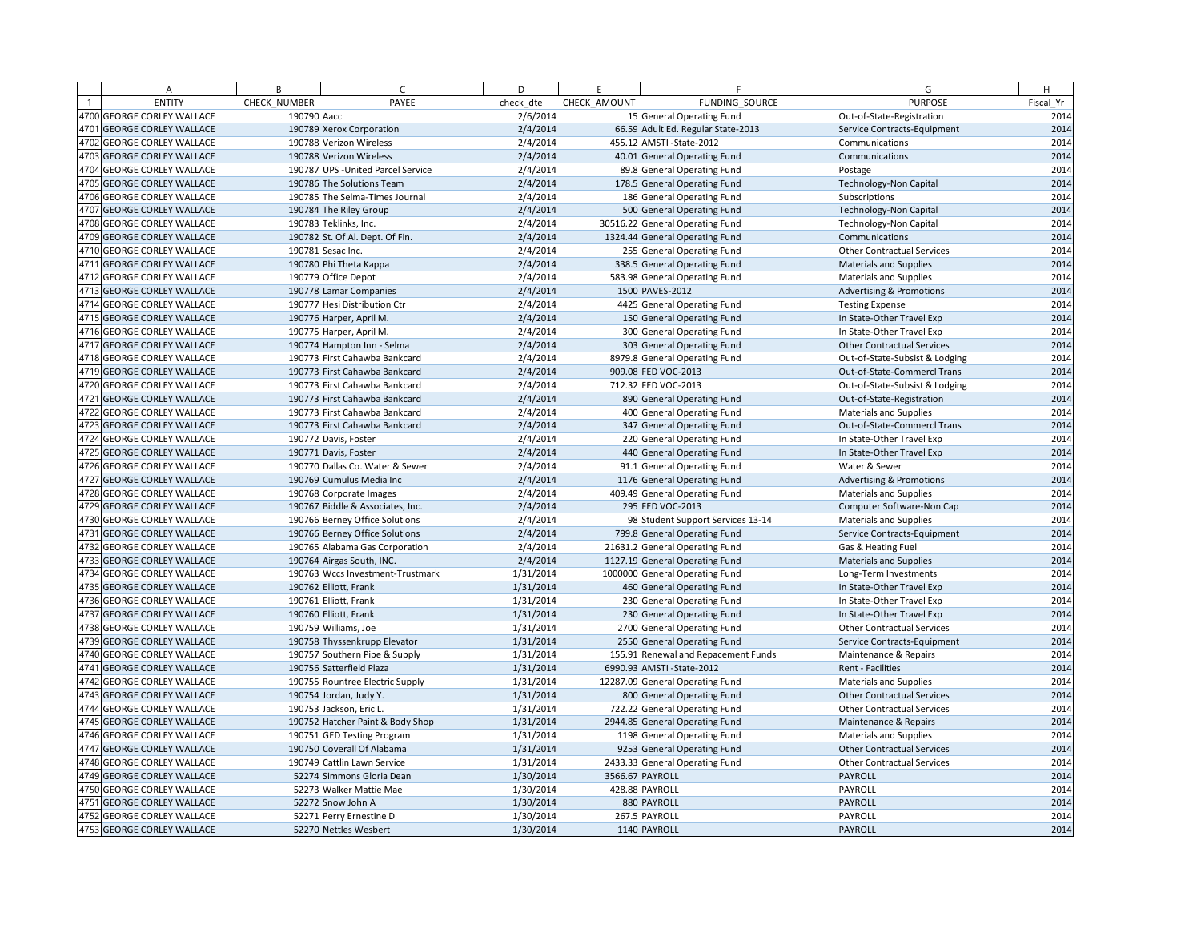| | A | B | C | D | E | F | G | H |
|---|---|---|---|---|---|---|---|---|
| 1 | ENTITY | CHECK_NUMBER | PAYEE | check_dte | CHECK_AMOUNT | FUNDING_SOURCE | PURPOSE | Fiscal_Yr |
| 4700 | GEORGE CORLEY WALLACE | 190790 | Aacc | 2/6/2014 | 15 | General Operating Fund | Out-of-State-Registration | 2014 |
| 4701 | GEORGE CORLEY WALLACE | 190789 | Xerox Corporation | 2/4/2014 | 66.59 | Adult Ed. Regular State-2013 | Service Contracts-Equipment | 2014 |
| 4702 | GEORGE CORLEY WALLACE | 190788 | Verizon Wireless | 2/4/2014 | 455.12 | AMSTI -State-2012 | Communications | 2014 |
| 4703 | GEORGE CORLEY WALLACE | 190788 | Verizon Wireless | 2/4/2014 | 40.01 | General Operating Fund | Communications | 2014 |
| 4704 | GEORGE CORLEY WALLACE | 190787 | UPS -United Parcel Service | 2/4/2014 | 89.8 | General Operating Fund | Postage | 2014 |
| 4705 | GEORGE CORLEY WALLACE | 190786 | The Solutions Team | 2/4/2014 | 178.5 | General Operating Fund | Technology-Non Capital | 2014 |
| 4706 | GEORGE CORLEY WALLACE | 190785 | The Selma-Times Journal | 2/4/2014 | 186 | General Operating Fund | Subscriptions | 2014 |
| 4707 | GEORGE CORLEY WALLACE | 190784 | The Riley Group | 2/4/2014 | 500 | General Operating Fund | Technology-Non Capital | 2014 |
| 4708 | GEORGE CORLEY WALLACE | 190783 | Teklinks, Inc. | 2/4/2014 | 30516.22 | General Operating Fund | Technology-Non Capital | 2014 |
| 4709 | GEORGE CORLEY WALLACE | 190782 | St. Of Al. Dept. Of Fin. | 2/4/2014 | 1324.44 | General Operating Fund | Communications | 2014 |
| 4710 | GEORGE CORLEY WALLACE | 190781 | Sesac Inc. | 2/4/2014 | 255 | General Operating Fund | Other Contractual Services | 2014 |
| 4711 | GEORGE CORLEY WALLACE | 190780 | Phi Theta Kappa | 2/4/2014 | 338.5 | General Operating Fund | Materials and Supplies | 2014 |
| 4712 | GEORGE CORLEY WALLACE | 190779 | Office Depot | 2/4/2014 | 583.98 | General Operating Fund | Materials and Supplies | 2014 |
| 4713 | GEORGE CORLEY WALLACE | 190778 | Lamar Companies | 2/4/2014 | 1500 | PAVES-2012 | Advertising & Promotions | 2014 |
| 4714 | GEORGE CORLEY WALLACE | 190777 | Hesi Distribution Ctr | 2/4/2014 | 4425 | General Operating Fund | Testing Expense | 2014 |
| 4715 | GEORGE CORLEY WALLACE | 190776 | Harper, April M. | 2/4/2014 | 150 | General Operating Fund | In State-Other Travel Exp | 2014 |
| 4716 | GEORGE CORLEY WALLACE | 190775 | Harper, April M. | 2/4/2014 | 300 | General Operating Fund | In State-Other Travel Exp | 2014 |
| 4717 | GEORGE CORLEY WALLACE | 190774 | Hampton Inn - Selma | 2/4/2014 | 303 | General Operating Fund | Other Contractual Services | 2014 |
| 4718 | GEORGE CORLEY WALLACE | 190773 | First Cahawba Bankcard | 2/4/2014 | 8979.8 | General Operating Fund | Out-of-State-Subsist & Lodging | 2014 |
| 4719 | GEORGE CORLEY WALLACE | 190773 | First Cahawba Bankcard | 2/4/2014 | 909.08 | FED VOC-2013 | Out-of-State-Commercl Trans | 2014 |
| 4720 | GEORGE CORLEY WALLACE | 190773 | First Cahawba Bankcard | 2/4/2014 | 712.32 | FED VOC-2013 | Out-of-State-Subsist & Lodging | 2014 |
| 4721 | GEORGE CORLEY WALLACE | 190773 | First Cahawba Bankcard | 2/4/2014 | 890 | General Operating Fund | Out-of-State-Registration | 2014 |
| 4722 | GEORGE CORLEY WALLACE | 190773 | First Cahawba Bankcard | 2/4/2014 | 400 | General Operating Fund | Materials and Supplies | 2014 |
| 4723 | GEORGE CORLEY WALLACE | 190773 | First Cahawba Bankcard | 2/4/2014 | 347 | General Operating Fund | Out-of-State-Commercl Trans | 2014 |
| 4724 | GEORGE CORLEY WALLACE | 190772 | Davis, Foster | 2/4/2014 | 220 | General Operating Fund | In State-Other Travel Exp | 2014 |
| 4725 | GEORGE CORLEY WALLACE | 190771 | Davis, Foster | 2/4/2014 | 440 | General Operating Fund | In State-Other Travel Exp | 2014 |
| 4726 | GEORGE CORLEY WALLACE | 190770 | Dallas Co. Water & Sewer | 2/4/2014 | 91.1 | General Operating Fund | Water & Sewer | 2014 |
| 4727 | GEORGE CORLEY WALLACE | 190769 | Cumulus Media Inc | 2/4/2014 | 1176 | General Operating Fund | Advertising & Promotions | 2014 |
| 4728 | GEORGE CORLEY WALLACE | 190768 | Corporate Images | 2/4/2014 | 409.49 | General Operating Fund | Materials and Supplies | 2014 |
| 4729 | GEORGE CORLEY WALLACE | 190767 | Biddle & Associates, Inc. | 2/4/2014 | 295 | FED VOC-2013 | Computer Software-Non Cap | 2014 |
| 4730 | GEORGE CORLEY WALLACE | 190766 | Berney Office Solutions | 2/4/2014 | 98 | Student Support Services 13-14 | Materials and Supplies | 2014 |
| 4731 | GEORGE CORLEY WALLACE | 190766 | Berney Office Solutions | 2/4/2014 | 799.8 | General Operating Fund | Service Contracts-Equipment | 2014 |
| 4732 | GEORGE CORLEY WALLACE | 190765 | Alabama Gas Corporation | 2/4/2014 | 21631.2 | General Operating Fund | Gas & Heating Fuel | 2014 |
| 4733 | GEORGE CORLEY WALLACE | 190764 | Airgas South, INC. | 2/4/2014 | 1127.19 | General Operating Fund | Materials and Supplies | 2014 |
| 4734 | GEORGE CORLEY WALLACE | 190763 | Wccs Investment-Trustmark | 1/31/2014 | 1000000 | General Operating Fund | Long-Term Investments | 2014 |
| 4735 | GEORGE CORLEY WALLACE | 190762 | Elliott, Frank | 1/31/2014 | 460 | General Operating Fund | In State-Other Travel Exp | 2014 |
| 4736 | GEORGE CORLEY WALLACE | 190761 | Elliott, Frank | 1/31/2014 | 230 | General Operating Fund | In State-Other Travel Exp | 2014 |
| 4737 | GEORGE CORLEY WALLACE | 190760 | Elliott, Frank | 1/31/2014 | 230 | General Operating Fund | In State-Other Travel Exp | 2014 |
| 4738 | GEORGE CORLEY WALLACE | 190759 | Williams, Joe | 1/31/2014 | 2700 | General Operating Fund | Other Contractual Services | 2014 |
| 4739 | GEORGE CORLEY WALLACE | 190758 | Thyssenkrupp Elevator | 1/31/2014 | 2550 | General Operating Fund | Service Contracts-Equipment | 2014 |
| 4740 | GEORGE CORLEY WALLACE | 190757 | Southern Pipe & Supply | 1/31/2014 | 155.91 | Renewal and Repacement Funds | Maintenance & Repairs | 2014 |
| 4741 | GEORGE CORLEY WALLACE | 190756 | Satterfield Plaza | 1/31/2014 | 6990.93 | AMSTI -State-2012 | Rent - Facilities | 2014 |
| 4742 | GEORGE CORLEY WALLACE | 190755 | Rountree Electric Supply | 1/31/2014 | 12287.09 | General Operating Fund | Materials and Supplies | 2014 |
| 4743 | GEORGE CORLEY WALLACE | 190754 | Jordan, Judy Y. | 1/31/2014 | 800 | General Operating Fund | Other Contractual Services | 2014 |
| 4744 | GEORGE CORLEY WALLACE | 190753 | Jackson, Eric L. | 1/31/2014 | 722.22 | General Operating Fund | Other Contractual Services | 2014 |
| 4745 | GEORGE CORLEY WALLACE | 190752 | Hatcher Paint & Body Shop | 1/31/2014 | 2944.85 | General Operating Fund | Maintenance & Repairs | 2014 |
| 4746 | GEORGE CORLEY WALLACE | 190751 | GED Testing Program | 1/31/2014 | 1198 | General Operating Fund | Materials and Supplies | 2014 |
| 4747 | GEORGE CORLEY WALLACE | 190750 | Coverall Of Alabama | 1/31/2014 | 9253 | General Operating Fund | Other Contractual Services | 2014 |
| 4748 | GEORGE CORLEY WALLACE | 190749 | Cattlin Lawn Service | 1/31/2014 | 2433.33 | General Operating Fund | Other Contractual Services | 2014 |
| 4749 | GEORGE CORLEY WALLACE | 52274 | Simmons Gloria Dean | 1/30/2014 | 3566.67 | PAYROLL | PAYROLL | 2014 |
| 4750 | GEORGE CORLEY WALLACE | 52273 | Walker Mattie Mae | 1/30/2014 | 428.88 | PAYROLL | PAYROLL | 2014 |
| 4751 | GEORGE CORLEY WALLACE | 52272 | Snow John A | 1/30/2014 | 880 | PAYROLL | PAYROLL | 2014 |
| 4752 | GEORGE CORLEY WALLACE | 52271 | Perry Ernestine D | 1/30/2014 | 267.5 | PAYROLL | PAYROLL | 2014 |
| 4753 | GEORGE CORLEY WALLACE | 52270 | Nettles Wesbert | 1/30/2014 | 1140 | PAYROLL | PAYROLL | 2014 |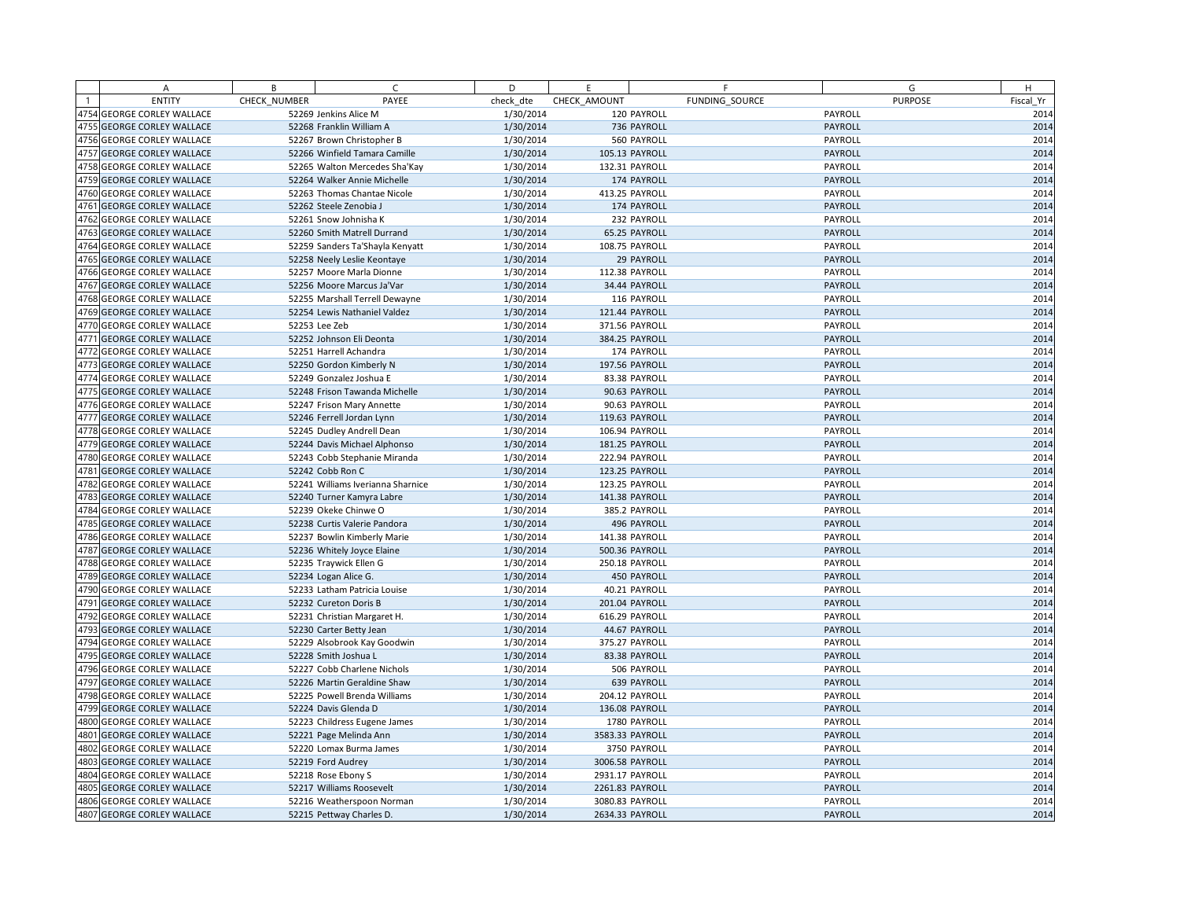| | A | B | C | D | E | F | G | H |
|---|---|---|---|---|---|---|---|---|
| 1 | ENTITY | CHECK_NUMBER | PAYEE | check_dte | CHECK_AMOUNT | FUNDING_SOURCE | PURPOSE | Fiscal_Yr |
| 4754 | GEORGE CORLEY WALLACE | 52269 | Jenkins Alice M | 1/30/2014 | 120 | PAYROLL | PAYROLL | 2014 |
| 4755 | GEORGE CORLEY WALLACE | 52268 | Franklin William A | 1/30/2014 | 736 | PAYROLL | PAYROLL | 2014 |
| 4756 | GEORGE CORLEY WALLACE | 52267 | Brown Christopher B | 1/30/2014 | 560 | PAYROLL | PAYROLL | 2014 |
| 4757 | GEORGE CORLEY WALLACE | 52266 | Winfield Tamara Camille | 1/30/2014 | 105.13 | PAYROLL | PAYROLL | 2014 |
| 4758 | GEORGE CORLEY WALLACE | 52265 | Walton Mercedes Sha'Kay | 1/30/2014 | 132.31 | PAYROLL | PAYROLL | 2014 |
| 4759 | GEORGE CORLEY WALLACE | 52264 | Walker Annie Michelle | 1/30/2014 | 174 | PAYROLL | PAYROLL | 2014 |
| 4760 | GEORGE CORLEY WALLACE | 52263 | Thomas Chantae Nicole | 1/30/2014 | 413.25 | PAYROLL | PAYROLL | 2014 |
| 4761 | GEORGE CORLEY WALLACE | 52262 | Steele Zenobia J | 1/30/2014 | 174 | PAYROLL | PAYROLL | 2014 |
| 4762 | GEORGE CORLEY WALLACE | 52261 | Snow Johnisha K | 1/30/2014 | 232 | PAYROLL | PAYROLL | 2014 |
| 4763 | GEORGE CORLEY WALLACE | 52260 | Smith Matrell Durrand | 1/30/2014 | 65.25 | PAYROLL | PAYROLL | 2014 |
| 4764 | GEORGE CORLEY WALLACE | 52259 | Sanders Ta'Shayla Kenyatt | 1/30/2014 | 108.75 | PAYROLL | PAYROLL | 2014 |
| 4765 | GEORGE CORLEY WALLACE | 52258 | Neely Leslie Keontaye | 1/30/2014 | 29 | PAYROLL | PAYROLL | 2014 |
| 4766 | GEORGE CORLEY WALLACE | 52257 | Moore Marla Dionne | 1/30/2014 | 112.38 | PAYROLL | PAYROLL | 2014 |
| 4767 | GEORGE CORLEY WALLACE | 52256 | Moore Marcus Ja'Var | 1/30/2014 | 34.44 | PAYROLL | PAYROLL | 2014 |
| 4768 | GEORGE CORLEY WALLACE | 52255 | Marshall Terrell Dewayne | 1/30/2014 | 116 | PAYROLL | PAYROLL | 2014 |
| 4769 | GEORGE CORLEY WALLACE | 52254 | Lewis Nathaniel Valdez | 1/30/2014 | 121.44 | PAYROLL | PAYROLL | 2014 |
| 4770 | GEORGE CORLEY WALLACE | 52253 | Lee Zeb | 1/30/2014 | 371.56 | PAYROLL | PAYROLL | 2014 |
| 4771 | GEORGE CORLEY WALLACE | 52252 | Johnson Eli Deonta | 1/30/2014 | 384.25 | PAYROLL | PAYROLL | 2014 |
| 4772 | GEORGE CORLEY WALLACE | 52251 | Harrell Achandra | 1/30/2014 | 174 | PAYROLL | PAYROLL | 2014 |
| 4773 | GEORGE CORLEY WALLACE | 52250 | Gordon Kimberly N | 1/30/2014 | 197.56 | PAYROLL | PAYROLL | 2014 |
| 4774 | GEORGE CORLEY WALLACE | 52249 | Gonzalez Joshua E | 1/30/2014 | 83.38 | PAYROLL | PAYROLL | 2014 |
| 4775 | GEORGE CORLEY WALLACE | 52248 | Frison Tawanda Michelle | 1/30/2014 | 90.63 | PAYROLL | PAYROLL | 2014 |
| 4776 | GEORGE CORLEY WALLACE | 52247 | Frison Mary Annette | 1/30/2014 | 90.63 | PAYROLL | PAYROLL | 2014 |
| 4777 | GEORGE CORLEY WALLACE | 52246 | Ferrell Jordan Lynn | 1/30/2014 | 119.63 | PAYROLL | PAYROLL | 2014 |
| 4778 | GEORGE CORLEY WALLACE | 52245 | Dudley Andrell Dean | 1/30/2014 | 106.94 | PAYROLL | PAYROLL | 2014 |
| 4779 | GEORGE CORLEY WALLACE | 52244 | Davis Michael Alphonso | 1/30/2014 | 181.25 | PAYROLL | PAYROLL | 2014 |
| 4780 | GEORGE CORLEY WALLACE | 52243 | Cobb Stephanie Miranda | 1/30/2014 | 222.94 | PAYROLL | PAYROLL | 2014 |
| 4781 | GEORGE CORLEY WALLACE | 52242 | Cobb Ron C | 1/30/2014 | 123.25 | PAYROLL | PAYROLL | 2014 |
| 4782 | GEORGE CORLEY WALLACE | 52241 | Williams Iverianna Sharnice | 1/30/2014 | 123.25 | PAYROLL | PAYROLL | 2014 |
| 4783 | GEORGE CORLEY WALLACE | 52240 | Turner Kamyra Labre | 1/30/2014 | 141.38 | PAYROLL | PAYROLL | 2014 |
| 4784 | GEORGE CORLEY WALLACE | 52239 | Okeke Chinwe O | 1/30/2014 | 385.2 | PAYROLL | PAYROLL | 2014 |
| 4785 | GEORGE CORLEY WALLACE | 52238 | Curtis Valerie Pandora | 1/30/2014 | 496 | PAYROLL | PAYROLL | 2014 |
| 4786 | GEORGE CORLEY WALLACE | 52237 | Bowlin Kimberly Marie | 1/30/2014 | 141.38 | PAYROLL | PAYROLL | 2014 |
| 4787 | GEORGE CORLEY WALLACE | 52236 | Whitely Joyce Elaine | 1/30/2014 | 500.36 | PAYROLL | PAYROLL | 2014 |
| 4788 | GEORGE CORLEY WALLACE | 52235 | Traywick Ellen G | 1/30/2014 | 250.18 | PAYROLL | PAYROLL | 2014 |
| 4789 | GEORGE CORLEY WALLACE | 52234 | Logan Alice G. | 1/30/2014 | 450 | PAYROLL | PAYROLL | 2014 |
| 4790 | GEORGE CORLEY WALLACE | 52233 | Latham Patricia Louise | 1/30/2014 | 40.21 | PAYROLL | PAYROLL | 2014 |
| 4791 | GEORGE CORLEY WALLACE | 52232 | Cureton Doris B | 1/30/2014 | 201.04 | PAYROLL | PAYROLL | 2014 |
| 4792 | GEORGE CORLEY WALLACE | 52231 | Christian Margaret H. | 1/30/2014 | 616.29 | PAYROLL | PAYROLL | 2014 |
| 4793 | GEORGE CORLEY WALLACE | 52230 | Carter Betty Jean | 1/30/2014 | 44.67 | PAYROLL | PAYROLL | 2014 |
| 4794 | GEORGE CORLEY WALLACE | 52229 | Alsobrook Kay Goodwin | 1/30/2014 | 375.27 | PAYROLL | PAYROLL | 2014 |
| 4795 | GEORGE CORLEY WALLACE | 52228 | Smith Joshua L | 1/30/2014 | 83.38 | PAYROLL | PAYROLL | 2014 |
| 4796 | GEORGE CORLEY WALLACE | 52227 | Cobb Charlene Nichols | 1/30/2014 | 506 | PAYROLL | PAYROLL | 2014 |
| 4797 | GEORGE CORLEY WALLACE | 52226 | Martin Geraldine Shaw | 1/30/2014 | 639 | PAYROLL | PAYROLL | 2014 |
| 4798 | GEORGE CORLEY WALLACE | 52225 | Powell Brenda Williams | 1/30/2014 | 204.12 | PAYROLL | PAYROLL | 2014 |
| 4799 | GEORGE CORLEY WALLACE | 52224 | Davis Glenda D | 1/30/2014 | 136.08 | PAYROLL | PAYROLL | 2014 |
| 4800 | GEORGE CORLEY WALLACE | 52223 | Childress Eugene James | 1/30/2014 | 1780 | PAYROLL | PAYROLL | 2014 |
| 4801 | GEORGE CORLEY WALLACE | 52221 | Page Melinda Ann | 1/30/2014 | 3583.33 | PAYROLL | PAYROLL | 2014 |
| 4802 | GEORGE CORLEY WALLACE | 52220 | Lomax Burma James | 1/30/2014 | 3750 | PAYROLL | PAYROLL | 2014 |
| 4803 | GEORGE CORLEY WALLACE | 52219 | Ford Audrey | 1/30/2014 | 3006.58 | PAYROLL | PAYROLL | 2014 |
| 4804 | GEORGE CORLEY WALLACE | 52218 | Rose Ebony S | 1/30/2014 | 2931.17 | PAYROLL | PAYROLL | 2014 |
| 4805 | GEORGE CORLEY WALLACE | 52217 | Williams Roosevelt | 1/30/2014 | 2261.83 | PAYROLL | PAYROLL | 2014 |
| 4806 | GEORGE CORLEY WALLACE | 52216 | Weatherspoon Norman | 1/30/2014 | 3080.83 | PAYROLL | PAYROLL | 2014 |
| 4807 | GEORGE CORLEY WALLACE | 52215 | Pettway Charles D. | 1/30/2014 | 2634.33 | PAYROLL | PAYROLL | 2014 |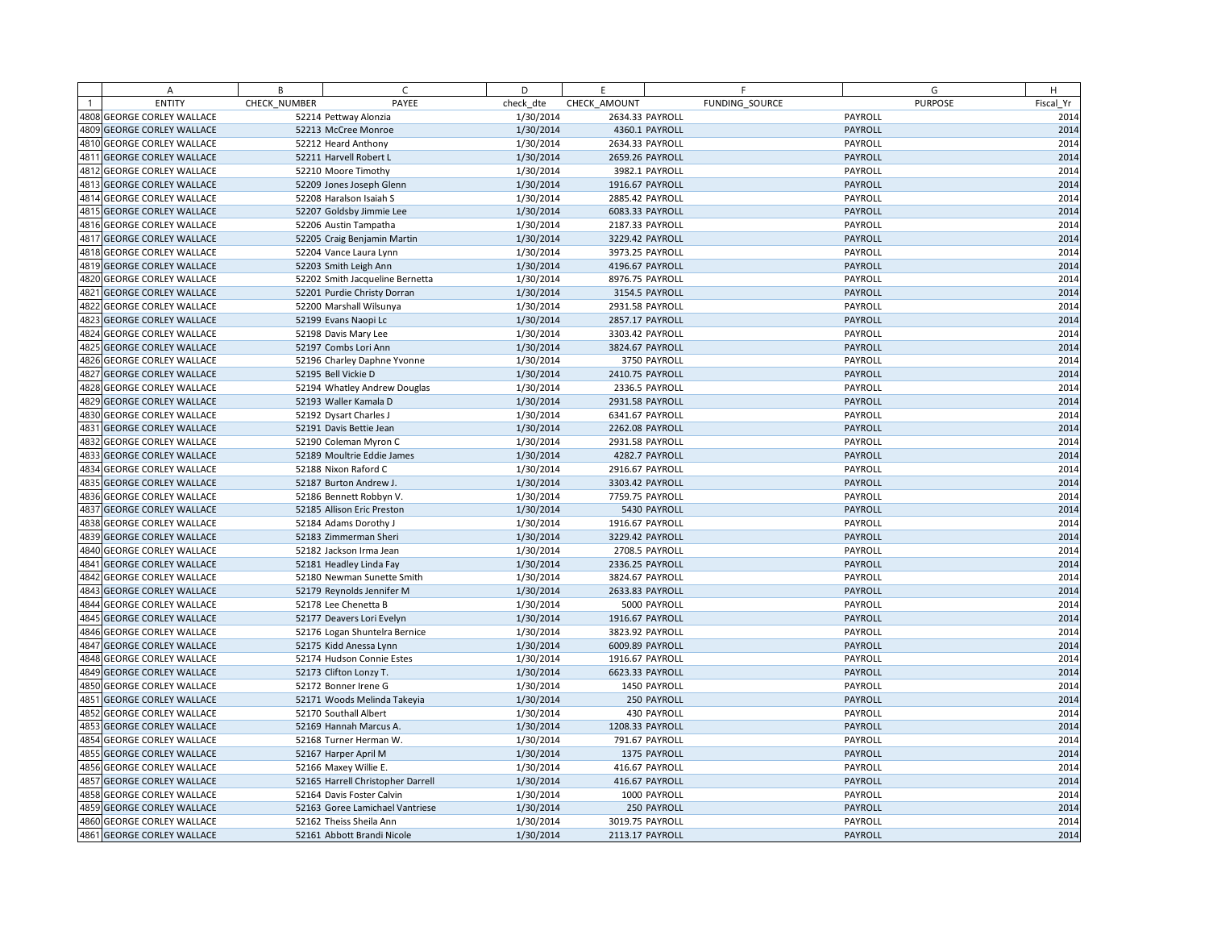| | A | B | C | D | E | F | G | H |
|---|---|---|---|---|---|---|---|---|
| 1 | ENTITY | CHECK_NUMBER | PAYEE | check_dte | CHECK_AMOUNT | FUNDING_SOURCE | PURPOSE | Fiscal_Yr |
| 4808 | GEORGE CORLEY WALLACE | 52214 | Pettway Alonzia | 1/30/2014 | 2634.33 | PAYROLL | PAYROLL | 2014 |
| 4809 | GEORGE CORLEY WALLACE | 52213 | McCree Monroe | 1/30/2014 | 4360.1 | PAYROLL | PAYROLL | 2014 |
| 4810 | GEORGE CORLEY WALLACE | 52212 | Heard Anthony | 1/30/2014 | 2634.33 | PAYROLL | PAYROLL | 2014 |
| 4811 | GEORGE CORLEY WALLACE | 52211 | Harvell Robert L | 1/30/2014 | 2659.26 | PAYROLL | PAYROLL | 2014 |
| 4812 | GEORGE CORLEY WALLACE | 52210 | Moore Timothy | 1/30/2014 | 3982.1 | PAYROLL | PAYROLL | 2014 |
| 4813 | GEORGE CORLEY WALLACE | 52209 | Jones Joseph Glenn | 1/30/2014 | 1916.67 | PAYROLL | PAYROLL | 2014 |
| 4814 | GEORGE CORLEY WALLACE | 52208 | Haralson Isaiah S | 1/30/2014 | 2885.42 | PAYROLL | PAYROLL | 2014 |
| 4815 | GEORGE CORLEY WALLACE | 52207 | Goldsby Jimmie Lee | 1/30/2014 | 6083.33 | PAYROLL | PAYROLL | 2014 |
| 4816 | GEORGE CORLEY WALLACE | 52206 | Austin Tampatha | 1/30/2014 | 2187.33 | PAYROLL | PAYROLL | 2014 |
| 4817 | GEORGE CORLEY WALLACE | 52205 | Craig Benjamin Martin | 1/30/2014 | 3229.42 | PAYROLL | PAYROLL | 2014 |
| 4818 | GEORGE CORLEY WALLACE | 52204 | Vance Laura Lynn | 1/30/2014 | 3973.25 | PAYROLL | PAYROLL | 2014 |
| 4819 | GEORGE CORLEY WALLACE | 52203 | Smith Leigh Ann | 1/30/2014 | 4196.67 | PAYROLL | PAYROLL | 2014 |
| 4820 | GEORGE CORLEY WALLACE | 52202 | Smith Jacqueline Bernetta | 1/30/2014 | 8976.75 | PAYROLL | PAYROLL | 2014 |
| 4821 | GEORGE CORLEY WALLACE | 52201 | Purdie Christy Dorran | 1/30/2014 | 3154.5 | PAYROLL | PAYROLL | 2014 |
| 4822 | GEORGE CORLEY WALLACE | 52200 | Marshall Wilsunya | 1/30/2014 | 2931.58 | PAYROLL | PAYROLL | 2014 |
| 4823 | GEORGE CORLEY WALLACE | 52199 | Evans Naopi Lc | 1/30/2014 | 2857.17 | PAYROLL | PAYROLL | 2014 |
| 4824 | GEORGE CORLEY WALLACE | 52198 | Davis Mary Lee | 1/30/2014 | 3303.42 | PAYROLL | PAYROLL | 2014 |
| 4825 | GEORGE CORLEY WALLACE | 52197 | Combs Lori Ann | 1/30/2014 | 3824.67 | PAYROLL | PAYROLL | 2014 |
| 4826 | GEORGE CORLEY WALLACE | 52196 | Charley Daphne Yvonne | 1/30/2014 | 3750 | PAYROLL | PAYROLL | 2014 |
| 4827 | GEORGE CORLEY WALLACE | 52195 | Bell Vickie D | 1/30/2014 | 2410.75 | PAYROLL | PAYROLL | 2014 |
| 4828 | GEORGE CORLEY WALLACE | 52194 | Whatley Andrew Douglas | 1/30/2014 | 2336.5 | PAYROLL | PAYROLL | 2014 |
| 4829 | GEORGE CORLEY WALLACE | 52193 | Waller Kamala D | 1/30/2014 | 2931.58 | PAYROLL | PAYROLL | 2014 |
| 4830 | GEORGE CORLEY WALLACE | 52192 | Dysart Charles J | 1/30/2014 | 6341.67 | PAYROLL | PAYROLL | 2014 |
| 4831 | GEORGE CORLEY WALLACE | 52191 | Davis Bettie Jean | 1/30/2014 | 2262.08 | PAYROLL | PAYROLL | 2014 |
| 4832 | GEORGE CORLEY WALLACE | 52190 | Coleman Myron C | 1/30/2014 | 2931.58 | PAYROLL | PAYROLL | 2014 |
| 4833 | GEORGE CORLEY WALLACE | 52189 | Moultrie Eddie James | 1/30/2014 | 4282.7 | PAYROLL | PAYROLL | 2014 |
| 4834 | GEORGE CORLEY WALLACE | 52188 | Nixon Raford C | 1/30/2014 | 2916.67 | PAYROLL | PAYROLL | 2014 |
| 4835 | GEORGE CORLEY WALLACE | 52187 | Burton Andrew J. | 1/30/2014 | 3303.42 | PAYROLL | PAYROLL | 2014 |
| 4836 | GEORGE CORLEY WALLACE | 52186 | Bennett Robbyn V. | 1/30/2014 | 7759.75 | PAYROLL | PAYROLL | 2014 |
| 4837 | GEORGE CORLEY WALLACE | 52185 | Allison Eric Preston | 1/30/2014 | 5430 | PAYROLL | PAYROLL | 2014 |
| 4838 | GEORGE CORLEY WALLACE | 52184 | Adams Dorothy J | 1/30/2014 | 1916.67 | PAYROLL | PAYROLL | 2014 |
| 4839 | GEORGE CORLEY WALLACE | 52183 | Zimmerman Sheri | 1/30/2014 | 3229.42 | PAYROLL | PAYROLL | 2014 |
| 4840 | GEORGE CORLEY WALLACE | 52182 | Jackson Irma Jean | 1/30/2014 | 2708.5 | PAYROLL | PAYROLL | 2014 |
| 4841 | GEORGE CORLEY WALLACE | 52181 | Headley Linda Fay | 1/30/2014 | 2336.25 | PAYROLL | PAYROLL | 2014 |
| 4842 | GEORGE CORLEY WALLACE | 52180 | Newman Sunette Smith | 1/30/2014 | 3824.67 | PAYROLL | PAYROLL | 2014 |
| 4843 | GEORGE CORLEY WALLACE | 52179 | Reynolds Jennifer M | 1/30/2014 | 2633.83 | PAYROLL | PAYROLL | 2014 |
| 4844 | GEORGE CORLEY WALLACE | 52178 | Lee Chenetta B | 1/30/2014 | 5000 | PAYROLL | PAYROLL | 2014 |
| 4845 | GEORGE CORLEY WALLACE | 52177 | Deavers Lori Evelyn | 1/30/2014 | 1916.67 | PAYROLL | PAYROLL | 2014 |
| 4846 | GEORGE CORLEY WALLACE | 52176 | Logan Shuntelra Bernice | 1/30/2014 | 3823.92 | PAYROLL | PAYROLL | 2014 |
| 4847 | GEORGE CORLEY WALLACE | 52175 | Kidd Anessa Lynn | 1/30/2014 | 6009.89 | PAYROLL | PAYROLL | 2014 |
| 4848 | GEORGE CORLEY WALLACE | 52174 | Hudson Connie Estes | 1/30/2014 | 1916.67 | PAYROLL | PAYROLL | 2014 |
| 4849 | GEORGE CORLEY WALLACE | 52173 | Clifton Lonzy T. | 1/30/2014 | 6623.33 | PAYROLL | PAYROLL | 2014 |
| 4850 | GEORGE CORLEY WALLACE | 52172 | Bonner Irene G | 1/30/2014 | 1450 | PAYROLL | PAYROLL | 2014 |
| 4851 | GEORGE CORLEY WALLACE | 52171 | Woods Melinda Takeyia | 1/30/2014 | 250 | PAYROLL | PAYROLL | 2014 |
| 4852 | GEORGE CORLEY WALLACE | 52170 | Southall Albert | 1/30/2014 | 430 | PAYROLL | PAYROLL | 2014 |
| 4853 | GEORGE CORLEY WALLACE | 52169 | Hannah Marcus A. | 1/30/2014 | 1208.33 | PAYROLL | PAYROLL | 2014 |
| 4854 | GEORGE CORLEY WALLACE | 52168 | Turner Herman W. | 1/30/2014 | 791.67 | PAYROLL | PAYROLL | 2014 |
| 4855 | GEORGE CORLEY WALLACE | 52167 | Harper April M | 1/30/2014 | 1375 | PAYROLL | PAYROLL | 2014 |
| 4856 | GEORGE CORLEY WALLACE | 52166 | Maxey Willie E. | 1/30/2014 | 416.67 | PAYROLL | PAYROLL | 2014 |
| 4857 | GEORGE CORLEY WALLACE | 52165 | Harrell Christopher Darrell | 1/30/2014 | 416.67 | PAYROLL | PAYROLL | 2014 |
| 4858 | GEORGE CORLEY WALLACE | 52164 | Davis Foster Calvin | 1/30/2014 | 1000 | PAYROLL | PAYROLL | 2014 |
| 4859 | GEORGE CORLEY WALLACE | 52163 | Goree Lamichael Vantriese | 1/30/2014 | 250 | PAYROLL | PAYROLL | 2014 |
| 4860 | GEORGE CORLEY WALLACE | 52162 | Theiss Sheila Ann | 1/30/2014 | 3019.75 | PAYROLL | PAYROLL | 2014 |
| 4861 | GEORGE CORLEY WALLACE | 52161 | Abbott Brandi Nicole | 1/30/2014 | 2113.17 | PAYROLL | PAYROLL | 2014 |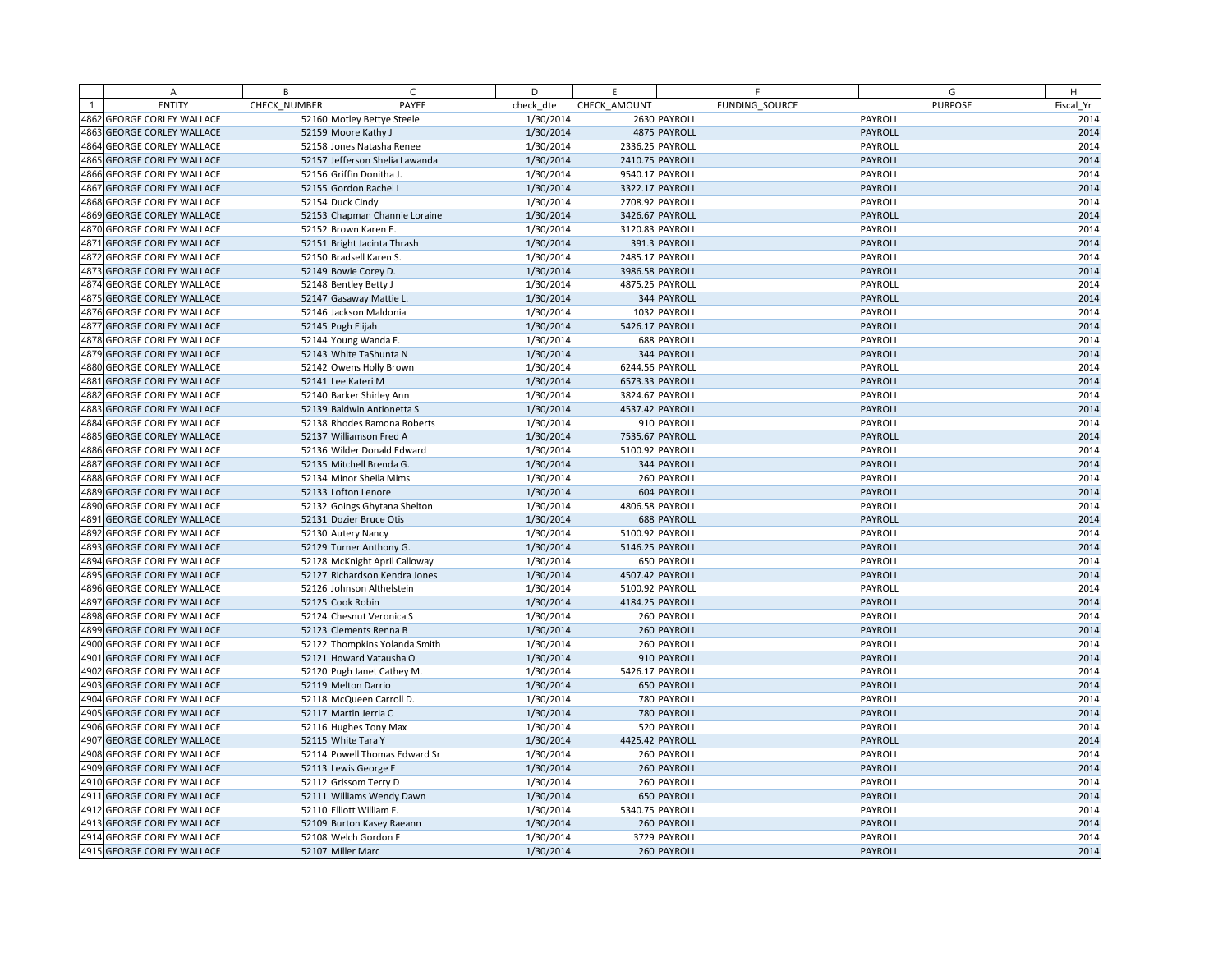| | A | B | C | D | E | F | G | H |
|---|---|---|---|---|---|---|---|---|
| 1 | ENTITY | CHECK_NUMBER | PAYEE | check_dte | CHECK_AMOUNT | FUNDING_SOURCE | PURPOSE | Fiscal_Yr |
| 4862 | GEORGE CORLEY WALLACE | 52160 | Motley Bettye Steele | 1/30/2014 | 2630 | PAYROLL | PAYROLL | 2014 |
| 4863 | GEORGE CORLEY WALLACE | 52159 | Moore Kathy J | 1/30/2014 | 4875 | PAYROLL | PAYROLL | 2014 |
| 4864 | GEORGE CORLEY WALLACE | 52158 | Jones Natasha Renee | 1/30/2014 | 2336.25 | PAYROLL | PAYROLL | 2014 |
| 4865 | GEORGE CORLEY WALLACE | 52157 | Jefferson Shelia Lawanda | 1/30/2014 | 2410.75 | PAYROLL | PAYROLL | 2014 |
| 4866 | GEORGE CORLEY WALLACE | 52156 | Griffin Donitha J. | 1/30/2014 | 9540.17 | PAYROLL | PAYROLL | 2014 |
| 4867 | GEORGE CORLEY WALLACE | 52155 | Gordon Rachel L | 1/30/2014 | 3322.17 | PAYROLL | PAYROLL | 2014 |
| 4868 | GEORGE CORLEY WALLACE | 52154 | Duck Cindy | 1/30/2014 | 2708.92 | PAYROLL | PAYROLL | 2014 |
| 4869 | GEORGE CORLEY WALLACE | 52153 | Chapman Channie Loraine | 1/30/2014 | 3426.67 | PAYROLL | PAYROLL | 2014 |
| 4870 | GEORGE CORLEY WALLACE | 52152 | Brown Karen E. | 1/30/2014 | 3120.83 | PAYROLL | PAYROLL | 2014 |
| 4871 | GEORGE CORLEY WALLACE | 52151 | Bright Jacinta Thrash | 1/30/2014 | 391.3 | PAYROLL | PAYROLL | 2014 |
| 4872 | GEORGE CORLEY WALLACE | 52150 | Bradsell Karen S. | 1/30/2014 | 2485.17 | PAYROLL | PAYROLL | 2014 |
| 4873 | GEORGE CORLEY WALLACE | 52149 | Bowie Corey D. | 1/30/2014 | 3986.58 | PAYROLL | PAYROLL | 2014 |
| 4874 | GEORGE CORLEY WALLACE | 52148 | Bentley Betty J | 1/30/2014 | 4875.25 | PAYROLL | PAYROLL | 2014 |
| 4875 | GEORGE CORLEY WALLACE | 52147 | Gasaway Mattie L. | 1/30/2014 | 344 | PAYROLL | PAYROLL | 2014 |
| 4876 | GEORGE CORLEY WALLACE | 52146 | Jackson Maldonia | 1/30/2014 | 1032 | PAYROLL | PAYROLL | 2014 |
| 4877 | GEORGE CORLEY WALLACE | 52145 | Pugh Elijah | 1/30/2014 | 5426.17 | PAYROLL | PAYROLL | 2014 |
| 4878 | GEORGE CORLEY WALLACE | 52144 | Young Wanda F. | 1/30/2014 | 688 | PAYROLL | PAYROLL | 2014 |
| 4879 | GEORGE CORLEY WALLACE | 52143 | White TaShunta N | 1/30/2014 | 344 | PAYROLL | PAYROLL | 2014 |
| 4880 | GEORGE CORLEY WALLACE | 52142 | Owens Holly Brown | 1/30/2014 | 6244.56 | PAYROLL | PAYROLL | 2014 |
| 4881 | GEORGE CORLEY WALLACE | 52141 | Lee Kateri M | 1/30/2014 | 6573.33 | PAYROLL | PAYROLL | 2014 |
| 4882 | GEORGE CORLEY WALLACE | 52140 | Barker Shirley Ann | 1/30/2014 | 3824.67 | PAYROLL | PAYROLL | 2014 |
| 4883 | GEORGE CORLEY WALLACE | 52139 | Baldwin Antionetta S | 1/30/2014 | 4537.42 | PAYROLL | PAYROLL | 2014 |
| 4884 | GEORGE CORLEY WALLACE | 52138 | Rhodes Ramona Roberts | 1/30/2014 | 910 | PAYROLL | PAYROLL | 2014 |
| 4885 | GEORGE CORLEY WALLACE | 52137 | Williamson Fred A | 1/30/2014 | 7535.67 | PAYROLL | PAYROLL | 2014 |
| 4886 | GEORGE CORLEY WALLACE | 52136 | Wilder Donald Edward | 1/30/2014 | 5100.92 | PAYROLL | PAYROLL | 2014 |
| 4887 | GEORGE CORLEY WALLACE | 52135 | Mitchell Brenda G. | 1/30/2014 | 344 | PAYROLL | PAYROLL | 2014 |
| 4888 | GEORGE CORLEY WALLACE | 52134 | Minor Sheila Mims | 1/30/2014 | 260 | PAYROLL | PAYROLL | 2014 |
| 4889 | GEORGE CORLEY WALLACE | 52133 | Lofton Lenore | 1/30/2014 | 604 | PAYROLL | PAYROLL | 2014 |
| 4890 | GEORGE CORLEY WALLACE | 52132 | Goings Ghytana Shelton | 1/30/2014 | 4806.58 | PAYROLL | PAYROLL | 2014 |
| 4891 | GEORGE CORLEY WALLACE | 52131 | Dozier Bruce Otis | 1/30/2014 | 688 | PAYROLL | PAYROLL | 2014 |
| 4892 | GEORGE CORLEY WALLACE | 52130 | Autery Nancy | 1/30/2014 | 5100.92 | PAYROLL | PAYROLL | 2014 |
| 4893 | GEORGE CORLEY WALLACE | 52129 | Turner Anthony G. | 1/30/2014 | 5146.25 | PAYROLL | PAYROLL | 2014 |
| 4894 | GEORGE CORLEY WALLACE | 52128 | McKnight April Calloway | 1/30/2014 | 650 | PAYROLL | PAYROLL | 2014 |
| 4895 | GEORGE CORLEY WALLACE | 52127 | Richardson Kendra Jones | 1/30/2014 | 4507.42 | PAYROLL | PAYROLL | 2014 |
| 4896 | GEORGE CORLEY WALLACE | 52126 | Johnson Althelstein | 1/30/2014 | 5100.92 | PAYROLL | PAYROLL | 2014 |
| 4897 | GEORGE CORLEY WALLACE | 52125 | Cook Robin | 1/30/2014 | 4184.25 | PAYROLL | PAYROLL | 2014 |
| 4898 | GEORGE CORLEY WALLACE | 52124 | Chesnut Veronica S | 1/30/2014 | 260 | PAYROLL | PAYROLL | 2014 |
| 4899 | GEORGE CORLEY WALLACE | 52123 | Clements Renna B | 1/30/2014 | 260 | PAYROLL | PAYROLL | 2014 |
| 4900 | GEORGE CORLEY WALLACE | 52122 | Thompkins Yolanda Smith | 1/30/2014 | 260 | PAYROLL | PAYROLL | 2014 |
| 4901 | GEORGE CORLEY WALLACE | 52121 | Howard Vatausha O | 1/30/2014 | 910 | PAYROLL | PAYROLL | 2014 |
| 4902 | GEORGE CORLEY WALLACE | 52120 | Pugh Janet Cathey M. | 1/30/2014 | 5426.17 | PAYROLL | PAYROLL | 2014 |
| 4903 | GEORGE CORLEY WALLACE | 52119 | Melton Darrio | 1/30/2014 | 650 | PAYROLL | PAYROLL | 2014 |
| 4904 | GEORGE CORLEY WALLACE | 52118 | McQueen Carroll D. | 1/30/2014 | 780 | PAYROLL | PAYROLL | 2014 |
| 4905 | GEORGE CORLEY WALLACE | 52117 | Martin Jerria C | 1/30/2014 | 780 | PAYROLL | PAYROLL | 2014 |
| 4906 | GEORGE CORLEY WALLACE | 52116 | Hughes Tony Max | 1/30/2014 | 520 | PAYROLL | PAYROLL | 2014 |
| 4907 | GEORGE CORLEY WALLACE | 52115 | White Tara Y | 1/30/2014 | 4425.42 | PAYROLL | PAYROLL | 2014 |
| 4908 | GEORGE CORLEY WALLACE | 52114 | Powell Thomas Edward Sr | 1/30/2014 | 260 | PAYROLL | PAYROLL | 2014 |
| 4909 | GEORGE CORLEY WALLACE | 52113 | Lewis George E | 1/30/2014 | 260 | PAYROLL | PAYROLL | 2014 |
| 4910 | GEORGE CORLEY WALLACE | 52112 | Grissom Terry D | 1/30/2014 | 260 | PAYROLL | PAYROLL | 2014 |
| 4911 | GEORGE CORLEY WALLACE | 52111 | Williams Wendy Dawn | 1/30/2014 | 650 | PAYROLL | PAYROLL | 2014 |
| 4912 | GEORGE CORLEY WALLACE | 52110 | Elliott William F. | 1/30/2014 | 5340.75 | PAYROLL | PAYROLL | 2014 |
| 4913 | GEORGE CORLEY WALLACE | 52109 | Burton Kasey Raeann | 1/30/2014 | 260 | PAYROLL | PAYROLL | 2014 |
| 4914 | GEORGE CORLEY WALLACE | 52108 | Welch Gordon F | 1/30/2014 | 3729 | PAYROLL | PAYROLL | 2014 |
| 4915 | GEORGE CORLEY WALLACE | 52107 | Miller Marc | 1/30/2014 | 260 | PAYROLL | PAYROLL | 2014 |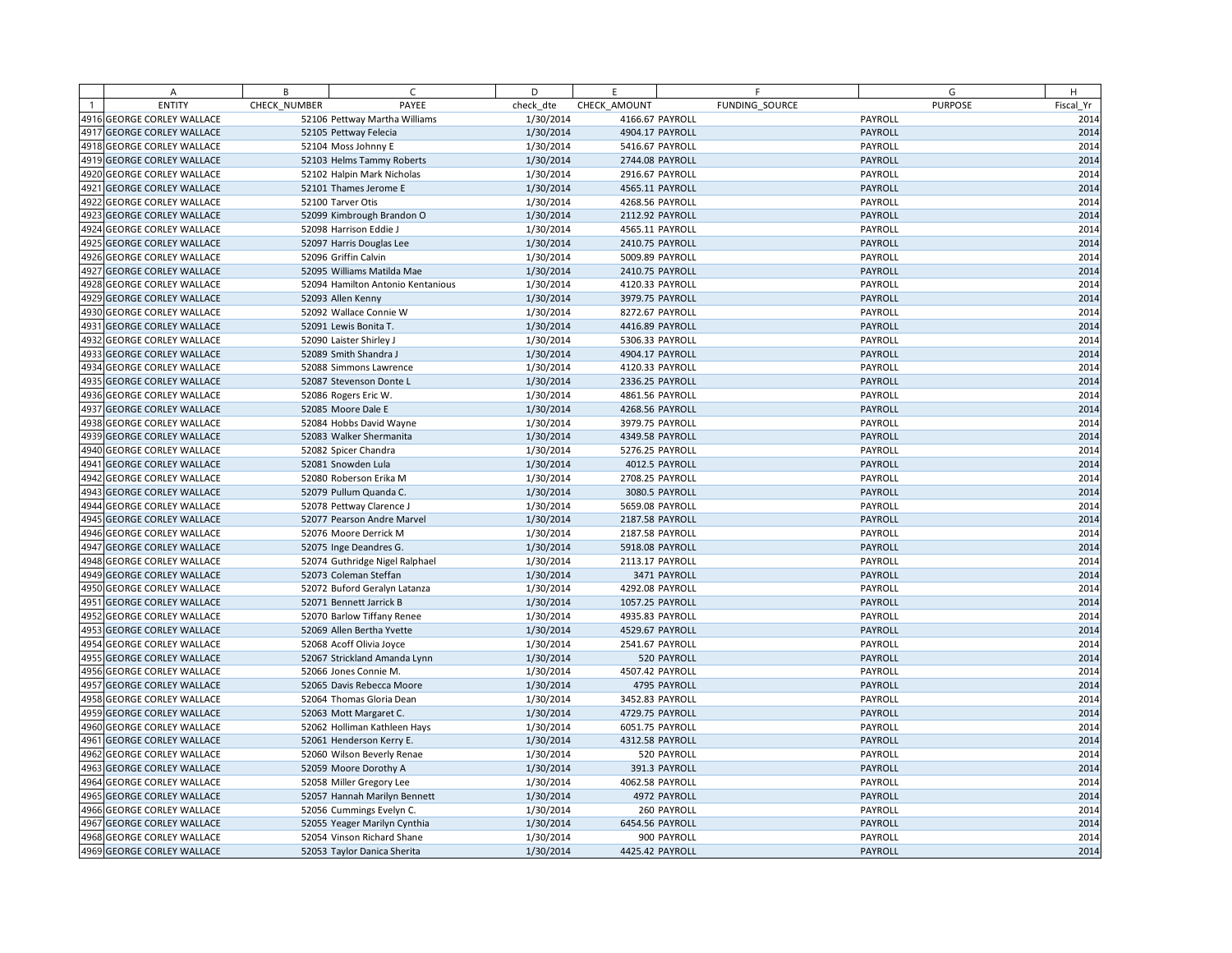| | A | B | C | D | E | F | G | H |
|---|---|---|---|---|---|---|---|---|
| 1 | ENTITY | CHECK_NUMBER | PAYEE | check_dte | CHECK_AMOUNT | FUNDING_SOURCE | PURPOSE | Fiscal_Yr |
| 4916 | GEORGE CORLEY WALLACE | 52106 | Pettway Martha Williams | 1/30/2014 | 4166.67 | PAYROLL | PAYROLL | 2014 |
| 4917 | GEORGE CORLEY WALLACE | 52105 | Pettway Felecia | 1/30/2014 | 4904.17 | PAYROLL | PAYROLL | 2014 |
| 4918 | GEORGE CORLEY WALLACE | 52104 | Moss Johnny E | 1/30/2014 | 5416.67 | PAYROLL | PAYROLL | 2014 |
| 4919 | GEORGE CORLEY WALLACE | 52103 | Helms Tammy Roberts | 1/30/2014 | 2744.08 | PAYROLL | PAYROLL | 2014 |
| 4920 | GEORGE CORLEY WALLACE | 52102 | Halpin Mark Nicholas | 1/30/2014 | 2916.67 | PAYROLL | PAYROLL | 2014 |
| 4921 | GEORGE CORLEY WALLACE | 52101 | Thames Jerome E | 1/30/2014 | 4565.11 | PAYROLL | PAYROLL | 2014 |
| 4922 | GEORGE CORLEY WALLACE | 52100 | Tarver Otis | 1/30/2014 | 4268.56 | PAYROLL | PAYROLL | 2014 |
| 4923 | GEORGE CORLEY WALLACE | 52099 | Kimbrough Brandon O | 1/30/2014 | 2112.92 | PAYROLL | PAYROLL | 2014 |
| 4924 | GEORGE CORLEY WALLACE | 52098 | Harrison Eddie J | 1/30/2014 | 4565.11 | PAYROLL | PAYROLL | 2014 |
| 4925 | GEORGE CORLEY WALLACE | 52097 | Harris Douglas Lee | 1/30/2014 | 2410.75 | PAYROLL | PAYROLL | 2014 |
| 4926 | GEORGE CORLEY WALLACE | 52096 | Griffin Calvin | 1/30/2014 | 5009.89 | PAYROLL | PAYROLL | 2014 |
| 4927 | GEORGE CORLEY WALLACE | 52095 | Williams Matilda Mae | 1/30/2014 | 2410.75 | PAYROLL | PAYROLL | 2014 |
| 4928 | GEORGE CORLEY WALLACE | 52094 | Hamilton Antonio Kentanious | 1/30/2014 | 4120.33 | PAYROLL | PAYROLL | 2014 |
| 4929 | GEORGE CORLEY WALLACE | 52093 | Allen Kenny | 1/30/2014 | 3979.75 | PAYROLL | PAYROLL | 2014 |
| 4930 | GEORGE CORLEY WALLACE | 52092 | Wallace Connie W | 1/30/2014 | 8272.67 | PAYROLL | PAYROLL | 2014 |
| 4931 | GEORGE CORLEY WALLACE | 52091 | Lewis Bonita T. | 1/30/2014 | 4416.89 | PAYROLL | PAYROLL | 2014 |
| 4932 | GEORGE CORLEY WALLACE | 52090 | Laister Shirley J | 1/30/2014 | 5306.33 | PAYROLL | PAYROLL | 2014 |
| 4933 | GEORGE CORLEY WALLACE | 52089 | Smith Shandra J | 1/30/2014 | 4904.17 | PAYROLL | PAYROLL | 2014 |
| 4934 | GEORGE CORLEY WALLACE | 52088 | Simmons Lawrence | 1/30/2014 | 4120.33 | PAYROLL | PAYROLL | 2014 |
| 4935 | GEORGE CORLEY WALLACE | 52087 | Stevenson Donte L | 1/30/2014 | 2336.25 | PAYROLL | PAYROLL | 2014 |
| 4936 | GEORGE CORLEY WALLACE | 52086 | Rogers Eric W. | 1/30/2014 | 4861.56 | PAYROLL | PAYROLL | 2014 |
| 4937 | GEORGE CORLEY WALLACE | 52085 | Moore Dale E | 1/30/2014 | 4268.56 | PAYROLL | PAYROLL | 2014 |
| 4938 | GEORGE CORLEY WALLACE | 52084 | Hobbs David Wayne | 1/30/2014 | 3979.75 | PAYROLL | PAYROLL | 2014 |
| 4939 | GEORGE CORLEY WALLACE | 52083 | Walker Shermanita | 1/30/2014 | 4349.58 | PAYROLL | PAYROLL | 2014 |
| 4940 | GEORGE CORLEY WALLACE | 52082 | Spicer Chandra | 1/30/2014 | 5276.25 | PAYROLL | PAYROLL | 2014 |
| 4941 | GEORGE CORLEY WALLACE | 52081 | Snowden Lula | 1/30/2014 | 4012.5 | PAYROLL | PAYROLL | 2014 |
| 4942 | GEORGE CORLEY WALLACE | 52080 | Roberson Erika M | 1/30/2014 | 2708.25 | PAYROLL | PAYROLL | 2014 |
| 4943 | GEORGE CORLEY WALLACE | 52079 | Pullum Quanda C. | 1/30/2014 | 3080.5 | PAYROLL | PAYROLL | 2014 |
| 4944 | GEORGE CORLEY WALLACE | 52078 | Pettway Clarence J | 1/30/2014 | 5659.08 | PAYROLL | PAYROLL | 2014 |
| 4945 | GEORGE CORLEY WALLACE | 52077 | Pearson Andre Marvel | 1/30/2014 | 2187.58 | PAYROLL | PAYROLL | 2014 |
| 4946 | GEORGE CORLEY WALLACE | 52076 | Moore Derrick M | 1/30/2014 | 2187.58 | PAYROLL | PAYROLL | 2014 |
| 4947 | GEORGE CORLEY WALLACE | 52075 | Inge Deandres G. | 1/30/2014 | 5918.08 | PAYROLL | PAYROLL | 2014 |
| 4948 | GEORGE CORLEY WALLACE | 52074 | Guthridge Nigel Ralphael | 1/30/2014 | 2113.17 | PAYROLL | PAYROLL | 2014 |
| 4949 | GEORGE CORLEY WALLACE | 52073 | Coleman Steffan | 1/30/2014 | 3471 | PAYROLL | PAYROLL | 2014 |
| 4950 | GEORGE CORLEY WALLACE | 52072 | Buford Geralyn Latanza | 1/30/2014 | 4292.08 | PAYROLL | PAYROLL | 2014 |
| 4951 | GEORGE CORLEY WALLACE | 52071 | Bennett Jarrick B | 1/30/2014 | 1057.25 | PAYROLL | PAYROLL | 2014 |
| 4952 | GEORGE CORLEY WALLACE | 52070 | Barlow Tiffany Renee | 1/30/2014 | 4935.83 | PAYROLL | PAYROLL | 2014 |
| 4953 | GEORGE CORLEY WALLACE | 52069 | Allen Bertha Yvette | 1/30/2014 | 4529.67 | PAYROLL | PAYROLL | 2014 |
| 4954 | GEORGE CORLEY WALLACE | 52068 | Acoff Olivia Joyce | 1/30/2014 | 2541.67 | PAYROLL | PAYROLL | 2014 |
| 4955 | GEORGE CORLEY WALLACE | 52067 | Strickland Amanda Lynn | 1/30/2014 | 520 | PAYROLL | PAYROLL | 2014 |
| 4956 | GEORGE CORLEY WALLACE | 52066 | Jones Connie M. | 1/30/2014 | 4507.42 | PAYROLL | PAYROLL | 2014 |
| 4957 | GEORGE CORLEY WALLACE | 52065 | Davis Rebecca Moore | 1/30/2014 | 4795 | PAYROLL | PAYROLL | 2014 |
| 4958 | GEORGE CORLEY WALLACE | 52064 | Thomas Gloria Dean | 1/30/2014 | 3452.83 | PAYROLL | PAYROLL | 2014 |
| 4959 | GEORGE CORLEY WALLACE | 52063 | Mott Margaret C. | 1/30/2014 | 4729.75 | PAYROLL | PAYROLL | 2014 |
| 4960 | GEORGE CORLEY WALLACE | 52062 | Holliman Kathleen Hays | 1/30/2014 | 6051.75 | PAYROLL | PAYROLL | 2014 |
| 4961 | GEORGE CORLEY WALLACE | 52061 | Henderson Kerry E. | 1/30/2014 | 4312.58 | PAYROLL | PAYROLL | 2014 |
| 4962 | GEORGE CORLEY WALLACE | 52060 | Wilson Beverly Renae | 1/30/2014 | 520 | PAYROLL | PAYROLL | 2014 |
| 4963 | GEORGE CORLEY WALLACE | 52059 | Moore Dorothy A | 1/30/2014 | 391.3 | PAYROLL | PAYROLL | 2014 |
| 4964 | GEORGE CORLEY WALLACE | 52058 | Miller Gregory Lee | 1/30/2014 | 4062.58 | PAYROLL | PAYROLL | 2014 |
| 4965 | GEORGE CORLEY WALLACE | 52057 | Hannah Marilyn Bennett | 1/30/2014 | 4972 | PAYROLL | PAYROLL | 2014 |
| 4966 | GEORGE CORLEY WALLACE | 52056 | Cummings Evelyn C. | 1/30/2014 | 260 | PAYROLL | PAYROLL | 2014 |
| 4967 | GEORGE CORLEY WALLACE | 52055 | Yeager Marilyn Cynthia | 1/30/2014 | 6454.56 | PAYROLL | PAYROLL | 2014 |
| 4968 | GEORGE CORLEY WALLACE | 52054 | Vinson Richard Shane | 1/30/2014 | 900 | PAYROLL | PAYROLL | 2014 |
| 4969 | GEORGE CORLEY WALLACE | 52053 | Taylor Danica Sherita | 1/30/2014 | 4425.42 | PAYROLL | PAYROLL | 2014 |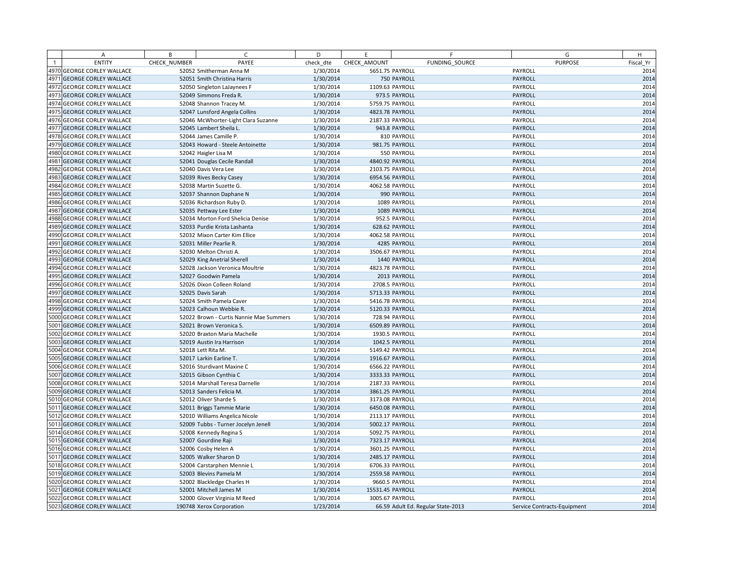| | A | B | C | D | E | F | G | H |
|---|---|---|---|---|---|---|---|---|
| 1 | ENTITY | CHECK_NUMBER | PAYEE | check_dte | CHECK_AMOUNT | FUNDING_SOURCE | PURPOSE | Fiscal_Yr |
| 4970 | GEORGE CORLEY WALLACE | 52052 | Smitherman Anna M | 1/30/2014 | 5651.75 | PAYROLL | PAYROLL | 2014 |
| 4971 | GEORGE CORLEY WALLACE | 52051 | Smith Christina Harris | 1/30/2014 | 750 | PAYROLL | PAYROLL | 2014 |
| 4972 | GEORGE CORLEY WALLACE | 52050 | Singleton LaJaynees F | 1/30/2014 | 1109.63 | PAYROLL | PAYROLL | 2014 |
| 4973 | GEORGE CORLEY WALLACE | 52049 | Simmons Freda R. | 1/30/2014 | 973.5 | PAYROLL | PAYROLL | 2014 |
| 4974 | GEORGE CORLEY WALLACE | 52048 | Shannon Tracey M. | 1/30/2014 | 5759.75 | PAYROLL | PAYROLL | 2014 |
| 4975 | GEORGE CORLEY WALLACE | 52047 | Lunsford Angela Collins | 1/30/2014 | 4823.78 | PAYROLL | PAYROLL | 2014 |
| 4976 | GEORGE CORLEY WALLACE | 52046 | McWhorter-Light Clara Suzanne | 1/30/2014 | 2187.33 | PAYROLL | PAYROLL | 2014 |
| 4977 | GEORGE CORLEY WALLACE | 52045 | Lambert Sheila L. | 1/30/2014 | 943.8 | PAYROLL | PAYROLL | 2014 |
| 4978 | GEORGE CORLEY WALLACE | 52044 | James Camille P. | 1/30/2014 | 810 | PAYROLL | PAYROLL | 2014 |
| 4979 | GEORGE CORLEY WALLACE | 52043 | Howard - Steele Antoinette | 1/30/2014 | 981.75 | PAYROLL | PAYROLL | 2014 |
| 4980 | GEORGE CORLEY WALLACE | 52042 | Haigler Lisa M | 1/30/2014 | 550 | PAYROLL | PAYROLL | 2014 |
| 4981 | GEORGE CORLEY WALLACE | 52041 | Douglas Cecile Randall | 1/30/2014 | 4840.92 | PAYROLL | PAYROLL | 2014 |
| 4982 | GEORGE CORLEY WALLACE | 52040 | Davis Vera Lee | 1/30/2014 | 2103.75 | PAYROLL | PAYROLL | 2014 |
| 4983 | GEORGE CORLEY WALLACE | 52039 | Rives Becky Casey | 1/30/2014 | 6954.56 | PAYROLL | PAYROLL | 2014 |
| 4984 | GEORGE CORLEY WALLACE | 52038 | Martin Suzette G. | 1/30/2014 | 4062.58 | PAYROLL | PAYROLL | 2014 |
| 4985 | GEORGE CORLEY WALLACE | 52037 | Shannon Daphane N | 1/30/2014 | 990 | PAYROLL | PAYROLL | 2014 |
| 4986 | GEORGE CORLEY WALLACE | 52036 | Richardson Ruby D. | 1/30/2014 | 1089 | PAYROLL | PAYROLL | 2014 |
| 4987 | GEORGE CORLEY WALLACE | 52035 | Pettway Lee Ester | 1/30/2014 | 1089 | PAYROLL | PAYROLL | 2014 |
| 4988 | GEORGE CORLEY WALLACE | 52034 | Morton Ford Shelicia Denise | 1/30/2014 | 952.5 | PAYROLL | PAYROLL | 2014 |
| 4989 | GEORGE CORLEY WALLACE | 52033 | Purdie Krista Lashanta | 1/30/2014 | 628.62 | PAYROLL | PAYROLL | 2014 |
| 4990 | GEORGE CORLEY WALLACE | 52032 | Mixon Carter Kim Ellice | 1/30/2014 | 4062.58 | PAYROLL | PAYROLL | 2014 |
| 4991 | GEORGE CORLEY WALLACE | 52031 | Miller Pearlie R. | 1/30/2014 | 4285 | PAYROLL | PAYROLL | 2014 |
| 4992 | GEORGE CORLEY WALLACE | 52030 | Melton Christi A. | 1/30/2014 | 3506.67 | PAYROLL | PAYROLL | 2014 |
| 4993 | GEORGE CORLEY WALLACE | 52029 | King Anetrial Sherell | 1/30/2014 | 1440 | PAYROLL | PAYROLL | 2014 |
| 4994 | GEORGE CORLEY WALLACE | 52028 | Jackson Veronica Moultrie | 1/30/2014 | 4823.78 | PAYROLL | PAYROLL | 2014 |
| 4995 | GEORGE CORLEY WALLACE | 52027 | Goodwin Pamela | 1/30/2014 | 2013 | PAYROLL | PAYROLL | 2014 |
| 4996 | GEORGE CORLEY WALLACE | 52026 | Dixon Colleen Roland | 1/30/2014 | 2708.5 | PAYROLL | PAYROLL | 2014 |
| 4997 | GEORGE CORLEY WALLACE | 52025 | Davis Sarah | 1/30/2014 | 5713.33 | PAYROLL | PAYROLL | 2014 |
| 4998 | GEORGE CORLEY WALLACE | 52024 | Smith Pamela Caver | 1/30/2014 | 5416.78 | PAYROLL | PAYROLL | 2014 |
| 4999 | GEORGE CORLEY WALLACE | 52023 | Calhoun Webbie R. | 1/30/2014 | 5120.33 | PAYROLL | PAYROLL | 2014 |
| 5000 | GEORGE CORLEY WALLACE | 52022 | Brown - Curtis Nannie Mae Summers | 1/30/2014 | 728.94 | PAYROLL | PAYROLL | 2014 |
| 5001 | GEORGE CORLEY WALLACE | 52021 | Brown Veronica S. | 1/30/2014 | 6509.89 | PAYROLL | PAYROLL | 2014 |
| 5002 | GEORGE CORLEY WALLACE | 52020 | Braxton Maria Machelle | 1/30/2014 | 1930.5 | PAYROLL | PAYROLL | 2014 |
| 5003 | GEORGE CORLEY WALLACE | 52019 | Austin Ira Harrison | 1/30/2014 | 1042.5 | PAYROLL | PAYROLL | 2014 |
| 5004 | GEORGE CORLEY WALLACE | 52018 | Lett Rita M. | 1/30/2014 | 5149.42 | PAYROLL | PAYROLL | 2014 |
| 5005 | GEORGE CORLEY WALLACE | 52017 | Larkin Earline T. | 1/30/2014 | 1916.67 | PAYROLL | PAYROLL | 2014 |
| 5006 | GEORGE CORLEY WALLACE | 52016 | Sturdivant Maxine C | 1/30/2014 | 6566.22 | PAYROLL | PAYROLL | 2014 |
| 5007 | GEORGE CORLEY WALLACE | 52015 | Gibson Cynthia C | 1/30/2014 | 3333.33 | PAYROLL | PAYROLL | 2014 |
| 5008 | GEORGE CORLEY WALLACE | 52014 | Marshall Teresa Darnelle | 1/30/2014 | 2187.33 | PAYROLL | PAYROLL | 2014 |
| 5009 | GEORGE CORLEY WALLACE | 52013 | Sanders Felicia M. | 1/30/2014 | 3861.25 | PAYROLL | PAYROLL | 2014 |
| 5010 | GEORGE CORLEY WALLACE | 52012 | Oliver Sharde S | 1/30/2014 | 3173.08 | PAYROLL | PAYROLL | 2014 |
| 5011 | GEORGE CORLEY WALLACE | 52011 | Briggs Tammie Marie | 1/30/2014 | 6450.08 | PAYROLL | PAYROLL | 2014 |
| 5012 | GEORGE CORLEY WALLACE | 52010 | Williams Angelica Nicole | 1/30/2014 | 2113.17 | PAYROLL | PAYROLL | 2014 |
| 5013 | GEORGE CORLEY WALLACE | 52009 | Tubbs - Turner Jocelyn Jenell | 1/30/2014 | 5002.17 | PAYROLL | PAYROLL | 2014 |
| 5014 | GEORGE CORLEY WALLACE | 52008 | Kennedy Regina S | 1/30/2014 | 5092.75 | PAYROLL | PAYROLL | 2014 |
| 5015 | GEORGE CORLEY WALLACE | 52007 | Gourdine Raji | 1/30/2014 | 7323.17 | PAYROLL | PAYROLL | 2014 |
| 5016 | GEORGE CORLEY WALLACE | 52006 | Cosby Helen A | 1/30/2014 | 3601.25 | PAYROLL | PAYROLL | 2014 |
| 5017 | GEORGE CORLEY WALLACE | 52005 | Walker Sharon D | 1/30/2014 | 2485.17 | PAYROLL | PAYROLL | 2014 |
| 5018 | GEORGE CORLEY WALLACE | 52004 | Carstarphen Mennie L | 1/30/2014 | 6706.33 | PAYROLL | PAYROLL | 2014 |
| 5019 | GEORGE CORLEY WALLACE | 52003 | Blevins Pamela M | 1/30/2014 | 2559.58 | PAYROLL | PAYROLL | 2014 |
| 5020 | GEORGE CORLEY WALLACE | 52002 | Blackledge Charles H | 1/30/2014 | 9660.5 | PAYROLL | PAYROLL | 2014 |
| 5021 | GEORGE CORLEY WALLACE | 52001 | Mitchell James M | 1/30/2014 | 15531.45 | PAYROLL | PAYROLL | 2014 |
| 5022 | GEORGE CORLEY WALLACE | 52000 | Glover Virginia M Reed | 1/30/2014 | 3005.67 | PAYROLL | PAYROLL | 2014 |
| 5023 | GEORGE CORLEY WALLACE | 190748 | Xerox Corporation | 1/23/2014 | 66.59 | Adult Ed. Regular State-2013 | Service Contracts-Equipment | 2014 |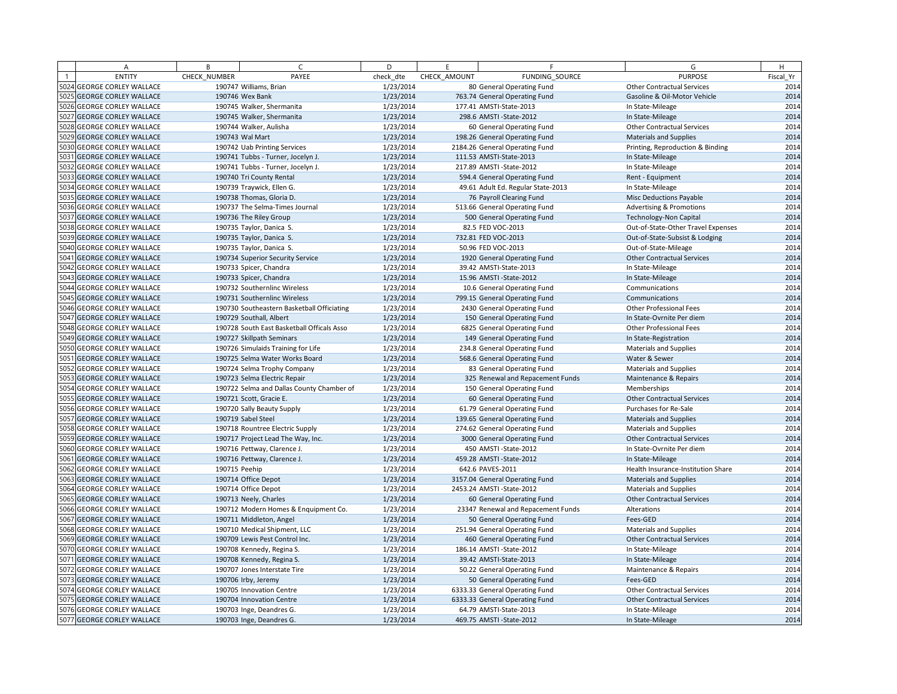| | A | B | C | D | E | F | G | H |
|---|---|---|---|---|---|---|---|---|
| 1 | ENTITY | CHECK_NUMBER | PAYEE | check_dte | CHECK_AMOUNT | FUNDING_SOURCE | PURPOSE | Fiscal_Yr |
| 5024 | GEORGE CORLEY WALLACE | 190747 | Williams, Brian | 1/23/2014 | 80 | General Operating Fund | Other Contractual Services | 2014 |
| 5025 | GEORGE CORLEY WALLACE | 190746 | Wex Bank | 1/23/2014 | 763.74 | General Operating Fund | Gasoline & Oil-Motor Vehicle | 2014 |
| 5026 | GEORGE CORLEY WALLACE | 190745 | Walker, Shermanita | 1/23/2014 | 177.41 | AMSTI-State-2013 | In State-Mileage | 2014 |
| 5027 | GEORGE CORLEY WALLACE | 190745 | Walker, Shermanita | 1/23/2014 | 298.6 | AMSTI -State-2012 | In State-Mileage | 2014 |
| 5028 | GEORGE CORLEY WALLACE | 190744 | Walker, Aulisha | 1/23/2014 | 60 | General Operating Fund | Other Contractual Services | 2014 |
| 5029 | GEORGE CORLEY WALLACE | 190743 | Wal Mart | 1/23/2014 | 198.26 | General Operating Fund | Materials and Supplies | 2014 |
| 5030 | GEORGE CORLEY WALLACE | 190742 | Uab Printing Services | 1/23/2014 | 2184.26 | General Operating Fund | Printing, Reproduction & Binding | 2014 |
| 5031 | GEORGE CORLEY WALLACE | 190741 | Tubbs - Turner, Jocelyn J. | 1/23/2014 | 111.53 | AMSTI-State-2013 | In State-Mileage | 2014 |
| 5032 | GEORGE CORLEY WALLACE | 190741 | Tubbs - Turner, Jocelyn J. | 1/23/2014 | 217.89 | AMSTI -State-2012 | In State-Mileage | 2014 |
| 5033 | GEORGE CORLEY WALLACE | 190740 | Tri County Rental | 1/23/2014 | 594.4 | General Operating Fund | Rent - Equipment | 2014 |
| 5034 | GEORGE CORLEY WALLACE | 190739 | Traywick, Ellen G. | 1/23/2014 | 49.61 | Adult Ed. Regular State-2013 | In State-Mileage | 2014 |
| 5035 | GEORGE CORLEY WALLACE | 190738 | Thomas, Gloria D. | 1/23/2014 | 76 | Payroll Clearing Fund | Misc Deductions Payable | 2014 |
| 5036 | GEORGE CORLEY WALLACE | 190737 | The Selma-Times Journal | 1/23/2014 | 513.66 | General Operating Fund | Advertising & Promotions | 2014 |
| 5037 | GEORGE CORLEY WALLACE | 190736 | The Riley Group | 1/23/2014 | 500 | General Operating Fund | Technology-Non Capital | 2014 |
| 5038 | GEORGE CORLEY WALLACE | 190735 | Taylor, Danica S. | 1/23/2014 | 82.5 | FED VOC-2013 | Out-of-State-Other Travel Expenses | 2014 |
| 5039 | GEORGE CORLEY WALLACE | 190735 | Taylor, Danica S. | 1/23/2014 | 732.81 | FED VOC-2013 | Out-of-State-Subsist & Lodging | 2014 |
| 5040 | GEORGE CORLEY WALLACE | 190735 | Taylor, Danica S. | 1/23/2014 | 50.96 | FED VOC-2013 | Out-of-State-Mileage | 2014 |
| 5041 | GEORGE CORLEY WALLACE | 190734 | Superior Security Service | 1/23/2014 | 1920 | General Operating Fund | Other Contractual Services | 2014 |
| 5042 | GEORGE CORLEY WALLACE | 190733 | Spicer, Chandra | 1/23/2014 | 39.42 | AMSTI-State-2013 | In State-Mileage | 2014 |
| 5043 | GEORGE CORLEY WALLACE | 190733 | Spicer, Chandra | 1/23/2014 | 15.96 | AMSTI -State-2012 | In State-Mileage | 2014 |
| 5044 | GEORGE CORLEY WALLACE | 190732 | Southernlinc Wireless | 1/23/2014 | 10.6 | General Operating Fund | Communications | 2014 |
| 5045 | GEORGE CORLEY WALLACE | 190731 | Southernlinc Wireless | 1/23/2014 | 799.15 | General Operating Fund | Communications | 2014 |
| 5046 | GEORGE CORLEY WALLACE | 190730 | Southeastern Basketball Officiating | 1/23/2014 | 2430 | General Operating Fund | Other Professional Fees | 2014 |
| 5047 | GEORGE CORLEY WALLACE | 190729 | Southall, Albert | 1/23/2014 | 150 | General Operating Fund | In State-Ovrnite Per diem | 2014 |
| 5048 | GEORGE CORLEY WALLACE | 190728 | South East Basketball Officals Asso | 1/23/2014 | 6825 | General Operating Fund | Other Professional Fees | 2014 |
| 5049 | GEORGE CORLEY WALLACE | 190727 | Skillpath Seminars | 1/23/2014 | 149 | General Operating Fund | In State-Registration | 2014 |
| 5050 | GEORGE CORLEY WALLACE | 190726 | Simulaids Training for Life | 1/23/2014 | 234.8 | General Operating Fund | Materials and Supplies | 2014 |
| 5051 | GEORGE CORLEY WALLACE | 190725 | Selma Water Works Board | 1/23/2014 | 568.6 | General Operating Fund | Water & Sewer | 2014 |
| 5052 | GEORGE CORLEY WALLACE | 190724 | Selma Trophy Company | 1/23/2014 | 83 | General Operating Fund | Materials and Supplies | 2014 |
| 5053 | GEORGE CORLEY WALLACE | 190723 | Selma Electric Repair | 1/23/2014 | 325 | Renewal and Repacement Funds | Maintenance & Repairs | 2014 |
| 5054 | GEORGE CORLEY WALLACE | 190722 | Selma and Dallas County Chamber of | 1/23/2014 | 150 | General Operating Fund | Memberships | 2014 |
| 5055 | GEORGE CORLEY WALLACE | 190721 | Scott, Gracie E. | 1/23/2014 | 60 | General Operating Fund | Other Contractual Services | 2014 |
| 5056 | GEORGE CORLEY WALLACE | 190720 | Sally Beauty Supply | 1/23/2014 | 61.79 | General Operating Fund | Purchases for Re-Sale | 2014 |
| 5057 | GEORGE CORLEY WALLACE | 190719 | Sabel Steel | 1/23/2014 | 139.65 | General Operating Fund | Materials and Supplies | 2014 |
| 5058 | GEORGE CORLEY WALLACE | 190718 | Rountree Electric Supply | 1/23/2014 | 274.62 | General Operating Fund | Materials and Supplies | 2014 |
| 5059 | GEORGE CORLEY WALLACE | 190717 | Project Lead The Way, Inc. | 1/23/2014 | 3000 | General Operating Fund | Other Contractual Services | 2014 |
| 5060 | GEORGE CORLEY WALLACE | 190716 | Pettway, Clarence J. | 1/23/2014 | 450 | AMSTI -State-2012 | In State-Ovrnite Per diem | 2014 |
| 5061 | GEORGE CORLEY WALLACE | 190716 | Pettway, Clarence J. | 1/23/2014 | 459.28 | AMSTI -State-2012 | In State-Mileage | 2014 |
| 5062 | GEORGE CORLEY WALLACE | 190715 | Peehip | 1/23/2014 | 642.6 | PAVES-2011 | Health Insurance-Institution Share | 2014 |
| 5063 | GEORGE CORLEY WALLACE | 190714 | Office Depot | 1/23/2014 | 3157.04 | General Operating Fund | Materials and Supplies | 2014 |
| 5064 | GEORGE CORLEY WALLACE | 190714 | Office Depot | 1/23/2014 | 2453.24 | AMSTI -State-2012 | Materials and Supplies | 2014 |
| 5065 | GEORGE CORLEY WALLACE | 190713 | Neely, Charles | 1/23/2014 | 60 | General Operating Fund | Other Contractual Services | 2014 |
| 5066 | GEORGE CORLEY WALLACE | 190712 | Modern Homes & Enquipment Co. | 1/23/2014 | 23347 | Renewal and Repacement Funds | Alterations | 2014 |
| 5067 | GEORGE CORLEY WALLACE | 190711 | Middleton, Angel | 1/23/2014 | 50 | General Operating Fund | Fees-GED | 2014 |
| 5068 | GEORGE CORLEY WALLACE | 190710 | Medical Shipment, LLC | 1/23/2014 | 251.94 | General Operating Fund | Materials and Supplies | 2014 |
| 5069 | GEORGE CORLEY WALLACE | 190709 | Lewis Pest Control Inc. | 1/23/2014 | 460 | General Operating Fund | Other Contractual Services | 2014 |
| 5070 | GEORGE CORLEY WALLACE | 190708 | Kennedy, Regina S. | 1/23/2014 | 186.14 | AMSTI -State-2012 | In State-Mileage | 2014 |
| 5071 | GEORGE CORLEY WALLACE | 190708 | Kennedy, Regina S. | 1/23/2014 | 39.42 | AMSTI-State-2013 | In State-Mileage | 2014 |
| 5072 | GEORGE CORLEY WALLACE | 190707 | Jones Interstate Tire | 1/23/2014 | 50.22 | General Operating Fund | Maintenance & Repairs | 2014 |
| 5073 | GEORGE CORLEY WALLACE | 190706 | Irby, Jeremy | 1/23/2014 | 50 | General Operating Fund | Fees-GED | 2014 |
| 5074 | GEORGE CORLEY WALLACE | 190705 | Innovation Centre | 1/23/2014 | 6333.33 | General Operating Fund | Other Contractual Services | 2014 |
| 5075 | GEORGE CORLEY WALLACE | 190704 | Innovation Centre | 1/23/2014 | 6333.33 | General Operating Fund | Other Contractual Services | 2014 |
| 5076 | GEORGE CORLEY WALLACE | 190703 | Inge, Deandres G. | 1/23/2014 | 64.79 | AMSTI-State-2013 | In State-Mileage | 2014 |
| 5077 | GEORGE CORLEY WALLACE | 190703 | Inge, Deandres G. | 1/23/2014 | 469.75 | AMSTI -State-2012 | In State-Mileage | 2014 |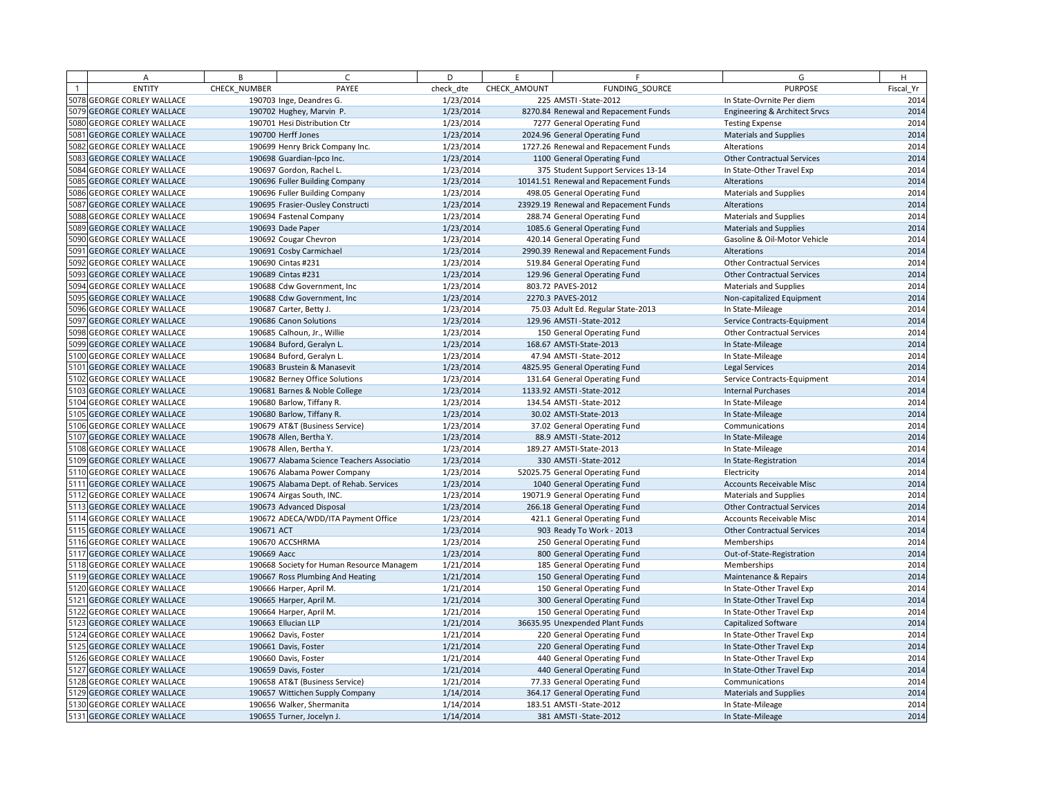| | A | B | C | D | E | F | G | H |
|---|---|---|---|---|---|---|---|---|
| 1 | ENTITY | CHECK_NUMBER | PAYEE | check_dte | CHECK_AMOUNT | FUNDING_SOURCE | PURPOSE | Fiscal_Yr |
| 5078 | GEORGE CORLEY WALLACE | 190703 | Inge, Deandres G. | 1/23/2014 | 225 | AMSTI -State-2012 | In State-Ovrnite Per diem | 2014 |
| 5079 | GEORGE CORLEY WALLACE | 190702 | Hughey, Marvin P. | 1/23/2014 | 8270.84 | Renewal and Repacement Funds | Engineering & Architect Srvcs | 2014 |
| 5080 | GEORGE CORLEY WALLACE | 190701 | Hesi Distribution Ctr | 1/23/2014 | 7277 | General Operating Fund | Testing Expense | 2014 |
| 5081 | GEORGE CORLEY WALLACE | 190700 | Herff Jones | 1/23/2014 | 2024.96 | General Operating Fund | Materials and Supplies | 2014 |
| 5082 | GEORGE CORLEY WALLACE | 190699 | Henry Brick Company Inc. | 1/23/2014 | 1727.26 | Renewal and Repacement Funds | Alterations | 2014 |
| 5083 | GEORGE CORLEY WALLACE | 190698 | Guardian-Ipco Inc. | 1/23/2014 | 1100 | General Operating Fund | Other Contractual Services | 2014 |
| 5084 | GEORGE CORLEY WALLACE | 190697 | Gordon, Rachel L. | 1/23/2014 | 375 | Student Support Services 13-14 | In State-Other Travel Exp | 2014 |
| 5085 | GEORGE CORLEY WALLACE | 190696 | Fuller Building Company | 1/23/2014 | 10141.51 | Renewal and Repacement Funds | Alterations | 2014 |
| 5086 | GEORGE CORLEY WALLACE | 190696 | Fuller Building Company | 1/23/2014 | 498.05 | General Operating Fund | Materials and Supplies | 2014 |
| 5087 | GEORGE CORLEY WALLACE | 190695 | Frasier-Ousley Constructi | 1/23/2014 | 23929.19 | Renewal and Repacement Funds | Alterations | 2014 |
| 5088 | GEORGE CORLEY WALLACE | 190694 | Fastenal Company | 1/23/2014 | 288.74 | General Operating Fund | Materials and Supplies | 2014 |
| 5089 | GEORGE CORLEY WALLACE | 190693 | Dade Paper | 1/23/2014 | 1085.6 | General Operating Fund | Materials and Supplies | 2014 |
| 5090 | GEORGE CORLEY WALLACE | 190692 | Cougar Chevron | 1/23/2014 | 420.14 | General Operating Fund | Gasoline & Oil-Motor Vehicle | 2014 |
| 5091 | GEORGE CORLEY WALLACE | 190691 | Cosby Carmichael | 1/23/2014 | 2990.39 | Renewal and Repacement Funds | Alterations | 2014 |
| 5092 | GEORGE CORLEY WALLACE | 190690 | Cintas #231 | 1/23/2014 | 519.84 | General Operating Fund | Other Contractual Services | 2014 |
| 5093 | GEORGE CORLEY WALLACE | 190689 | Cintas #231 | 1/23/2014 | 129.96 | General Operating Fund | Other Contractual Services | 2014 |
| 5094 | GEORGE CORLEY WALLACE | 190688 | Cdw Government, Inc | 1/23/2014 | 803.72 | PAVES-2012 | Materials and Supplies | 2014 |
| 5095 | GEORGE CORLEY WALLACE | 190688 | Cdw Government, Inc | 1/23/2014 | 2270.3 | PAVES-2012 | Non-capitalized Equipment | 2014 |
| 5096 | GEORGE CORLEY WALLACE | 190687 | Carter, Betty J. | 1/23/2014 | 75.03 | Adult Ed. Regular State-2013 | In State-Mileage | 2014 |
| 5097 | GEORGE CORLEY WALLACE | 190686 | Canon Solutions | 1/23/2014 | 129.96 | AMSTI -State-2012 | Service Contracts-Equipment | 2014 |
| 5098 | GEORGE CORLEY WALLACE | 190685 | Calhoun, Jr., Willie | 1/23/2014 | 150 | General Operating Fund | Other Contractual Services | 2014 |
| 5099 | GEORGE CORLEY WALLACE | 190684 | Buford, Geralyn L. | 1/23/2014 | 168.67 | AMSTI-State-2013 | In State-Mileage | 2014 |
| 5100 | GEORGE CORLEY WALLACE | 190684 | Buford, Geralyn L. | 1/23/2014 | 47.94 | AMSTI -State-2012 | In State-Mileage | 2014 |
| 5101 | GEORGE CORLEY WALLACE | 190683 | Brustein & Manasevit | 1/23/2014 | 4825.95 | General Operating Fund | Legal Services | 2014 |
| 5102 | GEORGE CORLEY WALLACE | 190682 | Berney Office Solutions | 1/23/2014 | 131.64 | General Operating Fund | Service Contracts-Equipment | 2014 |
| 5103 | GEORGE CORLEY WALLACE | 190681 | Barnes & Noble College | 1/23/2014 | 1133.92 | AMSTI -State-2012 | Internal Purchases | 2014 |
| 5104 | GEORGE CORLEY WALLACE | 190680 | Barlow, Tiffany R. | 1/23/2014 | 134.54 | AMSTI -State-2012 | In State-Mileage | 2014 |
| 5105 | GEORGE CORLEY WALLACE | 190680 | Barlow, Tiffany R. | 1/23/2014 | 30.02 | AMSTI-State-2013 | In State-Mileage | 2014 |
| 5106 | GEORGE CORLEY WALLACE | 190679 | AT&T (Business Service) | 1/23/2014 | 37.02 | General Operating Fund | Communications | 2014 |
| 5107 | GEORGE CORLEY WALLACE | 190678 | Allen, Bertha Y. | 1/23/2014 | 88.9 | AMSTI -State-2012 | In State-Mileage | 2014 |
| 5108 | GEORGE CORLEY WALLACE | 190678 | Allen, Bertha Y. | 1/23/2014 | 189.27 | AMSTI-State-2013 | In State-Mileage | 2014 |
| 5109 | GEORGE CORLEY WALLACE | 190677 | Alabama Science Teachers Associatio | 1/23/2014 | 330 | AMSTI -State-2012 | In State-Registration | 2014 |
| 5110 | GEORGE CORLEY WALLACE | 190676 | Alabama Power Company | 1/23/2014 | 52025.75 | General Operating Fund | Electricity | 2014 |
| 5111 | GEORGE CORLEY WALLACE | 190675 | Alabama Dept. of Rehab. Services | 1/23/2014 | 1040 | General Operating Fund | Accounts Receivable Misc | 2014 |
| 5112 | GEORGE CORLEY WALLACE | 190674 | Airgas South, INC. | 1/23/2014 | 19071.9 | General Operating Fund | Materials and Supplies | 2014 |
| 5113 | GEORGE CORLEY WALLACE | 190673 | Advanced Disposal | 1/23/2014 | 266.18 | General Operating Fund | Other Contractual Services | 2014 |
| 5114 | GEORGE CORLEY WALLACE | 190672 | ADECA/WDD/ITA Payment Office | 1/23/2014 | 421.1 | General Operating Fund | Accounts Receivable Misc | 2014 |
| 5115 | GEORGE CORLEY WALLACE | 190671 | ACT | 1/23/2014 | 903 | Ready To Work - 2013 | Other Contractual Services | 2014 |
| 5116 | GEORGE CORLEY WALLACE | 190670 | ACCSHRMA | 1/23/2014 | 250 | General Operating Fund | Memberships | 2014 |
| 5117 | GEORGE CORLEY WALLACE | 190669 | Aacc | 1/23/2014 | 800 | General Operating Fund | Out-of-State-Registration | 2014 |
| 5118 | GEORGE CORLEY WALLACE | 190668 | Society for Human Resource Managem | 1/21/2014 | 185 | General Operating Fund | Memberships | 2014 |
| 5119 | GEORGE CORLEY WALLACE | 190667 | Ross Plumbing And Heating | 1/21/2014 | 150 | General Operating Fund | Maintenance & Repairs | 2014 |
| 5120 | GEORGE CORLEY WALLACE | 190666 | Harper, April M. | 1/21/2014 | 150 | General Operating Fund | In State-Other Travel Exp | 2014 |
| 5121 | GEORGE CORLEY WALLACE | 190665 | Harper, April M. | 1/21/2014 | 300 | General Operating Fund | In State-Other Travel Exp | 2014 |
| 5122 | GEORGE CORLEY WALLACE | 190664 | Harper, April M. | 1/21/2014 | 150 | General Operating Fund | In State-Other Travel Exp | 2014 |
| 5123 | GEORGE CORLEY WALLACE | 190663 | Ellucian LLP | 1/21/2014 | 36635.95 | Unexpended Plant Funds | Capitalized Software | 2014 |
| 5124 | GEORGE CORLEY WALLACE | 190662 | Davis, Foster | 1/21/2014 | 220 | General Operating Fund | In State-Other Travel Exp | 2014 |
| 5125 | GEORGE CORLEY WALLACE | 190661 | Davis, Foster | 1/21/2014 | 220 | General Operating Fund | In State-Other Travel Exp | 2014 |
| 5126 | GEORGE CORLEY WALLACE | 190660 | Davis, Foster | 1/21/2014 | 440 | General Operating Fund | In State-Other Travel Exp | 2014 |
| 5127 | GEORGE CORLEY WALLACE | 190659 | Davis, Foster | 1/21/2014 | 440 | General Operating Fund | In State-Other Travel Exp | 2014 |
| 5128 | GEORGE CORLEY WALLACE | 190658 | AT&T (Business Service) | 1/21/2014 | 77.33 | General Operating Fund | Communications | 2014 |
| 5129 | GEORGE CORLEY WALLACE | 190657 | Wittichen Supply Company | 1/14/2014 | 364.17 | General Operating Fund | Materials and Supplies | 2014 |
| 5130 | GEORGE CORLEY WALLACE | 190656 | Walker, Shermanita | 1/14/2014 | 183.51 | AMSTI -State-2012 | In State-Mileage | 2014 |
| 5131 | GEORGE CORLEY WALLACE | 190655 | Turner, Jocelyn J. | 1/14/2014 | 381 | AMSTI -State-2012 | In State-Mileage | 2014 |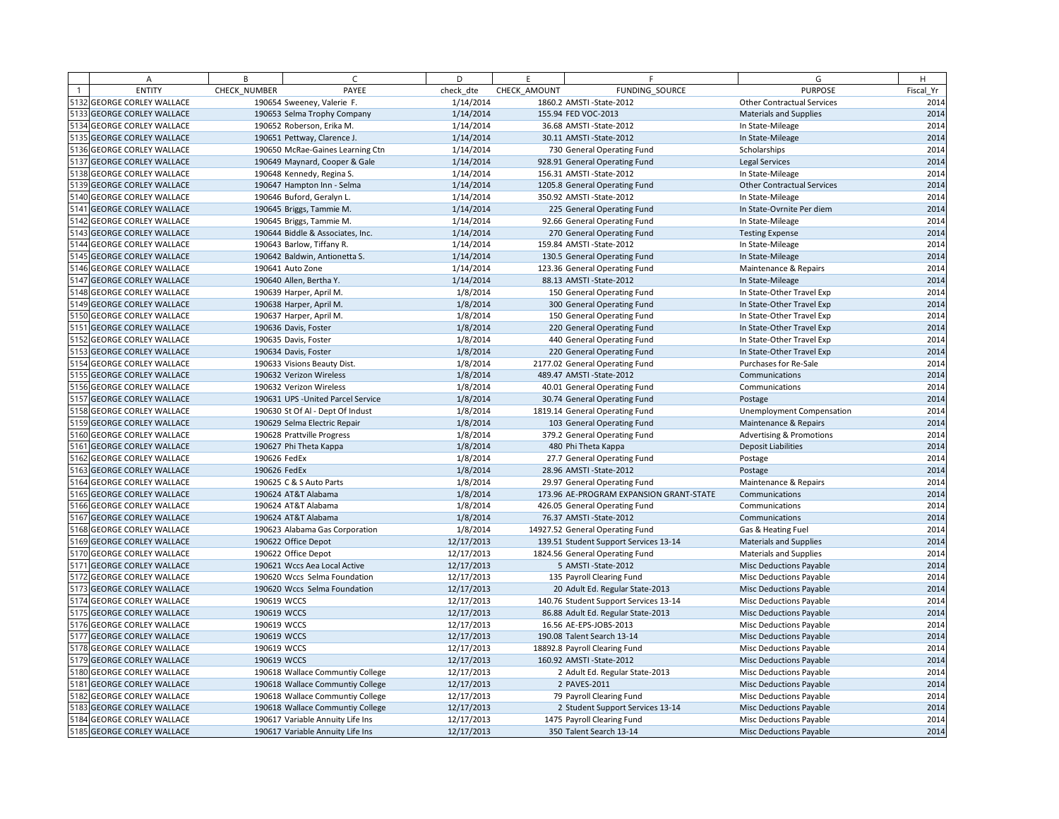| | A | B | C | D | E | F | G | H |
|---|---|---|---|---|---|---|---|---|
| 1 | ENTITY | CHECK_NUMBER | PAYEE | check_dte | CHECK_AMOUNT | FUNDING_SOURCE | PURPOSE | Fiscal_Yr |
| 5132 | GEORGE CORLEY WALLACE | 190654 | Sweeney, Valerie F. | 1/14/2014 | 1860.2 | AMSTI -State-2012 | Other Contractual Services | 2014 |
| 5133 | GEORGE CORLEY WALLACE | 190653 | Selma Trophy Company | 1/14/2014 | 155.94 | FED VOC-2013 | Materials and Supplies | 2014 |
| 5134 | GEORGE CORLEY WALLACE | 190652 | Roberson, Erika M. | 1/14/2014 | 36.68 | AMSTI -State-2012 | In State-Mileage | 2014 |
| 5135 | GEORGE CORLEY WALLACE | 190651 | Pettway, Clarence J. | 1/14/2014 | 30.11 | AMSTI -State-2012 | In State-Mileage | 2014 |
| 5136 | GEORGE CORLEY WALLACE | 190650 | McRae-Gaines Learning Ctn | 1/14/2014 | 730 | General Operating Fund | Scholarships | 2014 |
| 5137 | GEORGE CORLEY WALLACE | 190649 | Maynard, Cooper & Gale | 1/14/2014 | 928.91 | General Operating Fund | Legal Services | 2014 |
| 5138 | GEORGE CORLEY WALLACE | 190648 | Kennedy, Regina S. | 1/14/2014 | 156.31 | AMSTI -State-2012 | In State-Mileage | 2014 |
| 5139 | GEORGE CORLEY WALLACE | 190647 | Hampton Inn - Selma | 1/14/2014 | 1205.8 | General Operating Fund | Other Contractual Services | 2014 |
| 5140 | GEORGE CORLEY WALLACE | 190646 | Buford, Geralyn L. | 1/14/2014 | 350.92 | AMSTI -State-2012 | In State-Mileage | 2014 |
| 5141 | GEORGE CORLEY WALLACE | 190645 | Briggs, Tammie M. | 1/14/2014 | 225 | General Operating Fund | In State-Ovrnite Per diem | 2014 |
| 5142 | GEORGE CORLEY WALLACE | 190645 | Briggs, Tammie M. | 1/14/2014 | 92.66 | General Operating Fund | In State-Mileage | 2014 |
| 5143 | GEORGE CORLEY WALLACE | 190644 | Biddle & Associates, Inc. | 1/14/2014 | 270 | General Operating Fund | Testing Expense | 2014 |
| 5144 | GEORGE CORLEY WALLACE | 190643 | Barlow, Tiffany R. | 1/14/2014 | 159.84 | AMSTI -State-2012 | In State-Mileage | 2014 |
| 5145 | GEORGE CORLEY WALLACE | 190642 | Baldwin, Antionetta S. | 1/14/2014 | 130.5 | General Operating Fund | In State-Mileage | 2014 |
| 5146 | GEORGE CORLEY WALLACE | 190641 | Auto Zone | 1/14/2014 | 123.36 | General Operating Fund | Maintenance & Repairs | 2014 |
| 5147 | GEORGE CORLEY WALLACE | 190640 | Allen, Bertha Y. | 1/14/2014 | 88.13 | AMSTI -State-2012 | In State-Mileage | 2014 |
| 5148 | GEORGE CORLEY WALLACE | 190639 | Harper, April M. | 1/8/2014 | 150 | General Operating Fund | In State-Other Travel Exp | 2014 |
| 5149 | GEORGE CORLEY WALLACE | 190638 | Harper, April M. | 1/8/2014 | 300 | General Operating Fund | In State-Other Travel Exp | 2014 |
| 5150 | GEORGE CORLEY WALLACE | 190637 | Harper, April M. | 1/8/2014 | 150 | General Operating Fund | In State-Other Travel Exp | 2014 |
| 5151 | GEORGE CORLEY WALLACE | 190636 | Davis, Foster | 1/8/2014 | 220 | General Operating Fund | In State-Other Travel Exp | 2014 |
| 5152 | GEORGE CORLEY WALLACE | 190635 | Davis, Foster | 1/8/2014 | 440 | General Operating Fund | In State-Other Travel Exp | 2014 |
| 5153 | GEORGE CORLEY WALLACE | 190634 | Davis, Foster | 1/8/2014 | 220 | General Operating Fund | In State-Other Travel Exp | 2014 |
| 5154 | GEORGE CORLEY WALLACE | 190633 | Visions Beauty Dist. | 1/8/2014 | 2177.02 | General Operating Fund | Purchases for Re-Sale | 2014 |
| 5155 | GEORGE CORLEY WALLACE | 190632 | Verizon Wireless | 1/8/2014 | 489.47 | AMSTI -State-2012 | Communications | 2014 |
| 5156 | GEORGE CORLEY WALLACE | 190632 | Verizon Wireless | 1/8/2014 | 40.01 | General Operating Fund | Communications | 2014 |
| 5157 | GEORGE CORLEY WALLACE | 190631 | UPS -United Parcel Service | 1/8/2014 | 30.74 | General Operating Fund | Postage | 2014 |
| 5158 | GEORGE CORLEY WALLACE | 190630 | St Of Al - Dept Of Indust | 1/8/2014 | 1819.14 | General Operating Fund | Unemployment Compensation | 2014 |
| 5159 | GEORGE CORLEY WALLACE | 190629 | Selma Electric Repair | 1/8/2014 | 103 | General Operating Fund | Maintenance & Repairs | 2014 |
| 5160 | GEORGE CORLEY WALLACE | 190628 | Prattville Progress | 1/8/2014 | 379.2 | General Operating Fund | Advertising & Promotions | 2014 |
| 5161 | GEORGE CORLEY WALLACE | 190627 | Phi Theta Kappa | 1/8/2014 | 480 | Phi Theta Kappa | Deposit Liabilities | 2014 |
| 5162 | GEORGE CORLEY WALLACE | 190626 | FedEx | 1/8/2014 | 27.7 | General Operating Fund | Postage | 2014 |
| 5163 | GEORGE CORLEY WALLACE | 190626 | FedEx | 1/8/2014 | 28.96 | AMSTI -State-2012 | Postage | 2014 |
| 5164 | GEORGE CORLEY WALLACE | 190625 | C & S Auto Parts | 1/8/2014 | 29.97 | General Operating Fund | Maintenance & Repairs | 2014 |
| 5165 | GEORGE CORLEY WALLACE | 190624 | AT&T Alabama | 1/8/2014 | 173.96 | AE-PROGRAM EXPANSION GRANT-STATE | Communications | 2014 |
| 5166 | GEORGE CORLEY WALLACE | 190624 | AT&T Alabama | 1/8/2014 | 426.05 | General Operating Fund | Communications | 2014 |
| 5167 | GEORGE CORLEY WALLACE | 190624 | AT&T Alabama | 1/8/2014 | 76.37 | AMSTI -State-2012 | Communications | 2014 |
| 5168 | GEORGE CORLEY WALLACE | 190623 | Alabama Gas Corporation | 1/8/2014 | 14927.52 | General Operating Fund | Gas & Heating Fuel | 2014 |
| 5169 | GEORGE CORLEY WALLACE | 190622 | Office Depot | 12/17/2013 | 139.51 | Student Support Services 13-14 | Materials and Supplies | 2014 |
| 5170 | GEORGE CORLEY WALLACE | 190622 | Office Depot | 12/17/2013 | 1824.56 | General Operating Fund | Materials and Supplies | 2014 |
| 5171 | GEORGE CORLEY WALLACE | 190621 | Wccs Aea Local Active | 12/17/2013 | 5 | AMSTI -State-2012 | Misc Deductions Payable | 2014 |
| 5172 | GEORGE CORLEY WALLACE | 190620 | Wccs Selma Foundation | 12/17/2013 | 135 | Payroll Clearing Fund | Misc Deductions Payable | 2014 |
| 5173 | GEORGE CORLEY WALLACE | 190620 | Wccs Selma Foundation | 12/17/2013 | 20 | Adult Ed. Regular State-2013 | Misc Deductions Payable | 2014 |
| 5174 | GEORGE CORLEY WALLACE | 190619 | WCCS | 12/17/2013 | 140.76 | Student Support Services 13-14 | Misc Deductions Payable | 2014 |
| 5175 | GEORGE CORLEY WALLACE | 190619 | WCCS | 12/17/2013 | 86.88 | Adult Ed. Regular State-2013 | Misc Deductions Payable | 2014 |
| 5176 | GEORGE CORLEY WALLACE | 190619 | WCCS | 12/17/2013 | 16.56 | AE-EPS-JOBS-2013 | Misc Deductions Payable | 2014 |
| 5177 | GEORGE CORLEY WALLACE | 190619 | WCCS | 12/17/2013 | 190.08 | Talent Search 13-14 | Misc Deductions Payable | 2014 |
| 5178 | GEORGE CORLEY WALLACE | 190619 | WCCS | 12/17/2013 | 18892.8 | Payroll Clearing Fund | Misc Deductions Payable | 2014 |
| 5179 | GEORGE CORLEY WALLACE | 190619 | WCCS | 12/17/2013 | 160.92 | AMSTI -State-2012 | Misc Deductions Payable | 2014 |
| 5180 | GEORGE CORLEY WALLACE | 190618 | Wallace Communtiy College | 12/17/2013 | 2 | Adult Ed. Regular State-2013 | Misc Deductions Payable | 2014 |
| 5181 | GEORGE CORLEY WALLACE | 190618 | Wallace Communtiy College | 12/17/2013 | 2 | PAVES-2011 | Misc Deductions Payable | 2014 |
| 5182 | GEORGE CORLEY WALLACE | 190618 | Wallace Communtiy College | 12/17/2013 | 79 | Payroll Clearing Fund | Misc Deductions Payable | 2014 |
| 5183 | GEORGE CORLEY WALLACE | 190618 | Wallace Communtiy College | 12/17/2013 | 2 | Student Support Services 13-14 | Misc Deductions Payable | 2014 |
| 5184 | GEORGE CORLEY WALLACE | 190617 | Variable Annuity Life Ins | 12/17/2013 | 1475 | Payroll Clearing Fund | Misc Deductions Payable | 2014 |
| 5185 | GEORGE CORLEY WALLACE | 190617 | Variable Annuity Life Ins | 12/17/2013 | 350 | Talent Search 13-14 | Misc Deductions Payable | 2014 |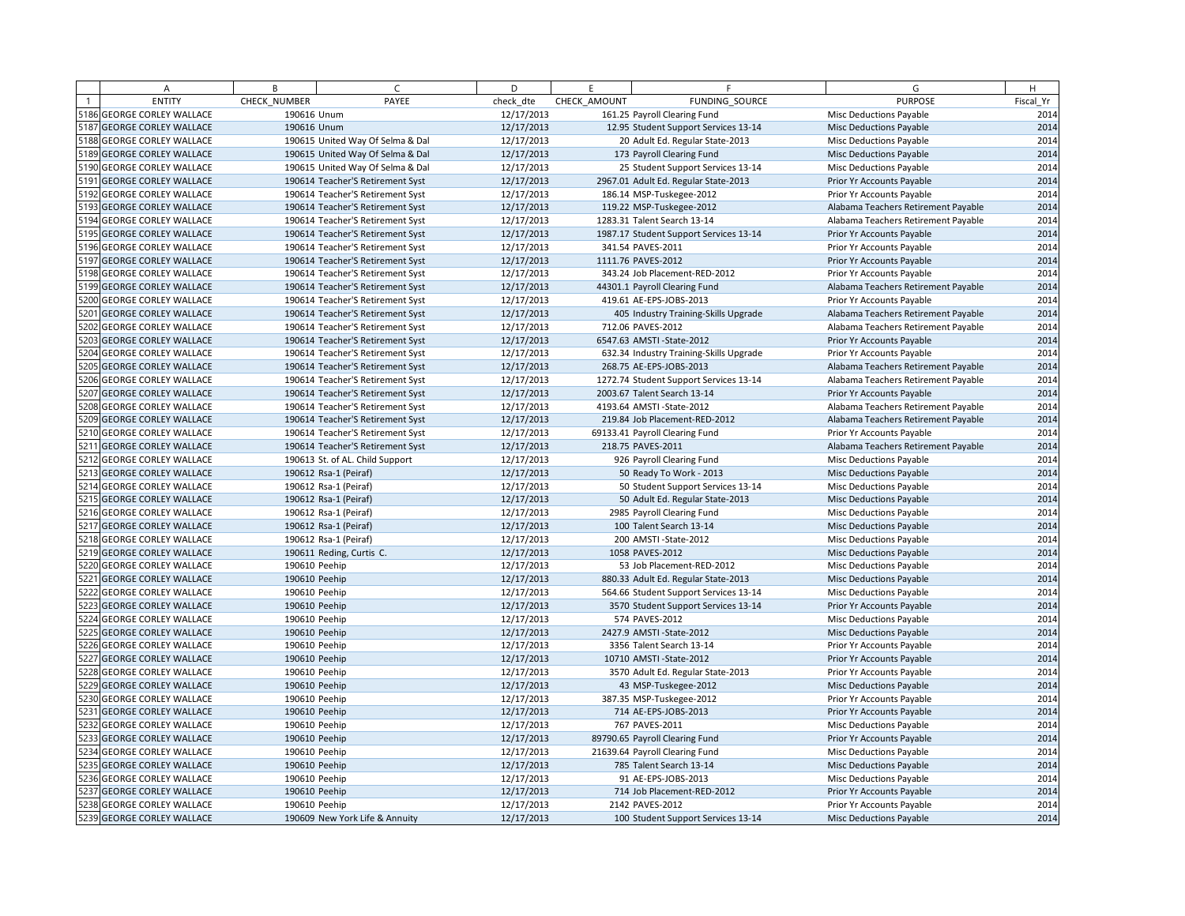| | A | B | C | D | E | F | G | H |
|---|---|---|---|---|---|---|---|---|
| 1 | ENTITY | CHECK_NUMBER | PAYEE | check_dte | CHECK_AMOUNT | FUNDING_SOURCE | PURPOSE | Fiscal_Yr |
| 5186 | GEORGE CORLEY WALLACE | 190616 | Unum | 12/17/2013 | 161.25 | Payroll Clearing Fund | Misc Deductions Payable | 2014 |
| 5187 | GEORGE CORLEY WALLACE | 190616 | Unum | 12/17/2013 | 12.95 | Student Support Services 13-14 | Misc Deductions Payable | 2014 |
| 5188 | GEORGE CORLEY WALLACE | 190615 | United Way Of Selma & Dal | 12/17/2013 | 20 | Adult Ed. Regular State-2013 | Misc Deductions Payable | 2014 |
| 5189 | GEORGE CORLEY WALLACE | 190615 | United Way Of Selma & Dal | 12/17/2013 | 173 | Payroll Clearing Fund | Misc Deductions Payable | 2014 |
| 5190 | GEORGE CORLEY WALLACE | 190615 | United Way Of Selma & Dal | 12/17/2013 | 25 | Student Support Services 13-14 | Misc Deductions Payable | 2014 |
| 5191 | GEORGE CORLEY WALLACE | 190614 | Teacher'S Retirement Syst | 12/17/2013 | 2967.01 | Adult Ed. Regular State-2013 | Prior Yr Accounts Payable | 2014 |
| 5192 | GEORGE CORLEY WALLACE | 190614 | Teacher'S Retirement Syst | 12/17/2013 | 186.14 | MSP-Tuskegee-2012 | Prior Yr Accounts Payable | 2014 |
| 5193 | GEORGE CORLEY WALLACE | 190614 | Teacher'S Retirement Syst | 12/17/2013 | 119.22 | MSP-Tuskegee-2012 | Alabama Teachers Retirement Payable | 2014 |
| 5194 | GEORGE CORLEY WALLACE | 190614 | Teacher'S Retirement Syst | 12/17/2013 | 1283.31 | Talent Search 13-14 | Alabama Teachers Retirement Payable | 2014 |
| 5195 | GEORGE CORLEY WALLACE | 190614 | Teacher'S Retirement Syst | 12/17/2013 | 1987.17 | Student Support Services 13-14 | Prior Yr Accounts Payable | 2014 |
| 5196 | GEORGE CORLEY WALLACE | 190614 | Teacher'S Retirement Syst | 12/17/2013 | 341.54 | PAVES-2011 | Prior Yr Accounts Payable | 2014 |
| 5197 | GEORGE CORLEY WALLACE | 190614 | Teacher'S Retirement Syst | 12/17/2013 | 1111.76 | PAVES-2012 | Prior Yr Accounts Payable | 2014 |
| 5198 | GEORGE CORLEY WALLACE | 190614 | Teacher'S Retirement Syst | 12/17/2013 | 343.24 | Job Placement-RED-2012 | Prior Yr Accounts Payable | 2014 |
| 5199 | GEORGE CORLEY WALLACE | 190614 | Teacher'S Retirement Syst | 12/17/2013 | 44301.1 | Payroll Clearing Fund | Alabama Teachers Retirement Payable | 2014 |
| 5200 | GEORGE CORLEY WALLACE | 190614 | Teacher'S Retirement Syst | 12/17/2013 | 419.61 | AE-EPS-JOBS-2013 | Prior Yr Accounts Payable | 2014 |
| 5201 | GEORGE CORLEY WALLACE | 190614 | Teacher'S Retirement Syst | 12/17/2013 | 405 | Industry Training-Skills Upgrade | Alabama Teachers Retirement Payable | 2014 |
| 5202 | GEORGE CORLEY WALLACE | 190614 | Teacher'S Retirement Syst | 12/17/2013 | 712.06 | PAVES-2012 | Alabama Teachers Retirement Payable | 2014 |
| 5203 | GEORGE CORLEY WALLACE | 190614 | Teacher'S Retirement Syst | 12/17/2013 | 6547.63 | AMSTI -State-2012 | Prior Yr Accounts Payable | 2014 |
| 5204 | GEORGE CORLEY WALLACE | 190614 | Teacher'S Retirement Syst | 12/17/2013 | 632.34 | Industry Training-Skills Upgrade | Prior Yr Accounts Payable | 2014 |
| 5205 | GEORGE CORLEY WALLACE | 190614 | Teacher'S Retirement Syst | 12/17/2013 | 268.75 | AE-EPS-JOBS-2013 | Alabama Teachers Retirement Payable | 2014 |
| 5206 | GEORGE CORLEY WALLACE | 190614 | Teacher'S Retirement Syst | 12/17/2013 | 1272.74 | Student Support Services 13-14 | Alabama Teachers Retirement Payable | 2014 |
| 5207 | GEORGE CORLEY WALLACE | 190614 | Teacher'S Retirement Syst | 12/17/2013 | 2003.67 | Talent Search 13-14 | Prior Yr Accounts Payable | 2014 |
| 5208 | GEORGE CORLEY WALLACE | 190614 | Teacher'S Retirement Syst | 12/17/2013 | 4193.64 | AMSTI -State-2012 | Alabama Teachers Retirement Payable | 2014 |
| 5209 | GEORGE CORLEY WALLACE | 190614 | Teacher'S Retirement Syst | 12/17/2013 | 219.84 | Job Placement-RED-2012 | Alabama Teachers Retirement Payable | 2014 |
| 5210 | GEORGE CORLEY WALLACE | 190614 | Teacher'S Retirement Syst | 12/17/2013 | 69133.41 | Payroll Clearing Fund | Prior Yr Accounts Payable | 2014 |
| 5211 | GEORGE CORLEY WALLACE | 190614 | Teacher'S Retirement Syst | 12/17/2013 | 218.75 | PAVES-2011 | Alabama Teachers Retirement Payable | 2014 |
| 5212 | GEORGE CORLEY WALLACE | 190613 | St. of AL. Child Support | 12/17/2013 | 926 | Payroll Clearing Fund | Misc Deductions Payable | 2014 |
| 5213 | GEORGE CORLEY WALLACE | 190612 | Rsa-1 (Peiraf) | 12/17/2013 | 50 | Ready To Work - 2013 | Misc Deductions Payable | 2014 |
| 5214 | GEORGE CORLEY WALLACE | 190612 | Rsa-1 (Peiraf) | 12/17/2013 | 50 | Student Support Services 13-14 | Misc Deductions Payable | 2014 |
| 5215 | GEORGE CORLEY WALLACE | 190612 | Rsa-1 (Peiraf) | 12/17/2013 | 50 | Adult Ed. Regular State-2013 | Misc Deductions Payable | 2014 |
| 5216 | GEORGE CORLEY WALLACE | 190612 | Rsa-1 (Peiraf) | 12/17/2013 | 2985 | Payroll Clearing Fund | Misc Deductions Payable | 2014 |
| 5217 | GEORGE CORLEY WALLACE | 190612 | Rsa-1 (Peiraf) | 12/17/2013 | 100 | Talent Search 13-14 | Misc Deductions Payable | 2014 |
| 5218 | GEORGE CORLEY WALLACE | 190612 | Rsa-1 (Peiraf) | 12/17/2013 | 200 | AMSTI -State-2012 | Misc Deductions Payable | 2014 |
| 5219 | GEORGE CORLEY WALLACE | 190611 | Reding, Curtis C. | 12/17/2013 | 1058 | PAVES-2012 | Misc Deductions Payable | 2014 |
| 5220 | GEORGE CORLEY WALLACE | 190610 | Peehip | 12/17/2013 | 53 | Job Placement-RED-2012 | Misc Deductions Payable | 2014 |
| 5221 | GEORGE CORLEY WALLACE | 190610 | Peehip | 12/17/2013 | 880.33 | Adult Ed. Regular State-2013 | Misc Deductions Payable | 2014 |
| 5222 | GEORGE CORLEY WALLACE | 190610 | Peehip | 12/17/2013 | 564.66 | Student Support Services 13-14 | Misc Deductions Payable | 2014 |
| 5223 | GEORGE CORLEY WALLACE | 190610 | Peehip | 12/17/2013 | 3570 | Student Support Services 13-14 | Prior Yr Accounts Payable | 2014 |
| 5224 | GEORGE CORLEY WALLACE | 190610 | Peehip | 12/17/2013 | 574 | PAVES-2012 | Misc Deductions Payable | 2014 |
| 5225 | GEORGE CORLEY WALLACE | 190610 | Peehip | 12/17/2013 | 2427.9 | AMSTI -State-2012 | Misc Deductions Payable | 2014 |
| 5226 | GEORGE CORLEY WALLACE | 190610 | Peehip | 12/17/2013 | 3356 | Talent Search 13-14 | Prior Yr Accounts Payable | 2014 |
| 5227 | GEORGE CORLEY WALLACE | 190610 | Peehip | 12/17/2013 | 10710 | AMSTI -State-2012 | Prior Yr Accounts Payable | 2014 |
| 5228 | GEORGE CORLEY WALLACE | 190610 | Peehip | 12/17/2013 | 3570 | Adult Ed. Regular State-2013 | Prior Yr Accounts Payable | 2014 |
| 5229 | GEORGE CORLEY WALLACE | 190610 | Peehip | 12/17/2013 | 43 | MSP-Tuskegee-2012 | Misc Deductions Payable | 2014 |
| 5230 | GEORGE CORLEY WALLACE | 190610 | Peehip | 12/17/2013 | 387.35 | MSP-Tuskegee-2012 | Prior Yr Accounts Payable | 2014 |
| 5231 | GEORGE CORLEY WALLACE | 190610 | Peehip | 12/17/2013 | 714 | AE-EPS-JOBS-2013 | Prior Yr Accounts Payable | 2014 |
| 5232 | GEORGE CORLEY WALLACE | 190610 | Peehip | 12/17/2013 | 767 | PAVES-2011 | Misc Deductions Payable | 2014 |
| 5233 | GEORGE CORLEY WALLACE | 190610 | Peehip | 12/17/2013 | 89790.65 | Payroll Clearing Fund | Prior Yr Accounts Payable | 2014 |
| 5234 | GEORGE CORLEY WALLACE | 190610 | Peehip | 12/17/2013 | 21639.64 | Payroll Clearing Fund | Misc Deductions Payable | 2014 |
| 5235 | GEORGE CORLEY WALLACE | 190610 | Peehip | 12/17/2013 | 785 | Talent Search 13-14 | Misc Deductions Payable | 2014 |
| 5236 | GEORGE CORLEY WALLACE | 190610 | Peehip | 12/17/2013 | 91 | AE-EPS-JOBS-2013 | Misc Deductions Payable | 2014 |
| 5237 | GEORGE CORLEY WALLACE | 190610 | Peehip | 12/17/2013 | 714 | Job Placement-RED-2012 | Prior Yr Accounts Payable | 2014 |
| 5238 | GEORGE CORLEY WALLACE | 190610 | Peehip | 12/17/2013 | 2142 | PAVES-2012 | Prior Yr Accounts Payable | 2014 |
| 5239 | GEORGE CORLEY WALLACE | 190609 | New York Life & Annuity | 12/17/2013 | 100 | Student Support Services 13-14 | Misc Deductions Payable | 2014 |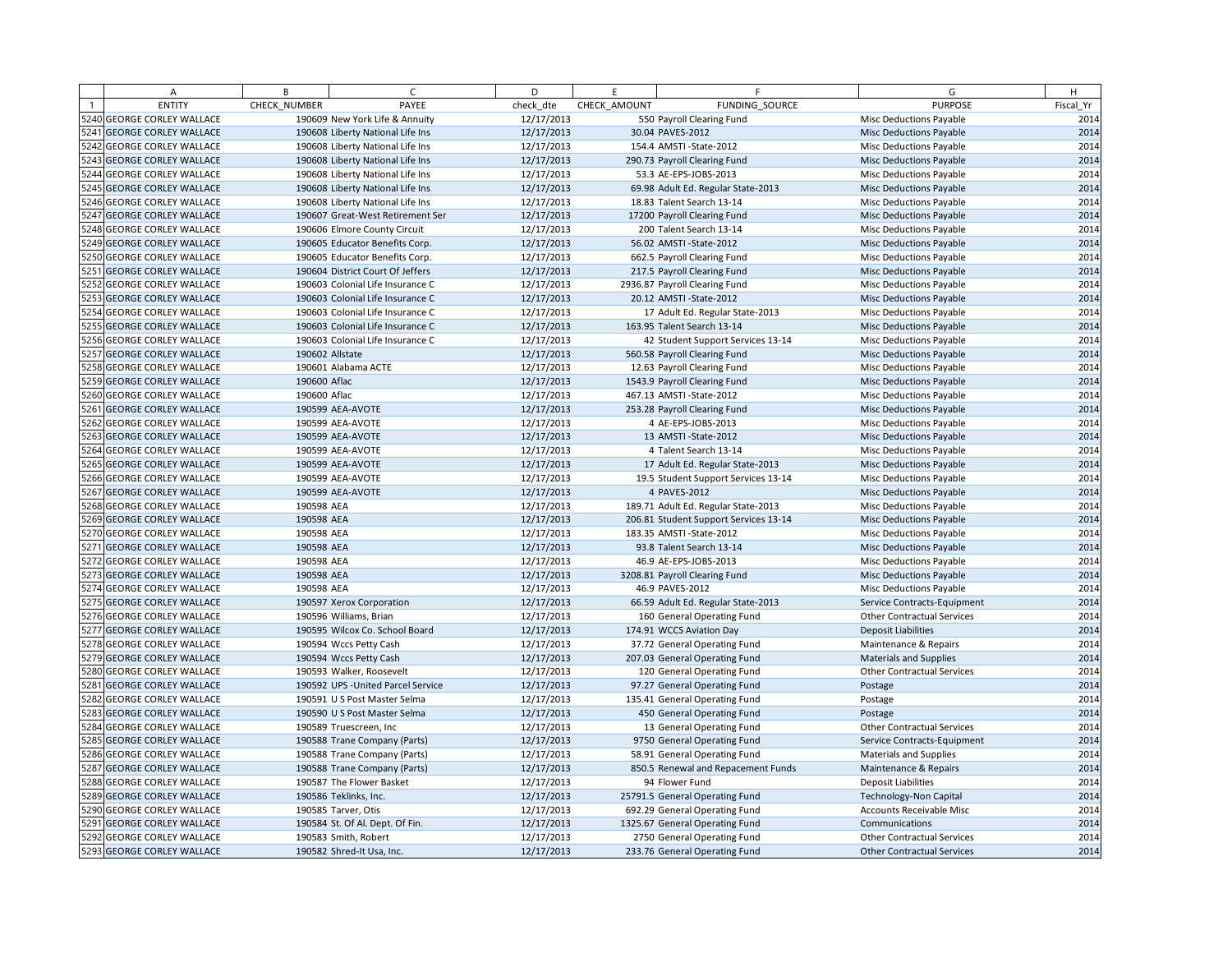| | A | B | C | D | E | F | G | H |
|---|---|---|---|---|---|---|---|---|
| 1 | ENTITY | CHECK_NUMBER | PAYEE | check_dte | CHECK_AMOUNT | FUNDING_SOURCE | PURPOSE | Fiscal_Yr |
| 5240 | GEORGE CORLEY WALLACE | 190609 | New York Life & Annuity | 12/17/2013 | 550 | Payroll Clearing Fund | Misc Deductions Payable | 2014 |
| 5241 | GEORGE CORLEY WALLACE | 190608 | Liberty National Life Ins | 12/17/2013 | 30.04 | PAVES-2012 | Misc Deductions Payable | 2014 |
| 5242 | GEORGE CORLEY WALLACE | 190608 | Liberty National Life Ins | 12/17/2013 | 154.4 | AMSTI -State-2012 | Misc Deductions Payable | 2014 |
| 5243 | GEORGE CORLEY WALLACE | 190608 | Liberty National Life Ins | 12/17/2013 | 290.73 | Payroll Clearing Fund | Misc Deductions Payable | 2014 |
| 5244 | GEORGE CORLEY WALLACE | 190608 | Liberty National Life Ins | 12/17/2013 | 53.3 | AE-EPS-JOBS-2013 | Misc Deductions Payable | 2014 |
| 5245 | GEORGE CORLEY WALLACE | 190608 | Liberty National Life Ins | 12/17/2013 | 69.98 | Adult Ed. Regular State-2013 | Misc Deductions Payable | 2014 |
| 5246 | GEORGE CORLEY WALLACE | 190608 | Liberty National Life Ins | 12/17/2013 | 18.83 | Talent Search 13-14 | Misc Deductions Payable | 2014 |
| 5247 | GEORGE CORLEY WALLACE | 190607 | Great-West Retirement Ser | 12/17/2013 | 17200 | Payroll Clearing Fund | Misc Deductions Payable | 2014 |
| 5248 | GEORGE CORLEY WALLACE | 190606 | Elmore County Circuit | 12/17/2013 | 200 | Talent Search 13-14 | Misc Deductions Payable | 2014 |
| 5249 | GEORGE CORLEY WALLACE | 190605 | Educator Benefits Corp. | 12/17/2013 | 56.02 | AMSTI -State-2012 | Misc Deductions Payable | 2014 |
| 5250 | GEORGE CORLEY WALLACE | 190605 | Educator Benefits Corp. | 12/17/2013 | 662.5 | Payroll Clearing Fund | Misc Deductions Payable | 2014 |
| 5251 | GEORGE CORLEY WALLACE | 190604 | District Court Of Jeffers | 12/17/2013 | 217.5 | Payroll Clearing Fund | Misc Deductions Payable | 2014 |
| 5252 | GEORGE CORLEY WALLACE | 190603 | Colonial Life Insurance C | 12/17/2013 | 2936.87 | Payroll Clearing Fund | Misc Deductions Payable | 2014 |
| 5253 | GEORGE CORLEY WALLACE | 190603 | Colonial Life Insurance C | 12/17/2013 | 20.12 | AMSTI -State-2012 | Misc Deductions Payable | 2014 |
| 5254 | GEORGE CORLEY WALLACE | 190603 | Colonial Life Insurance C | 12/17/2013 | 17 | Adult Ed. Regular State-2013 | Misc Deductions Payable | 2014 |
| 5255 | GEORGE CORLEY WALLACE | 190603 | Colonial Life Insurance C | 12/17/2013 | 163.95 | Talent Search 13-14 | Misc Deductions Payable | 2014 |
| 5256 | GEORGE CORLEY WALLACE | 190603 | Colonial Life Insurance C | 12/17/2013 | 42 | Student Support Services 13-14 | Misc Deductions Payable | 2014 |
| 5257 | GEORGE CORLEY WALLACE | 190602 | Allstate | 12/17/2013 | 560.58 | Payroll Clearing Fund | Misc Deductions Payable | 2014 |
| 5258 | GEORGE CORLEY WALLACE | 190601 | Alabama ACTE | 12/17/2013 | 12.63 | Payroll Clearing Fund | Misc Deductions Payable | 2014 |
| 5259 | GEORGE CORLEY WALLACE | 190600 | Aflac | 12/17/2013 | 1543.9 | Payroll Clearing Fund | Misc Deductions Payable | 2014 |
| 5260 | GEORGE CORLEY WALLACE | 190600 | Aflac | 12/17/2013 | 467.13 | AMSTI -State-2012 | Misc Deductions Payable | 2014 |
| 5261 | GEORGE CORLEY WALLACE | 190599 | AEA-AVOTE | 12/17/2013 | 253.28 | Payroll Clearing Fund | Misc Deductions Payable | 2014 |
| 5262 | GEORGE CORLEY WALLACE | 190599 | AEA-AVOTE | 12/17/2013 | 4 | AE-EPS-JOBS-2013 | Misc Deductions Payable | 2014 |
| 5263 | GEORGE CORLEY WALLACE | 190599 | AEA-AVOTE | 12/17/2013 | 13 | AMSTI -State-2012 | Misc Deductions Payable | 2014 |
| 5264 | GEORGE CORLEY WALLACE | 190599 | AEA-AVOTE | 12/17/2013 | 4 | Talent Search 13-14 | Misc Deductions Payable | 2014 |
| 5265 | GEORGE CORLEY WALLACE | 190599 | AEA-AVOTE | 12/17/2013 | 17 | Adult Ed. Regular State-2013 | Misc Deductions Payable | 2014 |
| 5266 | GEORGE CORLEY WALLACE | 190599 | AEA-AVOTE | 12/17/2013 | 19.5 | Student Support Services 13-14 | Misc Deductions Payable | 2014 |
| 5267 | GEORGE CORLEY WALLACE | 190599 | AEA-AVOTE | 12/17/2013 | 4 | PAVES-2012 | Misc Deductions Payable | 2014 |
| 5268 | GEORGE CORLEY WALLACE | 190598 | AEA | 12/17/2013 | 189.71 | Adult Ed. Regular State-2013 | Misc Deductions Payable | 2014 |
| 5269 | GEORGE CORLEY WALLACE | 190598 | AEA | 12/17/2013 | 206.81 | Student Support Services 13-14 | Misc Deductions Payable | 2014 |
| 5270 | GEORGE CORLEY WALLACE | 190598 | AEA | 12/17/2013 | 183.35 | AMSTI -State-2012 | Misc Deductions Payable | 2014 |
| 5271 | GEORGE CORLEY WALLACE | 190598 | AEA | 12/17/2013 | 93.8 | Talent Search 13-14 | Misc Deductions Payable | 2014 |
| 5272 | GEORGE CORLEY WALLACE | 190598 | AEA | 12/17/2013 | 46.9 | AE-EPS-JOBS-2013 | Misc Deductions Payable | 2014 |
| 5273 | GEORGE CORLEY WALLACE | 190598 | AEA | 12/17/2013 | 3208.81 | Payroll Clearing Fund | Misc Deductions Payable | 2014 |
| 5274 | GEORGE CORLEY WALLACE | 190598 | AEA | 12/17/2013 | 46.9 | PAVES-2012 | Misc Deductions Payable | 2014 |
| 5275 | GEORGE CORLEY WALLACE | 190597 | Xerox Corporation | 12/17/2013 | 66.59 | Adult Ed. Regular State-2013 | Service Contracts-Equipment | 2014 |
| 5276 | GEORGE CORLEY WALLACE | 190596 | Williams, Brian | 12/17/2013 | 160 | General Operating Fund | Other Contractual Services | 2014 |
| 5277 | GEORGE CORLEY WALLACE | 190595 | Wilcox Co. School Board | 12/17/2013 | 174.91 | WCCS Aviation Day | Deposit Liabilities | 2014 |
| 5278 | GEORGE CORLEY WALLACE | 190594 | Wccs Petty Cash | 12/17/2013 | 37.72 | General Operating Fund | Maintenance & Repairs | 2014 |
| 5279 | GEORGE CORLEY WALLACE | 190594 | Wccs Petty Cash | 12/17/2013 | 207.03 | General Operating Fund | Materials and Supplies | 2014 |
| 5280 | GEORGE CORLEY WALLACE | 190593 | Walker, Roosevelt | 12/17/2013 | 120 | General Operating Fund | Other Contractual Services | 2014 |
| 5281 | GEORGE CORLEY WALLACE | 190592 | UPS -United Parcel Service | 12/17/2013 | 97.27 | General Operating Fund | Postage | 2014 |
| 5282 | GEORGE CORLEY WALLACE | 190591 | U S Post Master Selma | 12/17/2013 | 135.41 | General Operating Fund | Postage | 2014 |
| 5283 | GEORGE CORLEY WALLACE | 190590 | U S Post Master Selma | 12/17/2013 | 450 | General Operating Fund | Postage | 2014 |
| 5284 | GEORGE CORLEY WALLACE | 190589 | Truescreen, Inc | 12/17/2013 | 13 | General Operating Fund | Other Contractual Services | 2014 |
| 5285 | GEORGE CORLEY WALLACE | 190588 | Trane Company (Parts) | 12/17/2013 | 9750 | General Operating Fund | Service Contracts-Equipment | 2014 |
| 5286 | GEORGE CORLEY WALLACE | 190588 | Trane Company (Parts) | 12/17/2013 | 58.91 | General Operating Fund | Materials and Supplies | 2014 |
| 5287 | GEORGE CORLEY WALLACE | 190588 | Trane Company (Parts) | 12/17/2013 | 850.5 | Renewal and Repacement Funds | Maintenance & Repairs | 2014 |
| 5288 | GEORGE CORLEY WALLACE | 190587 | The Flower Basket | 12/17/2013 | 94 | Flower Fund | Deposit Liabilities | 2014 |
| 5289 | GEORGE CORLEY WALLACE | 190586 | Teklinks, Inc. | 12/17/2013 | 25791.5 | General Operating Fund | Technology-Non Capital | 2014 |
| 5290 | GEORGE CORLEY WALLACE | 190585 | Tarver, Otis | 12/17/2013 | 692.29 | General Operating Fund | Accounts Receivable Misc | 2014 |
| 5291 | GEORGE CORLEY WALLACE | 190584 | St. Of Al. Dept. Of Fin. | 12/17/2013 | 1325.67 | General Operating Fund | Communications | 2014 |
| 5292 | GEORGE CORLEY WALLACE | 190583 | Smith, Robert | 12/17/2013 | 2750 | General Operating Fund | Other Contractual Services | 2014 |
| 5293 | GEORGE CORLEY WALLACE | 190582 | Shred-It Usa, Inc. | 12/17/2013 | 233.76 | General Operating Fund | Other Contractual Services | 2014 |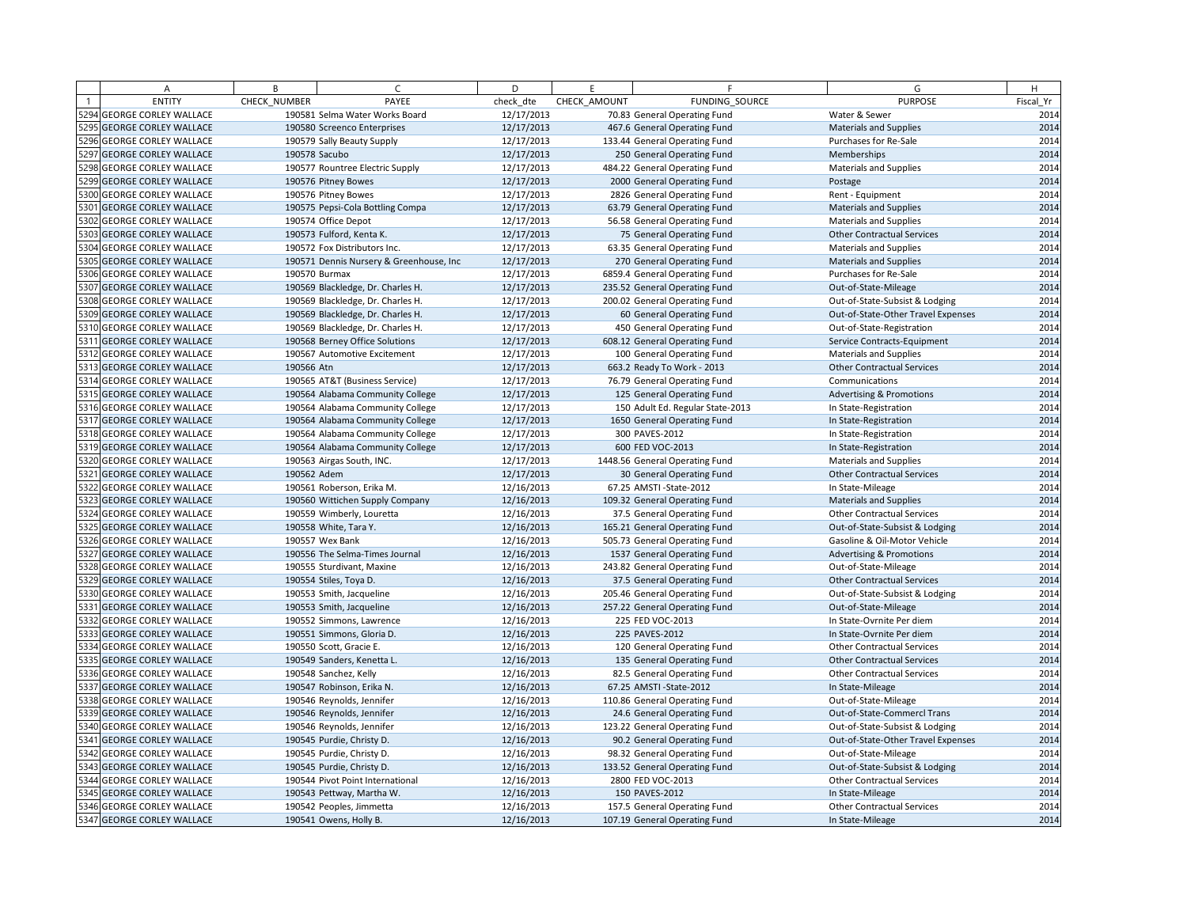| | A | B | C | D | E | F | G | H |
|---|---|---|---|---|---|---|---|---|
| 1 | ENTITY | CHECK_NUMBER | PAYEE | check_dte | CHECK_AMOUNT | FUNDING_SOURCE | PURPOSE | Fiscal_Yr |
| 5294 | GEORGE CORLEY WALLACE | 190581 | Selma Water Works Board | 12/17/2013 | 70.83 | General Operating Fund | Water & Sewer | 2014 |
| 5295 | GEORGE CORLEY WALLACE | 190580 | Screenco Enterprises | 12/17/2013 | 467.6 | General Operating Fund | Materials and Supplies | 2014 |
| 5296 | GEORGE CORLEY WALLACE | 190579 | Sally Beauty Supply | 12/17/2013 | 133.44 | General Operating Fund | Purchases for Re-Sale | 2014 |
| 5297 | GEORGE CORLEY WALLACE | 190578 | Sacubo | 12/17/2013 | 250 | General Operating Fund | Memberships | 2014 |
| 5298 | GEORGE CORLEY WALLACE | 190577 | Rountree Electric Supply | 12/17/2013 | 484.22 | General Operating Fund | Materials and Supplies | 2014 |
| 5299 | GEORGE CORLEY WALLACE | 190576 | Pitney Bowes | 12/17/2013 | 2000 | General Operating Fund | Postage | 2014 |
| 5300 | GEORGE CORLEY WALLACE | 190576 | Pitney Bowes | 12/17/2013 | 2826 | General Operating Fund | Rent - Equipment | 2014 |
| 5301 | GEORGE CORLEY WALLACE | 190575 | Pepsi-Cola Bottling Compa | 12/17/2013 | 63.79 | General Operating Fund | Materials and Supplies | 2014 |
| 5302 | GEORGE CORLEY WALLACE | 190574 | Office Depot | 12/17/2013 | 56.58 | General Operating Fund | Materials and Supplies | 2014 |
| 5303 | GEORGE CORLEY WALLACE | 190573 | Fulford, Kenta K. | 12/17/2013 | 75 | General Operating Fund | Other Contractual Services | 2014 |
| 5304 | GEORGE CORLEY WALLACE | 190572 | Fox Distributors Inc. | 12/17/2013 | 63.35 | General Operating Fund | Materials and Supplies | 2014 |
| 5305 | GEORGE CORLEY WALLACE | 190571 | Dennis Nursery & Greenhouse, Inc | 12/17/2013 | 270 | General Operating Fund | Materials and Supplies | 2014 |
| 5306 | GEORGE CORLEY WALLACE | 190570 | Burmax | 12/17/2013 | 6859.4 | General Operating Fund | Purchases for Re-Sale | 2014 |
| 5307 | GEORGE CORLEY WALLACE | 190569 | Blackledge, Dr. Charles H. | 12/17/2013 | 235.52 | General Operating Fund | Out-of-State-Mileage | 2014 |
| 5308 | GEORGE CORLEY WALLACE | 190569 | Blackledge, Dr. Charles H. | 12/17/2013 | 200.02 | General Operating Fund | Out-of-State-Subsist & Lodging | 2014 |
| 5309 | GEORGE CORLEY WALLACE | 190569 | Blackledge, Dr. Charles H. | 12/17/2013 | 60 | General Operating Fund | Out-of-State-Other Travel Expenses | 2014 |
| 5310 | GEORGE CORLEY WALLACE | 190569 | Blackledge, Dr. Charles H. | 12/17/2013 | 450 | General Operating Fund | Out-of-State-Registration | 2014 |
| 5311 | GEORGE CORLEY WALLACE | 190568 | Berney Office Solutions | 12/17/2013 | 608.12 | General Operating Fund | Service Contracts-Equipment | 2014 |
| 5312 | GEORGE CORLEY WALLACE | 190567 | Automotive Excitement | 12/17/2013 | 100 | General Operating Fund | Materials and Supplies | 2014 |
| 5313 | GEORGE CORLEY WALLACE | 190566 | Atn | 12/17/2013 | 663.2 | Ready To Work - 2013 | Other Contractual Services | 2014 |
| 5314 | GEORGE CORLEY WALLACE | 190565 | AT&T (Business Service) | 12/17/2013 | 76.79 | General Operating Fund | Communications | 2014 |
| 5315 | GEORGE CORLEY WALLACE | 190564 | Alabama Community College | 12/17/2013 | 125 | General Operating Fund | Advertising & Promotions | 2014 |
| 5316 | GEORGE CORLEY WALLACE | 190564 | Alabama Community College | 12/17/2013 | 150 | Adult Ed. Regular State-2013 | In State-Registration | 2014 |
| 5317 | GEORGE CORLEY WALLACE | 190564 | Alabama Community College | 12/17/2013 | 1650 | General Operating Fund | In State-Registration | 2014 |
| 5318 | GEORGE CORLEY WALLACE | 190564 | Alabama Community College | 12/17/2013 | 300 | PAVES-2012 | In State-Registration | 2014 |
| 5319 | GEORGE CORLEY WALLACE | 190564 | Alabama Community College | 12/17/2013 | 600 | FED VOC-2013 | In State-Registration | 2014 |
| 5320 | GEORGE CORLEY WALLACE | 190563 | Airgas South, INC. | 12/17/2013 | 1448.56 | General Operating Fund | Materials and Supplies | 2014 |
| 5321 | GEORGE CORLEY WALLACE | 190562 | Adem | 12/17/2013 | 30 | General Operating Fund | Other Contractual Services | 2014 |
| 5322 | GEORGE CORLEY WALLACE | 190561 | Roberson, Erika M. | 12/16/2013 | 67.25 | AMSTI -State-2012 | In State-Mileage | 2014 |
| 5323 | GEORGE CORLEY WALLACE | 190560 | Wittichen Supply Company | 12/16/2013 | 109.32 | General Operating Fund | Materials and Supplies | 2014 |
| 5324 | GEORGE CORLEY WALLACE | 190559 | Wimberly, Louretta | 12/16/2013 | 37.5 | General Operating Fund | Other Contractual Services | 2014 |
| 5325 | GEORGE CORLEY WALLACE | 190558 | White, Tara Y. | 12/16/2013 | 165.21 | General Operating Fund | Out-of-State-Subsist & Lodging | 2014 |
| 5326 | GEORGE CORLEY WALLACE | 190557 | Wex Bank | 12/16/2013 | 505.73 | General Operating Fund | Gasoline & Oil-Motor Vehicle | 2014 |
| 5327 | GEORGE CORLEY WALLACE | 190556 | The Selma-Times Journal | 12/16/2013 | 1537 | General Operating Fund | Advertising & Promotions | 2014 |
| 5328 | GEORGE CORLEY WALLACE | 190555 | Sturdivant, Maxine | 12/16/2013 | 243.82 | General Operating Fund | Out-of-State-Mileage | 2014 |
| 5329 | GEORGE CORLEY WALLACE | 190554 | Stiles, Toya D. | 12/16/2013 | 37.5 | General Operating Fund | Other Contractual Services | 2014 |
| 5330 | GEORGE CORLEY WALLACE | 190553 | Smith, Jacqueline | 12/16/2013 | 205.46 | General Operating Fund | Out-of-State-Subsist & Lodging | 2014 |
| 5331 | GEORGE CORLEY WALLACE | 190553 | Smith, Jacqueline | 12/16/2013 | 257.22 | General Operating Fund | Out-of-State-Mileage | 2014 |
| 5332 | GEORGE CORLEY WALLACE | 190552 | Simmons, Lawrence | 12/16/2013 | 225 | FED VOC-2013 | In State-Ovrnite Per diem | 2014 |
| 5333 | GEORGE CORLEY WALLACE | 190551 | Simmons, Gloria D. | 12/16/2013 | 225 | PAVES-2012 | In State-Ovrnite Per diem | 2014 |
| 5334 | GEORGE CORLEY WALLACE | 190550 | Scott, Gracie E. | 12/16/2013 | 120 | General Operating Fund | Other Contractual Services | 2014 |
| 5335 | GEORGE CORLEY WALLACE | 190549 | Sanders, Kenetta L. | 12/16/2013 | 135 | General Operating Fund | Other Contractual Services | 2014 |
| 5336 | GEORGE CORLEY WALLACE | 190548 | Sanchez, Kelly | 12/16/2013 | 82.5 | General Operating Fund | Other Contractual Services | 2014 |
| 5337 | GEORGE CORLEY WALLACE | 190547 | Robinson, Erika N. | 12/16/2013 | 67.25 | AMSTI -State-2012 | In State-Mileage | 2014 |
| 5338 | GEORGE CORLEY WALLACE | 190546 | Reynolds, Jennifer | 12/16/2013 | 110.86 | General Operating Fund | Out-of-State-Mileage | 2014 |
| 5339 | GEORGE CORLEY WALLACE | 190546 | Reynolds, Jennifer | 12/16/2013 | 24.6 | General Operating Fund | Out-of-State-Commercl Trans | 2014 |
| 5340 | GEORGE CORLEY WALLACE | 190546 | Reynolds, Jennifer | 12/16/2013 | 123.22 | General Operating Fund | Out-of-State-Subsist & Lodging | 2014 |
| 5341 | GEORGE CORLEY WALLACE | 190545 | Purdie, Christy D. | 12/16/2013 | 90.2 | General Operating Fund | Out-of-State-Other Travel Expenses | 2014 |
| 5342 | GEORGE CORLEY WALLACE | 190545 | Purdie, Christy D. | 12/16/2013 | 98.32 | General Operating Fund | Out-of-State-Mileage | 2014 |
| 5343 | GEORGE CORLEY WALLACE | 190545 | Purdie, Christy D. | 12/16/2013 | 133.52 | General Operating Fund | Out-of-State-Subsist & Lodging | 2014 |
| 5344 | GEORGE CORLEY WALLACE | 190544 | Pivot Point International | 12/16/2013 | 2800 | FED VOC-2013 | Other Contractual Services | 2014 |
| 5345 | GEORGE CORLEY WALLACE | 190543 | Pettway, Martha W. | 12/16/2013 | 150 | PAVES-2012 | In State-Mileage | 2014 |
| 5346 | GEORGE CORLEY WALLACE | 190542 | Peoples, Jimmetta | 12/16/2013 | 157.5 | General Operating Fund | Other Contractual Services | 2014 |
| 5347 | GEORGE CORLEY WALLACE | 190541 | Owens, Holly B. | 12/16/2013 | 107.19 | General Operating Fund | In State-Mileage | 2014 |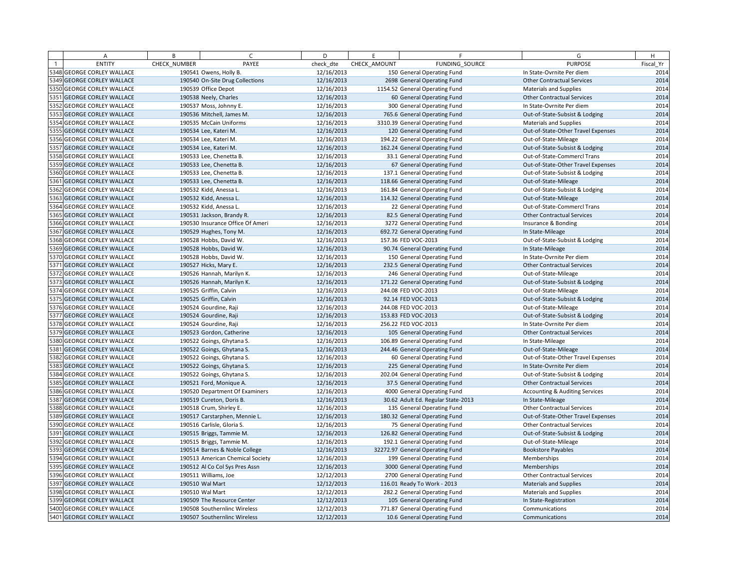| | A | B | C | D | E | F | G | H |
|---|---|---|---|---|---|---|---|---|
| 1 | ENTITY | CHECK_NUMBER | PAYEE | check_dte | CHECK_AMOUNT | FUNDING_SOURCE | PURPOSE | Fiscal_Yr |
| 5348 | GEORGE CORLEY WALLACE | 190541 | Owens, Holly B. | 12/16/2013 | 150 | General Operating Fund | In State-Ovrnite Per diem | 2014 |
| 5349 | GEORGE CORLEY WALLACE | 190540 | On-Site Drug Collections | 12/16/2013 | 2698 | General Operating Fund | Other Contractual Services | 2014 |
| 5350 | GEORGE CORLEY WALLACE | 190539 | Office Depot | 12/16/2013 | 1154.52 | General Operating Fund | Materials and Supplies | 2014 |
| 5351 | GEORGE CORLEY WALLACE | 190538 | Neely, Charles | 12/16/2013 | 60 | General Operating Fund | Other Contractual Services | 2014 |
| 5352 | GEORGE CORLEY WALLACE | 190537 | Moss, Johnny E. | 12/16/2013 | 300 | General Operating Fund | In State-Ovrnite Per diem | 2014 |
| 5353 | GEORGE CORLEY WALLACE | 190536 | Mitchell, James M. | 12/16/2013 | 765.6 | General Operating Fund | Out-of-State-Subsist & Lodging | 2014 |
| 5354 | GEORGE CORLEY WALLACE | 190535 | McCain Uniforms | 12/16/2013 | 3310.39 | General Operating Fund | Materials and Supplies | 2014 |
| 5355 | GEORGE CORLEY WALLACE | 190534 | Lee, Kateri M. | 12/16/2013 | 120 | General Operating Fund | Out-of-State-Other Travel Expenses | 2014 |
| 5356 | GEORGE CORLEY WALLACE | 190534 | Lee, Kateri M. | 12/16/2013 | 194.22 | General Operating Fund | Out-of-State-Mileage | 2014 |
| 5357 | GEORGE CORLEY WALLACE | 190534 | Lee, Kateri M. | 12/16/2013 | 162.24 | General Operating Fund | Out-of-State-Subsist & Lodging | 2014 |
| 5358 | GEORGE CORLEY WALLACE | 190533 | Lee, Chenetta B. | 12/16/2013 | 33.1 | General Operating Fund | Out-of-State-Commercl Trans | 2014 |
| 5359 | GEORGE CORLEY WALLACE | 190533 | Lee, Chenetta B. | 12/16/2013 | 67 | General Operating Fund | Out-of-State-Other Travel Expenses | 2014 |
| 5360 | GEORGE CORLEY WALLACE | 190533 | Lee, Chenetta B. | 12/16/2013 | 137.1 | General Operating Fund | Out-of-State-Subsist & Lodging | 2014 |
| 5361 | GEORGE CORLEY WALLACE | 190533 | Lee, Chenetta B. | 12/16/2013 | 118.66 | General Operating Fund | Out-of-State-Mileage | 2014 |
| 5362 | GEORGE CORLEY WALLACE | 190532 | Kidd, Anessa L. | 12/16/2013 | 161.84 | General Operating Fund | Out-of-State-Subsist & Lodging | 2014 |
| 5363 | GEORGE CORLEY WALLACE | 190532 | Kidd, Anessa L. | 12/16/2013 | 114.32 | General Operating Fund | Out-of-State-Mileage | 2014 |
| 5364 | GEORGE CORLEY WALLACE | 190532 | Kidd, Anessa L. | 12/16/2013 | 22 | General Operating Fund | Out-of-State-Commercl Trans | 2014 |
| 5365 | GEORGE CORLEY WALLACE | 190531 | Jackson, Brandy R. | 12/16/2013 | 82.5 | General Operating Fund | Other Contractual Services | 2014 |
| 5366 | GEORGE CORLEY WALLACE | 190530 | Insurance Office Of Ameri | 12/16/2013 | 3272 | General Operating Fund | Insurance & Bonding | 2014 |
| 5367 | GEORGE CORLEY WALLACE | 190529 | Hughes, Tony M. | 12/16/2013 | 692.72 | General Operating Fund | In State-Mileage | 2014 |
| 5368 | GEORGE CORLEY WALLACE | 190528 | Hobbs, David W. | 12/16/2013 | 157.36 | FED VOC-2013 | Out-of-State-Subsist & Lodging | 2014 |
| 5369 | GEORGE CORLEY WALLACE | 190528 | Hobbs, David W. | 12/16/2013 | 90.74 | General Operating Fund | In State-Mileage | 2014 |
| 5370 | GEORGE CORLEY WALLACE | 190528 | Hobbs, David W. | 12/16/2013 | 150 | General Operating Fund | In State-Ovrnite Per diem | 2014 |
| 5371 | GEORGE CORLEY WALLACE | 190527 | Hicks, Mary E. | 12/16/2013 | 232.5 | General Operating Fund | Other Contractual Services | 2014 |
| 5372 | GEORGE CORLEY WALLACE | 190526 | Hannah, Marilyn K. | 12/16/2013 | 246 | General Operating Fund | Out-of-State-Mileage | 2014 |
| 5373 | GEORGE CORLEY WALLACE | 190526 | Hannah, Marilyn K. | 12/16/2013 | 171.22 | General Operating Fund | Out-of-State-Subsist & Lodging | 2014 |
| 5374 | GEORGE CORLEY WALLACE | 190525 | Griffin, Calvin | 12/16/2013 | 244.08 | FED VOC-2013 | Out-of-State-Mileage | 2014 |
| 5375 | GEORGE CORLEY WALLACE | 190525 | Griffin, Calvin | 12/16/2013 | 92.14 | FED VOC-2013 | Out-of-State-Subsist & Lodging | 2014 |
| 5376 | GEORGE CORLEY WALLACE | 190524 | Gourdine, Raji | 12/16/2013 | 244.08 | FED VOC-2013 | Out-of-State-Mileage | 2014 |
| 5377 | GEORGE CORLEY WALLACE | 190524 | Gourdine, Raji | 12/16/2013 | 153.83 | FED VOC-2013 | Out-of-State-Subsist & Lodging | 2014 |
| 5378 | GEORGE CORLEY WALLACE | 190524 | Gourdine, Raji | 12/16/2013 | 256.22 | FED VOC-2013 | In State-Ovrnite Per diem | 2014 |
| 5379 | GEORGE CORLEY WALLACE | 190523 | Gordon, Catherine | 12/16/2013 | 105 | General Operating Fund | Other Contractual Services | 2014 |
| 5380 | GEORGE CORLEY WALLACE | 190522 | Goings, Ghytana S. | 12/16/2013 | 106.89 | General Operating Fund | In State-Mileage | 2014 |
| 5381 | GEORGE CORLEY WALLACE | 190522 | Goings, Ghytana S. | 12/16/2013 | 244.46 | General Operating Fund | Out-of-State-Mileage | 2014 |
| 5382 | GEORGE CORLEY WALLACE | 190522 | Goings, Ghytana S. | 12/16/2013 | 60 | General Operating Fund | Out-of-State-Other Travel Expenses | 2014 |
| 5383 | GEORGE CORLEY WALLACE | 190522 | Goings, Ghytana S. | 12/16/2013 | 225 | General Operating Fund | In State-Ovrnite Per diem | 2014 |
| 5384 | GEORGE CORLEY WALLACE | 190522 | Goings, Ghytana S. | 12/16/2013 | 202.04 | General Operating Fund | Out-of-State-Subsist & Lodging | 2014 |
| 5385 | GEORGE CORLEY WALLACE | 190521 | Ford, Monique A. | 12/16/2013 | 37.5 | General Operating Fund | Other Contractual Services | 2014 |
| 5386 | GEORGE CORLEY WALLACE | 190520 | Department Of Examiners | 12/16/2013 | 4000 | General Operating Fund | Accounting & Auditing Services | 2014 |
| 5387 | GEORGE CORLEY WALLACE | 190519 | Cureton, Doris B. | 12/16/2013 | 30.62 | Adult Ed. Regular State-2013 | In State-Mileage | 2014 |
| 5388 | GEORGE CORLEY WALLACE | 190518 | Crum, Shirley E. | 12/16/2013 | 135 | General Operating Fund | Other Contractual Services | 2014 |
| 5389 | GEORGE CORLEY WALLACE | 190517 | Carstarphen, Mennie L. | 12/16/2013 | 180.32 | General Operating Fund | Out-of-State-Other Travel Expenses | 2014 |
| 5390 | GEORGE CORLEY WALLACE | 190516 | Carlisle, Gloria S. | 12/16/2013 | 75 | General Operating Fund | Other Contractual Services | 2014 |
| 5391 | GEORGE CORLEY WALLACE | 190515 | Briggs, Tammie M. | 12/16/2013 | 126.82 | General Operating Fund | Out-of-State-Subsist & Lodging | 2014 |
| 5392 | GEORGE CORLEY WALLACE | 190515 | Briggs, Tammie M. | 12/16/2013 | 192.1 | General Operating Fund | Out-of-State-Mileage | 2014 |
| 5393 | GEORGE CORLEY WALLACE | 190514 | Barnes & Noble College | 12/16/2013 | 32272.97 | General Operating Fund | Bookstore Payables | 2014 |
| 5394 | GEORGE CORLEY WALLACE | 190513 | American Chemical Society | 12/16/2013 | 199 | General Operating Fund | Memberships | 2014 |
| 5395 | GEORGE CORLEY WALLACE | 190512 | Al Co Col Sys Pres Assn | 12/16/2013 | 3000 | General Operating Fund | Memberships | 2014 |
| 5396 | GEORGE CORLEY WALLACE | 190511 | Williams, Joe | 12/12/2013 | 2700 | General Operating Fund | Other Contractual Services | 2014 |
| 5397 | GEORGE CORLEY WALLACE | 190510 | Wal Mart | 12/12/2013 | 116.01 | Ready To Work - 2013 | Materials and Supplies | 2014 |
| 5398 | GEORGE CORLEY WALLACE | 190510 | Wal Mart | 12/12/2013 | 282.2 | General Operating Fund | Materials and Supplies | 2014 |
| 5399 | GEORGE CORLEY WALLACE | 190509 | The Resource Center | 12/12/2013 | 105 | General Operating Fund | In State-Registration | 2014 |
| 5400 | GEORGE CORLEY WALLACE | 190508 | Southernlinc Wireless | 12/12/2013 | 771.87 | General Operating Fund | Communications | 2014 |
| 5401 | GEORGE CORLEY WALLACE | 190507 | Southernlinc Wireless | 12/12/2013 | 10.6 | General Operating Fund | Communications | 2014 |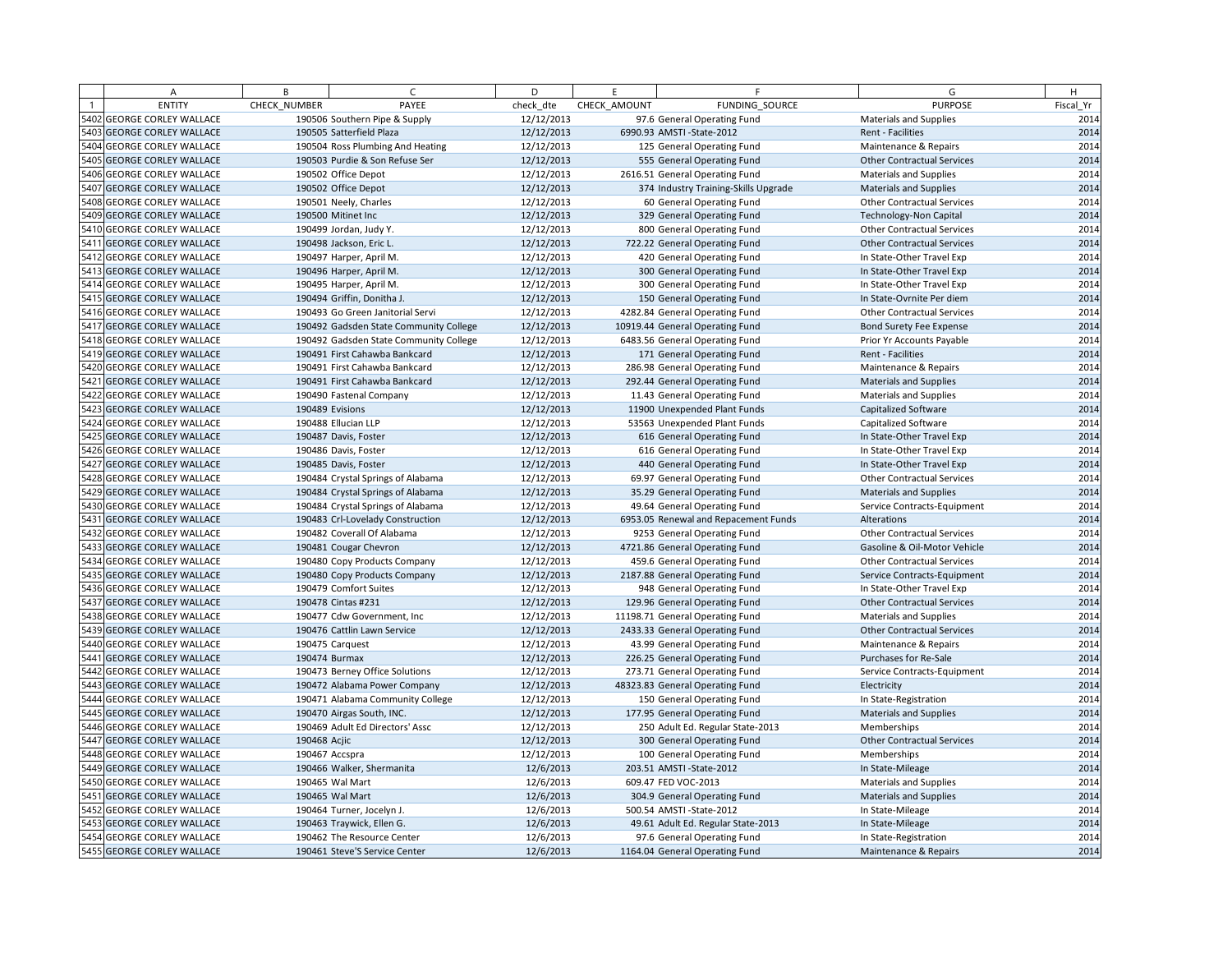| | A | B | C | D | E | F | G | H |
|---|---|---|---|---|---|---|---|---|
| 1 | ENTITY | CHECK_NUMBER | PAYEE | check_dte | CHECK_AMOUNT | FUNDING_SOURCE | PURPOSE | Fiscal_Yr |
| 5402 | GEORGE CORLEY WALLACE | 190506 | Southern Pipe & Supply | 12/12/2013 | 97.6 | General Operating Fund | Materials and Supplies | 2014 |
| 5403 | GEORGE CORLEY WALLACE | 190505 | Satterfield Plaza | 12/12/2013 | 6990.93 | AMSTI -State-2012 | Rent - Facilities | 2014 |
| 5404 | GEORGE CORLEY WALLACE | 190504 | Ross Plumbing And Heating | 12/12/2013 | 125 | General Operating Fund | Maintenance & Repairs | 2014 |
| 5405 | GEORGE CORLEY WALLACE | 190503 | Purdie & Son Refuse Ser | 12/12/2013 | 555 | General Operating Fund | Other Contractual Services | 2014 |
| 5406 | GEORGE CORLEY WALLACE | 190502 | Office Depot | 12/12/2013 | 2616.51 | General Operating Fund | Materials and Supplies | 2014 |
| 5407 | GEORGE CORLEY WALLACE | 190502 | Office Depot | 12/12/2013 | 374 | Industry Training-Skills Upgrade | Materials and Supplies | 2014 |
| 5408 | GEORGE CORLEY WALLACE | 190501 | Neely, Charles | 12/12/2013 | 60 | General Operating Fund | Other Contractual Services | 2014 |
| 5409 | GEORGE CORLEY WALLACE | 190500 | Mitinet Inc | 12/12/2013 | 329 | General Operating Fund | Technology-Non Capital | 2014 |
| 5410 | GEORGE CORLEY WALLACE | 190499 | Jordan, Judy Y. | 12/12/2013 | 800 | General Operating Fund | Other Contractual Services | 2014 |
| 5411 | GEORGE CORLEY WALLACE | 190498 | Jackson, Eric L. | 12/12/2013 | 722.22 | General Operating Fund | Other Contractual Services | 2014 |
| 5412 | GEORGE CORLEY WALLACE | 190497 | Harper, April M. | 12/12/2013 | 420 | General Operating Fund | In State-Other Travel Exp | 2014 |
| 5413 | GEORGE CORLEY WALLACE | 190496 | Harper, April M. | 12/12/2013 | 300 | General Operating Fund | In State-Other Travel Exp | 2014 |
| 5414 | GEORGE CORLEY WALLACE | 190495 | Harper, April M. | 12/12/2013 | 300 | General Operating Fund | In State-Other Travel Exp | 2014 |
| 5415 | GEORGE CORLEY WALLACE | 190494 | Griffin, Donitha J. | 12/12/2013 | 150 | General Operating Fund | In State-Ovrnite Per diem | 2014 |
| 5416 | GEORGE CORLEY WALLACE | 190493 | Go Green Janitorial Servi | 12/12/2013 | 4282.84 | General Operating Fund | Other Contractual Services | 2014 |
| 5417 | GEORGE CORLEY WALLACE | 190492 | Gadsden State Community College | 12/12/2013 | 10919.44 | General Operating Fund | Bond Surety Fee Expense | 2014 |
| 5418 | GEORGE CORLEY WALLACE | 190492 | Gadsden State Community College | 12/12/2013 | 6483.56 | General Operating Fund | Prior Yr Accounts Payable | 2014 |
| 5419 | GEORGE CORLEY WALLACE | 190491 | First Cahawba Bankcard | 12/12/2013 | 171 | General Operating Fund | Rent - Facilities | 2014 |
| 5420 | GEORGE CORLEY WALLACE | 190491 | First Cahawba Bankcard | 12/12/2013 | 286.98 | General Operating Fund | Maintenance & Repairs | 2014 |
| 5421 | GEORGE CORLEY WALLACE | 190491 | First Cahawba Bankcard | 12/12/2013 | 292.44 | General Operating Fund | Materials and Supplies | 2014 |
| 5422 | GEORGE CORLEY WALLACE | 190490 | Fastenal Company | 12/12/2013 | 11.43 | General Operating Fund | Materials and Supplies | 2014 |
| 5423 | GEORGE CORLEY WALLACE | 190489 | Evisions | 12/12/2013 | 11900 | Unexpended Plant Funds | Capitalized Software | 2014 |
| 5424 | GEORGE CORLEY WALLACE | 190488 | Ellucian LLP | 12/12/2013 | 53563 | Unexpended Plant Funds | Capitalized Software | 2014 |
| 5425 | GEORGE CORLEY WALLACE | 190487 | Davis, Foster | 12/12/2013 | 616 | General Operating Fund | In State-Other Travel Exp | 2014 |
| 5426 | GEORGE CORLEY WALLACE | 190486 | Davis, Foster | 12/12/2013 | 616 | General Operating Fund | In State-Other Travel Exp | 2014 |
| 5427 | GEORGE CORLEY WALLACE | 190485 | Davis, Foster | 12/12/2013 | 440 | General Operating Fund | In State-Other Travel Exp | 2014 |
| 5428 | GEORGE CORLEY WALLACE | 190484 | Crystal Springs of Alabama | 12/12/2013 | 69.97 | General Operating Fund | Other Contractual Services | 2014 |
| 5429 | GEORGE CORLEY WALLACE | 190484 | Crystal Springs of Alabama | 12/12/2013 | 35.29 | General Operating Fund | Materials and Supplies | 2014 |
| 5430 | GEORGE CORLEY WALLACE | 190484 | Crystal Springs of Alabama | 12/12/2013 | 49.64 | General Operating Fund | Service Contracts-Equipment | 2014 |
| 5431 | GEORGE CORLEY WALLACE | 190483 | Crl-Lovelady Construction | 12/12/2013 | 6953.05 | Renewal and Repacement Funds | Alterations | 2014 |
| 5432 | GEORGE CORLEY WALLACE | 190482 | Coverall Of Alabama | 12/12/2013 | 9253 | General Operating Fund | Other Contractual Services | 2014 |
| 5433 | GEORGE CORLEY WALLACE | 190481 | Cougar Chevron | 12/12/2013 | 4721.86 | General Operating Fund | Gasoline & Oil-Motor Vehicle | 2014 |
| 5434 | GEORGE CORLEY WALLACE | 190480 | Copy Products Company | 12/12/2013 | 459.6 | General Operating Fund | Other Contractual Services | 2014 |
| 5435 | GEORGE CORLEY WALLACE | 190480 | Copy Products Company | 12/12/2013 | 2187.88 | General Operating Fund | Service Contracts-Equipment | 2014 |
| 5436 | GEORGE CORLEY WALLACE | 190479 | Comfort Suites | 12/12/2013 | 948 | General Operating Fund | In State-Other Travel Exp | 2014 |
| 5437 | GEORGE CORLEY WALLACE | 190478 | Cintas #231 | 12/12/2013 | 129.96 | General Operating Fund | Other Contractual Services | 2014 |
| 5438 | GEORGE CORLEY WALLACE | 190477 | Cdw Government, Inc | 12/12/2013 | 11198.71 | General Operating Fund | Materials and Supplies | 2014 |
| 5439 | GEORGE CORLEY WALLACE | 190476 | Cattlin Lawn Service | 12/12/2013 | 2433.33 | General Operating Fund | Other Contractual Services | 2014 |
| 5440 | GEORGE CORLEY WALLACE | 190475 | Carquest | 12/12/2013 | 43.99 | General Operating Fund | Maintenance & Repairs | 2014 |
| 5441 | GEORGE CORLEY WALLACE | 190474 | Burmax | 12/12/2013 | 226.25 | General Operating Fund | Purchases for Re-Sale | 2014 |
| 5442 | GEORGE CORLEY WALLACE | 190473 | Berney Office Solutions | 12/12/2013 | 273.71 | General Operating Fund | Service Contracts-Equipment | 2014 |
| 5443 | GEORGE CORLEY WALLACE | 190472 | Alabama Power Company | 12/12/2013 | 48323.83 | General Operating Fund | Electricity | 2014 |
| 5444 | GEORGE CORLEY WALLACE | 190471 | Alabama Community College | 12/12/2013 | 150 | General Operating Fund | In State-Registration | 2014 |
| 5445 | GEORGE CORLEY WALLACE | 190470 | Airgas South, INC. | 12/12/2013 | 177.95 | General Operating Fund | Materials and Supplies | 2014 |
| 5446 | GEORGE CORLEY WALLACE | 190469 | Adult Ed Directors' Assc | 12/12/2013 | 250 | Adult Ed. Regular State-2013 | Memberships | 2014 |
| 5447 | GEORGE CORLEY WALLACE | 190468 | Acjic | 12/12/2013 | 300 | General Operating Fund | Other Contractual Services | 2014 |
| 5448 | GEORGE CORLEY WALLACE | 190467 | Accspra | 12/12/2013 | 100 | General Operating Fund | Memberships | 2014 |
| 5449 | GEORGE CORLEY WALLACE | 190466 | Walker, Shermanita | 12/6/2013 | 203.51 | AMSTI -State-2012 | In State-Mileage | 2014 |
| 5450 | GEORGE CORLEY WALLACE | 190465 | Wal Mart | 12/6/2013 | 609.47 | FED VOC-2013 | Materials and Supplies | 2014 |
| 5451 | GEORGE CORLEY WALLACE | 190465 | Wal Mart | 12/6/2013 | 304.9 | General Operating Fund | Materials and Supplies | 2014 |
| 5452 | GEORGE CORLEY WALLACE | 190464 | Turner, Jocelyn J. | 12/6/2013 | 500.54 | AMSTI -State-2012 | In State-Mileage | 2014 |
| 5453 | GEORGE CORLEY WALLACE | 190463 | Traywick, Ellen G. | 12/6/2013 | 49.61 | Adult Ed. Regular State-2013 | In State-Mileage | 2014 |
| 5454 | GEORGE CORLEY WALLACE | 190462 | The Resource Center | 12/6/2013 | 97.6 | General Operating Fund | In State-Registration | 2014 |
| 5455 | GEORGE CORLEY WALLACE | 190461 | Steve'S Service Center | 12/6/2013 | 1164.04 | General Operating Fund | Maintenance & Repairs | 2014 |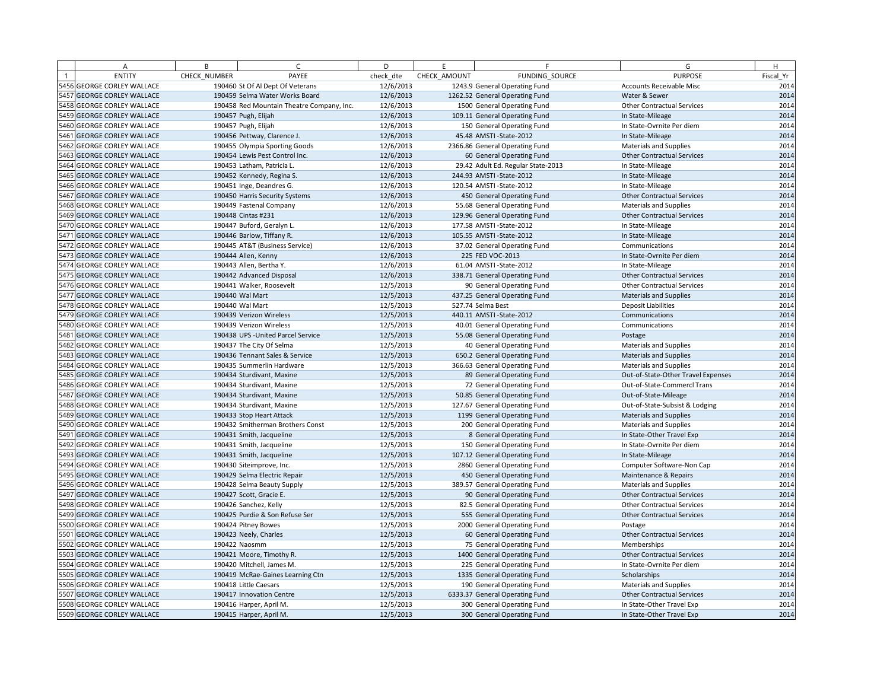| | A | B | C | D | E | F | G | H |
|---|---|---|---|---|---|---|---|---|
| 1 | ENTITY | CHECK_NUMBER | PAYEE | check_dte | CHECK_AMOUNT | FUNDING_SOURCE | PURPOSE | Fiscal_Yr |
| 5456 | GEORGE CORLEY WALLACE | 190460 | St Of Al Dept Of Veterans | 12/6/2013 | 1243.9 | General Operating Fund | Accounts Receivable Misc | 2014 |
| 5457 | GEORGE CORLEY WALLACE | 190459 | Selma Water Works Board | 12/6/2013 | 1262.52 | General Operating Fund | Water & Sewer | 2014 |
| 5458 | GEORGE CORLEY WALLACE | 190458 | Red Mountain Theatre Company, Inc. | 12/6/2013 | 1500 | General Operating Fund | Other Contractual Services | 2014 |
| 5459 | GEORGE CORLEY WALLACE | 190457 | Pugh, Elijah | 12/6/2013 | 109.11 | General Operating Fund | In State-Mileage | 2014 |
| 5460 | GEORGE CORLEY WALLACE | 190457 | Pugh, Elijah | 12/6/2013 | 150 | General Operating Fund | In State-Ovrnite Per diem | 2014 |
| 5461 | GEORGE CORLEY WALLACE | 190456 | Pettway, Clarence J. | 12/6/2013 | 45.48 | AMSTI -State-2012 | In State-Mileage | 2014 |
| 5462 | GEORGE CORLEY WALLACE | 190455 | Olympia Sporting Goods | 12/6/2013 | 2366.86 | General Operating Fund | Materials and Supplies | 2014 |
| 5463 | GEORGE CORLEY WALLACE | 190454 | Lewis Pest Control Inc. | 12/6/2013 | 60 | General Operating Fund | Other Contractual Services | 2014 |
| 5464 | GEORGE CORLEY WALLACE | 190453 | Latham, Patricia L. | 12/6/2013 | 29.42 | Adult Ed. Regular State-2013 | In State-Mileage | 2014 |
| 5465 | GEORGE CORLEY WALLACE | 190452 | Kennedy, Regina S. | 12/6/2013 | 244.93 | AMSTI -State-2012 | In State-Mileage | 2014 |
| 5466 | GEORGE CORLEY WALLACE | 190451 | Inge, Deandres G. | 12/6/2013 | 120.54 | AMSTI -State-2012 | In State-Mileage | 2014 |
| 5467 | GEORGE CORLEY WALLACE | 190450 | Harris Security Systems | 12/6/2013 | 450 | General Operating Fund | Other Contractual Services | 2014 |
| 5468 | GEORGE CORLEY WALLACE | 190449 | Fastenal Company | 12/6/2013 | 55.68 | General Operating Fund | Materials and Supplies | 2014 |
| 5469 | GEORGE CORLEY WALLACE | 190448 | Cintas #231 | 12/6/2013 | 129.96 | General Operating Fund | Other Contractual Services | 2014 |
| 5470 | GEORGE CORLEY WALLACE | 190447 | Buford, Geralyn L. | 12/6/2013 | 177.58 | AMSTI -State-2012 | In State-Mileage | 2014 |
| 5471 | GEORGE CORLEY WALLACE | 190446 | Barlow, Tiffany R. | 12/6/2013 | 105.55 | AMSTI -State-2012 | In State-Mileage | 2014 |
| 5472 | GEORGE CORLEY WALLACE | 190445 | AT&T (Business Service) | 12/6/2013 | 37.02 | General Operating Fund | Communications | 2014 |
| 5473 | GEORGE CORLEY WALLACE | 190444 | Allen, Kenny | 12/6/2013 | 225 | FED VOC-2013 | In State-Ovrnite Per diem | 2014 |
| 5474 | GEORGE CORLEY WALLACE | 190443 | Allen, Bertha Y. | 12/6/2013 | 61.04 | AMSTI -State-2012 | In State-Mileage | 2014 |
| 5475 | GEORGE CORLEY WALLACE | 190442 | Advanced Disposal | 12/6/2013 | 338.71 | General Operating Fund | Other Contractual Services | 2014 |
| 5476 | GEORGE CORLEY WALLACE | 190441 | Walker, Roosevelt | 12/5/2013 | 90 | General Operating Fund | Other Contractual Services | 2014 |
| 5477 | GEORGE CORLEY WALLACE | 190440 | Wal Mart | 12/5/2013 | 437.25 | General Operating Fund | Materials and Supplies | 2014 |
| 5478 | GEORGE CORLEY WALLACE | 190440 | Wal Mart | 12/5/2013 | 527.74 | Selma Best | Deposit Liabilities | 2014 |
| 5479 | GEORGE CORLEY WALLACE | 190439 | Verizon Wireless | 12/5/2013 | 440.11 | AMSTI -State-2012 | Communications | 2014 |
| 5480 | GEORGE CORLEY WALLACE | 190439 | Verizon Wireless | 12/5/2013 | 40.01 | General Operating Fund | Communications | 2014 |
| 5481 | GEORGE CORLEY WALLACE | 190438 | UPS -United Parcel Service | 12/5/2013 | 55.08 | General Operating Fund | Postage | 2014 |
| 5482 | GEORGE CORLEY WALLACE | 190437 | The City Of Selma | 12/5/2013 | 40 | General Operating Fund | Materials and Supplies | 2014 |
| 5483 | GEORGE CORLEY WALLACE | 190436 | Tennant Sales & Service | 12/5/2013 | 650.2 | General Operating Fund | Materials and Supplies | 2014 |
| 5484 | GEORGE CORLEY WALLACE | 190435 | Summerlin Hardware | 12/5/2013 | 366.63 | General Operating Fund | Materials and Supplies | 2014 |
| 5485 | GEORGE CORLEY WALLACE | 190434 | Sturdivant, Maxine | 12/5/2013 | 89 | General Operating Fund | Out-of-State-Other Travel Expenses | 2014 |
| 5486 | GEORGE CORLEY WALLACE | 190434 | Sturdivant, Maxine | 12/5/2013 | 72 | General Operating Fund | Out-of-State-Commercl Trans | 2014 |
| 5487 | GEORGE CORLEY WALLACE | 190434 | Sturdivant, Maxine | 12/5/2013 | 50.85 | General Operating Fund | Out-of-State-Mileage | 2014 |
| 5488 | GEORGE CORLEY WALLACE | 190434 | Sturdivant, Maxine | 12/5/2013 | 127.67 | General Operating Fund | Out-of-State-Subsist & Lodging | 2014 |
| 5489 | GEORGE CORLEY WALLACE | 190433 | Stop Heart Attack | 12/5/2013 | 1199 | General Operating Fund | Materials and Supplies | 2014 |
| 5490 | GEORGE CORLEY WALLACE | 190432 | Smitherman Brothers Const | 12/5/2013 | 200 | General Operating Fund | Materials and Supplies | 2014 |
| 5491 | GEORGE CORLEY WALLACE | 190431 | Smith, Jacqueline | 12/5/2013 | 8 | General Operating Fund | In State-Other Travel Exp | 2014 |
| 5492 | GEORGE CORLEY WALLACE | 190431 | Smith, Jacqueline | 12/5/2013 | 150 | General Operating Fund | In State-Ovrnite Per diem | 2014 |
| 5493 | GEORGE CORLEY WALLACE | 190431 | Smith, Jacqueline | 12/5/2013 | 107.12 | General Operating Fund | In State-Mileage | 2014 |
| 5494 | GEORGE CORLEY WALLACE | 190430 | Siteimprove, Inc. | 12/5/2013 | 2860 | General Operating Fund | Computer Software-Non Cap | 2014 |
| 5495 | GEORGE CORLEY WALLACE | 190429 | Selma Electric Repair | 12/5/2013 | 450 | General Operating Fund | Maintenance & Repairs | 2014 |
| 5496 | GEORGE CORLEY WALLACE | 190428 | Selma Beauty Supply | 12/5/2013 | 389.57 | General Operating Fund | Materials and Supplies | 2014 |
| 5497 | GEORGE CORLEY WALLACE | 190427 | Scott, Gracie E. | 12/5/2013 | 90 | General Operating Fund | Other Contractual Services | 2014 |
| 5498 | GEORGE CORLEY WALLACE | 190426 | Sanchez, Kelly | 12/5/2013 | 82.5 | General Operating Fund | Other Contractual Services | 2014 |
| 5499 | GEORGE CORLEY WALLACE | 190425 | Purdie & Son Refuse Ser | 12/5/2013 | 555 | General Operating Fund | Other Contractual Services | 2014 |
| 5500 | GEORGE CORLEY WALLACE | 190424 | Pitney Bowes | 12/5/2013 | 2000 | General Operating Fund | Postage | 2014 |
| 5501 | GEORGE CORLEY WALLACE | 190423 | Neely, Charles | 12/5/2013 | 60 | General Operating Fund | Other Contractual Services | 2014 |
| 5502 | GEORGE CORLEY WALLACE | 190422 | Naosmm | 12/5/2013 | 75 | General Operating Fund | Memberships | 2014 |
| 5503 | GEORGE CORLEY WALLACE | 190421 | Moore, Timothy R. | 12/5/2013 | 1400 | General Operating Fund | Other Contractual Services | 2014 |
| 5504 | GEORGE CORLEY WALLACE | 190420 | Mitchell, James M. | 12/5/2013 | 225 | General Operating Fund | In State-Ovrnite Per diem | 2014 |
| 5505 | GEORGE CORLEY WALLACE | 190419 | McRae-Gaines Learning Ctn | 12/5/2013 | 1335 | General Operating Fund | Scholarships | 2014 |
| 5506 | GEORGE CORLEY WALLACE | 190418 | Little Caesars | 12/5/2013 | 190 | General Operating Fund | Materials and Supplies | 2014 |
| 5507 | GEORGE CORLEY WALLACE | 190417 | Innovation Centre | 12/5/2013 | 6333.37 | General Operating Fund | Other Contractual Services | 2014 |
| 5508 | GEORGE CORLEY WALLACE | 190416 | Harper, April M. | 12/5/2013 | 300 | General Operating Fund | In State-Other Travel Exp | 2014 |
| 5509 | GEORGE CORLEY WALLACE | 190415 | Harper, April M. | 12/5/2013 | 300 | General Operating Fund | In State-Other Travel Exp | 2014 |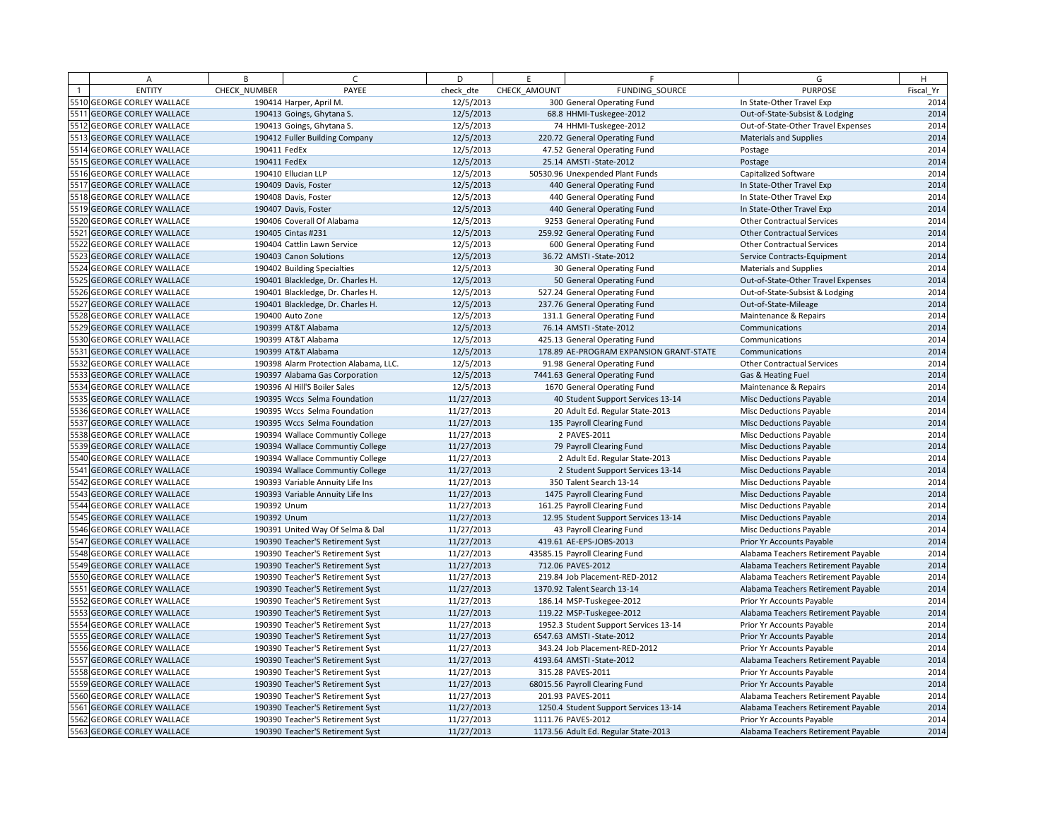| | A | B | C | D | E | F | G | H |
|---|---|---|---|---|---|---|---|---|
| 1 | ENTITY | CHECK_NUMBER | PAYEE | check_dte | CHECK_AMOUNT | FUNDING_SOURCE | PURPOSE | Fiscal_Yr |
| 5510 | GEORGE CORLEY WALLACE | 190414 | Harper, April M. | 12/5/2013 | 300 | General Operating Fund | In State-Other Travel Exp | 2014 |
| 5511 | GEORGE CORLEY WALLACE | 190413 | Goings, Ghytana S. | 12/5/2013 | 68.8 | HHMI-Tuskegee-2012 | Out-of-State-Subsist & Lodging | 2014 |
| 5512 | GEORGE CORLEY WALLACE | 190413 | Goings, Ghytana S. | 12/5/2013 | 74 | HHMI-Tuskegee-2012 | Out-of-State-Other Travel Expenses | 2014 |
| 5513 | GEORGE CORLEY WALLACE | 190412 | Fuller Building Company | 12/5/2013 | 220.72 | General Operating Fund | Materials and Supplies | 2014 |
| 5514 | GEORGE CORLEY WALLACE | 190411 | FedEx | 12/5/2013 | 47.52 | General Operating Fund | Postage | 2014 |
| 5515 | GEORGE CORLEY WALLACE | 190411 | FedEx | 12/5/2013 | 25.14 | AMSTI -State-2012 | Postage | 2014 |
| 5516 | GEORGE CORLEY WALLACE | 190410 | Ellucian LLP | 12/5/2013 | 50530.96 | Unexpended Plant Funds | Capitalized Software | 2014 |
| 5517 | GEORGE CORLEY WALLACE | 190409 | Davis, Foster | 12/5/2013 | 440 | General Operating Fund | In State-Other Travel Exp | 2014 |
| 5518 | GEORGE CORLEY WALLACE | 190408 | Davis, Foster | 12/5/2013 | 440 | General Operating Fund | In State-Other Travel Exp | 2014 |
| 5519 | GEORGE CORLEY WALLACE | 190407 | Davis, Foster | 12/5/2013 | 440 | General Operating Fund | In State-Other Travel Exp | 2014 |
| 5520 | GEORGE CORLEY WALLACE | 190406 | Coverall Of Alabama | 12/5/2013 | 9253 | General Operating Fund | Other Contractual Services | 2014 |
| 5521 | GEORGE CORLEY WALLACE | 190405 | Cintas #231 | 12/5/2013 | 259.92 | General Operating Fund | Other Contractual Services | 2014 |
| 5522 | GEORGE CORLEY WALLACE | 190404 | Cattlin Lawn Service | 12/5/2013 | 600 | General Operating Fund | Other Contractual Services | 2014 |
| 5523 | GEORGE CORLEY WALLACE | 190403 | Canon Solutions | 12/5/2013 | 36.72 | AMSTI -State-2012 | Service Contracts-Equipment | 2014 |
| 5524 | GEORGE CORLEY WALLACE | 190402 | Building Specialties | 12/5/2013 | 30 | General Operating Fund | Materials and Supplies | 2014 |
| 5525 | GEORGE CORLEY WALLACE | 190401 | Blackledge, Dr. Charles H. | 12/5/2013 | 50 | General Operating Fund | Out-of-State-Other Travel Expenses | 2014 |
| 5526 | GEORGE CORLEY WALLACE | 190401 | Blackledge, Dr. Charles H. | 12/5/2013 | 527.24 | General Operating Fund | Out-of-State-Subsist & Lodging | 2014 |
| 5527 | GEORGE CORLEY WALLACE | 190401 | Blackledge, Dr. Charles H. | 12/5/2013 | 237.76 | General Operating Fund | Out-of-State-Mileage | 2014 |
| 5528 | GEORGE CORLEY WALLACE | 190400 | Auto Zone | 12/5/2013 | 131.1 | General Operating Fund | Maintenance & Repairs | 2014 |
| 5529 | GEORGE CORLEY WALLACE | 190399 | AT&T Alabama | 12/5/2013 | 76.14 | AMSTI -State-2012 | Communications | 2014 |
| 5530 | GEORGE CORLEY WALLACE | 190399 | AT&T Alabama | 12/5/2013 | 425.13 | General Operating Fund | Communications | 2014 |
| 5531 | GEORGE CORLEY WALLACE | 190399 | AT&T Alabama | 12/5/2013 | 178.89 | AE-PROGRAM EXPANSION GRANT-STATE | Communications | 2014 |
| 5532 | GEORGE CORLEY WALLACE | 190398 | Alarm Protection Alabama, LLC. | 12/5/2013 | 91.98 | General Operating Fund | Other Contractual Services | 2014 |
| 5533 | GEORGE CORLEY WALLACE | 190397 | Alabama Gas Corporation | 12/5/2013 | 7441.63 | General Operating Fund | Gas & Heating Fuel | 2014 |
| 5534 | GEORGE CORLEY WALLACE | 190396 | Al Hill'S Boiler Sales | 12/5/2013 | 1670 | General Operating Fund | Maintenance & Repairs | 2014 |
| 5535 | GEORGE CORLEY WALLACE | 190395 | Wccs Selma Foundation | 11/27/2013 | 40 | Student Support Services 13-14 | Misc Deductions Payable | 2014 |
| 5536 | GEORGE CORLEY WALLACE | 190395 | Wccs Selma Foundation | 11/27/2013 | 20 | Adult Ed. Regular State-2013 | Misc Deductions Payable | 2014 |
| 5537 | GEORGE CORLEY WALLACE | 190395 | Wccs Selma Foundation | 11/27/2013 | 135 | Payroll Clearing Fund | Misc Deductions Payable | 2014 |
| 5538 | GEORGE CORLEY WALLACE | 190394 | Wallace Communtiy College | 11/27/2013 | 2 | PAVES-2011 | Misc Deductions Payable | 2014 |
| 5539 | GEORGE CORLEY WALLACE | 190394 | Wallace Communtiy College | 11/27/2013 | 79 | Payroll Clearing Fund | Misc Deductions Payable | 2014 |
| 5540 | GEORGE CORLEY WALLACE | 190394 | Wallace Communtiy College | 11/27/2013 | 2 | Adult Ed. Regular State-2013 | Misc Deductions Payable | 2014 |
| 5541 | GEORGE CORLEY WALLACE | 190394 | Wallace Communtiy College | 11/27/2013 | 2 | Student Support Services 13-14 | Misc Deductions Payable | 2014 |
| 5542 | GEORGE CORLEY WALLACE | 190393 | Variable Annuity Life Ins | 11/27/2013 | 350 | Talent Search 13-14 | Misc Deductions Payable | 2014 |
| 5543 | GEORGE CORLEY WALLACE | 190393 | Variable Annuity Life Ins | 11/27/2013 | 1475 | Payroll Clearing Fund | Misc Deductions Payable | 2014 |
| 5544 | GEORGE CORLEY WALLACE | 190392 | Unum | 11/27/2013 | 161.25 | Payroll Clearing Fund | Misc Deductions Payable | 2014 |
| 5545 | GEORGE CORLEY WALLACE | 190392 | Unum | 11/27/2013 | 12.95 | Student Support Services 13-14 | Misc Deductions Payable | 2014 |
| 5546 | GEORGE CORLEY WALLACE | 190391 | United Way Of Selma & Dal | 11/27/2013 | 43 | Payroll Clearing Fund | Misc Deductions Payable | 2014 |
| 5547 | GEORGE CORLEY WALLACE | 190390 | Teacher'S Retirement Syst | 11/27/2013 | 419.61 | AE-EPS-JOBS-2013 | Prior Yr Accounts Payable | 2014 |
| 5548 | GEORGE CORLEY WALLACE | 190390 | Teacher'S Retirement Syst | 11/27/2013 | 43585.15 | Payroll Clearing Fund | Alabama Teachers Retirement Payable | 2014 |
| 5549 | GEORGE CORLEY WALLACE | 190390 | Teacher'S Retirement Syst | 11/27/2013 | 712.06 | PAVES-2012 | Alabama Teachers Retirement Payable | 2014 |
| 5550 | GEORGE CORLEY WALLACE | 190390 | Teacher'S Retirement Syst | 11/27/2013 | 219.84 | Job Placement-RED-2012 | Alabama Teachers Retirement Payable | 2014 |
| 5551 | GEORGE CORLEY WALLACE | 190390 | Teacher'S Retirement Syst | 11/27/2013 | 1370.92 | Talent Search 13-14 | Alabama Teachers Retirement Payable | 2014 |
| 5552 | GEORGE CORLEY WALLACE | 190390 | Teacher'S Retirement Syst | 11/27/2013 | 186.14 | MSP-Tuskegee-2012 | Prior Yr Accounts Payable | 2014 |
| 5553 | GEORGE CORLEY WALLACE | 190390 | Teacher'S Retirement Syst | 11/27/2013 | 119.22 | MSP-Tuskegee-2012 | Alabama Teachers Retirement Payable | 2014 |
| 5554 | GEORGE CORLEY WALLACE | 190390 | Teacher'S Retirement Syst | 11/27/2013 | 1952.3 | Student Support Services 13-14 | Prior Yr Accounts Payable | 2014 |
| 5555 | GEORGE CORLEY WALLACE | 190390 | Teacher'S Retirement Syst | 11/27/2013 | 6547.63 | AMSTI -State-2012 | Prior Yr Accounts Payable | 2014 |
| 5556 | GEORGE CORLEY WALLACE | 190390 | Teacher'S Retirement Syst | 11/27/2013 | 343.24 | Job Placement-RED-2012 | Prior Yr Accounts Payable | 2014 |
| 5557 | GEORGE CORLEY WALLACE | 190390 | Teacher'S Retirement Syst | 11/27/2013 | 4193.64 | AMSTI -State-2012 | Alabama Teachers Retirement Payable | 2014 |
| 5558 | GEORGE CORLEY WALLACE | 190390 | Teacher'S Retirement Syst | 11/27/2013 | 315.28 | PAVES-2011 | Prior Yr Accounts Payable | 2014 |
| 5559 | GEORGE CORLEY WALLACE | 190390 | Teacher'S Retirement Syst | 11/27/2013 | 68015.56 | Payroll Clearing Fund | Prior Yr Accounts Payable | 2014 |
| 5560 | GEORGE CORLEY WALLACE | 190390 | Teacher'S Retirement Syst | 11/27/2013 | 201.93 | PAVES-2011 | Alabama Teachers Retirement Payable | 2014 |
| 5561 | GEORGE CORLEY WALLACE | 190390 | Teacher'S Retirement Syst | 11/27/2013 | 1250.4 | Student Support Services 13-14 | Alabama Teachers Retirement Payable | 2014 |
| 5562 | GEORGE CORLEY WALLACE | 190390 | Teacher'S Retirement Syst | 11/27/2013 | 1111.76 | PAVES-2012 | Prior Yr Accounts Payable | 2014 |
| 5563 | GEORGE CORLEY WALLACE | 190390 | Teacher'S Retirement Syst | 11/27/2013 | 1173.56 | Adult Ed. Regular State-2013 | Alabama Teachers Retirement Payable | 2014 |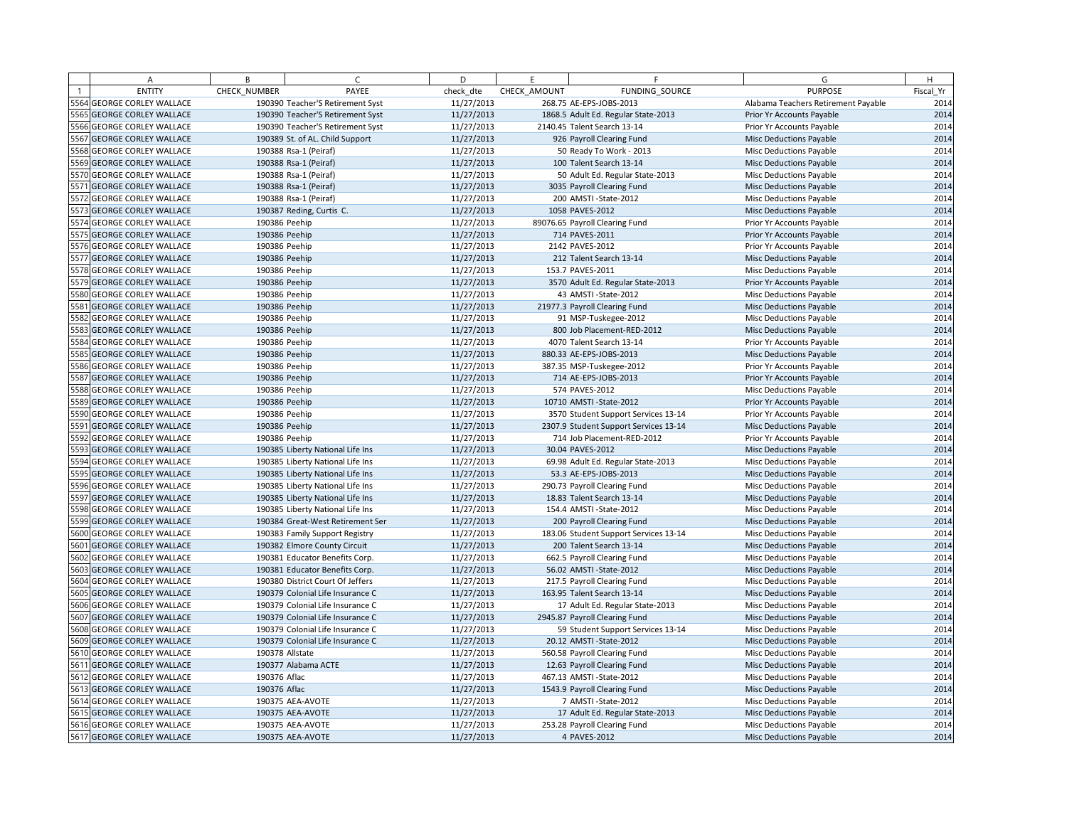| | A | B | C | D | E | F | G | H |
|---|---|---|---|---|---|---|---|---|
| 1 | ENTITY | CHECK_NUMBER | PAYEE | check_dte | CHECK_AMOUNT | FUNDING_SOURCE | PURPOSE | Fiscal_Yr |
| 5564 | GEORGE CORLEY WALLACE | 190390 | Teacher'S Retirement Syst | 11/27/2013 | 268.75 | AE-EPS-JOBS-2013 | Alabama Teachers Retirement Payable | 2014 |
| 5565 | GEORGE CORLEY WALLACE | 190390 | Teacher'S Retirement Syst | 11/27/2013 | 1868.5 | Adult Ed. Regular State-2013 | Prior Yr Accounts Payable | 2014 |
| 5566 | GEORGE CORLEY WALLACE | 190390 | Teacher'S Retirement Syst | 11/27/2013 | 2140.45 | Talent Search 13-14 | Prior Yr Accounts Payable | 2014 |
| 5567 | GEORGE CORLEY WALLACE | 190389 | St. of AL. Child Support | 11/27/2013 | 926 | Payroll Clearing Fund | Misc Deductions Payable | 2014 |
| 5568 | GEORGE CORLEY WALLACE | 190388 | Rsa-1 (Peiraf) | 11/27/2013 | 50 | Ready To Work - 2013 | Misc Deductions Payable | 2014 |
| 5569 | GEORGE CORLEY WALLACE | 190388 | Rsa-1 (Peiraf) | 11/27/2013 | 100 | Talent Search 13-14 | Misc Deductions Payable | 2014 |
| 5570 | GEORGE CORLEY WALLACE | 190388 | Rsa-1 (Peiraf) | 11/27/2013 | 50 | Adult Ed. Regular State-2013 | Misc Deductions Payable | 2014 |
| 5571 | GEORGE CORLEY WALLACE | 190388 | Rsa-1 (Peiraf) | 11/27/2013 | 3035 | Payroll Clearing Fund | Misc Deductions Payable | 2014 |
| 5572 | GEORGE CORLEY WALLACE | 190388 | Rsa-1 (Peiraf) | 11/27/2013 | 200 | AMSTI -State-2012 | Misc Deductions Payable | 2014 |
| 5573 | GEORGE CORLEY WALLACE | 190387 | Reding, Curtis C. | 11/27/2013 | 1058 | PAVES-2012 | Misc Deductions Payable | 2014 |
| 5574 | GEORGE CORLEY WALLACE | 190386 | Peehip | 11/27/2013 | 89076.65 | Payroll Clearing Fund | Prior Yr Accounts Payable | 2014 |
| 5575 | GEORGE CORLEY WALLACE | 190386 | Peehip | 11/27/2013 | 714 | PAVES-2011 | Prior Yr Accounts Payable | 2014 |
| 5576 | GEORGE CORLEY WALLACE | 190386 | Peehip | 11/27/2013 | 2142 | PAVES-2012 | Prior Yr Accounts Payable | 2014 |
| 5577 | GEORGE CORLEY WALLACE | 190386 | Peehip | 11/27/2013 | 212 | Talent Search 13-14 | Misc Deductions Payable | 2014 |
| 5578 | GEORGE CORLEY WALLACE | 190386 | Peehip | 11/27/2013 | 153.7 | PAVES-2011 | Misc Deductions Payable | 2014 |
| 5579 | GEORGE CORLEY WALLACE | 190386 | Peehip | 11/27/2013 | 3570 | Adult Ed. Regular State-2013 | Prior Yr Accounts Payable | 2014 |
| 5580 | GEORGE CORLEY WALLACE | 190386 | Peehip | 11/27/2013 | 43 | AMSTI -State-2012 | Misc Deductions Payable | 2014 |
| 5581 | GEORGE CORLEY WALLACE | 190386 | Peehip | 11/27/2013 | 21977.3 | Payroll Clearing Fund | Misc Deductions Payable | 2014 |
| 5582 | GEORGE CORLEY WALLACE | 190386 | Peehip | 11/27/2013 | 91 | MSP-Tuskegee-2012 | Misc Deductions Payable | 2014 |
| 5583 | GEORGE CORLEY WALLACE | 190386 | Peehip | 11/27/2013 | 800 | Job Placement-RED-2012 | Misc Deductions Payable | 2014 |
| 5584 | GEORGE CORLEY WALLACE | 190386 | Peehip | 11/27/2013 | 4070 | Talent Search 13-14 | Prior Yr Accounts Payable | 2014 |
| 5585 | GEORGE CORLEY WALLACE | 190386 | Peehip | 11/27/2013 | 880.33 | AE-EPS-JOBS-2013 | Misc Deductions Payable | 2014 |
| 5586 | GEORGE CORLEY WALLACE | 190386 | Peehip | 11/27/2013 | 387.35 | MSP-Tuskegee-2012 | Prior Yr Accounts Payable | 2014 |
| 5587 | GEORGE CORLEY WALLACE | 190386 | Peehip | 11/27/2013 | 714 | AE-EPS-JOBS-2013 | Prior Yr Accounts Payable | 2014 |
| 5588 | GEORGE CORLEY WALLACE | 190386 | Peehip | 11/27/2013 | 574 | PAVES-2012 | Misc Deductions Payable | 2014 |
| 5589 | GEORGE CORLEY WALLACE | 190386 | Peehip | 11/27/2013 | 10710 | AMSTI -State-2012 | Prior Yr Accounts Payable | 2014 |
| 5590 | GEORGE CORLEY WALLACE | 190386 | Peehip | 11/27/2013 | 3570 | Student Support Services 13-14 | Prior Yr Accounts Payable | 2014 |
| 5591 | GEORGE CORLEY WALLACE | 190386 | Peehip | 11/27/2013 | 2307.9 | Student Support Services 13-14 | Misc Deductions Payable | 2014 |
| 5592 | GEORGE CORLEY WALLACE | 190386 | Peehip | 11/27/2013 | 714 | Job Placement-RED-2012 | Prior Yr Accounts Payable | 2014 |
| 5593 | GEORGE CORLEY WALLACE | 190385 | Liberty National Life Ins | 11/27/2013 | 30.04 | PAVES-2012 | Misc Deductions Payable | 2014 |
| 5594 | GEORGE CORLEY WALLACE | 190385 | Liberty National Life Ins | 11/27/2013 | 69.98 | Adult Ed. Regular State-2013 | Misc Deductions Payable | 2014 |
| 5595 | GEORGE CORLEY WALLACE | 190385 | Liberty National Life Ins | 11/27/2013 | 53.3 | AE-EPS-JOBS-2013 | Misc Deductions Payable | 2014 |
| 5596 | GEORGE CORLEY WALLACE | 190385 | Liberty National Life Ins | 11/27/2013 | 290.73 | Payroll Clearing Fund | Misc Deductions Payable | 2014 |
| 5597 | GEORGE CORLEY WALLACE | 190385 | Liberty National Life Ins | 11/27/2013 | 18.83 | Talent Search 13-14 | Misc Deductions Payable | 2014 |
| 5598 | GEORGE CORLEY WALLACE | 190385 | Liberty National Life Ins | 11/27/2013 | 154.4 | AMSTI -State-2012 | Misc Deductions Payable | 2014 |
| 5599 | GEORGE CORLEY WALLACE | 190384 | Great-West Retirement Ser | 11/27/2013 | 200 | Payroll Clearing Fund | Misc Deductions Payable | 2014 |
| 5600 | GEORGE CORLEY WALLACE | 190383 | Family Support Registry | 11/27/2013 | 183.06 | Student Support Services 13-14 | Misc Deductions Payable | 2014 |
| 5601 | GEORGE CORLEY WALLACE | 190382 | Elmore County Circuit | 11/27/2013 | 200 | Talent Search 13-14 | Misc Deductions Payable | 2014 |
| 5602 | GEORGE CORLEY WALLACE | 190381 | Educator Benefits Corp. | 11/27/2013 | 662.5 | Payroll Clearing Fund | Misc Deductions Payable | 2014 |
| 5603 | GEORGE CORLEY WALLACE | 190381 | Educator Benefits Corp. | 11/27/2013 | 56.02 | AMSTI -State-2012 | Misc Deductions Payable | 2014 |
| 5604 | GEORGE CORLEY WALLACE | 190380 | District Court Of Jeffers | 11/27/2013 | 217.5 | Payroll Clearing Fund | Misc Deductions Payable | 2014 |
| 5605 | GEORGE CORLEY WALLACE | 190379 | Colonial Life Insurance C | 11/27/2013 | 163.95 | Talent Search 13-14 | Misc Deductions Payable | 2014 |
| 5606 | GEORGE CORLEY WALLACE | 190379 | Colonial Life Insurance C | 11/27/2013 | 17 | Adult Ed. Regular State-2013 | Misc Deductions Payable | 2014 |
| 5607 | GEORGE CORLEY WALLACE | 190379 | Colonial Life Insurance C | 11/27/2013 | 2945.87 | Payroll Clearing Fund | Misc Deductions Payable | 2014 |
| 5608 | GEORGE CORLEY WALLACE | 190379 | Colonial Life Insurance C | 11/27/2013 | 59 | Student Support Services 13-14 | Misc Deductions Payable | 2014 |
| 5609 | GEORGE CORLEY WALLACE | 190379 | Colonial Life Insurance C | 11/27/2013 | 20.12 | AMSTI -State-2012 | Misc Deductions Payable | 2014 |
| 5610 | GEORGE CORLEY WALLACE | 190378 | Allstate | 11/27/2013 | 560.58 | Payroll Clearing Fund | Misc Deductions Payable | 2014 |
| 5611 | GEORGE CORLEY WALLACE | 190377 | Alabama ACTE | 11/27/2013 | 12.63 | Payroll Clearing Fund | Misc Deductions Payable | 2014 |
| 5612 | GEORGE CORLEY WALLACE | 190376 | Aflac | 11/27/2013 | 467.13 | AMSTI -State-2012 | Misc Deductions Payable | 2014 |
| 5613 | GEORGE CORLEY WALLACE | 190376 | Aflac | 11/27/2013 | 1543.9 | Payroll Clearing Fund | Misc Deductions Payable | 2014 |
| 5614 | GEORGE CORLEY WALLACE | 190375 | AEA-AVOTE | 11/27/2013 | 7 | AMSTI -State-2012 | Misc Deductions Payable | 2014 |
| 5615 | GEORGE CORLEY WALLACE | 190375 | AEA-AVOTE | 11/27/2013 | 17 | Adult Ed. Regular State-2013 | Misc Deductions Payable | 2014 |
| 5616 | GEORGE CORLEY WALLACE | 190375 | AEA-AVOTE | 11/27/2013 | 253.28 | Payroll Clearing Fund | Misc Deductions Payable | 2014 |
| 5617 | GEORGE CORLEY WALLACE | 190375 | AEA-AVOTE | 11/27/2013 | 4 | PAVES-2012 | Misc Deductions Payable | 2014 |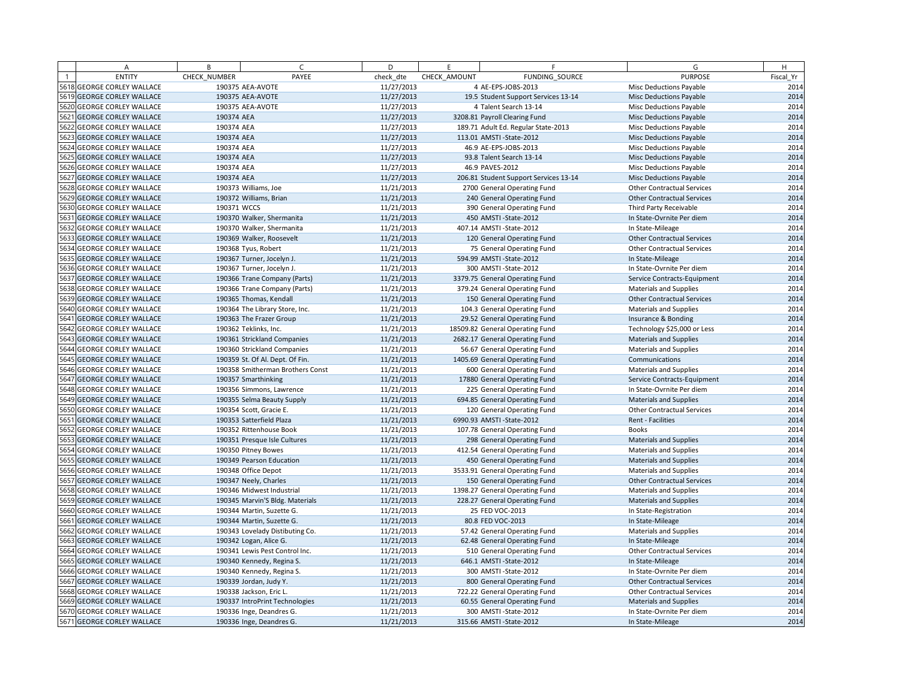| | A | B | C | D | E | F | G | H |
|---|---|---|---|---|---|---|---|---|
| 1 | ENTITY | CHECK_NUMBER | PAYEE | check_dte | CHECK_AMOUNT | FUNDING_SOURCE | PURPOSE | Fiscal_Yr |
| 5618 | GEORGE CORLEY WALLACE | 190375 | AEA-AVOTE | 11/27/2013 | 4 | AE-EPS-JOBS-2013 | Misc Deductions Payable | 2014 |
| 5619 | GEORGE CORLEY WALLACE | 190375 | AEA-AVOTE | 11/27/2013 | 19.5 | Student Support Services 13-14 | Misc Deductions Payable | 2014 |
| 5620 | GEORGE CORLEY WALLACE | 190375 | AEA-AVOTE | 11/27/2013 | 4 | Talent Search 13-14 | Misc Deductions Payable | 2014 |
| 5621 | GEORGE CORLEY WALLACE | 190374 | AEA | 11/27/2013 | 3208.81 | Payroll Clearing Fund | Misc Deductions Payable | 2014 |
| 5622 | GEORGE CORLEY WALLACE | 190374 | AEA | 11/27/2013 | 189.71 | Adult Ed. Regular State-2013 | Misc Deductions Payable | 2014 |
| 5623 | GEORGE CORLEY WALLACE | 190374 | AEA | 11/27/2013 | 113.01 | AMSTI -State-2012 | Misc Deductions Payable | 2014 |
| 5624 | GEORGE CORLEY WALLACE | 190374 | AEA | 11/27/2013 | 46.9 | AE-EPS-JOBS-2013 | Misc Deductions Payable | 2014 |
| 5625 | GEORGE CORLEY WALLACE | 190374 | AEA | 11/27/2013 | 93.8 | Talent Search 13-14 | Misc Deductions Payable | 2014 |
| 5626 | GEORGE CORLEY WALLACE | 190374 | AEA | 11/27/2013 | 46.9 | PAVES-2012 | Misc Deductions Payable | 2014 |
| 5627 | GEORGE CORLEY WALLACE | 190374 | AEA | 11/27/2013 | 206.81 | Student Support Services 13-14 | Misc Deductions Payable | 2014 |
| 5628 | GEORGE CORLEY WALLACE | 190373 | Williams, Joe | 11/21/2013 | 2700 | General Operating Fund | Other Contractual Services | 2014 |
| 5629 | GEORGE CORLEY WALLACE | 190372 | Williams, Brian | 11/21/2013 | 240 | General Operating Fund | Other Contractual Services | 2014 |
| 5630 | GEORGE CORLEY WALLACE | 190371 | WCCS | 11/21/2013 | 390 | General Operating Fund | Third Party Receivable | 2014 |
| 5631 | GEORGE CORLEY WALLACE | 190370 | Walker, Shermanita | 11/21/2013 | 450 | AMSTI -State-2012 | In State-Ovrnite Per diem | 2014 |
| 5632 | GEORGE CORLEY WALLACE | 190370 | Walker, Shermanita | 11/21/2013 | 407.14 | AMSTI -State-2012 | In State-Mileage | 2014 |
| 5633 | GEORGE CORLEY WALLACE | 190369 | Walker, Roosevelt | 11/21/2013 | 120 | General Operating Fund | Other Contractual Services | 2014 |
| 5634 | GEORGE CORLEY WALLACE | 190368 | Tyus, Robert | 11/21/2013 | 75 | General Operating Fund | Other Contractual Services | 2014 |
| 5635 | GEORGE CORLEY WALLACE | 190367 | Turner, Jocelyn J. | 11/21/2013 | 594.99 | AMSTI -State-2012 | In State-Mileage | 2014 |
| 5636 | GEORGE CORLEY WALLACE | 190367 | Turner, Jocelyn J. | 11/21/2013 | 300 | AMSTI -State-2012 | In State-Ovrnite Per diem | 2014 |
| 5637 | GEORGE CORLEY WALLACE | 190366 | Trane Company (Parts) | 11/21/2013 | 3379.75 | General Operating Fund | Service Contracts-Equipment | 2014 |
| 5638 | GEORGE CORLEY WALLACE | 190366 | Trane Company (Parts) | 11/21/2013 | 379.24 | General Operating Fund | Materials and Supplies | 2014 |
| 5639 | GEORGE CORLEY WALLACE | 190365 | Thomas, Kendall | 11/21/2013 | 150 | General Operating Fund | Other Contractual Services | 2014 |
| 5640 | GEORGE CORLEY WALLACE | 190364 | The Library Store, Inc. | 11/21/2013 | 104.3 | General Operating Fund | Materials and Supplies | 2014 |
| 5641 | GEORGE CORLEY WALLACE | 190363 | The Frazer Group | 11/21/2013 | 29.52 | General Operating Fund | Insurance & Bonding | 2014 |
| 5642 | GEORGE CORLEY WALLACE | 190362 | Teklinks, Inc. | 11/21/2013 | 18509.82 | General Operating Fund | Technology $25,000 or Less | 2014 |
| 5643 | GEORGE CORLEY WALLACE | 190361 | Strickland Companies | 11/21/2013 | 2682.17 | General Operating Fund | Materials and Supplies | 2014 |
| 5644 | GEORGE CORLEY WALLACE | 190360 | Strickland Companies | 11/21/2013 | 56.67 | General Operating Fund | Materials and Supplies | 2014 |
| 5645 | GEORGE CORLEY WALLACE | 190359 | St. Of Al. Dept. Of Fin. | 11/21/2013 | 1405.69 | General Operating Fund | Communications | 2014 |
| 5646 | GEORGE CORLEY WALLACE | 190358 | Smitherman Brothers Const | 11/21/2013 | 600 | General Operating Fund | Materials and Supplies | 2014 |
| 5647 | GEORGE CORLEY WALLACE | 190357 | Smarthinking | 11/21/2013 | 17880 | General Operating Fund | Service Contracts-Equipment | 2014 |
| 5648 | GEORGE CORLEY WALLACE | 190356 | Simmons, Lawrence | 11/21/2013 | 225 | General Operating Fund | In State-Ovrnite Per diem | 2014 |
| 5649 | GEORGE CORLEY WALLACE | 190355 | Selma Beauty Supply | 11/21/2013 | 694.85 | General Operating Fund | Materials and Supplies | 2014 |
| 5650 | GEORGE CORLEY WALLACE | 190354 | Scott, Gracie E. | 11/21/2013 | 120 | General Operating Fund | Other Contractual Services | 2014 |
| 5651 | GEORGE CORLEY WALLACE | 190353 | Satterfield Plaza | 11/21/2013 | 6990.93 | AMSTI -State-2012 | Rent - Facilities | 2014 |
| 5652 | GEORGE CORLEY WALLACE | 190352 | Rittenhouse Book | 11/21/2013 | 107.78 | General Operating Fund | Books | 2014 |
| 5653 | GEORGE CORLEY WALLACE | 190351 | Presque Isle Cultures | 11/21/2013 | 298 | General Operating Fund | Materials and Supplies | 2014 |
| 5654 | GEORGE CORLEY WALLACE | 190350 | Pitney Bowes | 11/21/2013 | 412.54 | General Operating Fund | Materials and Supplies | 2014 |
| 5655 | GEORGE CORLEY WALLACE | 190349 | Pearson Education | 11/21/2013 | 450 | General Operating Fund | Materials and Supplies | 2014 |
| 5656 | GEORGE CORLEY WALLACE | 190348 | Office Depot | 11/21/2013 | 3533.91 | General Operating Fund | Materials and Supplies | 2014 |
| 5657 | GEORGE CORLEY WALLACE | 190347 | Neely, Charles | 11/21/2013 | 150 | General Operating Fund | Other Contractual Services | 2014 |
| 5658 | GEORGE CORLEY WALLACE | 190346 | Midwest Industrial | 11/21/2013 | 1398.27 | General Operating Fund | Materials and Supplies | 2014 |
| 5659 | GEORGE CORLEY WALLACE | 190345 | Marvin'S Bldg. Materials | 11/21/2013 | 228.27 | General Operating Fund | Materials and Supplies | 2014 |
| 5660 | GEORGE CORLEY WALLACE | 190344 | Martin, Suzette G. | 11/21/2013 | 25 | FED VOC-2013 | In State-Registration | 2014 |
| 5661 | GEORGE CORLEY WALLACE | 190344 | Martin, Suzette G. | 11/21/2013 | 80.8 | FED VOC-2013 | In State-Mileage | 2014 |
| 5662 | GEORGE CORLEY WALLACE | 190343 | Lovelady Distibuting Co. | 11/21/2013 | 57.42 | General Operating Fund | Materials and Supplies | 2014 |
| 5663 | GEORGE CORLEY WALLACE | 190342 | Logan, Alice G. | 11/21/2013 | 62.48 | General Operating Fund | In State-Mileage | 2014 |
| 5664 | GEORGE CORLEY WALLACE | 190341 | Lewis Pest Control Inc. | 11/21/2013 | 510 | General Operating Fund | Other Contractual Services | 2014 |
| 5665 | GEORGE CORLEY WALLACE | 190340 | Kennedy, Regina S. | 11/21/2013 | 646.1 | AMSTI -State-2012 | In State-Mileage | 2014 |
| 5666 | GEORGE CORLEY WALLACE | 190340 | Kennedy, Regina S. | 11/21/2013 | 300 | AMSTI -State-2012 | In State-Ovrnite Per diem | 2014 |
| 5667 | GEORGE CORLEY WALLACE | 190339 | Jordan, Judy Y. | 11/21/2013 | 800 | General Operating Fund | Other Contractual Services | 2014 |
| 5668 | GEORGE CORLEY WALLACE | 190338 | Jackson, Eric L. | 11/21/2013 | 722.22 | General Operating Fund | Other Contractual Services | 2014 |
| 5669 | GEORGE CORLEY WALLACE | 190337 | IntroPrint Technologies | 11/21/2013 | 60.55 | General Operating Fund | Materials and Supplies | 2014 |
| 5670 | GEORGE CORLEY WALLACE | 190336 | Inge, Deandres G. | 11/21/2013 | 300 | AMSTI -State-2012 | In State-Ovrnite Per diem | 2014 |
| 5671 | GEORGE CORLEY WALLACE | 190336 | Inge, Deandres G. | 11/21/2013 | 315.66 | AMSTI -State-2012 | In State-Mileage | 2014 |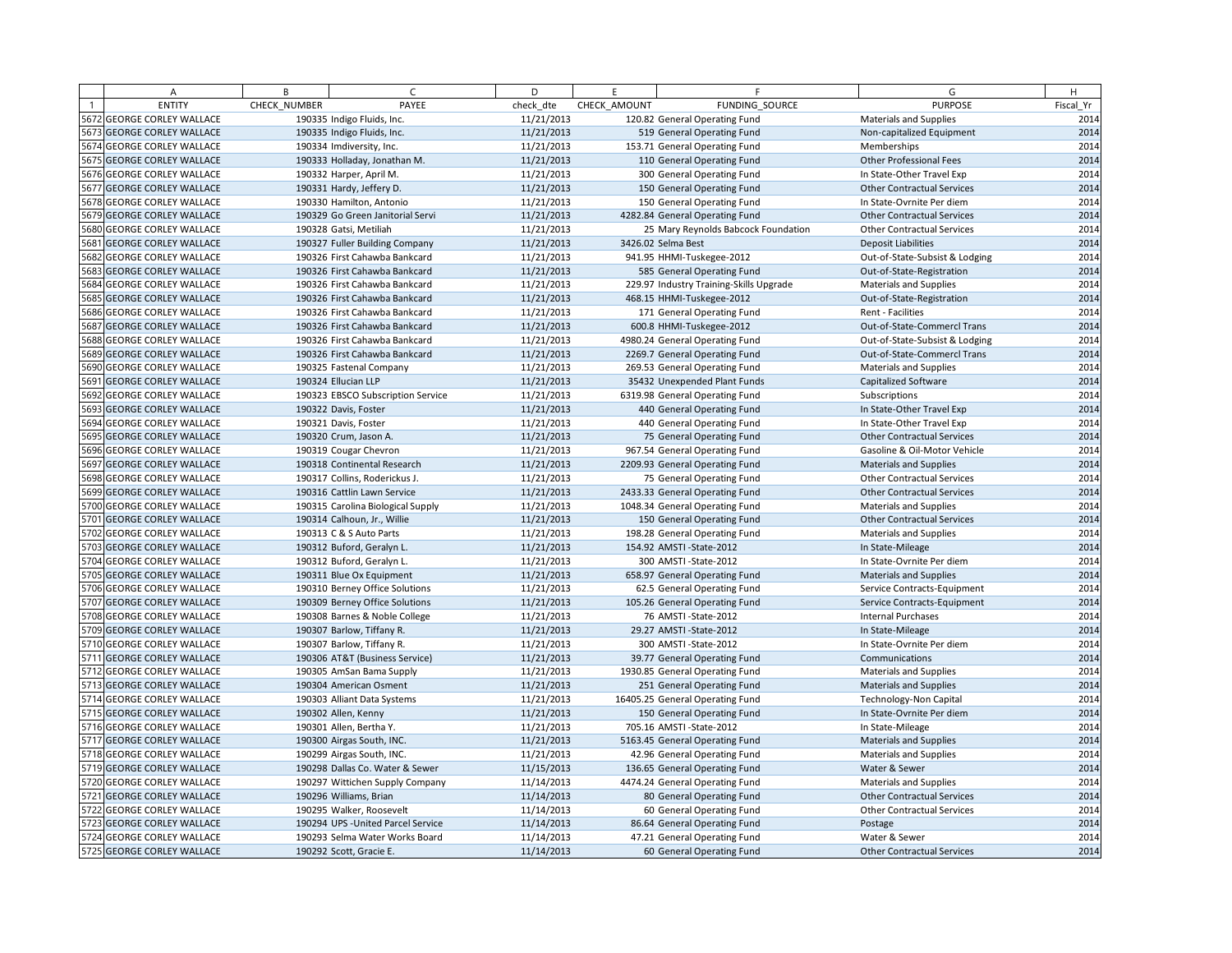| | A | B | C | D | E | F | G | H |
|---|---|---|---|---|---|---|---|---|
| 1 | ENTITY | CHECK_NUMBER | PAYEE | check_dte | CHECK_AMOUNT | FUNDING_SOURCE | PURPOSE | Fiscal_Yr |
| 5672 | GEORGE CORLEY WALLACE | 190335 | Indigo Fluids, Inc. | 11/21/2013 | 120.82 | General Operating Fund | Materials and Supplies | 2014 |
| 5673 | GEORGE CORLEY WALLACE | 190335 | Indigo Fluids, Inc. | 11/21/2013 | 519 | General Operating Fund | Non-capitalized Equipment | 2014 |
| 5674 | GEORGE CORLEY WALLACE | 190334 | Imdiversity, Inc. | 11/21/2013 | 153.71 | General Operating Fund | Memberships | 2014 |
| 5675 | GEORGE CORLEY WALLACE | 190333 | Holladay, Jonathan M. | 11/21/2013 | 110 | General Operating Fund | Other Professional Fees | 2014 |
| 5676 | GEORGE CORLEY WALLACE | 190332 | Harper, April M. | 11/21/2013 | 300 | General Operating Fund | In State-Other Travel Exp | 2014 |
| 5677 | GEORGE CORLEY WALLACE | 190331 | Hardy, Jeffery D. | 11/21/2013 | 150 | General Operating Fund | Other Contractual Services | 2014 |
| 5678 | GEORGE CORLEY WALLACE | 190330 | Hamilton, Antonio | 11/21/2013 | 150 | General Operating Fund | In State-Ovrnite Per diem | 2014 |
| 5679 | GEORGE CORLEY WALLACE | 190329 | Go Green Janitorial Servi | 11/21/2013 | 4282.84 | General Operating Fund | Other Contractual Services | 2014 |
| 5680 | GEORGE CORLEY WALLACE | 190328 | Gatsi, Metiliah | 11/21/2013 | 25 | Mary Reynolds Babcock Foundation | Other Contractual Services | 2014 |
| 5681 | GEORGE CORLEY WALLACE | 190327 | Fuller Building Company | 11/21/2013 | 3426.02 | Selma Best | Deposit Liabilities | 2014 |
| 5682 | GEORGE CORLEY WALLACE | 190326 | First Cahawba Bankcard | 11/21/2013 | 941.95 | HHMI-Tuskegee-2012 | Out-of-State-Subsist & Lodging | 2014 |
| 5683 | GEORGE CORLEY WALLACE | 190326 | First Cahawba Bankcard | 11/21/2013 | 585 | General Operating Fund | Out-of-State-Registration | 2014 |
| 5684 | GEORGE CORLEY WALLACE | 190326 | First Cahawba Bankcard | 11/21/2013 | 229.97 | Industry Training-Skills Upgrade | Materials and Supplies | 2014 |
| 5685 | GEORGE CORLEY WALLACE | 190326 | First Cahawba Bankcard | 11/21/2013 | 468.15 | HHMI-Tuskegee-2012 | Out-of-State-Registration | 2014 |
| 5686 | GEORGE CORLEY WALLACE | 190326 | First Cahawba Bankcard | 11/21/2013 | 171 | General Operating Fund | Rent - Facilities | 2014 |
| 5687 | GEORGE CORLEY WALLACE | 190326 | First Cahawba Bankcard | 11/21/2013 | 600.8 | HHMI-Tuskegee-2012 | Out-of-State-Commercl Trans | 2014 |
| 5688 | GEORGE CORLEY WALLACE | 190326 | First Cahawba Bankcard | 11/21/2013 | 4980.24 | General Operating Fund | Out-of-State-Subsist & Lodging | 2014 |
| 5689 | GEORGE CORLEY WALLACE | 190326 | First Cahawba Bankcard | 11/21/2013 | 2269.7 | General Operating Fund | Out-of-State-Commercl Trans | 2014 |
| 5690 | GEORGE CORLEY WALLACE | 190325 | Fastenal Company | 11/21/2013 | 269.53 | General Operating Fund | Materials and Supplies | 2014 |
| 5691 | GEORGE CORLEY WALLACE | 190324 | Ellucian LLP | 11/21/2013 | 35432 | Unexpended Plant Funds | Capitalized Software | 2014 |
| 5692 | GEORGE CORLEY WALLACE | 190323 | EBSCO Subscription Service | 11/21/2013 | 6319.98 | General Operating Fund | Subscriptions | 2014 |
| 5693 | GEORGE CORLEY WALLACE | 190322 | Davis, Foster | 11/21/2013 | 440 | General Operating Fund | In State-Other Travel Exp | 2014 |
| 5694 | GEORGE CORLEY WALLACE | 190321 | Davis, Foster | 11/21/2013 | 440 | General Operating Fund | In State-Other Travel Exp | 2014 |
| 5695 | GEORGE CORLEY WALLACE | 190320 | Crum, Jason A. | 11/21/2013 | 75 | General Operating Fund | Other Contractual Services | 2014 |
| 5696 | GEORGE CORLEY WALLACE | 190319 | Cougar Chevron | 11/21/2013 | 967.54 | General Operating Fund | Gasoline & Oil-Motor Vehicle | 2014 |
| 5697 | GEORGE CORLEY WALLACE | 190318 | Continental Research | 11/21/2013 | 2209.93 | General Operating Fund | Materials and Supplies | 2014 |
| 5698 | GEORGE CORLEY WALLACE | 190317 | Collins, Roderickus J. | 11/21/2013 | 75 | General Operating Fund | Other Contractual Services | 2014 |
| 5699 | GEORGE CORLEY WALLACE | 190316 | Cattlin Lawn Service | 11/21/2013 | 2433.33 | General Operating Fund | Other Contractual Services | 2014 |
| 5700 | GEORGE CORLEY WALLACE | 190315 | Carolina Biological Supply | 11/21/2013 | 1048.34 | General Operating Fund | Materials and Supplies | 2014 |
| 5701 | GEORGE CORLEY WALLACE | 190314 | Calhoun, Jr., Willie | 11/21/2013 | 150 | General Operating Fund | Other Contractual Services | 2014 |
| 5702 | GEORGE CORLEY WALLACE | 190313 | C & S Auto Parts | 11/21/2013 | 198.28 | General Operating Fund | Materials and Supplies | 2014 |
| 5703 | GEORGE CORLEY WALLACE | 190312 | Buford, Geralyn L. | 11/21/2013 | 154.92 | AMSTI -State-2012 | In State-Mileage | 2014 |
| 5704 | GEORGE CORLEY WALLACE | 190312 | Buford, Geralyn L. | 11/21/2013 | 300 | AMSTI -State-2012 | In State-Ovrnite Per diem | 2014 |
| 5705 | GEORGE CORLEY WALLACE | 190311 | Blue Ox Equipment | 11/21/2013 | 658.97 | General Operating Fund | Materials and Supplies | 2014 |
| 5706 | GEORGE CORLEY WALLACE | 190310 | Berney Office Solutions | 11/21/2013 | 62.5 | General Operating Fund | Service Contracts-Equipment | 2014 |
| 5707 | GEORGE CORLEY WALLACE | 190309 | Berney Office Solutions | 11/21/2013 | 105.26 | General Operating Fund | Service Contracts-Equipment | 2014 |
| 5708 | GEORGE CORLEY WALLACE | 190308 | Barnes & Noble College | 11/21/2013 | 76 | AMSTI -State-2012 | Internal Purchases | 2014 |
| 5709 | GEORGE CORLEY WALLACE | 190307 | Barlow, Tiffany R. | 11/21/2013 | 29.27 | AMSTI -State-2012 | In State-Mileage | 2014 |
| 5710 | GEORGE CORLEY WALLACE | 190307 | Barlow, Tiffany R. | 11/21/2013 | 300 | AMSTI -State-2012 | In State-Ovrnite Per diem | 2014 |
| 5711 | GEORGE CORLEY WALLACE | 190306 | AT&T (Business Service) | 11/21/2013 | 39.77 | General Operating Fund | Communications | 2014 |
| 5712 | GEORGE CORLEY WALLACE | 190305 | AmSan Bama Supply | 11/21/2013 | 1930.85 | General Operating Fund | Materials and Supplies | 2014 |
| 5713 | GEORGE CORLEY WALLACE | 190304 | American Osment | 11/21/2013 | 251 | General Operating Fund | Materials and Supplies | 2014 |
| 5714 | GEORGE CORLEY WALLACE | 190303 | Alliant Data Systems | 11/21/2013 | 16405.25 | General Operating Fund | Technology-Non Capital | 2014 |
| 5715 | GEORGE CORLEY WALLACE | 190302 | Allen, Kenny | 11/21/2013 | 150 | General Operating Fund | In State-Ovrnite Per diem | 2014 |
| 5716 | GEORGE CORLEY WALLACE | 190301 | Allen, Bertha Y. | 11/21/2013 | 705.16 | AMSTI -State-2012 | In State-Mileage | 2014 |
| 5717 | GEORGE CORLEY WALLACE | 190300 | Airgas South, INC. | 11/21/2013 | 5163.45 | General Operating Fund | Materials and Supplies | 2014 |
| 5718 | GEORGE CORLEY WALLACE | 190299 | Airgas South, INC. | 11/21/2013 | 42.96 | General Operating Fund | Materials and Supplies | 2014 |
| 5719 | GEORGE CORLEY WALLACE | 190298 | Dallas Co. Water & Sewer | 11/15/2013 | 136.65 | General Operating Fund | Water & Sewer | 2014 |
| 5720 | GEORGE CORLEY WALLACE | 190297 | Wittichen Supply Company | 11/14/2013 | 4474.24 | General Operating Fund | Materials and Supplies | 2014 |
| 5721 | GEORGE CORLEY WALLACE | 190296 | Williams, Brian | 11/14/2013 | 80 | General Operating Fund | Other Contractual Services | 2014 |
| 5722 | GEORGE CORLEY WALLACE | 190295 | Walker, Roosevelt | 11/14/2013 | 60 | General Operating Fund | Other Contractual Services | 2014 |
| 5723 | GEORGE CORLEY WALLACE | 190294 | UPS -United Parcel Service | 11/14/2013 | 86.64 | General Operating Fund | Postage | 2014 |
| 5724 | GEORGE CORLEY WALLACE | 190293 | Selma Water Works Board | 11/14/2013 | 47.21 | General Operating Fund | Water & Sewer | 2014 |
| 5725 | GEORGE CORLEY WALLACE | 190292 | Scott, Gracie E. | 11/14/2013 | 60 | General Operating Fund | Other Contractual Services | 2014 |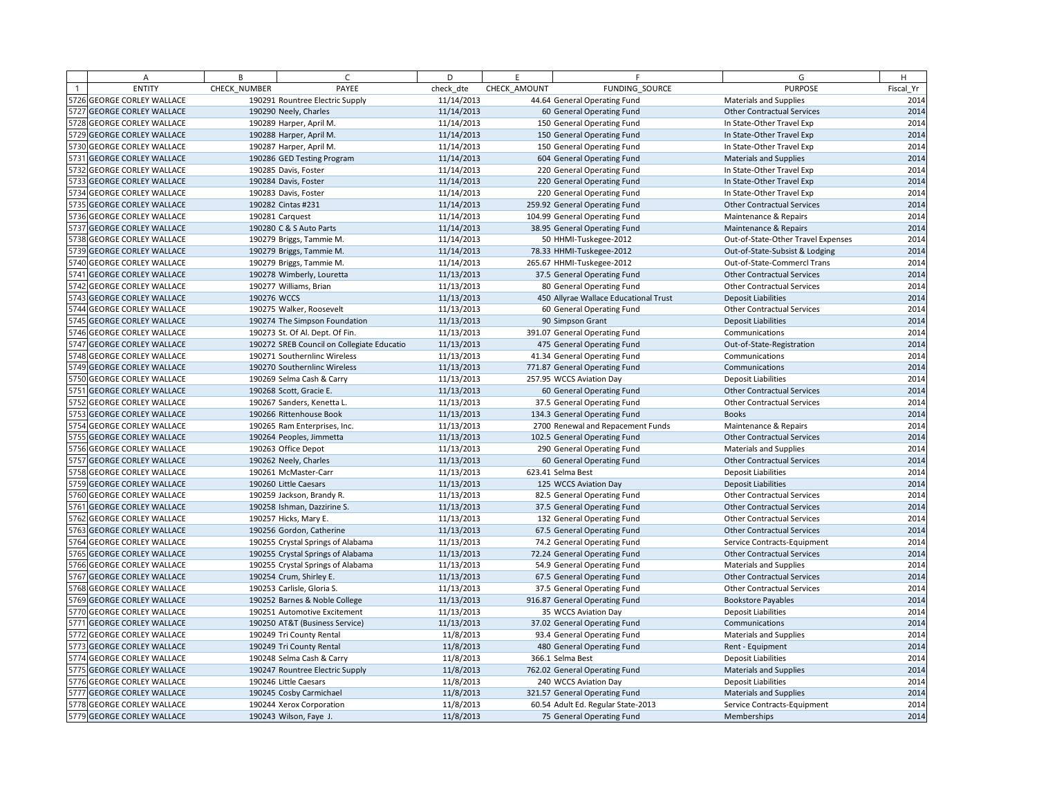| | A | B | C | D | E | F | G | H |
|---|---|---|---|---|---|---|---|---|
| 1 | ENTITY | CHECK_NUMBER | PAYEE | check_dte | CHECK_AMOUNT | FUNDING_SOURCE | PURPOSE | Fiscal_Yr |
| 5726 | GEORGE CORLEY WALLACE | 190291 | Rountree Electric Supply | 11/14/2013 | 44.64 | General Operating Fund | Materials and Supplies | 2014 |
| 5727 | GEORGE CORLEY WALLACE | 190290 | Neely, Charles | 11/14/2013 | 60 | General Operating Fund | Other Contractual Services | 2014 |
| 5728 | GEORGE CORLEY WALLACE | 190289 | Harper, April M. | 11/14/2013 | 150 | General Operating Fund | In State-Other Travel Exp | 2014 |
| 5729 | GEORGE CORLEY WALLACE | 190288 | Harper, April M. | 11/14/2013 | 150 | General Operating Fund | In State-Other Travel Exp | 2014 |
| 5730 | GEORGE CORLEY WALLACE | 190287 | Harper, April M. | 11/14/2013 | 150 | General Operating Fund | In State-Other Travel Exp | 2014 |
| 5731 | GEORGE CORLEY WALLACE | 190286 | GED Testing Program | 11/14/2013 | 604 | General Operating Fund | Materials and Supplies | 2014 |
| 5732 | GEORGE CORLEY WALLACE | 190285 | Davis, Foster | 11/14/2013 | 220 | General Operating Fund | In State-Other Travel Exp | 2014 |
| 5733 | GEORGE CORLEY WALLACE | 190284 | Davis, Foster | 11/14/2013 | 220 | General Operating Fund | In State-Other Travel Exp | 2014 |
| 5734 | GEORGE CORLEY WALLACE | 190283 | Davis, Foster | 11/14/2013 | 220 | General Operating Fund | In State-Other Travel Exp | 2014 |
| 5735 | GEORGE CORLEY WALLACE | 190282 | Cintas #231 | 11/14/2013 | 259.92 | General Operating Fund | Other Contractual Services | 2014 |
| 5736 | GEORGE CORLEY WALLACE | 190281 | Carquest | 11/14/2013 | 104.99 | General Operating Fund | Maintenance & Repairs | 2014 |
| 5737 | GEORGE CORLEY WALLACE | 190280 | C & S Auto Parts | 11/14/2013 | 38.95 | General Operating Fund | Maintenance & Repairs | 2014 |
| 5738 | GEORGE CORLEY WALLACE | 190279 | Briggs, Tammie M. | 11/14/2013 | 50 | HHMI-Tuskegee-2012 | Out-of-State-Other Travel Expenses | 2014 |
| 5739 | GEORGE CORLEY WALLACE | 190279 | Briggs, Tammie M. | 11/14/2013 | 78.33 | HHMI-Tuskegee-2012 | Out-of-State-Subsist & Lodging | 2014 |
| 5740 | GEORGE CORLEY WALLACE | 190279 | Briggs, Tammie M. | 11/14/2013 | 265.67 | HHMI-Tuskegee-2012 | Out-of-State-Commercl Trans | 2014 |
| 5741 | GEORGE CORLEY WALLACE | 190278 | Wimberly, Louretta | 11/13/2013 | 37.5 | General Operating Fund | Other Contractual Services | 2014 |
| 5742 | GEORGE CORLEY WALLACE | 190277 | Williams, Brian | 11/13/2013 | 80 | General Operating Fund | Other Contractual Services | 2014 |
| 5743 | GEORGE CORLEY WALLACE | 190276 | WCCS | 11/13/2013 | 450 | Allyrae Wallace Educational Trust | Deposit Liabilities | 2014 |
| 5744 | GEORGE CORLEY WALLACE | 190275 | Walker, Roosevelt | 11/13/2013 | 60 | General Operating Fund | Other Contractual Services | 2014 |
| 5745 | GEORGE CORLEY WALLACE | 190274 | The Simpson Foundation | 11/13/2013 | 90 | Simpson Grant | Deposit Liabilities | 2014 |
| 5746 | GEORGE CORLEY WALLACE | 190273 | St. Of Al. Dept. Of Fin. | 11/13/2013 | 391.07 | General Operating Fund | Communications | 2014 |
| 5747 | GEORGE CORLEY WALLACE | 190272 | SREB Council on Collegiate Educatio | 11/13/2013 | 475 | General Operating Fund | Out-of-State-Registration | 2014 |
| 5748 | GEORGE CORLEY WALLACE | 190271 | Southernlinc Wireless | 11/13/2013 | 41.34 | General Operating Fund | Communications | 2014 |
| 5749 | GEORGE CORLEY WALLACE | 190270 | Southernlinc Wireless | 11/13/2013 | 771.87 | General Operating Fund | Communications | 2014 |
| 5750 | GEORGE CORLEY WALLACE | 190269 | Selma Cash & Carry | 11/13/2013 | 257.95 | WCCS Aviation Day | Deposit Liabilities | 2014 |
| 5751 | GEORGE CORLEY WALLACE | 190268 | Scott, Gracie E. | 11/13/2013 | 60 | General Operating Fund | Other Contractual Services | 2014 |
| 5752 | GEORGE CORLEY WALLACE | 190267 | Sanders, Kenetta L. | 11/13/2013 | 37.5 | General Operating Fund | Other Contractual Services | 2014 |
| 5753 | GEORGE CORLEY WALLACE | 190266 | Rittenhouse Book | 11/13/2013 | 134.3 | General Operating Fund | Books | 2014 |
| 5754 | GEORGE CORLEY WALLACE | 190265 | Ram Enterprises, Inc. | 11/13/2013 | 2700 | Renewal and Repacement Funds | Maintenance & Repairs | 2014 |
| 5755 | GEORGE CORLEY WALLACE | 190264 | Peoples, Jimmetta | 11/13/2013 | 102.5 | General Operating Fund | Other Contractual Services | 2014 |
| 5756 | GEORGE CORLEY WALLACE | 190263 | Office Depot | 11/13/2013 | 290 | General Operating Fund | Materials and Supplies | 2014 |
| 5757 | GEORGE CORLEY WALLACE | 190262 | Neely, Charles | 11/13/2013 | 60 | General Operating Fund | Other Contractual Services | 2014 |
| 5758 | GEORGE CORLEY WALLACE | 190261 | McMaster-Carr | 11/13/2013 | 623.41 | Selma Best | Deposit Liabilities | 2014 |
| 5759 | GEORGE CORLEY WALLACE | 190260 | Little Caesars | 11/13/2013 | 125 | WCCS Aviation Day | Deposit Liabilities | 2014 |
| 5760 | GEORGE CORLEY WALLACE | 190259 | Jackson, Brandy R. | 11/13/2013 | 82.5 | General Operating Fund | Other Contractual Services | 2014 |
| 5761 | GEORGE CORLEY WALLACE | 190258 | Ishman, Dazzirine S. | 11/13/2013 | 37.5 | General Operating Fund | Other Contractual Services | 2014 |
| 5762 | GEORGE CORLEY WALLACE | 190257 | Hicks, Mary E. | 11/13/2013 | 132 | General Operating Fund | Other Contractual Services | 2014 |
| 5763 | GEORGE CORLEY WALLACE | 190256 | Gordon, Catherine | 11/13/2013 | 67.5 | General Operating Fund | Other Contractual Services | 2014 |
| 5764 | GEORGE CORLEY WALLACE | 190255 | Crystal Springs of Alabama | 11/13/2013 | 74.2 | General Operating Fund | Service Contracts-Equipment | 2014 |
| 5765 | GEORGE CORLEY WALLACE | 190255 | Crystal Springs of Alabama | 11/13/2013 | 72.24 | General Operating Fund | Other Contractual Services | 2014 |
| 5766 | GEORGE CORLEY WALLACE | 190255 | Crystal Springs of Alabama | 11/13/2013 | 54.9 | General Operating Fund | Materials and Supplies | 2014 |
| 5767 | GEORGE CORLEY WALLACE | 190254 | Crum, Shirley E. | 11/13/2013 | 67.5 | General Operating Fund | Other Contractual Services | 2014 |
| 5768 | GEORGE CORLEY WALLACE | 190253 | Carlisle, Gloria S. | 11/13/2013 | 37.5 | General Operating Fund | Other Contractual Services | 2014 |
| 5769 | GEORGE CORLEY WALLACE | 190252 | Barnes & Noble College | 11/13/2013 | 916.87 | General Operating Fund | Bookstore Payables | 2014 |
| 5770 | GEORGE CORLEY WALLACE | 190251 | Automotive Excitement | 11/13/2013 | 35 | WCCS Aviation Day | Deposit Liabilities | 2014 |
| 5771 | GEORGE CORLEY WALLACE | 190250 | AT&T (Business Service) | 11/13/2013 | 37.02 | General Operating Fund | Communications | 2014 |
| 5772 | GEORGE CORLEY WALLACE | 190249 | Tri County Rental | 11/8/2013 | 93.4 | General Operating Fund | Materials and Supplies | 2014 |
| 5773 | GEORGE CORLEY WALLACE | 190249 | Tri County Rental | 11/8/2013 | 480 | General Operating Fund | Rent - Equipment | 2014 |
| 5774 | GEORGE CORLEY WALLACE | 190248 | Selma Cash & Carry | 11/8/2013 | 366.1 | Selma Best | Deposit Liabilities | 2014 |
| 5775 | GEORGE CORLEY WALLACE | 190247 | Rountree Electric Supply | 11/8/2013 | 762.02 | General Operating Fund | Materials and Supplies | 2014 |
| 5776 | GEORGE CORLEY WALLACE | 190246 | Little Caesars | 11/8/2013 | 240 | WCCS Aviation Day | Deposit Liabilities | 2014 |
| 5777 | GEORGE CORLEY WALLACE | 190245 | Cosby Carmichael | 11/8/2013 | 321.57 | General Operating Fund | Materials and Supplies | 2014 |
| 5778 | GEORGE CORLEY WALLACE | 190244 | Xerox Corporation | 11/8/2013 | 60.54 | Adult Ed. Regular State-2013 | Service Contracts-Equipment | 2014 |
| 5779 | GEORGE CORLEY WALLACE | 190243 | Wilson, Faye J. | 11/8/2013 | 75 | General Operating Fund | Memberships | 2014 |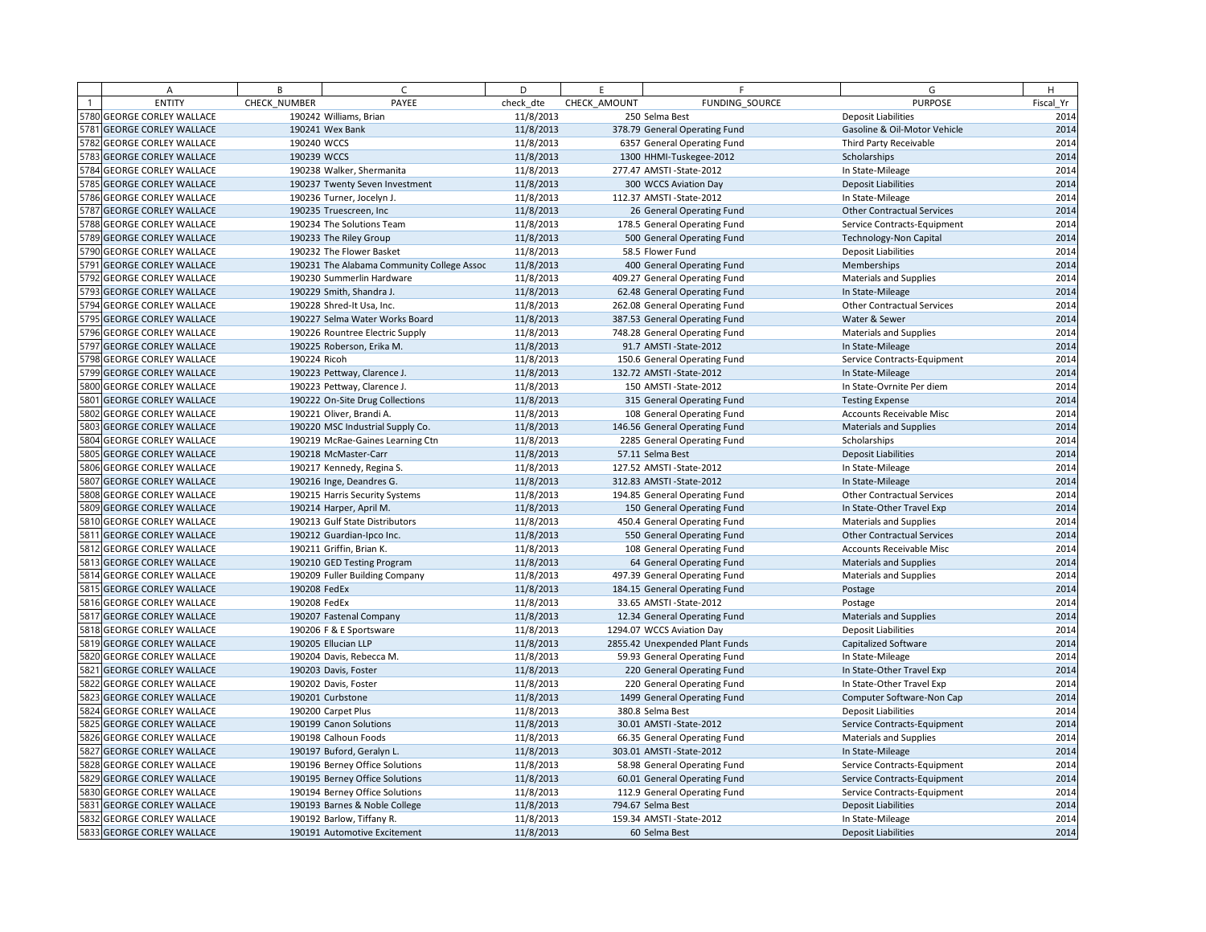| | A | B | C | D | E | F | G | H |
|---|---|---|---|---|---|---|---|---|
| 1 | ENTITY | CHECK_NUMBER | PAYEE | check_dte | CHECK_AMOUNT | FUNDING_SOURCE | PURPOSE | Fiscal_Yr |
| 5780 | GEORGE CORLEY WALLACE | 190242 | Williams, Brian | 11/8/2013 | 250 | Selma Best | Deposit Liabilities | 2014 |
| 5781 | GEORGE CORLEY WALLACE | 190241 | Wex Bank | 11/8/2013 | 378.79 | General Operating Fund | Gasoline & Oil-Motor Vehicle | 2014 |
| 5782 | GEORGE CORLEY WALLACE | 190240 | WCCS | 11/8/2013 | 6357 | General Operating Fund | Third Party Receivable | 2014 |
| 5783 | GEORGE CORLEY WALLACE | 190239 | WCCS | 11/8/2013 | 1300 | HHMI-Tuskegee-2012 | Scholarships | 2014 |
| 5784 | GEORGE CORLEY WALLACE | 190238 | Walker, Shermanita | 11/8/2013 | 277.47 | AMSTI -State-2012 | In State-Mileage | 2014 |
| 5785 | GEORGE CORLEY WALLACE | 190237 | Twenty Seven Investment | 11/8/2013 | 300 | WCCS Aviation Day | Deposit Liabilities | 2014 |
| 5786 | GEORGE CORLEY WALLACE | 190236 | Turner, Jocelyn J. | 11/8/2013 | 112.37 | AMSTI -State-2012 | In State-Mileage | 2014 |
| 5787 | GEORGE CORLEY WALLACE | 190235 | Truescreen, Inc | 11/8/2013 | 26 | General Operating Fund | Other Contractual Services | 2014 |
| 5788 | GEORGE CORLEY WALLACE | 190234 | The Solutions Team | 11/8/2013 | 178.5 | General Operating Fund | Service Contracts-Equipment | 2014 |
| 5789 | GEORGE CORLEY WALLACE | 190233 | The Riley Group | 11/8/2013 | 500 | General Operating Fund | Technology-Non Capital | 2014 |
| 5790 | GEORGE CORLEY WALLACE | 190232 | The Flower Basket | 11/8/2013 | 58.5 | Flower Fund | Deposit Liabilities | 2014 |
| 5791 | GEORGE CORLEY WALLACE | 190231 | The Alabama Community College Assoc | 11/8/2013 | 400 | General Operating Fund | Memberships | 2014 |
| 5792 | GEORGE CORLEY WALLACE | 190230 | Summerlin Hardware | 11/8/2013 | 409.27 | General Operating Fund | Materials and Supplies | 2014 |
| 5793 | GEORGE CORLEY WALLACE | 190229 | Smith, Shandra J. | 11/8/2013 | 62.48 | General Operating Fund | In State-Mileage | 2014 |
| 5794 | GEORGE CORLEY WALLACE | 190228 | Shred-It Usa, Inc. | 11/8/2013 | 262.08 | General Operating Fund | Other Contractual Services | 2014 |
| 5795 | GEORGE CORLEY WALLACE | 190227 | Selma Water Works Board | 11/8/2013 | 387.53 | General Operating Fund | Water & Sewer | 2014 |
| 5796 | GEORGE CORLEY WALLACE | 190226 | Rountree Electric Supply | 11/8/2013 | 748.28 | General Operating Fund | Materials and Supplies | 2014 |
| 5797 | GEORGE CORLEY WALLACE | 190225 | Roberson, Erika M. | 11/8/2013 | 91.7 | AMSTI -State-2012 | In State-Mileage | 2014 |
| 5798 | GEORGE CORLEY WALLACE | 190224 | Ricoh | 11/8/2013 | 150.6 | General Operating Fund | Service Contracts-Equipment | 2014 |
| 5799 | GEORGE CORLEY WALLACE | 190223 | Pettway, Clarence J. | 11/8/2013 | 132.72 | AMSTI -State-2012 | In State-Mileage | 2014 |
| 5800 | GEORGE CORLEY WALLACE | 190223 | Pettway, Clarence J. | 11/8/2013 | 150 | AMSTI -State-2012 | In State-Ovrnite Per diem | 2014 |
| 5801 | GEORGE CORLEY WALLACE | 190222 | On-Site Drug Collections | 11/8/2013 | 315 | General Operating Fund | Testing Expense | 2014 |
| 5802 | GEORGE CORLEY WALLACE | 190221 | Oliver, Brandi A. | 11/8/2013 | 108 | General Operating Fund | Accounts Receivable Misc | 2014 |
| 5803 | GEORGE CORLEY WALLACE | 190220 | MSC Industrial Supply Co. | 11/8/2013 | 146.56 | General Operating Fund | Materials and Supplies | 2014 |
| 5804 | GEORGE CORLEY WALLACE | 190219 | McRae-Gaines Learning Ctn | 11/8/2013 | 2285 | General Operating Fund | Scholarships | 2014 |
| 5805 | GEORGE CORLEY WALLACE | 190218 | McMaster-Carr | 11/8/2013 | 57.11 | Selma Best | Deposit Liabilities | 2014 |
| 5806 | GEORGE CORLEY WALLACE | 190217 | Kennedy, Regina S. | 11/8/2013 | 127.52 | AMSTI -State-2012 | In State-Mileage | 2014 |
| 5807 | GEORGE CORLEY WALLACE | 190216 | Inge, Deandres G. | 11/8/2013 | 312.83 | AMSTI -State-2012 | In State-Mileage | 2014 |
| 5808 | GEORGE CORLEY WALLACE | 190215 | Harris Security Systems | 11/8/2013 | 194.85 | General Operating Fund | Other Contractual Services | 2014 |
| 5809 | GEORGE CORLEY WALLACE | 190214 | Harper, April M. | 11/8/2013 | 150 | General Operating Fund | In State-Other Travel Exp | 2014 |
| 5810 | GEORGE CORLEY WALLACE | 190213 | Gulf State Distributors | 11/8/2013 | 450.4 | General Operating Fund | Materials and Supplies | 2014 |
| 5811 | GEORGE CORLEY WALLACE | 190212 | Guardian-Ipco Inc. | 11/8/2013 | 550 | General Operating Fund | Other Contractual Services | 2014 |
| 5812 | GEORGE CORLEY WALLACE | 190211 | Griffin, Brian K. | 11/8/2013 | 108 | General Operating Fund | Accounts Receivable Misc | 2014 |
| 5813 | GEORGE CORLEY WALLACE | 190210 | GED Testing Program | 11/8/2013 | 64 | General Operating Fund | Materials and Supplies | 2014 |
| 5814 | GEORGE CORLEY WALLACE | 190209 | Fuller Building Company | 11/8/2013 | 497.39 | General Operating Fund | Materials and Supplies | 2014 |
| 5815 | GEORGE CORLEY WALLACE | 190208 | FedEx | 11/8/2013 | 184.15 | General Operating Fund | Postage | 2014 |
| 5816 | GEORGE CORLEY WALLACE | 190208 | FedEx | 11/8/2013 | 33.65 | AMSTI -State-2012 | Postage | 2014 |
| 5817 | GEORGE CORLEY WALLACE | 190207 | Fastenal Company | 11/8/2013 | 12.34 | General Operating Fund | Materials and Supplies | 2014 |
| 5818 | GEORGE CORLEY WALLACE | 190206 | F & E Sportsware | 11/8/2013 | 1294.07 | WCCS Aviation Day | Deposit Liabilities | 2014 |
| 5819 | GEORGE CORLEY WALLACE | 190205 | Ellucian LLP | 11/8/2013 | 2855.42 | Unexpended Plant Funds | Capitalized Software | 2014 |
| 5820 | GEORGE CORLEY WALLACE | 190204 | Davis, Rebecca M. | 11/8/2013 | 59.93 | General Operating Fund | In State-Mileage | 2014 |
| 5821 | GEORGE CORLEY WALLACE | 190203 | Davis, Foster | 11/8/2013 | 220 | General Operating Fund | In State-Other Travel Exp | 2014 |
| 5822 | GEORGE CORLEY WALLACE | 190202 | Davis, Foster | 11/8/2013 | 220 | General Operating Fund | In State-Other Travel Exp | 2014 |
| 5823 | GEORGE CORLEY WALLACE | 190201 | Curbstone | 11/8/2013 | 1499 | General Operating Fund | Computer Software-Non Cap | 2014 |
| 5824 | GEORGE CORLEY WALLACE | 190200 | Carpet Plus | 11/8/2013 | 380.8 | Selma Best | Deposit Liabilities | 2014 |
| 5825 | GEORGE CORLEY WALLACE | 190199 | Canon Solutions | 11/8/2013 | 30.01 | AMSTI -State-2012 | Service Contracts-Equipment | 2014 |
| 5826 | GEORGE CORLEY WALLACE | 190198 | Calhoun Foods | 11/8/2013 | 66.35 | General Operating Fund | Materials and Supplies | 2014 |
| 5827 | GEORGE CORLEY WALLACE | 190197 | Buford, Geralyn L. | 11/8/2013 | 303.01 | AMSTI -State-2012 | In State-Mileage | 2014 |
| 5828 | GEORGE CORLEY WALLACE | 190196 | Berney Office Solutions | 11/8/2013 | 58.98 | General Operating Fund | Service Contracts-Equipment | 2014 |
| 5829 | GEORGE CORLEY WALLACE | 190195 | Berney Office Solutions | 11/8/2013 | 60.01 | General Operating Fund | Service Contracts-Equipment | 2014 |
| 5830 | GEORGE CORLEY WALLACE | 190194 | Berney Office Solutions | 11/8/2013 | 112.9 | General Operating Fund | Service Contracts-Equipment | 2014 |
| 5831 | GEORGE CORLEY WALLACE | 190193 | Barnes & Noble College | 11/8/2013 | 794.67 | Selma Best | Deposit Liabilities | 2014 |
| 5832 | GEORGE CORLEY WALLACE | 190192 | Barlow, Tiffany R. | 11/8/2013 | 159.34 | AMSTI -State-2012 | In State-Mileage | 2014 |
| 5833 | GEORGE CORLEY WALLACE | 190191 | Automotive Excitement | 11/8/2013 | 60 | Selma Best | Deposit Liabilities | 2014 |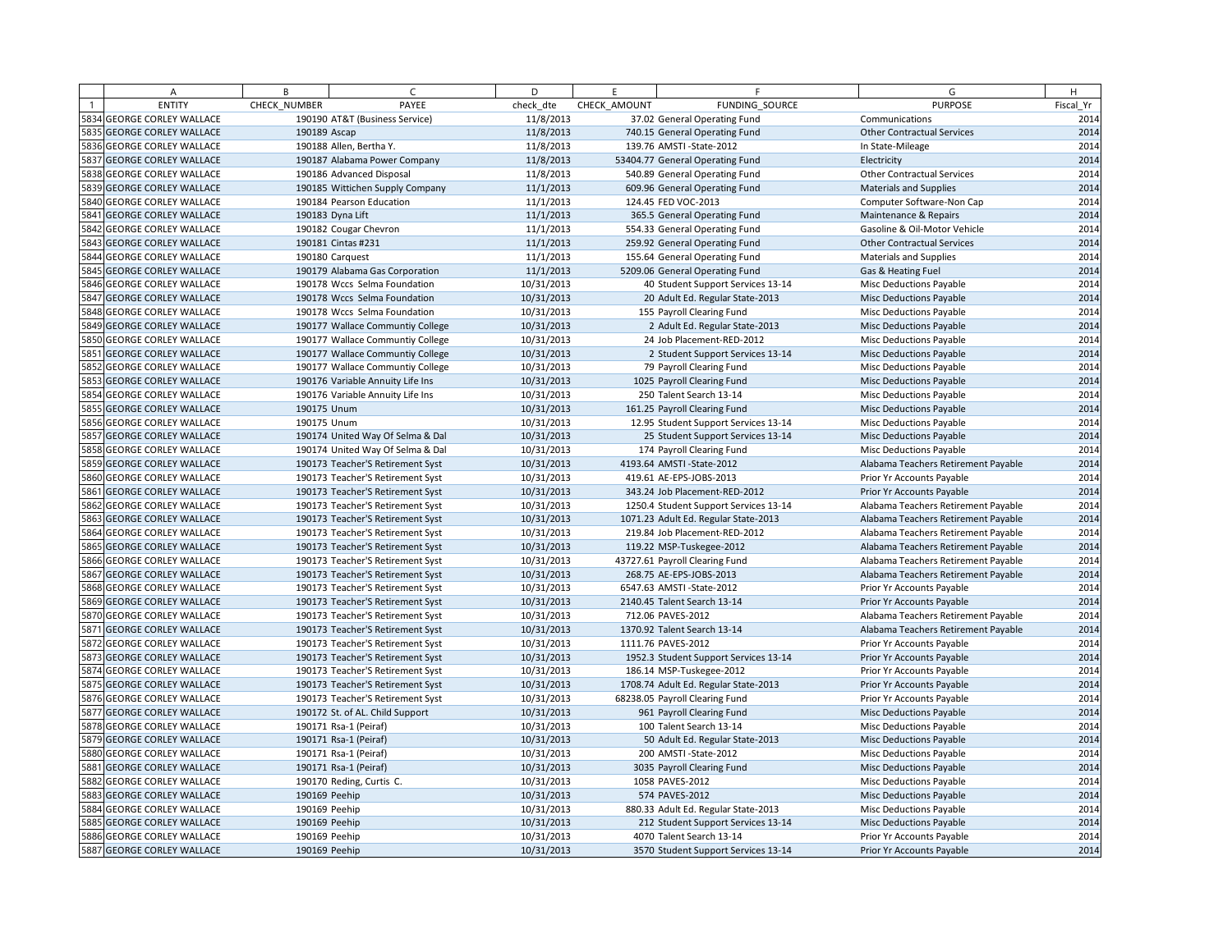| | A | B | C | D | E | F | G | H |
|---|---|---|---|---|---|---|---|---|
| 1 | ENTITY | CHECK_NUMBER | PAYEE | check_dte | CHECK_AMOUNT | FUNDING_SOURCE | PURPOSE | Fiscal_Yr |
| 5834 | GEORGE CORLEY WALLACE | 190190 | AT&T (Business Service) | 11/8/2013 | 37.02 | General Operating Fund | Communications | 2014 |
| 5835 | GEORGE CORLEY WALLACE | 190189 | Ascap | 11/8/2013 | 740.15 | General Operating Fund | Other Contractual Services | 2014 |
| 5836 | GEORGE CORLEY WALLACE | 190188 | Allen, Bertha Y. | 11/8/2013 | 139.76 | AMSTI -State-2012 | In State-Mileage | 2014 |
| 5837 | GEORGE CORLEY WALLACE | 190187 | Alabama Power Company | 11/8/2013 | 53404.77 | General Operating Fund | Electricity | 2014 |
| 5838 | GEORGE CORLEY WALLACE | 190186 | Advanced Disposal | 11/8/2013 | 540.89 | General Operating Fund | Other Contractual Services | 2014 |
| 5839 | GEORGE CORLEY WALLACE | 190185 | Wittichen Supply Company | 11/1/2013 | 609.96 | General Operating Fund | Materials and Supplies | 2014 |
| 5840 | GEORGE CORLEY WALLACE | 190184 | Pearson Education | 11/1/2013 | 124.45 | FED VOC-2013 | Computer Software-Non Cap | 2014 |
| 5841 | GEORGE CORLEY WALLACE | 190183 | Dyna Lift | 11/1/2013 | 365.5 | General Operating Fund | Maintenance & Repairs | 2014 |
| 5842 | GEORGE CORLEY WALLACE | 190182 | Cougar Chevron | 11/1/2013 | 554.33 | General Operating Fund | Gasoline & Oil-Motor Vehicle | 2014 |
| 5843 | GEORGE CORLEY WALLACE | 190181 | Cintas #231 | 11/1/2013 | 259.92 | General Operating Fund | Other Contractual Services | 2014 |
| 5844 | GEORGE CORLEY WALLACE | 190180 | Carquest | 11/1/2013 | 155.64 | General Operating Fund | Materials and Supplies | 2014 |
| 5845 | GEORGE CORLEY WALLACE | 190179 | Alabama Gas Corporation | 11/1/2013 | 5209.06 | General Operating Fund | Gas & Heating Fuel | 2014 |
| 5846 | GEORGE CORLEY WALLACE | 190178 | Wccs Selma Foundation | 10/31/2013 | 40 | Student Support Services 13-14 | Misc Deductions Payable | 2014 |
| 5847 | GEORGE CORLEY WALLACE | 190178 | Wccs Selma Foundation | 10/31/2013 | 20 | Adult Ed. Regular State-2013 | Misc Deductions Payable | 2014 |
| 5848 | GEORGE CORLEY WALLACE | 190178 | Wccs Selma Foundation | 10/31/2013 | 155 | Payroll Clearing Fund | Misc Deductions Payable | 2014 |
| 5849 | GEORGE CORLEY WALLACE | 190177 | Wallace Communtiy College | 10/31/2013 | 2 | Adult Ed. Regular State-2013 | Misc Deductions Payable | 2014 |
| 5850 | GEORGE CORLEY WALLACE | 190177 | Wallace Communtiy College | 10/31/2013 | 24 | Job Placement-RED-2012 | Misc Deductions Payable | 2014 |
| 5851 | GEORGE CORLEY WALLACE | 190177 | Wallace Communtiy College | 10/31/2013 | 2 | Student Support Services 13-14 | Misc Deductions Payable | 2014 |
| 5852 | GEORGE CORLEY WALLACE | 190177 | Wallace Communtiy College | 10/31/2013 | 79 | Payroll Clearing Fund | Misc Deductions Payable | 2014 |
| 5853 | GEORGE CORLEY WALLACE | 190176 | Variable Annuity Life Ins | 10/31/2013 | 1025 | Payroll Clearing Fund | Misc Deductions Payable | 2014 |
| 5854 | GEORGE CORLEY WALLACE | 190176 | Variable Annuity Life Ins | 10/31/2013 | 250 | Talent Search 13-14 | Misc Deductions Payable | 2014 |
| 5855 | GEORGE CORLEY WALLACE | 190175 | Unum | 10/31/2013 | 161.25 | Payroll Clearing Fund | Misc Deductions Payable | 2014 |
| 5856 | GEORGE CORLEY WALLACE | 190175 | Unum | 10/31/2013 | 12.95 | Student Support Services 13-14 | Misc Deductions Payable | 2014 |
| 5857 | GEORGE CORLEY WALLACE | 190174 | United Way Of Selma & Dal | 10/31/2013 | 25 | Student Support Services 13-14 | Misc Deductions Payable | 2014 |
| 5858 | GEORGE CORLEY WALLACE | 190174 | United Way Of Selma & Dal | 10/31/2013 | 174 | Payroll Clearing Fund | Misc Deductions Payable | 2014 |
| 5859 | GEORGE CORLEY WALLACE | 190173 | Teacher'S Retirement Syst | 10/31/2013 | 4193.64 | AMSTI -State-2012 | Alabama Teachers Retirement Payable | 2014 |
| 5860 | GEORGE CORLEY WALLACE | 190173 | Teacher'S Retirement Syst | 10/31/2013 | 419.61 | AE-EPS-JOBS-2013 | Prior Yr Accounts Payable | 2014 |
| 5861 | GEORGE CORLEY WALLACE | 190173 | Teacher'S Retirement Syst | 10/31/2013 | 343.24 | Job Placement-RED-2012 | Prior Yr Accounts Payable | 2014 |
| 5862 | GEORGE CORLEY WALLACE | 190173 | Teacher'S Retirement Syst | 10/31/2013 | 1250.4 | Student Support Services 13-14 | Alabama Teachers Retirement Payable | 2014 |
| 5863 | GEORGE CORLEY WALLACE | 190173 | Teacher'S Retirement Syst | 10/31/2013 | 1071.23 | Adult Ed. Regular State-2013 | Alabama Teachers Retirement Payable | 2014 |
| 5864 | GEORGE CORLEY WALLACE | 190173 | Teacher'S Retirement Syst | 10/31/2013 | 219.84 | Job Placement-RED-2012 | Alabama Teachers Retirement Payable | 2014 |
| 5865 | GEORGE CORLEY WALLACE | 190173 | Teacher'S Retirement Syst | 10/31/2013 | 119.22 | MSP-Tuskegee-2012 | Alabama Teachers Retirement Payable | 2014 |
| 5866 | GEORGE CORLEY WALLACE | 190173 | Teacher'S Retirement Syst | 10/31/2013 | 43727.61 | Payroll Clearing Fund | Alabama Teachers Retirement Payable | 2014 |
| 5867 | GEORGE CORLEY WALLACE | 190173 | Teacher'S Retirement Syst | 10/31/2013 | 268.75 | AE-EPS-JOBS-2013 | Alabama Teachers Retirement Payable | 2014 |
| 5868 | GEORGE CORLEY WALLACE | 190173 | Teacher'S Retirement Syst | 10/31/2013 | 6547.63 | AMSTI -State-2012 | Prior Yr Accounts Payable | 2014 |
| 5869 | GEORGE CORLEY WALLACE | 190173 | Teacher'S Retirement Syst | 10/31/2013 | 2140.45 | Talent Search 13-14 | Prior Yr Accounts Payable | 2014 |
| 5870 | GEORGE CORLEY WALLACE | 190173 | Teacher'S Retirement Syst | 10/31/2013 | 712.06 | PAVES-2012 | Alabama Teachers Retirement Payable | 2014 |
| 5871 | GEORGE CORLEY WALLACE | 190173 | Teacher'S Retirement Syst | 10/31/2013 | 1370.92 | Talent Search 13-14 | Alabama Teachers Retirement Payable | 2014 |
| 5872 | GEORGE CORLEY WALLACE | 190173 | Teacher'S Retirement Syst | 10/31/2013 | 1111.76 | PAVES-2012 | Prior Yr Accounts Payable | 2014 |
| 5873 | GEORGE CORLEY WALLACE | 190173 | Teacher'S Retirement Syst | 10/31/2013 | 1952.3 | Student Support Services 13-14 | Prior Yr Accounts Payable | 2014 |
| 5874 | GEORGE CORLEY WALLACE | 190173 | Teacher'S Retirement Syst | 10/31/2013 | 186.14 | MSP-Tuskegee-2012 | Prior Yr Accounts Payable | 2014 |
| 5875 | GEORGE CORLEY WALLACE | 190173 | Teacher'S Retirement Syst | 10/31/2013 | 1708.74 | Adult Ed. Regular State-2013 | Prior Yr Accounts Payable | 2014 |
| 5876 | GEORGE CORLEY WALLACE | 190173 | Teacher'S Retirement Syst | 10/31/2013 | 68238.05 | Payroll Clearing Fund | Prior Yr Accounts Payable | 2014 |
| 5877 | GEORGE CORLEY WALLACE | 190172 | St. of AL. Child Support | 10/31/2013 | 961 | Payroll Clearing Fund | Misc Deductions Payable | 2014 |
| 5878 | GEORGE CORLEY WALLACE | 190171 | Rsa-1 (Peiraf) | 10/31/2013 | 100 | Talent Search 13-14 | Misc Deductions Payable | 2014 |
| 5879 | GEORGE CORLEY WALLACE | 190171 | Rsa-1 (Peiraf) | 10/31/2013 | 50 | Adult Ed. Regular State-2013 | Misc Deductions Payable | 2014 |
| 5880 | GEORGE CORLEY WALLACE | 190171 | Rsa-1 (Peiraf) | 10/31/2013 | 200 | AMSTI -State-2012 | Misc Deductions Payable | 2014 |
| 5881 | GEORGE CORLEY WALLACE | 190171 | Rsa-1 (Peiraf) | 10/31/2013 | 3035 | Payroll Clearing Fund | Misc Deductions Payable | 2014 |
| 5882 | GEORGE CORLEY WALLACE | 190170 | Reding, Curtis C. | 10/31/2013 | 1058 | PAVES-2012 | Misc Deductions Payable | 2014 |
| 5883 | GEORGE CORLEY WALLACE | 190169 | Peehip | 10/31/2013 | 574 | PAVES-2012 | Misc Deductions Payable | 2014 |
| 5884 | GEORGE CORLEY WALLACE | 190169 | Peehip | 10/31/2013 | 880.33 | Adult Ed. Regular State-2013 | Misc Deductions Payable | 2014 |
| 5885 | GEORGE CORLEY WALLACE | 190169 | Peehip | 10/31/2013 | 212 | Student Support Services 13-14 | Misc Deductions Payable | 2014 |
| 5886 | GEORGE CORLEY WALLACE | 190169 | Peehip | 10/31/2013 | 4070 | Talent Search 13-14 | Prior Yr Accounts Payable | 2014 |
| 5887 | GEORGE CORLEY WALLACE | 190169 | Peehip | 10/31/2013 | 3570 | Student Support Services 13-14 | Prior Yr Accounts Payable | 2014 |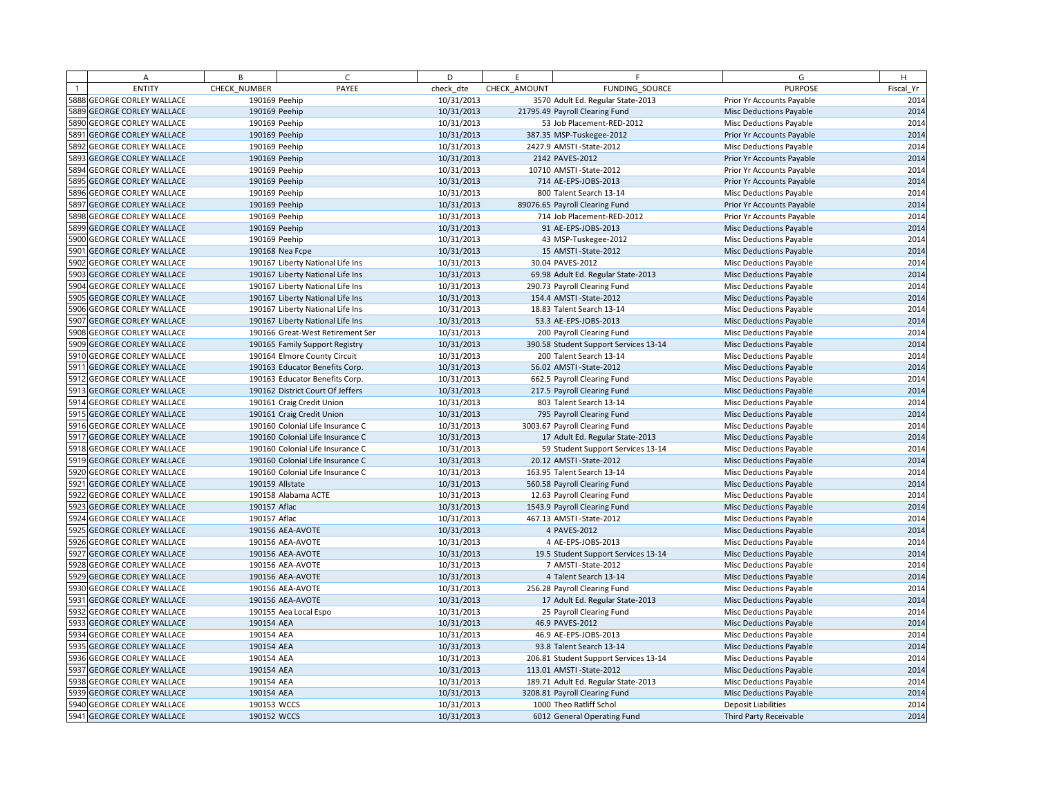| | A | B | C | D | E | F | G | H |
|---|---|---|---|---|---|---|---|---|
| 1 | ENTITY | CHECK_NUMBER | PAYEE | check_dte | CHECK_AMOUNT | FUNDING_SOURCE | PURPOSE | Fiscal_Yr |
| 5888 | GEORGE CORLEY WALLACE | 190169 | Peehip | 10/31/2013 | 3570 | Adult Ed. Regular State-2013 | Prior Yr Accounts Payable | 2014 |
| 5889 | GEORGE CORLEY WALLACE | 190169 | Peehip | 10/31/2013 | 21795.49 | Payroll Clearing Fund | Misc Deductions Payable | 2014 |
| 5890 | GEORGE CORLEY WALLACE | 190169 | Peehip | 10/31/2013 | 53 | Job Placement-RED-2012 | Misc Deductions Payable | 2014 |
| 5891 | GEORGE CORLEY WALLACE | 190169 | Peehip | 10/31/2013 | 387.35 | MSP-Tuskegee-2012 | Prior Yr Accounts Payable | 2014 |
| 5892 | GEORGE CORLEY WALLACE | 190169 | Peehip | 10/31/2013 | 2427.9 | AMSTI -State-2012 | Misc Deductions Payable | 2014 |
| 5893 | GEORGE CORLEY WALLACE | 190169 | Peehip | 10/31/2013 | 2142 | PAVES-2012 | Prior Yr Accounts Payable | 2014 |
| 5894 | GEORGE CORLEY WALLACE | 190169 | Peehip | 10/31/2013 | 10710 | AMSTI -State-2012 | Prior Yr Accounts Payable | 2014 |
| 5895 | GEORGE CORLEY WALLACE | 190169 | Peehip | 10/31/2013 | 714 | AE-EPS-JOBS-2013 | Prior Yr Accounts Payable | 2014 |
| 5896 | GEORGE CORLEY WALLACE | 190169 | Peehip | 10/31/2013 | 800 | Talent Search 13-14 | Misc Deductions Payable | 2014 |
| 5897 | GEORGE CORLEY WALLACE | 190169 | Peehip | 10/31/2013 | 89076.65 | Payroll Clearing Fund | Prior Yr Accounts Payable | 2014 |
| 5898 | GEORGE CORLEY WALLACE | 190169 | Peehip | 10/31/2013 | 714 | Job Placement-RED-2012 | Prior Yr Accounts Payable | 2014 |
| 5899 | GEORGE CORLEY WALLACE | 190169 | Peehip | 10/31/2013 | 91 | AE-EPS-JOBS-2013 | Misc Deductions Payable | 2014 |
| 5900 | GEORGE CORLEY WALLACE | 190169 | Peehip | 10/31/2013 | 43 | MSP-Tuskegee-2012 | Misc Deductions Payable | 2014 |
| 5901 | GEORGE CORLEY WALLACE | 190168 | Nea Fcpe | 10/31/2013 | 15 | AMSTI -State-2012 | Misc Deductions Payable | 2014 |
| 5902 | GEORGE CORLEY WALLACE | 190167 | Liberty National Life Ins | 10/31/2013 | 30.04 | PAVES-2012 | Misc Deductions Payable | 2014 |
| 5903 | GEORGE CORLEY WALLACE | 190167 | Liberty National Life Ins | 10/31/2013 | 69.98 | Adult Ed. Regular State-2013 | Misc Deductions Payable | 2014 |
| 5904 | GEORGE CORLEY WALLACE | 190167 | Liberty National Life Ins | 10/31/2013 | 290.73 | Payroll Clearing Fund | Misc Deductions Payable | 2014 |
| 5905 | GEORGE CORLEY WALLACE | 190167 | Liberty National Life Ins | 10/31/2013 | 154.4 | AMSTI -State-2012 | Misc Deductions Payable | 2014 |
| 5906 | GEORGE CORLEY WALLACE | 190167 | Liberty National Life Ins | 10/31/2013 | 18.83 | Talent Search 13-14 | Misc Deductions Payable | 2014 |
| 5907 | GEORGE CORLEY WALLACE | 190167 | Liberty National Life Ins | 10/31/2013 | 53.3 | AE-EPS-JOBS-2013 | Misc Deductions Payable | 2014 |
| 5908 | GEORGE CORLEY WALLACE | 190166 | Great-West Retirement Ser | 10/31/2013 | 200 | Payroll Clearing Fund | Misc Deductions Payable | 2014 |
| 5909 | GEORGE CORLEY WALLACE | 190165 | Family Support Registry | 10/31/2013 | 390.58 | Student Support Services 13-14 | Misc Deductions Payable | 2014 |
| 5910 | GEORGE CORLEY WALLACE | 190164 | Elmore County Circuit | 10/31/2013 | 200 | Talent Search 13-14 | Misc Deductions Payable | 2014 |
| 5911 | GEORGE CORLEY WALLACE | 190163 | Educator Benefits Corp. | 10/31/2013 | 56.02 | AMSTI -State-2012 | Misc Deductions Payable | 2014 |
| 5912 | GEORGE CORLEY WALLACE | 190163 | Educator Benefits Corp. | 10/31/2013 | 662.5 | Payroll Clearing Fund | Misc Deductions Payable | 2014 |
| 5913 | GEORGE CORLEY WALLACE | 190162 | District Court Of Jeffers | 10/31/2013 | 217.5 | Payroll Clearing Fund | Misc Deductions Payable | 2014 |
| 5914 | GEORGE CORLEY WALLACE | 190161 | Craig Credit Union | 10/31/2013 | 803 | Talent Search 13-14 | Misc Deductions Payable | 2014 |
| 5915 | GEORGE CORLEY WALLACE | 190161 | Craig Credit Union | 10/31/2013 | 795 | Payroll Clearing Fund | Misc Deductions Payable | 2014 |
| 5916 | GEORGE CORLEY WALLACE | 190160 | Colonial Life Insurance C | 10/31/2013 | 3003.67 | Payroll Clearing Fund | Misc Deductions Payable | 2014 |
| 5917 | GEORGE CORLEY WALLACE | 190160 | Colonial Life Insurance C | 10/31/2013 | 17 | Adult Ed. Regular State-2013 | Misc Deductions Payable | 2014 |
| 5918 | GEORGE CORLEY WALLACE | 190160 | Colonial Life Insurance C | 10/31/2013 | 59 | Student Support Services 13-14 | Misc Deductions Payable | 2014 |
| 5919 | GEORGE CORLEY WALLACE | 190160 | Colonial Life Insurance C | 10/31/2013 | 20.12 | AMSTI -State-2012 | Misc Deductions Payable | 2014 |
| 5920 | GEORGE CORLEY WALLACE | 190160 | Colonial Life Insurance C | 10/31/2013 | 163.95 | Talent Search 13-14 | Misc Deductions Payable | 2014 |
| 5921 | GEORGE CORLEY WALLACE | 190159 | Allstate | 10/31/2013 | 560.58 | Payroll Clearing Fund | Misc Deductions Payable | 2014 |
| 5922 | GEORGE CORLEY WALLACE | 190158 | Alabama ACTE | 10/31/2013 | 12.63 | Payroll Clearing Fund | Misc Deductions Payable | 2014 |
| 5923 | GEORGE CORLEY WALLACE | 190157 | Aflac | 10/31/2013 | 1543.9 | Payroll Clearing Fund | Misc Deductions Payable | 2014 |
| 5924 | GEORGE CORLEY WALLACE | 190157 | Aflac | 10/31/2013 | 467.13 | AMSTI -State-2012 | Misc Deductions Payable | 2014 |
| 5925 | GEORGE CORLEY WALLACE | 190156 | AEA-AVOTE | 10/31/2013 | 4 | PAVES-2012 | Misc Deductions Payable | 2014 |
| 5926 | GEORGE CORLEY WALLACE | 190156 | AEA-AVOTE | 10/31/2013 | 4 | AE-EPS-JOBS-2013 | Misc Deductions Payable | 2014 |
| 5927 | GEORGE CORLEY WALLACE | 190156 | AEA-AVOTE | 10/31/2013 | 19.5 | Student Support Services 13-14 | Misc Deductions Payable | 2014 |
| 5928 | GEORGE CORLEY WALLACE | 190156 | AEA-AVOTE | 10/31/2013 | 7 | AMSTI -State-2012 | Misc Deductions Payable | 2014 |
| 5929 | GEORGE CORLEY WALLACE | 190156 | AEA-AVOTE | 10/31/2013 | 4 | Talent Search 13-14 | Misc Deductions Payable | 2014 |
| 5930 | GEORGE CORLEY WALLACE | 190156 | AEA-AVOTE | 10/31/2013 | 256.28 | Payroll Clearing Fund | Misc Deductions Payable | 2014 |
| 5931 | GEORGE CORLEY WALLACE | 190156 | AEA-AVOTE | 10/31/2013 | 17 | Adult Ed. Regular State-2013 | Misc Deductions Payable | 2014 |
| 5932 | GEORGE CORLEY WALLACE | 190155 | Aea Local Espo | 10/31/2013 | 25 | Payroll Clearing Fund | Misc Deductions Payable | 2014 |
| 5933 | GEORGE CORLEY WALLACE | 190154 | AEA | 10/31/2013 | 46.9 | PAVES-2012 | Misc Deductions Payable | 2014 |
| 5934 | GEORGE CORLEY WALLACE | 190154 | AEA | 10/31/2013 | 46.9 | AE-EPS-JOBS-2013 | Misc Deductions Payable | 2014 |
| 5935 | GEORGE CORLEY WALLACE | 190154 | AEA | 10/31/2013 | 93.8 | Talent Search 13-14 | Misc Deductions Payable | 2014 |
| 5936 | GEORGE CORLEY WALLACE | 190154 | AEA | 10/31/2013 | 206.81 | Student Support Services 13-14 | Misc Deductions Payable | 2014 |
| 5937 | GEORGE CORLEY WALLACE | 190154 | AEA | 10/31/2013 | 113.01 | AMSTI -State-2012 | Misc Deductions Payable | 2014 |
| 5938 | GEORGE CORLEY WALLACE | 190154 | AEA | 10/31/2013 | 189.71 | Adult Ed. Regular State-2013 | Misc Deductions Payable | 2014 |
| 5939 | GEORGE CORLEY WALLACE | 190154 | AEA | 10/31/2013 | 3208.81 | Payroll Clearing Fund | Misc Deductions Payable | 2014 |
| 5940 | GEORGE CORLEY WALLACE | 190153 | WCCS | 10/31/2013 | 1000 | Theo Ratliff Schol | Deposit Liabilities | 2014 |
| 5941 | GEORGE CORLEY WALLACE | 190152 | WCCS | 10/31/2013 | 6012 | General Operating Fund | Third Party Receivable | 2014 |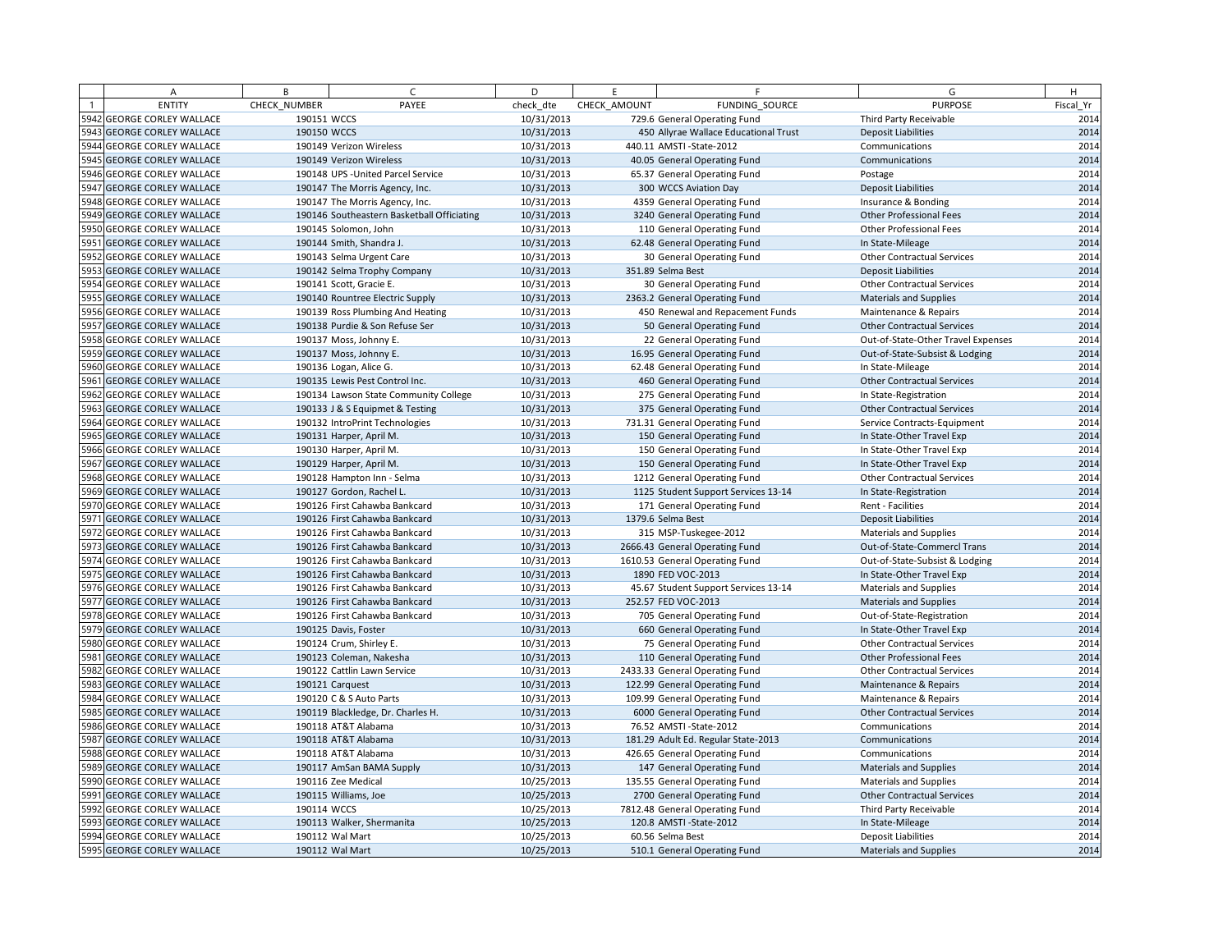| | A | B | C | D | E | F | G | H |
|---|---|---|---|---|---|---|---|---|
| 1 | ENTITY | CHECK_NUMBER | PAYEE | check_dte | CHECK_AMOUNT | FUNDING_SOURCE | PURPOSE | Fiscal_Yr |
| 5942 | GEORGE CORLEY WALLACE | 190151 | WCCS | 10/31/2013 | 729.6 | General Operating Fund | Third Party Receivable | 2014 |
| 5943 | GEORGE CORLEY WALLACE | 190150 | WCCS | 10/31/2013 | 450 | Allyrae Wallace Educational Trust | Deposit Liabilities | 2014 |
| 5944 | GEORGE CORLEY WALLACE | 190149 | Verizon Wireless | 10/31/2013 | 440.11 | AMSTI -State-2012 | Communications | 2014 |
| 5945 | GEORGE CORLEY WALLACE | 190149 | Verizon Wireless | 10/31/2013 | 40.05 | General Operating Fund | Communications | 2014 |
| 5946 | GEORGE CORLEY WALLACE | 190148 | UPS -United Parcel Service | 10/31/2013 | 65.37 | General Operating Fund | Postage | 2014 |
| 5947 | GEORGE CORLEY WALLACE | 190147 | The Morris Agency, Inc. | 10/31/2013 | 300 | WCCS Aviation Day | Deposit Liabilities | 2014 |
| 5948 | GEORGE CORLEY WALLACE | 190147 | The Morris Agency, Inc. | 10/31/2013 | 4359 | General Operating Fund | Insurance & Bonding | 2014 |
| 5949 | GEORGE CORLEY WALLACE | 190146 | Southeastern Basketball Officiating | 10/31/2013 | 3240 | General Operating Fund | Other Professional Fees | 2014 |
| 5950 | GEORGE CORLEY WALLACE | 190145 | Solomon, John | 10/31/2013 | 110 | General Operating Fund | Other Professional Fees | 2014 |
| 5951 | GEORGE CORLEY WALLACE | 190144 | Smith, Shandra J. | 10/31/2013 | 62.48 | General Operating Fund | In State-Mileage | 2014 |
| 5952 | GEORGE CORLEY WALLACE | 190143 | Selma Urgent Care | 10/31/2013 | 30 | General Operating Fund | Other Contractual Services | 2014 |
| 5953 | GEORGE CORLEY WALLACE | 190142 | Selma Trophy Company | 10/31/2013 | 351.89 | Selma Best | Deposit Liabilities | 2014 |
| 5954 | GEORGE CORLEY WALLACE | 190141 | Scott, Gracie E. | 10/31/2013 | 30 | General Operating Fund | Other Contractual Services | 2014 |
| 5955 | GEORGE CORLEY WALLACE | 190140 | Rountree Electric Supply | 10/31/2013 | 2363.2 | General Operating Fund | Materials and Supplies | 2014 |
| 5956 | GEORGE CORLEY WALLACE | 190139 | Ross Plumbing And Heating | 10/31/2013 | 450 | Renewal and Repacement Funds | Maintenance & Repairs | 2014 |
| 5957 | GEORGE CORLEY WALLACE | 190138 | Purdie & Son Refuse Ser | 10/31/2013 | 50 | General Operating Fund | Other Contractual Services | 2014 |
| 5958 | GEORGE CORLEY WALLACE | 190137 | Moss, Johnny E. | 10/31/2013 | 22 | General Operating Fund | Out-of-State-Other Travel Expenses | 2014 |
| 5959 | GEORGE CORLEY WALLACE | 190137 | Moss, Johnny E. | 10/31/2013 | 16.95 | General Operating Fund | Out-of-State-Subsist & Lodging | 2014 |
| 5960 | GEORGE CORLEY WALLACE | 190136 | Logan, Alice G. | 10/31/2013 | 62.48 | General Operating Fund | In State-Mileage | 2014 |
| 5961 | GEORGE CORLEY WALLACE | 190135 | Lewis Pest Control Inc. | 10/31/2013 | 460 | General Operating Fund | Other Contractual Services | 2014 |
| 5962 | GEORGE CORLEY WALLACE | 190134 | Lawson State Community College | 10/31/2013 | 275 | General Operating Fund | In State-Registration | 2014 |
| 5963 | GEORGE CORLEY WALLACE | 190133 | J & S Equipmet & Testing | 10/31/2013 | 375 | General Operating Fund | Other Contractual Services | 2014 |
| 5964 | GEORGE CORLEY WALLACE | 190132 | IntroPrint Technologies | 10/31/2013 | 731.31 | General Operating Fund | Service Contracts-Equipment | 2014 |
| 5965 | GEORGE CORLEY WALLACE | 190131 | Harper, April M. | 10/31/2013 | 150 | General Operating Fund | In State-Other Travel Exp | 2014 |
| 5966 | GEORGE CORLEY WALLACE | 190130 | Harper, April M. | 10/31/2013 | 150 | General Operating Fund | In State-Other Travel Exp | 2014 |
| 5967 | GEORGE CORLEY WALLACE | 190129 | Harper, April M. | 10/31/2013 | 150 | General Operating Fund | In State-Other Travel Exp | 2014 |
| 5968 | GEORGE CORLEY WALLACE | 190128 | Hampton Inn - Selma | 10/31/2013 | 1212 | General Operating Fund | Other Contractual Services | 2014 |
| 5969 | GEORGE CORLEY WALLACE | 190127 | Gordon, Rachel L. | 10/31/2013 | 1125 | Student Support Services 13-14 | In State-Registration | 2014 |
| 5970 | GEORGE CORLEY WALLACE | 190126 | First Cahawba Bankcard | 10/31/2013 | 171 | General Operating Fund | Rent - Facilities | 2014 |
| 5971 | GEORGE CORLEY WALLACE | 190126 | First Cahawba Bankcard | 10/31/2013 | 1379.6 | Selma Best | Deposit Liabilities | 2014 |
| 5972 | GEORGE CORLEY WALLACE | 190126 | First Cahawba Bankcard | 10/31/2013 | 315 | MSP-Tuskegee-2012 | Materials and Supplies | 2014 |
| 5973 | GEORGE CORLEY WALLACE | 190126 | First Cahawba Bankcard | 10/31/2013 | 2666.43 | General Operating Fund | Out-of-State-Commercl Trans | 2014 |
| 5974 | GEORGE CORLEY WALLACE | 190126 | First Cahawba Bankcard | 10/31/2013 | 1610.53 | General Operating Fund | Out-of-State-Subsist & Lodging | 2014 |
| 5975 | GEORGE CORLEY WALLACE | 190126 | First Cahawba Bankcard | 10/31/2013 | 1890 | FED VOC-2013 | In State-Other Travel Exp | 2014 |
| 5976 | GEORGE CORLEY WALLACE | 190126 | First Cahawba Bankcard | 10/31/2013 | 45.67 | Student Support Services 13-14 | Materials and Supplies | 2014 |
| 5977 | GEORGE CORLEY WALLACE | 190126 | First Cahawba Bankcard | 10/31/2013 | 252.57 | FED VOC-2013 | Materials and Supplies | 2014 |
| 5978 | GEORGE CORLEY WALLACE | 190126 | First Cahawba Bankcard | 10/31/2013 | 705 | General Operating Fund | Out-of-State-Registration | 2014 |
| 5979 | GEORGE CORLEY WALLACE | 190125 | Davis, Foster | 10/31/2013 | 660 | General Operating Fund | In State-Other Travel Exp | 2014 |
| 5980 | GEORGE CORLEY WALLACE | 190124 | Crum, Shirley E. | 10/31/2013 | 75 | General Operating Fund | Other Contractual Services | 2014 |
| 5981 | GEORGE CORLEY WALLACE | 190123 | Coleman, Nakesha | 10/31/2013 | 110 | General Operating Fund | Other Professional Fees | 2014 |
| 5982 | GEORGE CORLEY WALLACE | 190122 | Cattlin Lawn Service | 10/31/2013 | 2433.33 | General Operating Fund | Other Contractual Services | 2014 |
| 5983 | GEORGE CORLEY WALLACE | 190121 | Carquest | 10/31/2013 | 122.99 | General Operating Fund | Maintenance & Repairs | 2014 |
| 5984 | GEORGE CORLEY WALLACE | 190120 | C & S Auto Parts | 10/31/2013 | 109.99 | General Operating Fund | Maintenance & Repairs | 2014 |
| 5985 | GEORGE CORLEY WALLACE | 190119 | Blackledge, Dr. Charles H. | 10/31/2013 | 6000 | General Operating Fund | Other Contractual Services | 2014 |
| 5986 | GEORGE CORLEY WALLACE | 190118 | AT&T Alabama | 10/31/2013 | 76.52 | AMSTI -State-2012 | Communications | 2014 |
| 5987 | GEORGE CORLEY WALLACE | 190118 | AT&T Alabama | 10/31/2013 | 181.29 | Adult Ed. Regular State-2013 | Communications | 2014 |
| 5988 | GEORGE CORLEY WALLACE | 190118 | AT&T Alabama | 10/31/2013 | 426.65 | General Operating Fund | Communications | 2014 |
| 5989 | GEORGE CORLEY WALLACE | 190117 | AmSan BAMA Supply | 10/31/2013 | 147 | General Operating Fund | Materials and Supplies | 2014 |
| 5990 | GEORGE CORLEY WALLACE | 190116 | Zee Medical | 10/25/2013 | 135.55 | General Operating Fund | Materials and Supplies | 2014 |
| 5991 | GEORGE CORLEY WALLACE | 190115 | Williams, Joe | 10/25/2013 | 2700 | General Operating Fund | Other Contractual Services | 2014 |
| 5992 | GEORGE CORLEY WALLACE | 190114 | WCCS | 10/25/2013 | 7812.48 | General Operating Fund | Third Party Receivable | 2014 |
| 5993 | GEORGE CORLEY WALLACE | 190113 | Walker, Shermanita | 10/25/2013 | 120.8 | AMSTI -State-2012 | In State-Mileage | 2014 |
| 5994 | GEORGE CORLEY WALLACE | 190112 | Wal Mart | 10/25/2013 | 60.56 | Selma Best | Deposit Liabilities | 2014 |
| 5995 | GEORGE CORLEY WALLACE | 190112 | Wal Mart | 10/25/2013 | 510.1 | General Operating Fund | Materials and Supplies | 2014 |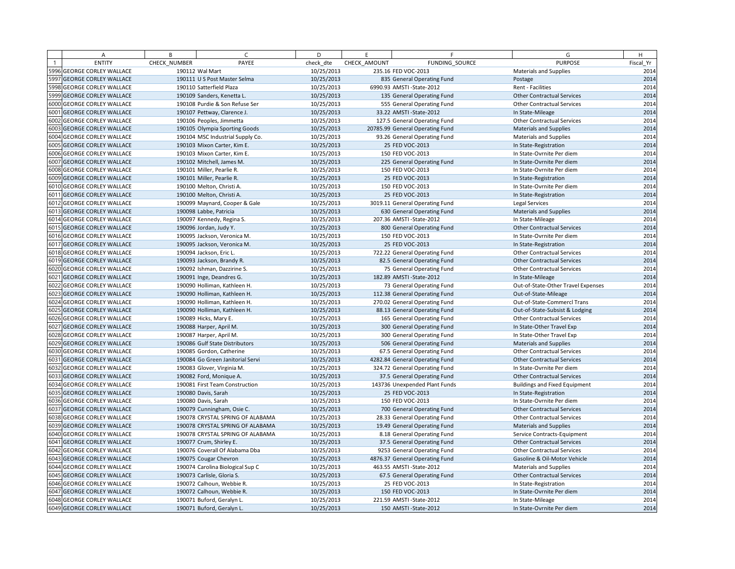| | A | B | C | D | E | F | G | H |
|---|---|---|---|---|---|---|---|---|
| 1 | ENTITY | CHECK_NUMBER | PAYEE | check_dte | CHECK_AMOUNT | FUNDING_SOURCE | PURPOSE | Fiscal_Yr |
| 5996 | GEORGE CORLEY WALLACE | 190112 | Wal Mart | 10/25/2013 | 235.16 | FED VOC-2013 | Materials and Supplies | 2014 |
| 5997 | GEORGE CORLEY WALLACE | 190111 | U S Post Master Selma | 10/25/2013 | 835 | General Operating Fund | Postage | 2014 |
| 5998 | GEORGE CORLEY WALLACE | 190110 | Satterfield Plaza | 10/25/2013 | 6990.93 | AMSTI -State-2012 | Rent - Facilities | 2014 |
| 5999 | GEORGE CORLEY WALLACE | 190109 | Sanders, Kenetta L. | 10/25/2013 | 135 | General Operating Fund | Other Contractual Services | 2014 |
| 6000 | GEORGE CORLEY WALLACE | 190108 | Purdie & Son Refuse Ser | 10/25/2013 | 555 | General Operating Fund | Other Contractual Services | 2014 |
| 6001 | GEORGE CORLEY WALLACE | 190107 | Pettway, Clarence J. | 10/25/2013 | 33.22 | AMSTI -State-2012 | In State-Mileage | 2014 |
| 6002 | GEORGE CORLEY WALLACE | 190106 | Peoples, Jimmetta | 10/25/2013 | 127.5 | General Operating Fund | Other Contractual Services | 2014 |
| 6003 | GEORGE CORLEY WALLACE | 190105 | Olympia Sporting Goods | 10/25/2013 | 20785.99 | General Operating Fund | Materials and Supplies | 2014 |
| 6004 | GEORGE CORLEY WALLACE | 190104 | MSC Industrial Supply Co. | 10/25/2013 | 93.26 | General Operating Fund | Materials and Supplies | 2014 |
| 6005 | GEORGE CORLEY WALLACE | 190103 | Mixon Carter, Kim E. | 10/25/2013 | 25 | FED VOC-2013 | In State-Registration | 2014 |
| 6006 | GEORGE CORLEY WALLACE | 190103 | Mixon Carter, Kim E. | 10/25/2013 | 150 | FED VOC-2013 | In State-Ovrnite Per diem | 2014 |
| 6007 | GEORGE CORLEY WALLACE | 190102 | Mitchell, James M. | 10/25/2013 | 225 | General Operating Fund | In State-Ovrnite Per diem | 2014 |
| 6008 | GEORGE CORLEY WALLACE | 190101 | Miller, Pearlie R. | 10/25/2013 | 150 | FED VOC-2013 | In State-Ovrnite Per diem | 2014 |
| 6009 | GEORGE CORLEY WALLACE | 190101 | Miller, Pearlie R. | 10/25/2013 | 25 | FED VOC-2013 | In State-Registration | 2014 |
| 6010 | GEORGE CORLEY WALLACE | 190100 | Melton, Christi A. | 10/25/2013 | 150 | FED VOC-2013 | In State-Ovrnite Per diem | 2014 |
| 6011 | GEORGE CORLEY WALLACE | 190100 | Melton, Christi A. | 10/25/2013 | 25 | FED VOC-2013 | In State-Registration | 2014 |
| 6012 | GEORGE CORLEY WALLACE | 190099 | Maynard, Cooper & Gale | 10/25/2013 | 3019.11 | General Operating Fund | Legal Services | 2014 |
| 6013 | GEORGE CORLEY WALLACE | 190098 | Labbe, Patricia | 10/25/2013 | 630 | General Operating Fund | Materials and Supplies | 2014 |
| 6014 | GEORGE CORLEY WALLACE | 190097 | Kennedy, Regina S. | 10/25/2013 | 207.36 | AMSTI -State-2012 | In State-Mileage | 2014 |
| 6015 | GEORGE CORLEY WALLACE | 190096 | Jordan, Judy Y. | 10/25/2013 | 800 | General Operating Fund | Other Contractual Services | 2014 |
| 6016 | GEORGE CORLEY WALLACE | 190095 | Jackson, Veronica M. | 10/25/2013 | 150 | FED VOC-2013 | In State-Ovrnite Per diem | 2014 |
| 6017 | GEORGE CORLEY WALLACE | 190095 | Jackson, Veronica M. | 10/25/2013 | 25 | FED VOC-2013 | In State-Registration | 2014 |
| 6018 | GEORGE CORLEY WALLACE | 190094 | Jackson, Eric L. | 10/25/2013 | 722.22 | General Operating Fund | Other Contractual Services | 2014 |
| 6019 | GEORGE CORLEY WALLACE | 190093 | Jackson, Brandy R. | 10/25/2013 | 82.5 | General Operating Fund | Other Contractual Services | 2014 |
| 6020 | GEORGE CORLEY WALLACE | 190092 | Ishman, Dazzirine S. | 10/25/2013 | 75 | General Operating Fund | Other Contractual Services | 2014 |
| 6021 | GEORGE CORLEY WALLACE | 190091 | Inge, Deandres G. | 10/25/2013 | 182.89 | AMSTI -State-2012 | In State-Mileage | 2014 |
| 6022 | GEORGE CORLEY WALLACE | 190090 | Holliman, Kathleen H. | 10/25/2013 | 73 | General Operating Fund | Out-of-State-Other Travel Expenses | 2014 |
| 6023 | GEORGE CORLEY WALLACE | 190090 | Holliman, Kathleen H. | 10/25/2013 | 112.38 | General Operating Fund | Out-of-State-Mileage | 2014 |
| 6024 | GEORGE CORLEY WALLACE | 190090 | Holliman, Kathleen H. | 10/25/2013 | 270.02 | General Operating Fund | Out-of-State-Commercl Trans | 2014 |
| 6025 | GEORGE CORLEY WALLACE | 190090 | Holliman, Kathleen H. | 10/25/2013 | 88.13 | General Operating Fund | Out-of-State-Subsist & Lodging | 2014 |
| 6026 | GEORGE CORLEY WALLACE | 190089 | Hicks, Mary E. | 10/25/2013 | 165 | General Operating Fund | Other Contractual Services | 2014 |
| 6027 | GEORGE CORLEY WALLACE | 190088 | Harper, April M. | 10/25/2013 | 300 | General Operating Fund | In State-Other Travel Exp | 2014 |
| 6028 | GEORGE CORLEY WALLACE | 190087 | Harper, April M. | 10/25/2013 | 300 | General Operating Fund | In State-Other Travel Exp | 2014 |
| 6029 | GEORGE CORLEY WALLACE | 190086 | Gulf State Distributors | 10/25/2013 | 506 | General Operating Fund | Materials and Supplies | 2014 |
| 6030 | GEORGE CORLEY WALLACE | 190085 | Gordon, Catherine | 10/25/2013 | 67.5 | General Operating Fund | Other Contractual Services | 2014 |
| 6031 | GEORGE CORLEY WALLACE | 190084 | Go Green Janitorial Servi | 10/25/2013 | 4282.84 | General Operating Fund | Other Contractual Services | 2014 |
| 6032 | GEORGE CORLEY WALLACE | 190083 | Glover, Virginia M. | 10/25/2013 | 324.72 | General Operating Fund | In State-Ovrnite Per diem | 2014 |
| 6033 | GEORGE CORLEY WALLACE | 190082 | Ford, Monique A. | 10/25/2013 | 37.5 | General Operating Fund | Other Contractual Services | 2014 |
| 6034 | GEORGE CORLEY WALLACE | 190081 | First Team Construction | 10/25/2013 | 143736 | Unexpended Plant Funds | Buildings and Fixed Equipment | 2014 |
| 6035 | GEORGE CORLEY WALLACE | 190080 | Davis, Sarah | 10/25/2013 | 25 | FED VOC-2013 | In State-Registration | 2014 |
| 6036 | GEORGE CORLEY WALLACE | 190080 | Davis, Sarah | 10/25/2013 | 150 | FED VOC-2013 | In State-Ovrnite Per diem | 2014 |
| 6037 | GEORGE CORLEY WALLACE | 190079 | Cunningham, Osie C. | 10/25/2013 | 700 | General Operating Fund | Other Contractual Services | 2014 |
| 6038 | GEORGE CORLEY WALLACE | 190078 | CRYSTAL SPRING OF ALABAMA | 10/25/2013 | 28.33 | General Operating Fund | Other Contractual Services | 2014 |
| 6039 | GEORGE CORLEY WALLACE | 190078 | CRYSTAL SPRING OF ALABAMA | 10/25/2013 | 19.49 | General Operating Fund | Materials and Supplies | 2014 |
| 6040 | GEORGE CORLEY WALLACE | 190078 | CRYSTAL SPRING OF ALABAMA | 10/25/2013 | 8.18 | General Operating Fund | Service Contracts-Equipment | 2014 |
| 6041 | GEORGE CORLEY WALLACE | 190077 | Crum, Shirley E. | 10/25/2013 | 37.5 | General Operating Fund | Other Contractual Services | 2014 |
| 6042 | GEORGE CORLEY WALLACE | 190076 | Coverall Of Alabama Dba | 10/25/2013 | 9253 | General Operating Fund | Other Contractual Services | 2014 |
| 6043 | GEORGE CORLEY WALLACE | 190075 | Cougar Chevron | 10/25/2013 | 4876.37 | General Operating Fund | Gasoline & Oil-Motor Vehicle | 2014 |
| 6044 | GEORGE CORLEY WALLACE | 190074 | Carolina Biological Sup C | 10/25/2013 | 463.55 | AMSTI -State-2012 | Materials and Supplies | 2014 |
| 6045 | GEORGE CORLEY WALLACE | 190073 | Carlisle, Gloria S. | 10/25/2013 | 67.5 | General Operating Fund | Other Contractual Services | 2014 |
| 6046 | GEORGE CORLEY WALLACE | 190072 | Calhoun, Webbie R. | 10/25/2013 | 25 | FED VOC-2013 | In State-Registration | 2014 |
| 6047 | GEORGE CORLEY WALLACE | 190072 | Calhoun, Webbie R. | 10/25/2013 | 150 | FED VOC-2013 | In State-Ovrnite Per diem | 2014 |
| 6048 | GEORGE CORLEY WALLACE | 190071 | Buford, Geralyn L. | 10/25/2013 | 221.59 | AMSTI -State-2012 | In State-Mileage | 2014 |
| 6049 | GEORGE CORLEY WALLACE | 190071 | Buford, Geralyn L. | 10/25/2013 | 150 | AMSTI -State-2012 | In State-Ovrnite Per diem | 2014 |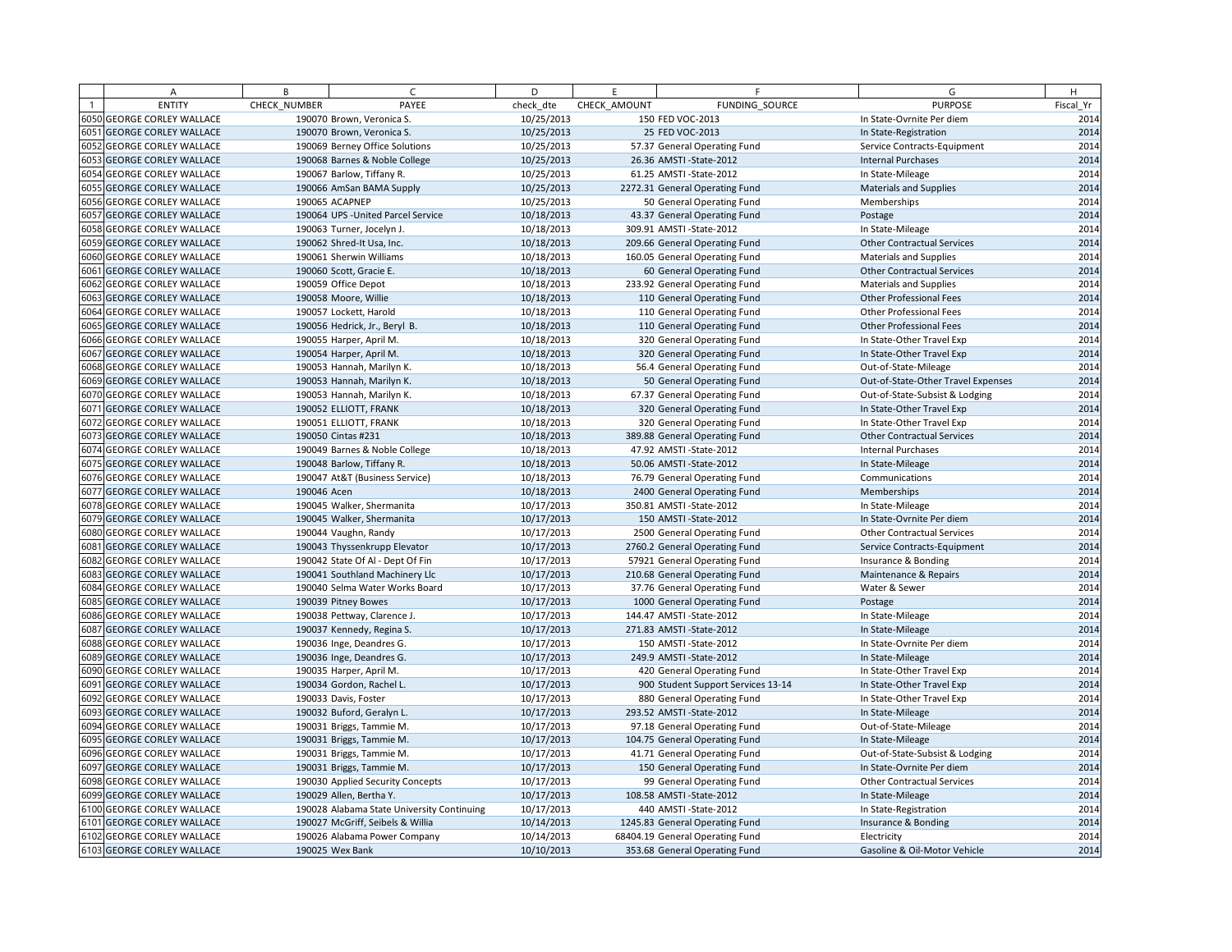| | A | B | C | D | E | F | G | H |
|---|---|---|---|---|---|---|---|---|
| 1 | ENTITY | CHECK_NUMBER | PAYEE | check_dte | CHECK_AMOUNT | FUNDING_SOURCE | PURPOSE | Fiscal_Yr |
| 6050 | GEORGE CORLEY WALLACE | 190070 | Brown, Veronica S. | 10/25/2013 | 150 | FED VOC-2013 | In State-Ovrnite Per diem | 2014 |
| 6051 | GEORGE CORLEY WALLACE | 190070 | Brown, Veronica S. | 10/25/2013 | 25 | FED VOC-2013 | In State-Registration | 2014 |
| 6052 | GEORGE CORLEY WALLACE | 190069 | Berney Office Solutions | 10/25/2013 | 57.37 | General Operating Fund | Service Contracts-Equipment | 2014 |
| 6053 | GEORGE CORLEY WALLACE | 190068 | Barnes & Noble College | 10/25/2013 | 26.36 | AMSTI -State-2012 | Internal Purchases | 2014 |
| 6054 | GEORGE CORLEY WALLACE | 190067 | Barlow, Tiffany R. | 10/25/2013 | 61.25 | AMSTI -State-2012 | In State-Mileage | 2014 |
| 6055 | GEORGE CORLEY WALLACE | 190066 | AmSan BAMA Supply | 10/25/2013 | 2272.31 | General Operating Fund | Materials and Supplies | 2014 |
| 6056 | GEORGE CORLEY WALLACE | 190065 | ACAPNEP | 10/25/2013 | 50 | General Operating Fund | Memberships | 2014 |
| 6057 | GEORGE CORLEY WALLACE | 190064 | UPS -United Parcel Service | 10/18/2013 | 43.37 | General Operating Fund | Postage | 2014 |
| 6058 | GEORGE CORLEY WALLACE | 190063 | Turner, Jocelyn J. | 10/18/2013 | 309.91 | AMSTI -State-2012 | In State-Mileage | 2014 |
| 6059 | GEORGE CORLEY WALLACE | 190062 | Shred-It Usa, Inc. | 10/18/2013 | 209.66 | General Operating Fund | Other Contractual Services | 2014 |
| 6060 | GEORGE CORLEY WALLACE | 190061 | Sherwin Williams | 10/18/2013 | 160.05 | General Operating Fund | Materials and Supplies | 2014 |
| 6061 | GEORGE CORLEY WALLACE | 190060 | Scott, Gracie E. | 10/18/2013 | 60 | General Operating Fund | Other Contractual Services | 2014 |
| 6062 | GEORGE CORLEY WALLACE | 190059 | Office Depot | 10/18/2013 | 233.92 | General Operating Fund | Materials and Supplies | 2014 |
| 6063 | GEORGE CORLEY WALLACE | 190058 | Moore, Willie | 10/18/2013 | 110 | General Operating Fund | Other Professional Fees | 2014 |
| 6064 | GEORGE CORLEY WALLACE | 190057 | Lockett, Harold | 10/18/2013 | 110 | General Operating Fund | Other Professional Fees | 2014 |
| 6065 | GEORGE CORLEY WALLACE | 190056 | Hedrick, Jr., Beryl B. | 10/18/2013 | 110 | General Operating Fund | Other Professional Fees | 2014 |
| 6066 | GEORGE CORLEY WALLACE | 190055 | Harper, April M. | 10/18/2013 | 320 | General Operating Fund | In State-Other Travel Exp | 2014 |
| 6067 | GEORGE CORLEY WALLACE | 190054 | Harper, April M. | 10/18/2013 | 320 | General Operating Fund | In State-Other Travel Exp | 2014 |
| 6068 | GEORGE CORLEY WALLACE | 190053 | Hannah, Marilyn K. | 10/18/2013 | 56.4 | General Operating Fund | Out-of-State-Mileage | 2014 |
| 6069 | GEORGE CORLEY WALLACE | 190053 | Hannah, Marilyn K. | 10/18/2013 | 50 | General Operating Fund | Out-of-State-Other Travel Expenses | 2014 |
| 6070 | GEORGE CORLEY WALLACE | 190053 | Hannah, Marilyn K. | 10/18/2013 | 67.37 | General Operating Fund | Out-of-State-Subsist & Lodging | 2014 |
| 6071 | GEORGE CORLEY WALLACE | 190052 | ELLIOTT, FRANK | 10/18/2013 | 320 | General Operating Fund | In State-Other Travel Exp | 2014 |
| 6072 | GEORGE CORLEY WALLACE | 190051 | ELLIOTT, FRANK | 10/18/2013 | 320 | General Operating Fund | In State-Other Travel Exp | 2014 |
| 6073 | GEORGE CORLEY WALLACE | 190050 | Cintas #231 | 10/18/2013 | 389.88 | General Operating Fund | Other Contractual Services | 2014 |
| 6074 | GEORGE CORLEY WALLACE | 190049 | Barnes & Noble College | 10/18/2013 | 47.92 | AMSTI -State-2012 | Internal Purchases | 2014 |
| 6075 | GEORGE CORLEY WALLACE | 190048 | Barlow, Tiffany R. | 10/18/2013 | 50.06 | AMSTI -State-2012 | In State-Mileage | 2014 |
| 6076 | GEORGE CORLEY WALLACE | 190047 | At&T (Business Service) | 10/18/2013 | 76.79 | General Operating Fund | Communications | 2014 |
| 6077 | GEORGE CORLEY WALLACE | 190046 | Acen | 10/18/2013 | 2400 | General Operating Fund | Memberships | 2014 |
| 6078 | GEORGE CORLEY WALLACE | 190045 | Walker, Shermanita | 10/17/2013 | 350.81 | AMSTI -State-2012 | In State-Mileage | 2014 |
| 6079 | GEORGE CORLEY WALLACE | 190045 | Walker, Shermanita | 10/17/2013 | 150 | AMSTI -State-2012 | In State-Ovrnite Per diem | 2014 |
| 6080 | GEORGE CORLEY WALLACE | 190044 | Vaughn, Randy | 10/17/2013 | 2500 | General Operating Fund | Other Contractual Services | 2014 |
| 6081 | GEORGE CORLEY WALLACE | 190043 | Thyssenkrupp Elevator | 10/17/2013 | 2760.2 | General Operating Fund | Service Contracts-Equipment | 2014 |
| 6082 | GEORGE CORLEY WALLACE | 190042 | State Of Al - Dept Of Fin | 10/17/2013 | 57921 | General Operating Fund | Insurance & Bonding | 2014 |
| 6083 | GEORGE CORLEY WALLACE | 190041 | Southland Machinery Llc | 10/17/2013 | 210.68 | General Operating Fund | Maintenance & Repairs | 2014 |
| 6084 | GEORGE CORLEY WALLACE | 190040 | Selma Water Works Board | 10/17/2013 | 37.76 | General Operating Fund | Water & Sewer | 2014 |
| 6085 | GEORGE CORLEY WALLACE | 190039 | Pitney Bowes | 10/17/2013 | 1000 | General Operating Fund | Postage | 2014 |
| 6086 | GEORGE CORLEY WALLACE | 190038 | Pettway, Clarence J. | 10/17/2013 | 144.47 | AMSTI -State-2012 | In State-Mileage | 2014 |
| 6087 | GEORGE CORLEY WALLACE | 190037 | Kennedy, Regina S. | 10/17/2013 | 271.83 | AMSTI -State-2012 | In State-Mileage | 2014 |
| 6088 | GEORGE CORLEY WALLACE | 190036 | Inge, Deandres G. | 10/17/2013 | 150 | AMSTI -State-2012 | In State-Ovrnite Per diem | 2014 |
| 6089 | GEORGE CORLEY WALLACE | 190036 | Inge, Deandres G. | 10/17/2013 | 249.9 | AMSTI -State-2012 | In State-Mileage | 2014 |
| 6090 | GEORGE CORLEY WALLACE | 190035 | Harper, April M. | 10/17/2013 | 420 | General Operating Fund | In State-Other Travel Exp | 2014 |
| 6091 | GEORGE CORLEY WALLACE | 190034 | Gordon, Rachel L. | 10/17/2013 | 900 | Student Support Services 13-14 | In State-Other Travel Exp | 2014 |
| 6092 | GEORGE CORLEY WALLACE | 190033 | Davis, Foster | 10/17/2013 | 880 | General Operating Fund | In State-Other Travel Exp | 2014 |
| 6093 | GEORGE CORLEY WALLACE | 190032 | Buford, Geralyn L. | 10/17/2013 | 293.52 | AMSTI -State-2012 | In State-Mileage | 2014 |
| 6094 | GEORGE CORLEY WALLACE | 190031 | Briggs, Tammie M. | 10/17/2013 | 97.18 | General Operating Fund | Out-of-State-Mileage | 2014 |
| 6095 | GEORGE CORLEY WALLACE | 190031 | Briggs, Tammie M. | 10/17/2013 | 104.75 | General Operating Fund | In State-Mileage | 2014 |
| 6096 | GEORGE CORLEY WALLACE | 190031 | Briggs, Tammie M. | 10/17/2013 | 41.71 | General Operating Fund | Out-of-State-Subsist & Lodging | 2014 |
| 6097 | GEORGE CORLEY WALLACE | 190031 | Briggs, Tammie M. | 10/17/2013 | 150 | General Operating Fund | In State-Ovrnite Per diem | 2014 |
| 6098 | GEORGE CORLEY WALLACE | 190030 | Applied Security Concepts | 10/17/2013 | 99 | General Operating Fund | Other Contractual Services | 2014 |
| 6099 | GEORGE CORLEY WALLACE | 190029 | Allen, Bertha Y. | 10/17/2013 | 108.58 | AMSTI -State-2012 | In State-Mileage | 2014 |
| 6100 | GEORGE CORLEY WALLACE | 190028 | Alabama State University Continuing | 10/17/2013 | 440 | AMSTI -State-2012 | In State-Registration | 2014 |
| 6101 | GEORGE CORLEY WALLACE | 190027 | McGriff, Seibels & Willia | 10/14/2013 | 1245.83 | General Operating Fund | Insurance & Bonding | 2014 |
| 6102 | GEORGE CORLEY WALLACE | 190026 | Alabama Power Company | 10/14/2013 | 68404.19 | General Operating Fund | Electricity | 2014 |
| 6103 | GEORGE CORLEY WALLACE | 190025 | Wex Bank | 10/10/2013 | 353.68 | General Operating Fund | Gasoline & Oil-Motor Vehicle | 2014 |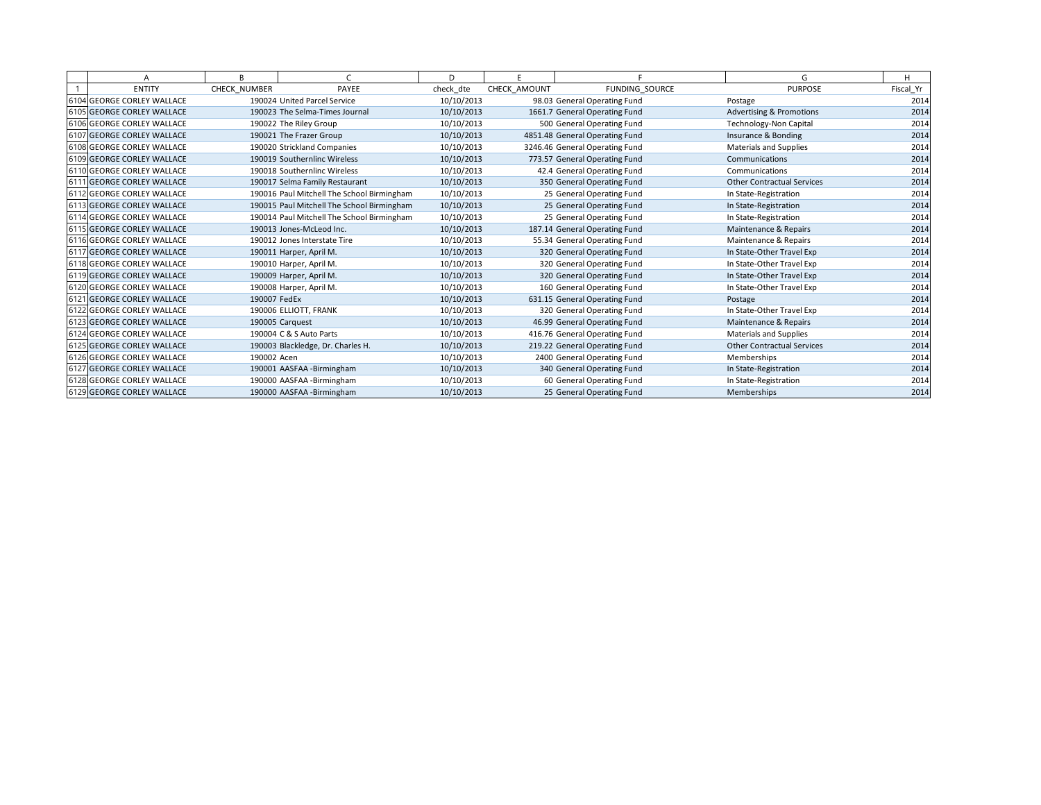| | A | B | C | D | E | F | G | H |
|---|---|---|---|---|---|---|---|---|
| 1 | ENTITY | CHECK_NUMBER | PAYEE | check_dte | CHECK_AMOUNT | FUNDING_SOURCE | PURPOSE | Fiscal_Yr |
| 6104 | GEORGE CORLEY WALLACE | 190024 | United Parcel Service | 10/10/2013 | 98.03 | General Operating Fund | Postage | 2014 |
| 6105 | GEORGE CORLEY WALLACE | 190023 | The Selma-Times Journal | 10/10/2013 | 1661.7 | General Operating Fund | Advertising & Promotions | 2014 |
| 6106 | GEORGE CORLEY WALLACE | 190022 | The Riley Group | 10/10/2013 | 500 | General Operating Fund | Technology-Non Capital | 2014 |
| 6107 | GEORGE CORLEY WALLACE | 190021 | The Frazer Group | 10/10/2013 | 4851.48 | General Operating Fund | Insurance & Bonding | 2014 |
| 6108 | GEORGE CORLEY WALLACE | 190020 | Strickland Companies | 10/10/2013 | 3246.46 | General Operating Fund | Materials and Supplies | 2014 |
| 6109 | GEORGE CORLEY WALLACE | 190019 | Southernlinc Wireless | 10/10/2013 | 773.57 | General Operating Fund | Communications | 2014 |
| 6110 | GEORGE CORLEY WALLACE | 190018 | Southernlinc Wireless | 10/10/2013 | 42.4 | General Operating Fund | Communications | 2014 |
| 6111 | GEORGE CORLEY WALLACE | 190017 | Selma Family Restaurant | 10/10/2013 | 350 | General Operating Fund | Other Contractual Services | 2014 |
| 6112 | GEORGE CORLEY WALLACE | 190016 | Paul Mitchell The School Birmingham | 10/10/2013 | 25 | General Operating Fund | In State-Registration | 2014 |
| 6113 | GEORGE CORLEY WALLACE | 190015 | Paul Mitchell The School Birmingham | 10/10/2013 | 25 | General Operating Fund | In State-Registration | 2014 |
| 6114 | GEORGE CORLEY WALLACE | 190014 | Paul Mitchell The School Birmingham | 10/10/2013 | 25 | General Operating Fund | In State-Registration | 2014 |
| 6115 | GEORGE CORLEY WALLACE | 190013 | Jones-McLeod Inc. | 10/10/2013 | 187.14 | General Operating Fund | Maintenance & Repairs | 2014 |
| 6116 | GEORGE CORLEY WALLACE | 190012 | Jones Interstate Tire | 10/10/2013 | 55.34 | General Operating Fund | Maintenance & Repairs | 2014 |
| 6117 | GEORGE CORLEY WALLACE | 190011 | Harper, April M. | 10/10/2013 | 320 | General Operating Fund | In State-Other Travel Exp | 2014 |
| 6118 | GEORGE CORLEY WALLACE | 190010 | Harper, April M. | 10/10/2013 | 320 | General Operating Fund | In State-Other Travel Exp | 2014 |
| 6119 | GEORGE CORLEY WALLACE | 190009 | Harper, April M. | 10/10/2013 | 320 | General Operating Fund | In State-Other Travel Exp | 2014 |
| 6120 | GEORGE CORLEY WALLACE | 190008 | Harper, April M. | 10/10/2013 | 160 | General Operating Fund | In State-Other Travel Exp | 2014 |
| 6121 | GEORGE CORLEY WALLACE | 190007 | FedEx | 10/10/2013 | 631.15 | General Operating Fund | Postage | 2014 |
| 6122 | GEORGE CORLEY WALLACE | 190006 | ELLIOTT, FRANK | 10/10/2013 | 320 | General Operating Fund | In State-Other Travel Exp | 2014 |
| 6123 | GEORGE CORLEY WALLACE | 190005 | Carquest | 10/10/2013 | 46.99 | General Operating Fund | Maintenance & Repairs | 2014 |
| 6124 | GEORGE CORLEY WALLACE | 190004 | C & S Auto Parts | 10/10/2013 | 416.76 | General Operating Fund | Materials and Supplies | 2014 |
| 6125 | GEORGE CORLEY WALLACE | 190003 | Blackledge, Dr. Charles H. | 10/10/2013 | 219.22 | General Operating Fund | Other Contractual Services | 2014 |
| 6126 | GEORGE CORLEY WALLACE | 190002 | Acen | 10/10/2013 | 2400 | General Operating Fund | Memberships | 2014 |
| 6127 | GEORGE CORLEY WALLACE | 190001 | AASFAA -Birmingham | 10/10/2013 | 340 | General Operating Fund | In State-Registration | 2014 |
| 6128 | GEORGE CORLEY WALLACE | 190000 | AASFAA -Birmingham | 10/10/2013 | 60 | General Operating Fund | In State-Registration | 2014 |
| 6129 | GEORGE CORLEY WALLACE | 190000 | AASFAA -Birmingham | 10/10/2013 | 25 | General Operating Fund | Memberships | 2014 |